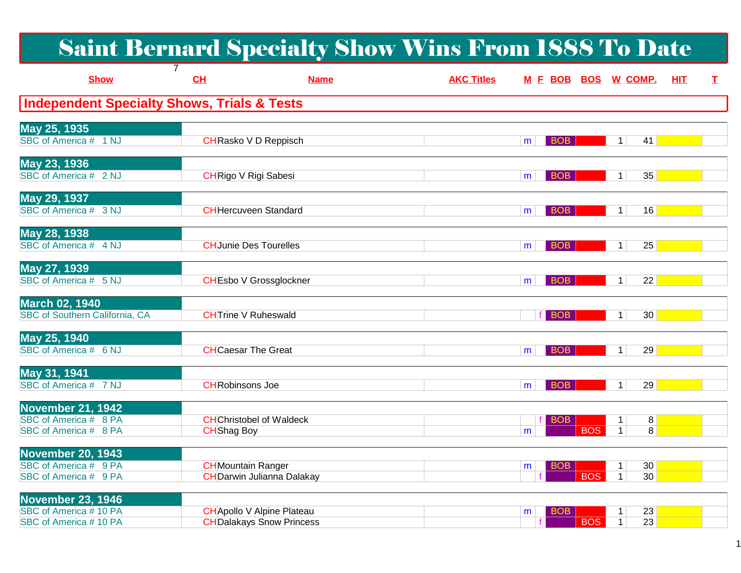# Saint Bernard Specialty Show Wins From 1888 To Date

7

| Show | CH | Name | AKC Titles | M | F | BOB | BOS | W | COMP. | HIT | T |
|---|---|---|---|---|---|---|---|---|---|---|---|

## Independent Specialty Shows, Trials & Tests

| Show | CH | Name | AKC Titles | M | F | BOB | BOS | W | COMP. | HIT | T |
|---|---|---|---|---|---|---|---|---|---|---|---|
| **May 25, 1935** | | | | | | | | | | | |
| SBC of America # 1 NJ | CH | Rasko V D Reppisch | | m | | BOB | | 1 | 41 | | |
| **May 23, 1936** | | | | | | | | | | | |
| SBC of America # 2 NJ | CH | Rigo V Rigi Sabesi | | m | | BOB | | 1 | 35 | | |
| **May 29, 1937** | | | | | | | | | | | |
| SBC of America # 3 NJ | CH | Hercuveen Standard | | m | | BOB | | 1 | 16 | | |
| **May 28, 1938** | | | | | | | | | | | |
| SBC of America # 4 NJ | CH | Junie Des Tourelles | | m | | BOB | | 1 | 25 | | |
| **May 27, 1939** | | | | | | | | | | | |
| SBC of America # 5 NJ | CH | Esbo V Grossglockner | | m | | BOB | | 1 | 22 | | |
| **March 02, 1940** | | | | | | | | | | | |
| SBC of Southern California, CA | CH | Trine V Ruheswald | | | f | BOB | | 1 | 30 | | |
| **May 25, 1940** | | | | | | | | | | | |
| SBC of America # 6 NJ | CH | Caesar The Great | | m | | BOB | | 1 | 29 | | |
| **May 31, 1941** | | | | | | | | | | | |
| SBC of America # 7 NJ | CH | Robinsons Joe | | m | | BOB | | 1 | 29 | | |
| **November 21, 1942** | | | | | | | | | | | |
| SBC of America # 8 PA | CH | Christobel of Waldeck | | | f | BOB | | 1 | 8 | | |
| SBC of America # 8 PA | CH | Shag Boy | | m | | | BOS | 1 | 8 | | |
| **November 20, 1943** | | | | | | | | | | | |
| SBC of America # 9 PA | CH | Mountain Ranger | | m | | BOB | | 1 | 30 | | |
| SBC of America # 9 PA | CH | Darwin Julianna Dalakay | | | f | | BOS | 1 | 30 | | |
| **November 23, 1946** | | | | | | | | | | | |
| SBC of America # 10 PA | CH | Apollo V Alpine Plateau | | m | | BOB | | 1 | 23 | | |
| SBC of America # 10 PA | CH | Dalakays Snow Princess | | | f | | BOS | 1 | 23 | | |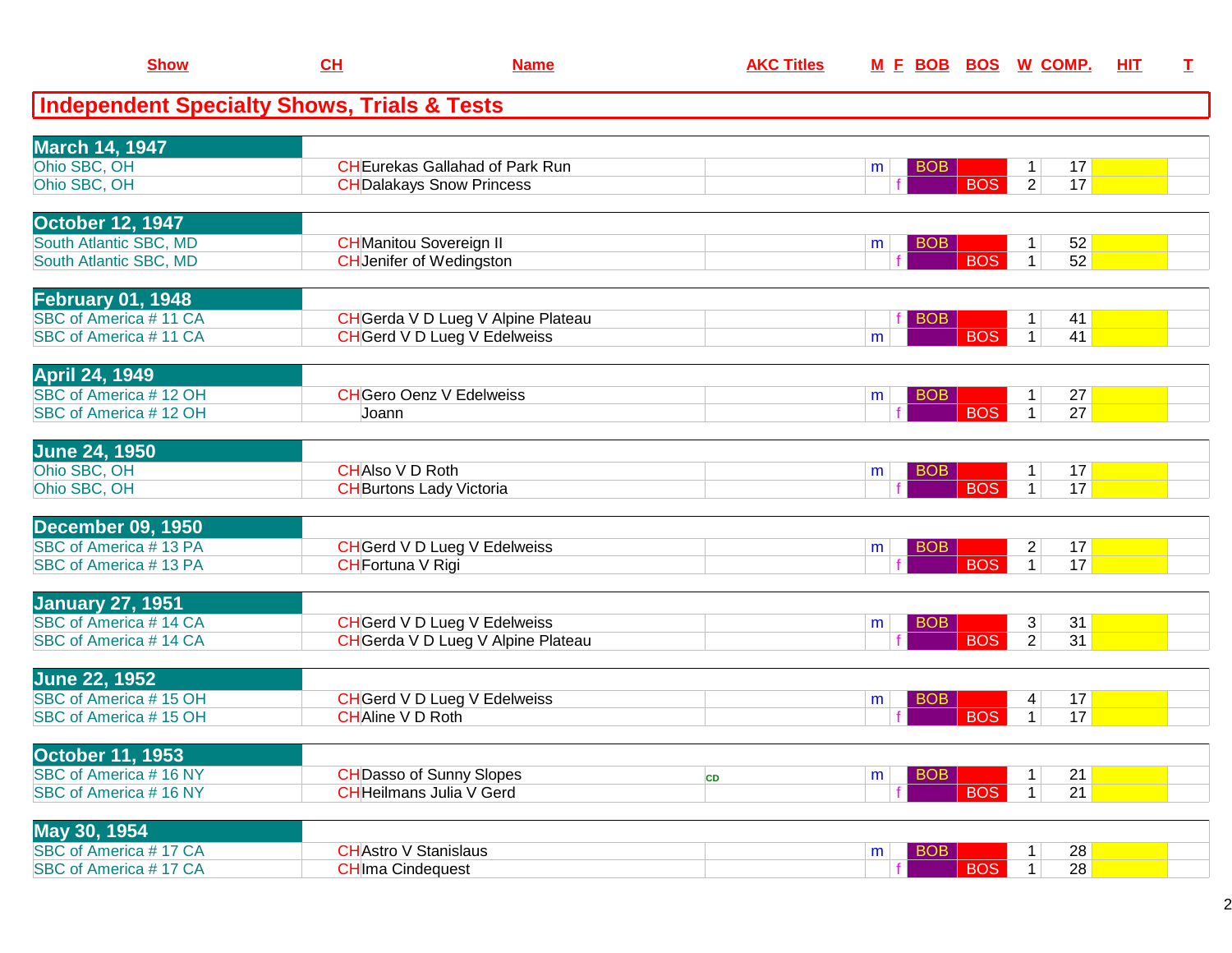| Show | CH | Name | AKC Titles | M | F | BOB | BOS | W | COMP. | HIT | T |
|---|---|---|---|---|---|---|---|---|---|---|---|

## Independent Specialty Shows, Trials & Tests

| Show | CH | Name | AKC Titles | M | F | BOB | BOS | W | COMP. | HIT | T |
|---|---|---|---|---|---|---|---|---|---|---|---|
| **March 14, 1947** | | | | | | | | | | | |
| Ohio SBC, OH | CH | Eurekas Gallahad of Park Run | | m | | BOB | | 1 | 17 | | |
| Ohio SBC, OH | CH | Dalakays Snow Princess | | | f | | BOS | 2 | 17 | | |
| **October 12, 1947** | | | | | | | | | | | |
| South Atlantic SBC, MD | CH | Manitou Sovereign II | | m | | BOB | | 1 | 52 | | |
| South Atlantic SBC, MD | CH | Jenifer of Wedingston | | | f | | BOS | 1 | 52 | | |
| **February 01, 1948** | | | | | | | | | | | |
| SBC of America # 11 CA | CH | Gerda V D Lueg V Alpine Plateau | | | f | BOB | | 1 | 41 | | |
| SBC of America # 11 CA | CH | Gerd V D Lueg V Edelweiss | | m | | | BOS | 1 | 41 | | |
| **April 24, 1949** | | | | | | | | | | | |
| SBC of America # 12 OH | CH | Gero Oenz V Edelweiss | | m | | BOB | | 1 | 27 | | |
| SBC of America # 12 OH | | Joann | | | f | | BOS | 1 | 27 | | |
| **June 24, 1950** | | | | | | | | | | | |
| Ohio SBC, OH | CH | Also V D Roth | | m | | BOB | | 1 | 17 | | |
| Ohio SBC, OH | CH | Burtons Lady Victoria | | | f | | BOS | 1 | 17 | | |
| **December 09, 1950** | | | | | | | | | | | |
| SBC of America # 13 PA | CH | Gerd V D Lueg V Edelweiss | | m | | BOB | | 2 | 17 | | |
| SBC of America # 13 PA | CH | Fortuna V Rigi | | | f | | BOS | 1 | 17 | | |
| **January 27, 1951** | | | | | | | | | | | |
| SBC of America # 14 CA | CH | Gerd V D Lueg V Edelweiss | | m | | BOB | | 3 | 31 | | |
| SBC of America # 14 CA | CH | Gerda V D Lueg V Alpine Plateau | | | f | | BOS | 2 | 31 | | |
| **June 22, 1952** | | | | | | | | | | | |
| SBC of America # 15 OH | CH | Gerd V D Lueg V Edelweiss | | m | | BOB | | 4 | 17 | | |
| SBC of America # 15 OH | CH | Aline V D Roth | | | f | | BOS | 1 | 17 | | |
| **October 11, 1953** | | | | | | | | | | | |
| SBC of America # 16 NY | CH | Dasso of Sunny Slopes | CD | m | | BOB | | 1 | 21 | | |
| SBC of America # 16 NY | CH | Heilmans Julia V Gerd | | | f | | BOS | 1 | 21 | | |
| **May 30, 1954** | | | | | | | | | | | |
| SBC of America # 17 CA | CH | Astro V Stanislaus | | m | | BOB | | 1 | 28 | | |
| SBC of America # 17 CA | CH | Ima Cindequest | | | f | | BOS | 1 | 28 | | |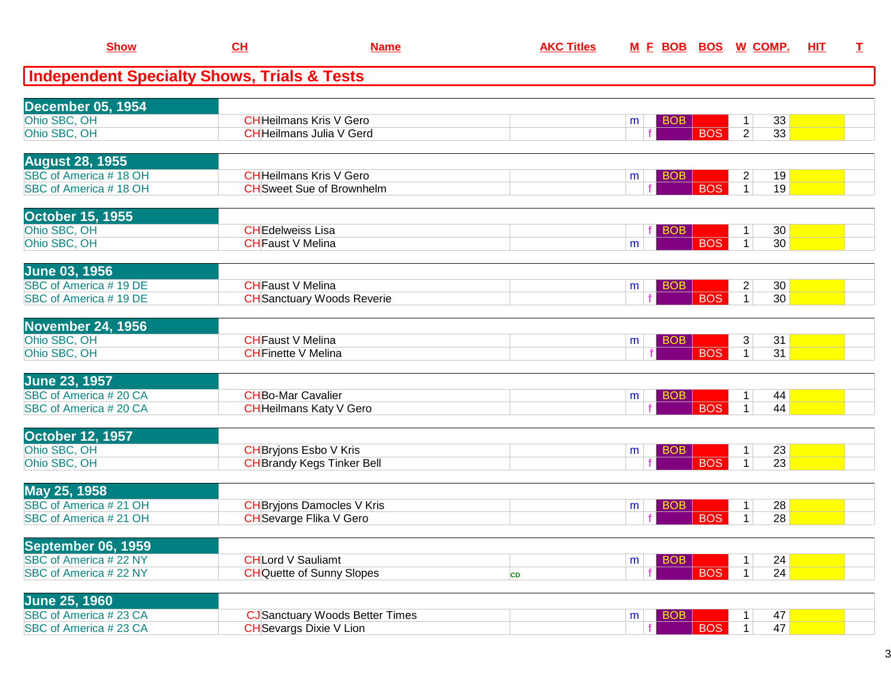| Show | CH | Name | AKC Titles | M | F | BOB | BOS | W | COMP. | HIT | T |
|---|---|---|---|---|---|---|---|---|---|---|---|

## Independent Specialty Shows, Trials & Tests

| Show | CH | Name | AKC Titles | M | F | BOB | BOS | W | COMP. | HIT | T |
|---|---|---|---|---|---|---|---|---|---|---|---|
| **December 05, 1954** | | | | | | | | | | | |
| Ohio SBC, OH | CH | Heilmans Kris V Gero | | m | | BOB | | 1 | 33 | | |
| Ohio SBC, OH | CH | Heilmans Julia V Gerd | | | f | | BOS | 2 | 33 | | |
| **August 28, 1955** | | | | | | | | | | | |
| SBC of America # 18 OH | CH | Heilmans Kris V Gero | | m | | BOB | | 2 | 19 | | |
| SBC of America # 18 OH | CH | Sweet Sue of Brownhelm | | | f | | BOS | 1 | 19 | | |
| **October 15, 1955** | | | | | | | | | | | |
| Ohio SBC, OH | CH | Edelweiss Lisa | | | f | BOB | | 1 | 30 | | |
| Ohio SBC, OH | CH | Faust V Melina | | m | | | BOS | 1 | 30 | | |
| **June 03, 1956** | | | | | | | | | | | |
| SBC of America # 19 DE | CH | Faust V Melina | | m | | BOB | | 2 | 30 | | |
| SBC of America # 19 DE | CH | Sanctuary Woods Reverie | | | f | | BOS | 1 | 30 | | |
| **November 24, 1956** | | | | | | | | | | | |
| Ohio SBC, OH | CH | Faust V Melina | | m | | BOB | | 3 | 31 | | |
| Ohio SBC, OH | CH | Finette V Melina | | | f | | BOS | 1 | 31 | | |
| **June 23, 1957** | | | | | | | | | | | |
| SBC of America # 20 CA | CH | Bo-Mar Cavalier | | m | | BOB | | 1 | 44 | | |
| SBC of America # 20 CA | CH | Heilmans Katy V Gero | | | f | | BOS | 1 | 44 | | |
| **October 12, 1957** | | | | | | | | | | | |
| Ohio SBC, OH | CH | Bryjons Esbo V Kris | | m | | BOB | | 1 | 23 | | |
| Ohio SBC, OH | CH | Brandy Kegs Tinker Bell | | | f | | BOS | 1 | 23 | | |
| **May 25, 1958** | | | | | | | | | | | |
| SBC of America # 21 OH | CH | Bryjons Damocles V Kris | | m | | BOB | | 1 | 28 | | |
| SBC of America # 21 OH | CH | Sevarge Flika V Gero | | | f | | BOS | 1 | 28 | | |
| **September 06, 1959** | | | | | | | | | | | |
| SBC of America # 22 NY | CH | Lord V Sauliamt | | m | | BOB | | 1 | 24 | | |
| SBC of America # 22 NY | CH | Quette of Sunny Slopes | CD | | f | | BOS | 1 | 24 | | |
| **June 25, 1960** | | | | | | | | | | | |
| SBC of America # 23 CA | CJ | Sanctuary Woods Better Times | | m | | BOB | | 1 | 47 | | |
| SBC of America # 23 CA | CH | Sevargs Dixie V Lion | | | f | | BOS | 1 | 47 | | |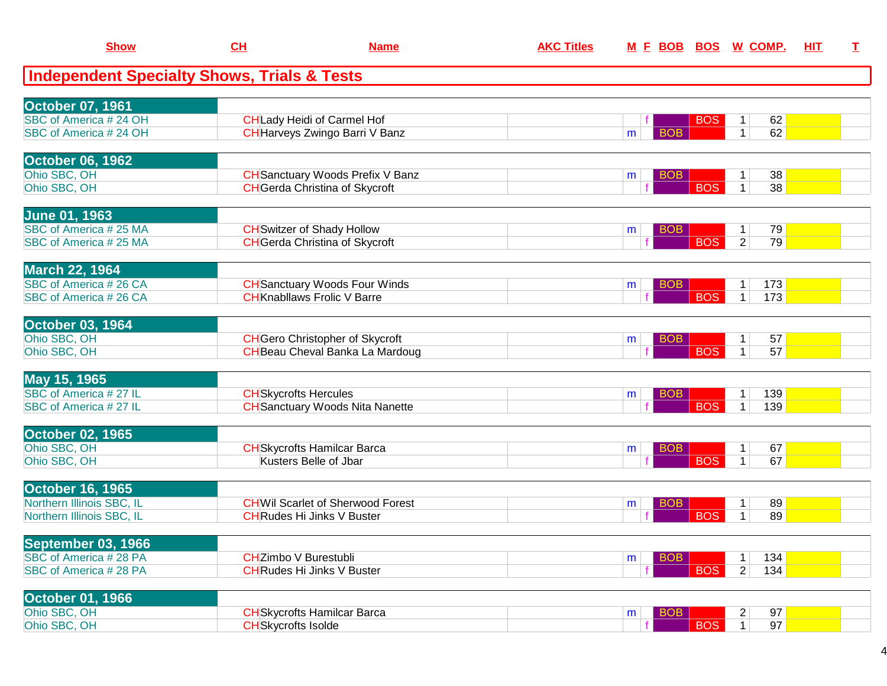## Independent Specialty Shows, Trials & Tests

| Show | CH | Name | AKC Titles | M | F | BOB | BOS | W | COMP. | HIT | T |
|---|---|---|---|---|---|---|---|---|---|---|---|
| **October 07, 1961** | | | | | | | | | | | |
| SBC of America # 24 OH | CH | Lady Heidi of Carmel Hof | | | f | | BOS | 1 | 62 | | |
| SBC of America # 24 OH | CH | Harveys Zwingo Barri V Banz | | m | | BOB | | 1 | 62 | | |
| **October 06, 1962** | | | | | | | | | | | |
| Ohio SBC, OH | CH | Sanctuary Woods Prefix V Banz | | m | | BOB | | 1 | 38 | | |
| Ohio SBC, OH | CH | Gerda Christina of Skycroft | | | f | | BOS | 1 | 38 | | |
| **June 01, 1963** | | | | | | | | | | | |
| SBC of America # 25 MA | CH | Switzer of Shady Hollow | | m | | BOB | | 1 | 79 | | |
| SBC of America # 25 MA | CH | Gerda Christina of Skycroft | | | f | | BOS | 2 | 79 | | |
| **March 22, 1964** | | | | | | | | | | | |
| SBC of America # 26 CA | CH | Sanctuary Woods Four Winds | | m | | BOB | | 1 | 173 | | |
| SBC of America # 26 CA | CH | Knabllaws Frolic V Barre | | | f | | BOS | 1 | 173 | | |
| **October 03, 1964** | | | | | | | | | | | |
| Ohio SBC, OH | CH | Gero Christopher of Skycroft | | m | | BOB | | 1 | 57 | | |
| Ohio SBC, OH | CH | Beau Cheval Banka La Mardoug | | | f | | BOS | 1 | 57 | | |
| **May 15, 1965** | | | | | | | | | | | |
| SBC of America # 27 IL | CH | Skycrofts Hercules | | m | | BOB | | 1 | 139 | | |
| SBC of America # 27 IL | CH | Sanctuary Woods Nita Nanette | | | f | | BOS | 1 | 139 | | |
| **October 02, 1965** | | | | | | | | | | | |
| Ohio SBC, OH | CH | Skycrofts Hamilcar Barca | | m | | BOB | | 1 | 67 | | |
| Ohio SBC, OH | | Kusters Belle of Jbar | | | f | | BOS | 1 | 67 | | |
| **October 16, 1965** | | | | | | | | | | | |
| Northern Illinois SBC, IL | CH | Wil Scarlet of Sherwood Forest | | m | | BOB | | 1 | 89 | | |
| Northern Illinois SBC, IL | CH | Rudes Hi Jinks V Buster | | | f | | BOS | 1 | 89 | | |
| **September 03, 1966** | | | | | | | | | | | |
| SBC of America # 28 PA | CH | Zimbo V Burestubli | | m | | BOB | | 1 | 134 | | |
| SBC of America # 28 PA | CH | Rudes Hi Jinks V Buster | | | f | | BOS | 2 | 134 | | |
| **October 01, 1966** | | | | | | | | | | | |
| Ohio SBC, OH | CH | Skycrofts Hamilcar Barca | | m | | BOB | | 2 | 97 | | |
| Ohio SBC, OH | CH | Skycrofts Isolde | | | f | | BOS | 1 | 97 | | |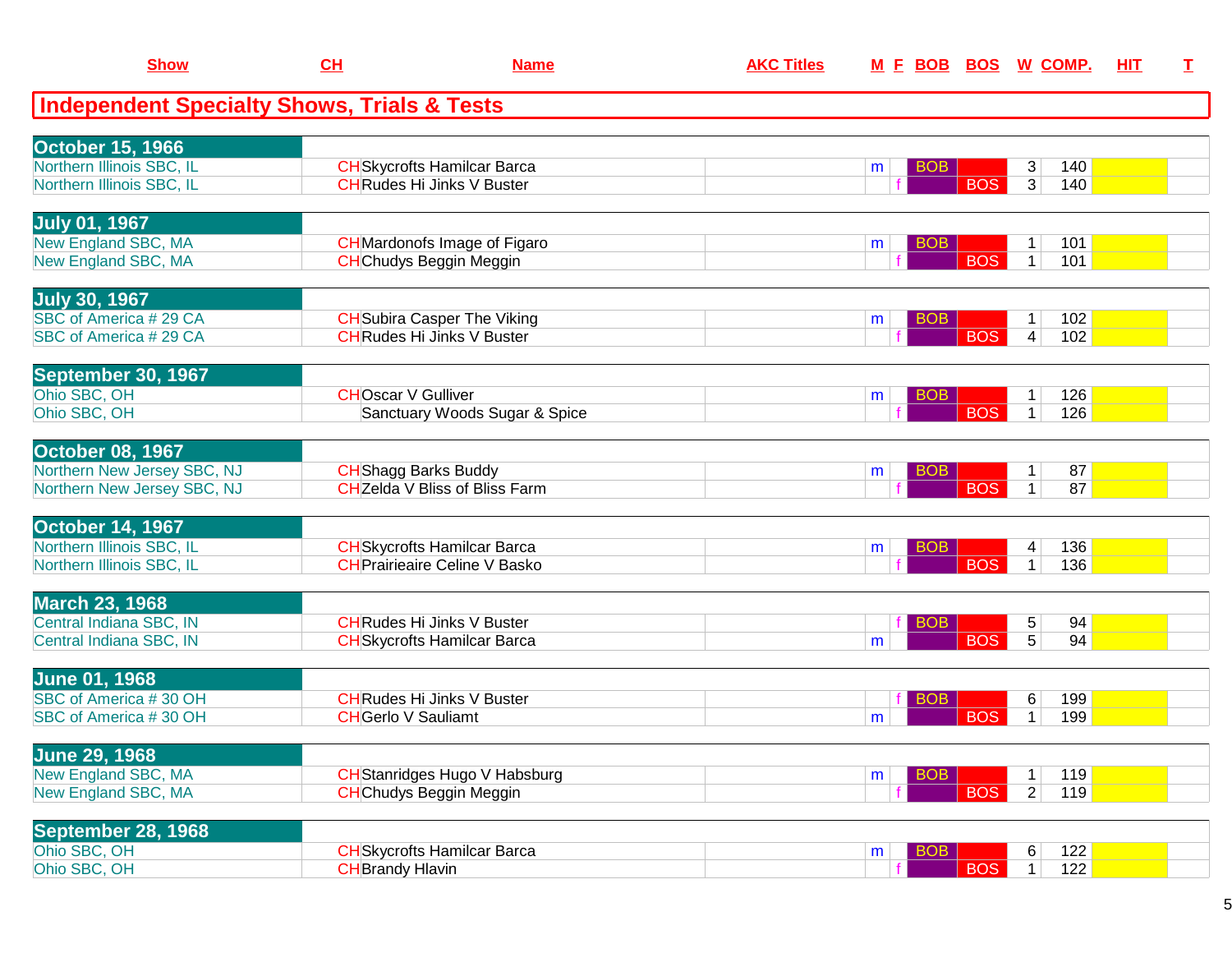| Show | CH | Name | AKC Titles | M | F | BOB | BOS | W | COMP. | HIT | T |
|---|---|---|---|---|---|---|---|---|---|---|---|

## Independent Specialty Shows, Trials & Tests

| Show | CH | Name | AKC Titles | M | F | BOB | BOS | W | COMP. | HIT | T |
|---|---|---|---|---|---|---|---|---|---|---|---|
| **October 15, 1966** | | | | | | | | | | | |
| Northern Illinois SBC, IL | CH | Skycrofts Hamilcar Barca | | m | | BOB | | 3 | 140 | | |
| Northern Illinois SBC, IL | CH | Rudes Hi Jinks V Buster | | | f | | BOS | 3 | 140 | | |
| **July 01, 1967** | | | | | | | | | | | |
| New England SBC, MA | CH | Mardonofs Image of Figaro | | m | | BOB | | 1 | 101 | | |
| New England SBC, MA | CH | Chudys Beggin Meggin | | | f | | BOS | 1 | 101 | | |
| **July 30, 1967** | | | | | | | | | | | |
| SBC of America # 29 CA | CH | Subira Casper The Viking | | m | | BOB | | 1 | 102 | | |
| SBC of America # 29 CA | CH | Rudes Hi Jinks V Buster | | | f | | BOS | 4 | 102 | | |
| **September 30, 1967** | | | | | | | | | | | |
| Ohio SBC, OH | CH | Oscar V Gulliver | | m | | BOB | | 1 | 126 | | |
| Ohio SBC, OH | | Sanctuary Woods Sugar & Spice | | | f | | BOS | 1 | 126 | | |
| **October 08, 1967** | | | | | | | | | | | |
| Northern New Jersey SBC, NJ | CH | Shagg Barks Buddy | | m | | BOB | | 1 | 87 | | |
| Northern New Jersey SBC, NJ | CH | Zelda V Bliss of Bliss Farm | | | f | | BOS | 1 | 87 | | |
| **October 14, 1967** | | | | | | | | | | | |
| Northern Illinois SBC, IL | CH | Skycrofts Hamilcar Barca | | m | | BOB | | 4 | 136 | | |
| Northern Illinois SBC, IL | CH | Prairieaire Celine V Basko | | | f | | BOS | 1 | 136 | | |
| **March 23, 1968** | | | | | | | | | | | |
| Central Indiana SBC, IN | CH | Rudes Hi Jinks V Buster | | | f | BOB | | 5 | 94 | | |
| Central Indiana SBC, IN | CH | Skycrofts Hamilcar Barca | | m | | | BOS | 5 | 94 | | |
| **June 01, 1968** | | | | | | | | | | | |
| SBC of America # 30 OH | CH | Rudes Hi Jinks V Buster | | | f | BOB | | 6 | 199 | | |
| SBC of America # 30 OH | CH | Gerlo V Sauliamt | | m | | | BOS | 1 | 199 | | |
| **June 29, 1968** | | | | | | | | | | | |
| New England SBC, MA | CH | Stanridges Hugo V Habsburg | | m | | BOB | | 1 | 119 | | |
| New England SBC, MA | CH | Chudys Beggin Meggin | | | f | | BOS | 2 | 119 | | |
| **September 28, 1968** | | | | | | | | | | | |
| Ohio SBC, OH | CH | Skycrofts Hamilcar Barca | | m | | BOB | | 6 | 122 | | |
| Ohio SBC, OH | CH | Brandy Hlavin | | | f | | BOS | 1 | 122 | | |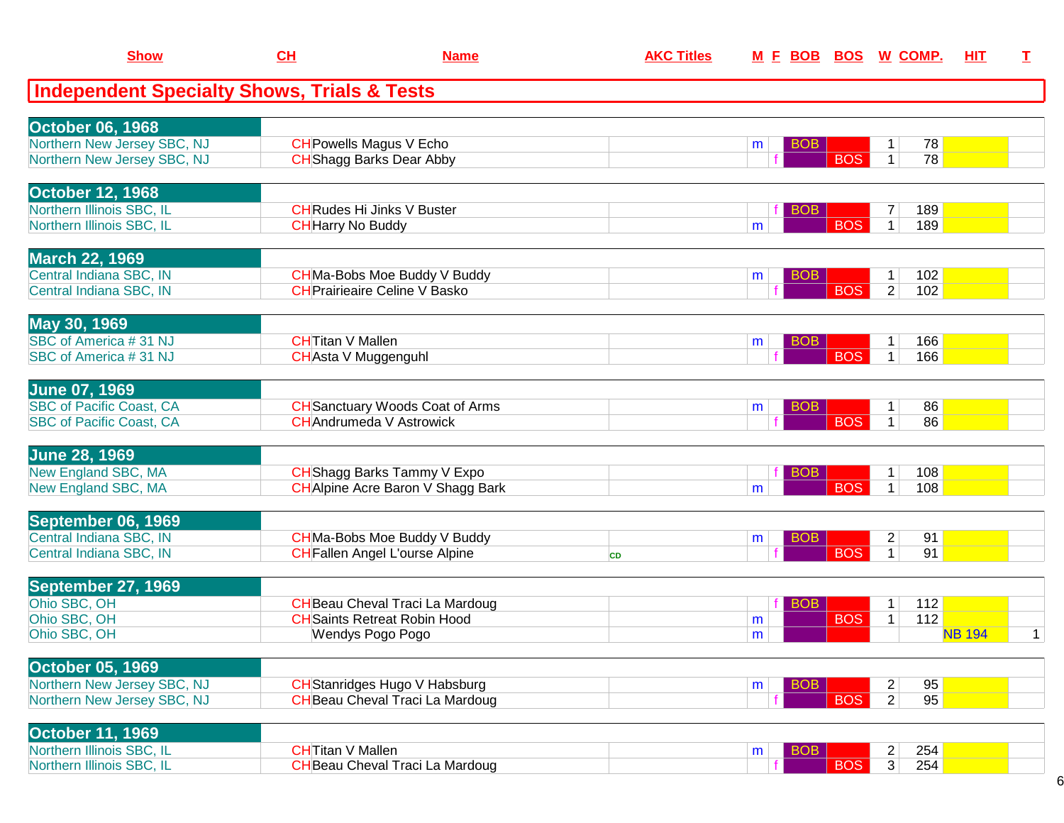## Independent Specialty Shows, Trials & Tests

| Show | CH | Name | AKC Titles | M | F | BOB | BOS | W | COMP. | HIT | T |
|---|---|---|---|---|---|---|---|---|---|---|---|
| **October 06, 1968** | | | | | | | | | | | |
| Northern New Jersey SBC, NJ | CH | Powells Magus V Echo | | m | | BOB | | 1 | 78 | | |
| Northern New Jersey SBC, NJ | CH | Shagg Barks Dear Abby | | | f | | BOS | 1 | 78 | | |
| **October 12, 1968** | | | | | | | | | | | |
| Northern Illinois SBC, IL | CH | Rudes Hi Jinks V Buster | | | f | BOB | | 7 | 189 | | |
| Northern Illinois SBC, IL | CH | Harry No Buddy | | m | | | BOS | 1 | 189 | | |
| **March 22, 1969** | | | | | | | | | | | |
| Central Indiana SBC, IN | CH | Ma-Bobs Moe Buddy V Buddy | | m | | BOB | | 1 | 102 | | |
| Central Indiana SBC, IN | CH | Prairieaire Celine V Basko | | | f | | BOS | 2 | 102 | | |
| **May 30, 1969** | | | | | | | | | | | |
| SBC of America # 31 NJ | CH | Titan V Mallen | | m | | BOB | | 1 | 166 | | |
| SBC of America # 31 NJ | CH | Asta V Muggenguhl | | | f | | BOS | 1 | 166 | | |
| **June 07, 1969** | | | | | | | | | | | |
| SBC of Pacific Coast, CA | CH | Sanctuary Woods Coat of Arms | | m | | BOB | | 1 | 86 | | |
| SBC of Pacific Coast, CA | CH | Andrumeda V Astrowick | | | f | | BOS | 1 | 86 | | |
| **June 28, 1969** | | | | | | | | | | | |
| New England SBC, MA | CH | Shagg Barks Tammy V Expo | | | f | BOB | | 1 | 108 | | |
| New England SBC, MA | CH | Alpine Acre Baron V Shagg Bark | | m | | | BOS | 1 | 108 | | |
| **September 06, 1969** | | | | | | | | | | | |
| Central Indiana SBC, IN | CH | Ma-Bobs Moe Buddy V Buddy | | m | | BOB | | 2 | 91 | | |
| Central Indiana SBC, IN | CH | Fallen Angel L'ourse Alpine | CD | | f | | BOS | 1 | 91 | | |
| **September 27, 1969** | | | | | | | | | | | |
| Ohio SBC, OH | CH | Beau Cheval Traci La Mardoug | | | f | BOB | | 1 | 112 | | |
| Ohio SBC, OH | CH | Saints Retreat Robin Hood | | m | | | BOS | 1 | 112 | | |
| Ohio SBC, OH | | Wendys Pogo Pogo | | m | | | | | | NB 194 | 1 |
| **October 05, 1969** | | | | | | | | | | | |
| Northern New Jersey SBC, NJ | CH | Stanridges Hugo V Habsburg | | m | | BOB | | 2 | 95 | | |
| Northern New Jersey SBC, NJ | CH | Beau Cheval Traci La Mardoug | | | f | | BOS | 2 | 95 | | |
| **October 11, 1969** | | | | | | | | | | | |
| Northern Illinois SBC, IL | CH | Titan V Mallen | | m | | BOB | | 2 | 254 | | |
| Northern Illinois SBC, IL | CH | Beau Cheval Traci La Mardoug | | | f | | BOS | 3 | 254 | | |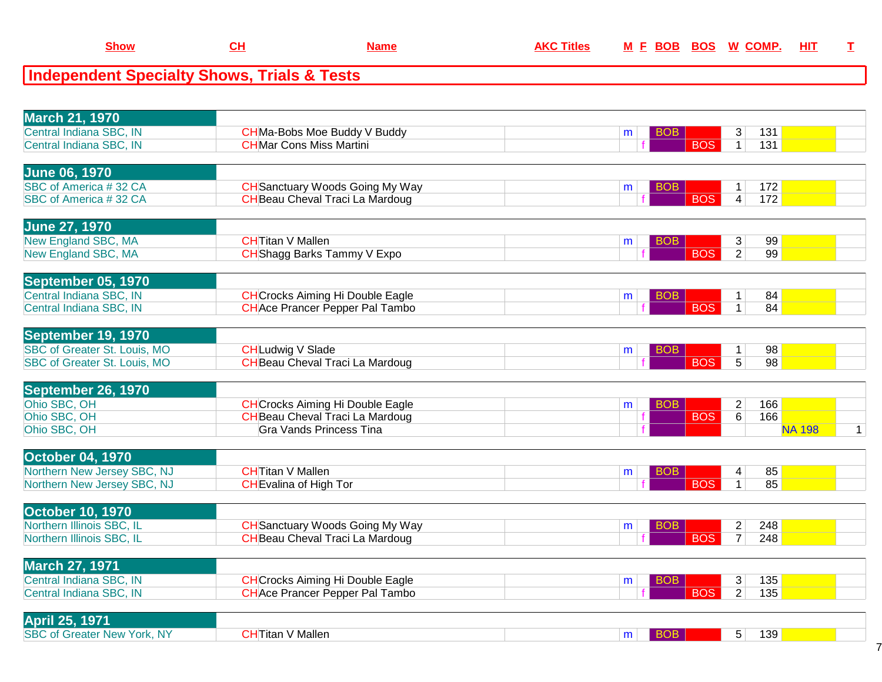| Show | CH | Name | AKC Titles | M | F | BOB | BOS | W | COMP. | HIT | T |
|---|---|---|---|---|---|---|---|---|---|---|---|

## Independent Specialty Shows, Trials & Tests

| Show | CH | Name | AKC Titles | M | F | BOB | BOS | W | COMP. | HIT | T |
|---|---|---|---|---|---|---|---|---|---|---|---|
| **March 21, 1970** | | | | | | | | | | | |
| Central Indiana SBC, IN | CH | Ma-Bobs Moe Buddy V Buddy | | m | | BOB | | 3 | 131 | | |
| Central Indiana SBC, IN | CH | Mar Cons Miss Martini | | | f | | BOS | 1 | 131 | | |
| **June 06, 1970** | | | | | | | | | | | |
| SBC of America # 32 CA | CH | Sanctuary Woods Going My Way | | m | | BOB | | 1 | 172 | | |
| SBC of America # 32 CA | CH | Beau Cheval Traci La Mardoug | | | f | | BOS | 4 | 172 | | |
| **June 27, 1970** | | | | | | | | | | | |
| New England SBC, MA | CH | Titan V Mallen | | m | | BOB | | 3 | 99 | | |
| New England SBC, MA | CH | Shagg Barks Tammy V Expo | | | f | | BOS | 2 | 99 | | |
| **September 05, 1970** | | | | | | | | | | | |
| Central Indiana SBC, IN | CH | Crocks Aiming Hi Double Eagle | | m | | BOB | | 1 | 84 | | |
| Central Indiana SBC, IN | CH | Ace Prancer Pepper Pal Tambo | | | f | | BOS | 1 | 84 | | |
| **September 19, 1970** | | | | | | | | | | | |
| SBC of Greater St. Louis, MO | CH | Ludwig V Slade | | m | | BOB | | 1 | 98 | | |
| SBC of Greater St. Louis, MO | CH | Beau Cheval Traci La Mardoug | | | f | | BOS | 5 | 98 | | |
| **September 26, 1970** | | | | | | | | | | | |
| Ohio SBC, OH | CH | Crocks Aiming Hi Double Eagle | | m | | BOB | | 2 | 166 | | |
| Ohio SBC, OH | CH | Beau Cheval Traci La Mardoug | | | f | | BOS | 6 | 166 | | |
| Ohio SBC, OH | | Gra Vands Princess Tina | | | f | | | | | NA 198 | 1 |
| **October 04, 1970** | | | | | | | | | | | |
| Northern New Jersey SBC, NJ | CH | Titan V Mallen | | m | | BOB | | 4 | 85 | | |
| Northern New Jersey SBC, NJ | CH | Evalina of High Tor | | | f | | BOS | 1 | 85 | | |
| **October 10, 1970** | | | | | | | | | | | |
| Northern Illinois SBC, IL | CH | Sanctuary Woods Going My Way | | m | | BOB | | 2 | 248 | | |
| Northern Illinois SBC, IL | CH | Beau Cheval Traci La Mardoug | | | f | | BOS | 7 | 248 | | |
| **March 27, 1971** | | | | | | | | | | | |
| Central Indiana SBC, IN | CH | Crocks Aiming Hi Double Eagle | | m | | BOB | | 3 | 135 | | |
| Central Indiana SBC, IN | CH | Ace Prancer Pepper Pal Tambo | | | f | | BOS | 2 | 135 | | |
| **April 25, 1971** | | | | | | | | | | | |
| SBC of Greater New York, NY | CH | Titan V Mallen | | m | | BOB | | 5 | 139 | | |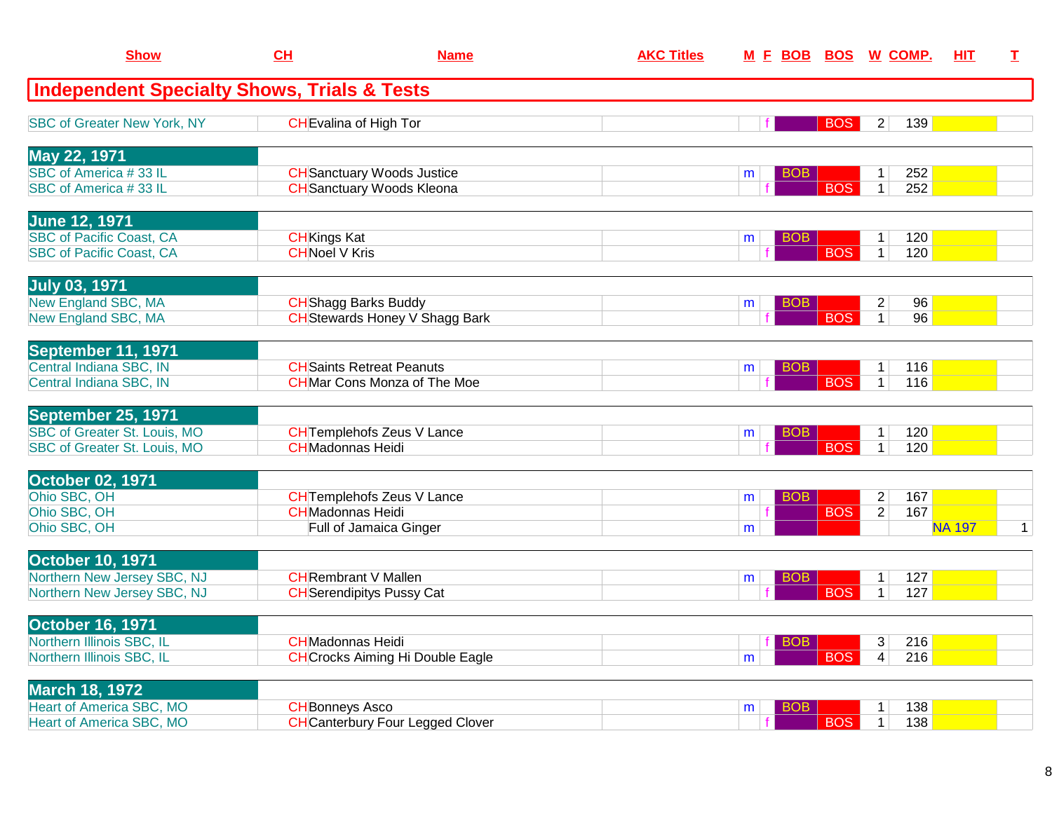| Show | CH | Name | AKC Titles | M | F | BOB | BOS | W | COMP. | HIT | T |
|---|---|---|---|---|---|---|---|---|---|---|---|

## Independent Specialty Shows, Trials & Tests

| Show | CH | Name | AKC Titles | M | F | BOB | BOS | W | COMP. | HIT | T |
|---|---|---|---|---|---|---|---|---|---|---|---|
| SBC of Greater New York, NY | CH | Evalina of High Tor | | | f | | BOS | 2 | 139 | | |
| **May 22, 1971** | | | | | | | | | | | |
| SBC of America # 33 IL | CH | Sanctuary Woods Justice | | m | | BOB | | 1 | 252 | | |
| SBC of America # 33 IL | CH | Sanctuary Woods Kleona | | | f | | BOS | 1 | 252 | | |
| **June 12, 1971** | | | | | | | | | | | |
| SBC of Pacific Coast, CA | CH | Kings Kat | | m | | BOB | | 1 | 120 | | |
| SBC of Pacific Coast, CA | CH | Noel V Kris | | | f | | BOS | 1 | 120 | | |
| **July 03, 1971** | | | | | | | | | | | |
| New England SBC, MA | CH | Shagg Barks Buddy | | m | | BOB | | 2 | 96 | | |
| New England SBC, MA | CH | Stewards Honey V Shagg Bark | | | f | | BOS | 1 | 96 | | |
| **September 11, 1971** | | | | | | | | | | | |
| Central Indiana SBC, IN | CH | Saints Retreat Peanuts | | m | | BOB | | 1 | 116 | | |
| Central Indiana SBC, IN | CH | Mar Cons Monza of The Moe | | | f | | BOS | 1 | 116 | | |
| **September 25, 1971** | | | | | | | | | | | |
| SBC of Greater St. Louis, MO | CH | Templehofs Zeus V Lance | | m | | BOB | | 1 | 120 | | |
| SBC of Greater St. Louis, MO | CH | Madonnas Heidi | | | f | | BOS | 1 | 120 | | |
| **October 02, 1971** | | | | | | | | | | | |
| Ohio SBC, OH | CH | Templehofs Zeus V Lance | | m | | BOB | | 2 | 167 | | |
| Ohio SBC, OH | CH | Madonnas Heidi | | | f | | BOS | 2 | 167 | | |
| Ohio SBC, OH | | Full of Jamaica Ginger | | m | | | | | | NA 197 | 1 |
| **October 10, 1971** | | | | | | | | | | | |
| Northern New Jersey SBC, NJ | CH | Rembrant V Mallen | | m | | BOB | | 1 | 127 | | |
| Northern New Jersey SBC, NJ | CH | Serendipitys Pussy Cat | | | f | | BOS | 1 | 127 | | |
| **October 16, 1971** | | | | | | | | | | | |
| Northern Illinois SBC, IL | CH | Madonnas Heidi | | | f | BOB | | 3 | 216 | | |
| Northern Illinois SBC, IL | CH | Crocks Aiming Hi Double Eagle | | m | | | BOS | 4 | 216 | | |
| **March 18, 1972** | | | | | | | | | | | |
| Heart of America SBC, MO | CH | Bonneys Asco | | m | | BOB | | 1 | 138 | | |
| Heart of America SBC, MO | CH | Canterbury Four Legged Clover | | | f | | BOS | 1 | 138 | | |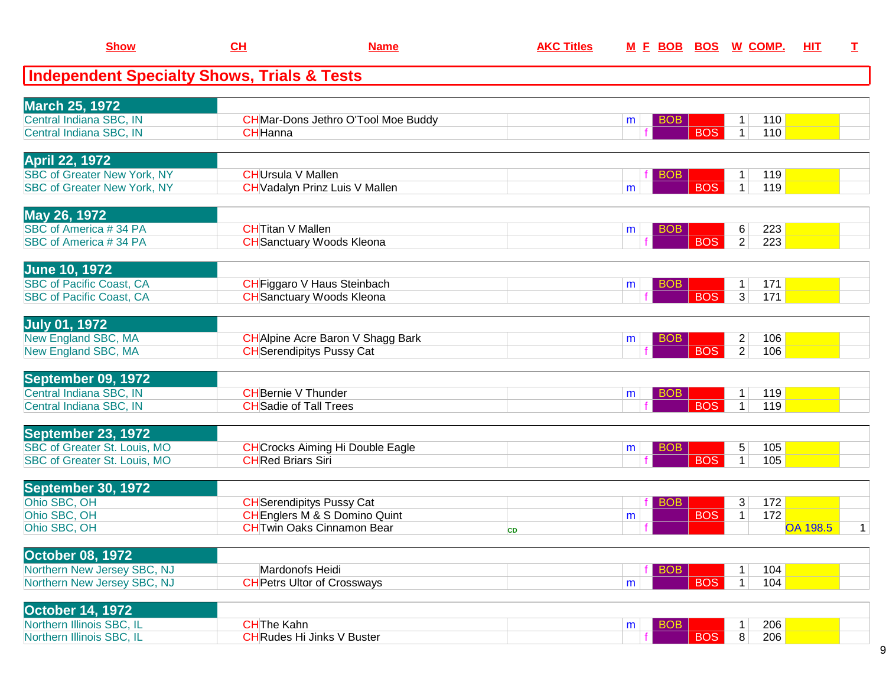## Independent Specialty Shows, Trials & Tests

| Show | CH | Name | AKC Titles | M | F | BOB | BOS | W | COMP. | HIT | T |
|---|---|---|---|---|---|---|---|---|---|---|---|
| **March 25, 1972** | | | | | | | | | | | |
| Central Indiana SBC, IN | CH | Mar-Dons Jethro O'Tool Moe Buddy | | m | | BOB | | 1 | 110 | | |
| Central Indiana SBC, IN | CH | Hanna | | | f | | BOS | 1 | 110 | | |
| **April 22, 1972** | | | | | | | | | | | |
| SBC of Greater New York, NY | CH | Ursula V Mallen | | | f | BOB | | 1 | 119 | | |
| SBC of Greater New York, NY | CH | Vadalyn Prinz Luis V Mallen | | m | | | BOS | 1 | 119 | | |
| **May 26, 1972** | | | | | | | | | | | |
| SBC of America # 34 PA | CH | Titan V Mallen | | m | | BOB | | 6 | 223 | | |
| SBC of America # 34 PA | CH | Sanctuary Woods Kleona | | | f | | BOS | 2 | 223 | | |
| **June 10, 1972** | | | | | | | | | | | |
| SBC of Pacific Coast, CA | CH | Figgaro V Haus Steinbach | | m | | BOB | | 1 | 171 | | |
| SBC of Pacific Coast, CA | CH | Sanctuary Woods Kleona | | | f | | BOS | 3 | 171 | | |
| **July 01, 1972** | | | | | | | | | | | |
| New England SBC, MA | CH | Alpine Acre Baron V Shagg Bark | | m | | BOB | | 2 | 106 | | |
| New England SBC, MA | CH | Serendipitys Pussy Cat | | | f | | BOS | 2 | 106 | | |
| **September 09, 1972** | | | | | | | | | | | |
| Central Indiana SBC, IN | CH | Bernie V Thunder | | m | | BOB | | 1 | 119 | | |
| Central Indiana SBC, IN | CH | Sadie of Tall Trees | | | f | | BOS | 1 | 119 | | |
| **September 23, 1972** | | | | | | | | | | | |
| SBC of Greater St. Louis, MO | CH | Crocks Aiming Hi Double Eagle | | m | | BOB | | 5 | 105 | | |
| SBC of Greater St. Louis, MO | CH | Red Briars Siri | | | f | | BOS | 1 | 105 | | |
| **September 30, 1972** | | | | | | | | | | | |
| Ohio SBC, OH | CH | Serendipitys Pussy Cat | | | f | BOB | | 3 | 172 | | |
| Ohio SBC, OH | CH | Englers M & S Domino Quint | | m | | | BOS | 1 | 172 | | |
| Ohio SBC, OH | CH | Twin Oaks Cinnamon Bear | CD | | f | | | | | OA 198.5 | 1 |
| **October 08, 1972** | | | | | | | | | | | |
| Northern New Jersey SBC, NJ | | Mardonofs Heidi | | | f | BOB | | 1 | 104 | | |
| Northern New Jersey SBC, NJ | CH | Petrs Ultor of Crossways | | m | | | BOS | 1 | 104 | | |
| **October 14, 1972** | | | | | | | | | | | |
| Northern Illinois SBC, IL | CH | The Kahn | | m | | BOB | | 1 | 206 | | |
| Northern Illinois SBC, IL | CH | Rudes Hi Jinks V Buster | | | f | | BOS | 8 | 206 | | |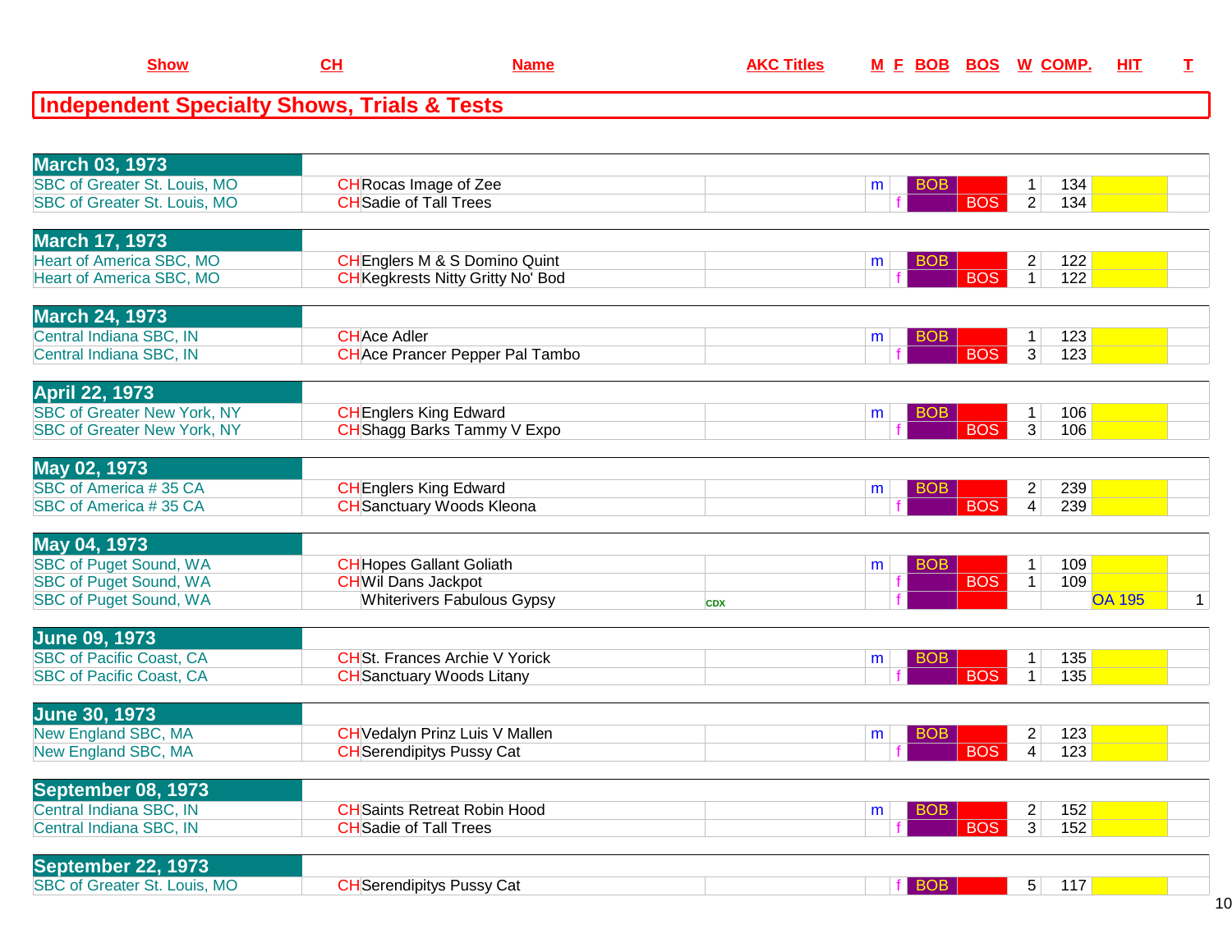| Show | CH | Name | AKC Titles | M | F | BOB | BOS | W | COMP. | HIT | T |
|---|---|---|---|---|---|---|---|---|---|---|---|

## Independent Specialty Shows, Trials & Tests

| Show | CH | Name | AKC Titles | M | F | BOB | BOS | W | COMP. | HIT | T |
|---|---|---|---|---|---|---|---|---|---|---|---|
| **March 03, 1973** | | | | | | | | | | | |
| SBC of Greater St. Louis, MO | CH | Rocas Image of Zee | | m | | BOB | | 1 | 134 | | |
| SBC of Greater St. Louis, MO | CH | Sadie of Tall Trees | | | f | | BOS | 2 | 134 | | |
| **March 17, 1973** | | | | | | | | | | | |
| Heart of America SBC, MO | CH | Englers M & S Domino Quint | | m | | BOB | | 2 | 122 | | |
| Heart of America SBC, MO | CH | Kegkrests Nitty Gritty No' Bod | | | f | | BOS | 1 | 122 | | |
| **March 24, 1973** | | | | | | | | | | | |
| Central Indiana SBC, IN | CH | Ace Adler | | m | | BOB | | 1 | 123 | | |
| Central Indiana SBC, IN | CH | Ace Prancer Pepper Pal Tambo | | | f | | BOS | 3 | 123 | | |
| **April 22, 1973** | | | | | | | | | | | |
| SBC of Greater New York, NY | CH | Englers King Edward | | m | | BOB | | 1 | 106 | | |
| SBC of Greater New York, NY | CH | Shagg Barks Tammy V Expo | | | f | | BOS | 3 | 106 | | |
| **May 02, 1973** | | | | | | | | | | | |
| SBC of America # 35 CA | CH | Englers King Edward | | m | | BOB | | 2 | 239 | | |
| SBC of America # 35 CA | CH | Sanctuary Woods Kleona | | | f | | BOS | 4 | 239 | | |
| **May 04, 1973** | | | | | | | | | | | |
| SBC of Puget Sound, WA | CH | Hopes Gallant Goliath | | m | | BOB | | 1 | 109 | | |
| SBC of Puget Sound, WA | CH | Wil Dans Jackpot | | | f | | BOS | 1 | 109 | | |
| SBC of Puget Sound, WA | | Whiterivers Fabulous Gypsy | CDX | | f | | | | | OA 195 | 1 |
| **June 09, 1973** | | | | | | | | | | | |
| SBC of Pacific Coast, CA | CH | St. Frances Archie V Yorick | | m | | BOB | | 1 | 135 | | |
| SBC of Pacific Coast, CA | CH | Sanctuary Woods Litany | | | f | | BOS | 1 | 135 | | |
| **June 30, 1973** | | | | | | | | | | | |
| New England SBC, MA | CH | Vedalyn Prinz Luis V Mallen | | m | | BOB | | 2 | 123 | | |
| New England SBC, MA | CH | Serendipitys Pussy Cat | | | f | | BOS | 4 | 123 | | |
| **September 08, 1973** | | | | | | | | | | | |
| Central Indiana SBC, IN | CH | Saints Retreat Robin Hood | | m | | BOB | | 2 | 152 | | |
| Central Indiana SBC, IN | CH | Sadie of Tall Trees | | | f | | BOS | 3 | 152 | | |
| **September 22, 1973** | | | | | | | | | | | |
| SBC of Greater St. Louis, MO | CH | Serendipitys Pussy Cat | | | f | BOB | | 5 | 117 | | |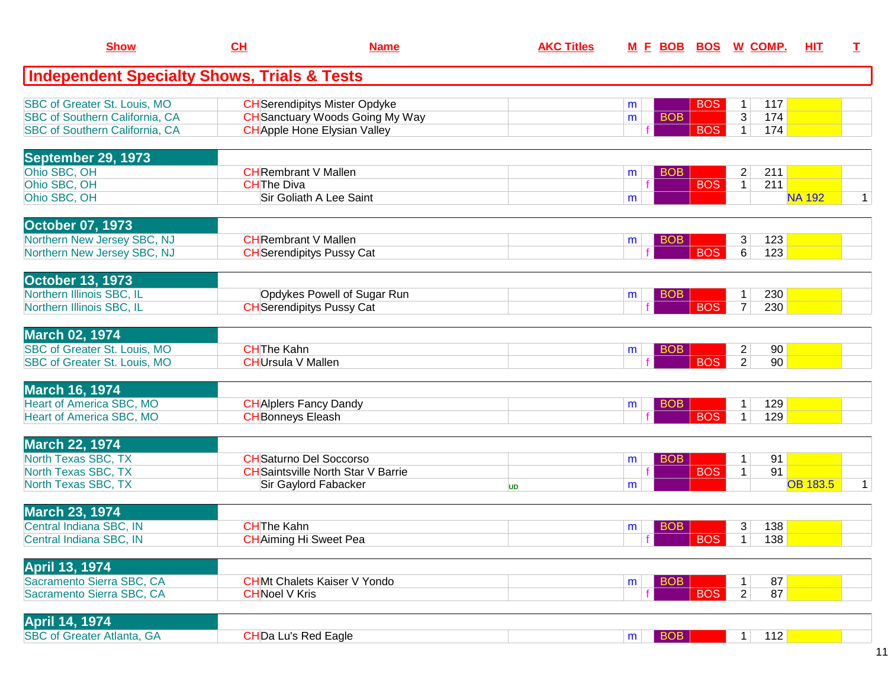| Show | CH | Name | AKC Titles | M | F | BOB | BOS | W | COMP. | HIT | T |
|---|---|---|---|---|---|---|---|---|---|---|---|

## Independent Specialty Shows, Trials & Tests

| Show | CH | Name | AKC Titles | M | F | BOB | BOS | W | COMP. | HIT | T |
|---|---|---|---|---|---|---|---|---|---|---|---|
| SBC of Greater St. Louis, MO | CH | Serendipitys Mister Opdyke | | m | | | BOS | 1 | 117 | | |
| SBC of Southern California, CA | CH | Sanctuary Woods Going My Way | | m | | BOB | | 3 | 174 | | |
| SBC of Southern California, CA | CH | Apple Hone Elysian Valley | | | f | | BOS | 1 | 174 | | |
| **September 29, 1973** | | | | | | | | | | | |
| Ohio SBC, OH | CH | Rembrant V Mallen | | m | | BOB | | 2 | 211 | | |
| Ohio SBC, OH | CH | The Diva | | | f | | BOS | 1 | 211 | | |
| Ohio SBC, OH | | Sir Goliath A Lee Saint | | m | | | | | | NA 192 | 1 |
| **October 07, 1973** | | | | | | | | | | | |
| Northern New Jersey SBC, NJ | CH | Rembrant V Mallen | | m | | BOB | | 3 | 123 | | |
| Northern New Jersey SBC, NJ | CH | Serendipitys Pussy Cat | | | f | | BOS | 6 | 123 | | |
| **October 13, 1973** | | | | | | | | | | | |
| Northern Illinois SBC, IL | | Opdykes Powell of Sugar Run | | m | | BOB | | 1 | 230 | | |
| Northern Illinois SBC, IL | CH | Serendipitys Pussy Cat | | | f | | BOS | 7 | 230 | | |
| **March 02, 1974** | | | | | | | | | | | |
| SBC of Greater St. Louis, MO | CH | The Kahn | | m | | BOB | | 2 | 90 | | |
| SBC of Greater St. Louis, MO | CH | Ursula V Mallen | | | f | | BOS | 2 | 90 | | |
| **March 16, 1974** | | | | | | | | | | | |
| Heart of America SBC, MO | CH | Alplers Fancy Dandy | | m | | BOB | | 1 | 129 | | |
| Heart of America SBC, MO | CH | Bonneys Eleash | | | f | | BOS | 1 | 129 | | |
| **March 22, 1974** | | | | | | | | | | | |
| North Texas SBC, TX | CH | Saturno Del Soccorso | | m | | BOB | | 1 | 91 | | |
| North Texas SBC, TX | CH | Saintsville North Star V Barrie | | | f | | BOS | 1 | 91 | | |
| North Texas SBC, TX | | Sir Gaylord Fabacker | UD | m | | | | | | OB 183.5 | 1 |
| **March 23, 1974** | | | | | | | | | | | |
| Central Indiana SBC, IN | CH | The Kahn | | m | | BOB | | 3 | 138 | | |
| Central Indiana SBC, IN | CH | Aiming Hi Sweet Pea | | | f | | BOS | 1 | 138 | | |
| **April 13, 1974** | | | | | | | | | | | |
| Sacramento Sierra SBC, CA | CH | Mt Chalets Kaiser V Yondo | | m | | BOB | | 1 | 87 | | |
| Sacramento Sierra SBC, CA | CH | Noel V Kris | | | f | | BOS | 2 | 87 | | |
| **April 14, 1974** | | | | | | | | | | | |
| SBC of Greater Atlanta, GA | CH | Da Lu's Red Eagle | | m | | BOB | | 1 | 112 | | |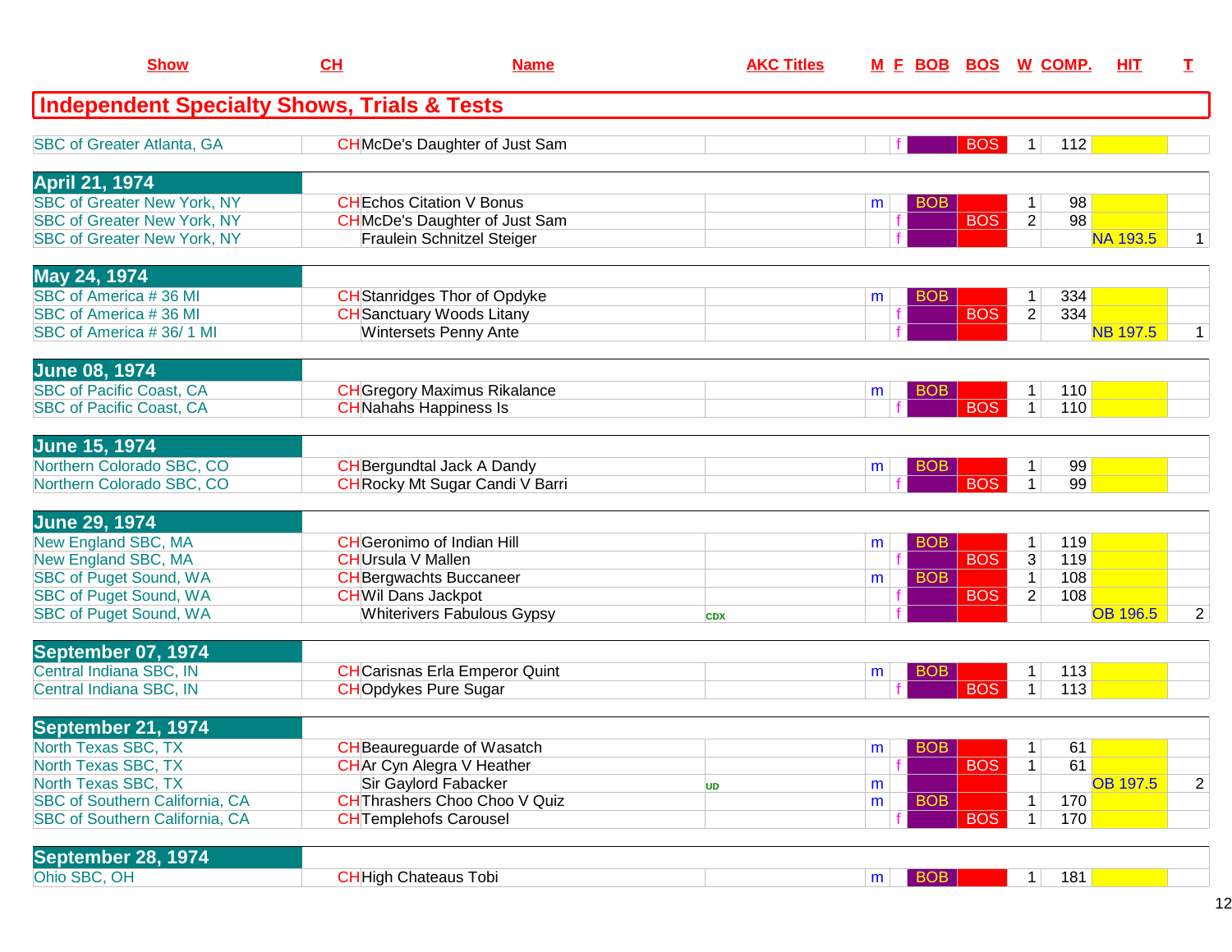| Show | CH | Name | AKC Titles | M | F | BOB | BOS | W | COMP. | HIT | T |
|---|---|---|---|---|---|---|---|---|---|---|---|
| **Independent Specialty Shows, Trials & Tests** | | | | | | | | | | | |
| SBC of Greater Atlanta, GA | CH | McDe's Daughter of Just Sam | | | f | | BOS | 1 | 112 | | |
| **April 21, 1974** | | | | | | | | | | | |
| SBC of Greater New York, NY | CH | Echos Citation V Bonus | | m | | BOB | | 1 | 98 | | |
| SBC of Greater New York, NY | CH | McDe's Daughter of Just Sam | | | f | | BOS | 2 | 98 | | |
| SBC of Greater New York, NY | | Fraulein Schnitzel Steiger | | | f | | | | | NA 193.5 | 1 |
| **May 24, 1974** | | | | | | | | | | | |
| SBC of America # 36 MI | CH | Stanridges Thor of Opdyke | | m | | BOB | | 1 | 334 | | |
| SBC of America # 36 MI | CH | Sanctuary Woods Litany | | | f | | BOS | 2 | 334 | | |
| SBC of America # 36/ 1 MI | | Wintersets Penny Ante | | | f | | | | | NB 197.5 | 1 |
| **June 08, 1974** | | | | | | | | | | | |
| SBC of Pacific Coast, CA | CH | Gregory Maximus Rikalance | | m | | BOB | | 1 | 110 | | |
| SBC of Pacific Coast, CA | CH | Nahahs Happiness Is | | | f | | BOS | 1 | 110 | | |
| **June 15, 1974** | | | | | | | | | | | |
| Northern Colorado SBC, CO | CH | Bergundtal Jack A Dandy | | m | | BOB | | 1 | 99 | | |
| Northern Colorado SBC, CO | CH | Rocky Mt Sugar Candi V Barri | | | f | | BOS | 1 | 99 | | |
| **June 29, 1974** | | | | | | | | | | | |
| New England SBC, MA | CH | Geronimo of Indian Hill | | m | | BOB | | 1 | 119 | | |
| New England SBC, MA | CH | Ursula V Mallen | | | f | | BOS | 3 | 119 | | |
| SBC of Puget Sound, WA | CH | Bergwachts Buccaneer | | m | | BOB | | 1 | 108 | | |
| SBC of Puget Sound, WA | CH | Wil Dans Jackpot | | | f | | BOS | 2 | 108 | | |
| SBC of Puget Sound, WA | | Whiterivers Fabulous Gypsy | CDX | | f | | | | | OB 196.5 | 2 |
| **September 07, 1974** | | | | | | | | | | | |
| Central Indiana SBC, IN | CH | Carisnas Erla Emperor Quint | | m | | BOB | | 1 | 113 | | |
| Central Indiana SBC, IN | CH | Opdykes Pure Sugar | | | f | | BOS | 1 | 113 | | |
| **September 21, 1974** | | | | | | | | | | | |
| North Texas SBC, TX | CH | Beaureguarde of Wasatch | | m | | BOB | | 1 | 61 | | |
| North Texas SBC, TX | CH | Ar Cyn Alegra V Heather | | | f | | BOS | 1 | 61 | | |
| North Texas SBC, TX | | Sir Gaylord Fabacker | UD | m | | | | | | OB 197.5 | 2 |
| SBC of Southern California, CA | CH | Thrashers Choo Choo V Quiz | | m | | BOB | | 1 | 170 | | |
| SBC of Southern California, CA | CH | Templehofs Carousel | | | f | | BOS | 1 | 170 | | |
| **September 28, 1974** | | | | | | | | | | | |
| Ohio SBC, OH | CH | High Chateaus Tobi | | m | | BOB | | 1 | 181 | | |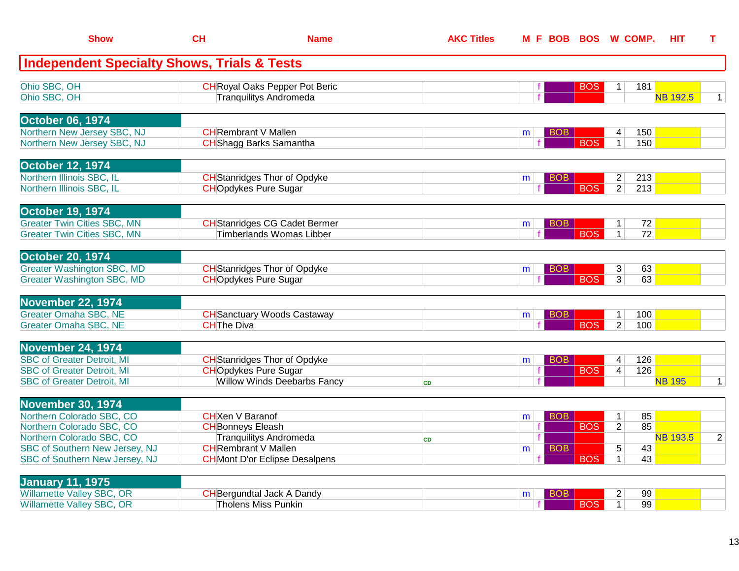| Show | CH | Name | AKC Titles | M | F | BOB | BOS | W | COMP. | HIT | T |
|---|---|---|---|---|---|---|---|---|---|---|---|
| **Independent Specialty Shows, Trials & Tests** | | | | | | | | | | | |
| Ohio SBC, OH | CH | Royal Oaks Pepper Pot Beric | | | f | | BOS | 1 | 181 | | |
| Ohio SBC, OH | | Tranquilitys Andromeda | | | f | | | | | NB 192.5 | 1 |
| **October 06, 1974** | | | | | | | | | | | |
| Northern New Jersey SBC, NJ | CH | Rembrant V Mallen | | m | | BOB | | 4 | 150 | | |
| Northern New Jersey SBC, NJ | CH | Shagg Barks Samantha | | | f | | BOS | 1 | 150 | | |
| **October 12, 1974** | | | | | | | | | | | |
| Northern Illinois SBC, IL | CH | Stanridges Thor of Opdyke | | m | | BOB | | 2 | 213 | | |
| Northern Illinois SBC, IL | CH | Opdykes Pure Sugar | | | f | | BOS | 2 | 213 | | |
| **October 19, 1974** | | | | | | | | | | | |
| Greater Twin Cities SBC, MN | CH | Stanridges CG Cadet Bermer | | m | | BOB | | 1 | 72 | | |
| Greater Twin Cities SBC, MN | | Timberlands Womas Libber | | | f | | BOS | 1 | 72 | | |
| **October 20, 1974** | | | | | | | | | | | |
| Greater Washington SBC, MD | CH | Stanridges Thor of Opdyke | | m | | BOB | | 3 | 63 | | |
| Greater Washington SBC, MD | CH | Opdykes Pure Sugar | | | f | | BOS | 3 | 63 | | |
| **November 22, 1974** | | | | | | | | | | | |
| Greater Omaha SBC, NE | CH | Sanctuary Woods Castaway | | m | | BOB | | 1 | 100 | | |
| Greater Omaha SBC, NE | CH | The Diva | | | f | | BOS | 2 | 100 | | |
| **November 24, 1974** | | | | | | | | | | | |
| SBC of Greater Detroit, MI | CH | Stanridges Thor of Opdyke | | m | | BOB | | 4 | 126 | | |
| SBC of Greater Detroit, MI | CH | Opdykes Pure Sugar | | | f | | BOS | 4 | 126 | | |
| SBC of Greater Detroit, MI | | Willow Winds Deebarbs Fancy | CD | | f | | | | | NB 195 | 1 |
| **November 30, 1974** | | | | | | | | | | | |
| Northern Colorado SBC, CO | CH | Xen V Baranof | | m | | BOB | | 1 | 85 | | |
| Northern Colorado SBC, CO | CH | Bonneys Eleash | | | f | | BOS | 2 | 85 | | |
| Northern Colorado SBC, CO | | Tranquilitys Andromeda | CD | | f | | | | | NB 193.5 | 2 |
| SBC of Southern New Jersey, NJ | CH | Rembrant V Mallen | | m | | BOB | | 5 | 43 | | |
| SBC of Southern New Jersey, NJ | CH | Mont D'or Eclipse Desalpens | | | f | | BOS | 1 | 43 | | |
| **January 11, 1975** | | | | | | | | | | | |
| Willamette Valley SBC, OR | CH | Bergundtal Jack A Dandy | | m | | BOB | | 2 | 99 | | |
| Willamette Valley SBC, OR | | Tholens Miss Punkin | | | f | | BOS | 1 | 99 | | |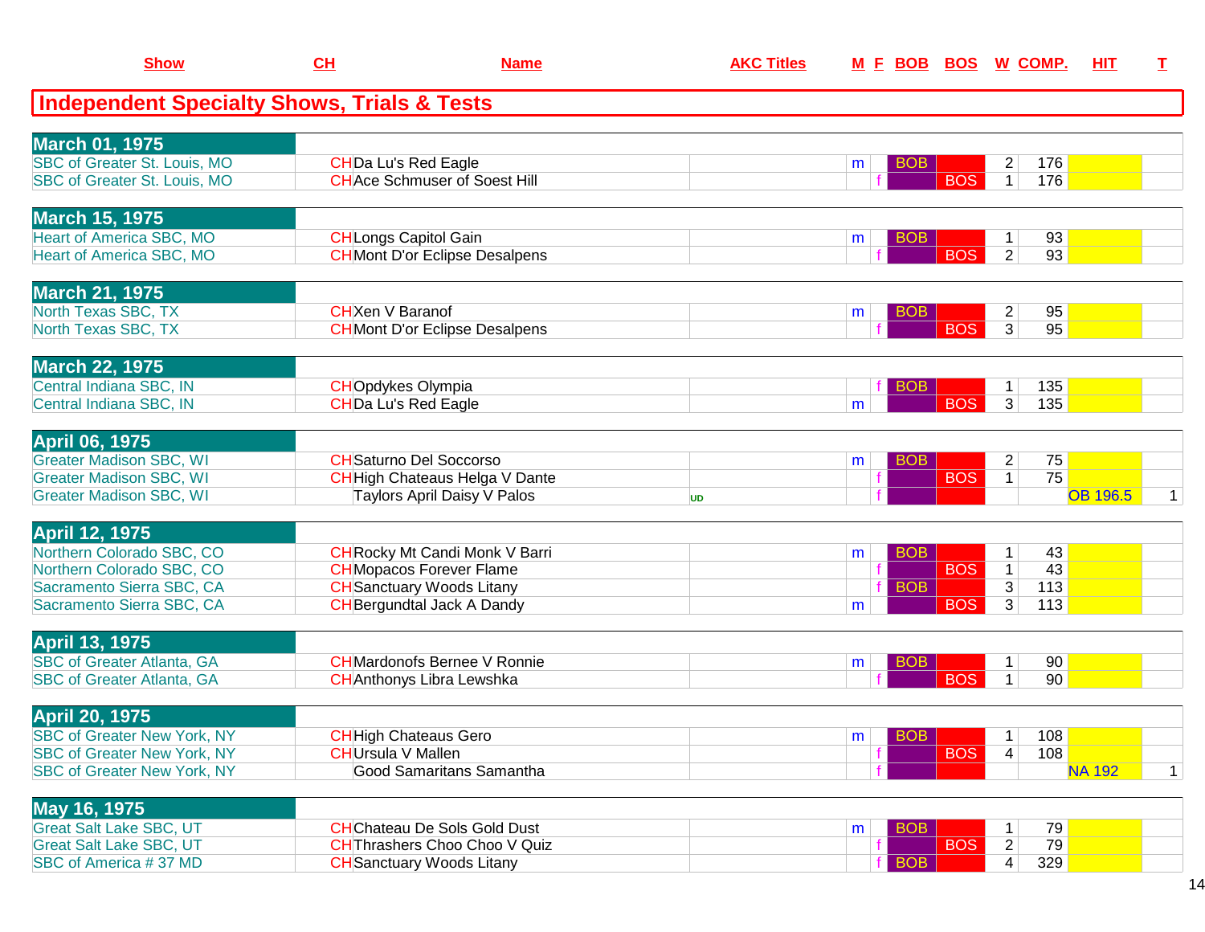| Show | CH | Name | AKC Titles | M | F | BOB | BOS | W | COMP. | HIT | T |
|---|---|---|---|---|---|---|---|---|---|---|---|

## Independent Specialty Shows, Trials & Tests

| Show | CH | Name | AKC Titles | M | F | BOB | BOS | W | COMP. | HIT | T |
|---|---|---|---|---|---|---|---|---|---|---|---|
| **March 01, 1975** | | | | | | | | | | | |
| SBC of Greater St. Louis, MO | CH | Da Lu's Red Eagle | | m | | BOB | | 2 | 176 | | |
| SBC of Greater St. Louis, MO | CH | Ace Schmuser of Soest Hill | | | f | | BOS | 1 | 176 | | |
| **March 15, 1975** | | | | | | | | | | | |
| Heart of America SBC, MO | CH | Longs Capitol Gain | | m | | BOB | | 1 | 93 | | |
| Heart of America SBC, MO | CH | Mont D'or Eclipse Desalpens | | | f | | BOS | 2 | 93 | | |
| **March 21, 1975** | | | | | | | | | | | |
| North Texas SBC, TX | CH | Xen V Baranof | | m | | BOB | | 2 | 95 | | |
| North Texas SBC, TX | CH | Mont D'or Eclipse Desalpens | | | f | | BOS | 3 | 95 | | |
| **March 22, 1975** | | | | | | | | | | | |
| Central Indiana SBC, IN | CH | Opdykes Olympia | | | f | BOB | | 1 | 135 | | |
| Central Indiana SBC, IN | CH | Da Lu's Red Eagle | | m | | | BOS | 3 | 135 | | |
| **April 06, 1975** | | | | | | | | | | | |
| Greater Madison SBC, WI | CH | Saturno Del Soccorso | | m | | BOB | | 2 | 75 | | |
| Greater Madison SBC, WI | CH | High Chateaus Helga V Dante | | | f | | BOS | 1 | 75 | | |
| Greater Madison SBC, WI | | Taylors April Daisy V Palos | UD | | f | | | | | OB 196.5 | 1 |
| **April 12, 1975** | | | | | | | | | | | |
| Northern Colorado SBC, CO | CH | Rocky Mt Candi Monk V Barri | | m | | BOB | | 1 | 43 | | |
| Northern Colorado SBC, CO | CH | Mopacos Forever Flame | | | f | | BOS | 1 | 43 | | |
| Sacramento Sierra SBC, CA | CH | Sanctuary Woods Litany | | | f | BOB | | 3 | 113 | | |
| Sacramento Sierra SBC, CA | CH | Bergundtal Jack A Dandy | | m | | | BOS | 3 | 113 | | |
| **April 13, 1975** | | | | | | | | | | | |
| SBC of Greater Atlanta, GA | CH | Mardonofs Bernee V Ronnie | | m | | BOB | | 1 | 90 | | |
| SBC of Greater Atlanta, GA | CH | Anthonys Libra Lewshka | | | f | | BOS | 1 | 90 | | |
| **April 20, 1975** | | | | | | | | | | | |
| SBC of Greater New York, NY | CH | High Chateaus Gero | | m | | BOB | | 1 | 108 | | |
| SBC of Greater New York, NY | CH | Ursula V Mallen | | | f | | BOS | 4 | 108 | | |
| SBC of Greater New York, NY | | Good Samaritans Samantha | | | f | | | | | NA 192 | 1 |
| **May 16, 1975** | | | | | | | | | | | |
| Great Salt Lake SBC, UT | CH | Chateau De Sols Gold Dust | | m | | BOB | | 1 | 79 | | |
| Great Salt Lake SBC, UT | CH | Thrashers Choo Choo V Quiz | | | f | | BOS | 2 | 79 | | |
| SBC of America # 37 MD | CH | Sanctuary Woods Litany | | | f | BOB | | 4 | 329 | | |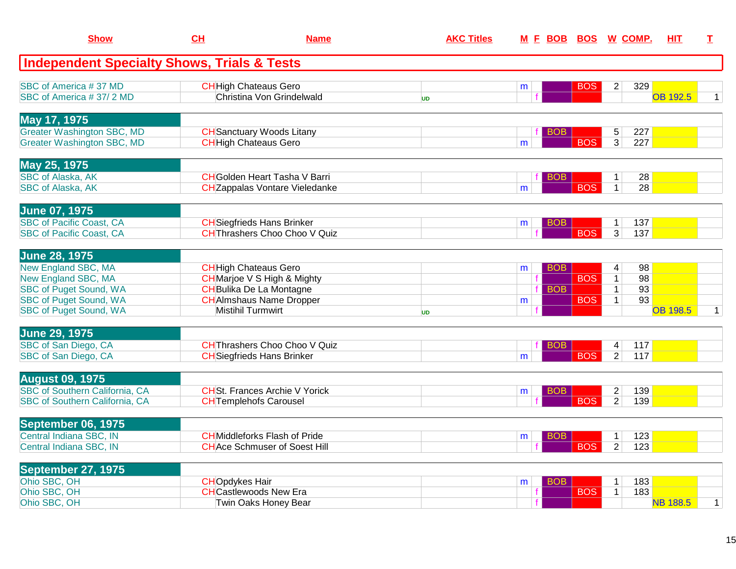| Show | CH | Name | AKC Titles | M | F | BOB | BOS | W | COMP. | HIT | T |
|---|---|---|---|---|---|---|---|---|---|---|---|
| **Independent Specialty Shows, Trials & Tests** | | | | | | | | | | | |
| SBC of America # 37 MD | CH | High Chateaus Gero | | m | | | BOS | 2 | 329 | | |
| SBC of America # 37/ 2 MD | | Christina Von Grindelwald | UD | | f | | | | | OB 192.5 | 1 |
| **May 17, 1975** | | | | | | | | | | | |
| Greater Washington SBC, MD | CH | Sanctuary Woods Litany | | | f | BOB | | 5 | 227 | | |
| Greater Washington SBC, MD | CH | High Chateaus Gero | | m | | | BOS | 3 | 227 | | |
| **May 25, 1975** | | | | | | | | | | | |
| SBC of Alaska, AK | CH | Golden Heart Tasha V Barri | | | f | BOB | | 1 | 28 | | |
| SBC of Alaska, AK | CH | Zappalas Vontare Vieledanke | | m | | | BOS | 1 | 28 | | |
| **June 07, 1975** | | | | | | | | | | | |
| SBC of Pacific Coast, CA | CH | Siegfrieds Hans Brinker | | m | | BOB | | 1 | 137 | | |
| SBC of Pacific Coast, CA | CH | Thrashers Choo Choo V Quiz | | | f | | BOS | 3 | 137 | | |
| **June 28, 1975** | | | | | | | | | | | |
| New England SBC, MA | CH | High Chateaus Gero | | m | | BOB | | 4 | 98 | | |
| New England SBC, MA | CH | Marjoe V S High & Mighty | | | f | | BOS | 1 | 98 | | |
| SBC of Puget Sound, WA | CH | Bulika De La Montagne | | | f | BOB | | 1 | 93 | | |
| SBC of Puget Sound, WA | CH | Almshaus Name Dropper | | m | | | BOS | 1 | 93 | | |
| SBC of Puget Sound, WA | | Mistihil Turmwirt | UD | | f | | | | | OB 198.5 | 1 |
| **June 29, 1975** | | | | | | | | | | | |
| SBC of San Diego, CA | CH | Thrashers Choo Choo V Quiz | | | f | BOB | | 4 | 117 | | |
| SBC of San Diego, CA | CH | Siegfrieds Hans Brinker | | m | | | BOS | 2 | 117 | | |
| **August 09, 1975** | | | | | | | | | | | |
| SBC of Southern California, CA | CH | St. Frances Archie V Yorick | | m | | BOB | | 2 | 139 | | |
| SBC of Southern California, CA | CH | Templehofs Carousel | | | f | | BOS | 2 | 139 | | |
| **September 06, 1975** | | | | | | | | | | | |
| Central Indiana SBC, IN | CH | Middleforks Flash of Pride | | m | | BOB | | 1 | 123 | | |
| Central Indiana SBC, IN | CH | Ace Schmuser of Soest Hill | | | f | | BOS | 2 | 123 | | |
| **September 27, 1975** | | | | | | | | | | | |
| Ohio SBC, OH | CH | Opdykes Hair | | m | | BOB | | 1 | 183 | | |
| Ohio SBC, OH | CH | Castlewoods New Era | | | f | | BOS | 1 | 183 | | |
| Ohio SBC, OH | | Twin Oaks Honey Bear | | | f | | | | | NB 188.5 | 1 |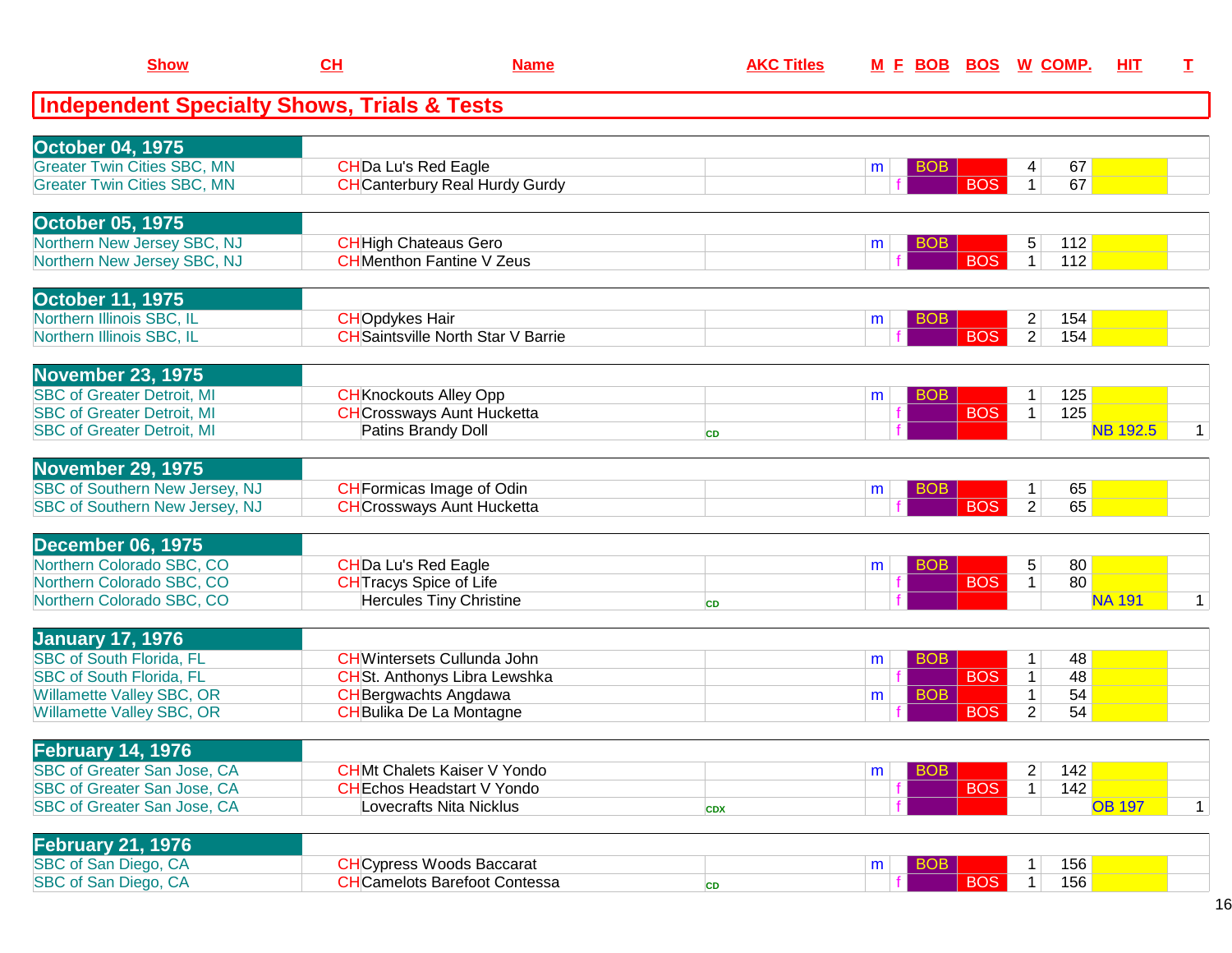| Show | CH | Name | AKC Titles | M | F | BOB | BOS | W | COMP. | HIT | T |
|---|---|---|---|---|---|---|---|---|---|---|---|

## Independent Specialty Shows, Trials & Tests

| Show | CH | Name | AKC Titles | M | F | BOB | BOS | W | COMP. | HIT | T |
|---|---|---|---|---|---|---|---|---|---|---|---|
| **October 04, 1975** | | | | | | | | | | | |
| Greater Twin Cities SBC, MN | CH | Da Lu's Red Eagle | | m | | BOB | | 4 | 67 | | |
| Greater Twin Cities SBC, MN | CH | Canterbury Real Hurdy Gurdy | | | f | | BOS | 1 | 67 | | |
| **October 05, 1975** | | | | | | | | | | | |
| Northern New Jersey SBC, NJ | CH | High Chateaus Gero | | m | | BOB | | 5 | 112 | | |
| Northern New Jersey SBC, NJ | CH | Menthon Fantine V Zeus | | | f | | BOS | 1 | 112 | | |
| **October 11, 1975** | | | | | | | | | | | |
| Northern Illinois SBC, IL | CH | Opdykes Hair | | m | | BOB | | 2 | 154 | | |
| Northern Illinois SBC, IL | CH | Saintsville North Star V Barrie | | | f | | BOS | 2 | 154 | | |
| **November 23, 1975** | | | | | | | | | | | |
| SBC of Greater Detroit, MI | CH | Knockouts Alley Opp | | m | | BOB | | 1 | 125 | | |
| SBC of Greater Detroit, MI | CH | Crossways Aunt Hucketta | | | f | | BOS | 1 | 125 | | |
| SBC of Greater Detroit, MI | | Patins Brandy Doll | CD | | f | | | | | NB 192.5 | 1 |
| **November 29, 1975** | | | | | | | | | | | |
| SBC of Southern New Jersey, NJ | CH | Formicas Image of Odin | | m | | BOB | | 1 | 65 | | |
| SBC of Southern New Jersey, NJ | CH | Crossways Aunt Hucketta | | | f | | BOS | 2 | 65 | | |
| **December 06, 1975** | | | | | | | | | | | |
| Northern Colorado SBC, CO | CH | Da Lu's Red Eagle | | m | | BOB | | 5 | 80 | | |
| Northern Colorado SBC, CO | CH | Tracys Spice of Life | | | f | | BOS | 1 | 80 | | |
| Northern Colorado SBC, CO | | Hercules Tiny Christine | CD | | f | | | | | NA 191 | 1 |
| **January 17, 1976** | | | | | | | | | | | |
| SBC of South Florida, FL | CH | Wintersets Cullunda John | | m | | BOB | | 1 | 48 | | |
| SBC of South Florida, FL | CH | St. Anthonys Libra Lewshka | | | f | | BOS | 1 | 48 | | |
| Willamette Valley SBC, OR | CH | Bergwachts Angdawa | | m | | BOB | | 1 | 54 | | |
| Willamette Valley SBC, OR | CH | Bulika De La Montagne | | | f | | BOS | 2 | 54 | | |
| **February 14, 1976** | | | | | | | | | | | |
| SBC of Greater San Jose, CA | CH | Mt Chalets Kaiser V Yondo | | m | | BOB | | 2 | 142 | | |
| SBC of Greater San Jose, CA | CH | Echos Headstart V Yondo | | | f | | BOS | 1 | 142 | | |
| SBC of Greater San Jose, CA | | Lovecrafts Nita Nicklus | CDX | | f | | | | | OB 197 | 1 |
| **February 21, 1976** | | | | | | | | | | | |
| SBC of San Diego, CA | CH | Cypress Woods Baccarat | | m | | BOB | | 1 | 156 | | |
| SBC of San Diego, CA | CH | Camelots Barefoot Contessa | CD | | f | | BOS | 1 | 156 | | |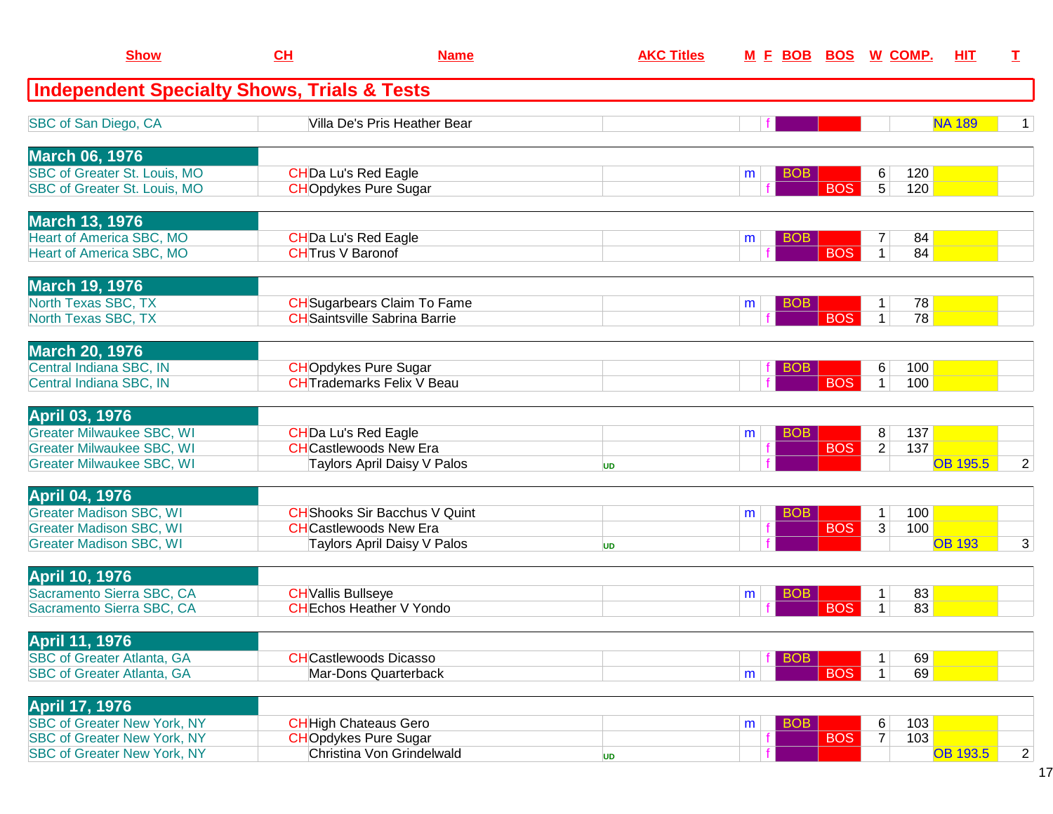| Show | CH | Name | AKC Titles | M | F | BOB | BOS | W | COMP. | HIT | T |
|---|---|---|---|---|---|---|---|---|---|---|---|

## Independent Specialty Shows, Trials & Tests

| Show | CH | Name | AKC Titles | M | F | BOB | BOS | W | COMP. | HIT | T |
|---|---|---|---|---|---|---|---|---|---|---|---|
| SBC of San Diego, CA | | Villa De's Pris Heather Bear | | | f | | | | | NA 189 | 1 |
| **March 06, 1976** | | | | | | | | | | | |
| SBC of Greater St. Louis, MO | CH | Da Lu's Red Eagle | | m | | BOB | | 6 | 120 | | |
| SBC of Greater St. Louis, MO | CH | Opdykes Pure Sugar | | | f | | BOS | 5 | 120 | | |
| **March 13, 1976** | | | | | | | | | | | |
| Heart of America SBC, MO | CH | Da Lu's Red Eagle | | m | | BOB | | 7 | 84 | | |
| Heart of America SBC, MO | CH | Trus V Baronof | | | f | | BOS | 1 | 84 | | |
| **March 19, 1976** | | | | | | | | | | | |
| North Texas SBC, TX | CH | Sugarbears Claim To Fame | | m | | BOB | | 1 | 78 | | |
| North Texas SBC, TX | CH | Saintsville Sabrina Barrie | | | f | | BOS | 1 | 78 | | |
| **March 20, 1976** | | | | | | | | | | | |
| Central Indiana SBC, IN | CH | Opdykes Pure Sugar | | | f | BOB | | 6 | 100 | | |
| Central Indiana SBC, IN | CH | Trademarks Felix V Beau | | | f | | BOS | 1 | 100 | | |
| **April 03, 1976** | | | | | | | | | | | |
| Greater Milwaukee SBC, WI | CH | Da Lu's Red Eagle | | m | | BOB | | 8 | 137 | | |
| Greater Milwaukee SBC, WI | CH | Castlewoods New Era | | | f | | BOS | 2 | 137 | | |
| Greater Milwaukee SBC, WI | | Taylors April Daisy V Palos | UD | | f | | | | | OB 195.5 | 2 |
| **April 04, 1976** | | | | | | | | | | | |
| Greater Madison SBC, WI | CH | Shooks Sir Bacchus V Quint | | m | | BOB | | 1 | 100 | | |
| Greater Madison SBC, WI | CH | Castlewoods New Era | | | f | | BOS | 3 | 100 | | |
| Greater Madison SBC, WI | | Taylors April Daisy V Palos | UD | | f | | | | | OB 193 | 3 |
| **April 10, 1976** | | | | | | | | | | | |
| Sacramento Sierra SBC, CA | CH | Vallis Bullseye | | m | | BOB | | 1 | 83 | | |
| Sacramento Sierra SBC, CA | CH | Echos Heather V Yondo | | | f | | BOS | 1 | 83 | | |
| **April 11, 1976** | | | | | | | | | | | |
| SBC of Greater Atlanta, GA | CH | Castlewoods Dicasso | | | f | BOB | | 1 | 69 | | |
| SBC of Greater Atlanta, GA | | Mar-Dons Quarterback | | m | | | BOS | 1 | 69 | | |
| **April 17, 1976** | | | | | | | | | | | |
| SBC of Greater New York, NY | CH | High Chateaus Gero | | m | | BOB | | 6 | 103 | | |
| SBC of Greater New York, NY | CH | Opdykes Pure Sugar | | | f | | BOS | 7 | 103 | | |
| SBC of Greater New York, NY | | Christina Von Grindelwald | UD | | f | | | | | OB 193.5 | 2 |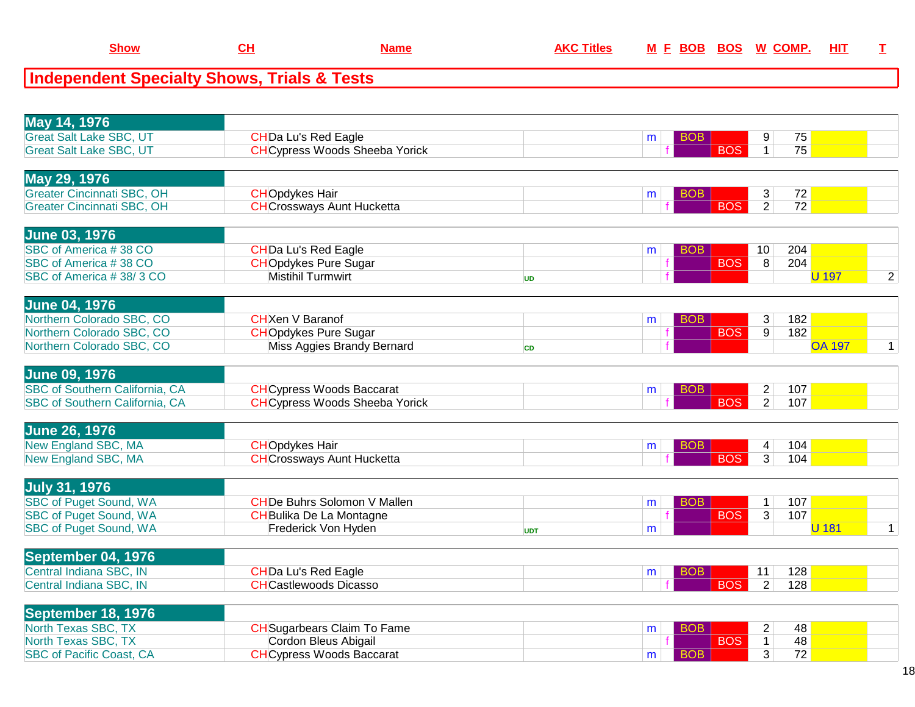| Show | CH | Name | AKC Titles | M | F | BOB | BOS | W | COMP. | HIT | T |
|---|---|---|---|---|---|---|---|---|---|---|---|

## Independent Specialty Shows, Trials & Tests

| Show | CH | Name | AKC Titles | M | F | BOB | BOS | W | COMP. | HIT | T |
|---|---|---|---|---|---|---|---|---|---|---|---|
| **May 14, 1976** | | | | | | | | | | | |
| Great Salt Lake SBC, UT | CH | Da Lu's Red Eagle | | m | | BOB | | 9 | 75 | | |
| Great Salt Lake SBC, UT | CH | Cypress Woods Sheeba Yorick | | | f | | BOS | 1 | 75 | | |
| **May 29, 1976** | | | | | | | | | | | |
| Greater Cincinnati SBC, OH | CH | Opdykes Hair | | m | | BOB | | 3 | 72 | | |
| Greater Cincinnati SBC, OH | CH | Crossways Aunt Hucketta | | | f | | BOS | 2 | 72 | | |
| **June 03, 1976** | | | | | | | | | | | |
| SBC of America # 38 CO | CH | Da Lu's Red Eagle | | m | | BOB | | 10 | 204 | | |
| SBC of America # 38 CO | CH | Opdykes Pure Sugar | | | f | | BOS | 8 | 204 | | |
| SBC of America # 38/ 3 CO | | Mistihil Turmwirt | UD | | f | | | | | U 197 | 2 |
| **June 04, 1976** | | | | | | | | | | | |
| Northern Colorado SBC, CO | CH | Xen V Baranof | | m | | BOB | | 3 | 182 | | |
| Northern Colorado SBC, CO | CH | Opdykes Pure Sugar | | | f | | BOS | 9 | 182 | | |
| Northern Colorado SBC, CO | | Miss Aggies Brandy Bernard | CD | | f | | | | | OA 197 | 1 |
| **June 09, 1976** | | | | | | | | | | | |
| SBC of Southern California, CA | CH | Cypress Woods Baccarat | | m | | BOB | | 2 | 107 | | |
| SBC of Southern California, CA | CH | Cypress Woods Sheeba Yorick | | | f | | BOS | 2 | 107 | | |
| **June 26, 1976** | | | | | | | | | | | |
| New England SBC, MA | CH | Opdykes Hair | | m | | BOB | | 4 | 104 | | |
| New England SBC, MA | CH | Crossways Aunt Hucketta | | | f | | BOS | 3 | 104 | | |
| **July 31, 1976** | | | | | | | | | | | |
| SBC of Puget Sound, WA | CH | De Buhrs Solomon V Mallen | | m | | BOB | | 1 | 107 | | |
| SBC of Puget Sound, WA | CH | Bulika De La Montagne | | | f | | BOS | 3 | 107 | | |
| SBC of Puget Sound, WA | | Frederick Von Hyden | UDT | m | | | | | | U 181 | 1 |
| **September 04, 1976** | | | | | | | | | | | |
| Central Indiana SBC, IN | CH | Da Lu's Red Eagle | | m | | BOB | | 11 | 128 | | |
| Central Indiana SBC, IN | CH | Castlewoods Dicasso | | | f | | BOS | 2 | 128 | | |
| **September 18, 1976** | | | | | | | | | | | |
| North Texas SBC, TX | CH | Sugarbears Claim To Fame | | m | | BOB | | 2 | 48 | | |
| North Texas SBC, TX | | Cordon Bleus Abigail | | | f | | BOS | 1 | 48 | | |
| SBC of Pacific Coast, CA | CH | Cypress Woods Baccarat | | m | | BOB | | 3 | 72 | | |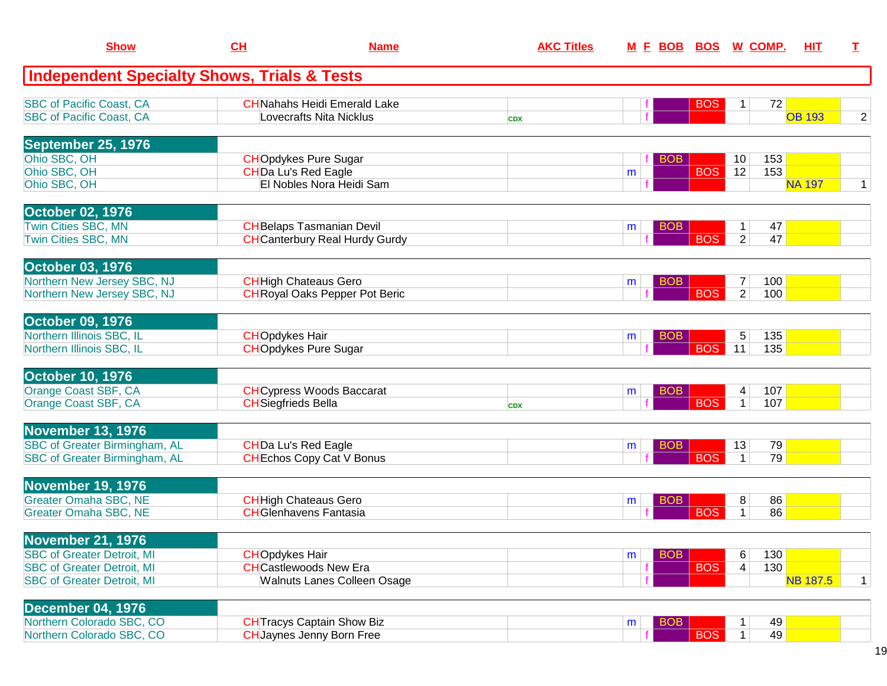| Show | CH | Name | AKC Titles | M | F | BOB | BOS | W | COMP. | HIT | T |
|---|---|---|---|---|---|---|---|---|---|---|---|

## Independent Specialty Shows, Trials & Tests

| Show | CH | Name | AKC Titles | M | F | BOB | BOS | W | COMP. | HIT | T |
|---|---|---|---|---|---|---|---|---|---|---|---|
| SBC of Pacific Coast, CA | CH | Nahahs Heidi Emerald Lake | | | f | | BOS | 1 | 72 | | |
| SBC of Pacific Coast, CA | | Lovecrafts Nita Nicklus | CDX | | f | | | | | OB 193 | 2 |
| **September 25, 1976** | | | | | | | | | | | |
| Ohio SBC, OH | CH | Opdykes Pure Sugar | | | f | BOB | | 10 | 153 | | |
| Ohio SBC, OH | CH | Da Lu's Red Eagle | | m | | | BOS | 12 | 153 | | |
| Ohio SBC, OH | | El Nobles Nora Heidi Sam | | | f | | | | | NA 197 | 1 |
| **October 02, 1976** | | | | | | | | | | | |
| Twin Cities SBC, MN | CH | Belaps Tasmanian Devil | | m | | BOB | | 1 | 47 | | |
| Twin Cities SBC, MN | CH | Canterbury Real Hurdy Gurdy | | | f | | BOS | 2 | 47 | | |
| **October 03, 1976** | | | | | | | | | | | |
| Northern New Jersey SBC, NJ | CH | High Chateaus Gero | | m | | BOB | | 7 | 100 | | |
| Northern New Jersey SBC, NJ | CH | Royal Oaks Pepper Pot Beric | | | f | | BOS | 2 | 100 | | |
| **October 09, 1976** | | | | | | | | | | | |
| Northern Illinois SBC, IL | CH | Opdykes Hair | | m | | BOB | | 5 | 135 | | |
| Northern Illinois SBC, IL | CH | Opdykes Pure Sugar | | | f | | BOS | 11 | 135 | | |
| **October 10, 1976** | | | | | | | | | | | |
| Orange Coast SBF, CA | CH | Cypress Woods Baccarat | | m | | BOB | | 4 | 107 | | |
| Orange Coast SBF, CA | CH | Siegfrieds Bella | CDX | | f | | BOS | 1 | 107 | | |
| **November 13, 1976** | | | | | | | | | | | |
| SBC of Greater Birmingham, AL | CH | Da Lu's Red Eagle | | m | | BOB | | 13 | 79 | | |
| SBC of Greater Birmingham, AL | CH | Echos Copy Cat V Bonus | | | f | | BOS | 1 | 79 | | |
| **November 19, 1976** | | | | | | | | | | | |
| Greater Omaha SBC, NE | CH | High Chateaus Gero | | m | | BOB | | 8 | 86 | | |
| Greater Omaha SBC, NE | CH | Glenhavens Fantasia | | | f | | BOS | 1 | 86 | | |
| **November 21, 1976** | | | | | | | | | | | |
| SBC of Greater Detroit, MI | CH | Opdykes Hair | | m | | BOB | | 6 | 130 | | |
| SBC of Greater Detroit, MI | CH | Castlewoods New Era | | | f | | BOS | 4 | 130 | | |
| SBC of Greater Detroit, MI | | Walnuts Lanes Colleen Osage | | | f | | | | | NB 187.5 | 1 |
| **December 04, 1976** | | | | | | | | | | | |
| Northern Colorado SBC, CO | CH | Tracys Captain Show Biz | | m | | BOB | | 1 | 49 | | |
| Northern Colorado SBC, CO | CH | Jaynes Jenny Born Free | | | f | | BOS | 1 | 49 | | |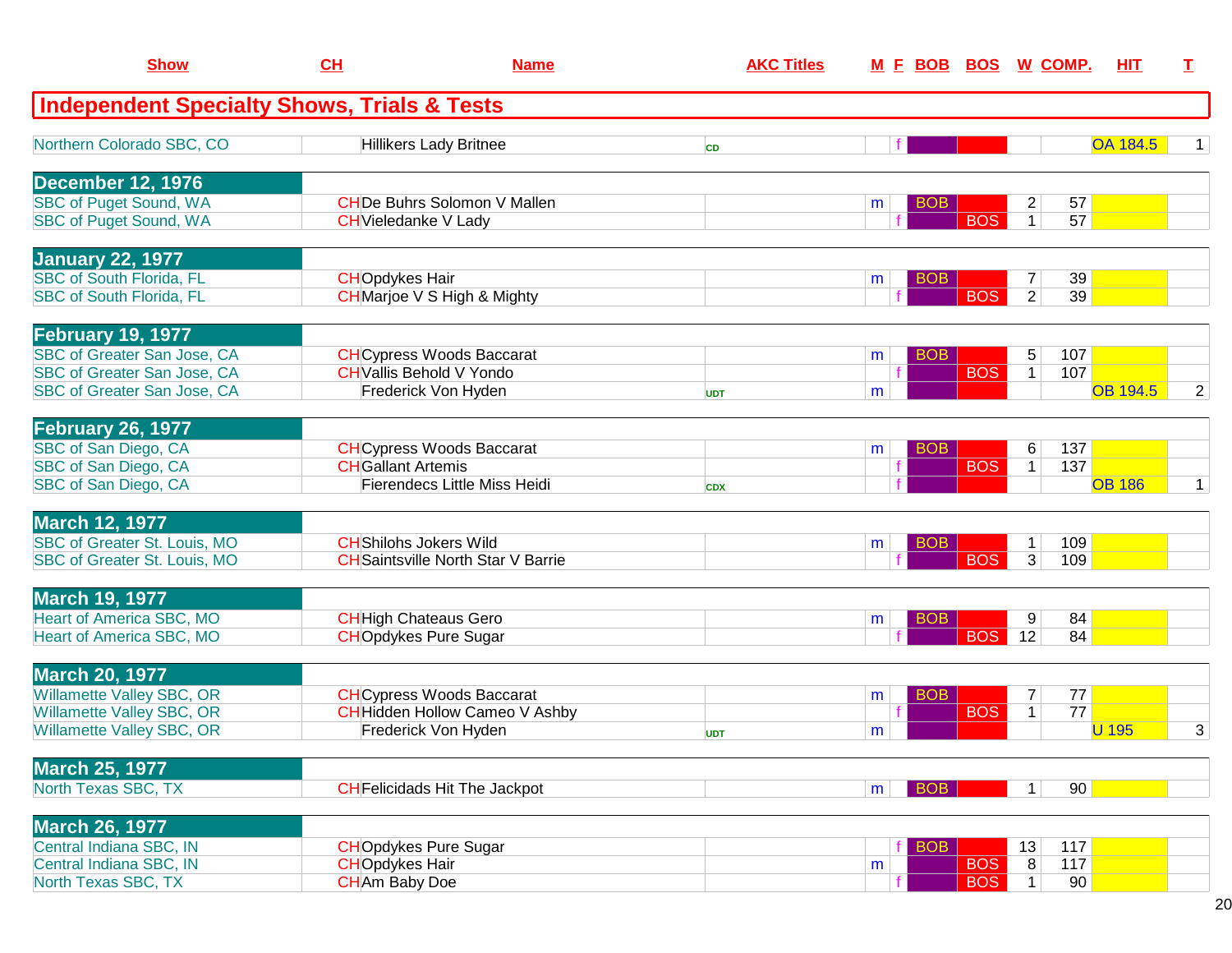| Show | CH | Name | AKC Titles | M | F | BOB | BOS | W | COMP. | HIT | T |
|---|---|---|---|---|---|---|---|---|---|---|---|
| **Independent Specialty Shows, Trials & Tests** | | | | | | | | | | | |
| Northern Colorado SBC, CO | | Hillikers Lady Britnee | CD | | f | | | | | OA 184.5 | 1 |
| **December 12, 1976** | | | | | | | | | | | |
| SBC of Puget Sound, WA | CH | De Buhrs Solomon V Mallen | | m | | BOB | | 2 | 57 | | |
| SBC of Puget Sound, WA | CH | Vieledanke V Lady | | | f | | BOS | 1 | 57 | | |
| **January 22, 1977** | | | | | | | | | | | |
| SBC of South Florida, FL | CH | Opdykes Hair | | m | | BOB | | 7 | 39 | | |
| SBC of South Florida, FL | CH | Marjoe V S High & Mighty | | | f | | BOS | 2 | 39 | | |
| **February 19, 1977** | | | | | | | | | | | |
| SBC of Greater San Jose, CA | CH | Cypress Woods Baccarat | | m | | BOB | | 5 | 107 | | |
| SBC of Greater San Jose, CA | CH | Vallis Behold V Yondo | | | f | | BOS | 1 | 107 | | |
| SBC of Greater San Jose, CA | | Frederick Von Hyden | UDT | m | | | | | | OB 194.5 | 2 |
| **February 26, 1977** | | | | | | | | | | | |
| SBC of San Diego, CA | CH | Cypress Woods Baccarat | | m | | BOB | | 6 | 137 | | |
| SBC of San Diego, CA | CH | Gallant Artemis | | | f | | BOS | 1 | 137 | | |
| SBC of San Diego, CA | | Fierendecs Little Miss Heidi | CDX | | f | | | | | OB 186 | 1 |
| **March 12, 1977** | | | | | | | | | | | |
| SBC of Greater St. Louis, MO | CH | Shilohs Jokers Wild | | m | | BOB | | 1 | 109 | | |
| SBC of Greater St. Louis, MO | CH | Saintsville North Star V Barrie | | | f | | BOS | 3 | 109 | | |
| **March 19, 1977** | | | | | | | | | | | |
| Heart of America SBC, MO | CH | High Chateaus Gero | | m | | BOB | | 9 | 84 | | |
| Heart of America SBC, MO | CH | Opdykes Pure Sugar | | | f | | BOS | 12 | 84 | | |
| **March 20, 1977** | | | | | | | | | | | |
| Willamette Valley SBC, OR | CH | Cypress Woods Baccarat | | m | | BOB | | 7 | 77 | | |
| Willamette Valley SBC, OR | CH | Hidden Hollow Cameo V Ashby | | | f | | BOS | 1 | 77 | | |
| Willamette Valley SBC, OR | | Frederick Von Hyden | UDT | m | | | | | | U 195 | 3 |
| **March 25, 1977** | | | | | | | | | | | |
| North Texas SBC, TX | CH | Felicidads Hit The Jackpot | | m | | BOB | | 1 | 90 | | |
| **March 26, 1977** | | | | | | | | | | | |
| Central Indiana SBC, IN | CH | Opdykes Pure Sugar | | | f | BOB | | 13 | 117 | | |
| Central Indiana SBC, IN | CH | Opdykes Hair | | m | | | BOS | 8 | 117 | | |
| North Texas SBC, TX | CH | Am Baby Doe | | | f | | BOS | 1 | 90 | | |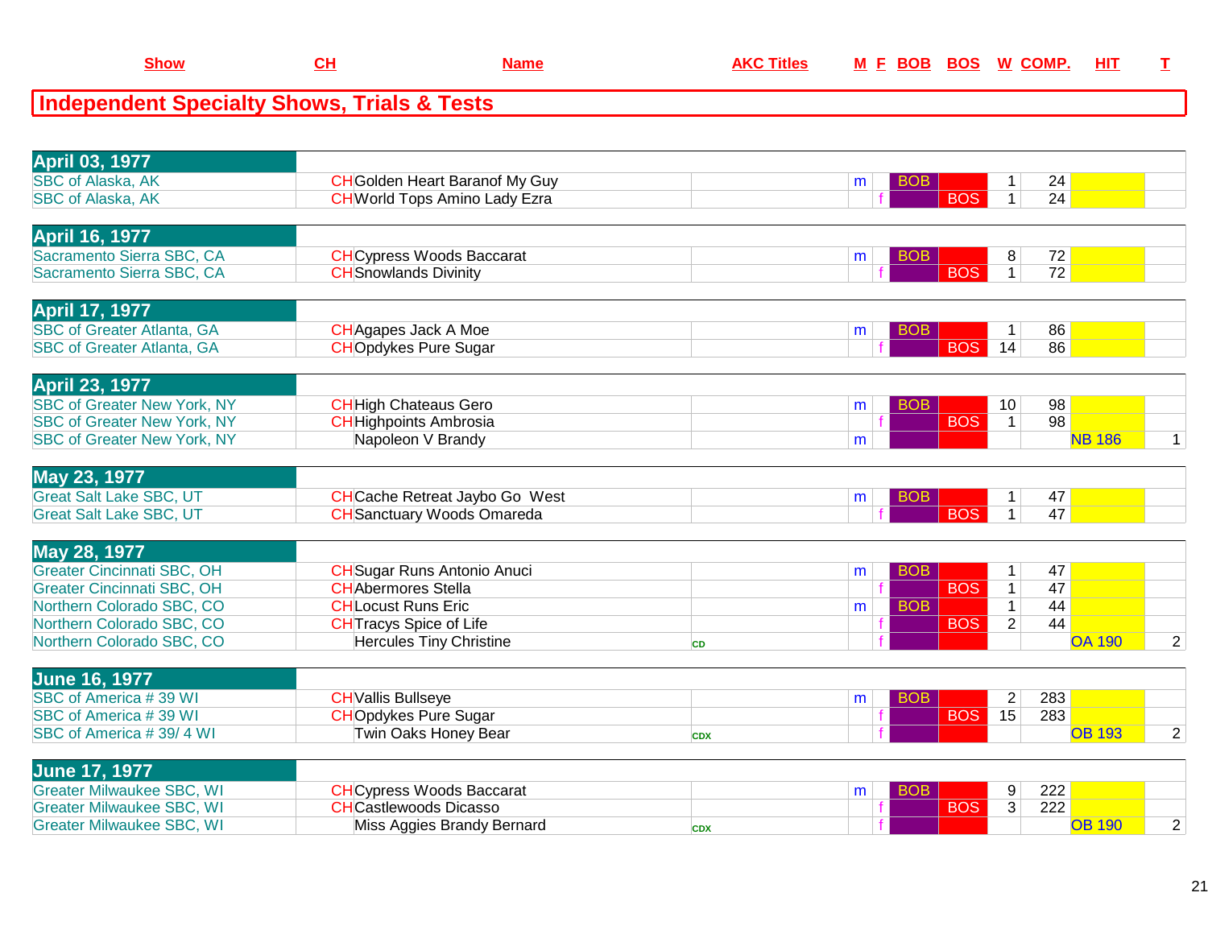| Show | CH | Name | AKC Titles | M | F | BOB | BOS | W | COMP. | HIT | T |
|---|---|---|---|---|---|---|---|---|---|---|---|

# Independent Specialty Shows, Trials & Tests

| Show | CH | Name | AKC Titles | M | F | BOB | BOS | W | COMP. | HIT | T |
|---|---|---|---|---|---|---|---|---|---|---|---|
| **April 03, 1977** | | | | | | | | | | | |
| SBC of Alaska, AK | CH | Golden Heart Baranof My Guy | | m | | BOB | | 1 | 24 | | |
| SBC of Alaska, AK | CH | World Tops Amino Lady Ezra | | | f | | BOS | 1 | 24 | | |
| **April 16, 1977** | | | | | | | | | | | |
| Sacramento Sierra SBC, CA | CH | Cypress Woods Baccarat | | m | | BOB | | 8 | 72 | | |
| Sacramento Sierra SBC, CA | CH | Snowlands Divinity | | | f | | BOS | 1 | 72 | | |
| **April 17, 1977** | | | | | | | | | | | |
| SBC of Greater Atlanta, GA | CH | Agapes Jack A Moe | | m | | BOB | | 1 | 86 | | |
| SBC of Greater Atlanta, GA | CH | Opdykes Pure Sugar | | | f | | BOS | 14 | 86 | | |
| **April 23, 1977** | | | | | | | | | | | |
| SBC of Greater New York, NY | CH | High Chateaus Gero | | m | | BOB | | 10 | 98 | | |
| SBC of Greater New York, NY | CH | Highpoints Ambrosia | | | f | | BOS | 1 | 98 | | |
| SBC of Greater New York, NY | | Napoleon V Brandy | | m | | | | | | NB 186 | 1 |
| **May 23, 1977** | | | | | | | | | | | |
| Great Salt Lake SBC, UT | CH | Cache Retreat Jaybo Go West | | m | | BOB | | 1 | 47 | | |
| Great Salt Lake SBC, UT | CH | Sanctuary Woods Omareda | | | f | | BOS | 1 | 47 | | |
| **May 28, 1977** | | | | | | | | | | | |
| Greater Cincinnati SBC, OH | CH | Sugar Runs Antonio Anuci | | m | | BOB | | 1 | 47 | | |
| Greater Cincinnati SBC, OH | CH | Abermores Stella | | | f | | BOS | 1 | 47 | | |
| Northern Colorado SBC, CO | CH | Locust Runs Eric | | m | | BOB | | 1 | 44 | | |
| Northern Colorado SBC, CO | CH | Tracys Spice of Life | | | f | | BOS | 2 | 44 | | |
| Northern Colorado SBC, CO | | Hercules Tiny Christine | CD | | f | | | | | OA 190 | 2 |
| **June 16, 1977** | | | | | | | | | | | |
| SBC of America # 39 WI | CH | Vallis Bullseye | | m | | BOB | | 2 | 283 | | |
| SBC of America # 39 WI | CH | Opdykes Pure Sugar | | | f | | BOS | 15 | 283 | | |
| SBC of America # 39/ 4 WI | | Twin Oaks Honey Bear | CDX | | f | | | | | OB 193 | 2 |
| **June 17, 1977** | | | | | | | | | | | |
| Greater Milwaukee SBC, WI | CH | Cypress Woods Baccarat | | m | | BOB | | 9 | 222 | | |
| Greater Milwaukee SBC, WI | CH | Castlewoods Dicasso | | | f | | BOS | 3 | 222 | | |
| Greater Milwaukee SBC, WI | | Miss Aggies Brandy Bernard | CDX | | f | | | | | OB 190 | 2 |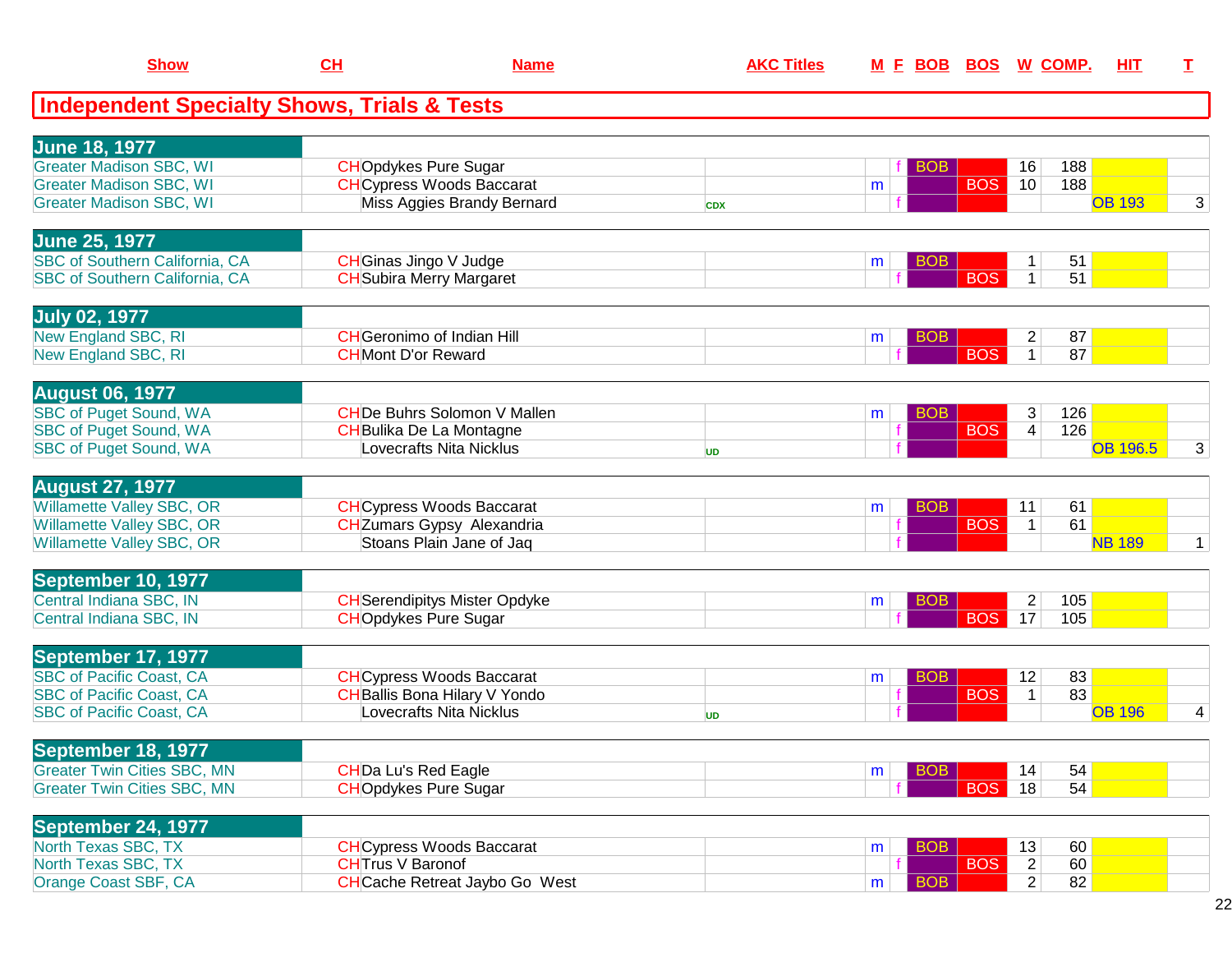| Show | CH | Name | AKC Titles | M | F | BOB | BOS | W | COMP. | HIT | T |
|---|---|---|---|---|---|---|---|---|---|---|---|

## Independent Specialty Shows, Trials & Tests

| Show | CH | Name | AKC Titles | M | F | BOB | BOS | W | COMP. | HIT | T |
|---|---|---|---|---|---|---|---|---|---|---|---|
| **June 18, 1977** | | | | | | | | | | | |
| Greater Madison SBC, WI | CH | Opdykes Pure Sugar | | | f | BOB | | 16 | 188 | | |
| Greater Madison SBC, WI | CH | Cypress Woods Baccarat | | m | | | BOS | 10 | 188 | | |
| Greater Madison SBC, WI | | Miss Aggies Brandy Bernard | CDX | | f | | | | | OB 193 | 3 |
| **June 25, 1977** | | | | | | | | | | | |
| SBC of Southern California, CA | CH | Ginas Jingo V Judge | | m | | BOB | | 1 | 51 | | |
| SBC of Southern California, CA | CH | Subira Merry Margaret | | | f | | BOS | 1 | 51 | | |
| **July 02, 1977** | | | | | | | | | | | |
| New England SBC, RI | CH | Geronimo of Indian Hill | | m | | BOB | | 2 | 87 | | |
| New England SBC, RI | CH | Mont D'or Reward | | | f | | BOS | 1 | 87 | | |
| **August 06, 1977** | | | | | | | | | | | |
| SBC of Puget Sound, WA | CH | De Buhrs Solomon V Mallen | | m | | BOB | | 3 | 126 | | |
| SBC of Puget Sound, WA | CH | Bulika De La Montagne | | | f | | BOS | 4 | 126 | | |
| SBC of Puget Sound, WA | | Lovecrafts Nita Nicklus | UD | | f | | | | | OB 196.5 | 3 |
| **August 27, 1977** | | | | | | | | | | | |
| Willamette Valley SBC, OR | CH | Cypress Woods Baccarat | | m | | BOB | | 11 | 61 | | |
| Willamette Valley SBC, OR | CH | Zumars Gypsy Alexandria | | | f | | BOS | 1 | 61 | | |
| Willamette Valley SBC, OR | | Stoans Plain Jane of Jaq | | | f | | | | | NB 189 | 1 |
| **September 10, 1977** | | | | | | | | | | | |
| Central Indiana SBC, IN | CH | Serendipitys Mister Opdyke | | m | | BOB | | 2 | 105 | | |
| Central Indiana SBC, IN | CH | Opdykes Pure Sugar | | | f | | BOS | 17 | 105 | | |
| **September 17, 1977** | | | | | | | | | | | |
| SBC of Pacific Coast, CA | CH | Cypress Woods Baccarat | | m | | BOB | | 12 | 83 | | |
| SBC of Pacific Coast, CA | CH | Ballis Bona Hilary V Yondo | | | f | | BOS | 1 | 83 | | |
| SBC of Pacific Coast, CA | | Lovecrafts Nita Nicklus | UD | | f | | | | | OB 196 | 4 |
| **September 18, 1977** | | | | | | | | | | | |
| Greater Twin Cities SBC, MN | CH | Da Lu's Red Eagle | | m | | BOB | | 14 | 54 | | |
| Greater Twin Cities SBC, MN | CH | Opdykes Pure Sugar | | | f | | BOS | 18 | 54 | | |
| **September 24, 1977** | | | | | | | | | | | |
| North Texas SBC, TX | CH | Cypress Woods Baccarat | | m | | BOB | | 13 | 60 | | |
| North Texas SBC, TX | CH | Trus V Baronof | | | f | | BOS | 2 | 60 | | |
| Orange Coast SBF, CA | CH | Cache Retreat Jaybo Go West | | m | | BOB | | 2 | 82 | | |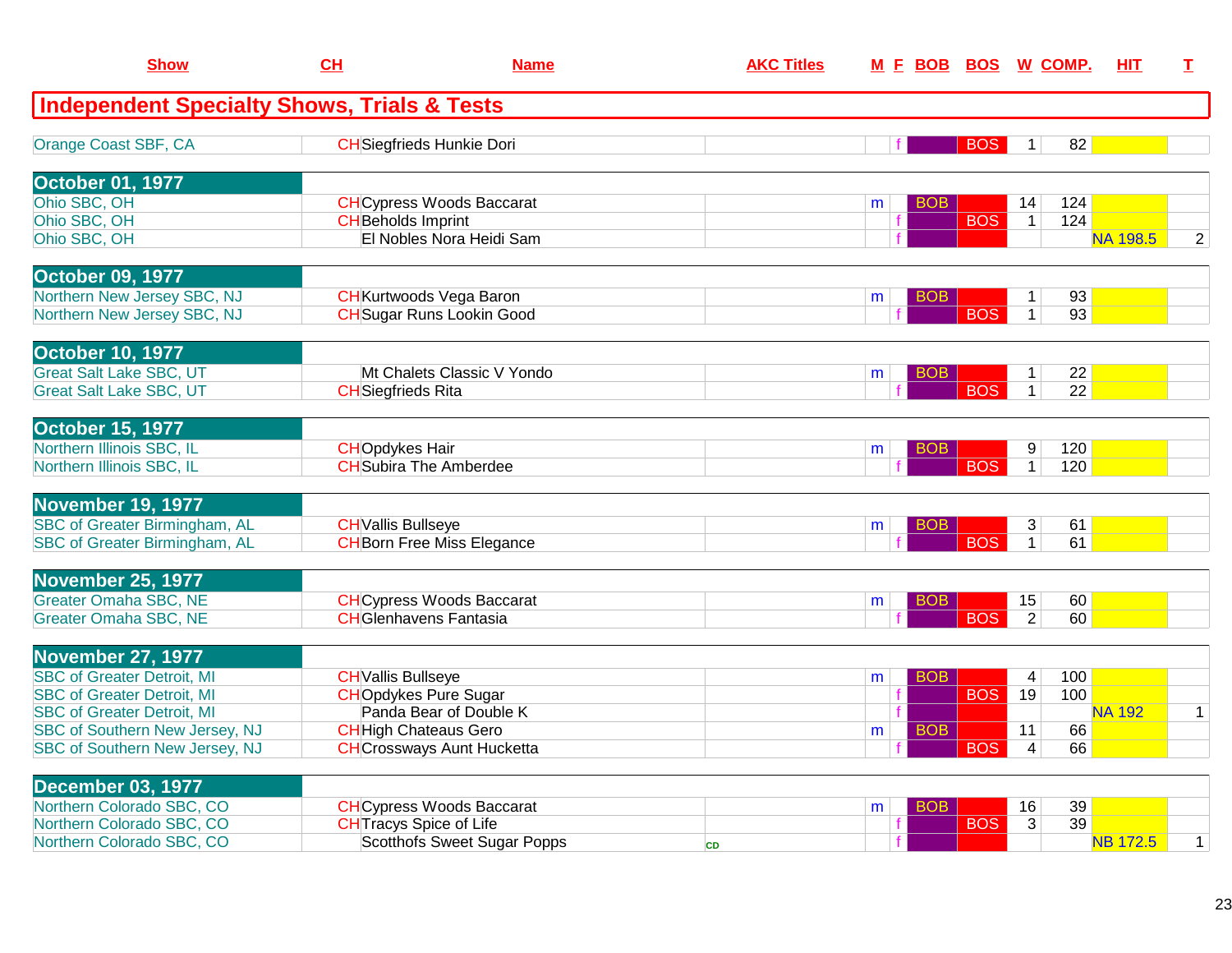| Show | CH | Name | AKC Titles | M | F | BOB | BOS | W | COMP. | HIT | T |
|---|---|---|---|---|---|---|---|---|---|---|---|
| **Independent Specialty Shows, Trials & Tests** | | | | | | | | | | | |
| Orange Coast SBF, CA | CH | Siegfrieds Hunkie Dori | | | f | | BOS | 1 | 82 | | |
| **October 01, 1977** | | | | | | | | | | | |
| Ohio SBC, OH | CH | Cypress Woods Baccarat | | m | | BOB | | 14 | 124 | | |
| Ohio SBC, OH | CH | Beholds Imprint | | | f | | BOS | 1 | 124 | | |
| Ohio SBC, OH | | El Nobles Nora Heidi Sam | | | f | | | | | NA 198.5 | 2 |
| **October 09, 1977** | | | | | | | | | | | |
| Northern New Jersey SBC, NJ | CH | Kurtwoods Vega Baron | | m | | BOB | | 1 | 93 | | |
| Northern New Jersey SBC, NJ | CH | Sugar Runs Lookin Good | | | f | | BOS | 1 | 93 | | |
| **October 10, 1977** | | | | | | | | | | | |
| Great Salt Lake SBC, UT | | Mt Chalets Classic V Yondo | | m | | BOB | | 1 | 22 | | |
| Great Salt Lake SBC, UT | CH | Siegfrieds Rita | | | f | | BOS | 1 | 22 | | |
| **October 15, 1977** | | | | | | | | | | | |
| Northern Illinois SBC, IL | CH | Opdykes Hair | | m | | BOB | | 9 | 120 | | |
| Northern Illinois SBC, IL | CH | Subira The Amberdee | | | f | | BOS | 1 | 120 | | |
| **November 19, 1977** | | | | | | | | | | | |
| SBC of Greater Birmingham, AL | CH | Vallis Bullseye | | m | | BOB | | 3 | 61 | | |
| SBC of Greater Birmingham, AL | CH | Born Free Miss Elegance | | | f | | BOS | 1 | 61 | | |
| **November 25, 1977** | | | | | | | | | | | |
| Greater Omaha SBC, NE | CH | Cypress Woods Baccarat | | m | | BOB | | 15 | 60 | | |
| Greater Omaha SBC, NE | CH | Glenhavens Fantasia | | | f | | BOS | 2 | 60 | | |
| **November 27, 1977** | | | | | | | | | | | |
| SBC of Greater Detroit, MI | CH | Vallis Bullseye | | m | | BOB | | 4 | 100 | | |
| SBC of Greater Detroit, MI | CH | Opdykes Pure Sugar | | | f | | BOS | 19 | 100 | | |
| SBC of Greater Detroit, MI | | Panda Bear of Double K | | | f | | | | | NA 192 | 1 |
| SBC of Southern New Jersey, NJ | CH | High Chateaus Gero | | m | | BOB | | 11 | 66 | | |
| SBC of Southern New Jersey, NJ | CH | Crossways Aunt Hucketta | | | f | | BOS | 4 | 66 | | |
| **December 03, 1977** | | | | | | | | | | | |
| Northern Colorado SBC, CO | CH | Cypress Woods Baccarat | | m | | BOB | | 16 | 39 | | |
| Northern Colorado SBC, CO | CH | Tracys Spice of Life | | | f | | BOS | 3 | 39 | | |
| Northern Colorado SBC, CO | | Scotthofs Sweet Sugar Popps | CD | | f | | | | | NB 172.5 | 1 |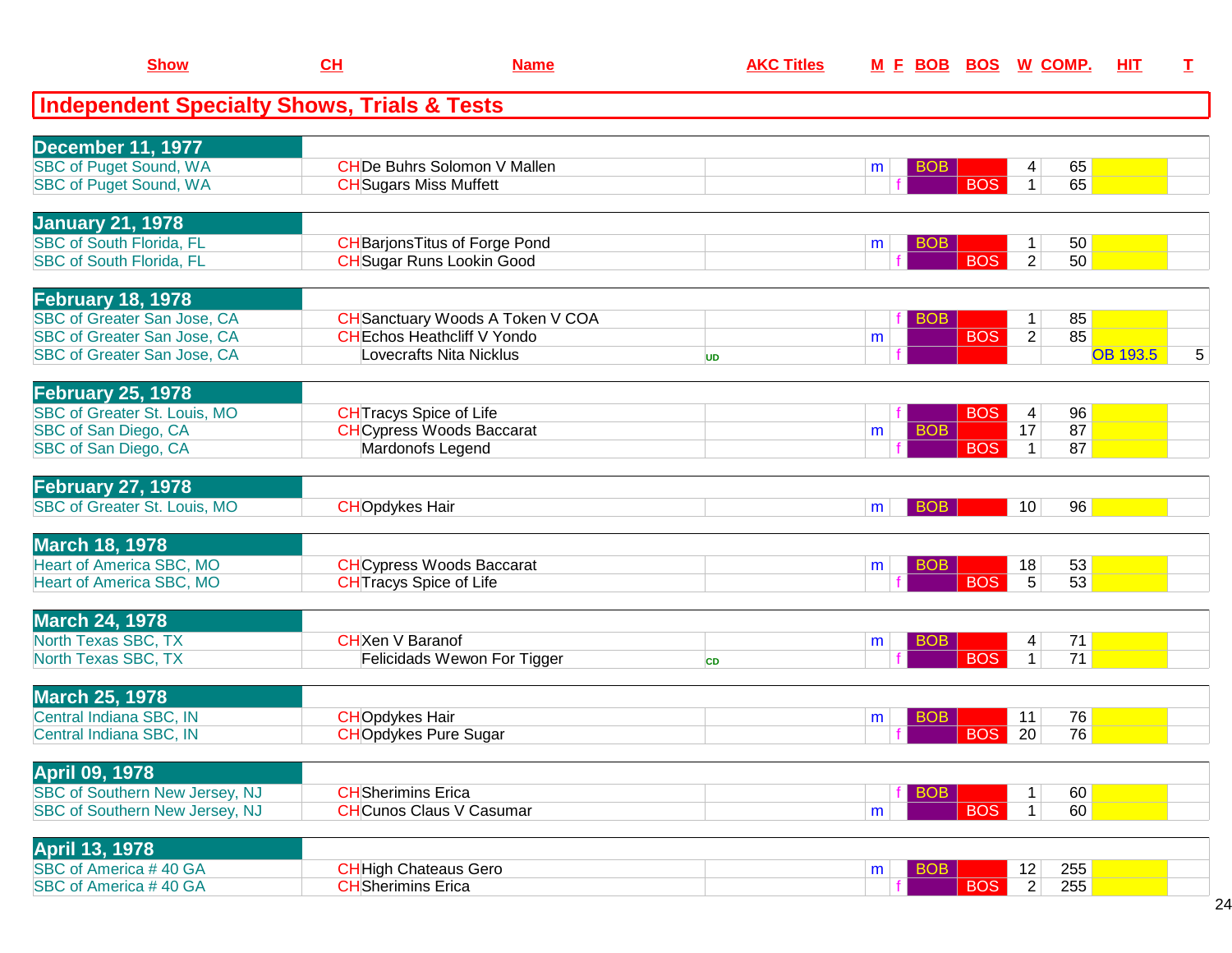| Show | CH | Name | AKC Titles | M | F | BOB | BOS | W | COMP. | HIT | T |
|---|---|---|---|---|---|---|---|---|---|---|---|

## Independent Specialty Shows, Trials & Tests

| Show | CH | Name | AKC Titles | M | F | BOB | BOS | W | COMP. | HIT | T |
|---|---|---|---|---|---|---|---|---|---|---|---|
| **December 11, 1977** | | | | | | | | | | | |
| SBC of Puget Sound, WA | CH | De Buhrs Solomon V Mallen | | m | | BOB | | 4 | 65 | | |
| SBC of Puget Sound, WA | CH | Sugars Miss Muffett | | | f | | BOS | 1 | 65 | | |
| **January 21, 1978** | | | | | | | | | | | |
| SBC of South Florida, FL | CH | BarjonsTitus of Forge Pond | | m | | BOB | | 1 | 50 | | |
| SBC of South Florida, FL | CH | Sugar Runs Lookin Good | | | f | | BOS | 2 | 50 | | |
| **February 18, 1978** | | | | | | | | | | | |
| SBC of Greater San Jose, CA | CH | Sanctuary Woods A Token V COA | | | f | BOB | | 1 | 85 | | |
| SBC of Greater San Jose, CA | CH | Echos Heathcliff V Yondo | | m | | | BOS | 2 | 85 | | |
| SBC of Greater San Jose, CA | | Lovecrafts Nita Nicklus | UD | | f | | | | | OB 193.5 | 5 |
| **February 25, 1978** | | | | | | | | | | | |
| SBC of Greater St. Louis, MO | CH | Tracys Spice of Life | | | f | | BOS | 4 | 96 | | |
| SBC of San Diego, CA | CH | Cypress Woods Baccarat | | m | | BOB | | 17 | 87 | | |
| SBC of San Diego, CA | | Mardonofs Legend | | | f | | BOS | 1 | 87 | | |
| **February 27, 1978** | | | | | | | | | | | |
| SBC of Greater St. Louis, MO | CH | Opdykes Hair | | m | | BOB | | 10 | 96 | | |
| **March 18, 1978** | | | | | | | | | | | |
| Heart of America SBC, MO | CH | Cypress Woods Baccarat | | m | | BOB | | 18 | 53 | | |
| Heart of America SBC, MO | CH | Tracys Spice of Life | | | f | | BOS | 5 | 53 | | |
| **March 24, 1978** | | | | | | | | | | | |
| North Texas SBC, TX | CH | Xen V Baranof | | m | | BOB | | 4 | 71 | | |
| North Texas SBC, TX | | Felicidads Wewon For Tigger | CD | | f | | BOS | 1 | 71 | | |
| **March 25, 1978** | | | | | | | | | | | |
| Central Indiana SBC, IN | CH | Opdykes Hair | | m | | BOB | | 11 | 76 | | |
| Central Indiana SBC, IN | CH | Opdykes Pure Sugar | | | f | | BOS | 20 | 76 | | |
| **April 09, 1978** | | | | | | | | | | | |
| SBC of Southern New Jersey, NJ | CH | Sherimins Erica | | | f | BOB | | 1 | 60 | | |
| SBC of Southern New Jersey, NJ | CH | Cunos Claus V Casumar | | m | | | BOS | 1 | 60 | | |
| **April 13, 1978** | | | | | | | | | | | |
| SBC of America # 40 GA | CH | High Chateaus Gero | | m | | BOB | | 12 | 255 | | |
| SBC of America # 40 GA | CH | Sherimins Erica | | | f | | BOS | 2 | 255 | | |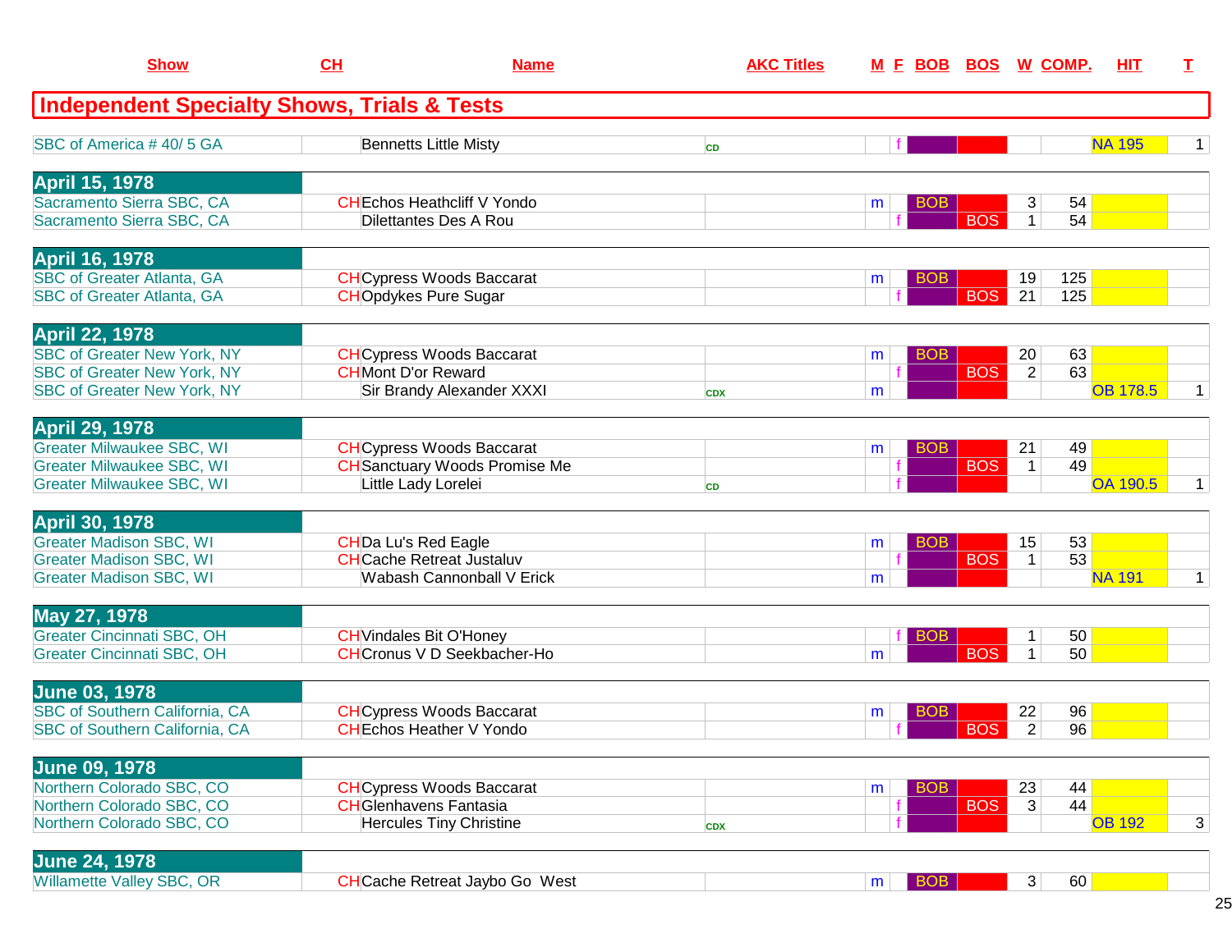| Show | CH | Name | AKC Titles | M | F | BOB | BOS | W | COMP. | HIT | T |
|---|---|---|---|---|---|---|---|---|---|---|---|
| **Independent Specialty Shows, Trials & Tests** | | | | | | | | | | | |
| SBC of America # 40/ 5 GA | | Bennetts Little Misty | CD | | f | | | | | NA 195 | 1 |
| **April 15, 1978** | | | | | | | | | | | |
| Sacramento Sierra SBC, CA | CH | Echos Heathcliff V Yondo | | m | | BOB | | 3 | 54 | | |
| Sacramento Sierra SBC, CA | | Dilettantes Des A Rou | | | f | | BOS | 1 | 54 | | |
| **April 16, 1978** | | | | | | | | | | | |
| SBC of Greater Atlanta, GA | CH | Cypress Woods Baccarat | | m | | BOB | | 19 | 125 | | |
| SBC of Greater Atlanta, GA | CH | Opdykes Pure Sugar | | | f | | BOS | 21 | 125 | | |
| **April 22, 1978** | | | | | | | | | | | |
| SBC of Greater New York, NY | CH | Cypress Woods Baccarat | | m | | BOB | | 20 | 63 | | |
| SBC of Greater New York, NY | CH | Mont D'or Reward | | | f | | BOS | 2 | 63 | | |
| SBC of Greater New York, NY | | Sir Brandy Alexander XXXI | CDX | m | | | | | | OB 178.5 | 1 |
| **April 29, 1978** | | | | | | | | | | | |
| Greater Milwaukee SBC, WI | CH | Cypress Woods Baccarat | | m | | BOB | | 21 | 49 | | |
| Greater Milwaukee SBC, WI | CH | Sanctuary Woods Promise Me | | | f | | BOS | 1 | 49 | | |
| Greater Milwaukee SBC, WI | | Little Lady Lorelei | CD | | f | | | | | OA 190.5 | 1 |
| **April 30, 1978** | | | | | | | | | | | |
| Greater Madison SBC, WI | CH | Da Lu's Red Eagle | | m | | BOB | | 15 | 53 | | |
| Greater Madison SBC, WI | CH | Cache Retreat Justaluv | | | f | | BOS | 1 | 53 | | |
| Greater Madison SBC, WI | | Wabash Cannonball V Erick | | m | | | | | | NA 191 | 1 |
| **May 27, 1978** | | | | | | | | | | | |
| Greater Cincinnati SBC, OH | CH | Vindales Bit O'Honey | | | f | BOB | | 1 | 50 | | |
| Greater Cincinnati SBC, OH | CH | Cronus V D Seekbacher-Ho | | m | | | BOS | 1 | 50 | | |
| **June 03, 1978** | | | | | | | | | | | |
| SBC of Southern California, CA | CH | Cypress Woods Baccarat | | m | | BOB | | 22 | 96 | | |
| SBC of Southern California, CA | CH | Echos Heather V Yondo | | | f | | BOS | 2 | 96 | | |
| **June 09, 1978** | | | | | | | | | | | |
| Northern Colorado SBC, CO | CH | Cypress Woods Baccarat | | m | | BOB | | 23 | 44 | | |
| Northern Colorado SBC, CO | CH | Glenhavens Fantasia | | | f | | BOS | 3 | 44 | | |
| Northern Colorado SBC, CO | | Hercules Tiny Christine | CDX | | f | | | | | OB 192 | 3 |
| **June 24, 1978** | | | | | | | | | | | |
| Willamette Valley SBC, OR | CH | Cache Retreat Jaybo Go West | | m | | BOB | | 3 | 60 | | |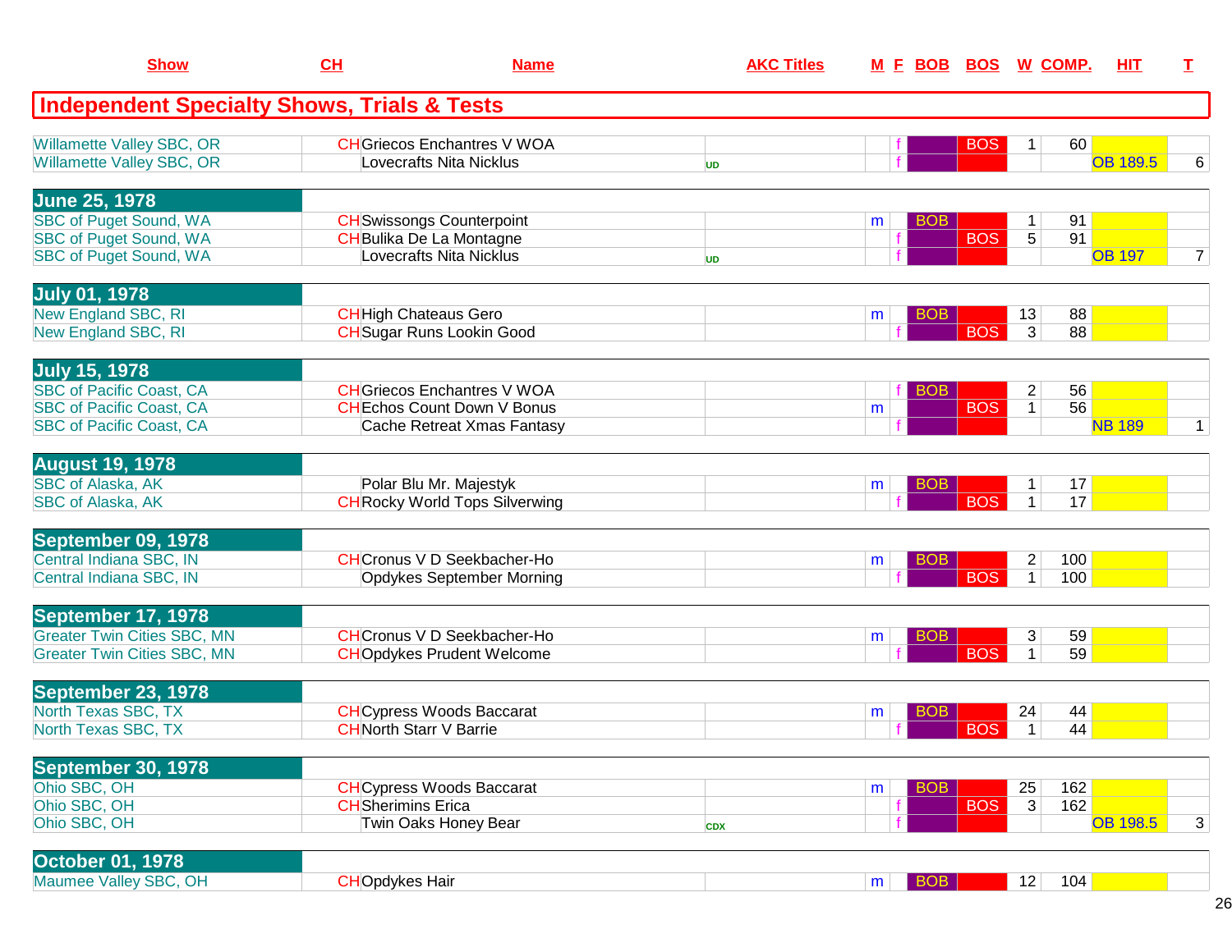| Show | CH | Name | AKC Titles | M | F | BOB | BOS | W | COMP. | HIT | T |
|---|---|---|---|---|---|---|---|---|---|---|---|
| **Independent Specialty Shows, Trials & Tests** | | | | | | | | | | | |
| Willamette Valley SBC, OR | CH | Griecos Enchantres V WOA | | | f | | BOS | 1 | 60 | | |
| Willamette Valley SBC, OR | | Lovecrafts Nita Nicklus | UD | | f | | | | | OB 189.5 | 6 |
| **June 25, 1978** | | | | | | | | | | | |
| SBC of Puget Sound, WA | CH | Swissongs Counterpoint | | m | | BOB | | 1 | 91 | | |
| SBC of Puget Sound, WA | CH | Bulika De La Montagne | | | f | | BOS | 5 | 91 | | |
| SBC of Puget Sound, WA | | Lovecrafts Nita Nicklus | UD | | f | | | | | OB 197 | 7 |
| **July 01, 1978** | | | | | | | | | | | |
| New England SBC, RI | CH | High Chateaus Gero | | m | | BOB | | 13 | 88 | | |
| New England SBC, RI | CH | Sugar Runs Lookin Good | | | f | | BOS | 3 | 88 | | |
| **July 15, 1978** | | | | | | | | | | | |
| SBC of Pacific Coast, CA | CH | Griecos Enchantres V WOA | | | f | BOB | | 2 | 56 | | |
| SBC of Pacific Coast, CA | CH | Echos Count Down V Bonus | | m | | | BOS | 1 | 56 | | |
| SBC of Pacific Coast, CA | | Cache Retreat Xmas Fantasy | | | f | | | | | NB 189 | 1 |
| **August 19, 1978** | | | | | | | | | | | |
| SBC of Alaska, AK | | Polar Blu Mr. Majestyk | | m | | BOB | | 1 | 17 | | |
| SBC of Alaska, AK | CH | Rocky World Tops Silverwing | | | f | | BOS | 1 | 17 | | |
| **September 09, 1978** | | | | | | | | | | | |
| Central Indiana SBC, IN | CH | Cronus V D Seekbacher-Ho | | m | | BOB | | 2 | 100 | | |
| Central Indiana SBC, IN | | Opdykes September Morning | | | f | | BOS | 1 | 100 | | |
| **September 17, 1978** | | | | | | | | | | | |
| Greater Twin Cities SBC, MN | CH | Cronus V D Seekbacher-Ho | | m | | BOB | | 3 | 59 | | |
| Greater Twin Cities SBC, MN | CH | Opdykes Prudent Welcome | | | f | | BOS | 1 | 59 | | |
| **September 23, 1978** | | | | | | | | | | | |
| North Texas SBC, TX | CH | Cypress Woods Baccarat | | m | | BOB | | 24 | 44 | | |
| North Texas SBC, TX | CH | North Starr V Barrie | | | f | | BOS | 1 | 44 | | |
| **September 30, 1978** | | | | | | | | | | | |
| Ohio SBC, OH | CH | Cypress Woods Baccarat | | m | | BOB | | 25 | 162 | | |
| Ohio SBC, OH | CH | Sherimins Erica | | | f | | BOS | 3 | 162 | | |
| Ohio SBC, OH | | Twin Oaks Honey Bear | CDX | | f | | | | | OB 198.5 | 3 |
| **October 01, 1978** | | | | | | | | | | | |
| Maumee Valley SBC, OH | CH | Opdykes Hair | | m | | BOB | | 12 | 104 | | |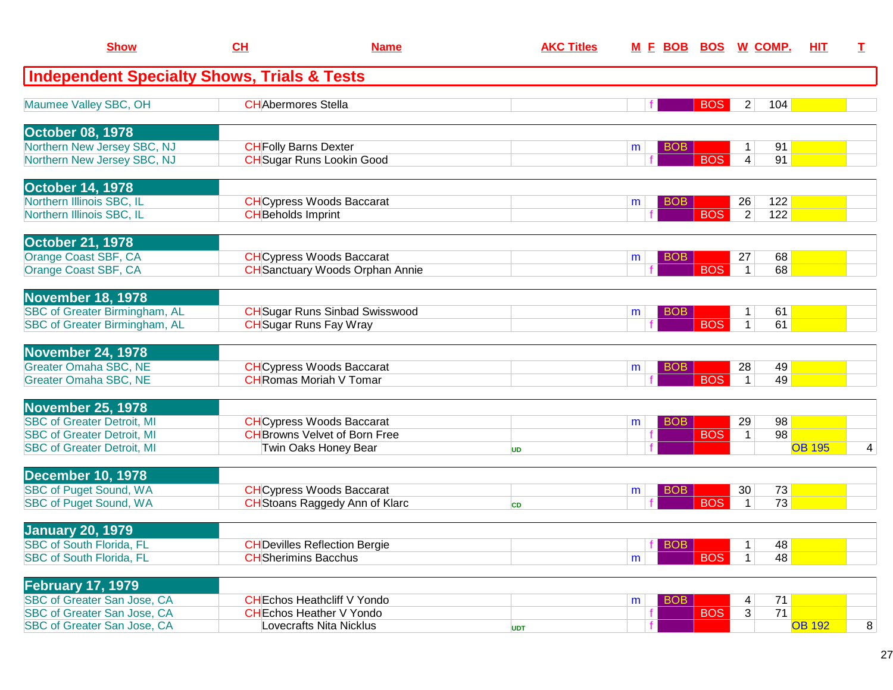| Show | CH | Name | AKC Titles | M | F | BOB | BOS | W | COMP. | HIT | T |
|---|---|---|---|---|---|---|---|---|---|---|---|

## Independent Specialty Shows, Trials & Tests

| Show | CH | Name | AKC Titles | M | F | BOB | BOS | W | COMP. | HIT | T |
|---|---|---|---|---|---|---|---|---|---|---|---|
| Maumee Valley SBC, OH | CH | Abermores Stella | | | f | | BOS | 2 | 104 | | |
| **October 08, 1978** | | | | | | | | | | | |
| Northern New Jersey SBC, NJ | CH | Folly Barns Dexter | | m | | BOB | | 1 | 91 | | |
| Northern New Jersey SBC, NJ | CH | Sugar Runs Lookin Good | | | f | | BOS | 4 | 91 | | |
| **October 14, 1978** | | | | | | | | | | | |
| Northern Illinois SBC, IL | CH | Cypress Woods Baccarat | | m | | BOB | | 26 | 122 | | |
| Northern Illinois SBC, IL | CH | Beholds Imprint | | | f | | BOS | 2 | 122 | | |
| **October 21, 1978** | | | | | | | | | | | |
| Orange Coast SBF, CA | CH | Cypress Woods Baccarat | | m | | BOB | | 27 | 68 | | |
| Orange Coast SBF, CA | CH | Sanctuary Woods Orphan Annie | | | f | | BOS | 1 | 68 | | |
| **November 18, 1978** | | | | | | | | | | | |
| SBC of Greater Birmingham, AL | CH | Sugar Runs Sinbad Swisswood | | m | | BOB | | 1 | 61 | | |
| SBC of Greater Birmingham, AL | CH | Sugar Runs Fay Wray | | | f | | BOS | 1 | 61 | | |
| **November 24, 1978** | | | | | | | | | | | |
| Greater Omaha SBC, NE | CH | Cypress Woods Baccarat | | m | | BOB | | 28 | 49 | | |
| Greater Omaha SBC, NE | CH | Romas Moriah V Tomar | | | f | | BOS | 1 | 49 | | |
| **November 25, 1978** | | | | | | | | | | | |
| SBC of Greater Detroit, MI | CH | Cypress Woods Baccarat | | m | | BOB | | 29 | 98 | | |
| SBC of Greater Detroit, MI | CH | Browns Velvet of Born Free | | | f | | BOS | 1 | 98 | | |
| SBC of Greater Detroit, MI | | Twin Oaks Honey Bear | UD | | f | | | | | OB 195 | 4 |
| **December 10, 1978** | | | | | | | | | | | |
| SBC of Puget Sound, WA | CH | Cypress Woods Baccarat | | m | | BOB | | 30 | 73 | | |
| SBC of Puget Sound, WA | CH | Stoans Raggedy Ann of Klarc | CD | | f | | BOS | 1 | 73 | | |
| **January 20, 1979** | | | | | | | | | | | |
| SBC of South Florida, FL | CH | Devilles Reflection Bergie | | | f | BOB | | 1 | 48 | | |
| SBC of South Florida, FL | CH | Sherimins Bacchus | | m | | | BOS | 1 | 48 | | |
| **February 17, 1979** | | | | | | | | | | | |
| SBC of Greater San Jose, CA | CH | Echos Heathcliff V Yondo | | m | | BOB | | 4 | 71 | | |
| SBC of Greater San Jose, CA | CH | Echos Heather V Yondo | | | f | | BOS | 3 | 71 | | |
| SBC of Greater San Jose, CA | | Lovecrafts Nita Nicklus | UDT | | f | | | | | OB 192 | 8 |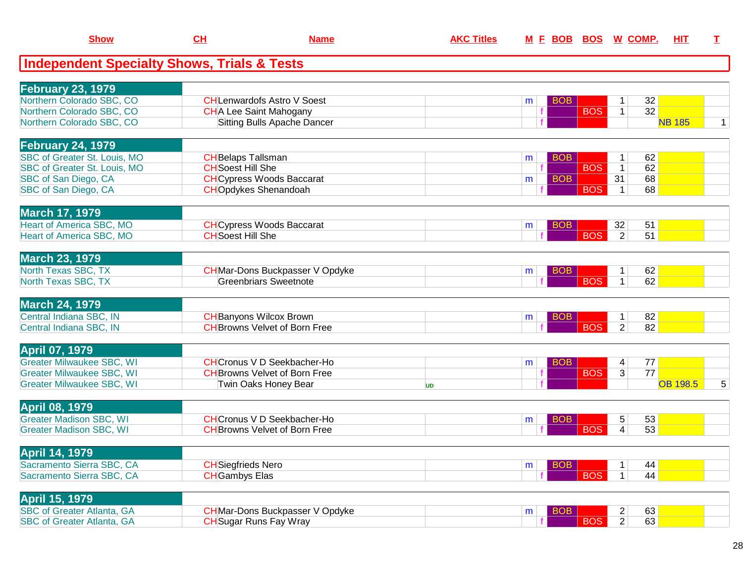| Show | CH | Name | AKC Titles | M | F | BOB | BOS | W | COMP. | HIT | T |
|---|---|---|---|---|---|---|---|---|---|---|---|

## Independent Specialty Shows, Trials & Tests

| Show | CH | Name | AKC Titles | M | F | BOB | BOS | W | COMP. | HIT | T |
|---|---|---|---|---|---|---|---|---|---|---|---|
| **February 23, 1979** | | | | | | | | | | | |
| Northern Colorado SBC, CO | CH | Lenwardofs Astro V Soest | | m | | BOB | | 1 | 32 | | |
| Northern Colorado SBC, CO | CH | A Lee Saint Mahogany | | | f | | BOS | 1 | 32 | | |
| Northern Colorado SBC, CO | | Sitting Bulls Apache Dancer | | | f | | | | | NB 185 | 1 |
| **February 24, 1979** | | | | | | | | | | | |
| SBC of Greater St. Louis, MO | CH | Belaps Tallsman | | m | | BOB | | 1 | 62 | | |
| SBC of Greater St. Louis, MO | CH | Soest Hill She | | | f | | BOS | 1 | 62 | | |
| SBC of San Diego, CA | CH | Cypress Woods Baccarat | | m | | BOB | | 31 | 68 | | |
| SBC of San Diego, CA | CH | Opdykes Shenandoah | | | f | | BOS | 1 | 68 | | |
| **March 17, 1979** | | | | | | | | | | | |
| Heart of America SBC, MO | CH | Cypress Woods Baccarat | | m | | BOB | | 32 | 51 | | |
| Heart of America SBC, MO | CH | Soest Hill She | | | f | | BOS | 2 | 51 | | |
| **March 23, 1979** | | | | | | | | | | | |
| North Texas SBC, TX | CH | Mar-Dons Buckpasser V Opdyke | | m | | BOB | | 1 | 62 | | |
| North Texas SBC, TX | | Greenbriars Sweetnote | | | f | | BOS | 1 | 62 | | |
| **March 24, 1979** | | | | | | | | | | | |
| Central Indiana SBC, IN | CH | Banyons Wilcox Brown | | m | | BOB | | 1 | 82 | | |
| Central Indiana SBC, IN | CH | Browns Velvet of Born Free | | | f | | BOS | 2 | 82 | | |
| **April 07, 1979** | | | | | | | | | | | |
| Greater Milwaukee SBC, WI | CH | Cronus V D Seekbacher-Ho | | m | | BOB | | 4 | 77 | | |
| Greater Milwaukee SBC, WI | CH | Browns Velvet of Born Free | | | f | | BOS | 3 | 77 | | |
| Greater Milwaukee SBC, WI | | Twin Oaks Honey Bear | UD | | f | | | | | OB 198.5 | 5 |
| **April 08, 1979** | | | | | | | | | | | |
| Greater Madison SBC, WI | CH | Cronus V D Seekbacher-Ho | | m | | BOB | | 5 | 53 | | |
| Greater Madison SBC, WI | CH | Browns Velvet of Born Free | | | f | | BOS | 4 | 53 | | |
| **April 14, 1979** | | | | | | | | | | | |
| Sacramento Sierra SBC, CA | CH | Siegfrieds Nero | | m | | BOB | | 1 | 44 | | |
| Sacramento Sierra SBC, CA | CH | Gambys Elas | | | f | | BOS | 1 | 44 | | |
| **April 15, 1979** | | | | | | | | | | | |
| SBC of Greater Atlanta, GA | CH | Mar-Dons Buckpasser V Opdyke | | m | | BOB | | 2 | 63 | | |
| SBC of Greater Atlanta, GA | CH | Sugar Runs Fay Wray | | | f | | BOS | 2 | 63 | | |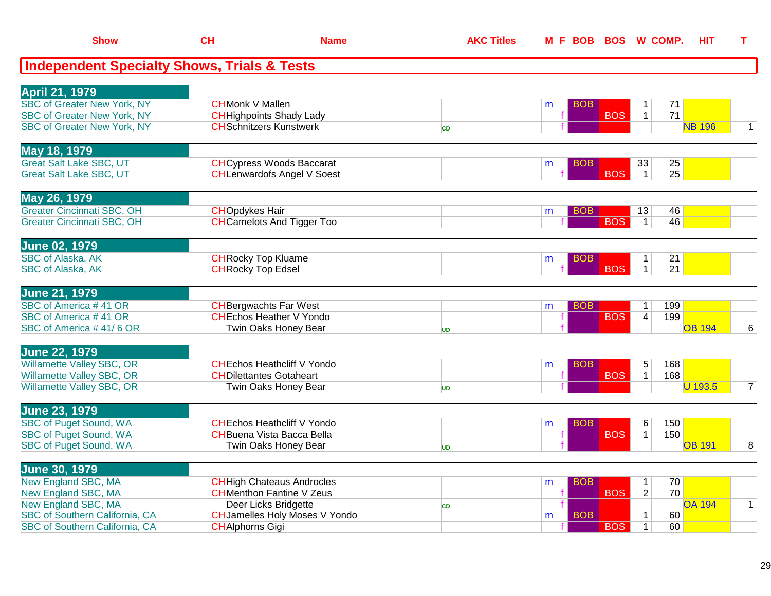| Show | CH | Name | AKC Titles | M | F | BOB | BOS | W | COMP. | HIT | T |
|---|---|---|---|---|---|---|---|---|---|---|---|

## Independent Specialty Shows, Trials & Tests

| Show | CH | Name | AKC Titles | M | F | BOB | BOS | W | COMP. | HIT | T |
|---|---|---|---|---|---|---|---|---|---|---|---|
| **April 21, 1979** | | | | | | | | | | | |
| SBC of Greater New York, NY | CH | Monk V Mallen | | m | | BOB | | 1 | 71 | | |
| SBC of Greater New York, NY | CH | Highpoints Shady Lady | | | f | | BOS | 1 | 71 | | |
| SBC of Greater New York, NY | CH | Schnitzers Kunstwerk | CD | | f | | | | | NB 196 | 1 |
| **May 18, 1979** | | | | | | | | | | | |
| Great Salt Lake SBC, UT | CH | Cypress Woods Baccarat | | m | | BOB | | 33 | 25 | | |
| Great Salt Lake SBC, UT | CH | Lenwardofs Angel V Soest | | | f | | BOS | 1 | 25 | | |
| **May 26, 1979** | | | | | | | | | | | |
| Greater Cincinnati SBC, OH | CH | Opdykes Hair | | m | | BOB | | 13 | 46 | | |
| Greater Cincinnati SBC, OH | CH | Camelots And Tigger Too | | | f | | BOS | 1 | 46 | | |
| **June 02, 1979** | | | | | | | | | | | |
| SBC of Alaska, AK | CH | Rocky Top Kluame | | m | | BOB | | 1 | 21 | | |
| SBC of Alaska, AK | CH | Rocky Top Edsel | | | f | | BOS | 1 | 21 | | |
| **June 21, 1979** | | | | | | | | | | | |
| SBC of America # 41 OR | CH | Bergwachts Far West | | m | | BOB | | 1 | 199 | | |
| SBC of America # 41 OR | CH | Echos Heather V Yondo | | | f | | BOS | 4 | 199 | | |
| SBC of America # 41/ 6 OR | | Twin Oaks Honey Bear | UD | | f | | | | | OB 194 | 6 |
| **June 22, 1979** | | | | | | | | | | | |
| Willamette Valley SBC, OR | CH | Echos Heathcliff V Yondo | | m | | BOB | | 5 | 168 | | |
| Willamette Valley SBC, OR | CH | Dilettantes Gotaheart | | | f | | BOS | 1 | 168 | | |
| Willamette Valley SBC, OR | | Twin Oaks Honey Bear | UD | | f | | | | | U 193.5 | 7 |
| **June 23, 1979** | | | | | | | | | | | |
| SBC of Puget Sound, WA | CH | Echos Heathcliff V Yondo | | m | | BOB | | 6 | 150 | | |
| SBC of Puget Sound, WA | CH | Buena Vista Bacca Bella | | | f | | BOS | 1 | 150 | | |
| SBC of Puget Sound, WA | | Twin Oaks Honey Bear | UD | | f | | | | | OB 191 | 8 |
| **June 30, 1979** | | | | | | | | | | | |
| New England SBC, MA | CH | High Chateaus Androcles | | m | | BOB | | 1 | 70 | | |
| New England SBC, MA | CH | Menthon Fantine V Zeus | | | f | | BOS | 2 | 70 | | |
| New England SBC, MA | | Deer Licks Bridgette | CD | | f | | | | | OA 194 | 1 |
| SBC of Southern California, CA | CH | Jamelles Holy Moses V Yondo | | m | | BOB | | 1 | 60 | | |
| SBC of Southern California, CA | CH | Alphorns Gigi | | | f | | BOS | 1 | 60 | | |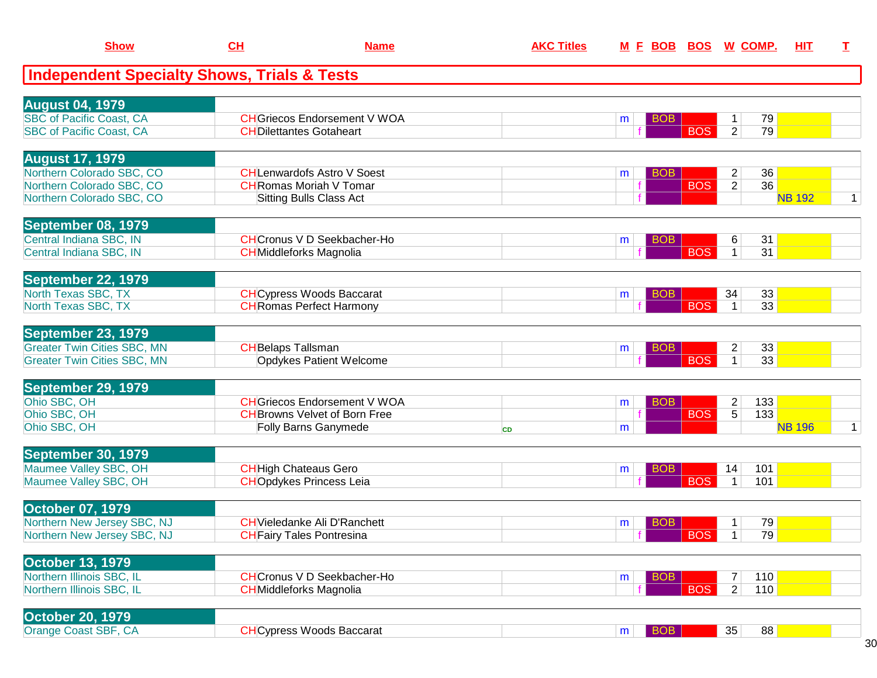| Show | CH | Name | AKC Titles | M | F | BOB | BOS | W | COMP. | HIT | T |
|---|---|---|---|---|---|---|---|---|---|---|---|

## Independent Specialty Shows, Trials & Tests

| Show | CH | Name | AKC Titles | M | F | BOB | BOS | W | COMP. | HIT | T |
|---|---|---|---|---|---|---|---|---|---|---|---|
| **August 04, 1979** | | | | | | | | | | | |
| SBC of Pacific Coast, CA | CH | Griecos Endorsement V WOA | | m | | BOB | | 1 | 79 | | |
| SBC of Pacific Coast, CA | CH | Dilettantes Gotaheart | | | f | | BOS | 2 | 79 | | |
| **August 17, 1979** | | | | | | | | | | | |
| Northern Colorado SBC, CO | CH | Lenwardofs Astro V Soest | | m | | BOB | | 2 | 36 | | |
| Northern Colorado SBC, CO | CH | Romas Moriah V Tomar | | | f | | BOS | 2 | 36 | | |
| Northern Colorado SBC, CO | | Sitting Bulls Class Act | | | f | | | | | NB 192 | 1 |
| **September 08, 1979** | | | | | | | | | | | |
| Central Indiana SBC, IN | CH | Cronus V D Seekbacher-Ho | | m | | BOB | | 6 | 31 | | |
| Central Indiana SBC, IN | CH | Middleforks Magnolia | | | f | | BOS | 1 | 31 | | |
| **September 22, 1979** | | | | | | | | | | | |
| North Texas SBC, TX | CH | Cypress Woods Baccarat | | m | | BOB | | 34 | 33 | | |
| North Texas SBC, TX | CH | Romas Perfect Harmony | | | f | | BOS | 1 | 33 | | |
| **September 23, 1979** | | | | | | | | | | | |
| Greater Twin Cities SBC, MN | CH | Belaps Tallsman | | m | | BOB | | 2 | 33 | | |
| Greater Twin Cities SBC, MN | | Opdykes Patient Welcome | | | f | | BOS | 1 | 33 | | |
| **September 29, 1979** | | | | | | | | | | | |
| Ohio SBC, OH | CH | Griecos Endorsement V WOA | | m | | BOB | | 2 | 133 | | |
| Ohio SBC, OH | CH | Browns Velvet of Born Free | | | f | | BOS | 5 | 133 | | |
| Ohio SBC, OH | | Folly Barns Ganymede | CD | m | | | | | | NB 196 | 1 |
| **September 30, 1979** | | | | | | | | | | | |
| Maumee Valley SBC, OH | CH | High Chateaus Gero | | m | | BOB | | 14 | 101 | | |
| Maumee Valley SBC, OH | CH | Opdykes Princess Leia | | | f | | BOS | 1 | 101 | | |
| **October 07, 1979** | | | | | | | | | | | |
| Northern New Jersey SBC, NJ | CH | Vieledanke Ali D'Ranchett | | m | | BOB | | 1 | 79 | | |
| Northern New Jersey SBC, NJ | CH | Fairy Tales Pontresina | | | f | | BOS | 1 | 79 | | |
| **October 13, 1979** | | | | | | | | | | | |
| Northern Illinois SBC, IL | CH | Cronus V D Seekbacher-Ho | | m | | BOB | | 7 | 110 | | |
| Northern Illinois SBC, IL | CH | Middleforks Magnolia | | | f | | BOS | 2 | 110 | | |
| **October 20, 1979** | | | | | | | | | | | |
| Orange Coast SBF, CA | CH | Cypress Woods Baccarat | | m | | BOB | | 35 | 88 | | |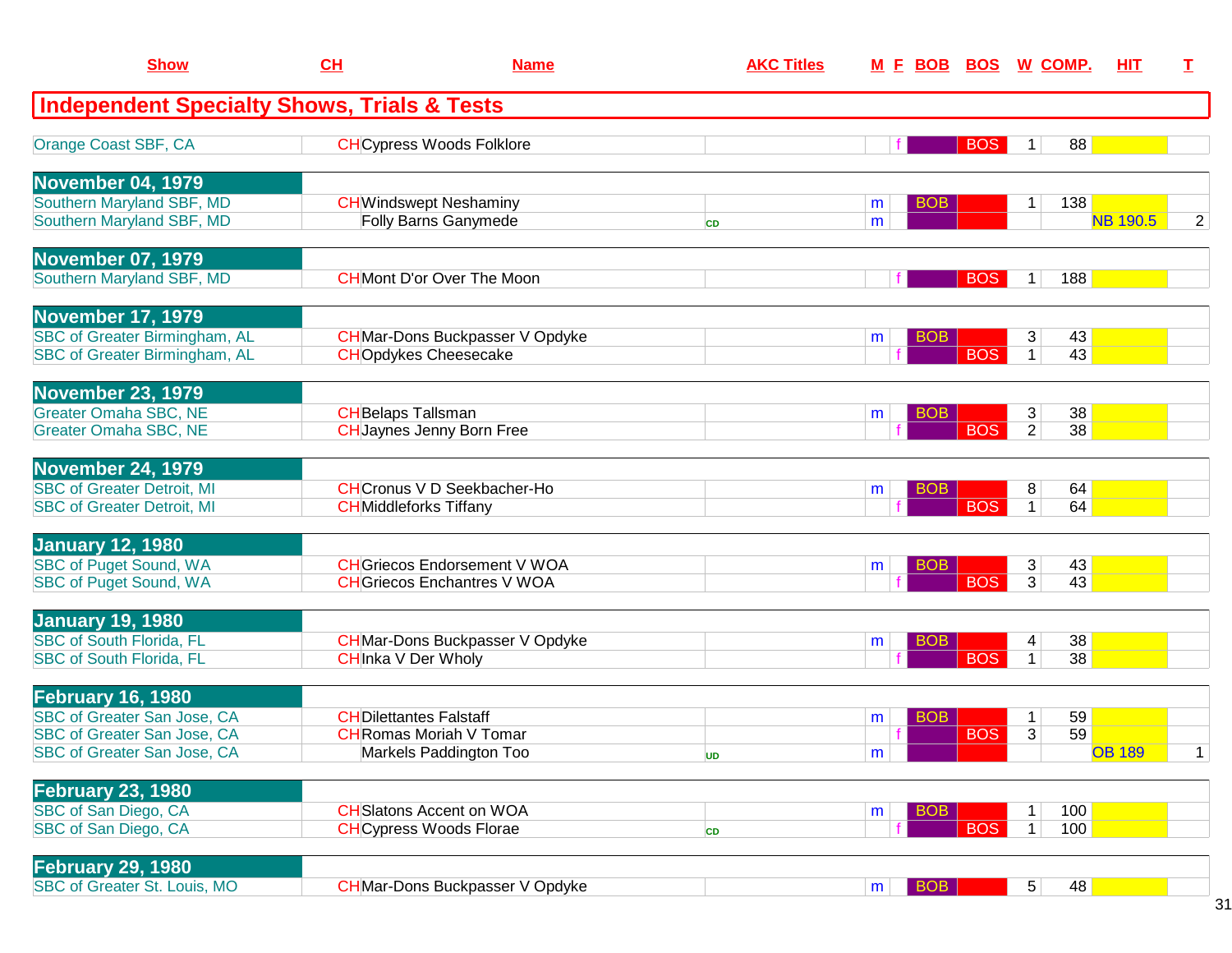| Show | CH | Name | AKC Titles | M | F | BOB | BOS | W | COMP. | HIT | T |
|---|---|---|---|---|---|---|---|---|---|---|---|

## Independent Specialty Shows, Trials & Tests

| Show | CH | Name | AKC Titles | M | F | BOB | BOS | W | COMP. | HIT | T |
|---|---|---|---|---|---|---|---|---|---|---|---|
| Orange Coast SBF, CA | CH | Cypress Woods Folklore | | | f | | BOS | 1 | 88 | | |
| **November 04, 1979** | | | | | | | | | | | |
| Southern Maryland SBF, MD | CH | Windswept Neshaminy | | m | | BOB | | 1 | 138 | | |
| Southern Maryland SBF, MD | | Folly Barns Ganymede | CD | m | | | | | | NB 190.5 | 2 |
| **November 07, 1979** | | | | | | | | | | | |
| Southern Maryland SBF, MD | CH | Mont D'or Over The Moon | | | f | | BOS | 1 | 188 | | |
| **November 17, 1979** | | | | | | | | | | | |
| SBC of Greater Birmingham, AL | CH | Mar-Dons Buckpasser V Opdyke | | m | | BOB | | 3 | 43 | | |
| SBC of Greater Birmingham, AL | CH | Opdykes Cheesecake | | | f | | BOS | 1 | 43 | | |
| **November 23, 1979** | | | | | | | | | | | |
| Greater Omaha SBC, NE | CH | Belaps Tallsman | | m | | BOB | | 3 | 38 | | |
| Greater Omaha SBC, NE | CH | Jaynes Jenny Born Free | | | f | | BOS | 2 | 38 | | |
| **November 24, 1979** | | | | | | | | | | | |
| SBC of Greater Detroit, MI | CH | Cronus V D Seekbacher-Ho | | m | | BOB | | 8 | 64 | | |
| SBC of Greater Detroit, MI | CH | Middleforks Tiffany | | | f | | BOS | 1 | 64 | | |
| **January 12, 1980** | | | | | | | | | | | |
| SBC of Puget Sound, WA | CH | Griecos Endorsement V WOA | | m | | BOB | | 3 | 43 | | |
| SBC of Puget Sound, WA | CH | Griecos Enchantres V WOA | | | f | | BOS | 3 | 43 | | |
| **January 19, 1980** | | | | | | | | | | | |
| SBC of South Florida, FL | CH | Mar-Dons Buckpasser V Opdyke | | m | | BOB | | 4 | 38 | | |
| SBC of South Florida, FL | CH | Inka V Der Wholy | | | f | | BOS | 1 | 38 | | |
| **February 16, 1980** | | | | | | | | | | | |
| SBC of Greater San Jose, CA | CH | Dilettantes Falstaff | | m | | BOB | | 1 | 59 | | |
| SBC of Greater San Jose, CA | CH | Romas Moriah V Tomar | | | f | | BOS | 3 | 59 | | |
| SBC of Greater San Jose, CA | | Markels Paddington Too | UD | m | | | | | | OB 189 | 1 |
| **February 23, 1980** | | | | | | | | | | | |
| SBC of San Diego, CA | CH | Slatons Accent on WOA | | m | | BOB | | 1 | 100 | | |
| SBC of San Diego, CA | CH | Cypress Woods Florae | CD | | f | | BOS | 1 | 100 | | |
| **February 29, 1980** | | | | | | | | | | | |
| SBC of Greater St. Louis, MO | CH | Mar-Dons Buckpasser V Opdyke | | m | | BOB | | 5 | 48 | | |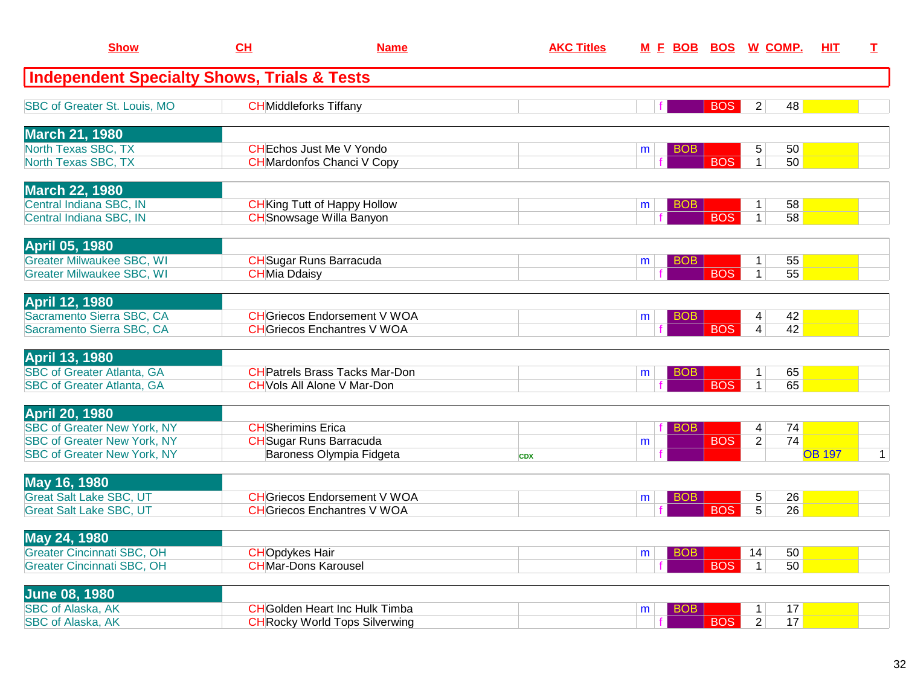| Show | CH | Name | AKC Titles | M | F | BOB | BOS | W | COMP. | HIT | T |
|---|---|---|---|---|---|---|---|---|---|---|---|
| **Independent Specialty Shows, Trials & Tests** | | | | | | | | | | | |
| SBC of Greater St. Louis, MO | CH | Middleforks Tiffany | | | f | | BOS | 2 | 48 | | |
| **March 21, 1980** | | | | | | | | | | | |
| North Texas SBC, TX | CH | Echos Just Me V Yondo | | m | | BOB | | 5 | 50 | | |
| North Texas SBC, TX | CH | Mardonfos Chanci V Copy | | | f | | BOS | 1 | 50 | | |
| **March 22, 1980** | | | | | | | | | | | |
| Central Indiana SBC, IN | CH | King Tutt of Happy Hollow | | m | | BOB | | 1 | 58 | | |
| Central Indiana SBC, IN | CH | Snowsage Willa Banyon | | | f | | BOS | 1 | 58 | | |
| **April 05, 1980** | | | | | | | | | | | |
| Greater Milwaukee SBC, WI | CH | Sugar Runs Barracuda | | m | | BOB | | 1 | 55 | | |
| Greater Milwaukee SBC, WI | CH | Mia Ddaisy | | | f | | BOS | 1 | 55 | | |
| **April 12, 1980** | | | | | | | | | | | |
| Sacramento Sierra SBC, CA | CH | Griecos Endorsement V WOA | | m | | BOB | | 4 | 42 | | |
| Sacramento Sierra SBC, CA | CH | Griecos Enchantres V WOA | | | f | | BOS | 4 | 42 | | |
| **April 13, 1980** | | | | | | | | | | | |
| SBC of Greater Atlanta, GA | CH | Patrels Brass Tacks Mar-Don | | m | | BOB | | 1 | 65 | | |
| SBC of Greater Atlanta, GA | CH | Vols All Alone V Mar-Don | | | f | | BOS | 1 | 65 | | |
| **April 20, 1980** | | | | | | | | | | | |
| SBC of Greater New York, NY | CH | Sherimins Erica | | | f | BOB | | 4 | 74 | | |
| SBC of Greater New York, NY | CH | Sugar Runs Barracuda | | m | | | BOS | 2 | 74 | | |
| SBC of Greater New York, NY | | Baroness Olympia Fidgeta | CDX | | f | | | | | OB 197 | 1 |
| **May 16, 1980** | | | | | | | | | | | |
| Great Salt Lake SBC, UT | CH | Griecos Endorsement V WOA | | m | | BOB | | 5 | 26 | | |
| Great Salt Lake SBC, UT | CH | Griecos Enchantres V WOA | | | f | | BOS | 5 | 26 | | |
| **May 24, 1980** | | | | | | | | | | | |
| Greater Cincinnati SBC, OH | CH | Opdykes Hair | | m | | BOB | | 14 | 50 | | |
| Greater Cincinnati SBC, OH | CH | Mar-Dons Karousel | | | f | | BOS | 1 | 50 | | |
| **June 08, 1980** | | | | | | | | | | | |
| SBC of Alaska, AK | CH | Golden Heart Inc Hulk Timba | | m | | BOB | | 1 | 17 | | |
| SBC of Alaska, AK | CH | Rocky World Tops Silverwing | | | f | | BOS | 2 | 17 | | |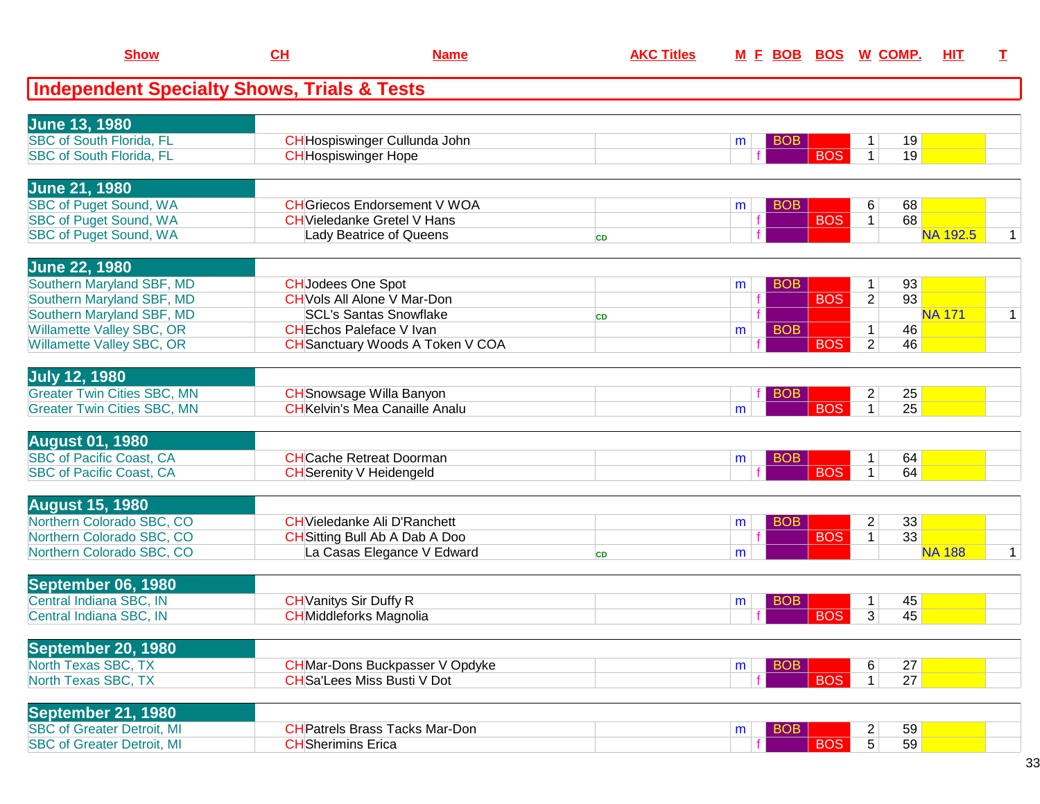## Independent Specialty Shows, Trials & Tests

| Show | CH | Name | AKC Titles | M | F | BOB | BOS | W | COMP. | HIT | T |
|---|---|---|---|---|---|---|---|---|---|---|---|
| **June 13, 1980** | | | | | | | | | | | |
| SBC of South Florida, FL | CH | Hospiswinger Cullunda John | | m | | BOB | | 1 | 19 | | |
| SBC of South Florida, FL | CH | Hospiswinger Hope | | | f | | BOS | 1 | 19 | | |
| **June 21, 1980** | | | | | | | | | | | |
| SBC of Puget Sound, WA | CH | Griecos Endorsement V WOA | | m | | BOB | | 6 | 68 | | |
| SBC of Puget Sound, WA | CH | Vieledanke Gretel V Hans | | | f | | BOS | 1 | 68 | | |
| SBC of Puget Sound, WA | | Lady Beatrice of Queens | CD | | f | | | | | NA 192.5 | 1 |
| **June 22, 1980** | | | | | | | | | | | |
| Southern Maryland SBF, MD | CH | Jodees One Spot | | m | | BOB | | 1 | 93 | | |
| Southern Maryland SBF, MD | CH | Vols All Alone V Mar-Don | | | f | | BOS | 2 | 93 | | |
| Southern Maryland SBF, MD | | SCL's Santas Snowflake | CD | | f | | | | | NA 171 | 1 |
| Willamette Valley SBC, OR | CH | Echos Paleface V Ivan | | m | | BOB | | 1 | 46 | | |
| Willamette Valley SBC, OR | CH | Sanctuary Woods A Token V COA | | | f | | BOS | 2 | 46 | | |
| **July 12, 1980** | | | | | | | | | | | |
| Greater Twin Cities SBC, MN | CH | Snowsage Willa Banyon | | | f | BOB | | 2 | 25 | | |
| Greater Twin Cities SBC, MN | CH | Kelvin's Mea Canaille Analu | | m | | | BOS | 1 | 25 | | |
| **August 01, 1980** | | | | | | | | | | | |
| SBC of Pacific Coast, CA | CH | Cache Retreat Doorman | | m | | BOB | | 1 | 64 | | |
| SBC of Pacific Coast, CA | CH | Serenity V Heidengeld | | | f | | BOS | 1 | 64 | | |
| **August 15, 1980** | | | | | | | | | | | |
| Northern Colorado SBC, CO | CH | Vieledanke Ali D'Ranchett | | m | | BOB | | 2 | 33 | | |
| Northern Colorado SBC, CO | CH | Sitting Bull Ab A Dab A Doo | | | f | | BOS | 1 | 33 | | |
| Northern Colorado SBC, CO | | La Casas Elegance V Edward | CD | m | | | | | | NA 188 | 1 |
| **September 06, 1980** | | | | | | | | | | | |
| Central Indiana SBC, IN | CH | Vanitys Sir Duffy R | | m | | BOB | | 1 | 45 | | |
| Central Indiana SBC, IN | CH | Middleforks Magnolia | | | f | | BOS | 3 | 45 | | |
| **September 20, 1980** | | | | | | | | | | | |
| North Texas SBC, TX | CH | Mar-Dons Buckpasser V Opdyke | | m | | BOB | | 6 | 27 | | |
| North Texas SBC, TX | CH | Sa'Lees Miss Busti V Dot | | | f | | BOS | 1 | 27 | | |
| **September 21, 1980** | | | | | | | | | | | |
| SBC of Greater Detroit, MI | CH | Patrels Brass Tacks Mar-Don | | m | | BOB | | 2 | 59 | | |
| SBC of Greater Detroit, MI | CH | Sherimins Erica | | | f | | BOS | 5 | 59 | | |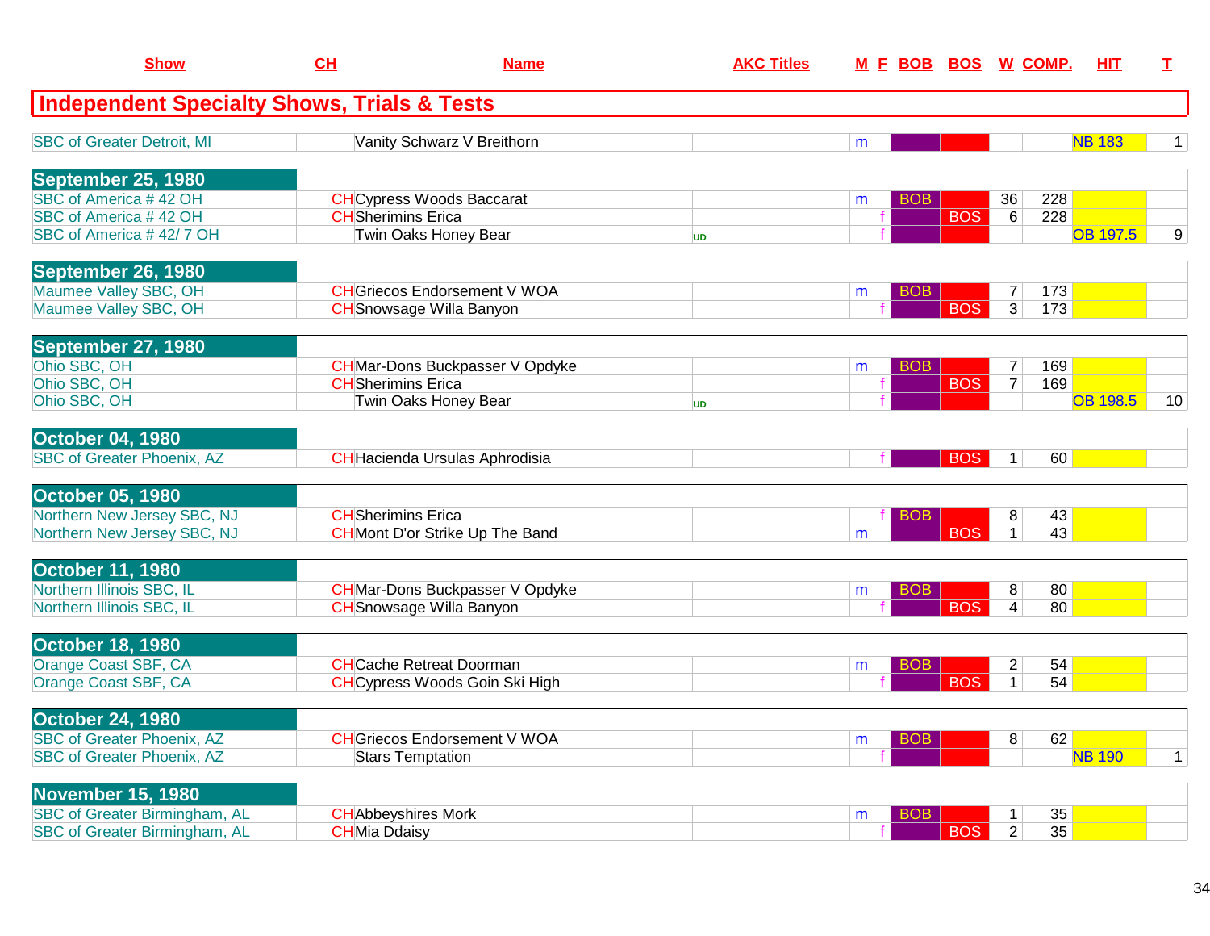| Show | CH | Name | AKC Titles | M | F | BOB | BOS | W | COMP. | HIT | T |
|---|---|---|---|---|---|---|---|---|---|---|---|
| **Independent Specialty Shows, Trials & Tests** | | | | | | | | | | | |
| SBC of Greater Detroit, MI | | Vanity Schwarz V Breithorn | | m | | | | | | NB 183 | 1 |
| **September 25, 1980** | | | | | | | | | | | |
| SBC of America # 42 OH | CH | Cypress Woods Baccarat | | m | | BOB | | 36 | 228 | | |
| SBC of America # 42 OH | CH | Sherimins Erica | | | f | | BOS | 6 | 228 | | |
| SBC of America # 42/ 7 OH | | Twin Oaks Honey Bear | UD | | f | | | | | OB 197.5 | 9 |
| **September 26, 1980** | | | | | | | | | | | |
| Maumee Valley SBC, OH | CH | Griecos Endorsement V WOA | | m | | BOB | | 7 | 173 | | |
| Maumee Valley SBC, OH | CH | Snowsage Willa Banyon | | | f | | BOS | 3 | 173 | | |
| **September 27, 1980** | | | | | | | | | | | |
| Ohio SBC, OH | CH | Mar-Dons Buckpasser V Opdyke | | m | | BOB | | 7 | 169 | | |
| Ohio SBC, OH | CH | Sherimins Erica | | | f | | BOS | 7 | 169 | | |
| Ohio SBC, OH | | Twin Oaks Honey Bear | UD | | f | | | | | OB 198.5 | 10 |
| **October 04, 1980** | | | | | | | | | | | |
| SBC of Greater Phoenix, AZ | CH | Hacienda Ursulas Aphrodisia | | | f | | BOS | 1 | 60 | | |
| **October 05, 1980** | | | | | | | | | | | |
| Northern New Jersey SBC, NJ | CH | Sherimins Erica | | | f | BOB | | 8 | 43 | | |
| Northern New Jersey SBC, NJ | CH | Mont D'or Strike Up The Band | | m | | | BOS | 1 | 43 | | |
| **October 11, 1980** | | | | | | | | | | | |
| Northern Illinois SBC, IL | CH | Mar-Dons Buckpasser V Opdyke | | m | | BOB | | 8 | 80 | | |
| Northern Illinois SBC, IL | CH | Snowsage Willa Banyon | | | f | | BOS | 4 | 80 | | |
| **October 18, 1980** | | | | | | | | | | | |
| Orange Coast SBF, CA | CH | Cache Retreat Doorman | | m | | BOB | | 2 | 54 | | |
| Orange Coast SBF, CA | CH | Cypress Woods Goin Ski High | | | f | | BOS | 1 | 54 | | |
| **October 24, 1980** | | | | | | | | | | | |
| SBC of Greater Phoenix, AZ | CH | Griecos Endorsement V WOA | | m | | BOB | | 8 | 62 | | |
| SBC of Greater Phoenix, AZ | | Stars Temptation | | | f | | | | | NB 190 | 1 |
| **November 15, 1980** | | | | | | | | | | | |
| SBC of Greater Birmingham, AL | CH | Abbeyshires Mork | | m | | BOB | | 1 | 35 | | |
| SBC of Greater Birmingham, AL | CH | Mia Ddaisy | | | f | | BOS | 2 | 35 | | |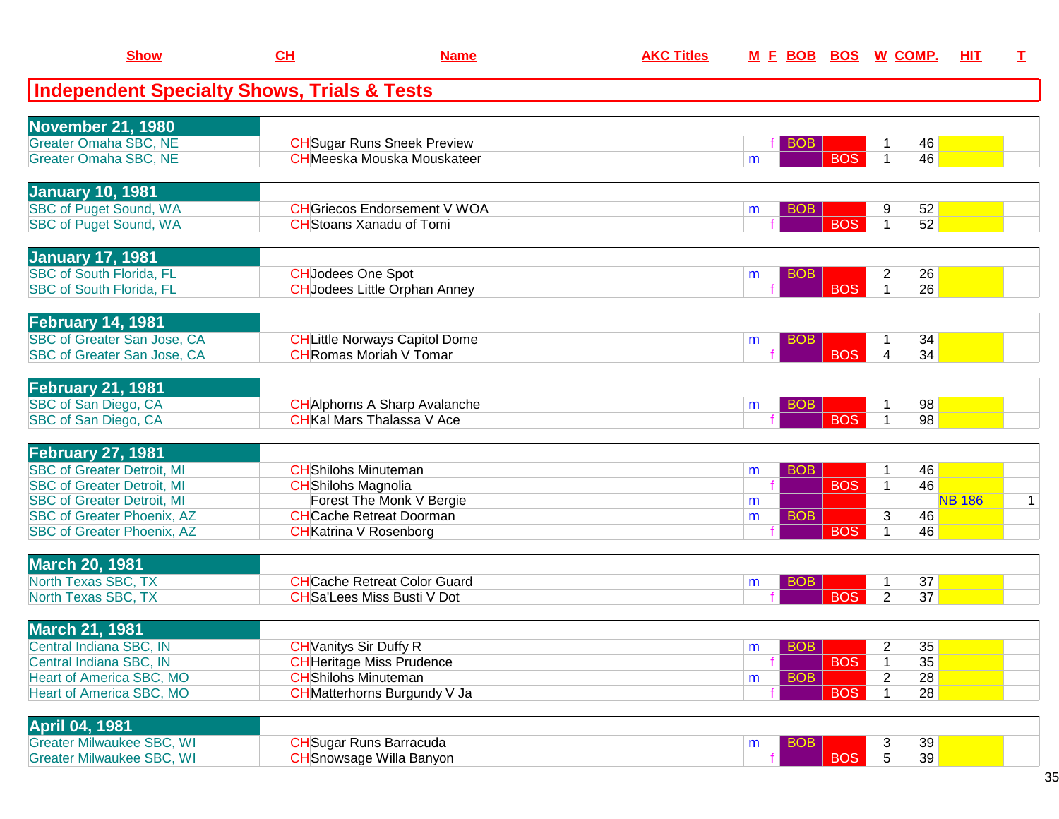## Independent Specialty Shows, Trials & Tests

| Show | CH | Name | AKC Titles | M | F | BOB | BOS | W | COMP. | HIT | T |
|---|---|---|---|---|---|---|---|---|---|---|---|
| **November 21, 1980** | | | | | | | | | | | |
| Greater Omaha SBC, NE | CH | Sugar Runs Sneek Preview | | | f | BOB | | 1 | 46 | | |
| Greater Omaha SBC, NE | CH | Meeska Mouska Mouskateer | | m | | | BOS | 1 | 46 | | |
| **January 10, 1981** | | | | | | | | | | | |
| SBC of Puget Sound, WA | CH | Griecos Endorsement V WOA | | m | | BOB | | 9 | 52 | | |
| SBC of Puget Sound, WA | CH | Stoans Xanadu of Tomi | | | f | | BOS | 1 | 52 | | |
| **January 17, 1981** | | | | | | | | | | | |
| SBC of South Florida, FL | CH | Jodees One Spot | | m | | BOB | | 2 | 26 | | |
| SBC of South Florida, FL | CH | Jodees Little Orphan Anney | | | f | | BOS | 1 | 26 | | |
| **February 14, 1981** | | | | | | | | | | | |
| SBC of Greater San Jose, CA | CH | Little Norways Capitol Dome | | m | | BOB | | 1 | 34 | | |
| SBC of Greater San Jose, CA | CH | Romas Moriah V Tomar | | | f | | BOS | 4 | 34 | | |
| **February 21, 1981** | | | | | | | | | | | |
| SBC of San Diego, CA | CH | Alphorns A Sharp Avalanche | | m | | BOB | | 1 | 98 | | |
| SBC of San Diego, CA | CH | Kal Mars Thalassa V Ace | | | f | | BOS | 1 | 98 | | |
| **February 27, 1981** | | | | | | | | | | | |
| SBC of Greater Detroit, MI | CH | Shilohs Minuteman | | m | | BOB | | 1 | 46 | | |
| SBC of Greater Detroit, MI | CH | Shilohs Magnolia | | | f | | BOS | 1 | 46 | | |
| SBC of Greater Detroit, MI | | Forest The Monk V Bergie | | m | | | | | | NB 186 | 1 |
| SBC of Greater Phoenix, AZ | CH | Cache Retreat Doorman | | m | | BOB | | 3 | 46 | | |
| SBC of Greater Phoenix, AZ | CH | Katrina V Rosenborg | | | f | | BOS | 1 | 46 | | |
| **March 20, 1981** | | | | | | | | | | | |
| North Texas SBC, TX | CH | Cache Retreat Color Guard | | m | | BOB | | 1 | 37 | | |
| North Texas SBC, TX | CH | Sa'Lees Miss Busti V Dot | | | f | | BOS | 2 | 37 | | |
| **March 21, 1981** | | | | | | | | | | | |
| Central Indiana SBC, IN | CH | Vanitys Sir Duffy R | | m | | BOB | | 2 | 35 | | |
| Central Indiana SBC, IN | CH | Heritage Miss Prudence | | | f | | BOS | 1 | 35 | | |
| Heart of America SBC, MO | CH | Shilohs Minuteman | | m | | BOB | | 2 | 28 | | |
| Heart of America SBC, MO | CH | Matterhorns Burgundy V Ja | | | f | | BOS | 1 | 28 | | |
| **April 04, 1981** | | | | | | | | | | | |
| Greater Milwaukee SBC, WI | CH | Sugar Runs Barracuda | | m | | BOB | | 3 | 39 | | |
| Greater Milwaukee SBC, WI | CH | Snowsage Willa Banyon | | | f | | BOS | 5 | 39 | | |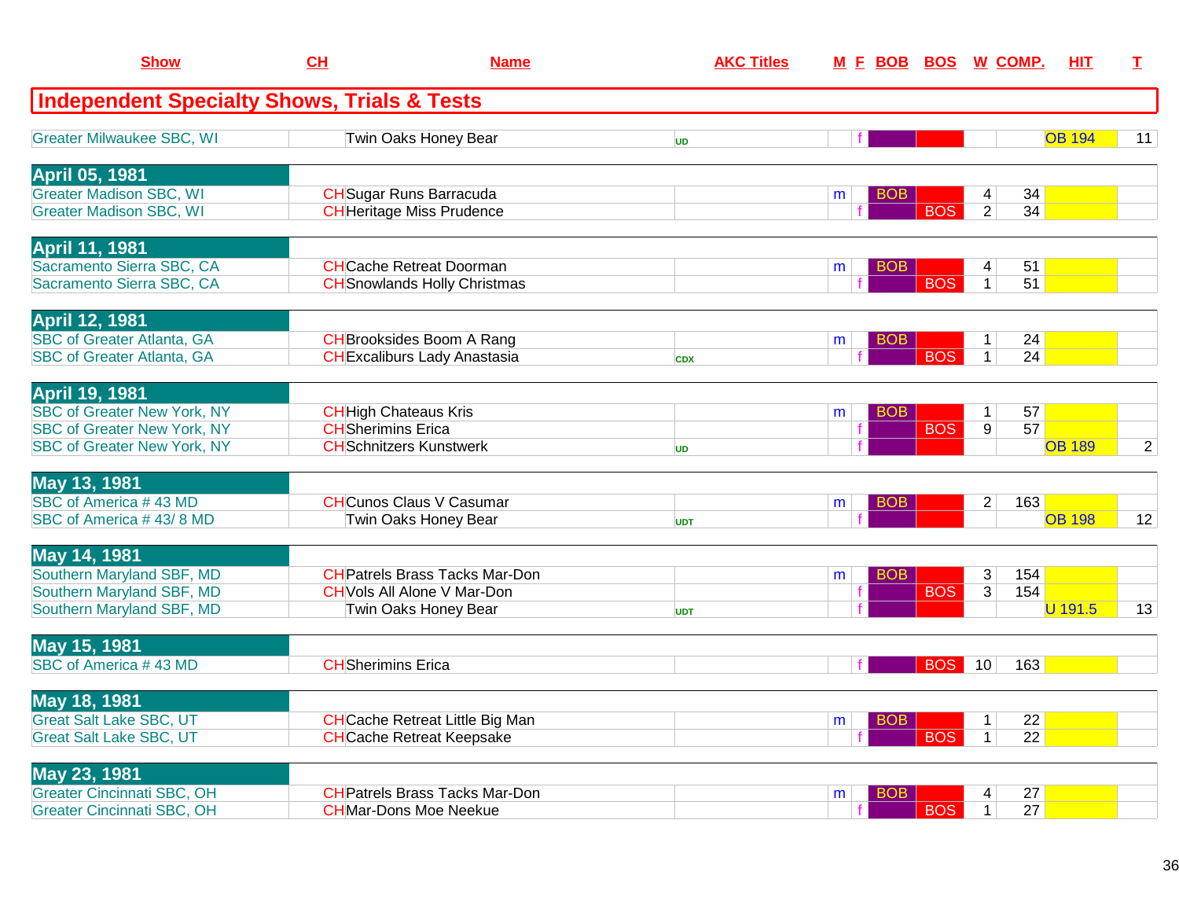| Show | CH | Name | AKC Titles | M | F | BOB | BOS | W | COMP. | HIT | T |
|---|---|---|---|---|---|---|---|---|---|---|---|
| **Independent Specialty Shows, Trials & Tests** | | | | | | | | | | | |
| Greater Milwaukee SBC, WI | | Twin Oaks Honey Bear | UD | | f | | | | | OB 194 | 11 |
| **April 05, 1981** | | | | | | | | | | | |
| Greater Madison SBC, WI | CH | Sugar Runs Barracuda | | m | | BOB | | 4 | 34 | | |
| Greater Madison SBC, WI | CH | Heritage Miss Prudence | | | f | | BOS | 2 | 34 | | |
| **April 11, 1981** | | | | | | | | | | | |
| Sacramento Sierra SBC, CA | CH | Cache Retreat Doorman | | m | | BOB | | 4 | 51 | | |
| Sacramento Sierra SBC, CA | CH | Snowlands Holly Christmas | | | f | | BOS | 1 | 51 | | |
| **April 12, 1981** | | | | | | | | | | | |
| SBC of Greater Atlanta, GA | CH | Brooksides Boom A Rang | | m | | BOB | | 1 | 24 | | |
| SBC of Greater Atlanta, GA | CH | Excaliburs Lady Anastasia | CDX | | f | | BOS | 1 | 24 | | |
| **April 19, 1981** | | | | | | | | | | | |
| SBC of Greater New York, NY | CH | High Chateaus Kris | | m | | BOB | | 1 | 57 | | |
| SBC of Greater New York, NY | CH | Sherimins Erica | | | f | | BOS | 9 | 57 | | |
| SBC of Greater New York, NY | CH | Schnitzers Kunstwerk | UD | | f | | | | | OB 189 | 2 |
| **May 13, 1981** | | | | | | | | | | | |
| SBC of America # 43 MD | CH | Cunos Claus V Casumar | | m | | BOB | | 2 | 163 | | |
| SBC of America # 43/ 8 MD | | Twin Oaks Honey Bear | UDT | | f | | | | | OB 198 | 12 |
| **May 14, 1981** | | | | | | | | | | | |
| Southern Maryland SBF, MD | CH | Patrels Brass Tacks Mar-Don | | m | | BOB | | 3 | 154 | | |
| Southern Maryland SBF, MD | CH | Vols All Alone V Mar-Don | | | f | | BOS | 3 | 154 | | |
| Southern Maryland SBF, MD | | Twin Oaks Honey Bear | UDT | | f | | | | | U 191.5 | 13 |
| **May 15, 1981** | | | | | | | | | | | |
| SBC of America # 43 MD | CH | Sherimins Erica | | | f | | BOS | 10 | 163 | | |
| **May 18, 1981** | | | | | | | | | | | |
| Great Salt Lake SBC, UT | CH | Cache Retreat Little Big Man | | m | | BOB | | 1 | 22 | | |
| Great Salt Lake SBC, UT | CH | Cache Retreat Keepsake | | | f | | BOS | 1 | 22 | | |
| **May 23, 1981** | | | | | | | | | | | |
| Greater Cincinnati SBC, OH | CH | Patrels Brass Tacks Mar-Don | | m | | BOB | | 4 | 27 | | |
| Greater Cincinnati SBC, OH | CH | Mar-Dons Moe Neekue | | | f | | BOS | 1 | 27 | | |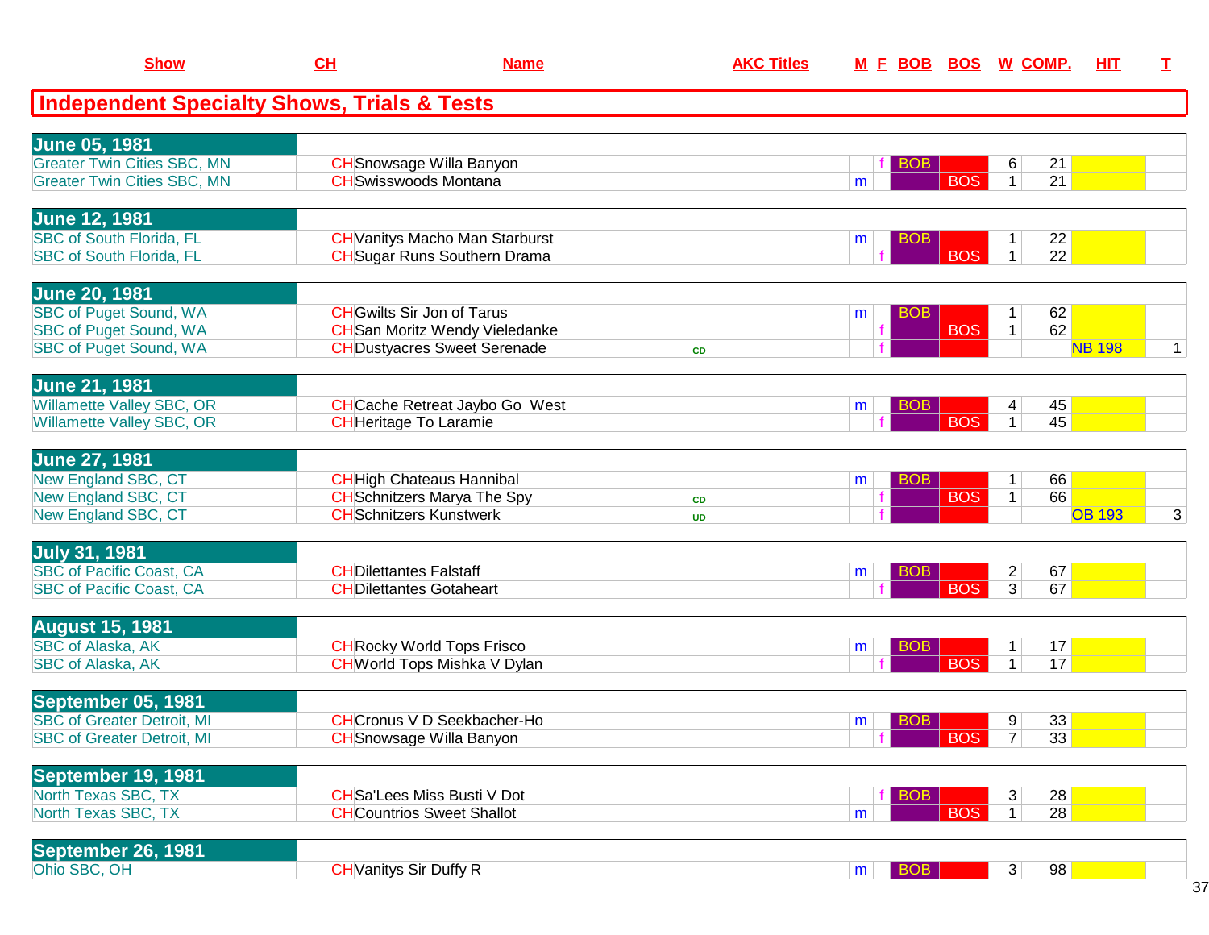| Show | CH | Name | AKC Titles | M | F | BOB | BOS | W | COMP. | HIT | T |
|---|---|---|---|---|---|---|---|---|---|---|---|

## Independent Specialty Shows, Trials & Tests

| Show | CH | Name | AKC Titles | M | F | BOB | BOS | W | COMP. | HIT | T |
|---|---|---|---|---|---|---|---|---|---|---|---|
| **June 05, 1981** | | | | | | | | | | | |
| Greater Twin Cities SBC, MN | CH | Snowsage Willa Banyon | | | f | BOB | | 6 | 21 | | |
| Greater Twin Cities SBC, MN | CH | Swisswoods Montana | | m | | | BOS | 1 | 21 | | |
| **June 12, 1981** | | | | | | | | | | | |
| SBC of South Florida, FL | CH | Vanitys Macho Man Starburst | | m | | BOB | | 1 | 22 | | |
| SBC of South Florida, FL | CH | Sugar Runs Southern Drama | | | f | | BOS | 1 | 22 | | |
| **June 20, 1981** | | | | | | | | | | | |
| SBC of Puget Sound, WA | CH | Gwilts Sir Jon of Tarus | | m | | BOB | | 1 | 62 | | |
| SBC of Puget Sound, WA | CH | San Moritz Wendy Vieledanke | | | f | | BOS | 1 | 62 | | |
| SBC of Puget Sound, WA | CH | Dustyacres Sweet Serenade | CD | | f | | | | | NB 198 | 1 |
| **June 21, 1981** | | | | | | | | | | | |
| Willamette Valley SBC, OR | CH | Cache Retreat Jaybo Go West | | m | | BOB | | 4 | 45 | | |
| Willamette Valley SBC, OR | CH | Heritage To Laramie | | | f | | BOS | 1 | 45 | | |
| **June 27, 1981** | | | | | | | | | | | |
| New England SBC, CT | CH | High Chateaus Hannibal | | m | | BOB | | 1 | 66 | | |
| New England SBC, CT | CH | Schnitzers Marya The Spy | CD | | f | | BOS | 1 | 66 | | |
| New England SBC, CT | CH | Schnitzers Kunstwerk | UD | | f | | | | | OB 193 | 3 |
| **July 31, 1981** | | | | | | | | | | | |
| SBC of Pacific Coast, CA | CH | Dilettantes Falstaff | | m | | BOB | | 2 | 67 | | |
| SBC of Pacific Coast, CA | CH | Dilettantes Gotaheart | | | f | | BOS | 3 | 67 | | |
| **August 15, 1981** | | | | | | | | | | | |
| SBC of Alaska, AK | CH | Rocky World Tops Frisco | | m | | BOB | | 1 | 17 | | |
| SBC of Alaska, AK | CH | World Tops Mishka V Dylan | | | f | | BOS | 1 | 17 | | |
| **September 05, 1981** | | | | | | | | | | | |
| SBC of Greater Detroit, MI | CH | Cronus V D Seekbacher-Ho | | m | | BOB | | 9 | 33 | | |
| SBC of Greater Detroit, MI | CH | Snowsage Willa Banyon | | | f | | BOS | 7 | 33 | | |
| **September 19, 1981** | | | | | | | | | | | |
| North Texas SBC, TX | CH | Sa'Lees Miss Busti V Dot | | | f | BOB | | 3 | 28 | | |
| North Texas SBC, TX | CH | Countrios Sweet Shallot | | m | | | BOS | 1 | 28 | | |
| **September 26, 1981** | | | | | | | | | | | |
| Ohio SBC, OH | CH | Vanitys Sir Duffy R | | m | | BOB | | 3 | 98 | | |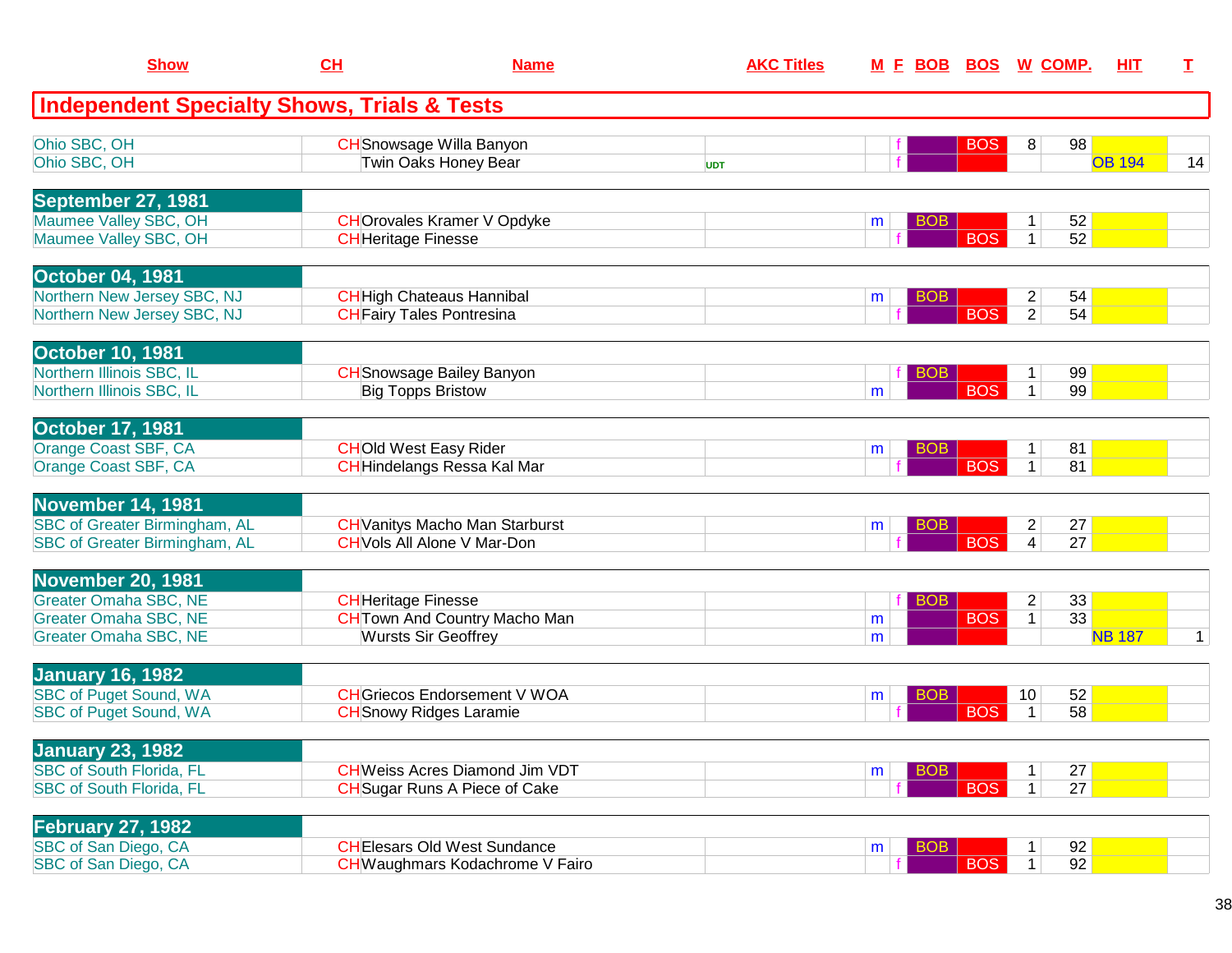| Show | CH | Name | AKC Titles | M | F | BOB | BOS | W | COMP. | HIT | T |
|---|---|---|---|---|---|---|---|---|---|---|---|
| **Independent Specialty Shows, Trials & Tests** | | | | | | | | | | | |
| Ohio SBC, OH | CH | Snowsage Willa Banyon | | | f | | BOS | 8 | 98 | | |
| Ohio SBC, OH | | Twin Oaks Honey Bear | UDT | | f | | | | | OB 194 | 14 |
| **September 27, 1981** | | | | | | | | | | | |
| Maumee Valley SBC, OH | CH | Orovales Kramer V Opdyke | | m | | BOB | | 1 | 52 | | |
| Maumee Valley SBC, OH | CH | Heritage Finesse | | | f | | BOS | 1 | 52 | | |
| **October 04, 1981** | | | | | | | | | | | |
| Northern New Jersey SBC, NJ | CH | High Chateaus Hannibal | | m | | BOB | | 2 | 54 | | |
| Northern New Jersey SBC, NJ | CH | Fairy Tales Pontresina | | | f | | BOS | 2 | 54 | | |
| **October 10, 1981** | | | | | | | | | | | |
| Northern Illinois SBC, IL | CH | Snowsage Bailey Banyon | | | f | BOB | | 1 | 99 | | |
| Northern Illinois SBC, IL | | Big Topps Bristow | | m | | | BOS | 1 | 99 | | |
| **October 17, 1981** | | | | | | | | | | | |
| Orange Coast SBF, CA | CH | Old West Easy Rider | | m | | BOB | | 1 | 81 | | |
| Orange Coast SBF, CA | CH | Hindelangs Ressa Kal Mar | | | f | | BOS | 1 | 81 | | |
| **November 14, 1981** | | | | | | | | | | | |
| SBC of Greater Birmingham, AL | CH | Vanitys Macho Man Starburst | | m | | BOB | | 2 | 27 | | |
| SBC of Greater Birmingham, AL | CH | Vols All Alone V Mar-Don | | | f | | BOS | 4 | 27 | | |
| **November 20, 1981** | | | | | | | | | | | |
| Greater Omaha SBC, NE | CH | Heritage Finesse | | | f | BOB | | 2 | 33 | | |
| Greater Omaha SBC, NE | CH | Town And Country Macho Man | | m | | | BOS | 1 | 33 | | |
| Greater Omaha SBC, NE | | Wursts Sir Geoffrey | | m | | | | | | NB 187 | 1 |
| **January 16, 1982** | | | | | | | | | | | |
| SBC of Puget Sound, WA | CH | Griecos Endorsement V WOA | | m | | BOB | | 10 | 52 | | |
| SBC of Puget Sound, WA | CH | Snowy Ridges Laramie | | | f | | BOS | 1 | 58 | | |
| **January 23, 1982** | | | | | | | | | | | |
| SBC of South Florida, FL | CH | Weiss Acres Diamond Jim VDT | | m | | BOB | | 1 | 27 | | |
| SBC of South Florida, FL | CH | Sugar Runs A Piece of Cake | | | f | | BOS | 1 | 27 | | |
| **February 27, 1982** | | | | | | | | | | | |
| SBC of San Diego, CA | CH | Elesars Old West Sundance | | m | | BOB | | 1 | 92 | | |
| SBC of San Diego, CA | CH | Waughmars Kodachrome V Fairo | | | f | | BOS | 1 | 92 | | |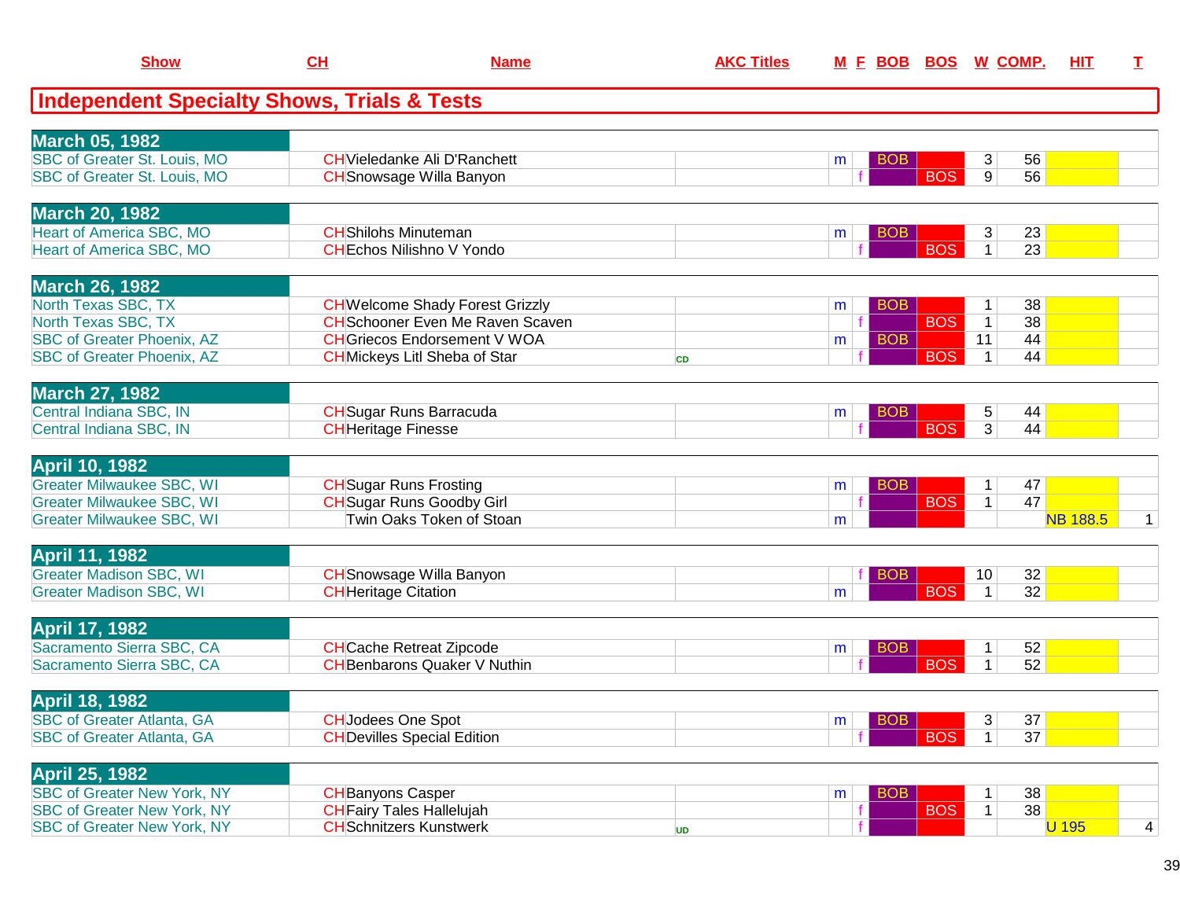## Independent Specialty Shows, Trials & Tests

| Show | CH | Name | AKC Titles | M | F | BOB | BOS | W | COMP. | HIT | T |
|---|---|---|---|---|---|---|---|---|---|---|---|
| **March 05, 1982** | | | | | | | | | | | |
| SBC of Greater St. Louis, MO | CH | Vieledanke Ali D'Ranchett | | m | | BOB | | 3 | 56 | | |
| SBC of Greater St. Louis, MO | CH | Snowsage Willa Banyon | | | f | | BOS | 9 | 56 | | |
| **March 20, 1982** | | | | | | | | | | | |
| Heart of America SBC, MO | CH | Shilohs Minuteman | | m | | BOB | | 3 | 23 | | |
| Heart of America SBC, MO | CH | Echos Nilishno V Yondo | | | f | | BOS | 1 | 23 | | |
| **March 26, 1982** | | | | | | | | | | | |
| North Texas SBC, TX | CH | Welcome Shady Forest Grizzly | | m | | BOB | | 1 | 38 | | |
| North Texas SBC, TX | CH | Schooner Even Me Raven Scaven | | | f | | BOS | 1 | 38 | | |
| SBC of Greater Phoenix, AZ | CH | Griecos Endorsement V WOA | | m | | BOB | | 11 | 44 | | |
| SBC of Greater Phoenix, AZ | CH | Mickeys Litl Sheba of Star | CD | | f | | BOS | 1 | 44 | | |
| **March 27, 1982** | | | | | | | | | | | |
| Central Indiana SBC, IN | CH | Sugar Runs Barracuda | | m | | BOB | | 5 | 44 | | |
| Central Indiana SBC, IN | CH | Heritage Finesse | | | f | | BOS | 3 | 44 | | |
| **April 10, 1982** | | | | | | | | | | | |
| Greater Milwaukee SBC, WI | CH | Sugar Runs Frosting | | m | | BOB | | 1 | 47 | | |
| Greater Milwaukee SBC, WI | CH | Sugar Runs Goodby Girl | | | f | | BOS | 1 | 47 | | |
| Greater Milwaukee SBC, WI | | Twin Oaks Token of Stoan | | m | | | | | | NB 188.5 | 1 |
| **April 11, 1982** | | | | | | | | | | | |
| Greater Madison SBC, WI | CH | Snowsage Willa Banyon | | | f | BOB | | 10 | 32 | | |
| Greater Madison SBC, WI | CH | Heritage Citation | | m | | | BOS | 1 | 32 | | |
| **April 17, 1982** | | | | | | | | | | | |
| Sacramento Sierra SBC, CA | CH | Cache Retreat Zipcode | | m | | BOB | | 1 | 52 | | |
| Sacramento Sierra SBC, CA | CH | Benbarons Quaker V Nuthin | | | f | | BOS | 1 | 52 | | |
| **April 18, 1982** | | | | | | | | | | | |
| SBC of Greater Atlanta, GA | CH | Jodees One Spot | | m | | BOB | | 3 | 37 | | |
| SBC of Greater Atlanta, GA | CH | Devilles Special Edition | | | f | | BOS | 1 | 37 | | |
| **April 25, 1982** | | | | | | | | | | | |
| SBC of Greater New York, NY | CH | Banyons Casper | | m | | BOB | | 1 | 38 | | |
| SBC of Greater New York, NY | CH | Fairy Tales Hallelujah | | | f | | BOS | 1 | 38 | | |
| SBC of Greater New York, NY | CH | Schnitzers Kunstwerk | UD | | f | | | | | U 195 | 4 |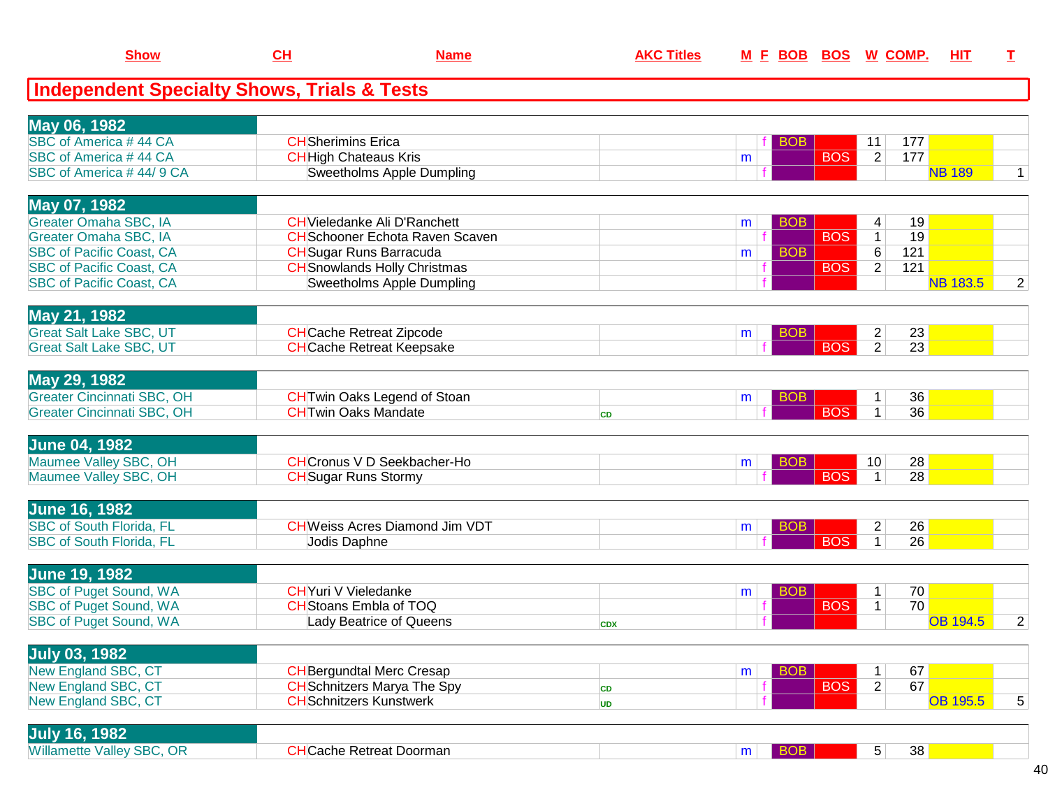| Show | CH | Name | AKC Titles | M | F | BOB | BOS | W | COMP. | HIT | T |
|---|---|---|---|---|---|---|---|---|---|---|---|

## Independent Specialty Shows, Trials & Tests

| Show | CH | Name | AKC Titles | M | F | BOB | BOS | W | COMP. | HIT | T |
|---|---|---|---|---|---|---|---|---|---|---|---|
| **May 06, 1982** | | | | | | | | | | | |
| SBC of America # 44 CA | CH | Sherimins Erica | | | f | BOB | | 11 | 177 | | |
| SBC of America # 44 CA | CH | High Chateaus Kris | | m | | | BOS | 2 | 177 | | |
| SBC of America # 44/ 9 CA | | Sweetholms Apple Dumpling | | | f | | | | | NB 189 | 1 |
| **May 07, 1982** | | | | | | | | | | | |
| Greater Omaha SBC, IA | CH | Vieledanke Ali D'Ranchett | | m | | BOB | | 4 | 19 | | |
| Greater Omaha SBC, IA | CH | Schooner Echota Raven Scaven | | | f | | BOS | 1 | 19 | | |
| SBC of Pacific Coast, CA | CH | Sugar Runs Barracuda | | m | | BOB | | 6 | 121 | | |
| SBC of Pacific Coast, CA | CH | Snowlands Holly Christmas | | | f | | BOS | 2 | 121 | | |
| SBC of Pacific Coast, CA | | Sweetholms Apple Dumpling | | | f | | | | | NB 183.5 | 2 |
| **May 21, 1982** | | | | | | | | | | | |
| Great Salt Lake SBC, UT | CH | Cache Retreat Zipcode | | m | | BOB | | 2 | 23 | | |
| Great Salt Lake SBC, UT | CH | Cache Retreat Keepsake | | | f | | BOS | 2 | 23 | | |
| **May 29, 1982** | | | | | | | | | | | |
| Greater Cincinnati SBC, OH | CH | Twin Oaks Legend of Stoan | | m | | BOB | | 1 | 36 | | |
| Greater Cincinnati SBC, OH | CH | Twin Oaks Mandate | CD | | f | | BOS | 1 | 36 | | |
| **June 04, 1982** | | | | | | | | | | | |
| Maumee Valley SBC, OH | CH | Cronus V D Seekbacher-Ho | | m | | BOB | | 10 | 28 | | |
| Maumee Valley SBC, OH | CH | Sugar Runs Stormy | | | f | | BOS | 1 | 28 | | |
| **June 16, 1982** | | | | | | | | | | | |
| SBC of South Florida, FL | CH | Weiss Acres Diamond Jim VDT | | m | | BOB | | 2 | 26 | | |
| SBC of South Florida, FL | | Jodis Daphne | | | f | | BOS | 1 | 26 | | |
| **June 19, 1982** | | | | | | | | | | | |
| SBC of Puget Sound, WA | CH | Yuri V Vieledanke | | m | | BOB | | 1 | 70 | | |
| SBC of Puget Sound, WA | CH | Stoans Embla of TOQ | | | f | | BOS | 1 | 70 | | |
| SBC of Puget Sound, WA | | Lady Beatrice of Queens | CDX | | f | | | | | OB 194.5 | 2 |
| **July 03, 1982** | | | | | | | | | | | |
| New England SBC, CT | CH | Bergundtal Merc Cresap | | m | | BOB | | 1 | 67 | | |
| New England SBC, CT | CH | Schnitzers Marya The Spy | CD | | f | | BOS | 2 | 67 | | |
| New England SBC, CT | CH | Schnitzers Kunstwerk | UD | | f | | | | | OB 195.5 | 5 |
| **July 16, 1982** | | | | | | | | | | | |
| Willamette Valley SBC, OR | CH | Cache Retreat Doorman | | m | | BOB | | 5 | 38 | | |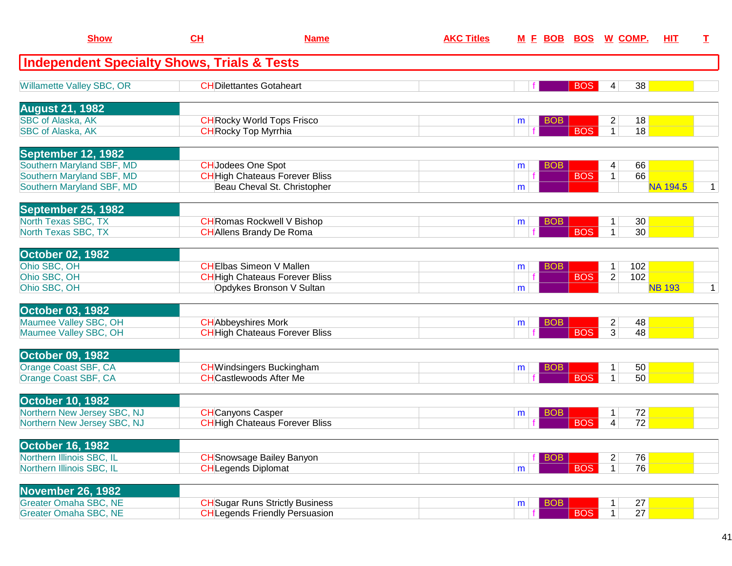| Show | CH | Name | AKC Titles | M | F | BOB | BOS | W | COMP. | HIT | T |
|---|---|---|---|---|---|---|---|---|---|---|---|
| **Independent Specialty Shows, Trials & Tests** | | | | | | | | | | | |
| Willamette Valley SBC, OR | CH | Dilettantes Gotaheart | | | f | | BOS | 4 | 38 | | |
| **August 21, 1982** | | | | | | | | | | | |
| SBC of Alaska, AK | CH | Rocky World Tops Frisco | | m | | BOB | | 2 | 18 | | |
| SBC of Alaska, AK | CH | Rocky Top Myrrhia | | | f | | BOS | 1 | 18 | | |
| **September 12, 1982** | | | | | | | | | | | |
| Southern Maryland SBF, MD | CH | Jodees One Spot | | m | | BOB | | 4 | 66 | | |
| Southern Maryland SBF, MD | CH | High Chateaus Forever Bliss | | | f | | BOS | 1 | 66 | | |
| Southern Maryland SBF, MD | | Beau Cheval St. Christopher | | m | | | | | | NA 194.5 | 1 |
| **September 25, 1982** | | | | | | | | | | | |
| North Texas SBC, TX | CH | Romas Rockwell V Bishop | | m | | BOB | | 1 | 30 | | |
| North Texas SBC, TX | CH | Allens Brandy De Roma | | | f | | BOS | 1 | 30 | | |
| **October 02, 1982** | | | | | | | | | | | |
| Ohio SBC, OH | CH | Elbas Simeon V Mallen | | m | | BOB | | 1 | 102 | | |
| Ohio SBC, OH | CH | High Chateaus Forever Bliss | | | f | | BOS | 2 | 102 | | |
| Ohio SBC, OH | | Opdykes Bronson V Sultan | | m | | | | | | NB 193 | 1 |
| **October 03, 1982** | | | | | | | | | | | |
| Maumee Valley SBC, OH | CH | Abbeyshires Mork | | m | | BOB | | 2 | 48 | | |
| Maumee Valley SBC, OH | CH | High Chateaus Forever Bliss | | | f | | BOS | 3 | 48 | | |
| **October 09, 1982** | | | | | | | | | | | |
| Orange Coast SBF, CA | CH | Windsingers Buckingham | | m | | BOB | | 1 | 50 | | |
| Orange Coast SBF, CA | CH | Castlewoods After Me | | | f | | BOS | 1 | 50 | | |
| **October 10, 1982** | | | | | | | | | | | |
| Northern New Jersey SBC, NJ | CH | Canyons Casper | | m | | BOB | | 1 | 72 | | |
| Northern New Jersey SBC, NJ | CH | High Chateaus Forever Bliss | | | f | | BOS | 4 | 72 | | |
| **October 16, 1982** | | | | | | | | | | | |
| Northern Illinois SBC, IL | CH | Snowsage Bailey Banyon | | | f | BOB | | 2 | 76 | | |
| Northern Illinois SBC, IL | CH | Legends Diplomat | | m | | | BOS | 1 | 76 | | |
| **November 26, 1982** | | | | | | | | | | | |
| Greater Omaha SBC, NE | CH | Sugar Runs Strictly Business | | m | | BOB | | 1 | 27 | | |
| Greater Omaha SBC, NE | CH | Legends Friendly Persuasion | | | f | | BOS | 1 | 27 | | |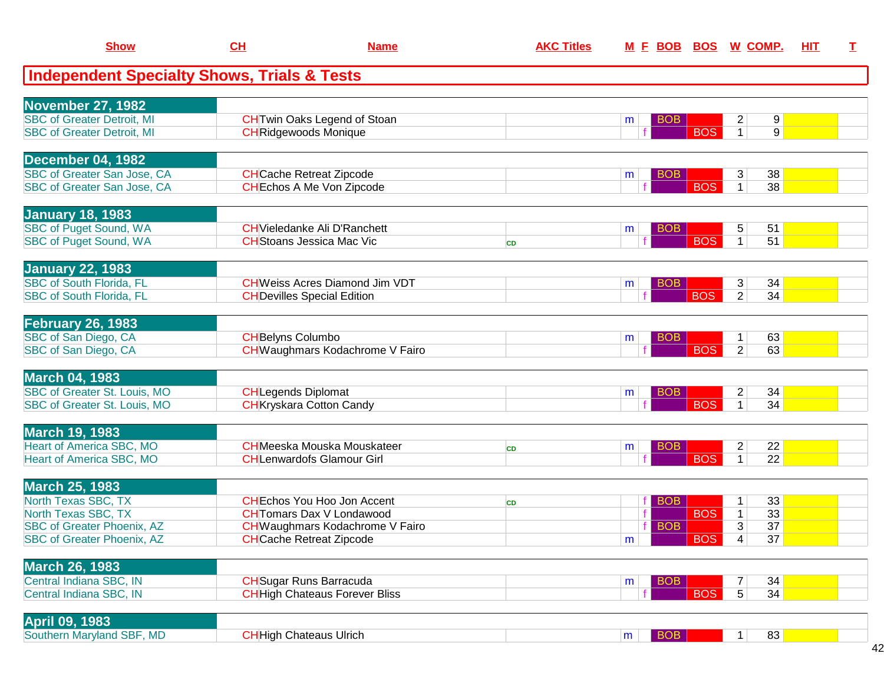## Independent Specialty Shows, Trials & Tests

| Show | CH | Name | AKC Titles | M | F | BOB | BOS | W | COMP. | HIT | T |
|---|---|---|---|---|---|---|---|---|---|---|---|
| **November 27, 1982** | | | | | | | | | | | |
| SBC of Greater Detroit, MI | CH | Twin Oaks Legend of Stoan | | m | | BOB | | 2 | 9 | | |
| SBC of Greater Detroit, MI | CH | Ridgewoods Monique | | | f | | BOS | 1 | 9 | | |
| **December 04, 1982** | | | | | | | | | | | |
| SBC of Greater San Jose, CA | CH | Cache Retreat Zipcode | | m | | BOB | | 3 | 38 | | |
| SBC of Greater San Jose, CA | CH | Echos A Me Von Zipcode | | | f | | BOS | 1 | 38 | | |
| **January 18, 1983** | | | | | | | | | | | |
| SBC of Puget Sound, WA | CH | Vieledanke Ali D'Ranchett | | m | | BOB | | 5 | 51 | | |
| SBC of Puget Sound, WA | CH | Stoans Jessica Mac Vic | CD | | f | | BOS | 1 | 51 | | |
| **January 22, 1983** | | | | | | | | | | | |
| SBC of South Florida, FL | CH | Weiss Acres Diamond Jim VDT | | m | | BOB | | 3 | 34 | | |
| SBC of South Florida, FL | CH | Devilles Special Edition | | | f | | BOS | 2 | 34 | | |
| **February 26, 1983** | | | | | | | | | | | |
| SBC of San Diego, CA | CH | Belyns Columbo | | m | | BOB | | 1 | 63 | | |
| SBC of San Diego, CA | CH | Waughmars Kodachrome V Fairo | | | f | | BOS | 2 | 63 | | |
| **March 04, 1983** | | | | | | | | | | | |
| SBC of Greater St. Louis, MO | CH | Legends Diplomat | | m | | BOB | | 2 | 34 | | |
| SBC of Greater St. Louis, MO | CH | Kryskara Cotton Candy | | | f | | BOS | 1 | 34 | | |
| **March 19, 1983** | | | | | | | | | | | |
| Heart of America SBC, MO | CH | Meeska Mouska Mouskateer | CD | m | | BOB | | 2 | 22 | | |
| Heart of America SBC, MO | CH | Lenwardofs Glamour Girl | | | f | | BOS | 1 | 22 | | |
| **March 25, 1983** | | | | | | | | | | | |
| North Texas SBC, TX | CH | Echos You Hoo Jon Accent | CD | | f | BOB | | 1 | 33 | | |
| North Texas SBC, TX | CH | Tomars Dax V Londawood | | | f | | BOS | 1 | 33 | | |
| SBC of Greater Phoenix, AZ | CH | Waughmars Kodachrome V Fairo | | | f | BOB | | 3 | 37 | | |
| SBC of Greater Phoenix, AZ | CH | Cache Retreat Zipcode | | m | | | BOS | 4 | 37 | | |
| **March 26, 1983** | | | | | | | | | | | |
| Central Indiana SBC, IN | CH | Sugar Runs Barracuda | | m | | BOB | | 7 | 34 | | |
| Central Indiana SBC, IN | CH | High Chateaus Forever Bliss | | | f | | BOS | 5 | 34 | | |
| **April 09, 1983** | | | | | | | | | | | |
| Southern Maryland SBF, MD | CH | High Chateaus Ulrich | | m | | BOB | | 1 | 83 | | |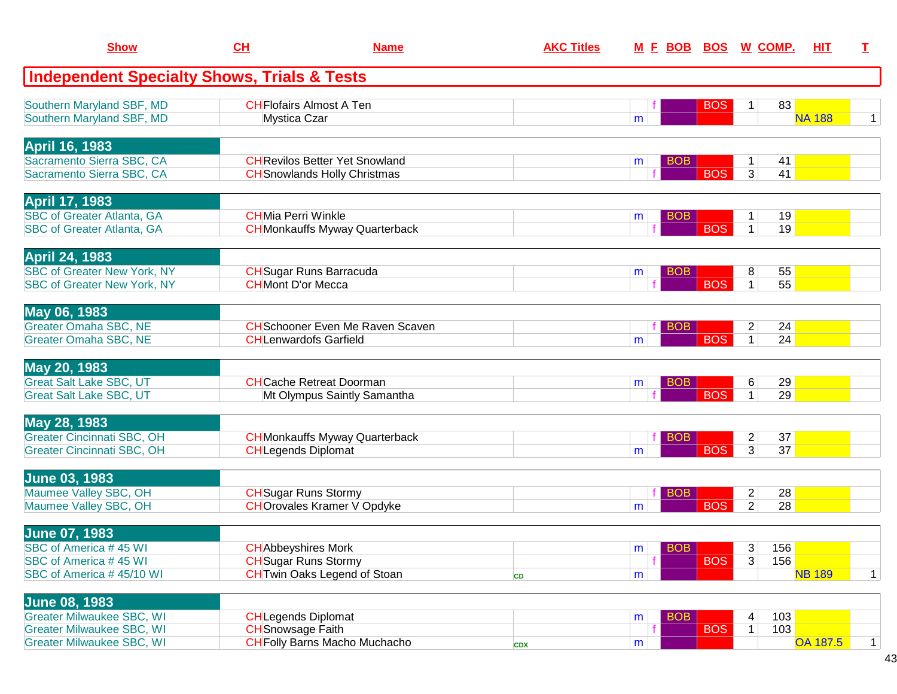| Show | CH | Name | AKC Titles | M | F | BOB | BOS | W | COMP. | HIT | T |
|---|---|---|---|---|---|---|---|---|---|---|---|
| **Independent Specialty Shows, Trials & Tests** | | | | | | | | | | | |
| Southern Maryland SBF, MD | CH | Flofairs Almost A Ten | | | f | | BOS | 1 | 83 | | |
| Southern Maryland SBF, MD | | Mystica Czar | | m | | | | | | NA 188 | 1 |
| **April 16, 1983** | | | | | | | | | | | |
| Sacramento Sierra SBC, CA | CH | Revilos Better Yet Snowland | | m | | BOB | | 1 | 41 | | |
| Sacramento Sierra SBC, CA | CH | Snowlands Holly Christmas | | | f | | BOS | 3 | 41 | | |
| **April 17, 1983** | | | | | | | | | | | |
| SBC of Greater Atlanta, GA | CH | Mia Perri Winkle | | m | | BOB | | 1 | 19 | | |
| SBC of Greater Atlanta, GA | CH | Monkauffs Myway Quarterback | | | f | | BOS | 1 | 19 | | |
| **April 24, 1983** | | | | | | | | | | | |
| SBC of Greater New York, NY | CH | Sugar Runs Barracuda | | m | | BOB | | 8 | 55 | | |
| SBC of Greater New York, NY | CH | Mont D'or Mecca | | | f | | BOS | 1 | 55 | | |
| **May 06, 1983** | | | | | | | | | | | |
| Greater Omaha SBC, NE | CH | Schooner Even Me Raven Scaven | | | f | BOB | | 2 | 24 | | |
| Greater Omaha SBC, NE | CH | Lenwardofs Garfield | | m | | | BOS | 1 | 24 | | |
| **May 20, 1983** | | | | | | | | | | | |
| Great Salt Lake SBC, UT | CH | Cache Retreat Doorman | | m | | BOB | | 6 | 29 | | |
| Great Salt Lake SBC, UT | | Mt Olympus Saintly Samantha | | | f | | BOS | 1 | 29 | | |
| **May 28, 1983** | | | | | | | | | | | |
| Greater Cincinnati SBC, OH | CH | Monkauffs Myway Quarterback | | | f | BOB | | 2 | 37 | | |
| Greater Cincinnati SBC, OH | CH | Legends Diplomat | | m | | | BOS | 3 | 37 | | |
| **June 03, 1983** | | | | | | | | | | | |
| Maumee Valley SBC, OH | CH | Sugar Runs Stormy | | | f | BOB | | 2 | 28 | | |
| Maumee Valley SBC, OH | CH | Orovales Kramer V Opdyke | | m | | | BOS | 2 | 28 | | |
| **June 07, 1983** | | | | | | | | | | | |
| SBC of America # 45 WI | CH | Abbeyshires Mork | | m | | BOB | | 3 | 156 | | |
| SBC of America # 45 WI | CH | Sugar Runs Stormy | | | f | | BOS | 3 | 156 | | |
| SBC of America # 45/10 WI | CH | Twin Oaks Legend of Stoan | CD | m | | | | | | NB 189 | 1 |
| **June 08, 1983** | | | | | | | | | | | |
| Greater Milwaukee SBC, WI | CH | Legends Diplomat | | m | | BOB | | 4 | 103 | | |
| Greater Milwaukee SBC, WI | CH | Snowsage Faith | | | f | | BOS | 1 | 103 | | |
| Greater Milwaukee SBC, WI | CH | Folly Barns Macho Muchacho | CDX | m | | | | | | OA 187.5 | 1 |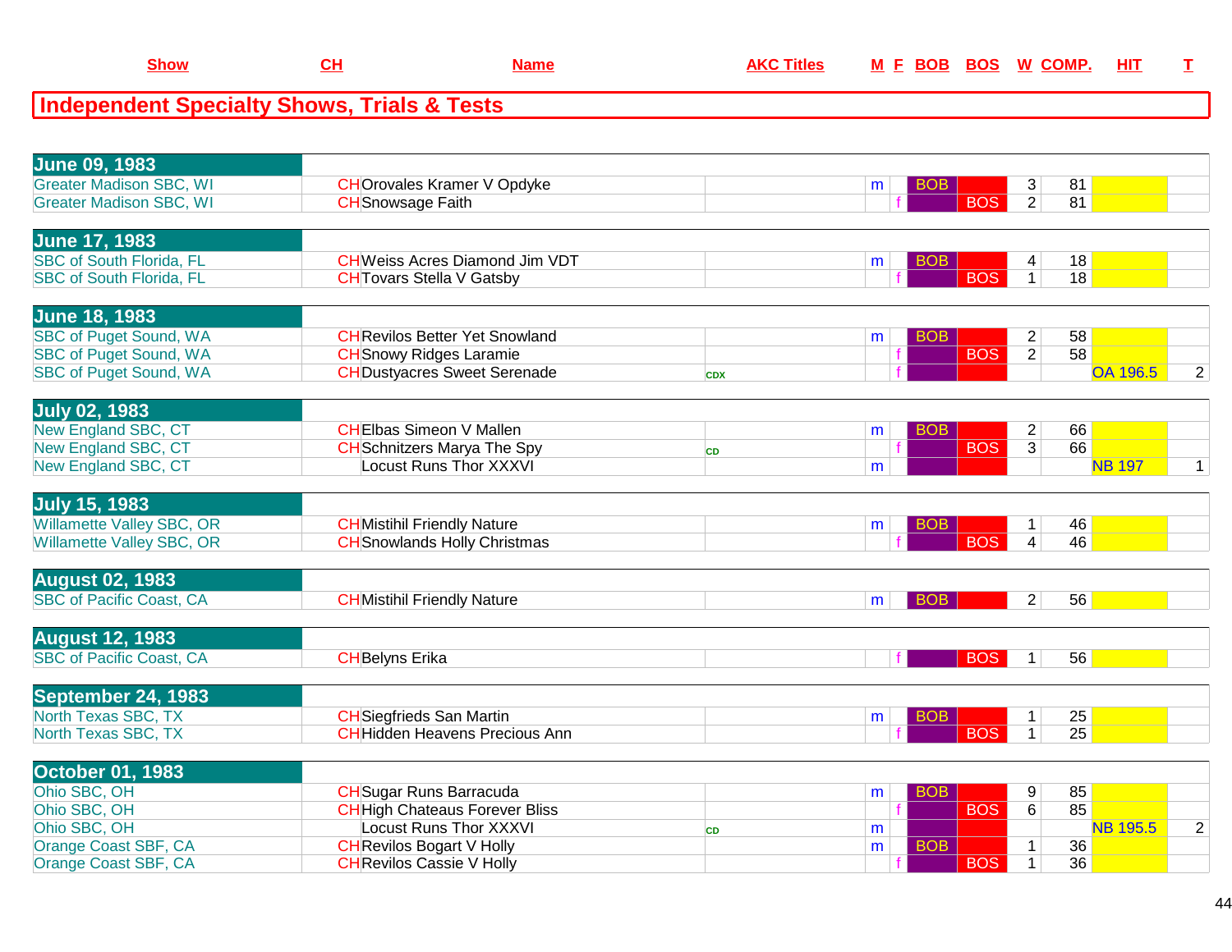| Show | CH | Name | AKC Titles | M | F | BOB | BOS | W | COMP. | HIT | T |
|---|---|---|---|---|---|---|---|---|---|---|---|

## Independent Specialty Shows, Trials & Tests

| Show | CH | Name | AKC Titles | M | F | BOB | BOS | W | COMP. | HIT | T |
|---|---|---|---|---|---|---|---|---|---|---|---|
| **June 09, 1983** | | | | | | | | | | | |
| Greater Madison SBC, WI | CH | Orovales Kramer V Opdyke | | m | | BOB | | 3 | 81 | | |
| Greater Madison SBC, WI | CH | Snowsage Faith | | | f | | BOS | 2 | 81 | | |
| **June 17, 1983** | | | | | | | | | | | |
| SBC of South Florida, FL | CH | Weiss Acres Diamond Jim VDT | | m | | BOB | | 4 | 18 | | |
| SBC of South Florida, FL | CH | Tovars Stella V Gatsby | | | f | | BOS | 1 | 18 | | |
| **June 18, 1983** | | | | | | | | | | | |
| SBC of Puget Sound, WA | CH | Revilos Better Yet Snowland | | m | | BOB | | 2 | 58 | | |
| SBC of Puget Sound, WA | CH | Snowy Ridges Laramie | | | f | | BOS | 2 | 58 | | |
| SBC of Puget Sound, WA | CH | Dustyacres Sweet Serenade | CDX | | f | | | | | OA 196.5 | 2 |
| **July 02, 1983** | | | | | | | | | | | |
| New England SBC, CT | CH | Elbas Simeon V Mallen | | m | | BOB | | 2 | 66 | | |
| New England SBC, CT | CH | Schnitzers Marya The Spy | CD | | f | | BOS | 3 | 66 | | |
| New England SBC, CT | | Locust Runs Thor XXXVI | | m | | | | | | NB 197 | 1 |
| **July 15, 1983** | | | | | | | | | | | |
| Willamette Valley SBC, OR | CH | Mistihil Friendly Nature | | m | | BOB | | 1 | 46 | | |
| Willamette Valley SBC, OR | CH | Snowlands Holly Christmas | | | f | | BOS | 4 | 46 | | |
| **August 02, 1983** | | | | | | | | | | | |
| SBC of Pacific Coast, CA | CH | Mistihil Friendly Nature | | m | | BOB | | 2 | 56 | | |
| **August 12, 1983** | | | | | | | | | | | |
| SBC of Pacific Coast, CA | CH | Belyns Erika | | | f | | BOS | 1 | 56 | | |
| **September 24, 1983** | | | | | | | | | | | |
| North Texas SBC, TX | CH | Siegfrieds San Martin | | m | | BOB | | 1 | 25 | | |
| North Texas SBC, TX | CH | Hidden Heavens Precious Ann | | | f | | BOS | 1 | 25 | | |
| **October 01, 1983** | | | | | | | | | | | |
| Ohio SBC, OH | CH | Sugar Runs Barracuda | | m | | BOB | | 9 | 85 | | |
| Ohio SBC, OH | CH | High Chateaus Forever Bliss | | | f | | BOS | 6 | 85 | | |
| Ohio SBC, OH | | Locust Runs Thor XXXVI | CD | m | | | | | | NB 195.5 | 2 |
| Orange Coast SBF, CA | CH | Revilos Bogart V Holly | | m | | BOB | | 1 | 36 | | |
| Orange Coast SBF, CA | CH | Revilos Cassie V Holly | | | f | | BOS | 1 | 36 | | |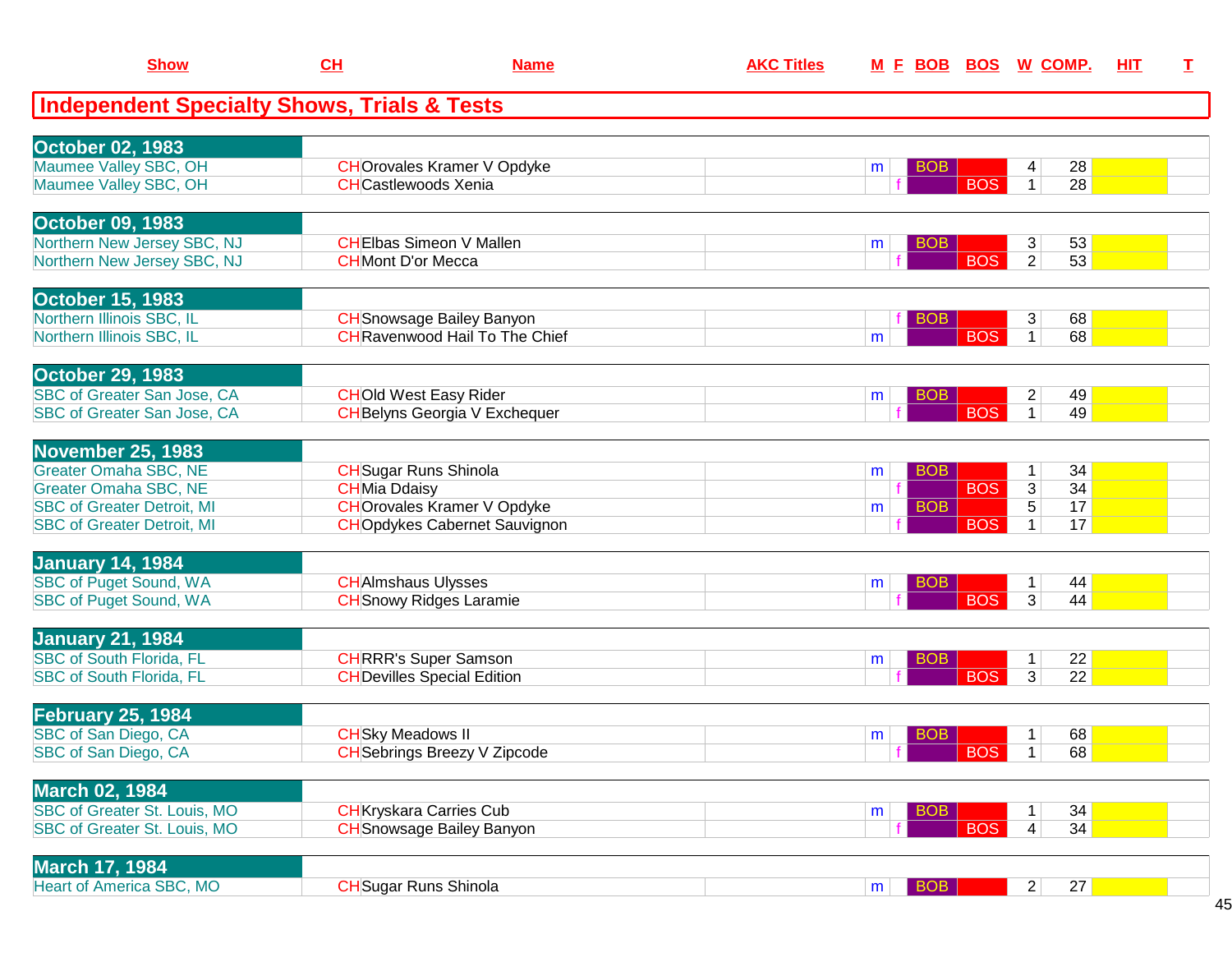| Show | CH | Name | AKC Titles | M | F | BOB | BOS | W | COMP. | HIT | T |
|---|---|---|---|---|---|---|---|---|---|---|---|

## Independent Specialty Shows, Trials & Tests

| Show | CH | Name | AKC Titles | M | F | BOB | BOS | W | COMP. | HIT | T |
|---|---|---|---|---|---|---|---|---|---|---|---|
| **October 02, 1983** | | | | | | | | | | | |
| Maumee Valley SBC, OH | CH | Orovales Kramer V Opdyke | | m | | BOB | | 4 | 28 | | |
| Maumee Valley SBC, OH | CH | Castlewoods Xenia | | | f | | BOS | 1 | 28 | | |
| **October 09, 1983** | | | | | | | | | | | |
| Northern New Jersey SBC, NJ | CH | Elbas Simeon V Mallen | | m | | BOB | | 3 | 53 | | |
| Northern New Jersey SBC, NJ | CH | Mont D'or Mecca | | | f | | BOS | 2 | 53 | | |
| **October 15, 1983** | | | | | | | | | | | |
| Northern Illinois SBC, IL | CH | Snowsage Bailey Banyon | | | f | BOB | | 3 | 68 | | |
| Northern Illinois SBC, IL | CH | Ravenwood Hail To The Chief | | m | | | BOS | 1 | 68 | | |
| **October 29, 1983** | | | | | | | | | | | |
| SBC of Greater San Jose, CA | CH | Old West Easy Rider | | m | | BOB | | 2 | 49 | | |
| SBC of Greater San Jose, CA | CH | Belyns Georgia V Exchequer | | | f | | BOS | 1 | 49 | | |
| **November 25, 1983** | | | | | | | | | | | |
| Greater Omaha SBC, NE | CH | Sugar Runs Shinola | | m | | BOB | | 1 | 34 | | |
| Greater Omaha SBC, NE | CH | Mia Ddaisy | | | f | | BOS | 3 | 34 | | |
| SBC of Greater Detroit, MI | CH | Orovales Kramer V Opdyke | | m | | BOB | | 5 | 17 | | |
| SBC of Greater Detroit, MI | CH | Opdykes Cabernet Sauvignon | | | f | | BOS | 1 | 17 | | |
| **January 14, 1984** | | | | | | | | | | | |
| SBC of Puget Sound, WA | CH | Almshaus Ulysses | | m | | BOB | | 1 | 44 | | |
| SBC of Puget Sound, WA | CH | Snowy Ridges Laramie | | | f | | BOS | 3 | 44 | | |
| **January 21, 1984** | | | | | | | | | | | |
| SBC of South Florida, FL | CH | RRR's Super Samson | | m | | BOB | | 1 | 22 | | |
| SBC of South Florida, FL | CH | Devilles Special Edition | | | f | | BOS | 3 | 22 | | |
| **February 25, 1984** | | | | | | | | | | | |
| SBC of San Diego, CA | CH | Sky Meadows II | | m | | BOB | | 1 | 68 | | |
| SBC of San Diego, CA | CH | Sebrings Breezy V Zipcode | | | f | | BOS | 1 | 68 | | |
| **March 02, 1984** | | | | | | | | | | | |
| SBC of Greater St. Louis, MO | CH | Kryskara Carries Cub | | m | | BOB | | 1 | 34 | | |
| SBC of Greater St. Louis, MO | CH | Snowsage Bailey Banyon | | | f | | BOS | 4 | 34 | | |
| **March 17, 1984** | | | | | | | | | | | |
| Heart of America SBC, MO | CH | Sugar Runs Shinola | | m | | BOB | | 2 | 27 | | |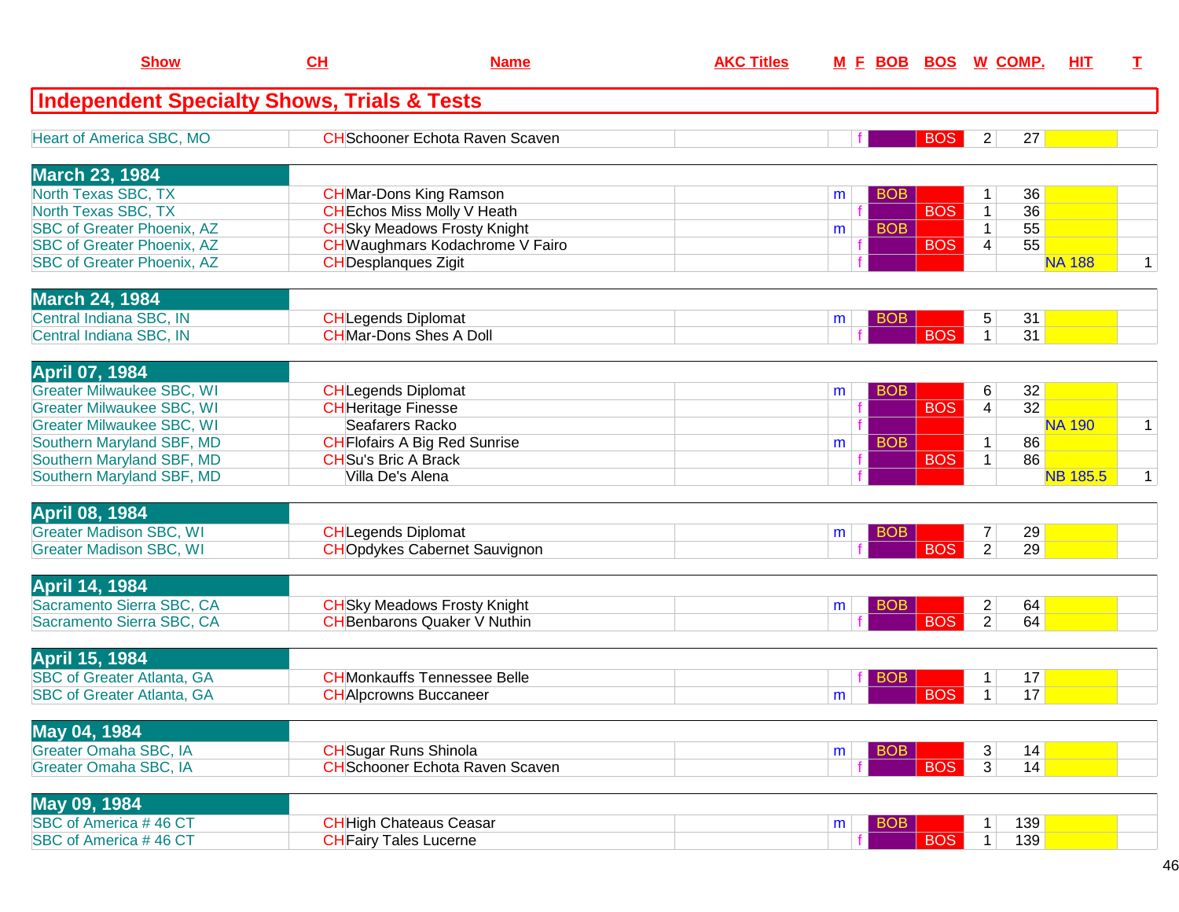| Show | CH | Name | AKC Titles | M | F | BOB | BOS | W | COMP. | HIT | T |
|---|---|---|---|---|---|---|---|---|---|---|---|
| **Independent Specialty Shows, Trials & Tests** | | | | | | | | | | | |
| Heart of America SBC, MO | CH | Schooner Echota Raven Scaven | | | f | | BOS | 2 | 27 | | |
| **March 23, 1984** | | | | | | | | | | | |
| North Texas SBC, TX | CH | Mar-Dons King Ramson | | m | | BOB | | 1 | 36 | | |
| North Texas SBC, TX | CH | Echos Miss Molly V Heath | | | f | | BOS | 1 | 36 | | |
| SBC of Greater Phoenix, AZ | CH | Sky Meadows Frosty Knight | | m | | BOB | | 1 | 55 | | |
| SBC of Greater Phoenix, AZ | CH | Waughmars Kodachrome V Fairo | | | f | | BOS | 4 | 55 | | |
| SBC of Greater Phoenix, AZ | CH | Desplanques Zigit | | | f | | | | | NA 188 | 1 |
| **March 24, 1984** | | | | | | | | | | | |
| Central Indiana SBC, IN | CH | Legends Diplomat | | m | | BOB | | 5 | 31 | | |
| Central Indiana SBC, IN | CH | Mar-Dons Shes A Doll | | | f | | BOS | 1 | 31 | | |
| **April 07, 1984** | | | | | | | | | | | |
| Greater Milwaukee SBC, WI | CH | Legends Diplomat | | m | | BOB | | 6 | 32 | | |
| Greater Milwaukee SBC, WI | CH | Heritage Finesse | | | f | | BOS | 4 | 32 | | |
| Greater Milwaukee SBC, WI | | Seafarers Racko | | | f | | | | | NA 190 | 1 |
| Southern Maryland SBF, MD | CH | Flofairs A Big Red Sunrise | | m | | BOB | | 1 | 86 | | |
| Southern Maryland SBF, MD | CH | Su's Bric A Brack | | | f | | BOS | 1 | 86 | | |
| Southern Maryland SBF, MD | | Villa De's Alena | | | f | | | | | NB 185.5 | 1 |
| **April 08, 1984** | | | | | | | | | | | |
| Greater Madison SBC, WI | CH | Legends Diplomat | | m | | BOB | | 7 | 29 | | |
| Greater Madison SBC, WI | CH | Opdykes Cabernet Sauvignon | | | f | | BOS | 2 | 29 | | |
| **April 14, 1984** | | | | | | | | | | | |
| Sacramento Sierra SBC, CA | CH | Sky Meadows Frosty Knight | | m | | BOB | | 2 | 64 | | |
| Sacramento Sierra SBC, CA | CH | Benbarons Quaker V Nuthin | | | f | | BOS | 2 | 64 | | |
| **April 15, 1984** | | | | | | | | | | | |
| SBC of Greater Atlanta, GA | CH | Monkauffs Tennessee Belle | | | f | BOB | | 1 | 17 | | |
| SBC of Greater Atlanta, GA | CH | Alpcrowns Buccaneer | | m | | | BOS | 1 | 17 | | |
| **May 04, 1984** | | | | | | | | | | | |
| Greater Omaha SBC, IA | CH | Sugar Runs Shinola | | m | | BOB | | 3 | 14 | | |
| Greater Omaha SBC, IA | CH | Schooner Echota Raven Scaven | | | f | | BOS | 3 | 14 | | |
| **May 09, 1984** | | | | | | | | | | | |
| SBC of America # 46 CT | CH | High Chateaus Ceasar | | m | | BOB | | 1 | 139 | | |
| SBC of America # 46 CT | CH | Fairy Tales Lucerne | | | f | | BOS | 1 | 139 | | |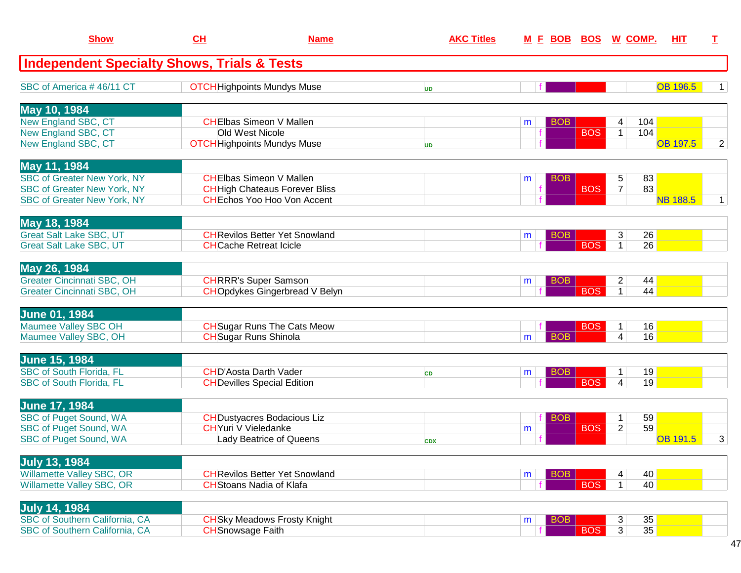| Show | CH | Name | AKC Titles | M | F | BOB | BOS | W | COMP. | HIT | T |
|---|---|---|---|---|---|---|---|---|---|---|---|
| **Independent Specialty Shows, Trials & Tests** | | | | | | | | | | | |
| SBC of America # 46/11 CT | OTCH | Highpoints Mundys Muse | UD | | f | | | | | OB 196.5 | 1 |
| **May 10, 1984** | | | | | | | | | | | |
| New England SBC, CT | CH | Elbas Simeon V Mallen | | m | | BOB | | 4 | 104 | | |
| New England SBC, CT | | Old West Nicole | | | f | | BOS | 1 | 104 | | |
| New England SBC, CT | OTCH | Highpoints Mundys Muse | UD | | f | | | | | OB 197.5 | 2 |
| **May 11, 1984** | | | | | | | | | | | |
| SBC of Greater New York, NY | CH | Elbas Simeon V Mallen | | m | | BOB | | 5 | 83 | | |
| SBC of Greater New York, NY | CH | High Chateaus Forever Bliss | | | f | | BOS | 7 | 83 | | |
| SBC of Greater New York, NY | CH | Echos Yoo Hoo Von Accent | | | f | | | | | NB 188.5 | 1 |
| **May 18, 1984** | | | | | | | | | | | |
| Great Salt Lake SBC, UT | CH | Revilos Better Yet Snowland | | m | | BOB | | 3 | 26 | | |
| Great Salt Lake SBC, UT | CH | Cache Retreat Icicle | | | f | | BOS | 1 | 26 | | |
| **May 26, 1984** | | | | | | | | | | | |
| Greater Cincinnati SBC, OH | CH | RRR's Super Samson | | m | | BOB | | 2 | 44 | | |
| Greater Cincinnati SBC, OH | CH | Opdykes Gingerbread V Belyn | | | f | | BOS | 1 | 44 | | |
| **June 01, 1984** | | | | | | | | | | | |
| Maumee Valley SBC OH | CH | Sugar Runs The Cats Meow | | | f | | BOS | 1 | 16 | | |
| Maumee Valley SBC, OH | CH | Sugar Runs Shinola | | m | | BOB | | 4 | 16 | | |
| **June 15, 1984** | | | | | | | | | | | |
| SBC of South Florida, FL | CH | D'Aosta Darth Vader | CD | m | | BOB | | 1 | 19 | | |
| SBC of South Florida, FL | CH | Devilles Special Edition | | | f | | BOS | 4 | 19 | | |
| **June 17, 1984** | | | | | | | | | | | |
| SBC of Puget Sound, WA | CH | Dustyacres Bodacious Liz | | | f | BOB | | 1 | 59 | | |
| SBC of Puget Sound, WA | CH | Yuri V Vieledanke | | m | | | BOS | 2 | 59 | | |
| SBC of Puget Sound, WA | | Lady Beatrice of Queens | CDX | | f | | | | | OB 191.5 | 3 |
| **July 13, 1984** | | | | | | | | | | | |
| Willamette Valley SBC, OR | CH | Revilos Better Yet Snowland | | m | | BOB | | 4 | 40 | | |
| Willamette Valley SBC, OR | CH | Stoans Nadia of Klafa | | | f | | BOS | 1 | 40 | | |
| **July 14, 1984** | | | | | | | | | | | |
| SBC of Southern California, CA | CH | Sky Meadows Frosty Knight | | m | | BOB | | 3 | 35 | | |
| SBC of Southern California, CA | CH | Snowsage Faith | | | f | | BOS | 3 | 35 | | |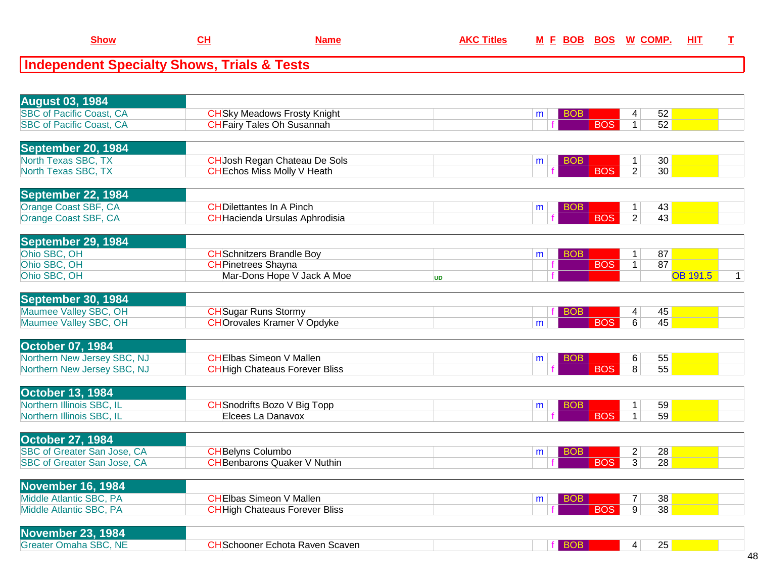| Show | CH | Name | AKC Titles | M | F | BOB | BOS | W | COMP. | HIT | T |
|---|---|---|---|---|---|---|---|---|---|---|---|

## Independent Specialty Shows, Trials & Tests

| Show | CH | Name | AKC Titles | M | F | BOB | BOS | W | COMP. | HIT | T |
|---|---|---|---|---|---|---|---|---|---|---|---|
| **August 03, 1984** | | | | | | | | | | | |
| SBC of Pacific Coast, CA | CH | Sky Meadows Frosty Knight | | m | | BOB | | 4 | 52 | | |
| SBC of Pacific Coast, CA | CH | Fairy Tales Oh Susannah | | | f | | BOS | 1 | 52 | | |
| **September 20, 1984** | | | | | | | | | | | |
| North Texas SBC, TX | CH | Josh Regan Chateau De Sols | | m | | BOB | | 1 | 30 | | |
| North Texas SBC, TX | CH | Echos Miss Molly V Heath | | | f | | BOS | 2 | 30 | | |
| **September 22, 1984** | | | | | | | | | | | |
| Orange Coast SBF, CA | CH | Dilettantes In A Pinch | | m | | BOB | | 1 | 43 | | |
| Orange Coast SBF, CA | CH | Hacienda Ursulas Aphrodisia | | | f | | BOS | 2 | 43 | | |
| **September 29, 1984** | | | | | | | | | | | |
| Ohio SBC, OH | CH | Schnitzers Brandle Boy | | m | | BOB | | 1 | 87 | | |
| Ohio SBC, OH | CH | Pinetrees Shayna | | | f | | BOS | 1 | 87 | | |
| Ohio SBC, OH | | Mar-Dons Hope V Jack A Moe | UD | | f | | | | | OB 191.5 | 1 |
| **September 30, 1984** | | | | | | | | | | | |
| Maumee Valley SBC, OH | CH | Sugar Runs Stormy | | | f | BOB | | 4 | 45 | | |
| Maumee Valley SBC, OH | CH | Orovales Kramer V Opdyke | | m | | | BOS | 6 | 45 | | |
| **October 07, 1984** | | | | | | | | | | | |
| Northern New Jersey SBC, NJ | CH | Elbas Simeon V Mallen | | m | | BOB | | 6 | 55 | | |
| Northern New Jersey SBC, NJ | CH | High Chateaus Forever Bliss | | | f | | BOS | 8 | 55 | | |
| **October 13, 1984** | | | | | | | | | | | |
| Northern Illinois SBC, IL | CH | Snodrifts Bozo V Big Topp | | m | | BOB | | 1 | 59 | | |
| Northern Illinois SBC, IL | | Elcees La Danavox | | | f | | BOS | 1 | 59 | | |
| **October 27, 1984** | | | | | | | | | | | |
| SBC of Greater San Jose, CA | CH | Belyns Columbo | | m | | BOB | | 2 | 28 | | |
| SBC of Greater San Jose, CA | CH | Benbarons Quaker V Nuthin | | | f | | BOS | 3 | 28 | | |
| **November 16, 1984** | | | | | | | | | | | |
| Middle Atlantic SBC, PA | CH | Elbas Simeon V Mallen | | m | | BOB | | 7 | 38 | | |
| Middle Atlantic SBC, PA | CH | High Chateaus Forever Bliss | | | f | | BOS | 9 | 38 | | |
| **November 23, 1984** | | | | | | | | | | | |
| Greater Omaha SBC, NE | CH | Schooner Echota Raven Scaven | | | f | BOB | | 4 | 25 | | |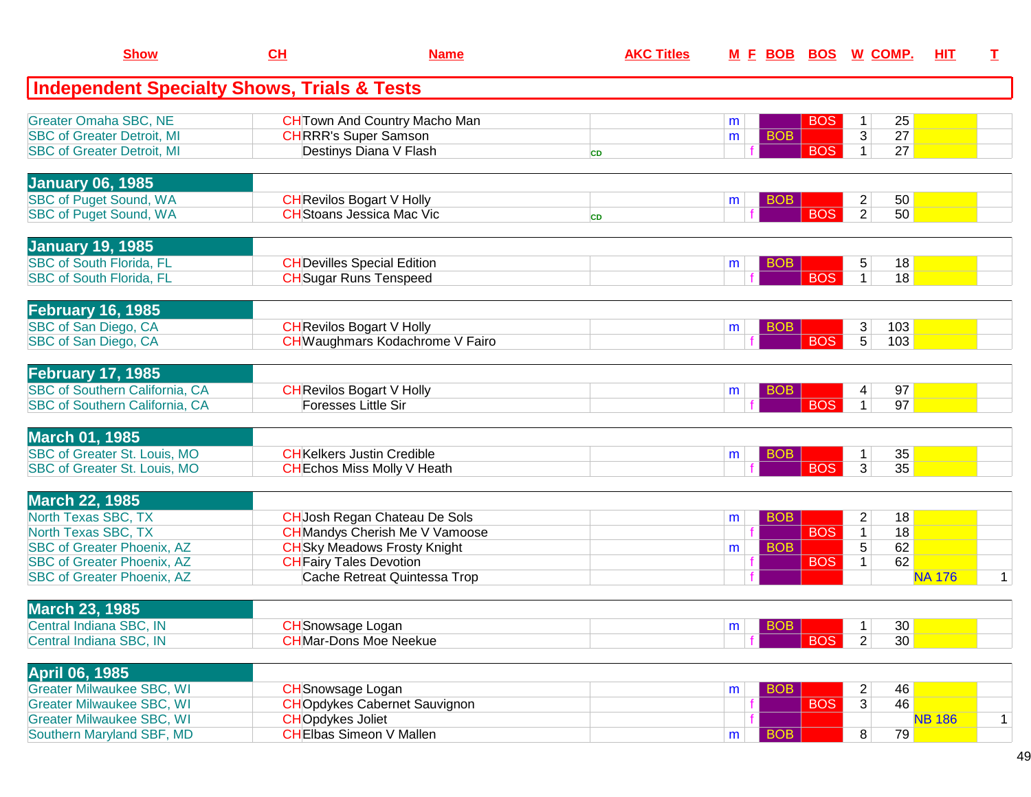## Independent Specialty Shows, Trials & Tests

| Show | CH | Name | AKC Titles | M | F | BOB | BOS | W | COMP. | HIT | T |
|---|---|---|---|---|---|---|---|---|---|---|---|
| Greater Omaha SBC, NE | CH | Town And Country Macho Man | | m | | | BOS | 1 | 25 | | |
| SBC of Greater Detroit, MI | CH | RRR's Super Samson | | m | | BOB | | 3 | 27 | | |
| SBC of Greater Detroit, MI | | Destinys Diana V Flash | CD | | f | | BOS | 1 | 27 | | |
| **January 06, 1985** | | | | | | | | | | | |
| SBC of Puget Sound, WA | CH | Revilos Bogart V Holly | | m | | BOB | | 2 | 50 | | |
| SBC of Puget Sound, WA | CH | Stoans Jessica Mac Vic | CD | | f | | BOS | 2 | 50 | | |
| **January 19, 1985** | | | | | | | | | | | |
| SBC of South Florida, FL | CH | Devilles Special Edition | | m | | BOB | | 5 | 18 | | |
| SBC of South Florida, FL | CH | Sugar Runs Tenspeed | | | f | | BOS | 1 | 18 | | |
| **February 16, 1985** | | | | | | | | | | | |
| SBC of San Diego, CA | CH | Revilos Bogart V Holly | | m | | BOB | | 3 | 103 | | |
| SBC of San Diego, CA | CH | Waughmars Kodachrome V Fairo | | | f | | BOS | 5 | 103 | | |
| **February 17, 1985** | | | | | | | | | | | |
| SBC of Southern California, CA | CH | Revilos Bogart V Holly | | m | | BOB | | 4 | 97 | | |
| SBC of Southern California, CA | | Foresses Little Sir | | | f | | BOS | 1 | 97 | | |
| **March 01, 1985** | | | | | | | | | | | |
| SBC of Greater St. Louis, MO | CH | Kelkers Justin Credible | | m | | BOB | | 1 | 35 | | |
| SBC of Greater St. Louis, MO | CH | Echos Miss Molly V Heath | | | f | | BOS | 3 | 35 | | |
| **March 22, 1985** | | | | | | | | | | | |
| North Texas SBC, TX | CH | Josh Regan Chateau De Sols | | m | | BOB | | 2 | 18 | | |
| North Texas SBC, TX | CH | Mandys Cherish Me V Vamoose | | | f | | BOS | 1 | 18 | | |
| SBC of Greater Phoenix, AZ | CH | Sky Meadows Frosty Knight | | m | | BOB | | 5 | 62 | | |
| SBC of Greater Phoenix, AZ | CH | Fairy Tales Devotion | | | f | | BOS | 1 | 62 | | |
| SBC of Greater Phoenix, AZ | | Cache Retreat Quintessa Trop | | | f | | | | | NA 176 | 1 |
| **March 23, 1985** | | | | | | | | | | | |
| Central Indiana SBC, IN | CH | Snowsage Logan | | m | | BOB | | 1 | 30 | | |
| Central Indiana SBC, IN | CH | Mar-Dons Moe Neekue | | | f | | BOS | 2 | 30 | | |
| **April 06, 1985** | | | | | | | | | | | |
| Greater Milwaukee SBC, WI | CH | Snowsage Logan | | m | | BOB | | 2 | 46 | | |
| Greater Milwaukee SBC, WI | CH | Opdykes Cabernet Sauvignon | | | f | | BOS | 3 | 46 | | |
| Greater Milwaukee SBC, WI | CH | Opdykes Joliet | | | f | | | | | NB 186 | 1 |
| Southern Maryland SBF, MD | CH | Elbas Simeon V Mallen | | m | | BOB | | 8 | 79 | | |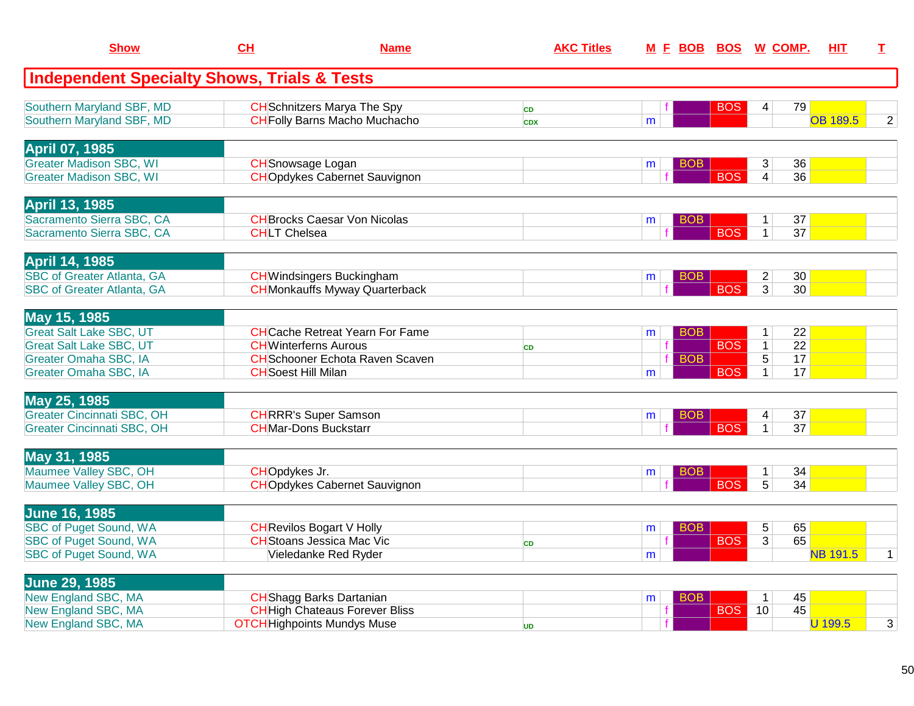| Show | CH | Name | AKC Titles | M | F | BOB | BOS | W | COMP. | HIT | T |
|---|---|---|---|---|---|---|---|---|---|---|---|
| **Independent Specialty Shows, Trials & Tests** | | | | | | | | | | | |
| Southern Maryland SBF, MD | CH | Schnitzers Marya The Spy | CD | | f | | BOS | 4 | 79 | | |
| Southern Maryland SBF, MD | CH | Folly Barns Macho Muchacho | CDX | m | | | | | | OB 189.5 | 2 |
| **April 07, 1985** | | | | | | | | | | | |
| Greater Madison SBC, WI | CH | Snowsage Logan | | m | | BOB | | 3 | 36 | | |
| Greater Madison SBC, WI | CH | Opdykes Cabernet Sauvignon | | | f | | BOS | 4 | 36 | | |
| **April 13, 1985** | | | | | | | | | | | |
| Sacramento Sierra SBC, CA | CH | Brocks Caesar Von Nicolas | | m | | BOB | | 1 | 37 | | |
| Sacramento Sierra SBC, CA | CH | LT Chelsea | | | f | | BOS | 1 | 37 | | |
| **April 14, 1985** | | | | | | | | | | | |
| SBC of Greater Atlanta, GA | CH | Windsingers Buckingham | | m | | BOB | | 2 | 30 | | |
| SBC of Greater Atlanta, GA | CH | Monkauffs Myway Quarterback | | | f | | BOS | 3 | 30 | | |
| **May 15, 1985** | | | | | | | | | | | |
| Great Salt Lake SBC, UT | CH | Cache Retreat Yearn For Fame | | m | | BOB | | 1 | 22 | | |
| Great Salt Lake SBC, UT | CH | Winterferns Aurous | CD | | f | | BOS | 1 | 22 | | |
| Greater Omaha SBC, IA | CH | Schooner Echota Raven Scaven | | | f | BOB | | 5 | 17 | | |
| Greater Omaha SBC, IA | CH | Soest Hill Milan | | m | | | BOS | 1 | 17 | | |
| **May 25, 1985** | | | | | | | | | | | |
| Greater Cincinnati SBC, OH | CH | RRR's Super Samson | | m | | BOB | | 4 | 37 | | |
| Greater Cincinnati SBC, OH | CH | Mar-Dons Buckstarr | | | f | | BOS | 1 | 37 | | |
| **May 31, 1985** | | | | | | | | | | | |
| Maumee Valley SBC, OH | CH | Opdykes Jr. | | m | | BOB | | 1 | 34 | | |
| Maumee Valley SBC, OH | CH | Opdykes Cabernet Sauvignon | | | f | | BOS | 5 | 34 | | |
| **June 16, 1985** | | | | | | | | | | | |
| SBC of Puget Sound, WA | CH | Revilos Bogart V Holly | | m | | BOB | | 5 | 65 | | |
| SBC of Puget Sound, WA | CH | Stoans Jessica Mac Vic | CD | | f | | BOS | 3 | 65 | | |
| SBC of Puget Sound, WA | | Vieledanke Red Ryder | | m | | | | | | NB 191.5 | 1 |
| **June 29, 1985** | | | | | | | | | | | |
| New England SBC, MA | CH | Shagg Barks Dartanian | | m | | BOB | | 1 | 45 | | |
| New England SBC, MA | CH | High Chateaus Forever Bliss | | | f | | BOS | 10 | 45 | | |
| New England SBC, MA | OTCH | Highpoints Mundys Muse | UD | | f | | | | | U 199.5 | 3 |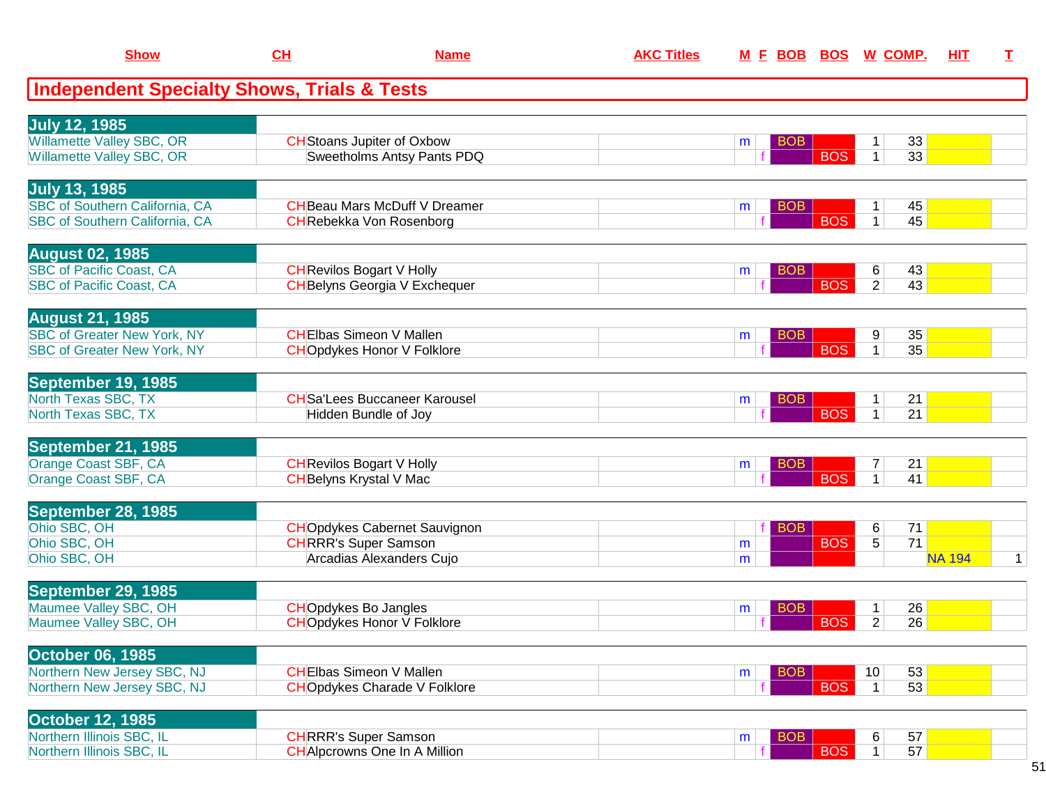| Show | CH | Name | AKC Titles | M | F | BOB | BOS | W | COMP. | HIT | T |
|---|---|---|---|---|---|---|---|---|---|---|---|

## Independent Specialty Shows, Trials & Tests

| Show | CH | Name | AKC Titles | M | F | BOB | BOS | W | COMP. | HIT | T |
|---|---|---|---|---|---|---|---|---|---|---|---|
| **July 12, 1985** | | | | | | | | | | | |
| Willamette Valley SBC, OR | CH | Stoans Jupiter of Oxbow | | m | | BOB | | 1 | 33 | | |
| Willamette Valley SBC, OR | | Sweetholms Antsy Pants PDQ | | | f | | BOS | 1 | 33 | | |
| **July 13, 1985** | | | | | | | | | | | |
| SBC of Southern California, CA | CH | Beau Mars McDuff V Dreamer | | m | | BOB | | 1 | 45 | | |
| SBC of Southern California, CA | CH | Rebekka Von Rosenborg | | | f | | BOS | 1 | 45 | | |
| **August 02, 1985** | | | | | | | | | | | |
| SBC of Pacific Coast, CA | CH | Revilos Bogart V Holly | | m | | BOB | | 6 | 43 | | |
| SBC of Pacific Coast, CA | CH | Belyns Georgia V Exchequer | | | f | | BOS | 2 | 43 | | |
| **August 21, 1985** | | | | | | | | | | | |
| SBC of Greater New York, NY | CH | Elbas Simeon V Mallen | | m | | BOB | | 9 | 35 | | |
| SBC of Greater New York, NY | CH | Opdykes Honor V Folklore | | | f | | BOS | 1 | 35 | | |
| **September 19, 1985** | | | | | | | | | | | |
| North Texas SBC, TX | CH | Sa'Lees Buccaneer Karousel | | m | | BOB | | 1 | 21 | | |
| North Texas SBC, TX | | Hidden Bundle of Joy | | | f | | BOS | 1 | 21 | | |
| **September 21, 1985** | | | | | | | | | | | |
| Orange Coast SBF, CA | CH | Revilos Bogart V Holly | | m | | BOB | | 7 | 21 | | |
| Orange Coast SBF, CA | CH | Belyns Krystal V Mac | | | f | | BOS | 1 | 41 | | |
| **September 28, 1985** | | | | | | | | | | | |
| Ohio SBC, OH | CH | Opdykes Cabernet Sauvignon | | | f | BOB | | 6 | 71 | | |
| Ohio SBC, OH | CH | RRR's Super Samson | | m | | | BOS | 5 | 71 | | |
| Ohio SBC, OH | | Arcadias Alexanders Cujo | | m | | | | | | NA 194 | 1 |
| **September 29, 1985** | | | | | | | | | | | |
| Maumee Valley SBC, OH | CH | Opdykes Bo Jangles | | m | | BOB | | 1 | 26 | | |
| Maumee Valley SBC, OH | CH | Opdykes Honor V Folklore | | | f | | BOS | 2 | 26 | | |
| **October 06, 1985** | | | | | | | | | | | |
| Northern New Jersey SBC, NJ | CH | Elbas Simeon V Mallen | | m | | BOB | | 10 | 53 | | |
| Northern New Jersey SBC, NJ | CH | Opdykes Charade V Folklore | | | f | | BOS | 1 | 53 | | |
| **October 12, 1985** | | | | | | | | | | | |
| Northern Illinois SBC, IL | CH | RRR's Super Samson | | m | | BOB | | 6 | 57 | | |
| Northern Illinois SBC, IL | CH | Alpcrowns One In A Million | | | f | | BOS | 1 | 57 | | |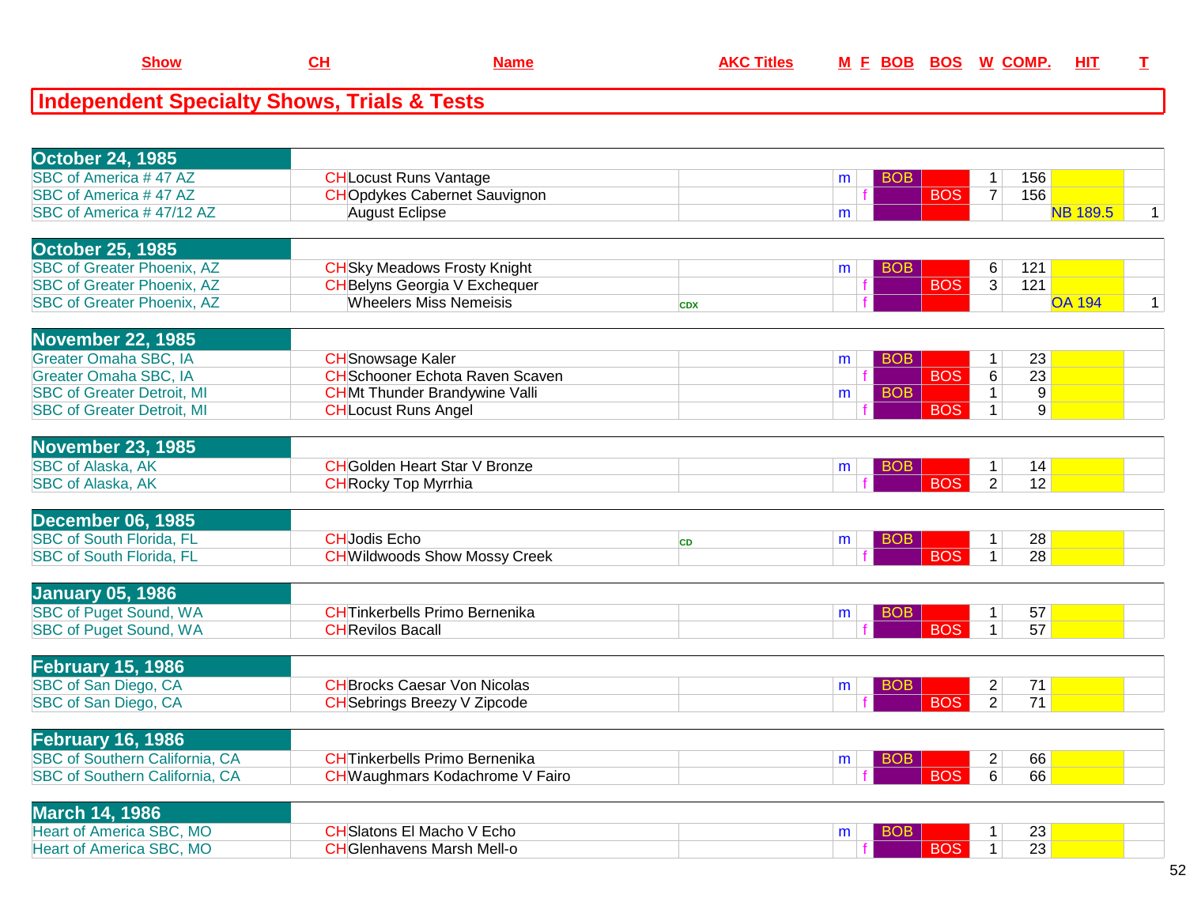| Show | CH | Name | AKC Titles | M | F | BOB | BOS | W | COMP. | HIT | T |
|---|---|---|---|---|---|---|---|---|---|---|---|

## Independent Specialty Shows, Trials & Tests

| Show | CH | Name | AKC Titles | M | F | BOB | BOS | W | COMP. | HIT | T |
|---|---|---|---|---|---|---|---|---|---|---|---|
| **October 24, 1985** | | | | | | | | | | | |
| SBC of America # 47 AZ | CH | Locust Runs Vantage | | m | | BOB | | 1 | 156 | | |
| SBC of America # 47 AZ | CH | Opdykes Cabernet Sauvignon | | | f | | BOS | 7 | 156 | | |
| SBC of America # 47/12 AZ | | August Eclipse | | m | | | | | | NB 189.5 | 1 |
| **October 25, 1985** | | | | | | | | | | | |
| SBC of Greater Phoenix, AZ | CH | Sky Meadows Frosty Knight | | m | | BOB | | 6 | 121 | | |
| SBC of Greater Phoenix, AZ | CH | Belyns Georgia V Exchequer | | | f | | BOS | 3 | 121 | | |
| SBC of Greater Phoenix, AZ | | Wheelers Miss Nemeisis | CDX | | f | | | | | OA 194 | 1 |
| **November 22, 1985** | | | | | | | | | | | |
| Greater Omaha SBC, IA | CH | Snowsage Kaler | | m | | BOB | | 1 | 23 | | |
| Greater Omaha SBC, IA | CH | Schooner Echota Raven Scaven | | | f | | BOS | 6 | 23 | | |
| SBC of Greater Detroit, MI | CH | Mt Thunder Brandywine Valli | | m | | BOB | | 1 | 9 | | |
| SBC of Greater Detroit, MI | CH | Locust Runs Angel | | | f | | BOS | 1 | 9 | | |
| **November 23, 1985** | | | | | | | | | | | |
| SBC of Alaska, AK | CH | Golden Heart Star V Bronze | | m | | BOB | | 1 | 14 | | |
| SBC of Alaska, AK | CH | Rocky Top Myrrhia | | | f | | BOS | 2 | 12 | | |
| **December 06, 1985** | | | | | | | | | | | |
| SBC of South Florida, FL | CH | Jodis Echo | CD | m | | BOB | | 1 | 28 | | |
| SBC of South Florida, FL | CH | Wildwoods Show Mossy Creek | | | f | | BOS | 1 | 28 | | |
| **January 05, 1986** | | | | | | | | | | | |
| SBC of Puget Sound, WA | CH | Tinkerbells Primo Bernenika | | m | | BOB | | 1 | 57 | | |
| SBC of Puget Sound, WA | CH | Revilos Bacall | | | f | | BOS | 1 | 57 | | |
| **February 15, 1986** | | | | | | | | | | | |
| SBC of San Diego, CA | CH | Brocks Caesar Von Nicolas | | m | | BOB | | 2 | 71 | | |
| SBC of San Diego, CA | CH | Sebrings Breezy V Zipcode | | | f | | BOS | 2 | 71 | | |
| **February 16, 1986** | | | | | | | | | | | |
| SBC of Southern California, CA | CH | Tinkerbells Primo Bernenika | | m | | BOB | | 2 | 66 | | |
| SBC of Southern California, CA | CH | Waughmars Kodachrome V Fairo | | | f | | BOS | 6 | 66 | | |
| **March 14, 1986** | | | | | | | | | | | |
| Heart of America SBC, MO | CH | Slatons El Macho V Echo | | m | | BOB | | 1 | 23 | | |
| Heart of America SBC, MO | CH | Glenhavens Marsh Mell-o | | | f | | BOS | 1 | 23 | | |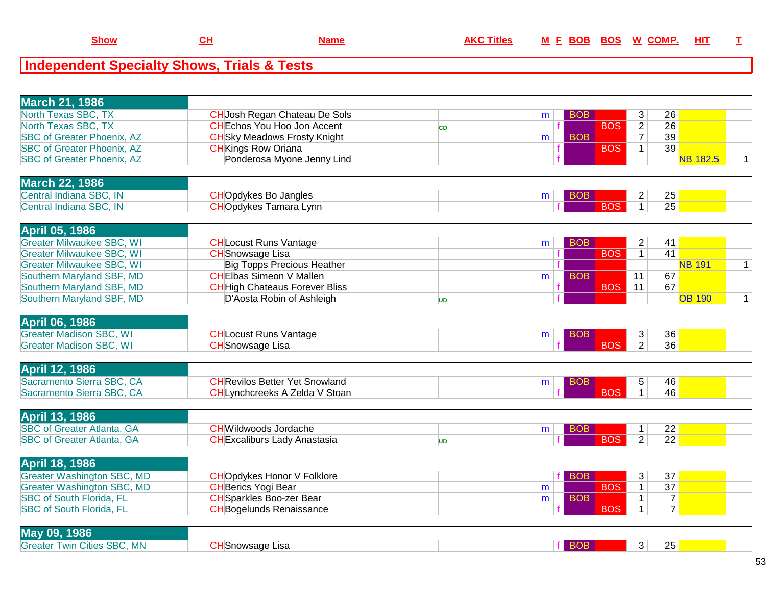## Independent Specialty Shows, Trials & Tests

| Show | CH | Name | AKC Titles | M | F | BOB | BOS | W | COMP. | HIT | T |
|---|---|---|---|---|---|---|---|---|---|---|---|
| **March 21, 1986** | | | | | | | | | | | |
| North Texas SBC, TX | CH | Josh Regan Chateau De Sols | | m | | BOB | | 3 | 26 | | |
| North Texas SBC, TX | CH | Echos You Hoo Jon Accent | CD | | f | | BOS | 2 | 26 | | |
| SBC of Greater Phoenix, AZ | CH | Sky Meadows Frosty Knight | | m | | BOB | | 7 | 39 | | |
| SBC of Greater Phoenix, AZ | CH | Kings Row Oriana | | | f | | BOS | 1 | 39 | | |
| SBC of Greater Phoenix, AZ | | Ponderosa Myone Jenny Lind | | | f | | | | | NB 182.5 | 1 |
| **March 22, 1986** | | | | | | | | | | | |
| Central Indiana SBC, IN | CH | Opdykes Bo Jangles | | m | | BOB | | 2 | 25 | | |
| Central Indiana SBC, IN | CH | Opdykes Tamara Lynn | | | f | | BOS | 1 | 25 | | |
| **April 05, 1986** | | | | | | | | | | | |
| Greater Milwaukee SBC, WI | CH | Locust Runs Vantage | | m | | BOB | | 2 | 41 | | |
| Greater Milwaukee SBC, WI | CH | Snowsage Lisa | | | f | | BOS | 1 | 41 | | |
| Greater Milwaukee SBC, WI | | Big Topps Precious Heather | | | f | | | | | NB 191 | 1 |
| Southern Maryland SBF, MD | CH | Elbas Simeon V Mallen | | m | | BOB | | 11 | 67 | | |
| Southern Maryland SBF, MD | CH | High Chateaus Forever Bliss | | | f | | BOS | 11 | 67 | | |
| Southern Maryland SBF, MD | | D'Aosta Robin of Ashleigh | UD | | f | | | | | OB 190 | 1 |
| **April 06, 1986** | | | | | | | | | | | |
| Greater Madison SBC, WI | CH | Locust Runs Vantage | | m | | BOB | | 3 | 36 | | |
| Greater Madison SBC, WI | CH | Snowsage Lisa | | | f | | BOS | 2 | 36 | | |
| **April 12, 1986** | | | | | | | | | | | |
| Sacramento Sierra SBC, CA | CH | Revilos Better Yet Snowland | | m | | BOB | | 5 | 46 | | |
| Sacramento Sierra SBC, CA | CH | Lynchcreeks A Zelda V Stoan | | | f | | BOS | 1 | 46 | | |
| **April 13, 1986** | | | | | | | | | | | |
| SBC of Greater Atlanta, GA | CH | Wildwoods Jordache | | m | | BOB | | 1 | 22 | | |
| SBC of Greater Atlanta, GA | CH | Excaliburs Lady Anastasia | UD | | f | | BOS | 2 | 22 | | |
| **April 18, 1986** | | | | | | | | | | | |
| Greater Washington SBC, MD | CH | Opdykes Honor V Folklore | | | f | BOB | | 3 | 37 | | |
| Greater Washington SBC, MD | CH | Berics Yogi Bear | | m | | | BOS | 1 | 37 | | |
| SBC of South Florida, FL | CH | Sparkles Boo-zer Bear | | m | | BOB | | 1 | 7 | | |
| SBC of South Florida, FL | CH | Bogelunds Renaissance | | | f | | BOS | 1 | 7 | | |
| **May 09, 1986** | | | | | | | | | | | |
| Greater Twin Cities SBC, MN | CH | Snowsage Lisa | | | f | BOB | | 3 | 25 | | |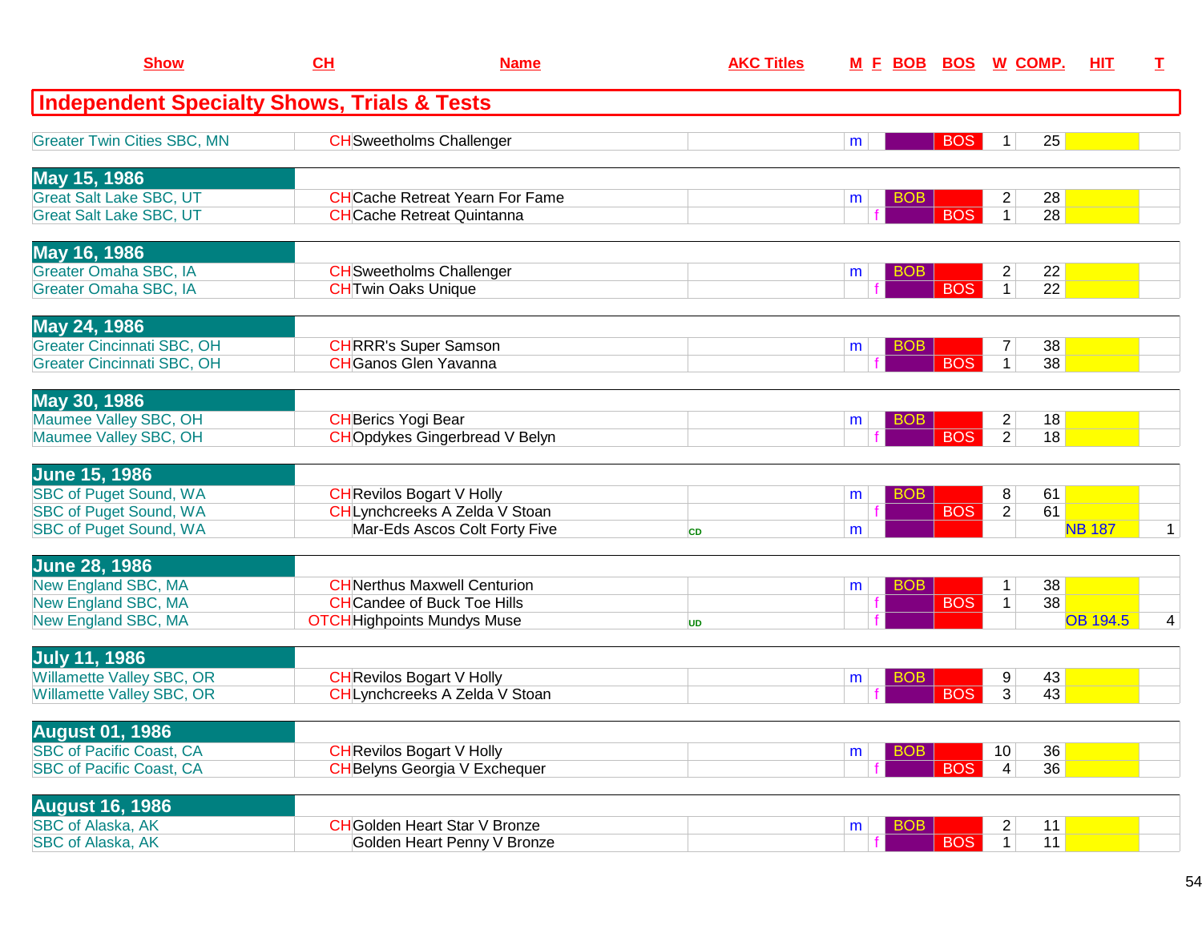| Show | CH | Name | AKC Titles | M | F | BOB | BOS | W | COMP. | HIT | T |
|---|---|---|---|---|---|---|---|---|---|---|---|
| **Independent Specialty Shows, Trials & Tests** | | | | | | | | | | | |
| Greater Twin Cities SBC, MN | CH | Sweetholms Challenger | | m | | | BOS | 1 | 25 | | |
| **May 15, 1986** | | | | | | | | | | | |
| Great Salt Lake SBC, UT | CH | Cache Retreat Yearn For Fame | | m | | BOB | | 2 | 28 | | |
| Great Salt Lake SBC, UT | CH | Cache Retreat Quintanna | | | f | | BOS | 1 | 28 | | |
| **May 16, 1986** | | | | | | | | | | | |
| Greater Omaha SBC, IA | CH | Sweetholms Challenger | | m | | BOB | | 2 | 22 | | |
| Greater Omaha SBC, IA | CH | Twin Oaks Unique | | | f | | BOS | 1 | 22 | | |
| **May 24, 1986** | | | | | | | | | | | |
| Greater Cincinnati SBC, OH | CH | RRR's Super Samson | | m | | BOB | | 7 | 38 | | |
| Greater Cincinnati SBC, OH | CH | Ganos Glen Yavanna | | | f | | BOS | 1 | 38 | | |
| **May 30, 1986** | | | | | | | | | | | |
| Maumee Valley SBC, OH | CH | Berics Yogi Bear | | m | | BOB | | 2 | 18 | | |
| Maumee Valley SBC, OH | CH | Opdykes Gingerbread V Belyn | | | f | | BOS | 2 | 18 | | |
| **June 15, 1986** | | | | | | | | | | | |
| SBC of Puget Sound, WA | CH | Revilos Bogart V Holly | | m | | BOB | | 8 | 61 | | |
| SBC of Puget Sound, WA | CH | Lynchcreeks A Zelda V Stoan | | | f | | BOS | 2 | 61 | | |
| SBC of Puget Sound, WA | | Mar-Eds Ascos Colt Forty Five | CD | m | | | | | | NB 187 | 1 |
| **June 28, 1986** | | | | | | | | | | | |
| New England SBC, MA | CH | Nerthus Maxwell Centurion | | m | | BOB | | 1 | 38 | | |
| New England SBC, MA | CH | Candee of Buck Toe Hills | | | f | | BOS | 1 | 38 | | |
| New England SBC, MA | OTCH | Highpoints Mundys Muse | UD | | f | | | | | OB 194.5 | 4 |
| **July 11, 1986** | | | | | | | | | | | |
| Willamette Valley SBC, OR | CH | Revilos Bogart V Holly | | m | | BOB | | 9 | 43 | | |
| Willamette Valley SBC, OR | CH | Lynchcreeks A Zelda V Stoan | | | f | | BOS | 3 | 43 | | |
| **August 01, 1986** | | | | | | | | | | | |
| SBC of Pacific Coast, CA | CH | Revilos Bogart V Holly | | m | | BOB | | 10 | 36 | | |
| SBC of Pacific Coast, CA | CH | Belyns Georgia V Exchequer | | | f | | BOS | 4 | 36 | | |
| **August 16, 1986** | | | | | | | | | | | |
| SBC of Alaska, AK | CH | Golden Heart Star V Bronze | | m | | BOB | | 2 | 11 | | |
| SBC of Alaska, AK | | Golden Heart Penny V Bronze | | | f | | BOS | 1 | 11 | | |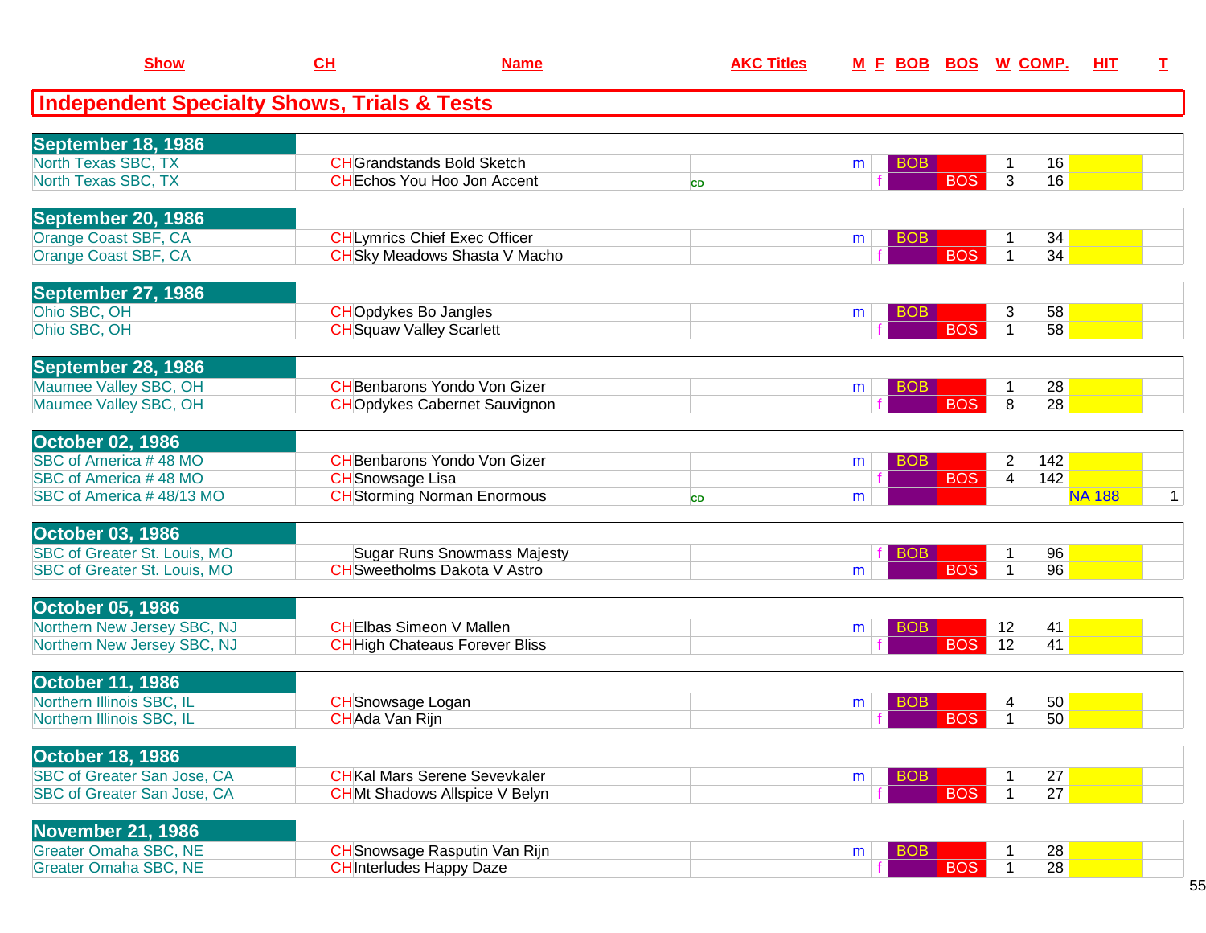| Show | CH | Name | AKC Titles | M | F | BOB | BOS | W | COMP. | HIT | T |
|---|---|---|---|---|---|---|---|---|---|---|---|

## Independent Specialty Shows, Trials & Tests

| Show | CH | Name | AKC Titles | M | F | BOB | BOS | W | COMP. | HIT | T |
|---|---|---|---|---|---|---|---|---|---|---|---|
| **September 18, 1986** | | | | | | | | | | | |
| North Texas SBC, TX | CH | Grandstands Bold Sketch | | m | | BOB | | 1 | 16 | | |
| North Texas SBC, TX | CH | Echos You Hoo Jon Accent | CD | | f | | BOS | 3 | 16 | | |
| **September 20, 1986** | | | | | | | | | | | |
| Orange Coast SBF, CA | CH | Lymrics Chief Exec Officer | | m | | BOB | | 1 | 34 | | |
| Orange Coast SBF, CA | CH | Sky Meadows Shasta V Macho | | | f | | BOS | 1 | 34 | | |
| **September 27, 1986** | | | | | | | | | | | |
| Ohio SBC, OH | CH | Opdykes Bo Jangles | | m | | BOB | | 3 | 58 | | |
| Ohio SBC, OH | CH | Squaw Valley Scarlett | | | f | | BOS | 1 | 58 | | |
| **September 28, 1986** | | | | | | | | | | | |
| Maumee Valley SBC, OH | CH | Benbarons Yondo Von Gizer | | m | | BOB | | 1 | 28 | | |
| Maumee Valley SBC, OH | CH | Opdykes Cabernet Sauvignon | | | f | | BOS | 8 | 28 | | |
| **October 02, 1986** | | | | | | | | | | | |
| SBC of America # 48 MO | CH | Benbarons Yondo Von Gizer | | m | | BOB | | 2 | 142 | | |
| SBC of America # 48 MO | CH | Snowsage Lisa | | | f | | BOS | 4 | 142 | | |
| SBC of America # 48/13 MO | CH | Storming Norman Enormous | CD | m | | | | | | NA 188 | 1 |
| **October 03, 1986** | | | | | | | | | | | |
| SBC of Greater St. Louis, MO | | Sugar Runs Snowmass Majesty | | | f | BOB | | 1 | 96 | | |
| SBC of Greater St. Louis, MO | CH | Sweetholms Dakota V Astro | | m | | | BOS | 1 | 96 | | |
| **October 05, 1986** | | | | | | | | | | | |
| Northern New Jersey SBC, NJ | CH | Elbas Simeon V Mallen | | m | | BOB | | 12 | 41 | | |
| Northern New Jersey SBC, NJ | CH | High Chateaus Forever Bliss | | | f | | BOS | 12 | 41 | | |
| **October 11, 1986** | | | | | | | | | | | |
| Northern Illinois SBC, IL | CH | Snowsage Logan | | m | | BOB | | 4 | 50 | | |
| Northern Illinois SBC, IL | CH | Ada Van Rijn | | | f | | BOS | 1 | 50 | | |
| **October 18, 1986** | | | | | | | | | | | |
| SBC of Greater San Jose, CA | CH | Kal Mars Serene Sevevkaler | | m | | BOB | | 1 | 27 | | |
| SBC of Greater San Jose, CA | CH | Mt Shadows Allspice V Belyn | | | f | | BOS | 1 | 27 | | |
| **November 21, 1986** | | | | | | | | | | | |
| Greater Omaha SBC, NE | CH | Snowsage Rasputin Van Rijn | | m | | BOB | | 1 | 28 | | |
| Greater Omaha SBC, NE | CH | Interludes Happy Daze | | | f | | BOS | 1 | 28 | | |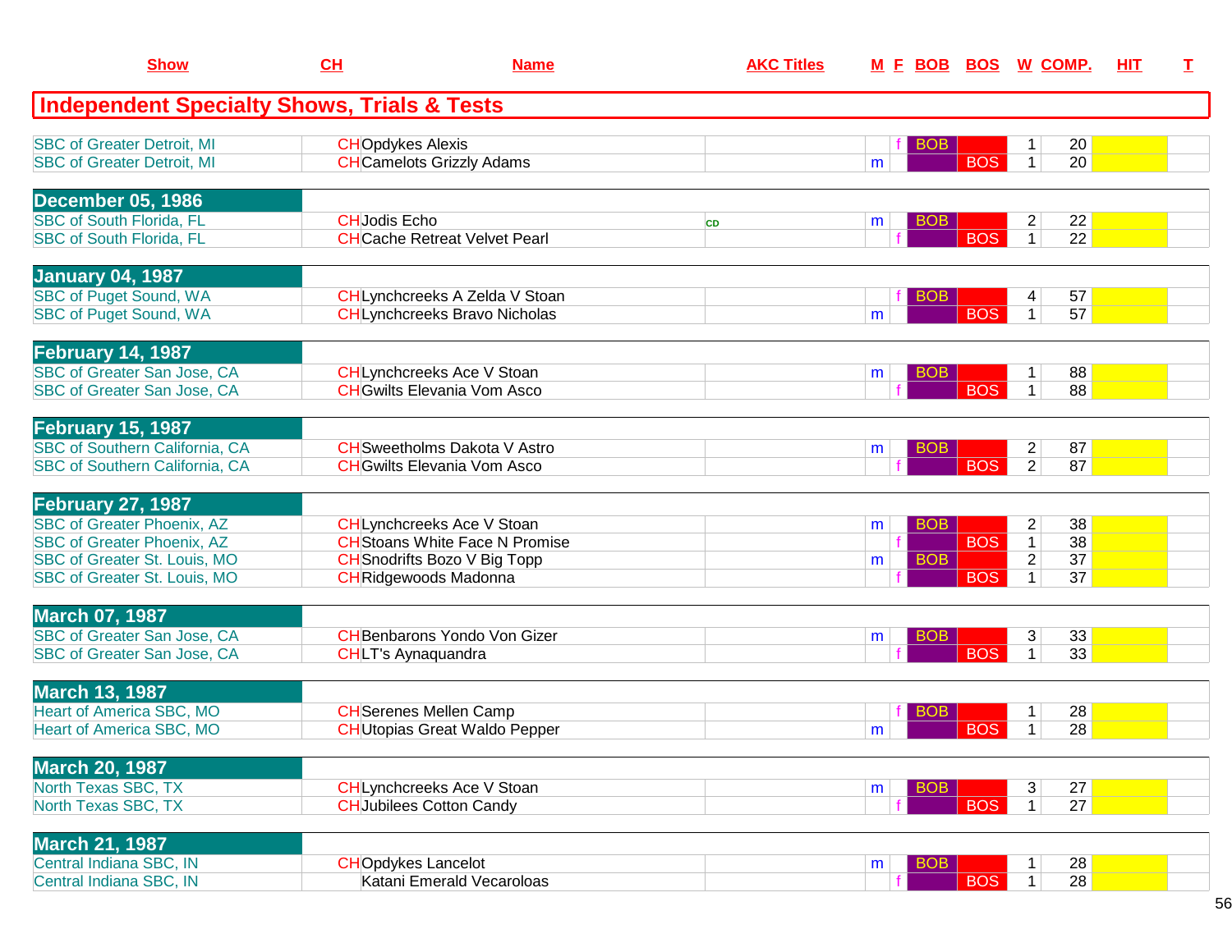| Show | CH | Name | AKC Titles | M | F | BOB | BOS | W | COMP. | HIT | T |
|---|---|---|---|---|---|---|---|---|---|---|---|
| **Independent Specialty Shows, Trials & Tests** | | | | | | | | | | | |
| SBC of Greater Detroit, MI | CH | Opdykes Alexis | | | f | BOB | | 1 | 20 | | |
| SBC of Greater Detroit, MI | CH | Camelots Grizzly Adams | | m | | | BOS | 1 | 20 | | |
| **December 05, 1986** | | | | | | | | | | | |
| SBC of South Florida, FL | CH | Jodis Echo | CD | m | | BOB | | 2 | 22 | | |
| SBC of South Florida, FL | CH | Cache Retreat Velvet Pearl | | | f | | BOS | 1 | 22 | | |
| **January 04, 1987** | | | | | | | | | | | |
| SBC of Puget Sound, WA | CH | Lynchcreeks A Zelda V Stoan | | | f | BOB | | 4 | 57 | | |
| SBC of Puget Sound, WA | CH | Lynchcreeks Bravo Nicholas | | m | | | BOS | 1 | 57 | | |
| **February 14, 1987** | | | | | | | | | | | |
| SBC of Greater San Jose, CA | CH | Lynchcreeks Ace V Stoan | | m | | BOB | | 1 | 88 | | |
| SBC of Greater San Jose, CA | CH | Gwilts Elevania Vom Asco | | | f | | BOS | 1 | 88 | | |
| **February 15, 1987** | | | | | | | | | | | |
| SBC of Southern California, CA | CH | Sweetholms Dakota V Astro | | m | | BOB | | 2 | 87 | | |
| SBC of Southern California, CA | CH | Gwilts Elevania Vom Asco | | | f | | BOS | 2 | 87 | | |
| **February 27, 1987** | | | | | | | | | | | |
| SBC of Greater Phoenix, AZ | CH | Lynchcreeks Ace V Stoan | | m | | BOB | | 2 | 38 | | |
| SBC of Greater Phoenix, AZ | CH | Stoans White Face N Promise | | | f | | BOS | 1 | 38 | | |
| SBC of Greater St. Louis, MO | CH | Snodrifts Bozo V Big Topp | | m | | BOB | | 2 | 37 | | |
| SBC of Greater St. Louis, MO | CH | Ridgewoods Madonna | | | f | | BOS | 1 | 37 | | |
| **March 07, 1987** | | | | | | | | | | | |
| SBC of Greater San Jose, CA | CH | Benbarons Yondo Von Gizer | | m | | BOB | | 3 | 33 | | |
| SBC of Greater San Jose, CA | CH | LT's Aynaquandra | | | f | | BOS | 1 | 33 | | |
| **March 13, 1987** | | | | | | | | | | | |
| Heart of America SBC, MO | CH | Serenes Mellen Camp | | | f | BOB | | 1 | 28 | | |
| Heart of America SBC, MO | CH | Utopias Great Waldo Pepper | | m | | | BOS | 1 | 28 | | |
| **March 20, 1987** | | | | | | | | | | | |
| North Texas SBC, TX | CH | Lynchcreeks Ace V Stoan | | m | | BOB | | 3 | 27 | | |
| North Texas SBC, TX | CH | Jubilees Cotton Candy | | | f | | BOS | 1 | 27 | | |
| **March 21, 1987** | | | | | | | | | | | |
| Central Indiana SBC, IN | CH | Opdykes Lancelot | | m | | BOB | | 1 | 28 | | |
| Central Indiana SBC, IN | | Katani Emerald Vecaroloas | | | f | | BOS | 1 | 28 | | |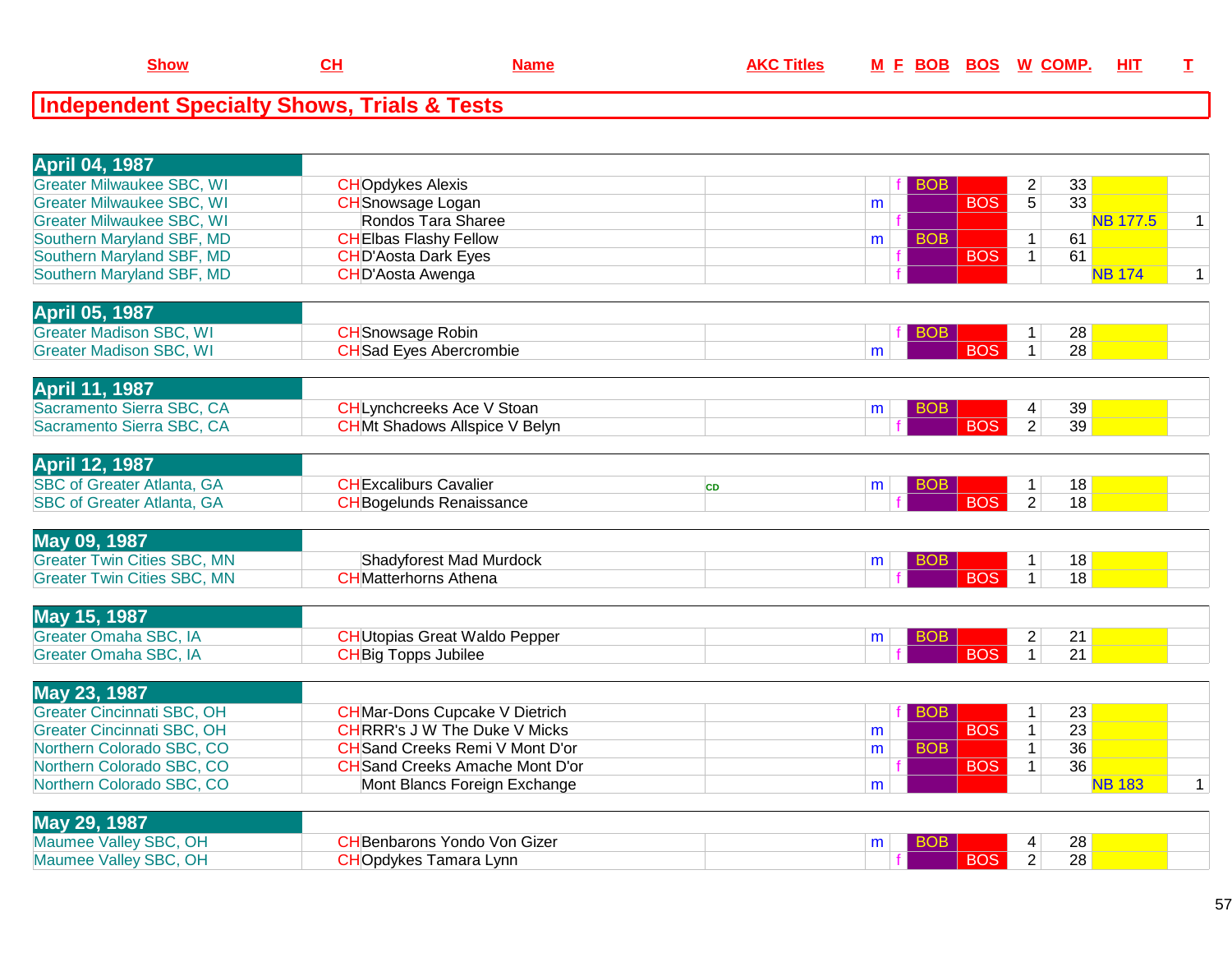## Independent Specialty Shows, Trials & Tests

| Show | CH | Name | AKC Titles | M | F | BOB | BOS | W | COMP. | HIT | T |
|---|---|---|---|---|---|---|---|---|---|---|---|
| **April 04, 1987** | | | | | | | | | | | |
| Greater Milwaukee SBC, WI | CH | Opdykes Alexis | | | f | BOB | | 2 | 33 | | |
| Greater Milwaukee SBC, WI | CH | Snowsage Logan | | m | | | BOS | 5 | 33 | | |
| Greater Milwaukee SBC, WI | | Rondos Tara Sharee | | | f | | | | | NB 177.5 | 1 |
| Southern Maryland SBF, MD | CH | Elbas Flashy Fellow | | m | | BOB | | 1 | 61 | | |
| Southern Maryland SBF, MD | CH | D'Aosta Dark Eyes | | | f | | BOS | 1 | 61 | | |
| Southern Maryland SBF, MD | CH | D'Aosta Awenga | | | f | | | | | NB 174 | 1 |
| **April 05, 1987** | | | | | | | | | | | |
| Greater Madison SBC, WI | CH | Snowsage Robin | | | f | BOB | | 1 | 28 | | |
| Greater Madison SBC, WI | CH | Sad Eyes Abercrombie | | m | | | BOS | 1 | 28 | | |
| **April 11, 1987** | | | | | | | | | | | |
| Sacramento Sierra SBC, CA | CH | Lynchcreeks Ace V Stoan | | m | | BOB | | 4 | 39 | | |
| Sacramento Sierra SBC, CA | CH | Mt Shadows Allspice V Belyn | | | f | | BOS | 2 | 39 | | |
| **April 12, 1987** | | | | | | | | | | | |
| SBC of Greater Atlanta, GA | CH | Excaliburs Cavalier | CD | m | | BOB | | 1 | 18 | | |
| SBC of Greater Atlanta, GA | CH | Bogelunds Renaissance | | | f | | BOS | 2 | 18 | | |
| **May 09, 1987** | | | | | | | | | | | |
| Greater Twin Cities SBC, MN | | Shadyforest Mad Murdock | | m | | BOB | | 1 | 18 | | |
| Greater Twin Cities SBC, MN | CH | Matterhorns Athena | | | f | | BOS | 1 | 18 | | |
| **May 15, 1987** | | | | | | | | | | | |
| Greater Omaha SBC, IA | CH | Utopias Great Waldo Pepper | | m | | BOB | | 2 | 21 | | |
| Greater Omaha SBC, IA | CH | Big Topps Jubilee | | | f | | BOS | 1 | 21 | | |
| **May 23, 1987** | | | | | | | | | | | |
| Greater Cincinnati SBC, OH | CH | Mar-Dons Cupcake V Dietrich | | | f | BOB | | 1 | 23 | | |
| Greater Cincinnati SBC, OH | CH | RRR's J W The Duke V Micks | | m | | | BOS | 1 | 23 | | |
| Northern Colorado SBC, CO | CH | Sand Creeks Remi V Mont D'or | | m | | BOB | | 1 | 36 | | |
| Northern Colorado SBC, CO | CH | Sand Creeks Amache Mont D'or | | | f | | BOS | 1 | 36 | | |
| Northern Colorado SBC, CO | | Mont Blancs Foreign Exchange | | m | | | | | | NB 183 | 1 |
| **May 29, 1987** | | | | | | | | | | | |
| Maumee Valley SBC, OH | CH | Benbarons Yondo Von Gizer | | m | | BOB | | 4 | 28 | | |
| Maumee Valley SBC, OH | CH | Opdykes Tamara Lynn | | | f | | BOS | 2 | 28 | | |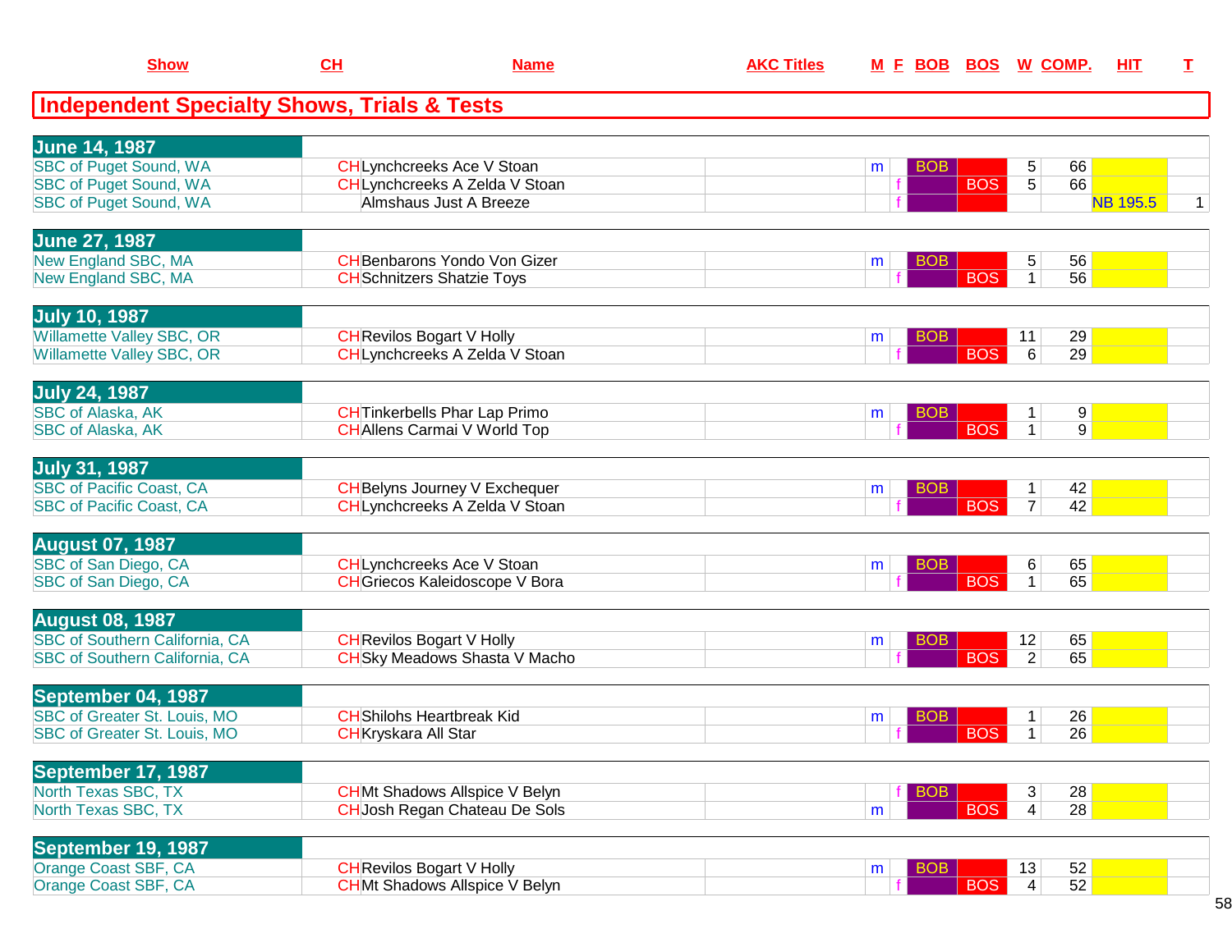| Show | CH | Name | AKC Titles | M | F | BOB | BOS | W | COMP. | HIT | T |
|---|---|---|---|---|---|---|---|---|---|---|---|

## Independent Specialty Shows, Trials & Tests

| Show | CH | Name | AKC Titles | M | F | BOB | BOS | W | COMP. | HIT | T |
|---|---|---|---|---|---|---|---|---|---|---|---|
| **June 14, 1987** | | | | | | | | | | | |
| SBC of Puget Sound, WA | CH | Lynchcreeks Ace V Stoan | | m | | BOB | | 5 | 66 | | |
| SBC of Puget Sound, WA | CH | Lynchcreeks A Zelda V Stoan | | | f | | BOS | 5 | 66 | | |
| SBC of Puget Sound, WA | | Almshaus Just A Breeze | | | f | | | | | NB 195.5 | 1 |
| **June 27, 1987** | | | | | | | | | | | |
| New England SBC, MA | CH | Benbarons Yondo Von Gizer | | m | | BOB | | 5 | 56 | | |
| New England SBC, MA | CH | Schnitzers Shatzie Toys | | | f | | BOS | 1 | 56 | | |
| **July 10, 1987** | | | | | | | | | | | |
| Willamette Valley SBC, OR | CH | Revilos Bogart V Holly | | m | | BOB | | 11 | 29 | | |
| Willamette Valley SBC, OR | CH | Lynchcreeks A Zelda V Stoan | | | f | | BOS | 6 | 29 | | |
| **July 24, 1987** | | | | | | | | | | | |
| SBC of Alaska, AK | CH | Tinkerbells Phar Lap Primo | | m | | BOB | | 1 | 9 | | |
| SBC of Alaska, AK | CH | Allens Carmai V World Top | | | f | | BOS | 1 | 9 | | |
| **July 31, 1987** | | | | | | | | | | | |
| SBC of Pacific Coast, CA | CH | Belyns Journey V Exchequer | | m | | BOB | | 1 | 42 | | |
| SBC of Pacific Coast, CA | CH | Lynchcreeks A Zelda V Stoan | | | f | | BOS | 7 | 42 | | |
| **August 07, 1987** | | | | | | | | | | | |
| SBC of San Diego, CA | CH | Lynchcreeks Ace V Stoan | | m | | BOB | | 6 | 65 | | |
| SBC of San Diego, CA | CH | Griecos Kaleidoscope V Bora | | | f | | BOS | 1 | 65 | | |
| **August 08, 1987** | | | | | | | | | | | |
| SBC of Southern California, CA | CH | Revilos Bogart V Holly | | m | | BOB | | 12 | 65 | | |
| SBC of Southern California, CA | CH | Sky Meadows Shasta V Macho | | | f | | BOS | 2 | 65 | | |
| **September 04, 1987** | | | | | | | | | | | |
| SBC of Greater St. Louis, MO | CH | Shilohs Heartbreak Kid | | m | | BOB | | 1 | 26 | | |
| SBC of Greater St. Louis, MO | CH | Kryskara All Star | | | f | | BOS | 1 | 26 | | |
| **September 17, 1987** | | | | | | | | | | | |
| North Texas SBC, TX | CH | Mt Shadows Allspice V Belyn | | | f | BOB | | 3 | 28 | | |
| North Texas SBC, TX | CH | Josh Regan Chateau De Sols | | m | | | BOS | 4 | 28 | | |
| **September 19, 1987** | | | | | | | | | | | |
| Orange Coast SBF, CA | CH | Revilos Bogart V Holly | | m | | BOB | | 13 | 52 | | |
| Orange Coast SBF, CA | CH | Mt Shadows Allspice V Belyn | | | f | | BOS | 4 | 52 | | |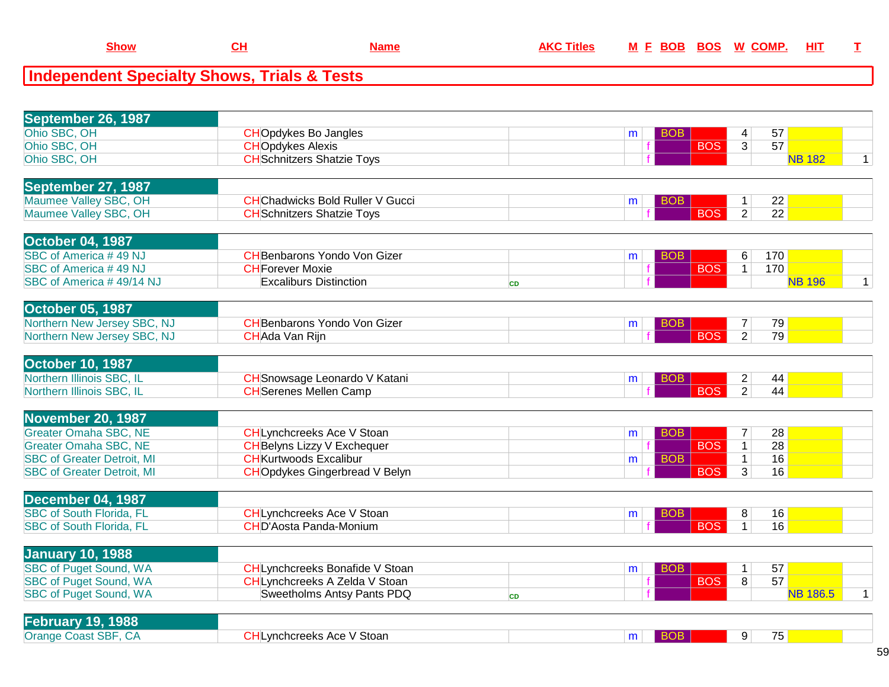| Show | CH | Name | AKC Titles | M | F | BOB | BOS | W | COMP. | HIT | T |
|---|---|---|---|---|---|---|---|---|---|---|---|

## Independent Specialty Shows, Trials & Tests

| Show | CH | Name | AKC Titles | M | F | BOB | BOS | W | COMP. | HIT | T |
|---|---|---|---|---|---|---|---|---|---|---|---|
| **September 26, 1987** | | | | | | | | | | | |
| Ohio SBC, OH | CH | Opdykes Bo Jangles | | m | | BOB | | 4 | 57 | | |
| Ohio SBC, OH | CH | Opdykes Alexis | | | f | | BOS | 3 | 57 | | |
| Ohio SBC, OH | CH | Schnitzers Shatzie Toys | | | f | | | | | NB 182 | 1 |
| **September 27, 1987** | | | | | | | | | | | |
| Maumee Valley SBC, OH | CH | Chadwicks Bold Ruller V Gucci | | m | | BOB | | 1 | 22 | | |
| Maumee Valley SBC, OH | CH | Schnitzers Shatzie Toys | | | f | | BOS | 2 | 22 | | |
| **October 04, 1987** | | | | | | | | | | | |
| SBC of America # 49 NJ | CH | Benbarons Yondo Von Gizer | | m | | BOB | | 6 | 170 | | |
| SBC of America # 49 NJ | CH | Forever Moxie | | | f | | BOS | 1 | 170 | | |
| SBC of America # 49/14 NJ | | Excaliburs Distinction | CD | | f | | | | | NB 196 | 1 |
| **October 05, 1987** | | | | | | | | | | | |
| Northern New Jersey SBC, NJ | CH | Benbarons Yondo Von Gizer | | m | | BOB | | 7 | 79 | | |
| Northern New Jersey SBC, NJ | CH | Ada Van Rijn | | | f | | BOS | 2 | 79 | | |
| **October 10, 1987** | | | | | | | | | | | |
| Northern Illinois SBC, IL | CH | Snowsage Leonardo V Katani | | m | | BOB | | 2 | 44 | | |
| Northern Illinois SBC, IL | CH | Serenes Mellen Camp | | | f | | BOS | 2 | 44 | | |
| **November 20, 1987** | | | | | | | | | | | |
| Greater Omaha SBC, NE | CH | Lynchcreeks Ace V Stoan | | m | | BOB | | 7 | 28 | | |
| Greater Omaha SBC, NE | CH | Belyns Lizzy V Exchequer | | | f | | BOS | 1 | 28 | | |
| SBC of Greater Detroit, MI | CH | Kurtwoods Excalibur | | m | | BOB | | 1 | 16 | | |
| SBC of Greater Detroit, MI | CH | Opdykes Gingerbread V Belyn | | | f | | BOS | 3 | 16 | | |
| **December 04, 1987** | | | | | | | | | | | |
| SBC of South Florida, FL | CH | Lynchcreeks Ace V Stoan | | m | | BOB | | 8 | 16 | | |
| SBC of South Florida, FL | CH | D'Aosta Panda-Monium | | | f | | BOS | 1 | 16 | | |
| **January 10, 1988** | | | | | | | | | | | |
| SBC of Puget Sound, WA | CH | Lynchcreeks Bonafide V Stoan | | m | | BOB | | 1 | 57 | | |
| SBC of Puget Sound, WA | CH | Lynchcreeks A Zelda V Stoan | | | f | | BOS | 8 | 57 | | |
| SBC of Puget Sound, WA | | Sweetholms Antsy Pants PDQ | CD | | f | | | | | NB 186.5 | 1 |
| **February 19, 1988** | | | | | | | | | | | |
| Orange Coast SBF, CA | CH | Lynchcreeks Ace V Stoan | | m | | BOB | | 9 | 75 | | |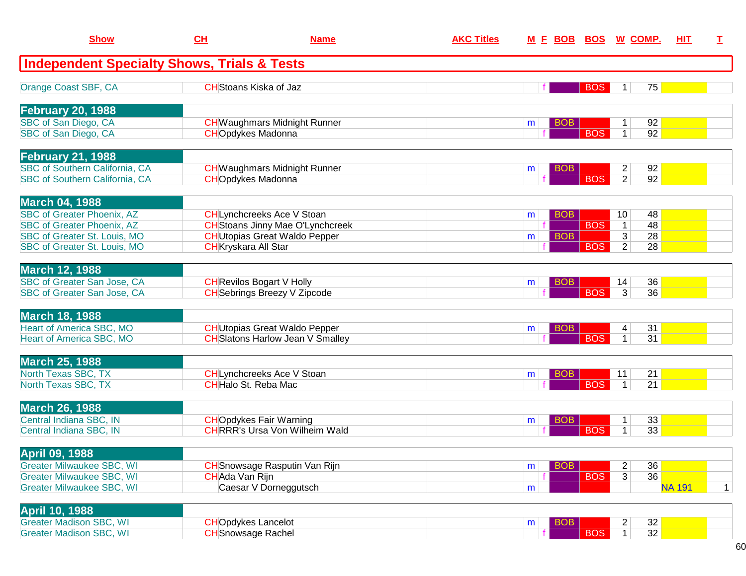| Show | CH | Name | AKC Titles | M | F | BOB | BOS | W | COMP. | HIT | T |
|---|---|---|---|---|---|---|---|---|---|---|---|
| **Independent Specialty Shows, Trials & Tests** | | | | | | | | | | | |
| Orange Coast SBF, CA | CH | Stoans Kiska of Jaz | | | f | | BOS | 1 | 75 | | |
| **February 20, 1988** | | | | | | | | | | | |
| SBC of San Diego, CA | CH | Waughmars Midnight Runner | | m | | BOB | | 1 | 92 | | |
| SBC of San Diego, CA | CH | Opdykes Madonna | | | f | | BOS | 1 | 92 | | |
| **February 21, 1988** | | | | | | | | | | | |
| SBC of Southern California, CA | CH | Waughmars Midnight Runner | | m | | BOB | | 2 | 92 | | |
| SBC of Southern California, CA | CH | Opdykes Madonna | | | f | | BOS | 2 | 92 | | |
| **March 04, 1988** | | | | | | | | | | | |
| SBC of Greater Phoenix, AZ | CH | Lynchcreeks Ace V Stoan | | m | | BOB | | 10 | 48 | | |
| SBC of Greater Phoenix, AZ | CH | Stoans Jinny Mae O'Lynchcreek | | | f | | BOS | 1 | 48 | | |
| SBC of Greater St. Louis, MO | CH | Utopias Great Waldo Pepper | | m | | BOB | | 3 | 28 | | |
| SBC of Greater St. Louis, MO | CH | Kryskara All Star | | | f | | BOS | 2 | 28 | | |
| **March 12, 1988** | | | | | | | | | | | |
| SBC of Greater San Jose, CA | CH | Revilos Bogart V Holly | | m | | BOB | | 14 | 36 | | |
| SBC of Greater San Jose, CA | CH | Sebrings Breezy V Zipcode | | | f | | BOS | 3 | 36 | | |
| **March 18, 1988** | | | | | | | | | | | |
| Heart of America SBC, MO | CH | Utopias Great Waldo Pepper | | m | | BOB | | 4 | 31 | | |
| Heart of America SBC, MO | CH | Slatons Harlow Jean V Smalley | | | f | | BOS | 1 | 31 | | |
| **March 25, 1988** | | | | | | | | | | | |
| North Texas SBC, TX | CH | Lynchcreeks Ace V Stoan | | m | | BOB | | 11 | 21 | | |
| North Texas SBC, TX | CH | Halo St. Reba Mac | | | f | | BOS | 1 | 21 | | |
| **March 26, 1988** | | | | | | | | | | | |
| Central Indiana SBC, IN | CH | Opdykes Fair Warning | | m | | BOB | | 1 | 33 | | |
| Central Indiana SBC, IN | CH | RRR's Ursa Von Wilheim Wald | | | f | | BOS | 1 | 33 | | |
| **April 09, 1988** | | | | | | | | | | | |
| Greater Milwaukee SBC, WI | CH | Snowsage Rasputin Van Rijn | | m | | BOB | | 2 | 36 | | |
| Greater Milwaukee SBC, WI | CH | Ada Van Rijn | | | f | | BOS | 3 | 36 | | |
| Greater Milwaukee SBC, WI | | Caesar V Dorneggutsch | | m | | | | | | NA 191 | 1 |
| **April 10, 1988** | | | | | | | | | | | |
| Greater Madison SBC, WI | CH | Opdykes Lancelot | | m | | BOB | | 2 | 32 | | |
| Greater Madison SBC, WI | CH | Snowsage Rachel | | | f | | BOS | 1 | 32 | | |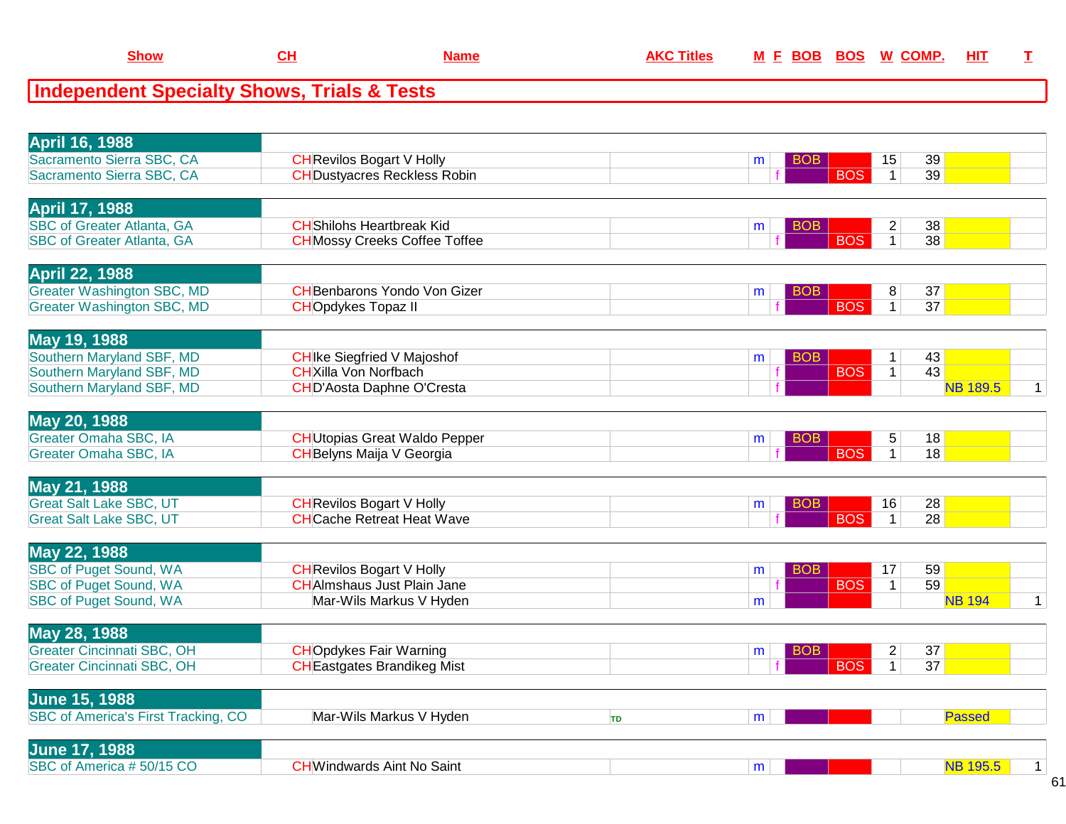| Show | CH | Name | AKC Titles | M | F | BOB | BOS | W | COMP. | HIT | T |
|---|---|---|---|---|---|---|---|---|---|---|---|

## Independent Specialty Shows, Trials & Tests

| Show | CH | Name | AKC Titles | M | F | BOB | BOS | W | COMP. | HIT | T |
|---|---|---|---|---|---|---|---|---|---|---|---|
| **April 16, 1988** | | | | | | | | | | | |
| Sacramento Sierra SBC, CA | CH | Revilos Bogart V Holly | | m | | BOB | | 15 | 39 | | |
| Sacramento Sierra SBC, CA | CH | Dustyacres Reckless Robin | | | f | | BOS | 1 | 39 | | |
| **April 17, 1988** | | | | | | | | | | | |
| SBC of Greater Atlanta, GA | CH | Shilohs Heartbreak Kid | | m | | BOB | | 2 | 38 | | |
| SBC of Greater Atlanta, GA | CH | Mossy Creeks Coffee Toffee | | | f | | BOS | 1 | 38 | | |
| **April 22, 1988** | | | | | | | | | | | |
| Greater Washington SBC, MD | CH | Benbarons Yondo Von Gizer | | m | | BOB | | 8 | 37 | | |
| Greater Washington SBC, MD | CH | Opdykes Topaz II | | | f | | BOS | 1 | 37 | | |
| **May 19, 1988** | | | | | | | | | | | |
| Southern Maryland SBF, MD | CH | Ike Siegfried V Majoshof | | m | | BOB | | 1 | 43 | | |
| Southern Maryland SBF, MD | CH | Xilla Von Norfbach | | | f | | BOS | 1 | 43 | | |
| Southern Maryland SBF, MD | CH | D'Aosta Daphne O'Cresta | | | f | | | | | NB 189.5 | 1 |
| **May 20, 1988** | | | | | | | | | | | |
| Greater Omaha SBC, IA | CH | Utopias Great Waldo Pepper | | m | | BOB | | 5 | 18 | | |
| Greater Omaha SBC, IA | CH | Belyns Maija V Georgia | | | f | | BOS | 1 | 18 | | |
| **May 21, 1988** | | | | | | | | | | | |
| Great Salt Lake SBC, UT | CH | Revilos Bogart V Holly | | m | | BOB | | 16 | 28 | | |
| Great Salt Lake SBC, UT | CH | Cache Retreat Heat Wave | | | f | | BOS | 1 | 28 | | |
| **May 22, 1988** | | | | | | | | | | | |
| SBC of Puget Sound, WA | CH | Revilos Bogart V Holly | | m | | BOB | | 17 | 59 | | |
| SBC of Puget Sound, WA | CH | Almshaus Just Plain Jane | | | f | | BOS | 1 | 59 | | |
| SBC of Puget Sound, WA | | Mar-Wils Markus V Hyden | | m | | | | | | NB 194 | 1 |
| **May 28, 1988** | | | | | | | | | | | |
| Greater Cincinnati SBC, OH | CH | Opdykes Fair Warning | | m | | BOB | | 2 | 37 | | |
| Greater Cincinnati SBC, OH | CH | Eastgates Brandikeg Mist | | | f | | BOS | 1 | 37 | | |
| **June 15, 1988** | | | | | | | | | | | |
| SBC of America's First Tracking, CO | | Mar-Wils Markus V Hyden | TD | m | | | | | | Passed | |
| **June 17, 1988** | | | | | | | | | | | |
| SBC of America # 50/15 CO | CH | Windwards Aint No Saint | | m | | | | | | NB 195.5 | 1 |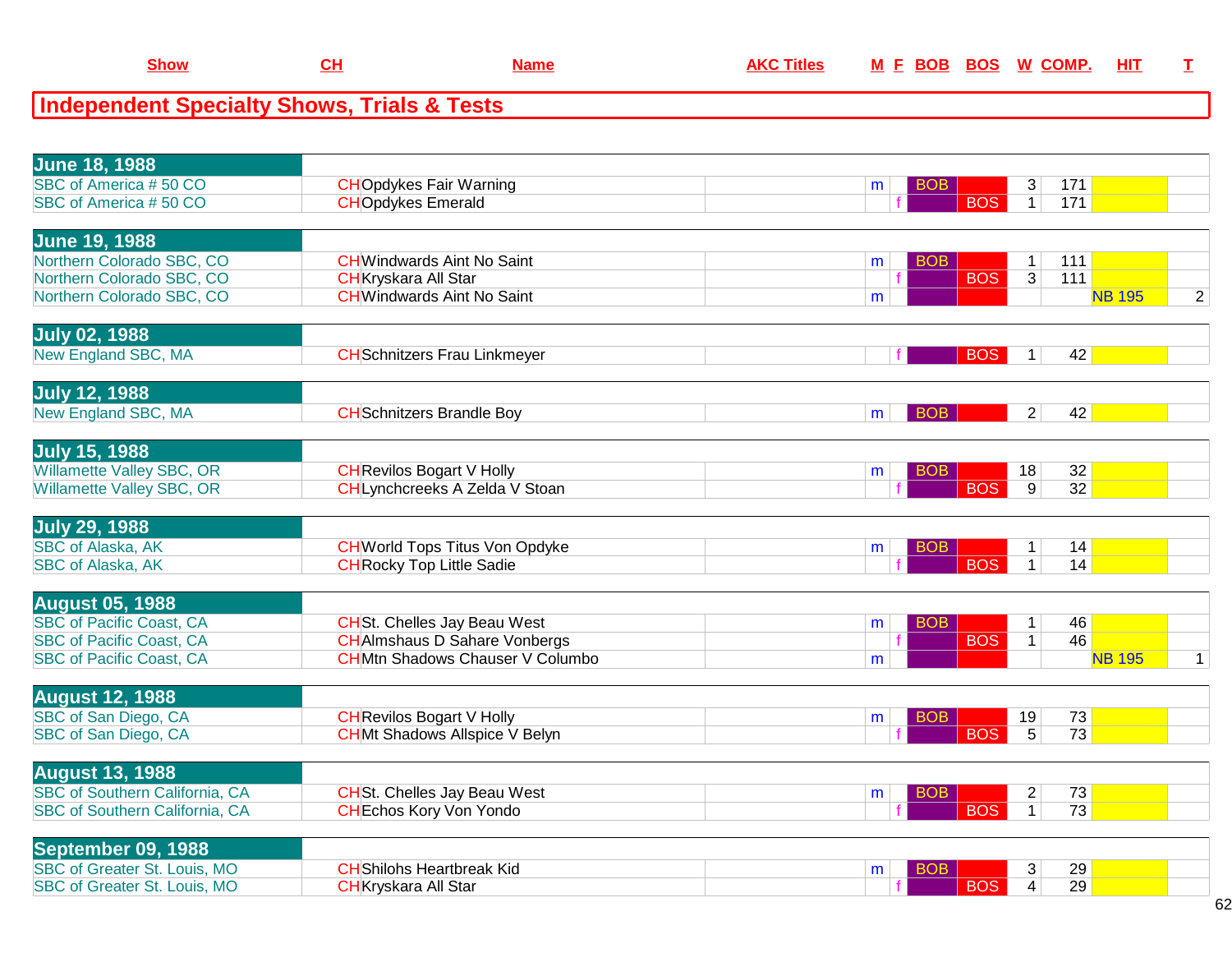| Show | CH | Name | AKC Titles | M | F | BOB | BOS | W | COMP. | HIT | T |
|---|---|---|---|---|---|---|---|---|---|---|---|

## Independent Specialty Shows, Trials & Tests

| Show | CH | Name | AKC Titles | M | F | BOB | BOS | W | COMP. | HIT | T |
|---|---|---|---|---|---|---|---|---|---|---|---|
| **June 18, 1988** | | | | | | | | | | | |
| SBC of America # 50 CO | CH | Opdykes Fair Warning | | m | | BOB | | 3 | 171 | | |
| SBC of America # 50 CO | CH | Opdykes Emerald | | | f | | BOS | 1 | 171 | | |
| **June 19, 1988** | | | | | | | | | | | |
| Northern Colorado SBC, CO | CH | Windwards Aint No Saint | | m | | BOB | | 1 | 111 | | |
| Northern Colorado SBC, CO | CH | Kryskara All Star | | | f | | BOS | 3 | 111 | | |
| Northern Colorado SBC, CO | CH | Windwards Aint No Saint | | m | | | | | | NB 195 | 2 |
| **July 02, 1988** | | | | | | | | | | | |
| New England SBC, MA | CH | Schnitzers Frau Linkmeyer | | | f | | BOS | 1 | 42 | | |
| **July 12, 1988** | | | | | | | | | | | |
| New England SBC, MA | CH | Schnitzers Brandle Boy | | m | | BOB | | 2 | 42 | | |
| **July 15, 1988** | | | | | | | | | | | |
| Willamette Valley SBC, OR | CH | Revilos Bogart V Holly | | m | | BOB | | 18 | 32 | | |
| Willamette Valley SBC, OR | CH | Lynchcreeks A Zelda V Stoan | | | f | | BOS | 9 | 32 | | |
| **July 29, 1988** | | | | | | | | | | | |
| SBC of Alaska, AK | CH | World Tops Titus Von Opdyke | | m | | BOB | | 1 | 14 | | |
| SBC of Alaska, AK | CH | Rocky Top Little Sadie | | | f | | BOS | 1 | 14 | | |
| **August 05, 1988** | | | | | | | | | | | |
| SBC of Pacific Coast, CA | CH | St. Chelles Jay Beau West | | m | | BOB | | 1 | 46 | | |
| SBC of Pacific Coast, CA | CH | Almshaus D Sahare Vonbergs | | | f | | BOS | 1 | 46 | | |
| SBC of Pacific Coast, CA | CH | Mtn Shadows Chauser V Columbo | | m | | | | | | NB 195 | 1 |
| **August 12, 1988** | | | | | | | | | | | |
| SBC of San Diego, CA | CH | Revilos Bogart V Holly | | m | | BOB | | 19 | 73 | | |
| SBC of San Diego, CA | CH | Mt Shadows Allspice V Belyn | | | f | | BOS | 5 | 73 | | |
| **August 13, 1988** | | | | | | | | | | | |
| SBC of Southern California, CA | CH | St. Chelles Jay Beau West | | m | | BOB | | 2 | 73 | | |
| SBC of Southern California, CA | CH | Echos Kory Von Yondo | | | f | | BOS | 1 | 73 | | |
| **September 09, 1988** | | | | | | | | | | | |
| SBC of Greater St. Louis, MO | CH | Shilohs Heartbreak Kid | | m | | BOB | | 3 | 29 | | |
| SBC of Greater St. Louis, MO | CH | Kryskara All Star | | | f | | BOS | 4 | 29 | | |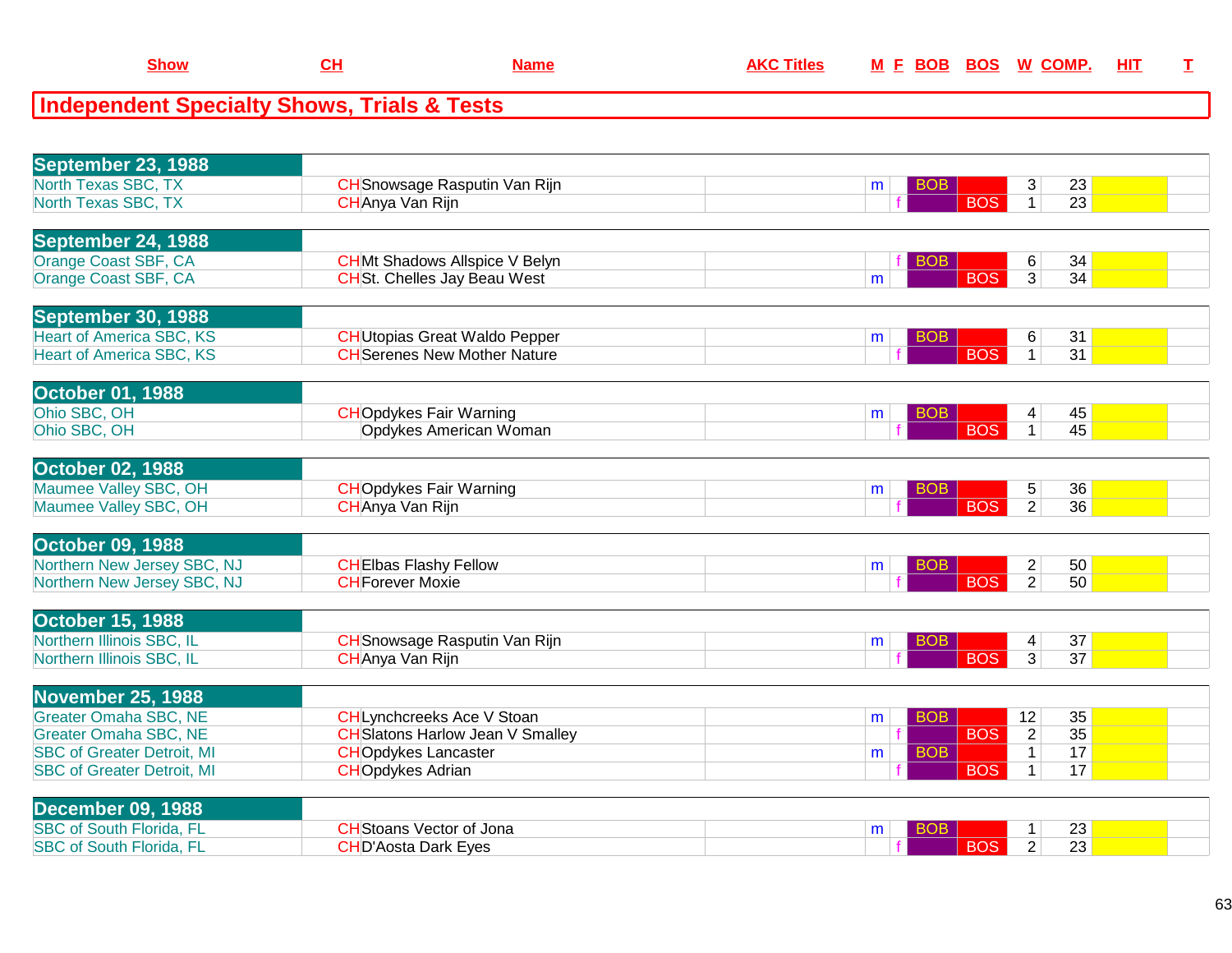## Independent Specialty Shows, Trials & Tests

| Show | CH | Name | AKC Titles | M | F | BOB | BOS | W | COMP. | HIT | T |
|---|---|---|---|---|---|---|---|---|---|---|---|
| **September 23, 1988** | | | | | | | | | | | |
| North Texas SBC, TX | CH | Snowsage Rasputin Van Rijn | | m | | BOB | | 3 | 23 | | |
| North Texas SBC, TX | CH | Anya Van Rijn | | | f | | BOS | 1 | 23 | | |
| **September 24, 1988** | | | | | | | | | | | |
| Orange Coast SBF, CA | CH | Mt Shadows Allspice V Belyn | | | f | BOB | | 6 | 34 | | |
| Orange Coast SBF, CA | CH | St. Chelles Jay Beau West | | m | | | BOS | 3 | 34 | | |
| **September 30, 1988** | | | | | | | | | | | |
| Heart of America SBC, KS | CH | Utopias Great Waldo Pepper | | m | | BOB | | 6 | 31 | | |
| Heart of America SBC, KS | CH | Serenes New Mother Nature | | | f | | BOS | 1 | 31 | | |
| **October 01, 1988** | | | | | | | | | | | |
| Ohio SBC, OH | CH | Opdykes Fair Warning | | m | | BOB | | 4 | 45 | | |
| Ohio SBC, OH | | Opdykes American Woman | | | f | | BOS | 1 | 45 | | |
| **October 02, 1988** | | | | | | | | | | | |
| Maumee Valley SBC, OH | CH | Opdykes Fair Warning | | m | | BOB | | 5 | 36 | | |
| Maumee Valley SBC, OH | CH | Anya Van Rijn | | | f | | BOS | 2 | 36 | | |
| **October 09, 1988** | | | | | | | | | | | |
| Northern New Jersey SBC, NJ | CH | Elbas Flashy Fellow | | m | | BOB | | 2 | 50 | | |
| Northern New Jersey SBC, NJ | CH | Forever Moxie | | | f | | BOS | 2 | 50 | | |
| **October 15, 1988** | | | | | | | | | | | |
| Northern Illinois SBC, IL | CH | Snowsage Rasputin Van Rijn | | m | | BOB | | 4 | 37 | | |
| Northern Illinois SBC, IL | CH | Anya Van Rijn | | | f | | BOS | 3 | 37 | | |
| **November 25, 1988** | | | | | | | | | | | |
| Greater Omaha SBC, NE | CH | Lynchcreeks Ace V Stoan | | m | | BOB | | 12 | 35 | | |
| Greater Omaha SBC, NE | CH | Slatons Harlow Jean V Smalley | | | f | | BOS | 2 | 35 | | |
| SBC of Greater Detroit, MI | CH | Opdykes Lancaster | | m | | BOB | | 1 | 17 | | |
| SBC of Greater Detroit, MI | CH | Opdykes Adrian | | | f | | BOS | 1 | 17 | | |
| **December 09, 1988** | | | | | | | | | | | |
| SBC of South Florida, FL | CH | Stoans Vector of Jona | | m | | BOB | | 1 | 23 | | |
| SBC of South Florida, FL | CH | D'Aosta Dark Eyes | | | f | | BOS | 2 | 23 | | |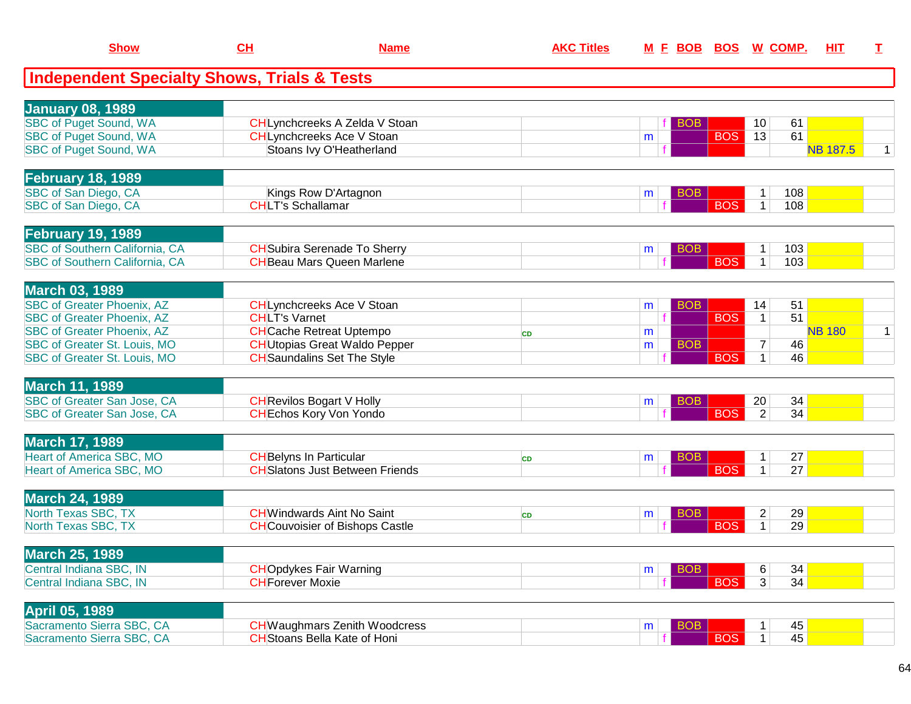## Independent Specialty Shows, Trials & Tests

| Show | CH | Name | AKC Titles | M | F | BOB | BOS | W | COMP. | HIT | T |
|---|---|---|---|---|---|---|---|---|---|---|---|
| **January 08, 1989** | | | | | | | | | | | |
| SBC of Puget Sound, WA | CH | Lynchcreeks A Zelda V Stoan | | | f | BOB | | 10 | 61 | | |
| SBC of Puget Sound, WA | CH | Lynchcreeks Ace V Stoan | | m | | | BOS | 13 | 61 | | |
| SBC of Puget Sound, WA | | Stoans Ivy O'Heatherland | | | f | | | | | NB 187.5 | 1 |
| **February 18, 1989** | | | | | | | | | | | |
| SBC of San Diego, CA | | Kings Row D'Artagnon | | m | | BOB | | 1 | 108 | | |
| SBC of San Diego, CA | CH | LT's Schallamar | | | f | | BOS | 1 | 108 | | |
| **February 19, 1989** | | | | | | | | | | | |
| SBC of Southern California, CA | CH | Subira Serenade To Sherry | | m | | BOB | | 1 | 103 | | |
| SBC of Southern California, CA | CH | Beau Mars Queen Marlene | | | f | | BOS | 1 | 103 | | |
| **March 03, 1989** | | | | | | | | | | | |
| SBC of Greater Phoenix, AZ | CH | Lynchcreeks Ace V Stoan | | m | | BOB | | 14 | 51 | | |
| SBC of Greater Phoenix, AZ | CH | LT's Varnet | | | f | | BOS | 1 | 51 | | |
| SBC of Greater Phoenix, AZ | CH | Cache Retreat Uptempo | CD | m | | | | | | NB 180 | 1 |
| SBC of Greater St. Louis, MO | CH | Utopias Great Waldo Pepper | | m | | BOB | | 7 | 46 | | |
| SBC of Greater St. Louis, MO | CH | Saundalins Set The Style | | | f | | BOS | 1 | 46 | | |
| **March 11, 1989** | | | | | | | | | | | |
| SBC of Greater San Jose, CA | CH | Revilos Bogart V Holly | | m | | BOB | | 20 | 34 | | |
| SBC of Greater San Jose, CA | CH | Echos Kory Von Yondo | | | f | | BOS | 2 | 34 | | |
| **March 17, 1989** | | | | | | | | | | | |
| Heart of America SBC, MO | CH | Belyns In Particular | CD | m | | BOB | | 1 | 27 | | |
| Heart of America SBC, MO | CH | Slatons Just Between Friends | | | f | | BOS | 1 | 27 | | |
| **March 24, 1989** | | | | | | | | | | | |
| North Texas SBC, TX | CH | Windwards Aint No Saint | CD | m | | BOB | | 2 | 29 | | |
| North Texas SBC, TX | CH | Couvoisier of Bishops Castle | | | f | | BOS | 1 | 29 | | |
| **March 25, 1989** | | | | | | | | | | | |
| Central Indiana SBC, IN | CH | Opdykes Fair Warning | | m | | BOB | | 6 | 34 | | |
| Central Indiana SBC, IN | CH | Forever Moxie | | | f | | BOS | 3 | 34 | | |
| **April 05, 1989** | | | | | | | | | | | |
| Sacramento Sierra SBC, CA | CH | Waughmars Zenith Woodcress | | m | | BOB | | 1 | 45 | | |
| Sacramento Sierra SBC, CA | CH | Stoans Bella Kate of Honi | | | f | | BOS | 1 | 45 | | |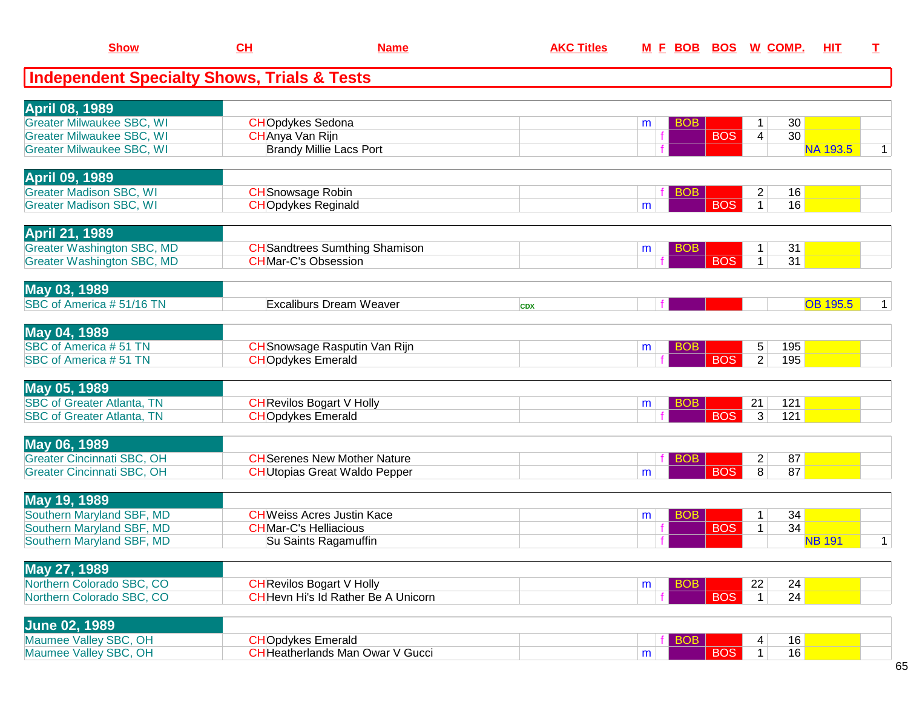| Show | CH | Name | AKC Titles | M | F | BOB | BOS | W | COMP. | HIT | T |
|---|---|---|---|---|---|---|---|---|---|---|---|

## Independent Specialty Shows, Trials & Tests

| Show | CH | Name | AKC Titles | M | F | BOB | BOS | W | COMP. | HIT | T |
|---|---|---|---|---|---|---|---|---|---|---|---|
| **April 08, 1989** | | | | | | | | | | | |
| Greater Milwaukee SBC, WI | CH | Opdykes Sedona | | m | | BOB | | 1 | 30 | | |
| Greater Milwaukee SBC, WI | CH | Anya Van Rijn | | | f | | BOS | 4 | 30 | | |
| Greater Milwaukee SBC, WI | | Brandy Millie Lacs Port | | | f | | | | | NA 193.5 | 1 |
| **April 09, 1989** | | | | | | | | | | | |
| Greater Madison SBC, WI | CH | Snowsage Robin | | | f | BOB | | 2 | 16 | | |
| Greater Madison SBC, WI | CH | Opdykes Reginald | | m | | | BOS | 1 | 16 | | |
| **April 21, 1989** | | | | | | | | | | | |
| Greater Washington SBC, MD | CH | Sandtrees Sumthing Shamison | | m | | BOB | | 1 | 31 | | |
| Greater Washington SBC, MD | CH | Mar-C's Obsession | | | f | | BOS | 1 | 31 | | |
| **May 03, 1989** | | | | | | | | | | | |
| SBC of America # 51/16 TN | | Excaliburs Dream Weaver | CDX | | f | | | | | OB 195.5 | 1 |
| **May 04, 1989** | | | | | | | | | | | |
| SBC of America # 51 TN | CH | Snowsage Rasputin Van Rijn | | m | | BOB | | 5 | 195 | | |
| SBC of America # 51 TN | CH | Opdykes Emerald | | | f | | BOS | 2 | 195 | | |
| **May 05, 1989** | | | | | | | | | | | |
| SBC of Greater Atlanta, TN | CH | Revilos Bogart V Holly | | m | | BOB | | 21 | 121 | | |
| SBC of Greater Atlanta, TN | CH | Opdykes Emerald | | | f | | BOS | 3 | 121 | | |
| **May 06, 1989** | | | | | | | | | | | |
| Greater Cincinnati SBC, OH | CH | Serenes New Mother Nature | | | f | BOB | | 2 | 87 | | |
| Greater Cincinnati SBC, OH | CH | Utopias Great Waldo Pepper | | m | | | BOS | 8 | 87 | | |
| **May 19, 1989** | | | | | | | | | | | |
| Southern Maryland SBF, MD | CH | Weiss Acres Justin Kace | | m | | BOB | | 1 | 34 | | |
| Southern Maryland SBF, MD | CH | Mar-C's Helliacious | | | f | | BOS | 1 | 34 | | |
| Southern Maryland SBF, MD | | Su Saints Ragamuffin | | | f | | | | | NB 191 | 1 |
| **May 27, 1989** | | | | | | | | | | | |
| Northern Colorado SBC, CO | CH | Revilos Bogart V Holly | | m | | BOB | | 22 | 24 | | |
| Northern Colorado SBC, CO | CH | Hevn Hi's Id Rather Be A Unicorn | | | f | | BOS | 1 | 24 | | |
| **June 02, 1989** | | | | | | | | | | | |
| Maumee Valley SBC, OH | CH | Opdykes Emerald | | | f | BOB | | 4 | 16 | | |
| Maumee Valley SBC, OH | CH | Heatherlands Man Owar V Gucci | | m | | | BOS | 1 | 16 | | |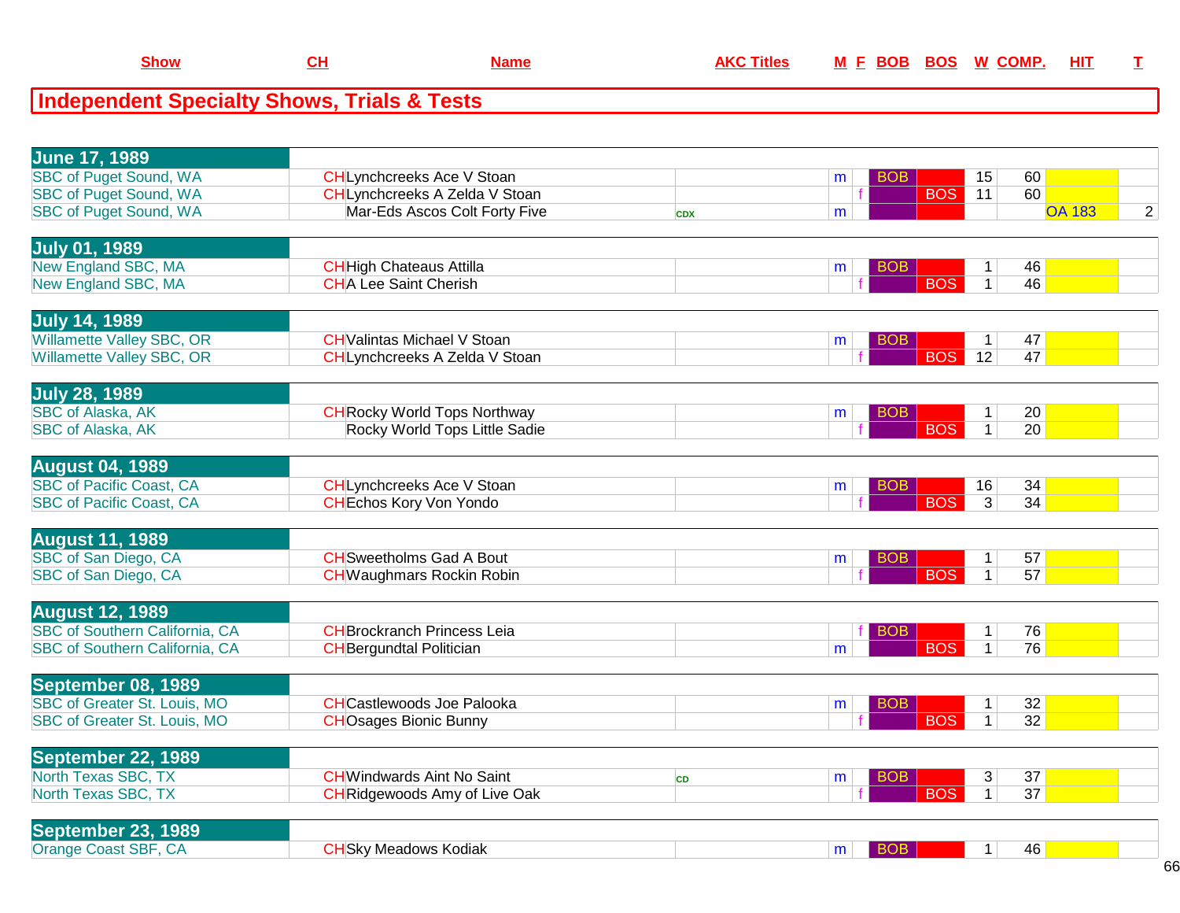## Independent Specialty Shows, Trials & Tests

| Show | CH | Name | AKC Titles | M | F | BOB | BOS | W | COMP. | HIT | T |
|---|---|---|---|---|---|---|---|---|---|---|---|
| **June 17, 1989** | | | | | | | | | | | |
| SBC of Puget Sound, WA | CH | Lynchcreeks Ace V Stoan | | m | | BOB | | 15 | 60 | | |
| SBC of Puget Sound, WA | CH | Lynchcreeks A Zelda V Stoan | | | f | | BOS | 11 | 60 | | |
| SBC of Puget Sound, WA | | Mar-Eds Ascos Colt Forty Five | CDX | m | | | | | | OA 183 | 2 |
| **July 01, 1989** | | | | | | | | | | | |
| New England SBC, MA | CH | High Chateaus Attilla | | m | | BOB | | 1 | 46 | | |
| New England SBC, MA | CH | A Lee Saint Cherish | | | f | | BOS | 1 | 46 | | |
| **July 14, 1989** | | | | | | | | | | | |
| Willamette Valley SBC, OR | CH | Valintas Michael V Stoan | | m | | BOB | | 1 | 47 | | |
| Willamette Valley SBC, OR | CH | Lynchcreeks A Zelda V Stoan | | | f | | BOS | 12 | 47 | | |
| **July 28, 1989** | | | | | | | | | | | |
| SBC of Alaska, AK | CH | Rocky World Tops Northway | | m | | BOB | | 1 | 20 | | |
| SBC of Alaska, AK | | Rocky World Tops Little Sadie | | | f | | BOS | 1 | 20 | | |
| **August 04, 1989** | | | | | | | | | | | |
| SBC of Pacific Coast, CA | CH | Lynchcreeks Ace V Stoan | | m | | BOB | | 16 | 34 | | |
| SBC of Pacific Coast, CA | CH | Echos Kory Von Yondo | | | f | | BOS | 3 | 34 | | |
| **August 11, 1989** | | | | | | | | | | | |
| SBC of San Diego, CA | CH | Sweetholms Gad A Bout | | m | | BOB | | 1 | 57 | | |
| SBC of San Diego, CA | CH | Waughmars Rockin Robin | | | f | | BOS | 1 | 57 | | |
| **August 12, 1989** | | | | | | | | | | | |
| SBC of Southern California, CA | CH | Brockranch Princess Leia | | | f | BOB | | 1 | 76 | | |
| SBC of Southern California, CA | CH | Bergundtal Politician | | m | | | BOS | 1 | 76 | | |
| **September 08, 1989** | | | | | | | | | | | |
| SBC of Greater St. Louis, MO | CH | Castlewoods Joe Palooka | | m | | BOB | | 1 | 32 | | |
| SBC of Greater St. Louis, MO | CH | Osages Bionic Bunny | | | f | | BOS | 1 | 32 | | |
| **September 22, 1989** | | | | | | | | | | | |
| North Texas SBC, TX | CH | Windwards Aint No Saint | CD | m | | BOB | | 3 | 37 | | |
| North Texas SBC, TX | CH | Ridgewoods Amy of Live Oak | | | f | | BOS | 1 | 37 | | |
| **September 23, 1989** | | | | | | | | | | | |
| Orange Coast SBF, CA | CH | Sky Meadows Kodiak | | m | | BOB | | 1 | 46 | | |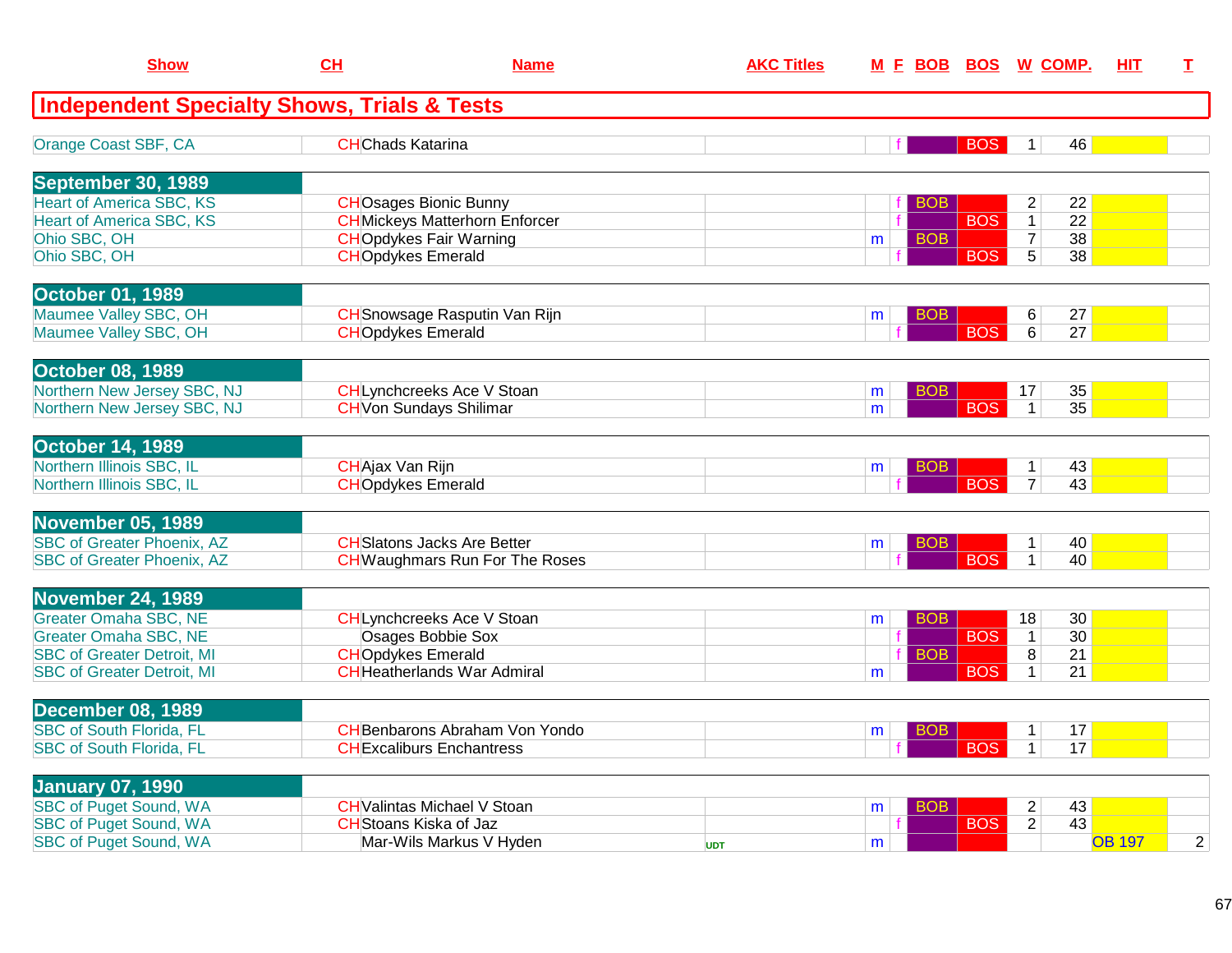| Show | CH | Name | AKC Titles | M | F | BOB | BOS | W | COMP. | HIT | T |
|---|---|---|---|---|---|---|---|---|---|---|---|
| **Independent Specialty Shows, Trials & Tests** | | | | | | | | | | | |
| Orange Coast SBF, CA | CH | Chads Katarina | | | f | | BOS | 1 | 46 | | |
| **September 30, 1989** | | | | | | | | | | | |
| Heart of America SBC, KS | CH | Osages Bionic Bunny | | | f | BOB | | 2 | 22 | | |
| Heart of America SBC, KS | CH | Mickeys Matterhorn Enforcer | | | f | | BOS | 1 | 22 | | |
| Ohio SBC, OH | CH | Opdykes Fair Warning | | m | | BOB | | 7 | 38 | | |
| Ohio SBC, OH | CH | Opdykes Emerald | | | f | | BOS | 5 | 38 | | |
| **October 01, 1989** | | | | | | | | | | | |
| Maumee Valley SBC, OH | CH | Snowsage Rasputin Van Rijn | | m | | BOB | | 6 | 27 | | |
| Maumee Valley SBC, OH | CH | Opdykes Emerald | | | f | | BOS | 6 | 27 | | |
| **October 08, 1989** | | | | | | | | | | | |
| Northern New Jersey SBC, NJ | CH | Lynchcreeks Ace V Stoan | | m | | BOB | | 17 | 35 | | |
| Northern New Jersey SBC, NJ | CH | Von Sundays Shilimar | | m | | | BOS | 1 | 35 | | |
| **October 14, 1989** | | | | | | | | | | | |
| Northern Illinois SBC, IL | CH | Ajax Van Rijn | | m | | BOB | | 1 | 43 | | |
| Northern Illinois SBC, IL | CH | Opdykes Emerald | | | f | | BOS | 7 | 43 | | |
| **November 05, 1989** | | | | | | | | | | | |
| SBC of Greater Phoenix, AZ | CH | Slatons Jacks Are Better | | m | | BOB | | 1 | 40 | | |
| SBC of Greater Phoenix, AZ | CH | Waughmars Run For The Roses | | | f | | BOS | 1 | 40 | | |
| **November 24, 1989** | | | | | | | | | | | |
| Greater Omaha SBC, NE | CH | Lynchcreeks Ace V Stoan | | m | | BOB | | 18 | 30 | | |
| Greater Omaha SBC, NE | | Osages Bobbie Sox | | | f | | BOS | 1 | 30 | | |
| SBC of Greater Detroit, MI | CH | Opdykes Emerald | | | f | BOB | | 8 | 21 | | |
| SBC of Greater Detroit, MI | CH | Heatherlands War Admiral | | m | | | BOS | 1 | 21 | | |
| **December 08, 1989** | | | | | | | | | | | |
| SBC of South Florida, FL | CH | Benbarons Abraham Von Yondo | | m | | BOB | | 1 | 17 | | |
| SBC of South Florida, FL | CH | Excaliburs Enchantress | | | f | | BOS | 1 | 17 | | |
| **January 07, 1990** | | | | | | | | | | | |
| SBC of Puget Sound, WA | CH | Valintas Michael V Stoan | | m | | BOB | | 2 | 43 | | |
| SBC of Puget Sound, WA | CH | Stoans Kiska of Jaz | | | f | | BOS | 2 | 43 | | |
| SBC of Puget Sound, WA | | Mar-Wils Markus V Hyden | UDT | m | | | | | | OB 197 | 2 |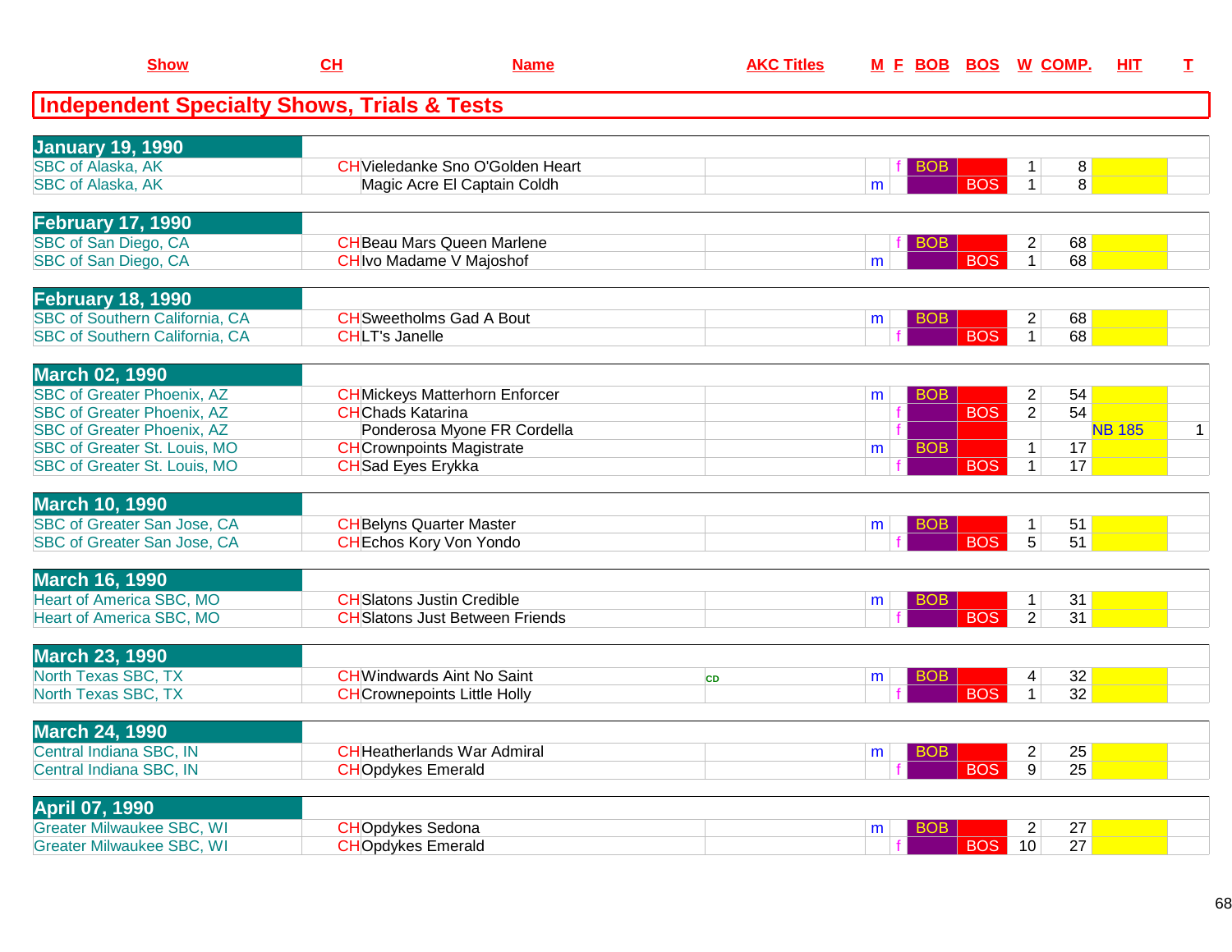| Show | CH | Name | AKC Titles | M | F | BOB | BOS | W | COMP. | HIT | T |
|---|---|---|---|---|---|---|---|---|---|---|---|

## Independent Specialty Shows, Trials & Tests

| Show | CH | Name | AKC Titles | M | F | BOB | BOS | W | COMP. | HIT | T |
|---|---|---|---|---|---|---|---|---|---|---|---|
| **January 19, 1990** | | | | | | | | | | | |
| SBC of Alaska, AK | CH | Vieledanke Sno O'Golden Heart | | | f | BOB | | 1 | 8 | | |
| SBC of Alaska, AK | | Magic Acre El Captain Coldh | | m | | | BOS | 1 | 8 | | |
| **February 17, 1990** | | | | | | | | | | | |
| SBC of San Diego, CA | CH | Beau Mars Queen Marlene | | | f | BOB | | 2 | 68 | | |
| SBC of San Diego, CA | CH | Ivo Madame V Majoshof | | m | | | BOS | 1 | 68 | | |
| **February 18, 1990** | | | | | | | | | | | |
| SBC of Southern California, CA | CH | Sweetholms Gad A Bout | | m | | BOB | | 2 | 68 | | |
| SBC of Southern California, CA | CH | LT's Janelle | | | f | | BOS | 1 | 68 | | |
| **March 02, 1990** | | | | | | | | | | | |
| SBC of Greater Phoenix, AZ | CH | Mickeys Matterhorn Enforcer | | m | | BOB | | 2 | 54 | | |
| SBC of Greater Phoenix, AZ | CH | Chads Katarina | | | f | | BOS | 2 | 54 | | |
| SBC of Greater Phoenix, AZ | | Ponderosa Myone FR Cordella | | | f | | | | | NB 185 | 1 |
| SBC of Greater St. Louis, MO | CH | Crownpoints Magistrate | | m | | BOB | | 1 | 17 | | |
| SBC of Greater St. Louis, MO | CH | Sad Eyes Erykka | | | f | | BOS | 1 | 17 | | |
| **March 10, 1990** | | | | | | | | | | | |
| SBC of Greater San Jose, CA | CH | Belyns Quarter Master | | m | | BOB | | 1 | 51 | | |
| SBC of Greater San Jose, CA | CH | Echos Kory Von Yondo | | | f | | BOS | 5 | 51 | | |
| **March 16, 1990** | | | | | | | | | | | |
| Heart of America SBC, MO | CH | Slatons Justin Credible | | m | | BOB | | 1 | 31 | | |
| Heart of America SBC, MO | CH | Slatons Just Between Friends | | | f | | BOS | 2 | 31 | | |
| **March 23, 1990** | | | | | | | | | | | |
| North Texas SBC, TX | CH | Windwards Aint No Saint | CD | m | | BOB | | 4 | 32 | | |
| North Texas SBC, TX | CH | Crownepoints Little Holly | | | f | | BOS | 1 | 32 | | |
| **March 24, 1990** | | | | | | | | | | | |
| Central Indiana SBC, IN | CH | Heatherlands War Admiral | | m | | BOB | | 2 | 25 | | |
| Central Indiana SBC, IN | CH | Opdykes Emerald | | | f | | BOS | 9 | 25 | | |
| **April 07, 1990** | | | | | | | | | | | |
| Greater Milwaukee SBC, WI | CH | Opdykes Sedona | | m | | BOB | | 2 | 27 | | |
| Greater Milwaukee SBC, WI | CH | Opdykes Emerald | | | f | | BOS | 10 | 27 | | |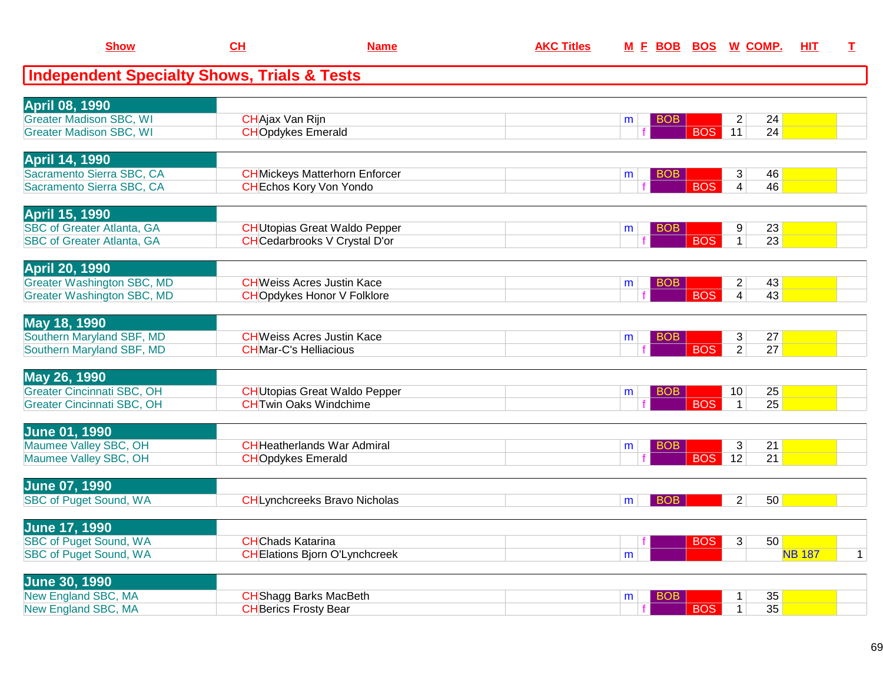## Independent Specialty Shows, Trials & Tests

| Show | CH | Name | AKC Titles | M | F | BOB | BOS | W | COMP. | HIT | T |
|---|---|---|---|---|---|---|---|---|---|---|---|
| **April 08, 1990** | | | | | | | | | | | |
| Greater Madison SBC, WI | CH | Ajax Van Rijn | | m | | BOB | | 2 | 24 | | |
| Greater Madison SBC, WI | CH | Opdykes Emerald | | | f | | BOS | 11 | 24 | | |
| **April 14, 1990** | | | | | | | | | | | |
| Sacramento Sierra SBC, CA | CH | Mickeys Matterhorn Enforcer | | m | | BOB | | 3 | 46 | | |
| Sacramento Sierra SBC, CA | CH | Echos Kory Von Yondo | | | f | | BOS | 4 | 46 | | |
| **April 15, 1990** | | | | | | | | | | | |
| SBC of Greater Atlanta, GA | CH | Utopias Great Waldo Pepper | | m | | BOB | | 9 | 23 | | |
| SBC of Greater Atlanta, GA | CH | Cedarbrooks V Crystal D'or | | | f | | BOS | 1 | 23 | | |
| **April 20, 1990** | | | | | | | | | | | |
| Greater Washington SBC, MD | CH | Weiss Acres Justin Kace | | m | | BOB | | 2 | 43 | | |
| Greater Washington SBC, MD | CH | Opdykes Honor V Folklore | | | f | | BOS | 4 | 43 | | |
| **May 18, 1990** | | | | | | | | | | | |
| Southern Maryland SBF, MD | CH | Weiss Acres Justin Kace | | m | | BOB | | 3 | 27 | | |
| Southern Maryland SBF, MD | CH | Mar-C's Helliacious | | | f | | BOS | 2 | 27 | | |
| **May 26, 1990** | | | | | | | | | | | |
| Greater Cincinnati SBC, OH | CH | Utopias Great Waldo Pepper | | m | | BOB | | 10 | 25 | | |
| Greater Cincinnati SBC, OH | CH | Twin Oaks Windchime | | | f | | BOS | 1 | 25 | | |
| **June 01, 1990** | | | | | | | | | | | |
| Maumee Valley SBC, OH | CH | Heatherlands War Admiral | | m | | BOB | | 3 | 21 | | |
| Maumee Valley SBC, OH | CH | Opdykes Emerald | | | f | | BOS | 12 | 21 | | |
| **June 07, 1990** | | | | | | | | | | | |
| SBC of Puget Sound, WA | CH | Lynchcreeks Bravo Nicholas | | m | | BOB | | 2 | 50 | | |
| **June 17, 1990** | | | | | | | | | | | |
| SBC of Puget Sound, WA | CH | Chads Katarina | | | f | | BOS | 3 | 50 | | |
| SBC of Puget Sound, WA | CH | Elations Bjorn O'Lynchcreek | | m | | | | | | NB 187 | 1 |
| **June 30, 1990** | | | | | | | | | | | |
| New England SBC, MA | CH | Shagg Barks MacBeth | | m | | BOB | | 1 | 35 | | |
| New England SBC, MA | CH | Berics Frosty Bear | | | f | | BOS | 1 | 35 | | |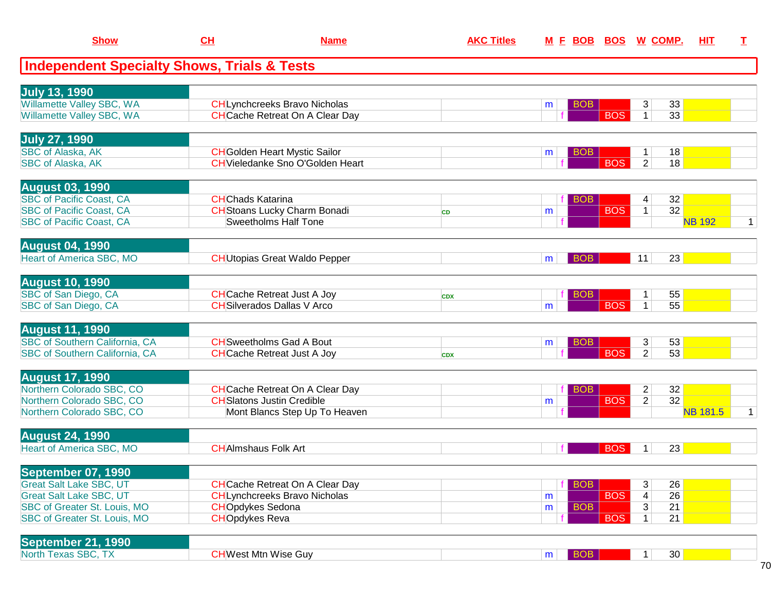## Independent Specialty Shows, Trials & Tests

| Show | CH | Name | AKC Titles | M | F | BOB | BOS | W | COMP. | HIT | T |
|---|---|---|---|---|---|---|---|---|---|---|---|
| **July 13, 1990** | | | | | | | | | | | |
| Willamette Valley SBC, WA | CH | Lynchcreeks Bravo Nicholas | | m | | BOB | | 3 | 33 | | |
| Willamette Valley SBC, WA | CH | Cache Retreat On A Clear Day | | | f | | BOS | 1 | 33 | | |
| **July 27, 1990** | | | | | | | | | | | |
| SBC of Alaska, AK | CH | Golden Heart Mystic Sailor | | m | | BOB | | 1 | 18 | | |
| SBC of Alaska, AK | CH | Vieledanke Sno O'Golden Heart | | | f | | BOS | 2 | 18 | | |
| **August 03, 1990** | | | | | | | | | | | |
| SBC of Pacific Coast, CA | CH | Chads Katarina | | | f | BOB | | 4 | 32 | | |
| SBC of Pacific Coast, CA | CH | Stoans Lucky Charm Bonadi | CD | m | | | BOS | 1 | 32 | | |
| SBC of Pacific Coast, CA | | Sweetholms Half Tone | | | f | | | | | NB 192 | 1 |
| **August 04, 1990** | | | | | | | | | | | |
| Heart of America SBC, MO | CH | Utopias Great Waldo Pepper | | m | | BOB | | 11 | 23 | | |
| **August 10, 1990** | | | | | | | | | | | |
| SBC of San Diego, CA | CH | Cache Retreat Just A Joy | CDX | | f | BOB | | 1 | 55 | | |
| SBC of San Diego, CA | CH | Silverados Dallas V Arco | | m | | | BOS | 1 | 55 | | |
| **August 11, 1990** | | | | | | | | | | | |
| SBC of Southern California, CA | CH | Sweetholms Gad A Bout | | m | | BOB | | 3 | 53 | | |
| SBC of Southern California, CA | CH | Cache Retreat Just A Joy | CDX | | f | | BOS | 2 | 53 | | |
| **August 17, 1990** | | | | | | | | | | | |
| Northern Colorado SBC, CO | CH | Cache Retreat On A Clear Day | | | f | BOB | | 2 | 32 | | |
| Northern Colorado SBC, CO | CH | Slatons Justin Credible | | m | | | BOS | 2 | 32 | | |
| Northern Colorado SBC, CO | | Mont Blancs Step Up To Heaven | | | f | | | | | NB 181.5 | 1 |
| **August 24, 1990** | | | | | | | | | | | |
| Heart of America SBC, MO | CH | Almshaus Folk Art | | | f | | BOS | 1 | 23 | | |
| **September 07, 1990** | | | | | | | | | | | |
| Great Salt Lake SBC, UT | CH | Cache Retreat On A Clear Day | | | f | BOB | | 3 | 26 | | |
| Great Salt Lake SBC, UT | CH | Lynchcreeks Bravo Nicholas | | m | | | BOS | 4 | 26 | | |
| SBC of Greater St. Louis, MO | CH | Opdykes Sedona | | m | | BOB | | 3 | 21 | | |
| SBC of Greater St. Louis, MO | CH | Opdykes Reva | | | f | | BOS | 1 | 21 | | |
| **September 21, 1990** | | | | | | | | | | | |
| North Texas SBC, TX | CH | West Mtn Wise Guy | | m | | BOB | | 1 | 30 | | |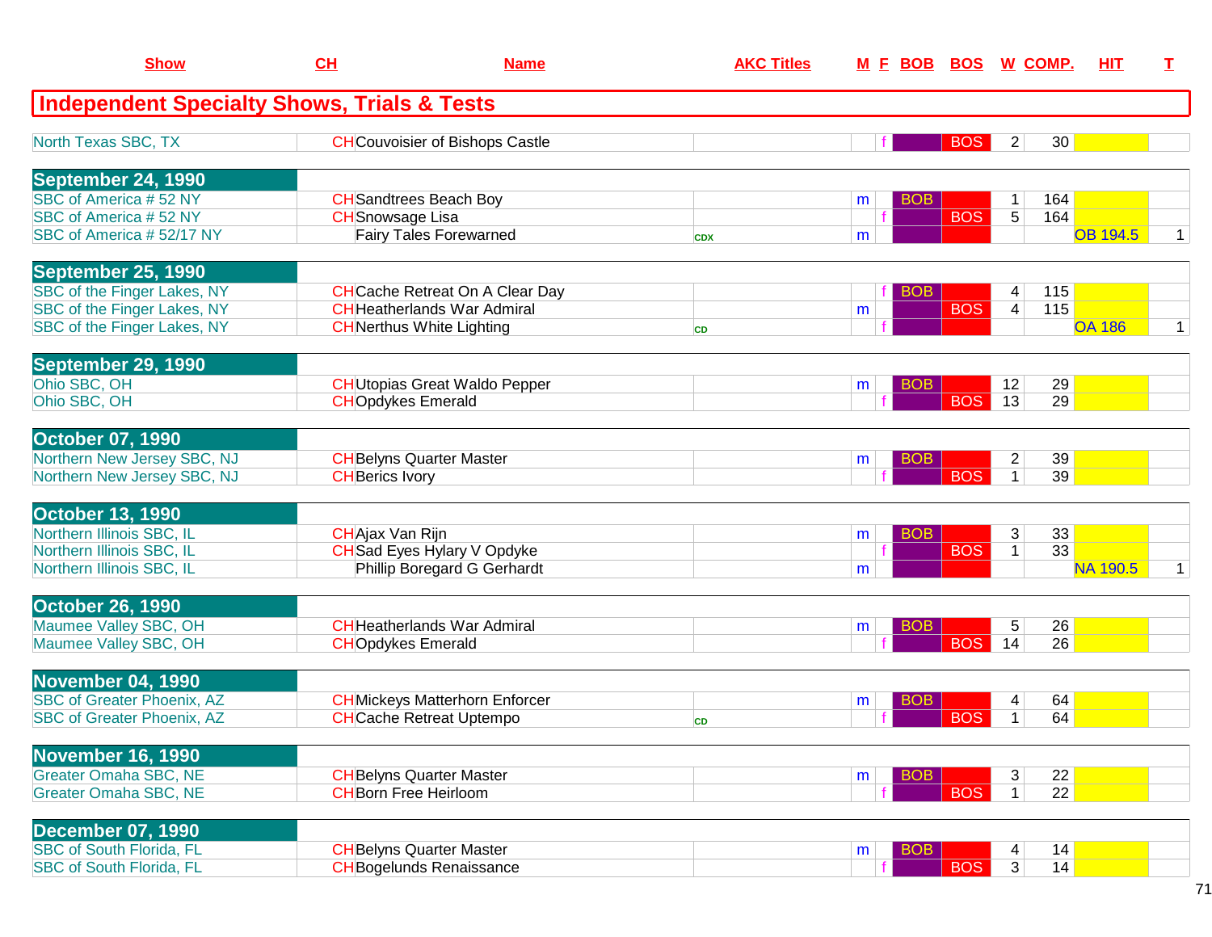| Show | CH | Name | AKC Titles | M | F | BOB | BOS | W | COMP. | HIT | T |
|---|---|---|---|---|---|---|---|---|---|---|---|
| **Independent Specialty Shows, Trials & Tests** | | | | | | | | | | | |
| North Texas SBC, TX | CH | Couvoisier of Bishops Castle | | | f | | BOS | 2 | 30 | | |
| **September 24, 1990** | | | | | | | | | | | |
| SBC of America # 52 NY | CH | Sandtrees Beach Boy | | m | | BOB | | 1 | 164 | | |
| SBC of America # 52 NY | CH | Snowsage Lisa | | | f | | BOS | 5 | 164 | | |
| SBC of America # 52/17 NY | | Fairy Tales Forewarned | CDX | m | | | | | | OB 194.5 | 1 |
| **September 25, 1990** | | | | | | | | | | | |
| SBC of the Finger Lakes, NY | CH | Cache Retreat On A Clear Day | | | f | BOB | | 4 | 115 | | |
| SBC of the Finger Lakes, NY | CH | Heatherlands War Admiral | | m | | | BOS | 4 | 115 | | |
| SBC of the Finger Lakes, NY | CH | Nerthus White Lighting | CD | | f | | | | | OA 186 | 1 |
| **September 29, 1990** | | | | | | | | | | | |
| Ohio SBC, OH | CH | Utopias Great Waldo Pepper | | m | | BOB | | 12 | 29 | | |
| Ohio SBC, OH | CH | Opdykes Emerald | | | f | | BOS | 13 | 29 | | |
| **October 07, 1990** | | | | | | | | | | | |
| Northern New Jersey SBC, NJ | CH | Belyns Quarter Master | | m | | BOB | | 2 | 39 | | |
| Northern New Jersey SBC, NJ | CH | Berics Ivory | | | f | | BOS | 1 | 39 | | |
| **October 13, 1990** | | | | | | | | | | | |
| Northern Illinois SBC, IL | CH | Ajax Van Rijn | | m | | BOB | | 3 | 33 | | |
| Northern Illinois SBC, IL | CH | Sad Eyes Hylary V Opdyke | | | f | | BOS | 1 | 33 | | |
| Northern Illinois SBC, IL | | Phillip Boregard G Gerhardt | | m | | | | | | NA 190.5 | 1 |
| **October 26, 1990** | | | | | | | | | | | |
| Maumee Valley SBC, OH | CH | Heatherlands War Admiral | | m | | BOB | | 5 | 26 | | |
| Maumee Valley SBC, OH | CH | Opdykes Emerald | | | f | | BOS | 14 | 26 | | |
| **November 04, 1990** | | | | | | | | | | | |
| SBC of Greater Phoenix, AZ | CH | Mickeys Matterhorn Enforcer | | m | | BOB | | 4 | 64 | | |
| SBC of Greater Phoenix, AZ | CH | Cache Retreat Uptempo | CD | | f | | BOS | 1 | 64 | | |
| **November 16, 1990** | | | | | | | | | | | |
| Greater Omaha SBC, NE | CH | Belyns Quarter Master | | m | | BOB | | 3 | 22 | | |
| Greater Omaha SBC, NE | CH | Born Free Heirloom | | | f | | BOS | 1 | 22 | | |
| **December 07, 1990** | | | | | | | | | | | |
| SBC of South Florida, FL | CH | Belyns Quarter Master | | m | | BOB | | 4 | 14 | | |
| SBC of South Florida, FL | CH | Bogelunds Renaissance | | | f | | BOS | 3 | 14 | | |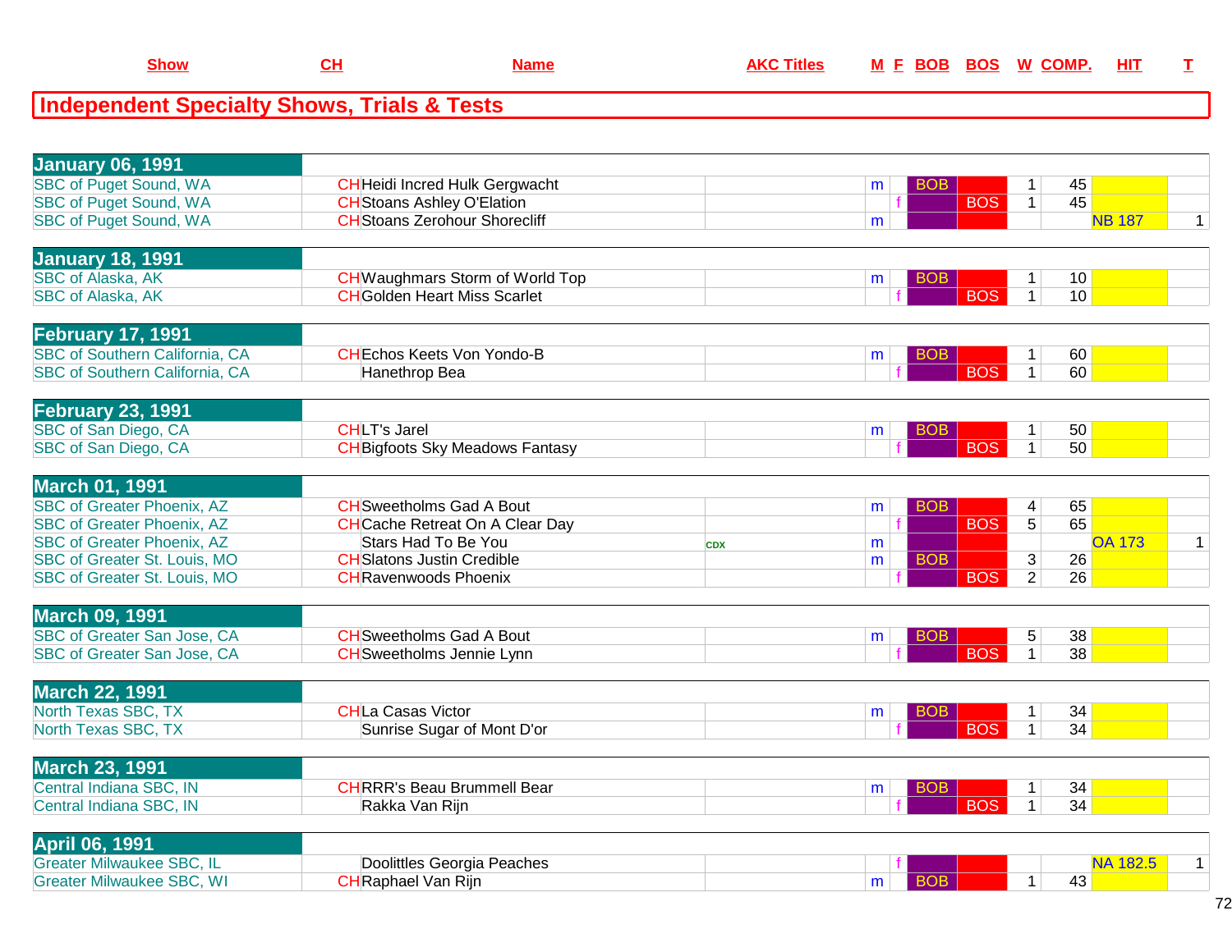| Show | CH | Name | AKC Titles | M | F | BOB | BOS | W | COMP. | HIT | T |
|---|---|---|---|---|---|---|---|---|---|---|---|

## Independent Specialty Shows, Trials & Tests

| Show | CH | Name | AKC Titles | M | F | BOB | BOS | W | COMP. | HIT | T |
|---|---|---|---|---|---|---|---|---|---|---|---|
| **January 06, 1991** | | | | | | | | | | | |
| SBC of Puget Sound, WA | CH | Heidi Incred Hulk Gergwacht | | m | | BOB | | 1 | 45 | | |
| SBC of Puget Sound, WA | CH | Stoans Ashley O'Elation | | | f | | BOS | 1 | 45 | | |
| SBC of Puget Sound, WA | CH | Stoans Zerohour Shorecliff | | m | | | | | | NB 187 | 1 |
| **January 18, 1991** | | | | | | | | | | | |
| SBC of Alaska, AK | CH | Waughmars Storm of World Top | | m | | BOB | | 1 | 10 | | |
| SBC of Alaska, AK | CH | Golden Heart Miss Scarlet | | | f | | BOS | 1 | 10 | | |
| **February 17, 1991** | | | | | | | | | | | |
| SBC of Southern California, CA | CH | Echos Keets Von Yondo-B | | m | | BOB | | 1 | 60 | | |
| SBC of Southern California, CA | | Hanethrop Bea | | | f | | BOS | 1 | 60 | | |
| **February 23, 1991** | | | | | | | | | | | |
| SBC of San Diego, CA | CH | LT's Jarel | | m | | BOB | | 1 | 50 | | |
| SBC of San Diego, CA | CH | Bigfoots Sky Meadows Fantasy | | | f | | BOS | 1 | 50 | | |
| **March 01, 1991** | | | | | | | | | | | |
| SBC of Greater Phoenix, AZ | CH | Sweetholms Gad A Bout | | m | | BOB | | 4 | 65 | | |
| SBC of Greater Phoenix, AZ | CH | Cache Retreat On A Clear Day | | | f | | BOS | 5 | 65 | | |
| SBC of Greater Phoenix, AZ | | Stars Had To Be You | CDX | m | | | | | | OA 173 | 1 |
| SBC of Greater St. Louis, MO | CH | Slatons Justin Credible | | m | | BOB | | 3 | 26 | | |
| SBC of Greater St. Louis, MO | CH | Ravenwoods Phoenix | | | f | | BOS | 2 | 26 | | |
| **March 09, 1991** | | | | | | | | | | | |
| SBC of Greater San Jose, CA | CH | Sweetholms Gad A Bout | | m | | BOB | | 5 | 38 | | |
| SBC of Greater San Jose, CA | CH | Sweetholms Jennie Lynn | | | f | | BOS | 1 | 38 | | |
| **March 22, 1991** | | | | | | | | | | | |
| North Texas SBC, TX | CH | La Casas Victor | | m | | BOB | | 1 | 34 | | |
| North Texas SBC, TX | | Sunrise Sugar of Mont D'or | | | f | | BOS | 1 | 34 | | |
| **March 23, 1991** | | | | | | | | | | | |
| Central Indiana SBC, IN | CH | RRR's Beau Brummell Bear | | m | | BOB | | 1 | 34 | | |
| Central Indiana SBC, IN | | Rakka Van Rijn | | | f | | BOS | 1 | 34 | | |
| **April 06, 1991** | | | | | | | | | | | |
| Greater Milwaukee SBC, IL | | Doolittles Georgia Peaches | | | f | | | | | NA 182.5 | 1 |
| Greater Milwaukee SBC, WI | CH | Raphael Van Rijn | | m | | BOB | | 1 | 43 | | |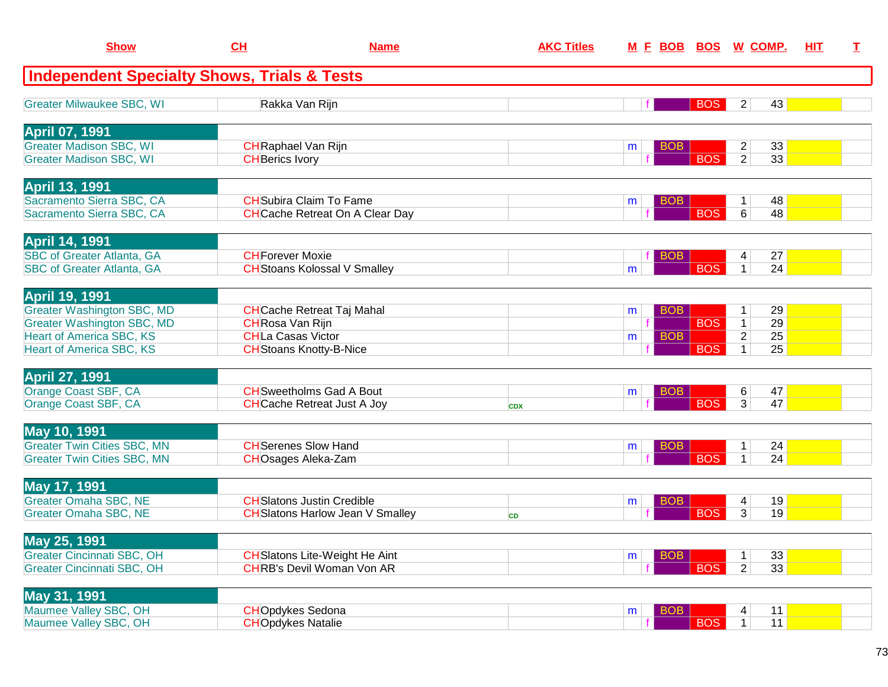| Show | CH | Name | AKC Titles | M | F | BOB | BOS | W | COMP. | HIT | T |
|---|---|---|---|---|---|---|---|---|---|---|---|
| **Independent Specialty Shows, Trials & Tests** | | | | | | | | | | | |
| Greater Milwaukee SBC, WI | | Rakka Van Rijn | | | f | | BOS | 2 | 43 | | |
| **April 07, 1991** | | | | | | | | | | | |
| Greater Madison SBC, WI | CH | Raphael Van Rijn | | m | | BOB | | 2 | 33 | | |
| Greater Madison SBC, WI | CH | Berics Ivory | | | f | | BOS | 2 | 33 | | |
| **April 13, 1991** | | | | | | | | | | | |
| Sacramento Sierra SBC, CA | CH | Subira Claim To Fame | | m | | BOB | | 1 | 48 | | |
| Sacramento Sierra SBC, CA | CH | Cache Retreat On A Clear Day | | | f | | BOS | 6 | 48 | | |
| **April 14, 1991** | | | | | | | | | | | |
| SBC of Greater Atlanta, GA | CH | Forever Moxie | | | f | BOB | | 4 | 27 | | |
| SBC of Greater Atlanta, GA | CH | Stoans Kolossal V Smalley | | m | | | BOS | 1 | 24 | | |
| **April 19, 1991** | | | | | | | | | | | |
| Greater Washington SBC, MD | CH | Cache Retreat Taj Mahal | | m | | BOB | | 1 | 29 | | |
| Greater Washington SBC, MD | CH | Rosa Van Rijn | | | f | | BOS | 1 | 29 | | |
| Heart of America SBC, KS | CH | La Casas Victor | | m | | BOB | | 2 | 25 | | |
| Heart of America SBC, KS | CH | Stoans Knotty-B-Nice | | | f | | BOS | 1 | 25 | | |
| **April 27, 1991** | | | | | | | | | | | |
| Orange Coast SBF, CA | CH | Sweetholms Gad A Bout | | m | | BOB | | 6 | 47 | | |
| Orange Coast SBF, CA | CH | Cache Retreat Just A Joy | CDX | | f | | BOS | 3 | 47 | | |
| **May 10, 1991** | | | | | | | | | | | |
| Greater Twin Cities SBC, MN | CH | Serenes Slow Hand | | m | | BOB | | 1 | 24 | | |
| Greater Twin Cities SBC, MN | CH | Osages Aleka-Zam | | | f | | BOS | 1 | 24 | | |
| **May 17, 1991** | | | | | | | | | | | |
| Greater Omaha SBC, NE | CH | Slatons Justin Credible | | m | | BOB | | 4 | 19 | | |
| Greater Omaha SBC, NE | CH | Slatons Harlow Jean V Smalley | CD | | f | | BOS | 3 | 19 | | |
| **May 25, 1991** | | | | | | | | | | | |
| Greater Cincinnati SBC, OH | CH | Slatons Lite-Weight He Aint | | m | | BOB | | 1 | 33 | | |
| Greater Cincinnati SBC, OH | CH | RB's Devil Woman Von AR | | | f | | BOS | 2 | 33 | | |
| **May 31, 1991** | | | | | | | | | | | |
| Maumee Valley SBC, OH | CH | Opdykes Sedona | | m | | BOB | | 4 | 11 | | |
| Maumee Valley SBC, OH | CH | Opdykes Natalie | | | f | | BOS | 1 | 11 | | |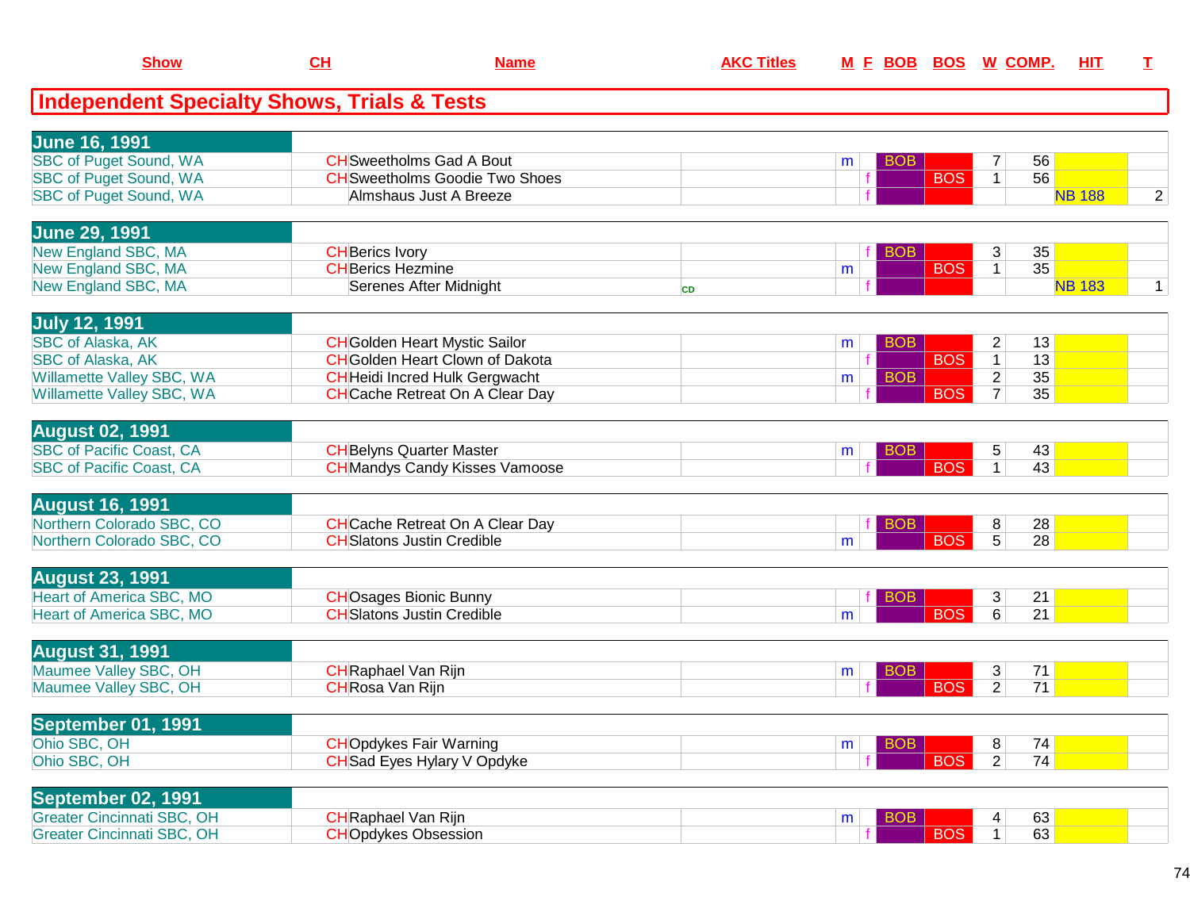## Independent Specialty Shows, Trials & Tests

| Show | CH | Name | AKC Titles | M | F | BOB | BOS | W | COMP. | HIT | T |
|---|---|---|---|---|---|---|---|---|---|---|---|
| **June 16, 1991** | | | | | | | | | | | |
| SBC of Puget Sound, WA | CH | Sweetholms Gad A Bout | | m | | BOB | | 7 | 56 | | |
| SBC of Puget Sound, WA | CH | Sweetholms Goodie Two Shoes | | | f | | BOS | 1 | 56 | | |
| SBC of Puget Sound, WA | | Almshaus Just A Breeze | | | f | | | | | NB 188 | 2 |
| **June 29, 1991** | | | | | | | | | | | |
| New England SBC, MA | CH | Berics Ivory | | | f | BOB | | 3 | 35 | | |
| New England SBC, MA | CH | Berics Hezmine | | m | | | BOS | 1 | 35 | | |
| New England SBC, MA | | Serenes After Midnight | CD | | f | | | | | NB 183 | 1 |
| **July 12, 1991** | | | | | | | | | | | |
| SBC of Alaska, AK | CH | Golden Heart Mystic Sailor | | m | | BOB | | 2 | 13 | | |
| SBC of Alaska, AK | CH | Golden Heart Clown of Dakota | | | f | | BOS | 1 | 13 | | |
| Willamette Valley SBC, WA | CH | Heidi Incred Hulk Gergwacht | | m | | BOB | | 2 | 35 | | |
| Willamette Valley SBC, WA | CH | Cache Retreat On A Clear Day | | | f | | BOS | 7 | 35 | | |
| **August 02, 1991** | | | | | | | | | | | |
| SBC of Pacific Coast, CA | CH | Belyns Quarter Master | | m | | BOB | | 5 | 43 | | |
| SBC of Pacific Coast, CA | CH | Mandys Candy Kisses Vamoose | | | f | | BOS | 1 | 43 | | |
| **August 16, 1991** | | | | | | | | | | | |
| Northern Colorado SBC, CO | CH | Cache Retreat On A Clear Day | | | f | BOB | | 8 | 28 | | |
| Northern Colorado SBC, CO | CH | Slatons Justin Credible | | m | | | BOS | 5 | 28 | | |
| **August 23, 1991** | | | | | | | | | | | |
| Heart of America SBC, MO | CH | Osages Bionic Bunny | | | f | BOB | | 3 | 21 | | |
| Heart of America SBC, MO | CH | Slatons Justin Credible | | m | | | BOS | 6 | 21 | | |
| **August 31, 1991** | | | | | | | | | | | |
| Maumee Valley SBC, OH | CH | Raphael Van Rijn | | m | | BOB | | 3 | 71 | | |
| Maumee Valley SBC, OH | CH | Rosa Van Rijn | | | f | | BOS | 2 | 71 | | |
| **September 01, 1991** | | | | | | | | | | | |
| Ohio SBC, OH | CH | Opdykes Fair Warning | | m | | BOB | | 8 | 74 | | |
| Ohio SBC, OH | CH | Sad Eyes Hylary V Opdyke | | | f | | BOS | 2 | 74 | | |
| **September 02, 1991** | | | | | | | | | | | |
| Greater Cincinnati SBC, OH | CH | Raphael Van Rijn | | m | | BOB | | 4 | 63 | | |
| Greater Cincinnati SBC, OH | CH | Opdykes Obsession | | | f | | BOS | 1 | 63 | | |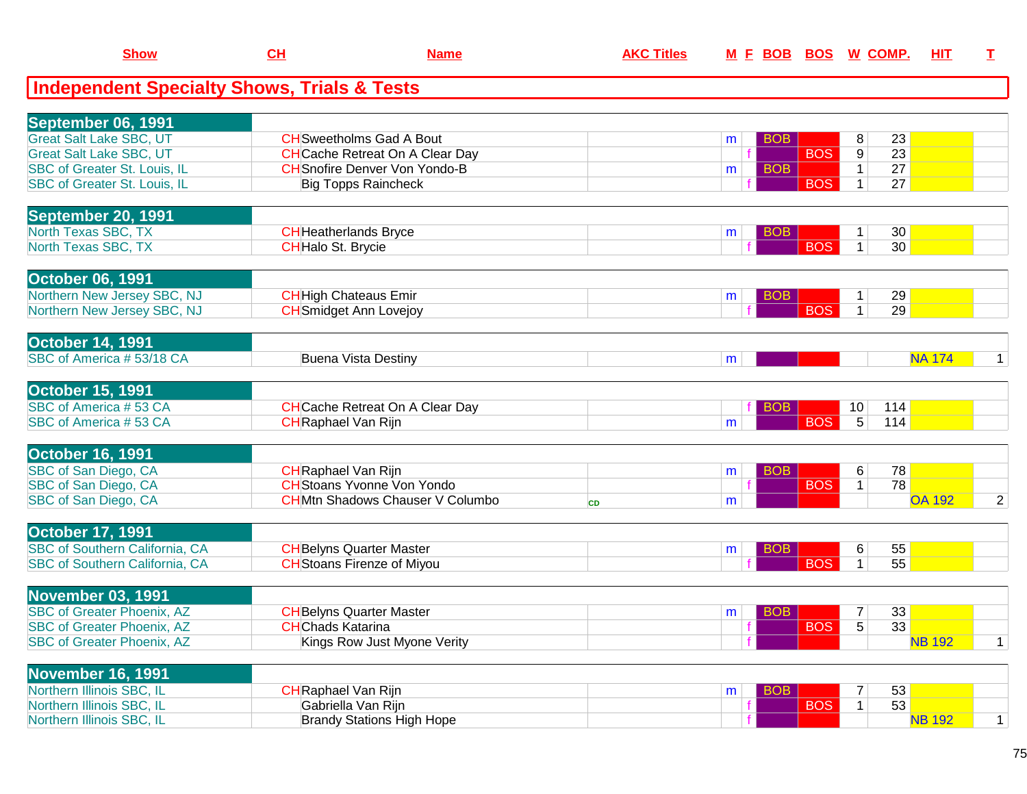## Independent Specialty Shows, Trials & Tests

| Show | CH | Name | AKC Titles | M | F | BOB | BOS | W | COMP. | HIT | T |
|---|---|---|---|---|---|---|---|---|---|---|---|
| **September 06, 1991** | | | | | | | | | | | |
| Great Salt Lake SBC, UT | CH | Sweetholms Gad A Bout | | m | | BOB | | 8 | 23 | | |
| Great Salt Lake SBC, UT | CH | Cache Retreat On A Clear Day | | | f | | BOS | 9 | 23 | | |
| SBC of Greater St. Louis, IL | CH | Snofire Denver Von Yondo-B | | m | | BOB | | 1 | 27 | | |
| SBC of Greater St. Louis, IL | | Big Topps Raincheck | | | f | | BOS | 1 | 27 | | |
| **September 20, 1991** | | | | | | | | | | | |
| North Texas SBC, TX | CH | Heatherlands Bryce | | m | | BOB | | 1 | 30 | | |
| North Texas SBC, TX | CH | Halo St. Brycie | | | f | | BOS | 1 | 30 | | |
| **October 06, 1991** | | | | | | | | | | | |
| Northern New Jersey SBC, NJ | CH | High Chateaus Emir | | m | | BOB | | 1 | 29 | | |
| Northern New Jersey SBC, NJ | CH | Smidget Ann Lovejoy | | | f | | BOS | 1 | 29 | | |
| **October 14, 1991** | | | | | | | | | | | |
| SBC of America # 53/18 CA | | Buena Vista Destiny | | m | | | | | | NA 174 | 1 |
| **October 15, 1991** | | | | | | | | | | | |
| SBC of America # 53 CA | CH | Cache Retreat On A Clear Day | | | f | BOB | | 10 | 114 | | |
| SBC of America # 53 CA | CH | Raphael Van Rijn | | m | | | BOS | 5 | 114 | | |
| **October 16, 1991** | | | | | | | | | | | |
| SBC of San Diego, CA | CH | Raphael Van Rijn | | m | | BOB | | 6 | 78 | | |
| SBC of San Diego, CA | CH | Stoans Yvonne Von Yondo | | | f | | BOS | 1 | 78 | | |
| SBC of San Diego, CA | CH | Mtn Shadows Chauser V Columbo | CD | m | | | | | | OA 192 | 2 |
| **October 17, 1991** | | | | | | | | | | | |
| SBC of Southern California, CA | CH | Belyns Quarter Master | | m | | BOB | | 6 | 55 | | |
| SBC of Southern California, CA | CH | Stoans Firenze of Miyou | | | f | | BOS | 1 | 55 | | |
| **November 03, 1991** | | | | | | | | | | | |
| SBC of Greater Phoenix, AZ | CH | Belyns Quarter Master | | m | | BOB | | 7 | 33 | | |
| SBC of Greater Phoenix, AZ | CH | Chads Katarina | | | f | | BOS | 5 | 33 | | |
| SBC of Greater Phoenix, AZ | | Kings Row Just Myone Verity | | | f | | | | | NB 192 | 1 |
| **November 16, 1991** | | | | | | | | | | | |
| Northern Illinois SBC, IL | CH | Raphael Van Rijn | | m | | BOB | | 7 | 53 | | |
| Northern Illinois SBC, IL | | Gabriella Van Rijn | | | f | | BOS | 1 | 53 | | |
| Northern Illinois SBC, IL | | Brandy Stations High Hope | | | f | | | | | NB 192 | 1 |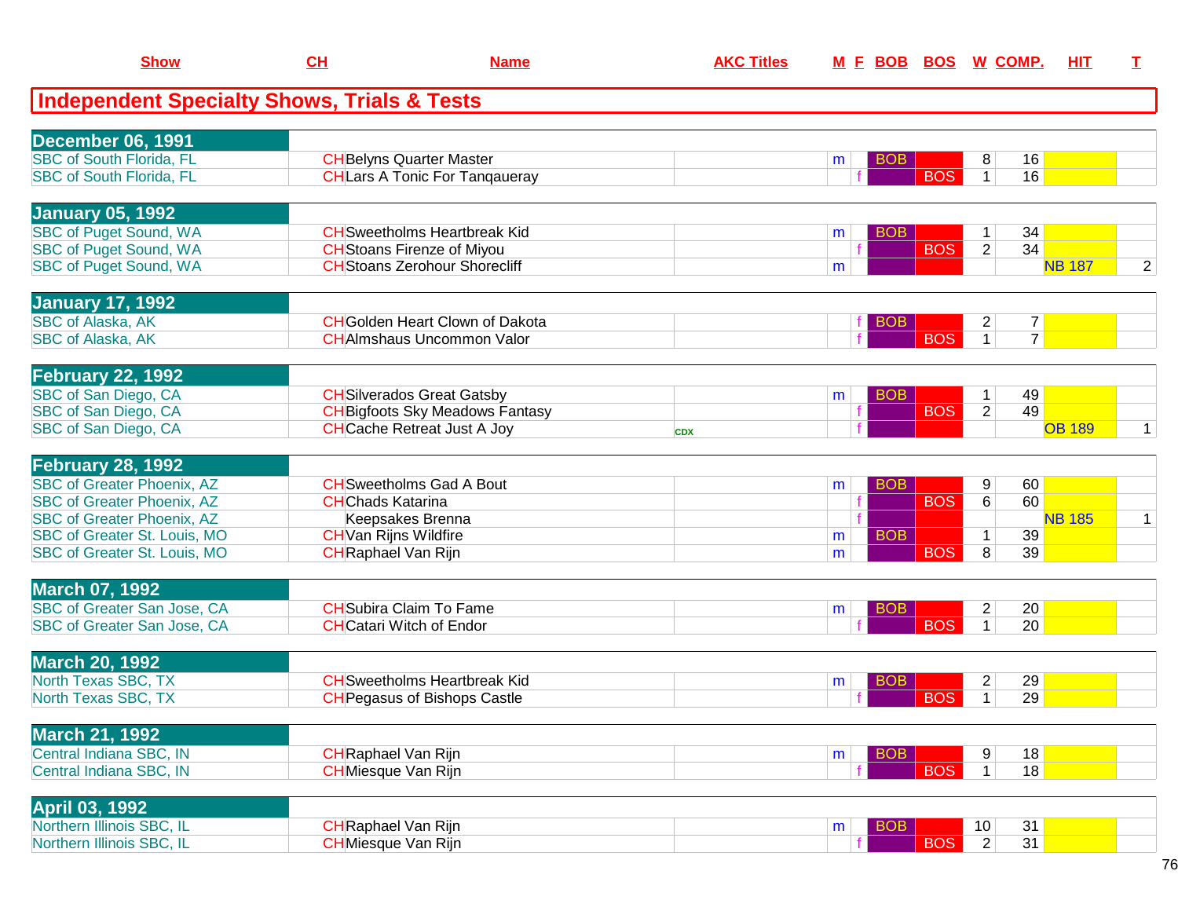## Independent Specialty Shows, Trials & Tests

| Show | CH | Name | AKC Titles | M | F | BOB | BOS | W | COMP. | HIT | T |
|---|---|---|---|---|---|---|---|---|---|---|---|
| **December 06, 1991** | | | | | | | | | | | |
| SBC of South Florida, FL | CH | Belyns Quarter Master | | m | | BOB | | 8 | 16 | | |
| SBC of South Florida, FL | CH | Lars A Tonic For Tanqaueray | | | f | | BOS | 1 | 16 | | |
| **January 05, 1992** | | | | | | | | | | | |
| SBC of Puget Sound, WA | CH | Sweetholms Heartbreak Kid | | m | | BOB | | 1 | 34 | | |
| SBC of Puget Sound, WA | CH | Stoans Firenze of Miyou | | | f | | BOS | 2 | 34 | | |
| SBC of Puget Sound, WA | CH | Stoans Zerohour Shorecliff | | m | | | | | | NB 187 | 2 |
| **January 17, 1992** | | | | | | | | | | | |
| SBC of Alaska, AK | CH | Golden Heart Clown of Dakota | | | f | BOB | | 2 | 7 | | |
| SBC of Alaska, AK | CH | Almshaus Uncommon Valor | | | f | | BOS | 1 | 7 | | |
| **February 22, 1992** | | | | | | | | | | | |
| SBC of San Diego, CA | CH | Silverados Great Gatsby | | m | | BOB | | 1 | 49 | | |
| SBC of San Diego, CA | CH | Bigfoots Sky Meadows Fantasy | | | f | | BOS | 2 | 49 | | |
| SBC of San Diego, CA | CH | Cache Retreat Just A Joy | CDX | | f | | | | | OB 189 | 1 |
| **February 28, 1992** | | | | | | | | | | | |
| SBC of Greater Phoenix, AZ | CH | Sweetholms Gad A Bout | | m | | BOB | | 9 | 60 | | |
| SBC of Greater Phoenix, AZ | CH | Chads Katarina | | | f | | BOS | 6 | 60 | | |
| SBC of Greater Phoenix, AZ | | Keepsakes Brenna | | | f | | | | | NB 185 | 1 |
| SBC of Greater St. Louis, MO | CH | Van Rijns Wildfire | | m | | BOB | | 1 | 39 | | |
| SBC of Greater St. Louis, MO | CH | Raphael Van Rijn | | m | | | BOS | 8 | 39 | | |
| **March 07, 1992** | | | | | | | | | | | |
| SBC of Greater San Jose, CA | CH | Subira Claim To Fame | | m | | BOB | | 2 | 20 | | |
| SBC of Greater San Jose, CA | CH | Catari Witch of Endor | | | f | | BOS | 1 | 20 | | |
| **March 20, 1992** | | | | | | | | | | | |
| North Texas SBC, TX | CH | Sweetholms Heartbreak Kid | | m | | BOB | | 2 | 29 | | |
| North Texas SBC, TX | CH | Pegasus of Bishops Castle | | | f | | BOS | 1 | 29 | | |
| **March 21, 1992** | | | | | | | | | | | |
| Central Indiana SBC, IN | CH | Raphael Van Rijn | | m | | BOB | | 9 | 18 | | |
| Central Indiana SBC, IN | CH | Miesque Van Rijn | | | f | | BOS | 1 | 18 | | |
| **April 03, 1992** | | | | | | | | | | | |
| Northern Illinois SBC, IL | CH | Raphael Van Rijn | | m | | BOB | | 10 | 31 | | |
| Northern Illinois SBC, IL | CH | Miesque Van Rijn | | | f | | BOS | 2 | 31 | | |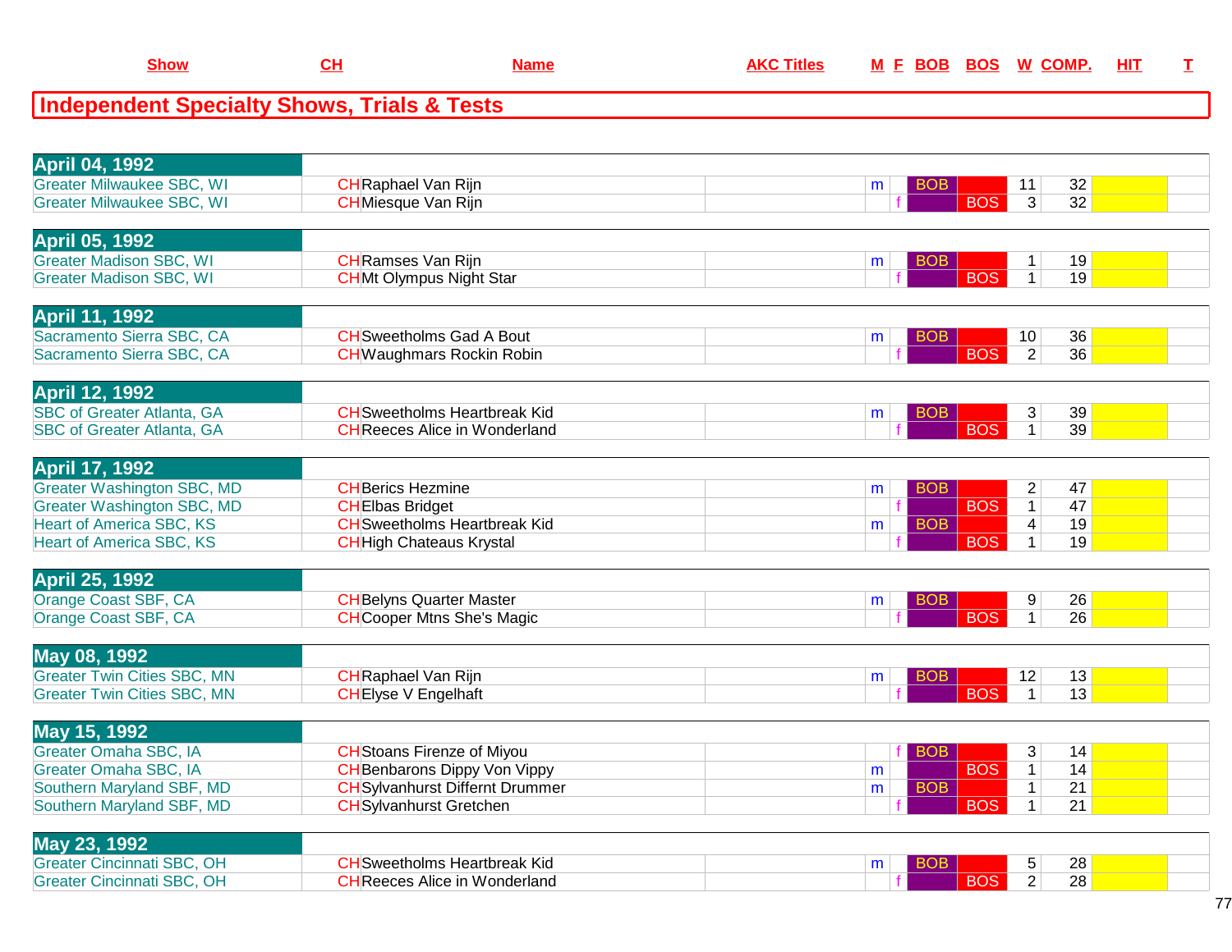## Independent Specialty Shows, Trials & Tests

| Show | CH | Name | AKC Titles | M | F | BOB | BOS | W | COMP. | HIT | T |
|---|---|---|---|---|---|---|---|---|---|---|---|
| **April 04, 1992** | | | | | | | | | | | |
| Greater Milwaukee SBC, WI | CH | Raphael Van Rijn | | m | | BOB | | 11 | 32 | | |
| Greater Milwaukee SBC, WI | CH | Miesque Van Rijn | | | f | | BOS | 3 | 32 | | |
| **April 05, 1992** | | | | | | | | | | | |
| Greater Madison SBC, WI | CH | Ramses Van Rijn | | m | | BOB | | 1 | 19 | | |
| Greater Madison SBC, WI | CH | Mt Olympus Night Star | | | f | | BOS | 1 | 19 | | |
| **April 11, 1992** | | | | | | | | | | | |
| Sacramento Sierra SBC, CA | CH | Sweetholms Gad A Bout | | m | | BOB | | 10 | 36 | | |
| Sacramento Sierra SBC, CA | CH | Waughmars Rockin Robin | | | f | | BOS | 2 | 36 | | |
| **April 12, 1992** | | | | | | | | | | | |
| SBC of Greater Atlanta, GA | CH | Sweetholms Heartbreak Kid | | m | | BOB | | 3 | 39 | | |
| SBC of Greater Atlanta, GA | CH | Reeces Alice in Wonderland | | | f | | BOS | 1 | 39 | | |
| **April 17, 1992** | | | | | | | | | | | |
| Greater Washington SBC, MD | CH | Berics Hezmine | | m | | BOB | | 2 | 47 | | |
| Greater Washington SBC, MD | CH | Elbas Bridget | | | f | | BOS | 1 | 47 | | |
| Heart of America SBC, KS | CH | Sweetholms Heartbreak Kid | | m | | BOB | | 4 | 19 | | |
| Heart of America SBC, KS | CH | High Chateaus Krystal | | | f | | BOS | 1 | 19 | | |
| **April 25, 1992** | | | | | | | | | | | |
| Orange Coast SBF, CA | CH | Belyns Quarter Master | | m | | BOB | | 9 | 26 | | |
| Orange Coast SBF, CA | CH | Cooper Mtns She's Magic | | | f | | BOS | 1 | 26 | | |
| **May 08, 1992** | | | | | | | | | | | |
| Greater Twin Cities SBC, MN | CH | Raphael Van Rijn | | m | | BOB | | 12 | 13 | | |
| Greater Twin Cities SBC, MN | CH | Elyse V Engelhaft | | | f | | BOS | 1 | 13 | | |
| **May 15, 1992** | | | | | | | | | | | |
| Greater Omaha SBC, IA | CH | Stoans Firenze of Miyou | | | f | BOB | | 3 | 14 | | |
| Greater Omaha SBC, IA | CH | Benbarons Dippy Von Vippy | | m | | | BOS | 1 | 14 | | |
| Southern Maryland SBF, MD | CH | Sylvanhurst Differnt Drummer | | m | | BOB | | 1 | 21 | | |
| Southern Maryland SBF, MD | CH | Sylvanhurst Gretchen | | | f | | BOS | 1 | 21 | | |
| **May 23, 1992** | | | | | | | | | | | |
| Greater Cincinnati SBC, OH | CH | Sweetholms Heartbreak Kid | | m | | BOB | | 5 | 28 | | |
| Greater Cincinnati SBC, OH | CH | Reeces Alice in Wonderland | | | f | | BOS | 2 | 28 | | |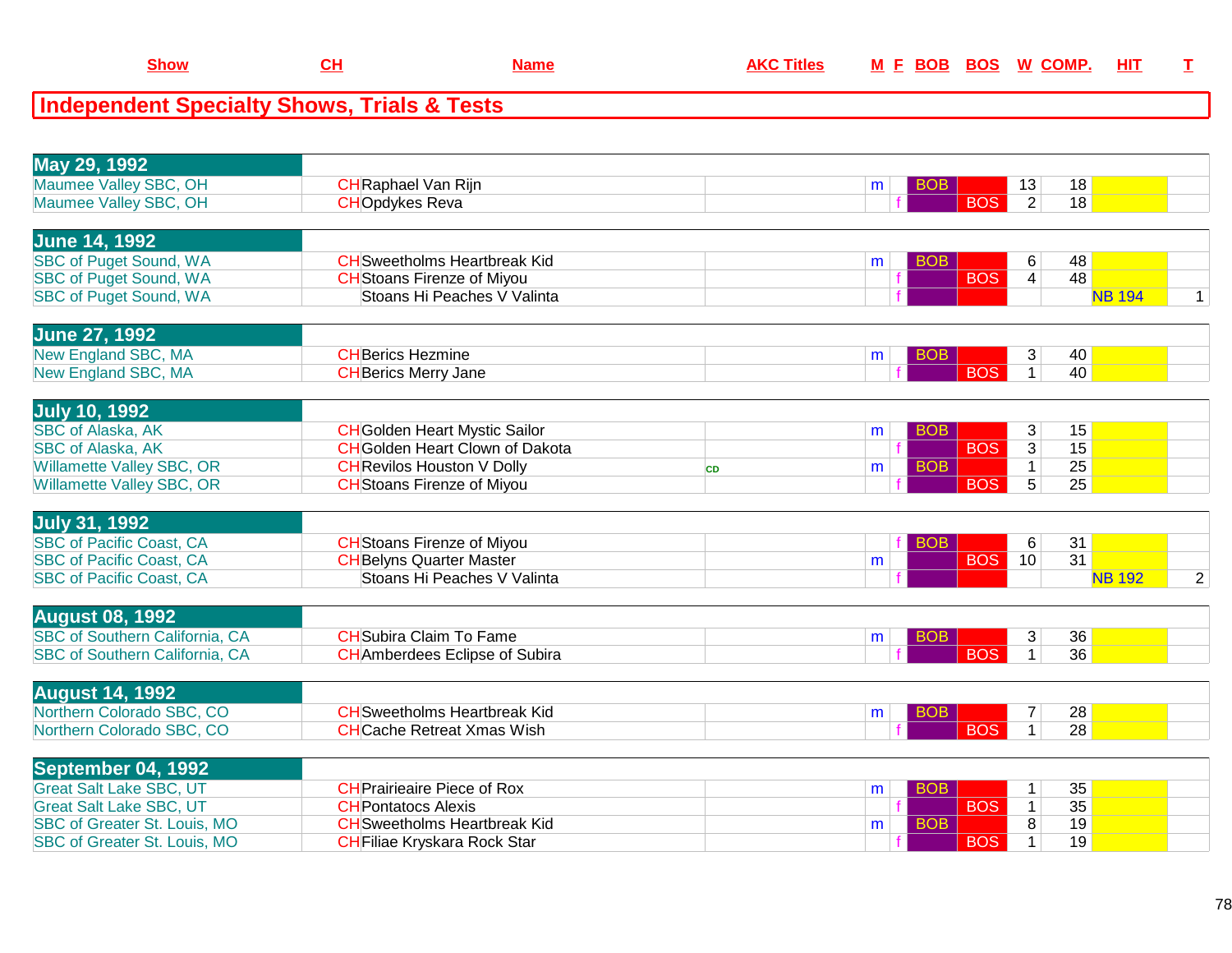| Show | CH | Name | AKC Titles | M | F | BOB | BOS | W | COMP. | HIT | T |
|---|---|---|---|---|---|---|---|---|---|---|---|

## Independent Specialty Shows, Trials & Tests

| Show | CH | Name | AKC Titles | M | F | BOB | BOS | W | COMP. | HIT | T |
|---|---|---|---|---|---|---|---|---|---|---|---|
| **May 29, 1992** | | | | | | | | | | | |
| Maumee Valley SBC, OH | CH | Raphael Van Rijn | | m | | BOB | | 13 | 18 | | |
| Maumee Valley SBC, OH | CH | Opdykes Reva | | | f | | BOS | 2 | 18 | | |
| **June 14, 1992** | | | | | | | | | | | |
| SBC of Puget Sound, WA | CH | Sweetholms Heartbreak Kid | | m | | BOB | | 6 | 48 | | |
| SBC of Puget Sound, WA | CH | Stoans Firenze of Miyou | | | f | | BOS | 4 | 48 | | |
| SBC of Puget Sound, WA | | Stoans Hi Peaches V Valinta | | | f | | | | | NB 194 | 1 |
| **June 27, 1992** | | | | | | | | | | | |
| New England SBC, MA | CH | Berics Hezmine | | m | | BOB | | 3 | 40 | | |
| New England SBC, MA | CH | Berics Merry Jane | | | f | | BOS | 1 | 40 | | |
| **July 10, 1992** | | | | | | | | | | | |
| SBC of Alaska, AK | CH | Golden Heart Mystic Sailor | | m | | BOB | | 3 | 15 | | |
| SBC of Alaska, AK | CH | Golden Heart Clown of Dakota | | | f | | BOS | 3 | 15 | | |
| Willamette Valley SBC, OR | CH | Revilos Houston V Dolly | CD | m | | BOB | | 1 | 25 | | |
| Willamette Valley SBC, OR | CH | Stoans Firenze of Miyou | | | f | | BOS | 5 | 25 | | |
| **July 31, 1992** | | | | | | | | | | | |
| SBC of Pacific Coast, CA | CH | Stoans Firenze of Miyou | | | f | BOB | | 6 | 31 | | |
| SBC of Pacific Coast, CA | CH | Belyns Quarter Master | | m | | | BOS | 10 | 31 | | |
| SBC of Pacific Coast, CA | | Stoans Hi Peaches V Valinta | | | f | | | | | NB 192 | 2 |
| **August 08, 1992** | | | | | | | | | | | |
| SBC of Southern California, CA | CH | Subira Claim To Fame | | m | | BOB | | 3 | 36 | | |
| SBC of Southern California, CA | CH | Amberdees Eclipse of Subira | | | f | | BOS | 1 | 36 | | |
| **August 14, 1992** | | | | | | | | | | | |
| Northern Colorado SBC, CO | CH | Sweetholms Heartbreak Kid | | m | | BOB | | 7 | 28 | | |
| Northern Colorado SBC, CO | CH | Cache Retreat Xmas Wish | | | f | | BOS | 1 | 28 | | |
| **September 04, 1992** | | | | | | | | | | | |
| Great Salt Lake SBC, UT | CH | Prairieaire Piece of Rox | | m | | BOB | | 1 | 35 | | |
| Great Salt Lake SBC, UT | CH | Pontatocs Alexis | | | f | | BOS | 1 | 35 | | |
| SBC of Greater St. Louis, MO | CH | Sweetholms Heartbreak Kid | | m | | BOB | | 8 | 19 | | |
| SBC of Greater St. Louis, MO | CH | Filiae Kryskara Rock Star | | | f | | BOS | 1 | 19 | | |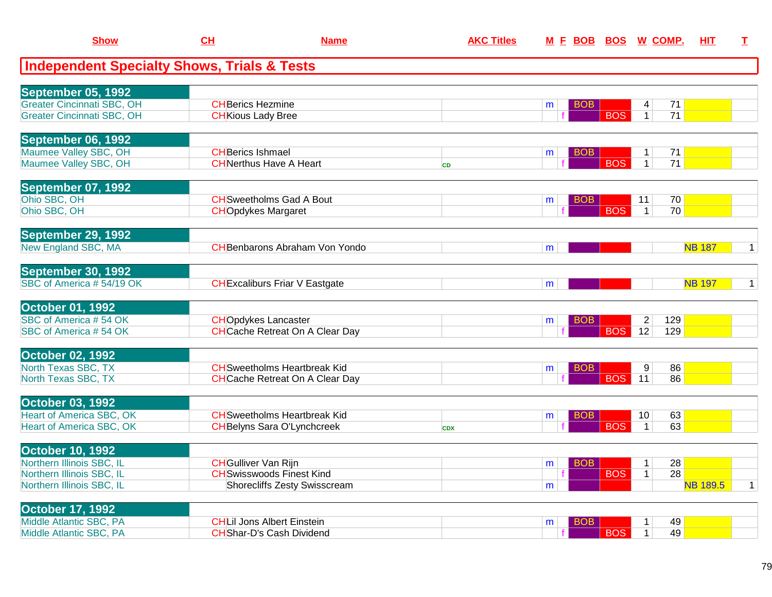## Independent Specialty Shows, Trials & Tests

| Show | CH | Name | AKC Titles | M | F | BOB | BOS | W | COMP. | HIT | T |
|---|---|---|---|---|---|---|---|---|---|---|---|
| **September 05, 1992** | | | | | | | | | | | |
| Greater Cincinnati SBC, OH | CH | Berics Hezmine | | m | | BOB | | 4 | 71 | | |
| Greater Cincinnati SBC, OH | CH | Kious Lady Bree | | | f | | BOS | 1 | 71 | | |
| **September 06, 1992** | | | | | | | | | | | |
| Maumee Valley SBC, OH | CH | Berics Ishmael | | m | | BOB | | 1 | 71 | | |
| Maumee Valley SBC, OH | CH | Nerthus Have A Heart | CD | | f | | BOS | 1 | 71 | | |
| **September 07, 1992** | | | | | | | | | | | |
| Ohio SBC, OH | CH | Sweetholms Gad A Bout | | m | | BOB | | 11 | 70 | | |
| Ohio SBC, OH | CH | Opdykes Margaret | | | f | | BOS | 1 | 70 | | |
| **September 29, 1992** | | | | | | | | | | | |
| New England SBC, MA | CH | Benbarons Abraham Von Yondo | | m | | | | | | NB 187 | 1 |
| **September 30, 1992** | | | | | | | | | | | |
| SBC of America # 54/19 OK | CH | Excaliburs Friar V Eastgate | | m | | | | | | NB 197 | 1 |
| **October 01, 1992** | | | | | | | | | | | |
| SBC of America # 54 OK | CH | Opdykes Lancaster | | m | | BOB | | 2 | 129 | | |
| SBC of America # 54 OK | CH | Cache Retreat On A Clear Day | | | f | | BOS | 12 | 129 | | |
| **October 02, 1992** | | | | | | | | | | | |
| North Texas SBC, TX | CH | Sweetholms Heartbreak Kid | | m | | BOB | | 9 | 86 | | |
| North Texas SBC, TX | CH | Cache Retreat On A Clear Day | | | f | | BOS | 11 | 86 | | |
| **October 03, 1992** | | | | | | | | | | | |
| Heart of America SBC, OK | CH | Sweetholms Heartbreak Kid | | m | | BOB | | 10 | 63 | | |
| Heart of America SBC, OK | CH | Belyns Sara O'Lynchcreek | CDX | | f | | BOS | 1 | 63 | | |
| **October 10, 1992** | | | | | | | | | | | |
| Northern Illinois SBC, IL | CH | Gulliver Van Rijn | | m | | BOB | | 1 | 28 | | |
| Northern Illinois SBC, IL | CH | Swisswoods Finest Kind | | | f | | BOS | 1 | 28 | | |
| Northern Illinois SBC, IL | | Shorecliffs Zesty Swisscream | | m | | | | | | NB 189.5 | 1 |
| **October 17, 1992** | | | | | | | | | | | |
| Middle Atlantic SBC, PA | CH | Lil Jons Albert Einstein | | m | | BOB | | 1 | 49 | | |
| Middle Atlantic SBC, PA | CH | Shar-D's Cash Dividend | | | f | | BOS | 1 | 49 | | |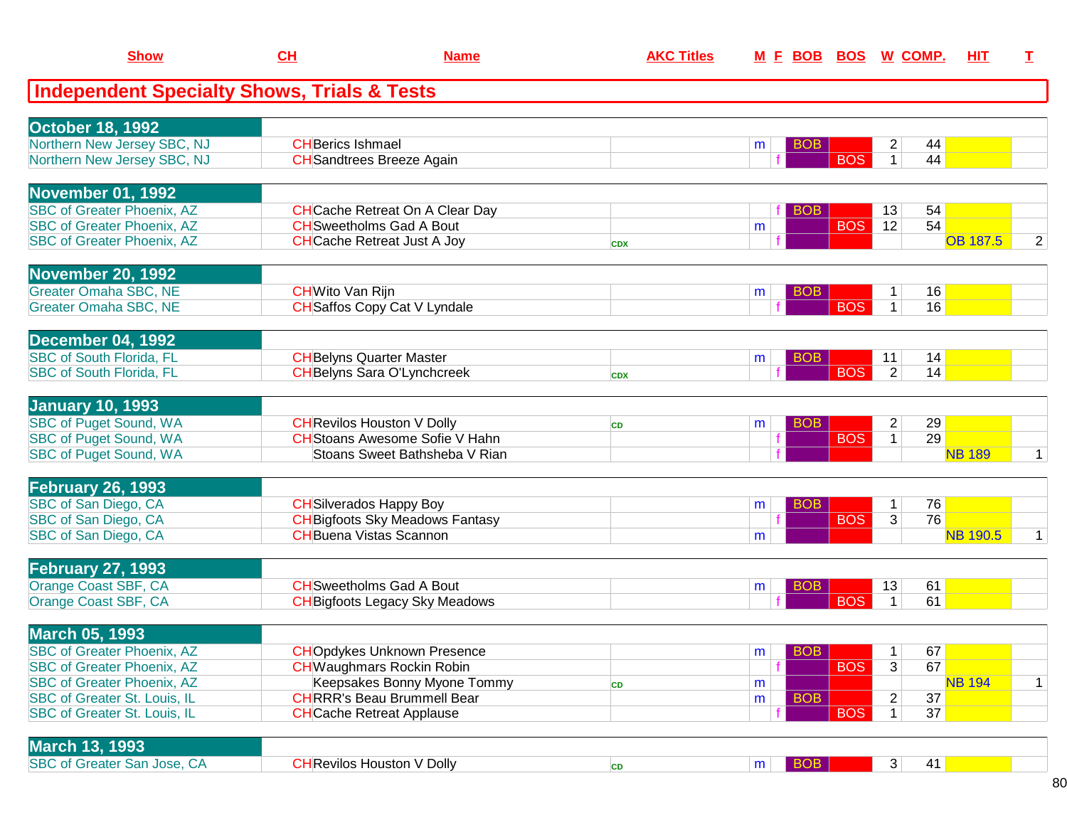# Independent Specialty Shows, Trials & Tests

| Show | CH | Name | AKC Titles | M | F | BOB | BOS | W | COMP. | HIT | T |
|---|---|---|---|---|---|---|---|---|---|---|---|
| **October 18, 1992** | | | | | | | | | | | |
| Northern New Jersey SBC, NJ | CH | Berics Ishmael | | m | | BOB | | 2 | 44 | | |
| Northern New Jersey SBC, NJ | CH | Sandtrees Breeze Again | | | f | | BOS | 1 | 44 | | |
| **November 01, 1992** | | | | | | | | | | | |
| SBC of Greater Phoenix, AZ | CH | Cache Retreat On A Clear Day | | | f | BOB | | 13 | 54 | | |
| SBC of Greater Phoenix, AZ | CH | Sweetholms Gad A Bout | | m | | | BOS | 12 | 54 | | |
| SBC of Greater Phoenix, AZ | CH | Cache Retreat Just A Joy | CDX | | f | | | | | OB 187.5 | 2 |
| **November 20, 1992** | | | | | | | | | | | |
| Greater Omaha SBC, NE | CH | Wito Van Rijn | | m | | BOB | | 1 | 16 | | |
| Greater Omaha SBC, NE | CH | Saffos Copy Cat V Lyndale | | | f | | BOS | 1 | 16 | | |
| **December 04, 1992** | | | | | | | | | | | |
| SBC of South Florida, FL | CH | Belyns Quarter Master | | m | | BOB | | 11 | 14 | | |
| SBC of South Florida, FL | CH | Belyns Sara O'Lynchcreek | CDX | | f | | BOS | 2 | 14 | | |
| **January 10, 1993** | | | | | | | | | | | |
| SBC of Puget Sound, WA | CH | Revilos Houston V Dolly | CD | m | | BOB | | 2 | 29 | | |
| SBC of Puget Sound, WA | CH | Stoans Awesome Sofie V Hahn | | | f | | BOS | 1 | 29 | | |
| SBC of Puget Sound, WA | | Stoans Sweet Bathsheba V Rian | | | f | | | | | NB 189 | 1 |
| **February 26, 1993** | | | | | | | | | | | |
| SBC of San Diego, CA | CH | Silverados Happy Boy | | m | | BOB | | 1 | 76 | | |
| SBC of San Diego, CA | CH | Bigfoots Sky Meadows Fantasy | | | f | | BOS | 3 | 76 | | |
| SBC of San Diego, CA | CH | Buena Vistas Scannon | | m | | | | | | NB 190.5 | 1 |
| **February 27, 1993** | | | | | | | | | | | |
| Orange Coast SBF, CA | CH | Sweetholms Gad A Bout | | m | | BOB | | 13 | 61 | | |
| Orange Coast SBF, CA | CH | Bigfoots Legacy Sky Meadows | | | f | | BOS | 1 | 61 | | |
| **March 05, 1993** | | | | | | | | | | | |
| SBC of Greater Phoenix, AZ | CH | Opdykes Unknown Presence | | m | | BOB | | 1 | 67 | | |
| SBC of Greater Phoenix, AZ | CH | Waughmars Rockin Robin | | | f | | BOS | 3 | 67 | | |
| SBC of Greater Phoenix, AZ | | Keepsakes Bonny Myone Tommy | CD | m | | | | | | NB 194 | 1 |
| SBC of Greater St. Louis, IL | CH | RRR's Beau Brummell Bear | | m | | BOB | | 2 | 37 | | |
| SBC of Greater St. Louis, IL | CH | Cache Retreat Applause | | | f | | BOS | 1 | 37 | | |
| **March 13, 1993** | | | | | | | | | | | |
| SBC of Greater San Jose, CA | CH | Revilos Houston V Dolly | CD | m | | BOB | | 3 | 41 | | |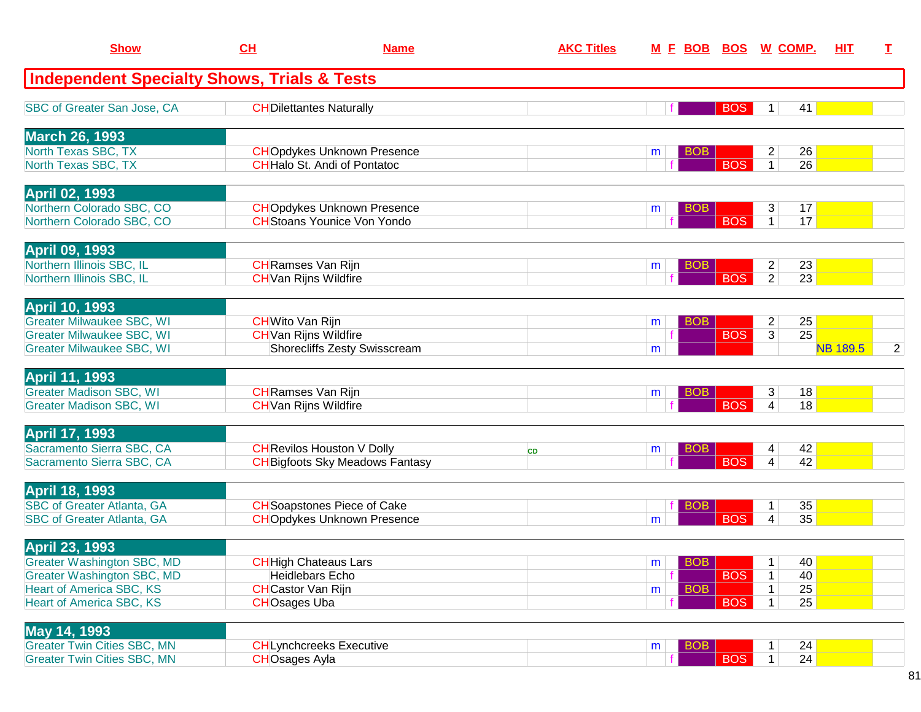| Show | CH | Name | AKC Titles | M | F | BOB | BOS | W | COMP. | HIT | T |
|---|---|---|---|---|---|---|---|---|---|---|---|
| **Independent Specialty Shows, Trials & Tests** | | | | | | | | | | | |
| SBC of Greater San Jose, CA | CH | Dilettantes Naturally | | | f | | BOS | 1 | 41 | | |
| **March 26, 1993** | | | | | | | | | | | |
| North Texas SBC, TX | CH | Opdykes Unknown Presence | | m | | BOB | | 2 | 26 | | |
| North Texas SBC, TX | CH | Halo St. Andi of Pontatoc | | | f | | BOS | 1 | 26 | | |
| **April 02, 1993** | | | | | | | | | | | |
| Northern Colorado SBC, CO | CH | Opdykes Unknown Presence | | m | | BOB | | 3 | 17 | | |
| Northern Colorado SBC, CO | CH | Stoans Younice Von Yondo | | | f | | BOS | 1 | 17 | | |
| **April 09, 1993** | | | | | | | | | | | |
| Northern Illinois SBC, IL | CH | Ramses Van Rijn | | m | | BOB | | 2 | 23 | | |
| Northern Illinois SBC, IL | CH | Van Rijns Wildfire | | | f | | BOS | 2 | 23 | | |
| **April 10, 1993** | | | | | | | | | | | |
| Greater Milwaukee SBC, WI | CH | Wito Van Rijn | | m | | BOB | | 2 | 25 | | |
| Greater Milwaukee SBC, WI | CH | Van Rijns Wildfire | | | f | | BOS | 3 | 25 | | |
| Greater Milwaukee SBC, WI | | Shorecliffs Zesty Swisscream | | m | | | | | | NB 189.5 | 2 |
| **April 11, 1993** | | | | | | | | | | | |
| Greater Madison SBC, WI | CH | Ramses Van Rijn | | m | | BOB | | 3 | 18 | | |
| Greater Madison SBC, WI | CH | Van Rijns Wildfire | | | f | | BOS | 4 | 18 | | |
| **April 17, 1993** | | | | | | | | | | | |
| Sacramento Sierra SBC, CA | CH | Revilos Houston V Dolly | CD | m | | BOB | | 4 | 42 | | |
| Sacramento Sierra SBC, CA | CH | Bigfoots Sky Meadows Fantasy | | | f | | BOS | 4 | 42 | | |
| **April 18, 1993** | | | | | | | | | | | |
| SBC of Greater Atlanta, GA | CH | Soapstones Piece of Cake | | | f | BOB | | 1 | 35 | | |
| SBC of Greater Atlanta, GA | CH | Opdykes Unknown Presence | | m | | | BOS | 4 | 35 | | |
| **April 23, 1993** | | | | | | | | | | | |
| Greater Washington SBC, MD | CH | High Chateaus Lars | | m | | BOB | | 1 | 40 | | |
| Greater Washington SBC, MD | | Heidlebars Echo | | | f | | BOS | 1 | 40 | | |
| Heart of America SBC, KS | CH | Castor Van Rijn | | m | | BOB | | 1 | 25 | | |
| Heart of America SBC, KS | CH | Osages Uba | | | f | | BOS | 1 | 25 | | |
| **May 14, 1993** | | | | | | | | | | | |
| Greater Twin Cities SBC, MN | CH | Lynchcreeks Executive | | m | | BOB | | 1 | 24 | | |
| Greater Twin Cities SBC, MN | CH | Osages Ayla | | | f | | BOS | 1 | 24 | | |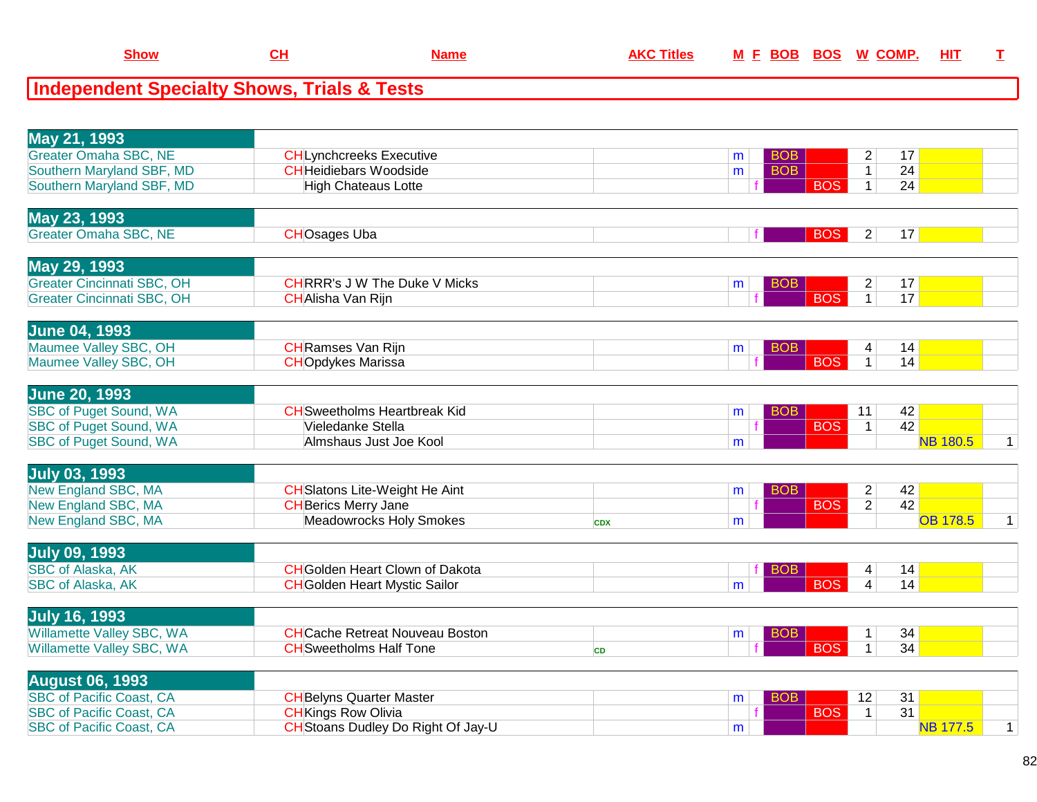## Independent Specialty Shows, Trials & Tests

| Show | CH | Name | AKC Titles | M | F | BOB | BOS | W | COMP. | HIT | T |
|---|---|---|---|---|---|---|---|---|---|---|---|
| **May 21, 1993** | | | | | | | | | | | |
| Greater Omaha SBC, NE | CH | Lynchcreeks Executive | | m | | BOB | | 2 | 17 | | |
| Southern Maryland SBF, MD | CH | Heidiebars Woodside | | m | | BOB | | 1 | 24 | | |
| Southern Maryland SBF, MD | | High Chateaus Lotte | | | f | | BOS | 1 | 24 | | |
| **May 23, 1993** | | | | | | | | | | | |
| Greater Omaha SBC, NE | CH | Osages Uba | | | f | | BOS | 2 | 17 | | |
| **May 29, 1993** | | | | | | | | | | | |
| Greater Cincinnati SBC, OH | CH | RRR's J W The Duke V Micks | | m | | BOB | | 2 | 17 | | |
| Greater Cincinnati SBC, OH | CH | Alisha Van Rijn | | | f | | BOS | 1 | 17 | | |
| **June 04, 1993** | | | | | | | | | | | |
| Maumee Valley SBC, OH | CH | Ramses Van Rijn | | m | | BOB | | 4 | 14 | | |
| Maumee Valley SBC, OH | CH | Opdykes Marissa | | | f | | BOS | 1 | 14 | | |
| **June 20, 1993** | | | | | | | | | | | |
| SBC of Puget Sound, WA | CH | Sweetholms Heartbreak Kid | | m | | BOB | | 11 | 42 | | |
| SBC of Puget Sound, WA | | Vieledanke Stella | | | f | | BOS | 1 | 42 | | |
| SBC of Puget Sound, WA | | Almshaus Just Joe Kool | | m | | | | | | NB 180.5 | 1 |
| **July 03, 1993** | | | | | | | | | | | |
| New England SBC, MA | CH | Slatons Lite-Weight He Aint | | m | | BOB | | 2 | 42 | | |
| New England SBC, MA | CH | Berics Merry Jane | | | f | | BOS | 2 | 42 | | |
| New England SBC, MA | | Meadowrocks Holy Smokes | CDX | m | | | | | | OB 178.5 | 1 |
| **July 09, 1993** | | | | | | | | | | | |
| SBC of Alaska, AK | CH | Golden Heart Clown of Dakota | | | f | BOB | | 4 | 14 | | |
| SBC of Alaska, AK | CH | Golden Heart Mystic Sailor | | m | | | BOS | 4 | 14 | | |
| **July 16, 1993** | | | | | | | | | | | |
| Willamette Valley SBC, WA | CH | Cache Retreat Nouveau Boston | | m | | BOB | | 1 | 34 | | |
| Willamette Valley SBC, WA | CH | Sweetholms Half Tone | CD | | f | | BOS | 1 | 34 | | |
| **August 06, 1993** | | | | | | | | | | | |
| SBC of Pacific Coast, CA | CH | Belyns Quarter Master | | m | | BOB | | 12 | 31 | | |
| SBC of Pacific Coast, CA | CH | Kings Row Olivia | | | f | | BOS | 1 | 31 | | |
| SBC of Pacific Coast, CA | CH | Stoans Dudley Do Right Of Jay-U | | m | | | | | | NB 177.5 | 1 |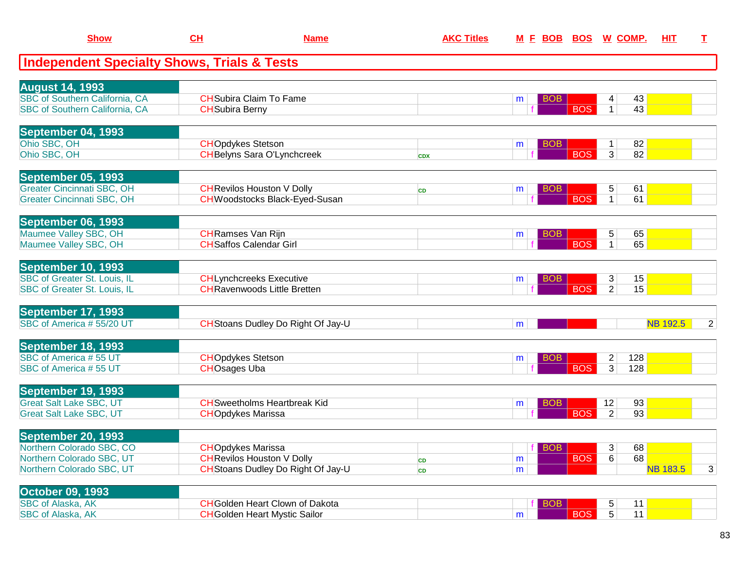| Show | CH | Name | AKC Titles | M | F | BOB | BOS | W | COMP. | HIT | T |
|---|---|---|---|---|---|---|---|---|---|---|---|

## Independent Specialty Shows, Trials & Tests

| Show | CH | Name | AKC Titles | M | F | BOB | BOS | W | COMP. | HIT | T |
|---|---|---|---|---|---|---|---|---|---|---|---|
| **August 14, 1993** | | | | | | | | | | | |
| SBC of Southern California, CA | CH | Subira Claim To Fame | | m | | BOB | | 4 | 43 | | |
| SBC of Southern California, CA | CH | Subira Berny | | | f | | BOS | 1 | 43 | | |
| **September 04, 1993** | | | | | | | | | | | |
| Ohio SBC, OH | CH | Opdykes Stetson | | m | | BOB | | 1 | 82 | | |
| Ohio SBC, OH | CH | Belyns Sara O'Lynchcreek | CDX | | f | | BOS | 3 | 82 | | |
| **September 05, 1993** | | | | | | | | | | | |
| Greater Cincinnati SBC, OH | CH | Revilos Houston V Dolly | CD | m | | BOB | | 5 | 61 | | |
| Greater Cincinnati SBC, OH | CH | Woodstocks Black-Eyed-Susan | | | f | | BOS | 1 | 61 | | |
| **September 06, 1993** | | | | | | | | | | | |
| Maumee Valley SBC, OH | CH | Ramses Van Rijn | | m | | BOB | | 5 | 65 | | |
| Maumee Valley SBC, OH | CH | Saffos Calendar Girl | | | f | | BOS | 1 | 65 | | |
| **September 10, 1993** | | | | | | | | | | | |
| SBC of Greater St. Louis, IL | CH | Lynchcreeks Executive | | m | | BOB | | 3 | 15 | | |
| SBC of Greater St. Louis, IL | CH | Ravenwoods Little Bretten | | | f | | BOS | 2 | 15 | | |
| **September 17, 1993** | | | | | | | | | | | |
| SBC of America # 55/20 UT | CH | Stoans Dudley Do Right Of Jay-U | | m | | | | | | NB 192.5 | 2 |
| **September 18, 1993** | | | | | | | | | | | |
| SBC of America # 55 UT | CH | Opdykes Stetson | | m | | BOB | | 2 | 128 | | |
| SBC of America # 55 UT | CH | Osages Uba | | | f | | BOS | 3 | 128 | | |
| **September 19, 1993** | | | | | | | | | | | |
| Great Salt Lake SBC, UT | CH | Sweetholms Heartbreak Kid | | m | | BOB | | 12 | 93 | | |
| Great Salt Lake SBC, UT | CH | Opdykes Marissa | | | f | | BOS | 2 | 93 | | |
| **September 20, 1993** | | | | | | | | | | | |
| Northern Colorado SBC, CO | CH | Opdykes Marissa | | | f | BOB | | 3 | 68 | | |
| Northern Colorado SBC, UT | CH | Revilos Houston V Dolly | CD | m | | | BOS | 6 | 68 | | |
| Northern Colorado SBC, UT | CH | Stoans Dudley Do Right Of Jay-U | CD | m | | | | | | NB 183.5 | 3 |
| **October 09, 1993** | | | | | | | | | | | |
| SBC of Alaska, AK | CH | Golden Heart Clown of Dakota | | | f | BOB | | 5 | 11 | | |
| SBC of Alaska, AK | CH | Golden Heart Mystic Sailor | | m | | | BOS | 5 | 11 | | |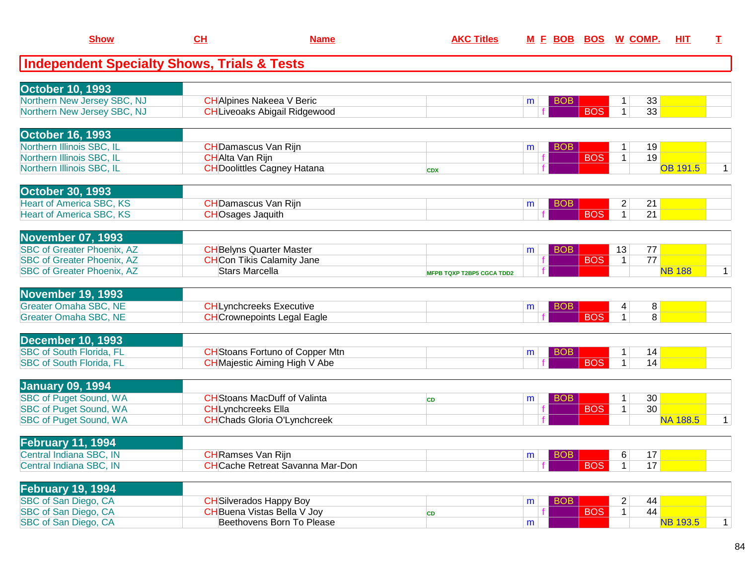| Show | CH | Name | AKC Titles | M | F | BOB | BOS | W | COMP. | HIT | T |
|---|---|---|---|---|---|---|---|---|---|---|---|

## Independent Specialty Shows, Trials & Tests

| Show | CH | Name | AKC Titles | M | F | BOB | BOS | W | COMP. | HIT | T |
|---|---|---|---|---|---|---|---|---|---|---|---|
| **October 10, 1993** | | | | | | | | | | | |
| Northern New Jersey SBC, NJ | CH | Alpines Nakeea V Beric | | m | | BOB | | 1 | 33 | | |
| Northern New Jersey SBC, NJ | CH | Liveoaks Abigail Ridgewood | | | f | | BOS | 1 | 33 | | |
| **October 16, 1993** | | | | | | | | | | | |
| Northern Illinois SBC, IL | CH | Damascus Van Rijn | | m | | BOB | | 1 | 19 | | |
| Northern Illinois SBC, IL | CH | Alta Van Rijn | | | f | | BOS | 1 | 19 | | |
| Northern Illinois SBC, IL | CH | Doolittles Cagney Hatana | CDX | | f | | | | | OB 191.5 | 1 |
| **October 30, 1993** | | | | | | | | | | | |
| Heart of America SBC, KS | CH | Damascus Van Rijn | | m | | BOB | | 2 | 21 | | |
| Heart of America SBC, KS | CH | Osages Jaquith | | | f | | BOS | 1 | 21 | | |
| **November 07, 1993** | | | | | | | | | | | |
| SBC of Greater Phoenix, AZ | CH | Belyns Quarter Master | | m | | BOB | | 13 | 77 | | |
| SBC of Greater Phoenix, AZ | CH | Con Tikis Calamity Jane | | | f | | BOS | 1 | 77 | | |
| SBC of Greater Phoenix, AZ | | Stars Marcella | MFPB TQXP T2BP5 CGCA TDD2 | | f | | | | | NB 188 | 1 |
| **November 19, 1993** | | | | | | | | | | | |
| Greater Omaha SBC, NE | CH | Lynchcreeks Executive | | m | | BOB | | 4 | 8 | | |
| Greater Omaha SBC, NE | CH | Crownepoints Legal Eagle | | | f | | BOS | 1 | 8 | | |
| **December 10, 1993** | | | | | | | | | | | |
| SBC of South Florida, FL | CH | Stoans Fortuno of Copper Mtn | | m | | BOB | | 1 | 14 | | |
| SBC of South Florida, FL | CH | Majestic Aiming High V Abe | | | f | | BOS | 1 | 14 | | |
| **January 09, 1994** | | | | | | | | | | | |
| SBC of Puget Sound, WA | CH | Stoans MacDuff of Valinta | CD | m | | BOB | | 1 | 30 | | |
| SBC of Puget Sound, WA | CH | Lynchcreeks Ella | | | f | | BOS | 1 | 30 | | |
| SBC of Puget Sound, WA | CH | Chads Gloria O'Lynchcreek | | | f | | | | | NA 188.5 | 1 |
| **February 11, 1994** | | | | | | | | | | | |
| Central Indiana SBC, IN | CH | Ramses Van Rijn | | m | | BOB | | 6 | 17 | | |
| Central Indiana SBC, IN | CH | Cache Retreat Savanna Mar-Don | | | f | | BOS | 1 | 17 | | |
| **February 19, 1994** | | | | | | | | | | | |
| SBC of San Diego, CA | CH | Silverados Happy Boy | | m | | BOB | | 2 | 44 | | |
| SBC of San Diego, CA | CH | Buena Vistas Bella V Joy | CD | | f | | BOS | 1 | 44 | | |
| SBC of San Diego, CA | | Beethovens Born To Please | | m | | | | | | NB 193.5 | 1 |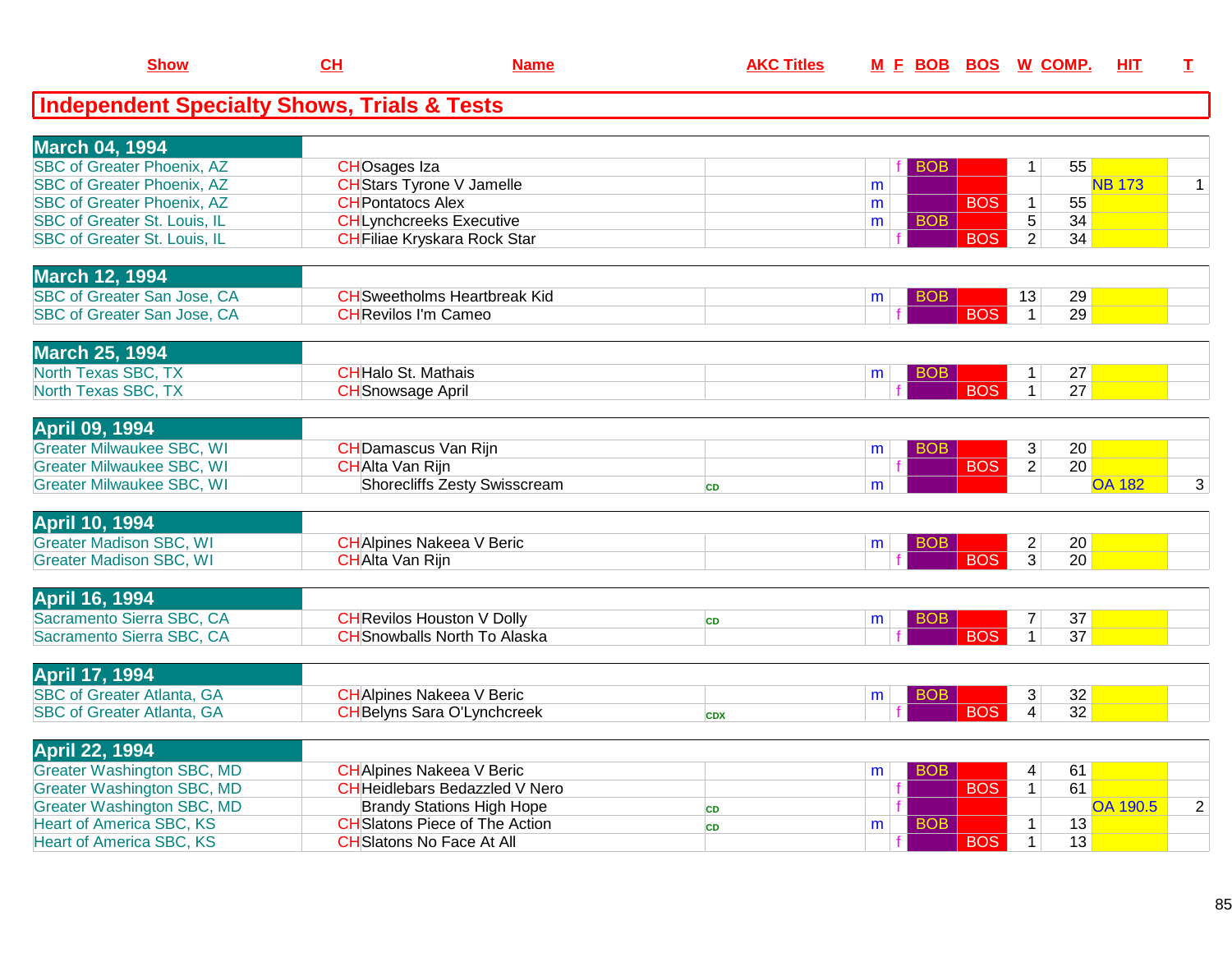| Show | CH | Name | AKC Titles | M | F | BOB | BOS | W | COMP. | HIT | T |
|---|---|---|---|---|---|---|---|---|---|---|---|

## Independent Specialty Shows, Trials & Tests

| Show | CH | Name | AKC Titles | M | F | BOB | BOS | W | COMP. | HIT | T |
|---|---|---|---|---|---|---|---|---|---|---|---|
| **March 04, 1994** | | | | | | | | | | | |
| SBC of Greater Phoenix, AZ | CH | Osages Iza | | | f | BOB | | 1 | 55 | | |
| SBC of Greater Phoenix, AZ | CH | Stars Tyrone V Jamelle | | m | | | | | | NB 173 | 1 |
| SBC of Greater Phoenix, AZ | CH | Pontatocs Alex | | m | | | BOS | 1 | 55 | | |
| SBC of Greater St. Louis, IL | CH | Lynchcreeks Executive | | m | | BOB | | 5 | 34 | | |
| SBC of Greater St. Louis, IL | CH | Filiae Kryskara Rock Star | | | f | | BOS | 2 | 34 | | |
| **March 12, 1994** | | | | | | | | | | | |
| SBC of Greater San Jose, CA | CH | Sweetholms Heartbreak Kid | | m | | BOB | | 13 | 29 | | |
| SBC of Greater San Jose, CA | CH | Revilos I'm Cameo | | | f | | BOS | 1 | 29 | | |
| **March 25, 1994** | | | | | | | | | | | |
| North Texas SBC, TX | CH | Halo St. Mathais | | m | | BOB | | 1 | 27 | | |
| North Texas SBC, TX | CH | Snowsage April | | | f | | BOS | 1 | 27 | | |
| **April 09, 1994** | | | | | | | | | | | |
| Greater Milwaukee SBC, WI | CH | Damascus Van Rijn | | m | | BOB | | 3 | 20 | | |
| Greater Milwaukee SBC, WI | CH | Alta Van Rijn | | | f | | BOS | 2 | 20 | | |
| Greater Milwaukee SBC, WI | | Shorecliffs Zesty Swisscream | CD | m | | | | | | OA 182 | 3 |
| **April 10, 1994** | | | | | | | | | | | |
| Greater Madison SBC, WI | CH | Alpines Nakeea V Beric | | m | | BOB | | 2 | 20 | | |
| Greater Madison SBC, WI | CH | Alta Van Rijn | | | f | | BOS | 3 | 20 | | |
| **April 16, 1994** | | | | | | | | | | | |
| Sacramento Sierra SBC, CA | CH | Revilos Houston V Dolly | CD | m | | BOB | | 7 | 37 | | |
| Sacramento Sierra SBC, CA | CH | Snowballs North To Alaska | | | f | | BOS | 1 | 37 | | |
| **April 17, 1994** | | | | | | | | | | | |
| SBC of Greater Atlanta, GA | CH | Alpines Nakeea V Beric | | m | | BOB | | 3 | 32 | | |
| SBC of Greater Atlanta, GA | CH | Belyns Sara O'Lynchcreek | CDX | | f | | BOS | 4 | 32 | | |
| **April 22, 1994** | | | | | | | | | | | |
| Greater Washington SBC, MD | CH | Alpines Nakeea V Beric | | m | | BOB | | 4 | 61 | | |
| Greater Washington SBC, MD | CH | Heidlebars Bedazzled V Nero | | | f | | BOS | 1 | 61 | | |
| Greater Washington SBC, MD | | Brandy Stations High Hope | CD | | f | | | | | OA 190.5 | 2 |
| Heart of America SBC, KS | CH | Slatons Piece of The Action | CD | m | | BOB | | 1 | 13 | | |
| Heart of America SBC, KS | CH | Slatons No Face At All | | | f | | BOS | 1 | 13 | | |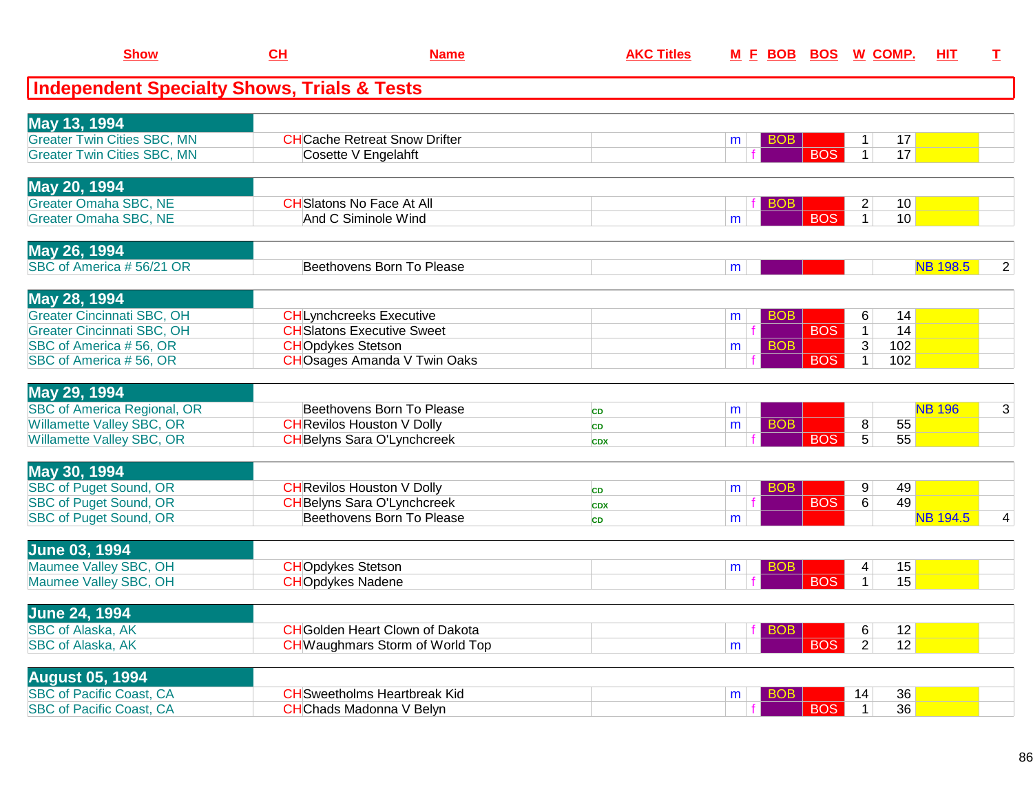| Show | CH | Name | AKC Titles | M | F | BOB | BOS | W | COMP. | HIT | T |
|---|---|---|---|---|---|---|---|---|---|---|---|

## Independent Specialty Shows, Trials & Tests

| Show | CH | Name | AKC Titles | M | F | BOB | BOS | W | COMP. | HIT | T |
|---|---|---|---|---|---|---|---|---|---|---|---|
| **May 13, 1994** | | | | | | | | | | | |
| Greater Twin Cities SBC, MN | CH | Cache Retreat Snow Drifter | | m | | BOB | | 1 | 17 | | |
| Greater Twin Cities SBC, MN | | Cosette V Engelahft | | | f | | BOS | 1 | 17 | | |
| **May 20, 1994** | | | | | | | | | | | |
| Greater Omaha SBC, NE | CH | Slatons No Face At All | | | f | BOB | | 2 | 10 | | |
| Greater Omaha SBC, NE | | And C Siminole Wind | | m | | | BOS | 1 | 10 | | |
| **May 26, 1994** | | | | | | | | | | | |
| SBC of America # 56/21 OR | | Beethovens Born To Please | | m | | | | | | NB 198.5 | 2 |
| **May 28, 1994** | | | | | | | | | | | |
| Greater Cincinnati SBC, OH | CH | Lynchcreeks Executive | | m | | BOB | | 6 | 14 | | |
| Greater Cincinnati SBC, OH | CH | Slatons Executive Sweet | | | f | | BOS | 1 | 14 | | |
| SBC of America # 56, OR | CH | Opdykes Stetson | | m | | BOB | | 3 | 102 | | |
| SBC of America # 56, OR | CH | Osages Amanda V Twin Oaks | | | f | | BOS | 1 | 102 | | |
| **May 29, 1994** | | | | | | | | | | | |
| SBC of America Regional, OR | | Beethovens Born To Please | CD | m | | | | | | NB 196 | 3 |
| Willamette Valley SBC, OR | CH | Revilos Houston V Dolly | CD | m | | BOB | | 8 | 55 | | |
| Willamette Valley SBC, OR | CH | Belyns Sara O'Lynchcreek | CDX | | f | | BOS | 5 | 55 | | |
| **May 30, 1994** | | | | | | | | | | | |
| SBC of Puget Sound, OR | CH | Revilos Houston V Dolly | CD | m | | BOB | | 9 | 49 | | |
| SBC of Puget Sound, OR | CH | Belyns Sara O'Lynchcreek | CDX | | f | | BOS | 6 | 49 | | |
| SBC of Puget Sound, OR | | Beethovens Born To Please | CD | m | | | | | | NB 194.5 | 4 |
| **June 03, 1994** | | | | | | | | | | | |
| Maumee Valley SBC, OH | CH | Opdykes Stetson | | m | | BOB | | 4 | 15 | | |
| Maumee Valley SBC, OH | CH | Opdykes Nadene | | | f | | BOS | 1 | 15 | | |
| **June 24, 1994** | | | | | | | | | | | |
| SBC of Alaska, AK | CH | Golden Heart Clown of Dakota | | | f | BOB | | 6 | 12 | | |
| SBC of Alaska, AK | CH | Waughmars Storm of World Top | | m | | | BOS | 2 | 12 | | |
| **August 05, 1994** | | | | | | | | | | | |
| SBC of Pacific Coast, CA | CH | Sweetholms Heartbreak Kid | | m | | BOB | | 14 | 36 | | |
| SBC of Pacific Coast, CA | CH | Chads Madonna V Belyn | | | f | | BOS | 1 | 36 | | |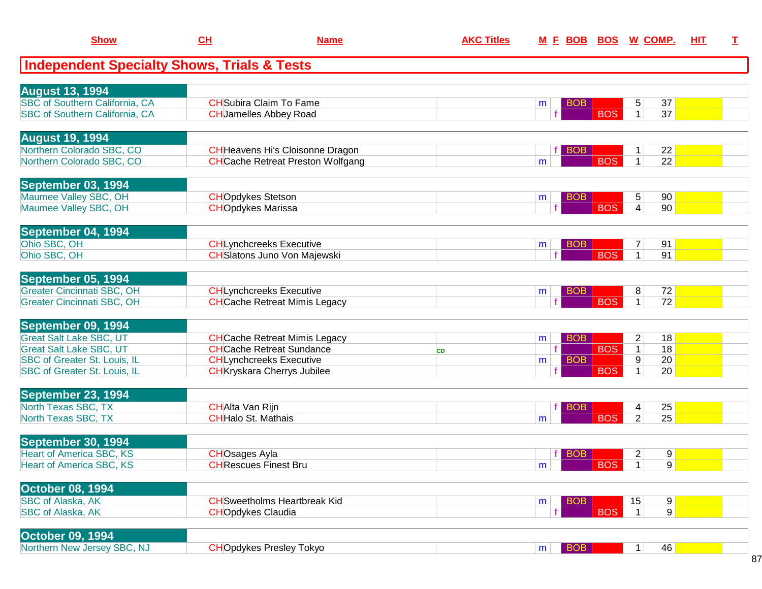| Show | CH | Name | AKC Titles | M | F | BOB | BOS | W | COMP. | HIT | T |
|---|---|---|---|---|---|---|---|---|---|---|---|

## Independent Specialty Shows, Trials & Tests

| Show | CH | Name | AKC Titles | M | F | BOB | BOS | W | COMP. | HIT | T |
|---|---|---|---|---|---|---|---|---|---|---|---|
| **August 13, 1994** | | | | | | | | | | | |
| SBC of Southern California, CA | CH | Subira Claim To Fame | | m | | BOB | | 5 | 37 | | |
| SBC of Southern California, CA | CH | Jamelles Abbey Road | | | f | | BOS | 1 | 37 | | |
| **August 19, 1994** | | | | | | | | | | | |
| Northern Colorado SBC, CO | CH | Heavens Hi's Cloisonne Dragon | | | f | BOB | | 1 | 22 | | |
| Northern Colorado SBC, CO | CH | Cache Retreat Preston Wolfgang | | m | | | BOS | 1 | 22 | | |
| **September 03, 1994** | | | | | | | | | | | |
| Maumee Valley SBC, OH | CH | Opdykes Stetson | | m | | BOB | | 5 | 90 | | |
| Maumee Valley SBC, OH | CH | Opdykes Marissa | | | f | | BOS | 4 | 90 | | |
| **September 04, 1994** | | | | | | | | | | | |
| Ohio SBC, OH | CH | Lynchcreeks Executive | | m | | BOB | | 7 | 91 | | |
| Ohio SBC, OH | CH | Slatons Juno Von Majewski | | | f | | BOS | 1 | 91 | | |
| **September 05, 1994** | | | | | | | | | | | |
| Greater Cincinnati SBC, OH | CH | Lynchcreeks Executive | | m | | BOB | | 8 | 72 | | |
| Greater Cincinnati SBC, OH | CH | Cache Retreat Mimis Legacy | | | f | | BOS | 1 | 72 | | |
| **September 09, 1994** | | | | | | | | | | | |
| Great Salt Lake SBC, UT | CH | Cache Retreat Mimis Legacy | | m | | BOB | | 2 | 18 | | |
| Great Salt Lake SBC, UT | CH | Cache Retreat Sundance | CD | | f | | BOS | 1 | 18 | | |
| SBC of Greater St. Louis, IL | CH | Lynchcreeks Executive | | m | | BOB | | 9 | 20 | | |
| SBC of Greater St. Louis, IL | CH | Kryskara Cherrys Jubilee | | | f | | BOS | 1 | 20 | | |
| **September 23, 1994** | | | | | | | | | | | |
| North Texas SBC, TX | CH | Alta Van Rijn | | | f | BOB | | 4 | 25 | | |
| North Texas SBC, TX | CH | Halo St. Mathais | | m | | | BOS | 2 | 25 | | |
| **September 30, 1994** | | | | | | | | | | | |
| Heart of America SBC, KS | CH | Osages Ayla | | | f | BOB | | 2 | 9 | | |
| Heart of America SBC, KS | CH | Rescues Finest Bru | | m | | | BOS | 1 | 9 | | |
| **October 08, 1994** | | | | | | | | | | | |
| SBC of Alaska, AK | CH | Sweetholms Heartbreak Kid | | m | | BOB | | 15 | 9 | | |
| SBC of Alaska, AK | CH | Opdykes Claudia | | | f | | BOS | 1 | 9 | | |
| **October 09, 1994** | | | | | | | | | | | |
| Northern New Jersey SBC, NJ | CH | Opdykes Presley Tokyo | | m | | BOB | | 1 | 46 | | |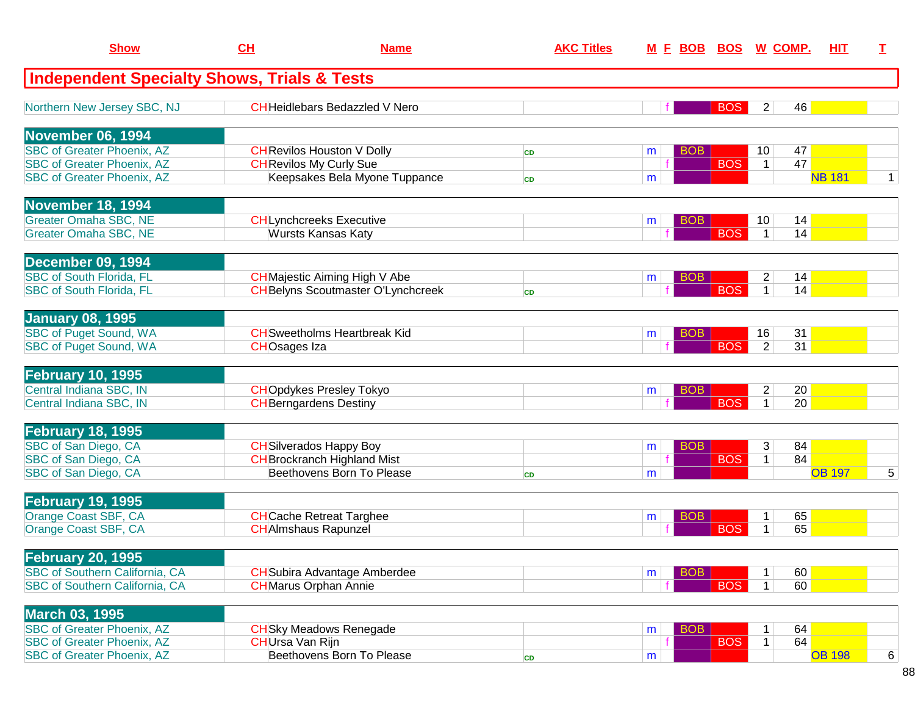| Show | CH | Name | AKC Titles | M | F | BOB | BOS | W | COMP. | HIT | T |
|---|---|---|---|---|---|---|---|---|---|---|---|

## Independent Specialty Shows, Trials & Tests

| Show | CH | Name | AKC Titles | M | F | BOB | BOS | W | COMP. | HIT | T |
|---|---|---|---|---|---|---|---|---|---|---|---|
| Northern New Jersey SBC, NJ | CH | Heidlebars Bedazzled V Nero | | | f | | BOS | 2 | 46 | | |
| **November 06, 1994** | | | | | | | | | | | |
| SBC of Greater Phoenix, AZ | CH | Revilos Houston V Dolly | CD | m | | BOB | | 10 | 47 | | |
| SBC of Greater Phoenix, AZ | CH | Revilos My Curly Sue | | | f | | BOS | 1 | 47 | | |
| SBC of Greater Phoenix, AZ | | Keepsakes Bela Myone Tuppance | CD | m | | | | | | NB 181 | 1 |
| **November 18, 1994** | | | | | | | | | | | |
| Greater Omaha SBC, NE | CH | Lynchcreeks Executive | | m | | BOB | | 10 | 14 | | |
| Greater Omaha SBC, NE | | Wursts Kansas Katy | | | f | | BOS | 1 | 14 | | |
| **December 09, 1994** | | | | | | | | | | | |
| SBC of South Florida, FL | CH | Majestic Aiming High V Abe | | m | | BOB | | 2 | 14 | | |
| SBC of South Florida, FL | CH | Belyns Scoutmaster O'Lynchcreek | CD | | f | | BOS | 1 | 14 | | |
| **January 08, 1995** | | | | | | | | | | | |
| SBC of Puget Sound, WA | CH | Sweetholms Heartbreak Kid | | m | | BOB | | 16 | 31 | | |
| SBC of Puget Sound, WA | CH | Osages Iza | | | f | | BOS | 2 | 31 | | |
| **February 10, 1995** | | | | | | | | | | | |
| Central Indiana SBC, IN | CH | Opdykes Presley Tokyo | | m | | BOB | | 2 | 20 | | |
| Central Indiana SBC, IN | CH | Berngardens Destiny | | | f | | BOS | 1 | 20 | | |
| **February 18, 1995** | | | | | | | | | | | |
| SBC of San Diego, CA | CH | Silverados Happy Boy | | m | | BOB | | 3 | 84 | | |
| SBC of San Diego, CA | CH | Brockranch Highland Mist | | | f | | BOS | 1 | 84 | | |
| SBC of San Diego, CA | | Beethovens Born To Please | CD | m | | | | | | OB 197 | 5 |
| **February 19, 1995** | | | | | | | | | | | |
| Orange Coast SBF, CA | CH | Cache Retreat Targhee | | m | | BOB | | 1 | 65 | | |
| Orange Coast SBF, CA | CH | Almshaus Rapunzel | | | f | | BOS | 1 | 65 | | |
| **February 20, 1995** | | | | | | | | | | | |
| SBC of Southern California, CA | CH | Subira Advantage Amberdee | | m | | BOB | | 1 | 60 | | |
| SBC of Southern California, CA | CH | Marus Orphan Annie | | | f | | BOS | 1 | 60 | | |
| **March 03, 1995** | | | | | | | | | | | |
| SBC of Greater Phoenix, AZ | CH | Sky Meadows Renegade | | m | | BOB | | 1 | 64 | | |
| SBC of Greater Phoenix, AZ | CH | Ursa Van Rijn | | | f | | BOS | 1 | 64 | | |
| SBC of Greater Phoenix, AZ | | Beethovens Born To Please | CD | m | | | | | | OB 198 | 6 |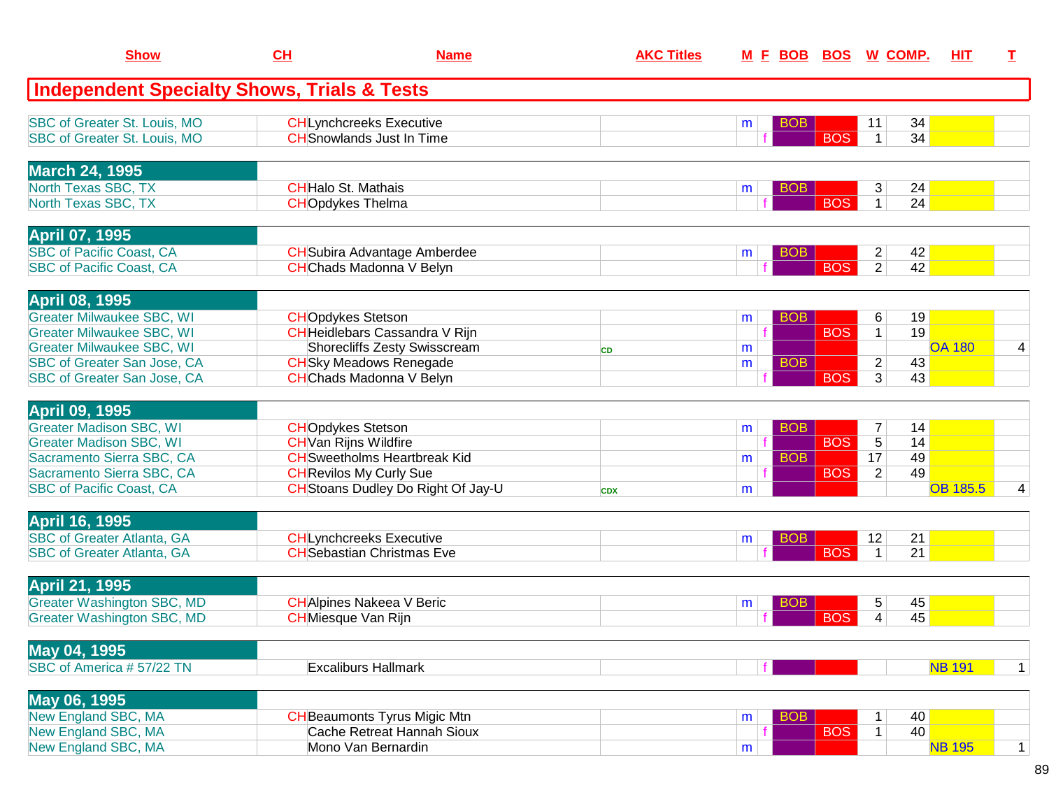| Show | CH | Name | AKC Titles | M | F | BOB | BOS | W | COMP. | HIT | T |
|---|---|---|---|---|---|---|---|---|---|---|---|

## Independent Specialty Shows, Trials & Tests

| Show | CH | Name | AKC Titles | M | F | BOB | BOS | W | COMP. | HIT | T |
|---|---|---|---|---|---|---|---|---|---|---|---|
| SBC of Greater St. Louis, MO | CH | Lynchcreeks Executive | | m | | BOB | | 11 | 34 | | |
| SBC of Greater St. Louis, MO | CH | Snowlands Just In Time | | | f | | BOS | 1 | 34 | | |
| **March 24, 1995** | | | | | | | | | | | |
| North Texas SBC, TX | CH | Halo St. Mathais | | m | | BOB | | 3 | 24 | | |
| North Texas SBC, TX | CH | Opdykes Thelma | | | f | | BOS | 1 | 24 | | |
| **April 07, 1995** | | | | | | | | | | | |
| SBC of Pacific Coast, CA | CH | Subira Advantage Amberdee | | m | | BOB | | 2 | 42 | | |
| SBC of Pacific Coast, CA | CH | Chads Madonna V Belyn | | | f | | BOS | 2 | 42 | | |
| **April 08, 1995** | | | | | | | | | | | |
| Greater Milwaukee SBC, WI | CH | Opdykes Stetson | | m | | BOB | | 6 | 19 | | |
| Greater Milwaukee SBC, WI | CH | Heidlebars Cassandra V Rijn | | | f | | BOS | 1 | 19 | | |
| Greater Milwaukee SBC, WI | | Shorecliffs Zesty Swisscream | CD | m | | | | | | OA 180 | 4 |
| SBC of Greater San Jose, CA | CH | Sky Meadows Renegade | | m | | BOB | | 2 | 43 | | |
| SBC of Greater San Jose, CA | CH | Chads Madonna V Belyn | | | f | | BOS | 3 | 43 | | |
| **April 09, 1995** | | | | | | | | | | | |
| Greater Madison SBC, WI | CH | Opdykes Stetson | | m | | BOB | | 7 | 14 | | |
| Greater Madison SBC, WI | CH | Van Rijns Wildfire | | | f | | BOS | 5 | 14 | | |
| Sacramento Sierra SBC, CA | CH | Sweetholms Heartbreak Kid | | m | | BOB | | 17 | 49 | | |
| Sacramento Sierra SBC, CA | CH | Revilos My Curly Sue | | | f | | BOS | 2 | 49 | | |
| SBC of Pacific Coast, CA | CH | Stoans Dudley Do Right Of Jay-U | CDX | m | | | | | | OB 185.5 | 4 |
| **April 16, 1995** | | | | | | | | | | | |
| SBC of Greater Atlanta, GA | CH | Lynchcreeks Executive | | m | | BOB | | 12 | 21 | | |
| SBC of Greater Atlanta, GA | CH | Sebastian Christmas Eve | | | f | | BOS | 1 | 21 | | |
| **April 21, 1995** | | | | | | | | | | | |
| Greater Washington SBC, MD | CH | Alpines Nakeea V Beric | | m | | BOB | | 5 | 45 | | |
| Greater Washington SBC, MD | CH | Miesque Van Rijn | | | f | | BOS | 4 | 45 | | |
| **May 04, 1995** | | | | | | | | | | | |
| SBC of America # 57/22 TN | | Excaliburs Hallmark | | | f | | | | | NB 191 | 1 |
| **May 06, 1995** | | | | | | | | | | | |
| New England SBC, MA | CH | Beaumonts Tyrus Migic Mtn | | m | | BOB | | 1 | 40 | | |
| New England SBC, MA | | Cache Retreat Hannah Sioux | | | f | | BOS | 1 | 40 | | |
| New England SBC, MA | | Mono Van Bernardin | | m | | | | | | NB 195 | 1 |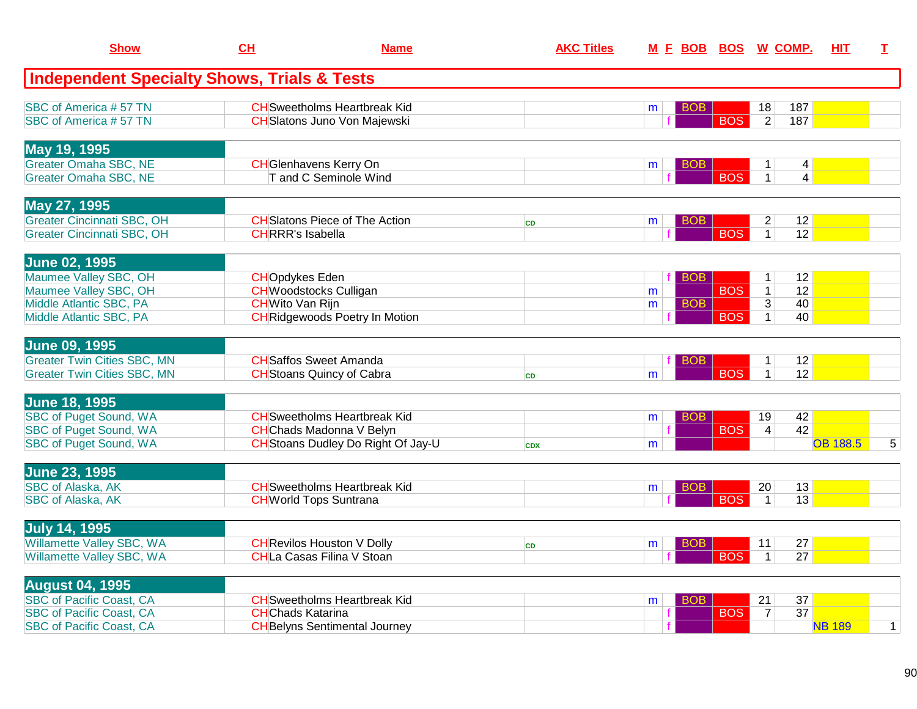| Show | CH | Name | AKC Titles | M | F | BOB | BOS | W | COMP. | HIT | T |
|---|---|---|---|---|---|---|---|---|---|---|---|

## Independent Specialty Shows, Trials & Tests

| Show | CH | Name | AKC Titles | M | F | BOB | BOS | W | COMP. | HIT | T |
|---|---|---|---|---|---|---|---|---|---|---|---|
| SBC of America # 57 TN | CH | Sweetholms Heartbreak Kid | | m | | BOB | | 18 | 187 | | |
| SBC of America # 57 TN | CH | Slatons Juno Von Majewski | | | f | | BOS | 2 | 187 | | |
| **May 19, 1995** | | | | | | | | | | | |
| Greater Omaha SBC, NE | CH | Glenhavens Kerry On | | m | | BOB | | 1 | 4 | | |
| Greater Omaha SBC, NE | | T and C Seminole Wind | | | f | | BOS | 1 | 4 | | |
| **May 27, 1995** | | | | | | | | | | | |
| Greater Cincinnati SBC, OH | CH | Slatons Piece of The Action | CD | m | | BOB | | 2 | 12 | | |
| Greater Cincinnati SBC, OH | CH | RRR's Isabella | | | f | | BOS | 1 | 12 | | |
| **June 02, 1995** | | | | | | | | | | | |
| Maumee Valley SBC, OH | CH | Opdykes Eden | | | f | BOB | | 1 | 12 | | |
| Maumee Valley SBC, OH | CH | Woodstocks Culligan | | m | | | BOS | 1 | 12 | | |
| Middle Atlantic SBC, PA | CH | Wito Van Rijn | | m | | BOB | | 3 | 40 | | |
| Middle Atlantic SBC, PA | CH | Ridgewoods Poetry In Motion | | | f | | BOS | 1 | 40 | | |
| **June 09, 1995** | | | | | | | | | | | |
| Greater Twin Cities SBC, MN | CH | Saffos Sweet Amanda | | | f | BOB | | 1 | 12 | | |
| Greater Twin Cities SBC, MN | CH | Stoans Quincy of Cabra | CD | m | | | BOS | 1 | 12 | | |
| **June 18, 1995** | | | | | | | | | | | |
| SBC of Puget Sound, WA | CH | Sweetholms Heartbreak Kid | | m | | BOB | | 19 | 42 | | |
| SBC of Puget Sound, WA | CH | Chads Madonna V Belyn | | | f | | BOS | 4 | 42 | | |
| SBC of Puget Sound, WA | CH | Stoans Dudley Do Right Of Jay-U | CDX | m | | | | | | OB 188.5 | 5 |
| **June 23, 1995** | | | | | | | | | | | |
| SBC of Alaska, AK | CH | Sweetholms Heartbreak Kid | | m | | BOB | | 20 | 13 | | |
| SBC of Alaska, AK | CH | World Tops Suntrana | | | f | | BOS | 1 | 13 | | |
| **July 14, 1995** | | | | | | | | | | | |
| Willamette Valley SBC, WA | CH | Revilos Houston V Dolly | CD | m | | BOB | | 11 | 27 | | |
| Willamette Valley SBC, WA | CH | La Casas Filina V Stoan | | | f | | BOS | 1 | 27 | | |
| **August 04, 1995** | | | | | | | | | | | |
| SBC of Pacific Coast, CA | CH | Sweetholms Heartbreak Kid | | m | | BOB | | 21 | 37 | | |
| SBC of Pacific Coast, CA | CH | Chads Katarina | | | f | | BOS | 7 | 37 | | |
| SBC of Pacific Coast, CA | CH | Belyns Sentimental Journey | | | f | | | | | NB 189 | 1 |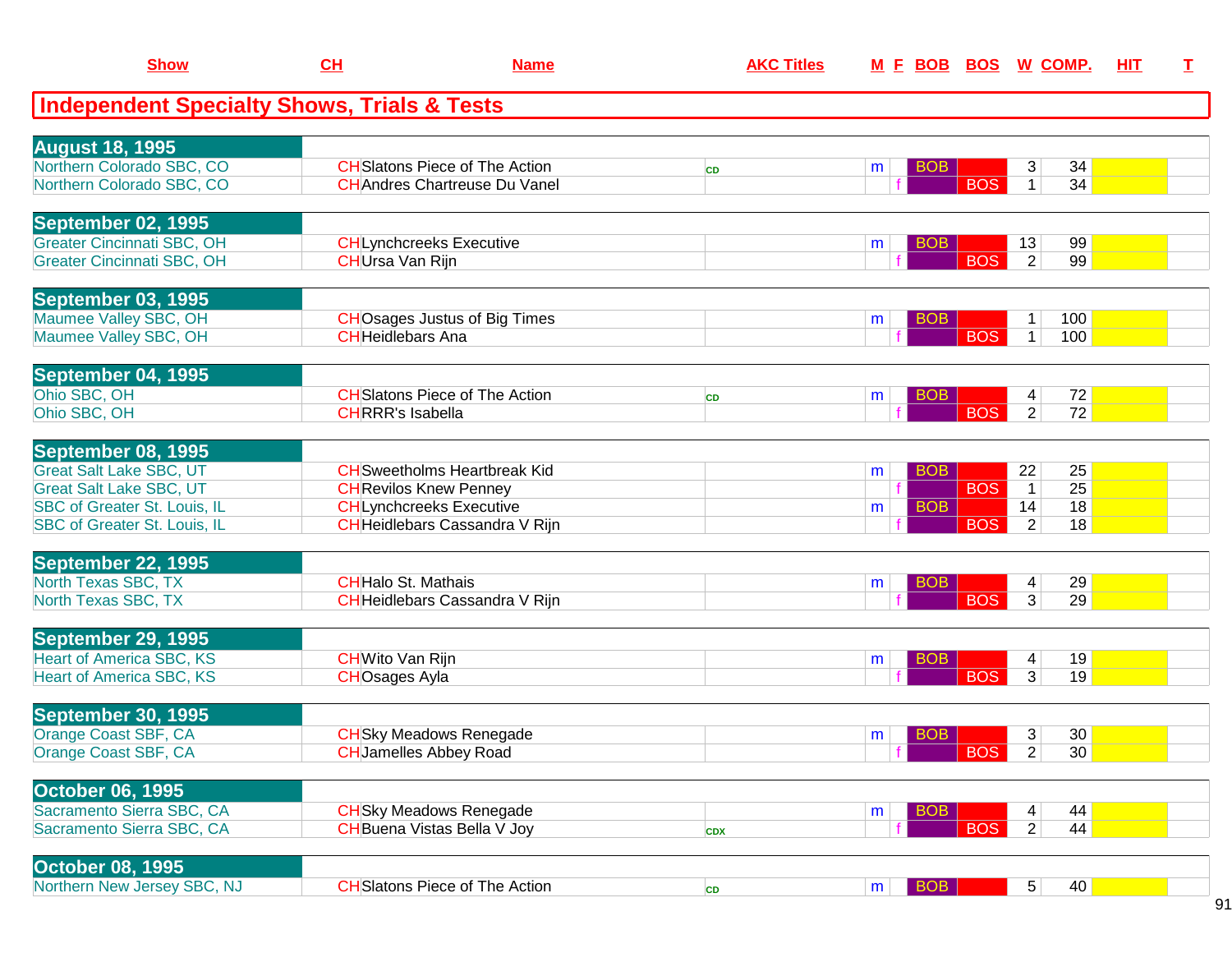## Independent Specialty Shows, Trials & Tests

| Show | CH | Name | AKC Titles | M | F | BOB | BOS | W | COMP. | HIT | T |
|---|---|---|---|---|---|---|---|---|---|---|---|
| **August 18, 1995** | | | | | | | | | | | |
| Northern Colorado SBC, CO | CH | Slatons Piece of The Action | CD | m | | BOB | | 3 | 34 | | |
| Northern Colorado SBC, CO | CH | Andres Chartreuse Du Vanel | | | f | | BOS | 1 | 34 | | |
| **September 02, 1995** | | | | | | | | | | | |
| Greater Cincinnati SBC, OH | CH | Lynchcreeks Executive | | m | | BOB | | 13 | 99 | | |
| Greater Cincinnati SBC, OH | CH | Ursa Van Rijn | | | f | | BOS | 2 | 99 | | |
| **September 03, 1995** | | | | | | | | | | | |
| Maumee Valley SBC, OH | CH | Osages Justus of Big Times | | m | | BOB | | 1 | 100 | | |
| Maumee Valley SBC, OH | CH | Heidlebars Ana | | | f | | BOS | 1 | 100 | | |
| **September 04, 1995** | | | | | | | | | | | |
| Ohio SBC, OH | CH | Slatons Piece of The Action | CD | m | | BOB | | 4 | 72 | | |
| Ohio SBC, OH | CH | RRR's Isabella | | | f | | BOS | 2 | 72 | | |
| **September 08, 1995** | | | | | | | | | | | |
| Great Salt Lake SBC, UT | CH | Sweetholms Heartbreak Kid | | m | | BOB | | 22 | 25 | | |
| Great Salt Lake SBC, UT | CH | Revilos Knew Penney | | | f | | BOS | 1 | 25 | | |
| SBC of Greater St. Louis, IL | CH | Lynchcreeks Executive | | m | | BOB | | 14 | 18 | | |
| SBC of Greater St. Louis, IL | CH | Heidlebars Cassandra V Rijn | | | f | | BOS | 2 | 18 | | |
| **September 22, 1995** | | | | | | | | | | | |
| North Texas SBC, TX | CH | Halo St. Mathais | | m | | BOB | | 4 | 29 | | |
| North Texas SBC, TX | CH | Heidlebars Cassandra V Rijn | | | f | | BOS | 3 | 29 | | |
| **September 29, 1995** | | | | | | | | | | | |
| Heart of America SBC, KS | CH | Wito Van Rijn | | m | | BOB | | 4 | 19 | | |
| Heart of America SBC, KS | CH | Osages Ayla | | | f | | BOS | 3 | 19 | | |
| **September 30, 1995** | | | | | | | | | | | |
| Orange Coast SBF, CA | CH | Sky Meadows Renegade | | m | | BOB | | 3 | 30 | | |
| Orange Coast SBF, CA | CH | Jamelles Abbey Road | | | f | | BOS | 2 | 30 | | |
| **October 06, 1995** | | | | | | | | | | | |
| Sacramento Sierra SBC, CA | CH | Sky Meadows Renegade | | m | | BOB | | 4 | 44 | | |
| Sacramento Sierra SBC, CA | CH | Buena Vistas Bella V Joy | CDX | | f | | BOS | 2 | 44 | | |
| **October 08, 1995** | | | | | | | | | | | |
| Northern New Jersey SBC, NJ | CH | Slatons Piece of The Action | CD | m | | BOB | | 5 | 40 | | |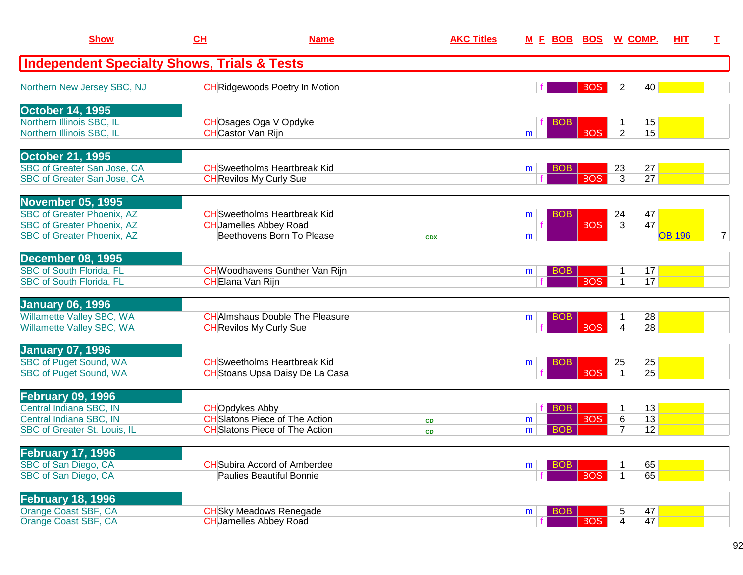| Show | CH | Name | AKC Titles | M | F | BOB | BOS | W | COMP. | HIT | T |
|---|---|---|---|---|---|---|---|---|---|---|---|
| **Independent Specialty Shows, Trials & Tests** | | | | | | | | | | | |
| Northern New Jersey SBC, NJ | CH | Ridgewoods Poetry In Motion | | | f | | BOS | 2 | 40 | | |
| **October 14, 1995** | | | | | | | | | | | |
| Northern Illinois SBC, IL | CH | Osages Oga V Opdyke | | | f | BOB | | 1 | 15 | | |
| Northern Illinois SBC, IL | CH | Castor Van Rijn | | m | | | BOS | 2 | 15 | | |
| **October 21, 1995** | | | | | | | | | | | |
| SBC of Greater San Jose, CA | CH | Sweetholms Heartbreak Kid | | m | | BOB | | 23 | 27 | | |
| SBC of Greater San Jose, CA | CH | Revilos My Curly Sue | | | f | | BOS | 3 | 27 | | |
| **November 05, 1995** | | | | | | | | | | | |
| SBC of Greater Phoenix, AZ | CH | Sweetholms Heartbreak Kid | | m | | BOB | | 24 | 47 | | |
| SBC of Greater Phoenix, AZ | CH | Jamelles Abbey Road | | | f | | BOS | 3 | 47 | | |
| SBC of Greater Phoenix, AZ | | Beethovens Born To Please | CDX | m | | | | | | OB 196 | 7 |
| **December 08, 1995** | | | | | | | | | | | |
| SBC of South Florida, FL | CH | Woodhavens Gunther Van Rijn | | m | | BOB | | 1 | 17 | | |
| SBC of South Florida, FL | CH | Elana Van Rijn | | | f | | BOS | 1 | 17 | | |
| **January 06, 1996** | | | | | | | | | | | |
| Willamette Valley SBC, WA | CH | Almshaus Double The Pleasure | | m | | BOB | | 1 | 28 | | |
| Willamette Valley SBC, WA | CH | Revilos My Curly Sue | | | f | | BOS | 4 | 28 | | |
| **January 07, 1996** | | | | | | | | | | | |
| SBC of Puget Sound, WA | CH | Sweetholms Heartbreak Kid | | m | | BOB | | 25 | 25 | | |
| SBC of Puget Sound, WA | CH | Stoans Upsa Daisy De La Casa | | | f | | BOS | 1 | 25 | | |
| **February 09, 1996** | | | | | | | | | | | |
| Central Indiana SBC, IN | CH | Opdykes Abby | | | f | BOB | | 1 | 13 | | |
| Central Indiana SBC, IN | CH | Slatons Piece of The Action | CD | m | | | BOS | 6 | 13 | | |
| SBC of Greater St. Louis, IL | CH | Slatons Piece of The Action | CD | m | | BOB | | 7 | 12 | | |
| **February 17, 1996** | | | | | | | | | | | |
| SBC of San Diego, CA | CH | Subira Accord of Amberdee | | m | | BOB | | 1 | 65 | | |
| SBC of San Diego, CA | | Paulies Beautiful Bonnie | | | f | | BOS | 1 | 65 | | |
| **February 18, 1996** | | | | | | | | | | | |
| Orange Coast SBF, CA | CH | Sky Meadows Renegade | | m | | BOB | | 5 | 47 | | |
| Orange Coast SBF, CA | CH | Jamelles Abbey Road | | | f | | BOS | 4 | 47 | | |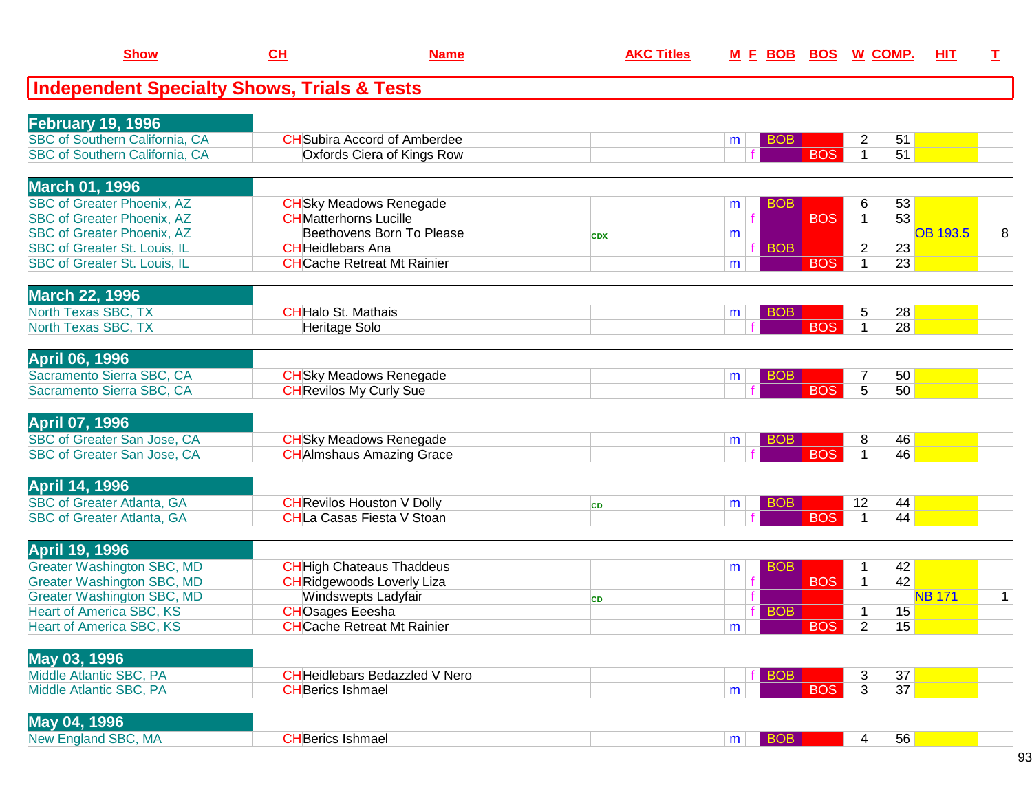| Show | CH | Name | AKC Titles | M | F | BOB | BOS | W | COMP. | HIT | T |
|---|---|---|---|---|---|---|---|---|---|---|---|

## Independent Specialty Shows, Trials & Tests

| Show | CH | Name | AKC Titles | M | F | BOB | BOS | W | COMP. | HIT | T |
|---|---|---|---|---|---|---|---|---|---|---|---|
| **February 19, 1996** | | | | | | | | | | | |
| SBC of Southern California, CA | CH | Subira Accord of Amberdee | | m | | BOB | | 2 | 51 | | |
| SBC of Southern California, CA | | Oxfords Ciera of Kings Row | | | f | | BOS | 1 | 51 | | |
| **March 01, 1996** | | | | | | | | | | | |
| SBC of Greater Phoenix, AZ | CH | Sky Meadows Renegade | | m | | BOB | | 6 | 53 | | |
| SBC of Greater Phoenix, AZ | CH | Matterhorns Lucille | | | f | | BOS | 1 | 53 | | |
| SBC of Greater Phoenix, AZ | | Beethovens Born To Please | CDX | m | | | | | | OB 193.5 | 8 |
| SBC of Greater St. Louis, IL | CH | Heidlebars Ana | | | f | BOB | | 2 | 23 | | |
| SBC of Greater St. Louis, IL | CH | Cache Retreat Mt Rainier | | m | | | BOS | 1 | 23 | | |
| **March 22, 1996** | | | | | | | | | | | |
| North Texas SBC, TX | CH | Halo St. Mathais | | m | | BOB | | 5 | 28 | | |
| North Texas SBC, TX | | Heritage Solo | | | f | | BOS | 1 | 28 | | |
| **April 06, 1996** | | | | | | | | | | | |
| Sacramento Sierra SBC, CA | CH | Sky Meadows Renegade | | m | | BOB | | 7 | 50 | | |
| Sacramento Sierra SBC, CA | CH | Revilos My Curly Sue | | | f | | BOS | 5 | 50 | | |
| **April 07, 1996** | | | | | | | | | | | |
| SBC of Greater San Jose, CA | CH | Sky Meadows Renegade | | m | | BOB | | 8 | 46 | | |
| SBC of Greater San Jose, CA | CH | Almshaus Amazing Grace | | | f | | BOS | 1 | 46 | | |
| **April 14, 1996** | | | | | | | | | | | |
| SBC of Greater Atlanta, GA | CH | Revilos Houston V Dolly | CD | m | | BOB | | 12 | 44 | | |
| SBC of Greater Atlanta, GA | CH | La Casas Fiesta V Stoan | | | f | | BOS | 1 | 44 | | |
| **April 19, 1996** | | | | | | | | | | | |
| Greater Washington SBC, MD | CH | High Chateaus Thaddeus | | m | | BOB | | 1 | 42 | | |
| Greater Washington SBC, MD | CH | Ridgewoods Loverly Liza | | | f | | BOS | 1 | 42 | | |
| Greater Washington SBC, MD | | Windswepts Ladyfair | CD | | f | | | | | NB 171 | 1 |
| Heart of America SBC, KS | CH | Osages Eeesha | | | f | BOB | | 1 | 15 | | |
| Heart of America SBC, KS | CH | Cache Retreat Mt Rainier | | m | | | BOS | 2 | 15 | | |
| **May 03, 1996** | | | | | | | | | | | |
| Middle Atlantic SBC, PA | CH | Heidlebars Bedazzled V Nero | | | f | BOB | | 3 | 37 | | |
| Middle Atlantic SBC, PA | CH | Berics Ishmael | | m | | | BOS | 3 | 37 | | |
| **May 04, 1996** | | | | | | | | | | | |
| New England SBC, MA | CH | Berics Ishmael | | m | | BOB | | 4 | 56 | | |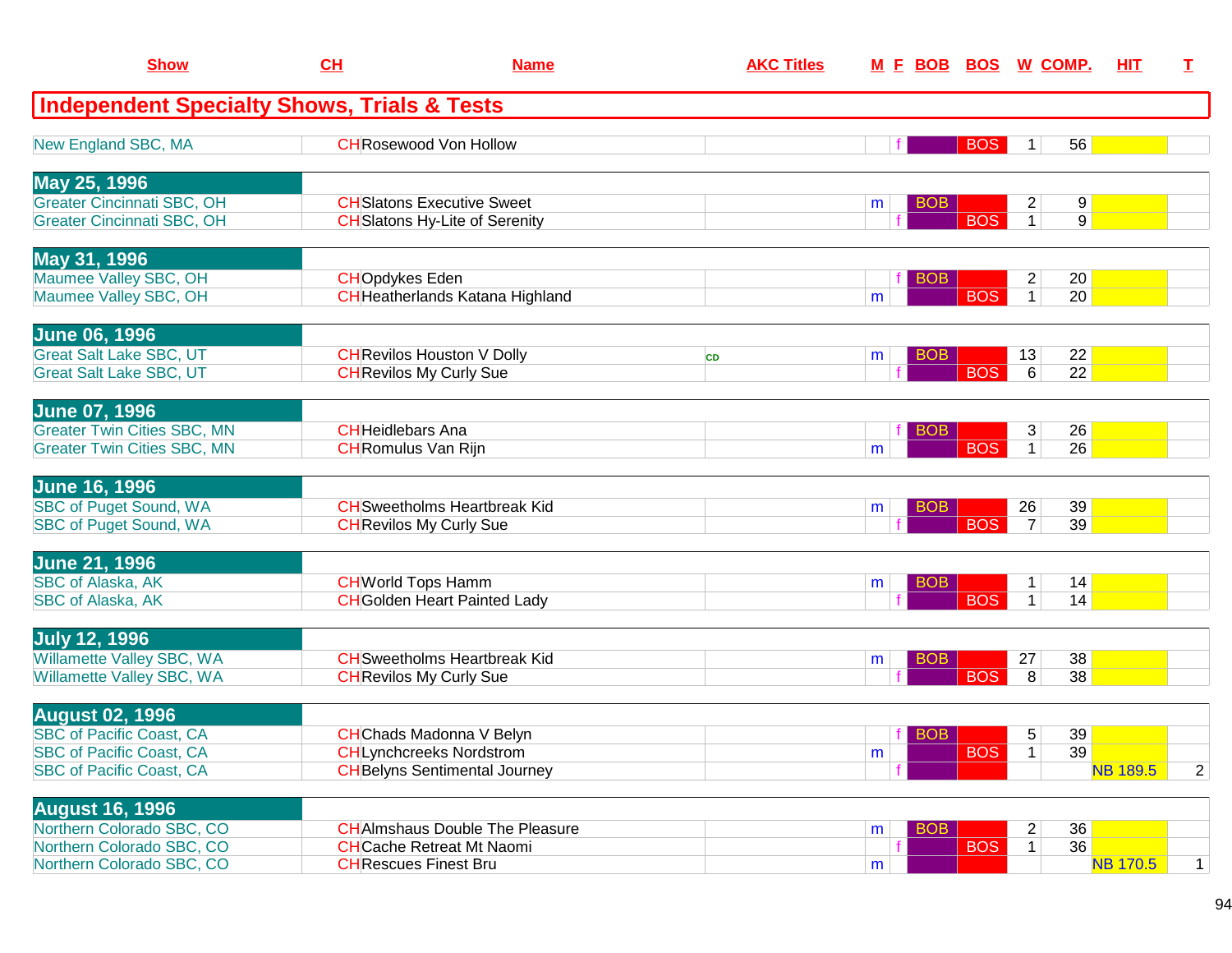| Show | CH | Name | AKC Titles | M | F | BOB | BOS | W | COMP. | HIT | T |
|---|---|---|---|---|---|---|---|---|---|---|---|
| **Independent Specialty Shows, Trials & Tests** | | | | | | | | | | | |
| New England SBC, MA | CH | Rosewood Von Hollow | | | f | | BOS | 1 | 56 | | |
| **May 25, 1996** | | | | | | | | | | | |
| Greater Cincinnati SBC, OH | CH | Slatons Executive Sweet | | m | | BOB | | 2 | 9 | | |
| Greater Cincinnati SBC, OH | CH | Slatons Hy-Lite of Serenity | | | f | | BOS | 1 | 9 | | |
| **May 31, 1996** | | | | | | | | | | | |
| Maumee Valley SBC, OH | CH | Opdykes Eden | | | f | BOB | | 2 | 20 | | |
| Maumee Valley SBC, OH | CH | Heatherlands Katana Highland | | m | | | BOS | 1 | 20 | | |
| **June 06, 1996** | | | | | | | | | | | |
| Great Salt Lake SBC, UT | CH | Revilos Houston V Dolly | CD | m | | BOB | | 13 | 22 | | |
| Great Salt Lake SBC, UT | CH | Revilos My Curly Sue | | | f | | BOS | 6 | 22 | | |
| **June 07, 1996** | | | | | | | | | | | |
| Greater Twin Cities SBC, MN | CH | Heidlebars Ana | | | f | BOB | | 3 | 26 | | |
| Greater Twin Cities SBC, MN | CH | Romulus Van Rijn | | m | | | BOS | 1 | 26 | | |
| **June 16, 1996** | | | | | | | | | | | |
| SBC of Puget Sound, WA | CH | Sweetholms Heartbreak Kid | | m | | BOB | | 26 | 39 | | |
| SBC of Puget Sound, WA | CH | Revilos My Curly Sue | | | f | | BOS | 7 | 39 | | |
| **June 21, 1996** | | | | | | | | | | | |
| SBC of Alaska, AK | CH | World Tops Hamm | | m | | BOB | | 1 | 14 | | |
| SBC of Alaska, AK | CH | Golden Heart Painted Lady | | | f | | BOS | 1 | 14 | | |
| **July 12, 1996** | | | | | | | | | | | |
| Willamette Valley SBC, WA | CH | Sweetholms Heartbreak Kid | | m | | BOB | | 27 | 38 | | |
| Willamette Valley SBC, WA | CH | Revilos My Curly Sue | | | f | | BOS | 8 | 38 | | |
| **August 02, 1996** | | | | | | | | | | | |
| SBC of Pacific Coast, CA | CH | Chads Madonna V Belyn | | | f | BOB | | 5 | 39 | | |
| SBC of Pacific Coast, CA | CH | Lynchcreeks Nordstrom | | m | | | BOS | 1 | 39 | | |
| SBC of Pacific Coast, CA | CH | Belyns Sentimental Journey | | | f | | | | | NB 189.5 | 2 |
| **August 16, 1996** | | | | | | | | | | | |
| Northern Colorado SBC, CO | CH | Almshaus Double The Pleasure | | m | | BOB | | 2 | 36 | | |
| Northern Colorado SBC, CO | CH | Cache Retreat Mt Naomi | | | f | | BOS | 1 | 36 | | |
| Northern Colorado SBC, CO | CH | Rescues Finest Bru | | m | | | | | | NB 170.5 | 1 |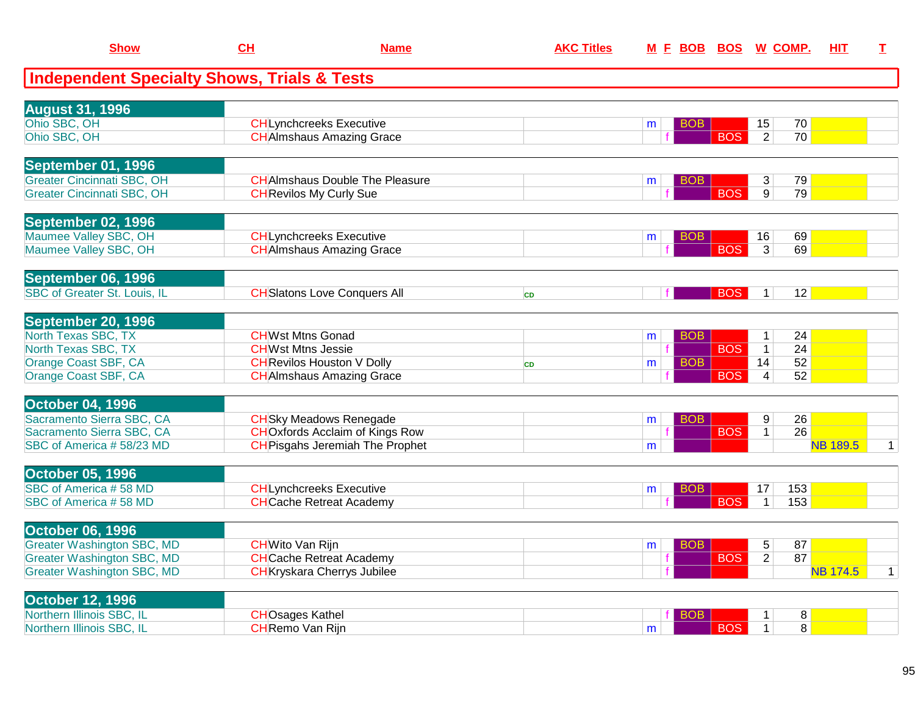| Show | CH | Name | AKC Titles | M | F | BOB | BOS | W | COMP. | HIT | T |
|---|---|---|---|---|---|---|---|---|---|---|---|

## Independent Specialty Shows, Trials & Tests

| Show | CH | Name | AKC Titles | M | F | BOB | BOS | W | COMP. | HIT | T |
|---|---|---|---|---|---|---|---|---|---|---|---|
| **August 31, 1996** | | | | | | | | | | | |
| Ohio SBC, OH | CH | Lynchcreeks Executive | | m | | BOB | | 15 | 70 | | |
| Ohio SBC, OH | CH | Almshaus Amazing Grace | | | f | | BOS | 2 | 70 | | |
| **September 01, 1996** | | | | | | | | | | | |
| Greater Cincinnati SBC, OH | CH | Almshaus Double The Pleasure | | m | | BOB | | 3 | 79 | | |
| Greater Cincinnati SBC, OH | CH | Revilos My Curly Sue | | | f | | BOS | 9 | 79 | | |
| **September 02, 1996** | | | | | | | | | | | |
| Maumee Valley SBC, OH | CH | Lynchcreeks Executive | | m | | BOB | | 16 | 69 | | |
| Maumee Valley SBC, OH | CH | Almshaus Amazing Grace | | | f | | BOS | 3 | 69 | | |
| **September 06, 1996** | | | | | | | | | | | |
| SBC of Greater St. Louis, IL | CH | Slatons Love Conquers All | CD | | f | | BOS | 1 | 12 | | |
| **September 20, 1996** | | | | | | | | | | | |
| North Texas SBC, TX | CH | Wst Mtns Gonad | | m | | BOB | | 1 | 24 | | |
| North Texas SBC, TX | CH | Wst Mtns Jessie | | | f | | BOS | 1 | 24 | | |
| Orange Coast SBF, CA | CH | Revilos Houston V Dolly | CD | m | | BOB | | 14 | 52 | | |
| Orange Coast SBF, CA | CH | Almshaus Amazing Grace | | | f | | BOS | 4 | 52 | | |
| **October 04, 1996** | | | | | | | | | | | |
| Sacramento Sierra SBC, CA | CH | Sky Meadows Renegade | | m | | BOB | | 9 | 26 | | |
| Sacramento Sierra SBC, CA | CH | Oxfords Acclaim of Kings Row | | | f | | BOS | 1 | 26 | | |
| SBC of America # 58/23 MD | CH | Pisgahs Jeremiah The Prophet | | m | | | | | | NB 189.5 | 1 |
| **October 05, 1996** | | | | | | | | | | | |
| SBC of America # 58 MD | CH | Lynchcreeks Executive | | m | | BOB | | 17 | 153 | | |
| SBC of America # 58 MD | CH | Cache Retreat Academy | | | f | | BOS | 1 | 153 | | |
| **October 06, 1996** | | | | | | | | | | | |
| Greater Washington SBC, MD | CH | Wito Van Rijn | | m | | BOB | | 5 | 87 | | |
| Greater Washington SBC, MD | CH | Cache Retreat Academy | | | f | | BOS | 2 | 87 | | |
| Greater Washington SBC, MD | CH | Kryskara Cherrys Jubilee | | | f | | | | | NB 174.5 | 1 |
| **October 12, 1996** | | | | | | | | | | | |
| Northern Illinois SBC, IL | CH | Osages Kathel | | | f | BOB | | 1 | 8 | | |
| Northern Illinois SBC, IL | CH | Remo Van Rijn | | m | | | BOS | 1 | 8 | | |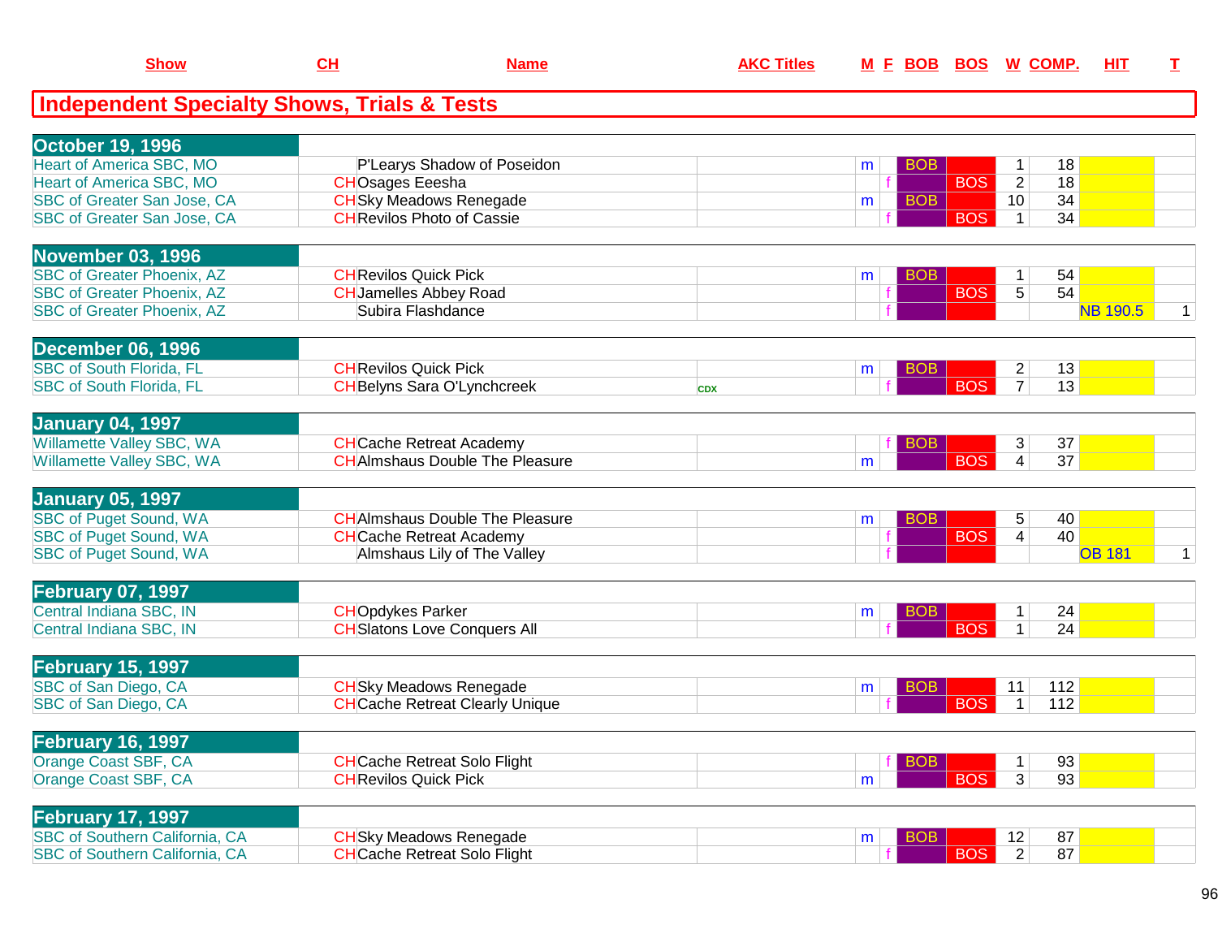| Show | CH | Name | AKC Titles | M | F | BOB | BOS | W | COMP. | HIT | T |
|---|---|---|---|---|---|---|---|---|---|---|---|

## Independent Specialty Shows, Trials & Tests

| Show | CH | Name | AKC Titles | M | F | BOB | BOS | W | COMP. | HIT | T |
|---|---|---|---|---|---|---|---|---|---|---|---|
| **October 19, 1996** | | | | | | | | | | | |
| Heart of America SBC, MO | | P'Learys Shadow of Poseidon | | m | | BOB | | 1 | 18 | | |
| Heart of America SBC, MO | CH | Osages Eeesha | | | f | | BOS | 2 | 18 | | |
| SBC of Greater San Jose, CA | CH | Sky Meadows Renegade | | m | | BOB | | 10 | 34 | | |
| SBC of Greater San Jose, CA | CH | Revilos Photo of Cassie | | | f | | BOS | 1 | 34 | | |
| **November 03, 1996** | | | | | | | | | | | |
| SBC of Greater Phoenix, AZ | CH | Revilos Quick Pick | | m | | BOB | | 1 | 54 | | |
| SBC of Greater Phoenix, AZ | CH | Jamelles Abbey Road | | | f | | BOS | 5 | 54 | | |
| SBC of Greater Phoenix, AZ | | Subira Flashdance | | | f | | | | | NB 190.5 | 1 |
| **December 06, 1996** | | | | | | | | | | | |
| SBC of South Florida, FL | CH | Revilos Quick Pick | | m | | BOB | | 2 | 13 | | |
| SBC of South Florida, FL | CH | Belyns Sara O'Lynchcreek | CDX | | f | | BOS | 7 | 13 | | |
| **January 04, 1997** | | | | | | | | | | | |
| Willamette Valley SBC, WA | CH | Cache Retreat Academy | | | f | BOB | | 3 | 37 | | |
| Willamette Valley SBC, WA | CH | Almshaus Double The Pleasure | | m | | | BOS | 4 | 37 | | |
| **January 05, 1997** | | | | | | | | | | | |
| SBC of Puget Sound, WA | CH | Almshaus Double The Pleasure | | m | | BOB | | 5 | 40 | | |
| SBC of Puget Sound, WA | CH | Cache Retreat Academy | | | f | | BOS | 4 | 40 | | |
| SBC of Puget Sound, WA | | Almshaus Lily of The Valley | | | f | | | | | OB 181 | 1 |
| **February 07, 1997** | | | | | | | | | | | |
| Central Indiana SBC, IN | CH | Opdykes Parker | | m | | BOB | | 1 | 24 | | |
| Central Indiana SBC, IN | CH | Slatons Love Conquers All | | | f | | BOS | 1 | 24 | | |
| **February 15, 1997** | | | | | | | | | | | |
| SBC of San Diego, CA | CH | Sky Meadows Renegade | | m | | BOB | | 11 | 112 | | |
| SBC of San Diego, CA | CH | Cache Retreat Clearly Unique | | | f | | BOS | 1 | 112 | | |
| **February 16, 1997** | | | | | | | | | | | |
| Orange Coast SBF, CA | CH | Cache Retreat Solo Flight | | | f | BOB | | 1 | 93 | | |
| Orange Coast SBF, CA | CH | Revilos Quick Pick | | m | | | BOS | 3 | 93 | | |
| **February 17, 1997** | | | | | | | | | | | |
| SBC of Southern California, CA | CH | Sky Meadows Renegade | | m | | BOB | | 12 | 87 | | |
| SBC of Southern California, CA | CH | Cache Retreat Solo Flight | | | f | | BOS | 2 | 87 | | |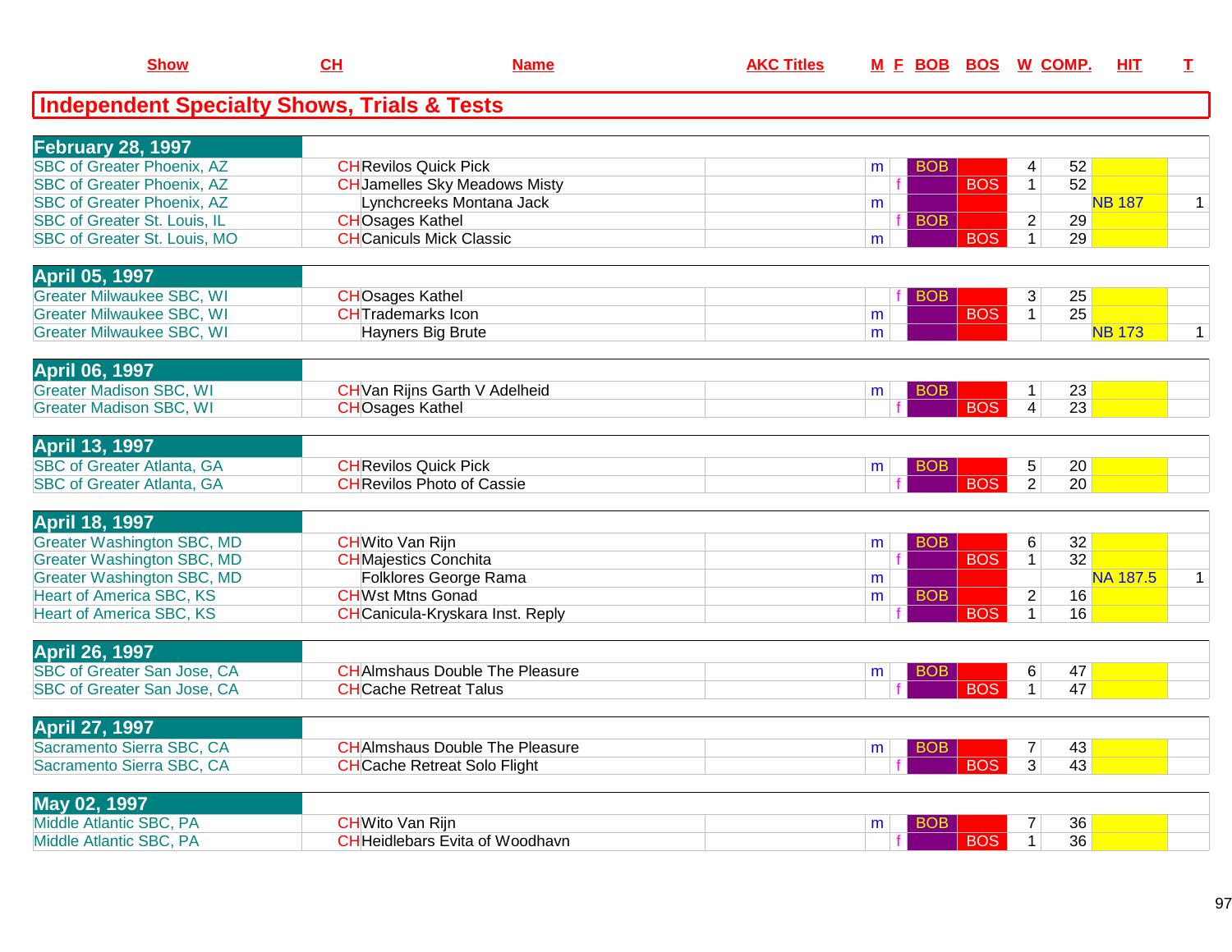| Show | CH | Name | AKC Titles | M | F | BOB | BOS | W | COMP. | HIT | T |
|---|---|---|---|---|---|---|---|---|---|---|---|

## Independent Specialty Shows, Trials & Tests

| Show | CH | Name | AKC Titles | M | F | BOB | BOS | W | COMP. | HIT | T |
|---|---|---|---|---|---|---|---|---|---|---|---|
| **February 28, 1997** | | | | | | | | | | | |
| SBC of Greater Phoenix, AZ | CH | Revilos Quick Pick | | m | | BOB | | 4 | 52 | | |
| SBC of Greater Phoenix, AZ | CH | Jamelles Sky Meadows Misty | | | f | | BOS | 1 | 52 | | |
| SBC of Greater Phoenix, AZ | | Lynchcreeks Montana Jack | | m | | | | | | NB 187 | 1 |
| SBC of Greater St. Louis, IL | CH | Osages Kathel | | | f | BOB | | 2 | 29 | | |
| SBC of Greater St. Louis, MO | CH | Caniculs Mick Classic | | m | | | BOS | 1 | 29 | | |
| **April 05, 1997** | | | | | | | | | | | |
| Greater Milwaukee SBC, WI | CH | Osages Kathel | | | f | BOB | | 3 | 25 | | |
| Greater Milwaukee SBC, WI | CH | Trademarks Icon | | m | | | BOS | 1 | 25 | | |
| Greater Milwaukee SBC, WI | | Hayners Big Brute | | m | | | | | | NB 173 | 1 |
| **April 06, 1997** | | | | | | | | | | | |
| Greater Madison SBC, WI | CH | Van Rijns Garth V Adelheid | | m | | BOB | | 1 | 23 | | |
| Greater Madison SBC, WI | CH | Osages Kathel | | | f | | BOS | 4 | 23 | | |
| **April 13, 1997** | | | | | | | | | | | |
| SBC of Greater Atlanta, GA | CH | Revilos Quick Pick | | m | | BOB | | 5 | 20 | | |
| SBC of Greater Atlanta, GA | CH | Revilos Photo of Cassie | | | f | | BOS | 2 | 20 | | |
| **April 18, 1997** | | | | | | | | | | | |
| Greater Washington SBC, MD | CH | Wito Van Rijn | | m | | BOB | | 6 | 32 | | |
| Greater Washington SBC, MD | CH | Majestics Conchita | | | f | | BOS | 1 | 32 | | |
| Greater Washington SBC, MD | | Folklores George Rama | | m | | | | | | NA 187.5 | 1 |
| Heart of America SBC, KS | CH | Wst Mtns Gonad | | m | | BOB | | 2 | 16 | | |
| Heart of America SBC, KS | CH | Canicula-Kryskara Inst. Reply | | | f | | BOS | 1 | 16 | | |
| **April 26, 1997** | | | | | | | | | | | |
| SBC of Greater San Jose, CA | CH | Almshaus Double The Pleasure | | m | | BOB | | 6 | 47 | | |
| SBC of Greater San Jose, CA | CH | Cache Retreat Talus | | | f | | BOS | 1 | 47 | | |
| **April 27, 1997** | | | | | | | | | | | |
| Sacramento Sierra SBC, CA | CH | Almshaus Double The Pleasure | | m | | BOB | | 7 | 43 | | |
| Sacramento Sierra SBC, CA | CH | Cache Retreat Solo Flight | | | f | | BOS | 3 | 43 | | |
| **May 02, 1997** | | | | | | | | | | | |
| Middle Atlantic SBC, PA | CH | Wito Van Rijn | | m | | BOB | | 7 | 36 | | |
| Middle Atlantic SBC, PA | CH | Heidlebars Evita of Woodhavn | | | f | | BOS | 1 | 36 | | |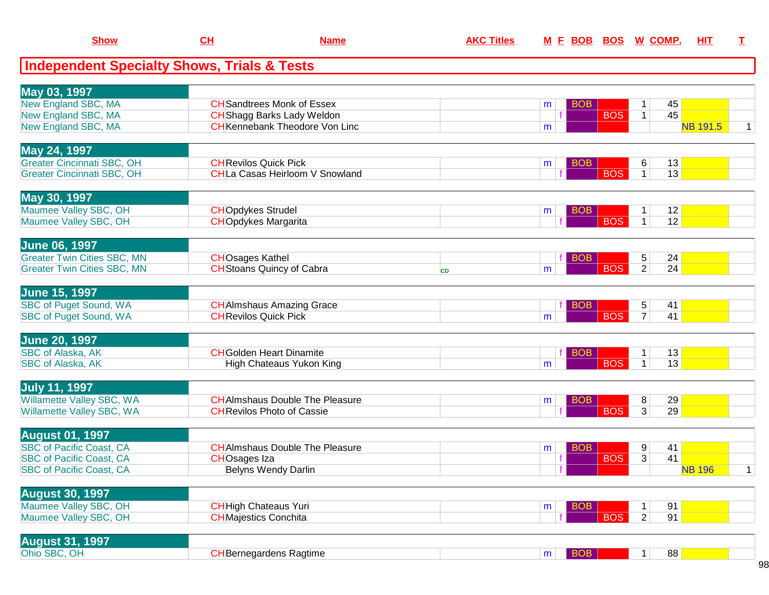| Show | CH | Name | AKC Titles | M | F | BOB | BOS | W | COMP. | HIT | T |
|---|---|---|---|---|---|---|---|---|---|---|---|

## Independent Specialty Shows, Trials & Tests

| Show | CH | Name | AKC Titles | M | F | BOB | BOS | W | COMP. | HIT | T |
|---|---|---|---|---|---|---|---|---|---|---|---|
| **May 03, 1997** | | | | | | | | | | | |
| New England SBC, MA | CH | Sandtrees Monk of Essex | | m | | BOB | | 1 | 45 | | |
| New England SBC, MA | CH | Shagg Barks Lady Weldon | | | f | | BOS | 1 | 45 | | |
| New England SBC, MA | CH | Kennebank Theodore Von Linc | | m | | | | | | NB 191.5 | 1 |
| **May 24, 1997** | | | | | | | | | | | |
| Greater Cincinnati SBC, OH | CH | Revilos Quick Pick | | m | | BOB | | 6 | 13 | | |
| Greater Cincinnati SBC, OH | CH | La Casas Heirloom V Snowland | | | f | | BOS | 1 | 13 | | |
| **May 30, 1997** | | | | | | | | | | | |
| Maumee Valley SBC, OH | CH | Opdykes Strudel | | m | | BOB | | 1 | 12 | | |
| Maumee Valley SBC, OH | CH | Opdykes Margarita | | | f | | BOS | 1 | 12 | | |
| **June 06, 1997** | | | | | | | | | | | |
| Greater Twin Cities SBC, MN | CH | Osages Kathel | | | f | BOB | | 5 | 24 | | |
| Greater Twin Cities SBC, MN | CH | Stoans Quincy of Cabra | CD | m | | | BOS | 2 | 24 | | |
| **June 15, 1997** | | | | | | | | | | | |
| SBC of Puget Sound, WA | CH | Almshaus Amazing Grace | | | f | BOB | | 5 | 41 | | |
| SBC of Puget Sound, WA | CH | Revilos Quick Pick | | m | | | BOS | 7 | 41 | | |
| **June 20, 1997** | | | | | | | | | | | |
| SBC of Alaska, AK | CH | Golden Heart Dinamite | | | f | BOB | | 1 | 13 | | |
| SBC of Alaska, AK | | High Chateaus Yukon King | | m | | | BOS | 1 | 13 | | |
| **July 11, 1997** | | | | | | | | | | | |
| Willamette Valley SBC, WA | CH | Almshaus Double The Pleasure | | m | | BOB | | 8 | 29 | | |
| Willamette Valley SBC, WA | CH | Revilos Photo of Cassie | | | f | | BOS | 3 | 29 | | |
| **August 01, 1997** | | | | | | | | | | | |
| SBC of Pacific Coast, CA | CH | Almshaus Double The Pleasure | | m | | BOB | | 9 | 41 | | |
| SBC of Pacific Coast, CA | CH | Osages Iza | | | f | | BOS | 3 | 41 | | |
| SBC of Pacific Coast, CA | | Belyns Wendy Darlin | | | f | | | | | NB 196 | 1 |
| **August 30, 1997** | | | | | | | | | | | |
| Maumee Valley SBC, OH | CH | High Chateaus Yuri | | m | | BOB | | 1 | 91 | | |
| Maumee Valley SBC, OH | CH | Majestics Conchita | | | f | | BOS | 2 | 91 | | |
| **August 31, 1997** | | | | | | | | | | | |
| Ohio SBC, OH | CH | Bernegardens Ragtime | | m | | BOB | | 1 | 88 | | |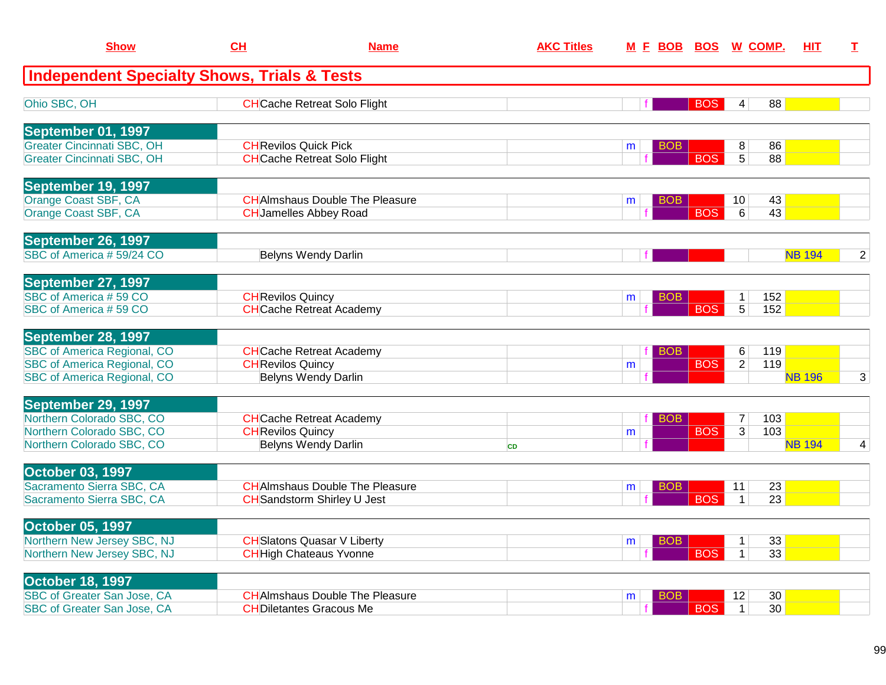| Show | CH | Name | AKC Titles | M | F | BOB | BOS | W | COMP. | HIT | T |
|---|---|---|---|---|---|---|---|---|---|---|---|
| **Independent Specialty Shows, Trials & Tests** | | | | | | | | | | | |
| Ohio SBC, OH | CH | Cache Retreat Solo Flight | | | f | | BOS | 4 | 88 | | |
| **September 01, 1997** | | | | | | | | | | | |
| Greater Cincinnati SBC, OH | CH | Revilos Quick Pick | | m | | BOB | | 8 | 86 | | |
| Greater Cincinnati SBC, OH | CH | Cache Retreat Solo Flight | | | f | | BOS | 5 | 88 | | |
| **September 19, 1997** | | | | | | | | | | | |
| Orange Coast SBF, CA | CH | Almshaus Double The Pleasure | | m | | BOB | | 10 | 43 | | |
| Orange Coast SBF, CA | CH | Jamelles Abbey Road | | | f | | BOS | 6 | 43 | | |
| **September 26, 1997** | | | | | | | | | | | |
| SBC of America # 59/24 CO | | Belyns Wendy Darlin | | | f | | | | | NB 194 | 2 |
| **September 27, 1997** | | | | | | | | | | | |
| SBC of America # 59 CO | CH | Revilos Quincy | | m | | BOB | | 1 | 152 | | |
| SBC of America # 59 CO | CH | Cache Retreat Academy | | | f | | BOS | 5 | 152 | | |
| **September 28, 1997** | | | | | | | | | | | |
| SBC of America Regional, CO | CH | Cache Retreat Academy | | | f | BOB | | 6 | 119 | | |
| SBC of America Regional, CO | CH | Revilos Quincy | | m | | | BOS | 2 | 119 | | |
| SBC of America Regional, CO | | Belyns Wendy Darlin | | | f | | | | | NB 196 | 3 |
| **September 29, 1997** | | | | | | | | | | | |
| Northern Colorado SBC, CO | CH | Cache Retreat Academy | | | f | BOB | | 7 | 103 | | |
| Northern Colorado SBC, CO | CH | Revilos Quincy | | m | | | BOS | 3 | 103 | | |
| Northern Colorado SBC, CO | | Belyns Wendy Darlin | CD | | f | | | | | NB 194 | 4 |
| **October 03, 1997** | | | | | | | | | | | |
| Sacramento Sierra SBC, CA | CH | Almshaus Double The Pleasure | | m | | BOB | | 11 | 23 | | |
| Sacramento Sierra SBC, CA | CH | Sandstorm Shirley U Jest | | | f | | BOS | 1 | 23 | | |
| **October 05, 1997** | | | | | | | | | | | |
| Northern New Jersey SBC, NJ | CH | Slatons Quasar V Liberty | | m | | BOB | | 1 | 33 | | |
| Northern New Jersey SBC, NJ | CH | High Chateaus Yvonne | | | f | | BOS | 1 | 33 | | |
| **October 18, 1997** | | | | | | | | | | | |
| SBC of Greater San Jose, CA | CH | Almshaus Double The Pleasure | | m | | BOB | | 12 | 30 | | |
| SBC of Greater San Jose, CA | CH | Diletantes Gracous Me | | | f | | BOS | 1 | 30 | | |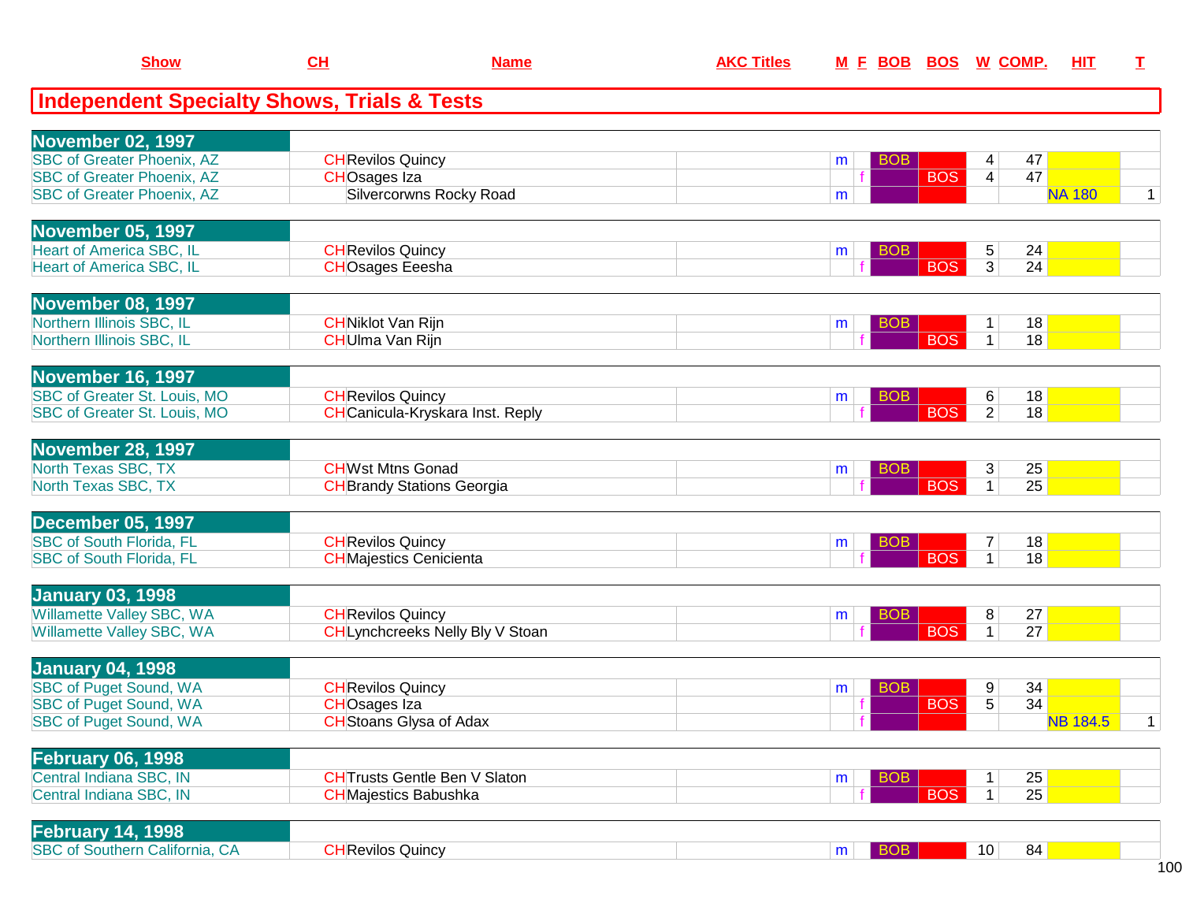## Independent Specialty Shows, Trials & Tests

| Show | CH | Name | AKC Titles | M | F | BOB | BOS | W | COMP. | HIT | T |
|---|---|---|---|---|---|---|---|---|---|---|---|
| **November 02, 1997** | | | | | | | | | | | |
| SBC of Greater Phoenix, AZ | CH | Revilos Quincy | | m | | BOB | | 4 | 47 | | |
| SBC of Greater Phoenix, AZ | CH | Osages Iza | | | f | | BOS | 4 | 47 | | |
| SBC of Greater Phoenix, AZ | | Silvercorwns Rocky Road | | m | | | | | | NA 180 | 1 |
| **November 05, 1997** | | | | | | | | | | | |
| Heart of America SBC, IL | CH | Revilos Quincy | | m | | BOB | | 5 | 24 | | |
| Heart of America SBC, IL | CH | Osages Eeesha | | | f | | BOS | 3 | 24 | | |
| **November 08, 1997** | | | | | | | | | | | |
| Northern Illinois SBC, IL | CH | Niklot Van Rijn | | m | | BOB | | 1 | 18 | | |
| Northern Illinois SBC, IL | CH | Ulma Van Rijn | | | f | | BOS | 1 | 18 | | |
| **November 16, 1997** | | | | | | | | | | | |
| SBC of Greater St. Louis, MO | CH | Revilos Quincy | | m | | BOB | | 6 | 18 | | |
| SBC of Greater St. Louis, MO | CH | Canicula-Kryskara Inst. Reply | | | f | | BOS | 2 | 18 | | |
| **November 28, 1997** | | | | | | | | | | | |
| North Texas SBC, TX | CH | Wst Mtns Gonad | | m | | BOB | | 3 | 25 | | |
| North Texas SBC, TX | CH | Brandy Stations Georgia | | | f | | BOS | 1 | 25 | | |
| **December 05, 1997** | | | | | | | | | | | |
| SBC of South Florida, FL | CH | Revilos Quincy | | m | | BOB | | 7 | 18 | | |
| SBC of South Florida, FL | CH | Majestics Cenicienta | | | f | | BOS | 1 | 18 | | |
| **January 03, 1998** | | | | | | | | | | | |
| Willamette Valley SBC, WA | CH | Revilos Quincy | | m | | BOB | | 8 | 27 | | |
| Willamette Valley SBC, WA | CH | Lynchcreeks Nelly Bly V Stoan | | | f | | BOS | 1 | 27 | | |
| **January 04, 1998** | | | | | | | | | | | |
| SBC of Puget Sound, WA | CH | Revilos Quincy | | m | | BOB | | 9 | 34 | | |
| SBC of Puget Sound, WA | CH | Osages Iza | | | f | | BOS | 5 | 34 | | |
| SBC of Puget Sound, WA | CH | Stoans Glysa of Adax | | | f | | | | | NB 184.5 | 1 |
| **February 06, 1998** | | | | | | | | | | | |
| Central Indiana SBC, IN | CH | Trusts Gentle Ben V Slaton | | m | | BOB | | 1 | 25 | | |
| Central Indiana SBC, IN | CH | Majestics Babushka | | | f | | BOS | 1 | 25 | | |
| **February 14, 1998** | | | | | | | | | | | |
| SBC of Southern California, CA | CH | Revilos Quincy | | m | | BOB | | 10 | 84 | | |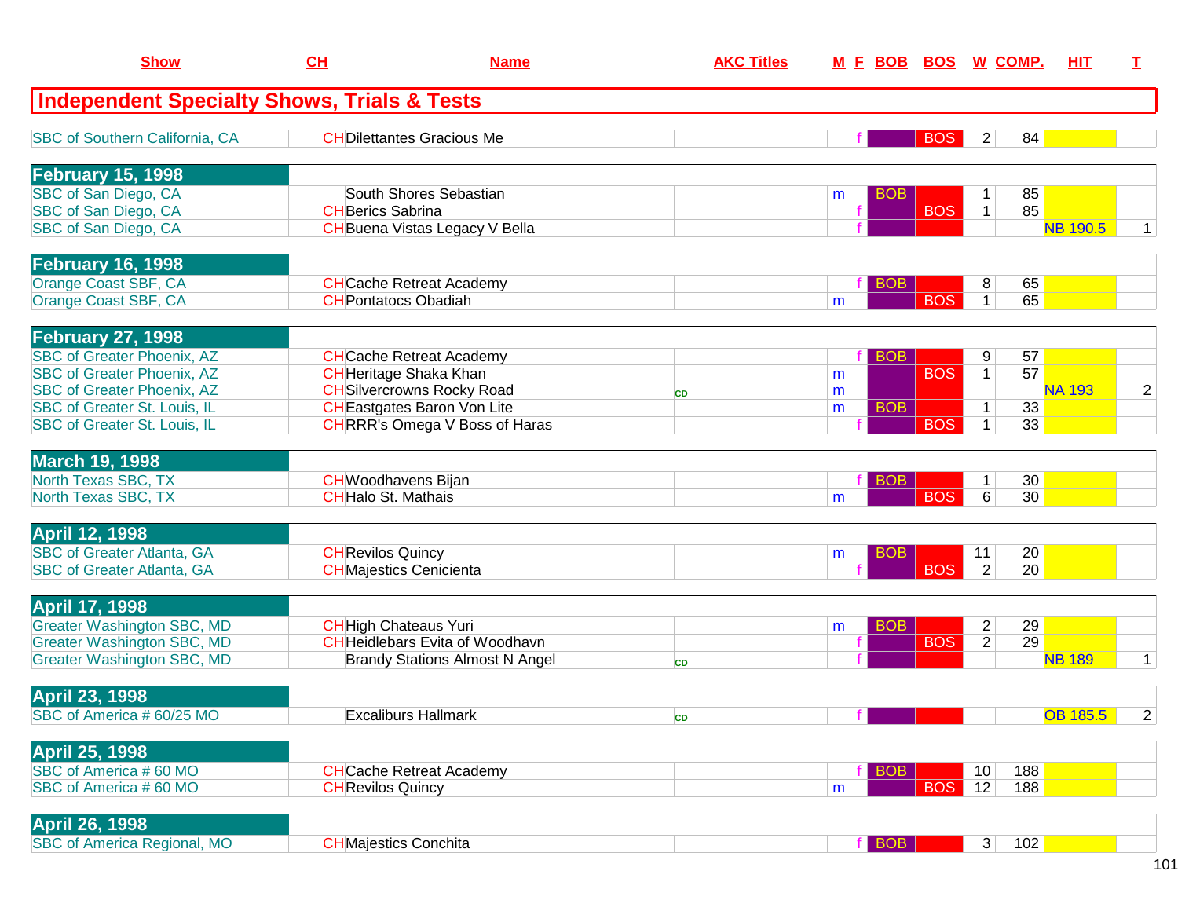| Show | CH | Name | AKC Titles | M | F | BOB | BOS | W | COMP. | HIT | T |
|---|---|---|---|---|---|---|---|---|---|---|---|
| **Independent Specialty Shows, Trials & Tests** | | | | | | | | | | | |
| SBC of Southern California, CA | CH | Dilettantes Gracious Me | | | f | | BOS | 2 | 84 | | |
| **February 15, 1998** | | | | | | | | | | | |
| SBC of San Diego, CA | | South Shores Sebastian | | m | | BOB | | 1 | 85 | | |
| SBC of San Diego, CA | CH | Berics Sabrina | | | f | | BOS | 1 | 85 | | |
| SBC of San Diego, CA | CH | Buena Vistas Legacy V Bella | | | f | | | | | NB 190.5 | 1 |
| **February 16, 1998** | | | | | | | | | | | |
| Orange Coast SBF, CA | CH | Cache Retreat Academy | | | f | BOB | | 8 | 65 | | |
| Orange Coast SBF, CA | CH | Pontatocs Obadiah | | m | | | BOS | 1 | 65 | | |
| **February 27, 1998** | | | | | | | | | | | |
| SBC of Greater Phoenix, AZ | CH | Cache Retreat Academy | | | f | BOB | | 9 | 57 | | |
| SBC of Greater Phoenix, AZ | CH | Heritage Shaka Khan | | m | | | BOS | 1 | 57 | | |
| SBC of Greater Phoenix, AZ | CH | Silvercrowns Rocky Road | CD | m | | | | | | NA 193 | 2 |
| SBC of Greater St. Louis, IL | CH | Eastgates Baron Von Lite | | m | | BOB | | 1 | 33 | | |
| SBC of Greater St. Louis, IL | CH | RRR's Omega V Boss of Haras | | | f | | BOS | 1 | 33 | | |
| **March 19, 1998** | | | | | | | | | | | |
| North Texas SBC, TX | CH | Woodhavens Bijan | | | f | BOB | | 1 | 30 | | |
| North Texas SBC, TX | CH | Halo St. Mathais | | m | | | BOS | 6 | 30 | | |
| **April 12, 1998** | | | | | | | | | | | |
| SBC of Greater Atlanta, GA | CH | Revilos Quincy | | m | | BOB | | 11 | 20 | | |
| SBC of Greater Atlanta, GA | CH | Majestics Cenicienta | | | f | | BOS | 2 | 20 | | |
| **April 17, 1998** | | | | | | | | | | | |
| Greater Washington SBC, MD | CH | High Chateaus Yuri | | m | | BOB | | 2 | 29 | | |
| Greater Washington SBC, MD | CH | Heidlebars Evita of Woodhavn | | | f | | BOS | 2 | 29 | | |
| Greater Washington SBC, MD | | Brandy Stations Almost N Angel | CD | | f | | | | | NB 189 | 1 |
| **April 23, 1998** | | | | | | | | | | | |
| SBC of America # 60/25 MO | | Excaliburs Hallmark | CD | | f | | | | | OB 185.5 | 2 |
| **April 25, 1998** | | | | | | | | | | | |
| SBC of America # 60 MO | CH | Cache Retreat Academy | | | f | BOB | | 10 | 188 | | |
| SBC of America # 60 MO | CH | Revilos Quincy | | m | | | BOS | 12 | 188 | | |
| **April 26, 1998** | | | | | | | | | | | |
| SBC of America Regional, MO | CH | Majestics Conchita | | | f | BOB | | 3 | 102 | | |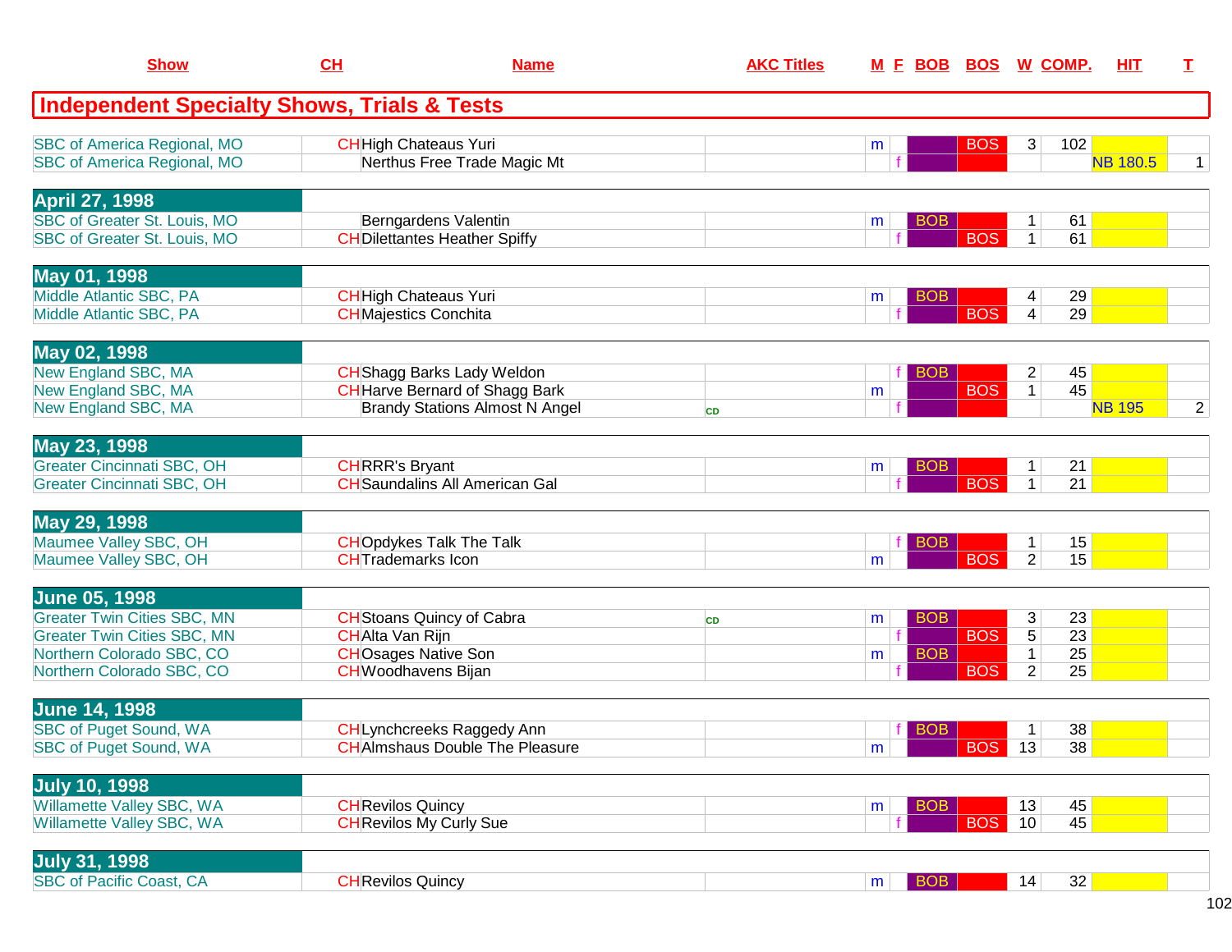| Show | CH | Name | AKC Titles | M | F | BOB | BOS | W | COMP. | HIT | T |
|---|---|---|---|---|---|---|---|---|---|---|---|

## Independent Specialty Shows, Trials & Tests

| Show | CH | Name | AKC Titles | M | F | BOB | BOS | W | COMP. | HIT | T |
|---|---|---|---|---|---|---|---|---|---|---|---|
| SBC of America Regional, MO | CH | High Chateaus Yuri | | m | | | BOS | 3 | 102 | | |
| SBC of America Regional, MO | | Nerthus Free Trade Magic Mt | | | f | | | | | NB 180.5 | 1 |
| **April 27, 1998** | | | | | | | | | | | |
| SBC of Greater St. Louis, MO | | Berngardens Valentin | | m | | BOB | | 1 | 61 | | |
| SBC of Greater St. Louis, MO | CH | Dilettantes Heather Spiffy | | | f | | BOS | 1 | 61 | | |
| **May 01, 1998** | | | | | | | | | | | |
| Middle Atlantic SBC, PA | CH | High Chateaus Yuri | | m | | BOB | | 4 | 29 | | |
| Middle Atlantic SBC, PA | CH | Majestics Conchita | | | f | | BOS | 4 | 29 | | |
| **May 02, 1998** | | | | | | | | | | | |
| New England SBC, MA | CH | Shagg Barks Lady Weldon | | | f | BOB | | 2 | 45 | | |
| New England SBC, MA | CH | Harve Bernard of Shagg Bark | | m | | | BOS | 1 | 45 | | |
| New England SBC, MA | | Brandy Stations Almost N Angel | CD | | f | | | | | NB 195 | 2 |
| **May 23, 1998** | | | | | | | | | | | |
| Greater Cincinnati SBC, OH | CH | RRR's Bryant | | m | | BOB | | 1 | 21 | | |
| Greater Cincinnati SBC, OH | CH | Saundalins All American Gal | | | f | | BOS | 1 | 21 | | |
| **May 29, 1998** | | | | | | | | | | | |
| Maumee Valley SBC, OH | CH | Opdykes Talk The Talk | | | f | BOB | | 1 | 15 | | |
| Maumee Valley SBC, OH | CH | Trademarks Icon | | m | | | BOS | 2 | 15 | | |
| **June 05, 1998** | | | | | | | | | | | |
| Greater Twin Cities SBC, MN | CH | Stoans Quincy of Cabra | CD | m | | BOB | | 3 | 23 | | |
| Greater Twin Cities SBC, MN | CH | Alta Van Rijn | | | f | | BOS | 5 | 23 | | |
| Northern Colorado SBC, CO | CH | Osages Native Son | | m | | BOB | | 1 | 25 | | |
| Northern Colorado SBC, CO | CH | Woodhavens Bijan | | | f | | BOS | 2 | 25 | | |
| **June 14, 1998** | | | | | | | | | | | |
| SBC of Puget Sound, WA | CH | Lynchcreeks Raggedy Ann | | | f | BOB | | 1 | 38 | | |
| SBC of Puget Sound, WA | CH | Almshaus Double The Pleasure | | m | | | BOS | 13 | 38 | | |
| **July 10, 1998** | | | | | | | | | | | |
| Willamette Valley SBC, WA | CH | Revilos Quincy | | m | | BOB | | 13 | 45 | | |
| Willamette Valley SBC, WA | CH | Revilos My Curly Sue | | | f | | BOS | 10 | 45 | | |
| **July 31, 1998** | | | | | | | | | | | |
| SBC of Pacific Coast, CA | CH | Revilos Quincy | | m | | BOB | | 14 | 32 | | |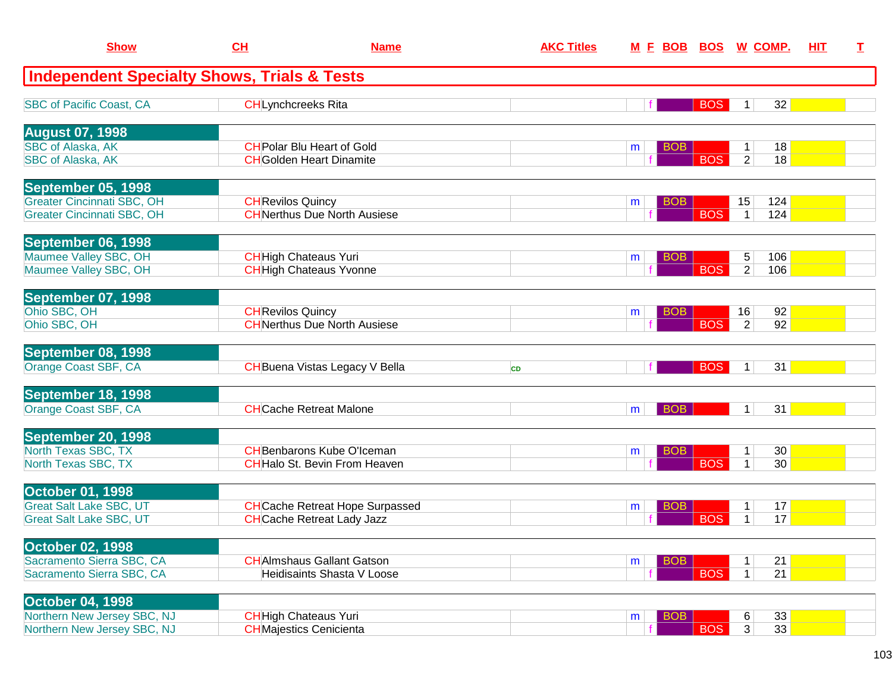| Show | CH | Name | AKC Titles | M | F | BOB | BOS | W | COMP. | HIT | T |
|---|---|---|---|---|---|---|---|---|---|---|---|
| **Independent Specialty Shows, Trials & Tests** | | | | | | | | | | | |
| SBC of Pacific Coast, CA | CH | Lynchcreeks Rita | | | f | | BOS | 1 | 32 | | |
| **August 07, 1998** | | | | | | | | | | | |
| SBC of Alaska, AK | CH | Polar Blu Heart of Gold | | m | | BOB | | 1 | 18 | | |
| SBC of Alaska, AK | CH | Golden Heart Dinamite | | | f | | BOS | 2 | 18 | | |
| **September 05, 1998** | | | | | | | | | | | |
| Greater Cincinnati SBC, OH | CH | Revilos Quincy | | m | | BOB | | 15 | 124 | | |
| Greater Cincinnati SBC, OH | CH | Nerthus Due North Ausiese | | | f | | BOS | 1 | 124 | | |
| **September 06, 1998** | | | | | | | | | | | |
| Maumee Valley SBC, OH | CH | High Chateaus Yuri | | m | | BOB | | 5 | 106 | | |
| Maumee Valley SBC, OH | CH | High Chateaus Yvonne | | | f | | BOS | 2 | 106 | | |
| **September 07, 1998** | | | | | | | | | | | |
| Ohio SBC, OH | CH | Revilos Quincy | | m | | BOB | | 16 | 92 | | |
| Ohio SBC, OH | CH | Nerthus Due North Ausiese | | | f | | BOS | 2 | 92 | | |
| **September 08, 1998** | | | | | | | | | | | |
| Orange Coast SBF, CA | CH | Buena Vistas Legacy V Bella | CD | | f | | BOS | 1 | 31 | | |
| **September 18, 1998** | | | | | | | | | | | |
| Orange Coast SBF, CA | CH | Cache Retreat Malone | | m | | BOB | | 1 | 31 | | |
| **September 20, 1998** | | | | | | | | | | | |
| North Texas SBC, TX | CH | Benbarons Kube O'Iceman | | m | | BOB | | 1 | 30 | | |
| North Texas SBC, TX | CH | Halo St. Bevin From Heaven | | | f | | BOS | 1 | 30 | | |
| **October 01, 1998** | | | | | | | | | | | |
| Great Salt Lake SBC, UT | CH | Cache Retreat Hope Surpassed | | m | | BOB | | 1 | 17 | | |
| Great Salt Lake SBC, UT | CH | Cache Retreat Lady Jazz | | | f | | BOS | 1 | 17 | | |
| **October 02, 1998** | | | | | | | | | | | |
| Sacramento Sierra SBC, CA | CH | Almshaus Gallant Gatson | | m | | BOB | | 1 | 21 | | |
| Sacramento Sierra SBC, CA | | Heidisaints Shasta V Loose | | | f | | BOS | 1 | 21 | | |
| **October 04, 1998** | | | | | | | | | | | |
| Northern New Jersey SBC, NJ | CH | High Chateaus Yuri | | m | | BOB | | 6 | 33 | | |
| Northern New Jersey SBC, NJ | CH | Majestics Cenicienta | | | f | | BOS | 3 | 33 | | |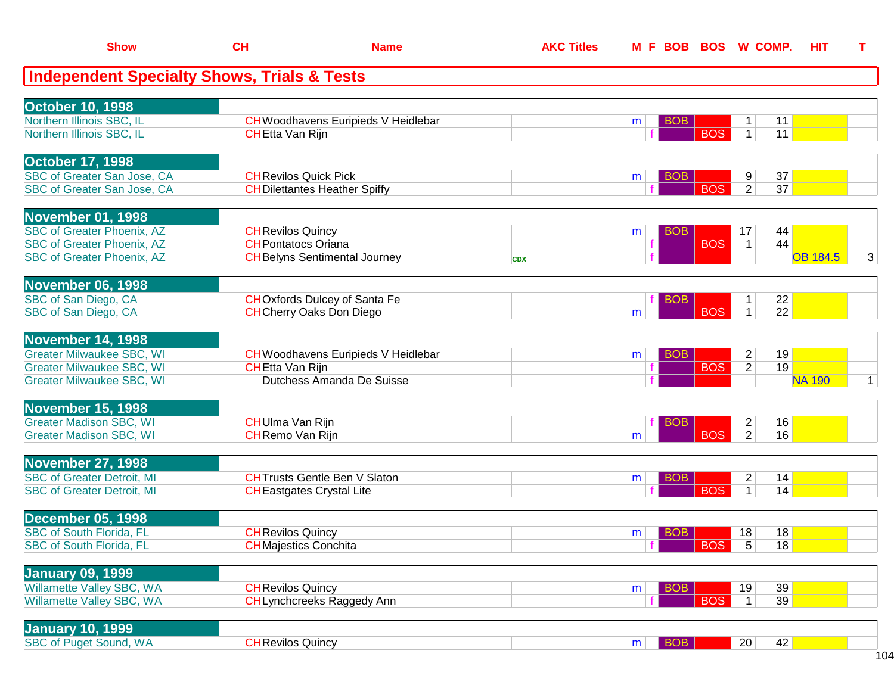| Show | CH | Name | AKC Titles | M | F | BOB | BOS | W | COMP. | HIT | T |
|---|---|---|---|---|---|---|---|---|---|---|---|

## Independent Specialty Shows, Trials & Tests

| Show | CH | Name | AKC Titles | M | F | BOB | BOS | W | COMP. | HIT | T |
|---|---|---|---|---|---|---|---|---|---|---|---|
| **October 10, 1998** | | | | | | | | | | | |
| Northern Illinois SBC, IL | CH | Woodhavens Euripieds V Heidlebar | | m | | BOB | | 1 | 11 | | |
| Northern Illinois SBC, IL | CH | Etta Van Rijn | | | f | | BOS | 1 | 11 | | |
| **October 17, 1998** | | | | | | | | | | | |
| SBC of Greater San Jose, CA | CH | Revilos Quick Pick | | m | | BOB | | 9 | 37 | | |
| SBC of Greater San Jose, CA | CH | Dilettantes Heather Spiffy | | | f | | BOS | 2 | 37 | | |
| **November 01, 1998** | | | | | | | | | | | |
| SBC of Greater Phoenix, AZ | CH | Revilos Quincy | | m | | BOB | | 17 | 44 | | |
| SBC of Greater Phoenix, AZ | CH | Pontatocs Oriana | | | f | | BOS | 1 | 44 | | |
| SBC of Greater Phoenix, AZ | CH | Belyns Sentimental Journey | CDX | | f | | | | | OB 184.5 | 3 |
| **November 06, 1998** | | | | | | | | | | | |
| SBC of San Diego, CA | CH | Oxfords Dulcey of Santa Fe | | | f | BOB | | 1 | 22 | | |
| SBC of San Diego, CA | CH | Cherry Oaks Don Diego | | m | | | BOS | 1 | 22 | | |
| **November 14, 1998** | | | | | | | | | | | |
| Greater Milwaukee SBC, WI | CH | Woodhavens Euripieds V Heidlebar | | m | | BOB | | 2 | 19 | | |
| Greater Milwaukee SBC, WI | CH | Etta Van Rijn | | | f | | BOS | 2 | 19 | | |
| Greater Milwaukee SBC, WI | | Dutchess Amanda De Suisse | | | f | | | | | NA 190 | 1 |
| **November 15, 1998** | | | | | | | | | | | |
| Greater Madison SBC, WI | CH | Ulma Van Rijn | | | f | BOB | | 2 | 16 | | |
| Greater Madison SBC, WI | CH | Remo Van Rijn | | m | | | BOS | 2 | 16 | | |
| **November 27, 1998** | | | | | | | | | | | |
| SBC of Greater Detroit, MI | CH | Trusts Gentle Ben V Slaton | | m | | BOB | | 2 | 14 | | |
| SBC of Greater Detroit, MI | CH | Eastgates Crystal Lite | | | f | | BOS | 1 | 14 | | |
| **December 05, 1998** | | | | | | | | | | | |
| SBC of South Florida, FL | CH | Revilos Quincy | | m | | BOB | | 18 | 18 | | |
| SBC of South Florida, FL | CH | Majestics Conchita | | | f | | BOS | 5 | 18 | | |
| **January 09, 1999** | | | | | | | | | | | |
| Willamette Valley SBC, WA | CH | Revilos Quincy | | m | | BOB | | 19 | 39 | | |
| Willamette Valley SBC, WA | CH | Lynchcreeks Raggedy Ann | | | f | | BOS | 1 | 39 | | |
| **January 10, 1999** | | | | | | | | | | | |
| SBC of Puget Sound, WA | CH | Revilos Quincy | | m | | BOB | | 20 | 42 | | |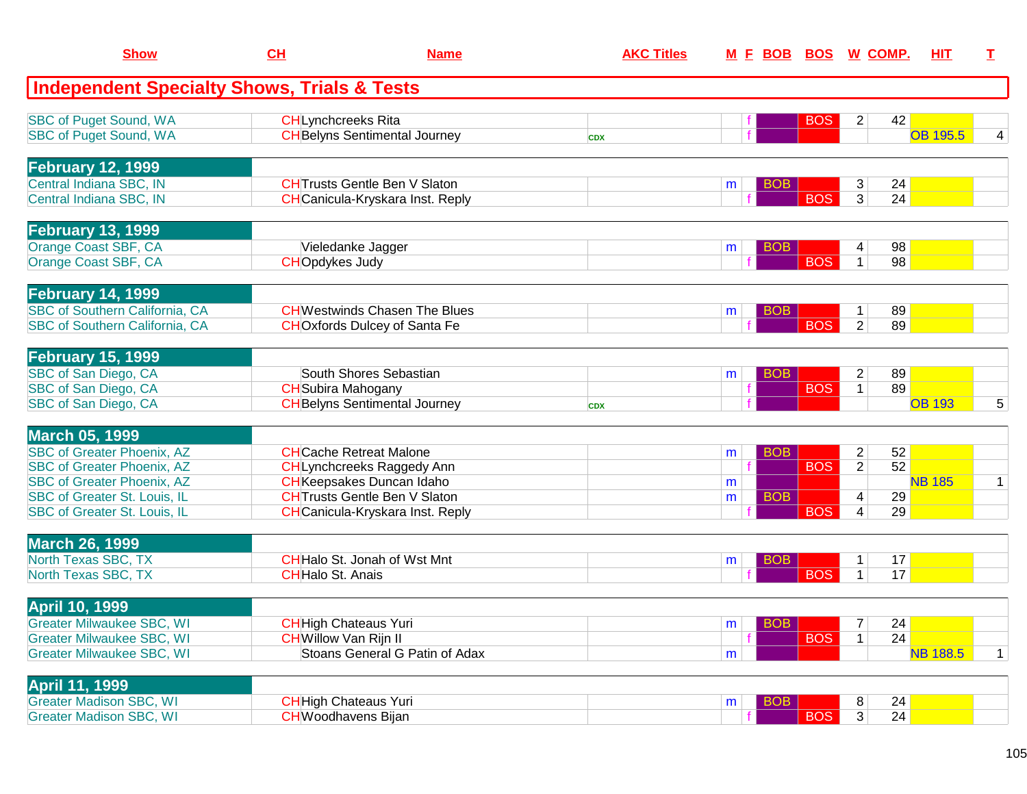| Show | CH | Name | AKC Titles | M | F | BOB | BOS | W | COMP. | HIT | T |
|---|---|---|---|---|---|---|---|---|---|---|---|
| **Independent Specialty Shows, Trials & Tests** | | | | | | | | | | | |
| SBC of Puget Sound, WA | CH | Lynchcreeks Rita | | | f | | BOS | 2 | 42 | | |
| SBC of Puget Sound, WA | CH | Belyns Sentimental Journey | CDX | | f | | | | | OB 195.5 | 4 |
| **February 12, 1999** | | | | | | | | | | | |
| Central Indiana SBC, IN | CH | Trusts Gentle Ben V Slaton | | m | | BOB | | 3 | 24 | | |
| Central Indiana SBC, IN | CH | Canicula-Kryskara Inst. Reply | | | f | | BOS | 3 | 24 | | |
| **February 13, 1999** | | | | | | | | | | | |
| Orange Coast SBF, CA | | Vieledanke Jagger | | m | | BOB | | 4 | 98 | | |
| Orange Coast SBF, CA | CH | Opdykes Judy | | | f | | BOS | 1 | 98 | | |
| **February 14, 1999** | | | | | | | | | | | |
| SBC of Southern California, CA | CH | Westwinds Chasen The Blues | | m | | BOB | | 1 | 89 | | |
| SBC of Southern California, CA | CH | Oxfords Dulcey of Santa Fe | | | f | | BOS | 2 | 89 | | |
| **February 15, 1999** | | | | | | | | | | | |
| SBC of San Diego, CA | | South Shores Sebastian | | m | | BOB | | 2 | 89 | | |
| SBC of San Diego, CA | CH | Subira Mahogany | | | f | | BOS | 1 | 89 | | |
| SBC of San Diego, CA | CH | Belyns Sentimental Journey | CDX | | f | | | | | OB 193 | 5 |
| **March 05, 1999** | | | | | | | | | | | |
| SBC of Greater Phoenix, AZ | CH | Cache Retreat Malone | | m | | BOB | | 2 | 52 | | |
| SBC of Greater Phoenix, AZ | CH | Lynchcreeks Raggedy Ann | | | f | | BOS | 2 | 52 | | |
| SBC of Greater Phoenix, AZ | CH | Keepsakes Duncan Idaho | | m | | | | | | NB 185 | 1 |
| SBC of Greater St. Louis, IL | CH | Trusts Gentle Ben V Slaton | | m | | BOB | | 4 | 29 | | |
| SBC of Greater St. Louis, IL | CH | Canicula-Kryskara Inst. Reply | | | f | | BOS | 4 | 29 | | |
| **March 26, 1999** | | | | | | | | | | | |
| North Texas SBC, TX | CH | Halo St. Jonah of Wst Mnt | | m | | BOB | | 1 | 17 | | |
| North Texas SBC, TX | CH | Halo St. Anais | | | f | | BOS | 1 | 17 | | |
| **April 10, 1999** | | | | | | | | | | | |
| Greater Milwaukee SBC, WI | CH | High Chateaus Yuri | | m | | BOB | | 7 | 24 | | |
| Greater Milwaukee SBC, WI | CH | Willow Van Rijn II | | | f | | BOS | 1 | 24 | | |
| Greater Milwaukee SBC, WI | | Stoans General G Patin of Adax | | m | | | | | | NB 188.5 | 1 |
| **April 11, 1999** | | | | | | | | | | | |
| Greater Madison SBC, WI | CH | High Chateaus Yuri | | m | | BOB | | 8 | 24 | | |
| Greater Madison SBC, WI | CH | Woodhavens Bijan | | | f | | BOS | 3 | 24 | | |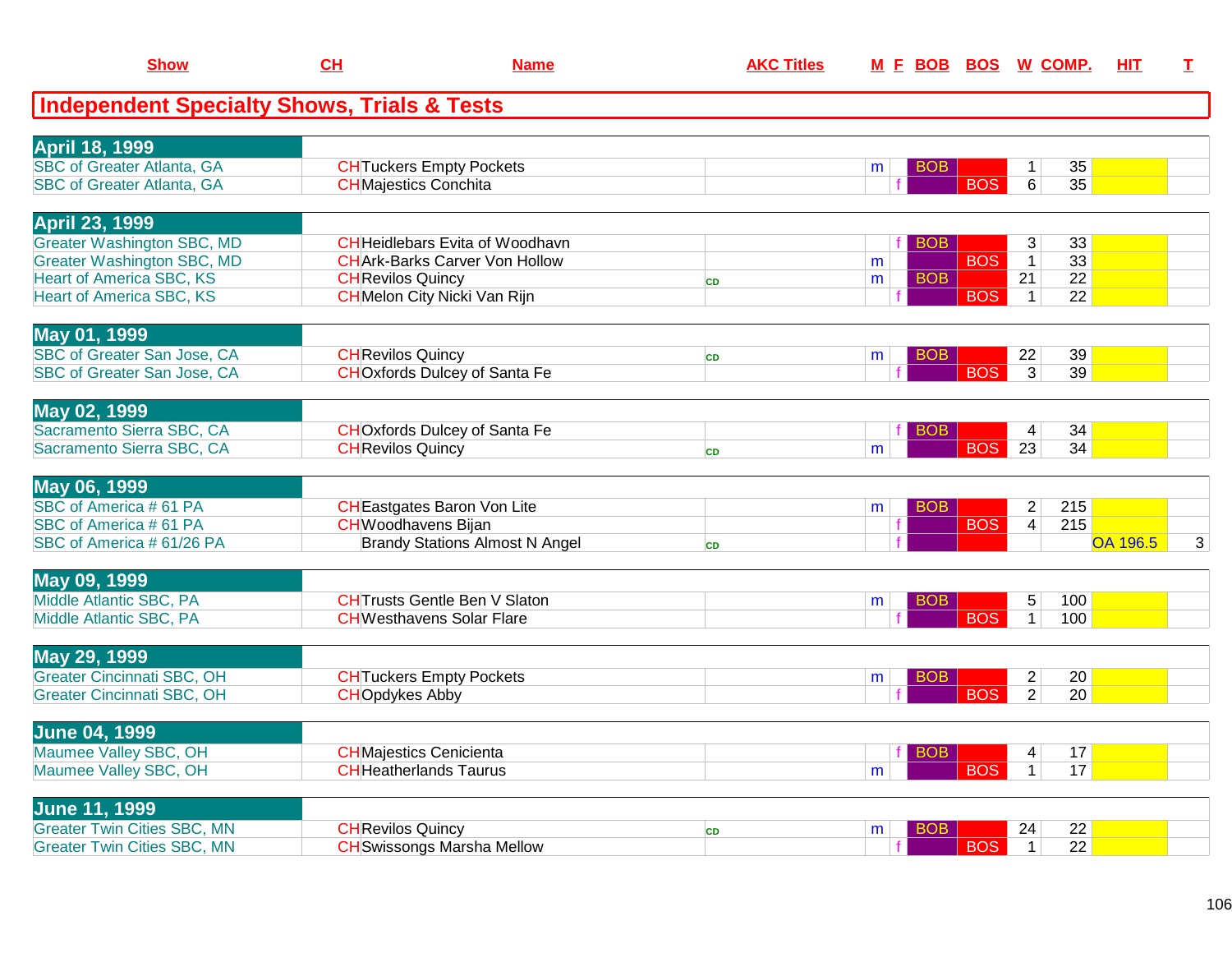| Show | CH | Name | AKC Titles | M | F | BOB | BOS | W | COMP. | HIT | T |
|---|---|---|---|---|---|---|---|---|---|---|---|

## Independent Specialty Shows, Trials & Tests

| Show | CH | Name | AKC Titles | M | F | BOB | BOS | W | COMP. | HIT | T |
|---|---|---|---|---|---|---|---|---|---|---|---|
| **April 18, 1999** | | | | | | | | | | | |
| SBC of Greater Atlanta, GA | CH | Tuckers Empty Pockets | | m | | BOB | | 1 | 35 | | |
| SBC of Greater Atlanta, GA | CH | Majestics Conchita | | | f | | BOS | 6 | 35 | | |
| **April 23, 1999** | | | | | | | | | | | |
| Greater Washington SBC, MD | CH | Heidlebars Evita of Woodhavn | | | f | BOB | | 3 | 33 | | |
| Greater Washington SBC, MD | CH | Ark-Barks Carver Von Hollow | | m | | | BOS | 1 | 33 | | |
| Heart of America SBC, KS | CH | Revilos Quincy | CD | m | | BOB | | 21 | 22 | | |
| Heart of America SBC, KS | CH | Melon City Nicki Van Rijn | | | f | | BOS | 1 | 22 | | |
| **May 01, 1999** | | | | | | | | | | | |
| SBC of Greater San Jose, CA | CH | Revilos Quincy | CD | m | | BOB | | 22 | 39 | | |
| SBC of Greater San Jose, CA | CH | Oxfords Dulcey of Santa Fe | | | f | | BOS | 3 | 39 | | |
| **May 02, 1999** | | | | | | | | | | | |
| Sacramento Sierra SBC, CA | CH | Oxfords Dulcey of Santa Fe | | | f | BOB | | 4 | 34 | | |
| Sacramento Sierra SBC, CA | CH | Revilos Quincy | CD | m | | | BOS | 23 | 34 | | |
| **May 06, 1999** | | | | | | | | | | | |
| SBC of America # 61 PA | CH | Eastgates Baron Von Lite | | m | | BOB | | 2 | 215 | | |
| SBC of America # 61 PA | CH | Woodhavens Bijan | | | f | | BOS | 4 | 215 | | |
| SBC of America # 61/26 PA | | Brandy Stations Almost N Angel | CD | | f | | | | | OA 196.5 | 3 |
| **May 09, 1999** | | | | | | | | | | | |
| Middle Atlantic SBC, PA | CH | Trusts Gentle Ben V Slaton | | m | | BOB | | 5 | 100 | | |
| Middle Atlantic SBC, PA | CH | Westhavens Solar Flare | | | f | | BOS | 1 | 100 | | |
| **May 29, 1999** | | | | | | | | | | | |
| Greater Cincinnati SBC, OH | CH | Tuckers Empty Pockets | | m | | BOB | | 2 | 20 | | |
| Greater Cincinnati SBC, OH | CH | Opdykes Abby | | | f | | BOS | 2 | 20 | | |
| **June 04, 1999** | | | | | | | | | | | |
| Maumee Valley SBC, OH | CH | Majestics Cenicienta | | | f | BOB | | 4 | 17 | | |
| Maumee Valley SBC, OH | CH | Heatherlands Taurus | | m | | | BOS | 1 | 17 | | |
| **June 11, 1999** | | | | | | | | | | | |
| Greater Twin Cities SBC, MN | CH | Revilos Quincy | CD | m | | BOB | | 24 | 22 | | |
| Greater Twin Cities SBC, MN | CH | Swissongs Marsha Mellow | | | f | | BOS | 1 | 22 | | |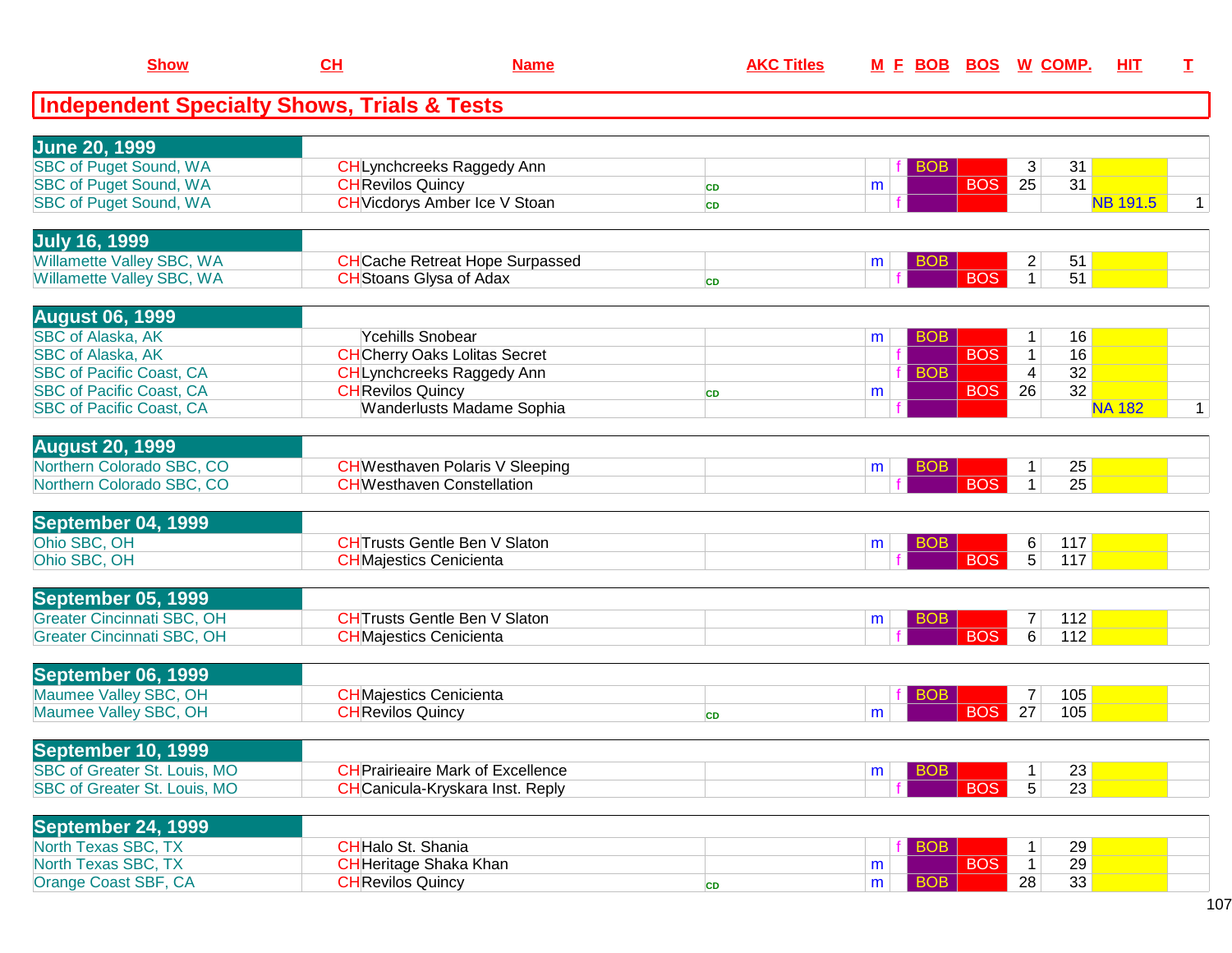## Independent Specialty Shows, Trials & Tests

| Show | CH | Name | AKC Titles | M | F | BOB | BOS | W | COMP. | HIT | T |
|---|---|---|---|---|---|---|---|---|---|---|---|
| **June 20, 1999** | | | | | | | | | | | |
| SBC of Puget Sound, WA | CH | Lynchcreeks Raggedy Ann | | | f | BOB | | 3 | 31 | | |
| SBC of Puget Sound, WA | CH | Revilos Quincy | CD | m | | | BOS | 25 | 31 | | |
| SBC of Puget Sound, WA | CH | Vicdorys Amber Ice V Stoan | CD | | f | | | | | NB 191.5 | 1 |
| **July 16, 1999** | | | | | | | | | | | |
| Willamette Valley SBC, WA | CH | Cache Retreat Hope Surpassed | | m | | BOB | | 2 | 51 | | |
| Willamette Valley SBC, WA | CH | Stoans Glysa of Adax | CD | | f | | BOS | 1 | 51 | | |
| **August 06, 1999** | | | | | | | | | | | |
| SBC of Alaska, AK | | Ycehills Snobear | | m | | BOB | | 1 | 16 | | |
| SBC of Alaska, AK | CH | Cherry Oaks Lolitas Secret | | | f | | BOS | 1 | 16 | | |
| SBC of Pacific Coast, CA | CH | Lynchcreeks Raggedy Ann | | | f | BOB | | 4 | 32 | | |
| SBC of Pacific Coast, CA | CH | Revilos Quincy | CD | m | | | BOS | 26 | 32 | | |
| SBC of Pacific Coast, CA | | Wanderlusts Madame Sophia | | | f | | | | | NA 182 | 1 |
| **August 20, 1999** | | | | | | | | | | | |
| Northern Colorado SBC, CO | CH | Westhaven Polaris V Sleeping | | m | | BOB | | 1 | 25 | | |
| Northern Colorado SBC, CO | CH | Westhaven Constellation | | | f | | BOS | 1 | 25 | | |
| **September 04, 1999** | | | | | | | | | | | |
| Ohio SBC, OH | CH | Trusts Gentle Ben V Slaton | | m | | BOB | | 6 | 117 | | |
| Ohio SBC, OH | CH | Majestics Cenicienta | | | f | | BOS | 5 | 117 | | |
| **September 05, 1999** | | | | | | | | | | | |
| Greater Cincinnati SBC, OH | CH | Trusts Gentle Ben V Slaton | | m | | BOB | | 7 | 112 | | |
| Greater Cincinnati SBC, OH | CH | Majestics Cenicienta | | | f | | BOS | 6 | 112 | | |
| **September 06, 1999** | | | | | | | | | | | |
| Maumee Valley SBC, OH | CH | Majestics Cenicienta | | | f | BOB | | 7 | 105 | | |
| Maumee Valley SBC, OH | CH | Revilos Quincy | CD | m | | | BOS | 27 | 105 | | |
| **September 10, 1999** | | | | | | | | | | | |
| SBC of Greater St. Louis, MO | CH | Prairieaire Mark of Excellence | | m | | BOB | | 1 | 23 | | |
| SBC of Greater St. Louis, MO | CH | Canicula-Kryskara Inst. Reply | | | f | | BOS | 5 | 23 | | |
| **September 24, 1999** | | | | | | | | | | | |
| North Texas SBC, TX | CH | Halo St. Shania | | | f | BOB | | 1 | 29 | | |
| North Texas SBC, TX | CH | Heritage Shaka Khan | | m | | | BOS | 1 | 29 | | |
| Orange Coast SBF, CA | CH | Revilos Quincy | CD | m | | BOB | | 28 | 33 | | |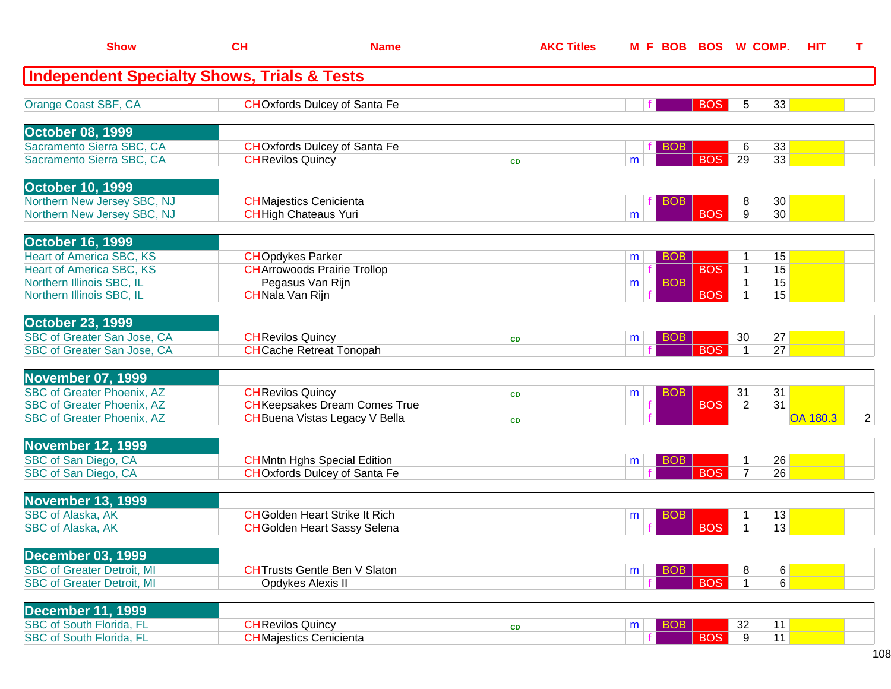| Show | CH | Name | AKC Titles | M | F | BOB | BOS | W | COMP. | HIT | T |
|---|---|---|---|---|---|---|---|---|---|---|---|

## Independent Specialty Shows, Trials & Tests

| Show | CH | Name | AKC Titles | M | F | BOB | BOS | W | COMP. | HIT | T |
|---|---|---|---|---|---|---|---|---|---|---|---|
| Orange Coast SBF, CA | CH | Oxfords Dulcey of Santa Fe | | | f | | BOS | 5 | 33 | | |
| **October 08, 1999** | | | | | | | | | | | |
| Sacramento Sierra SBC, CA | CH | Oxfords Dulcey of Santa Fe | | | f | BOB | | 6 | 33 | | |
| Sacramento Sierra SBC, CA | CH | Revilos Quincy | CD | m | | | BOS | 29 | 33 | | |
| **October 10, 1999** | | | | | | | | | | | |
| Northern New Jersey SBC, NJ | CH | Majestics Cenicienta | | | f | BOB | | 8 | 30 | | |
| Northern New Jersey SBC, NJ | CH | High Chateaus Yuri | | m | | | BOS | 9 | 30 | | |
| **October 16, 1999** | | | | | | | | | | | |
| Heart of America SBC, KS | CH | Opdykes Parker | | m | | BOB | | 1 | 15 | | |
| Heart of America SBC, KS | CH | Arrowoods Prairie Trollop | | | f | | BOS | 1 | 15 | | |
| Northern Illinois SBC, IL | | Pegasus Van Rijn | | m | | BOB | | 1 | 15 | | |
| Northern Illinois SBC, IL | CH | Nala Van Rijn | | | f | | BOS | 1 | 15 | | |
| **October 23, 1999** | | | | | | | | | | | |
| SBC of Greater San Jose, CA | CH | Revilos Quincy | CD | m | | BOB | | 30 | 27 | | |
| SBC of Greater San Jose, CA | CH | Cache Retreat Tonopah | | | f | | BOS | 1 | 27 | | |
| **November 07, 1999** | | | | | | | | | | | |
| SBC of Greater Phoenix, AZ | CH | Revilos Quincy | CD | m | | BOB | | 31 | 31 | | |
| SBC of Greater Phoenix, AZ | CH | Keepsakes Dream Comes True | | | f | | BOS | 2 | 31 | | |
| SBC of Greater Phoenix, AZ | CH | Buena Vistas Legacy V Bella | CD | | f | | | | | OA 180.3 | 2 |
| **November 12, 1999** | | | | | | | | | | | |
| SBC of San Diego, CA | CH | Mntn Hghs Special Edition | | m | | BOB | | 1 | 26 | | |
| SBC of San Diego, CA | CH | Oxfords Dulcey of Santa Fe | | | f | | BOS | 7 | 26 | | |
| **November 13, 1999** | | | | | | | | | | | |
| SBC of Alaska, AK | CH | Golden Heart Strike It Rich | | m | | BOB | | 1 | 13 | | |
| SBC of Alaska, AK | CH | Golden Heart Sassy Selena | | | f | | BOS | 1 | 13 | | |
| **December 03, 1999** | | | | | | | | | | | |
| SBC of Greater Detroit, MI | CH | Trusts Gentle Ben V Slaton | | m | | BOB | | 8 | 6 | | |
| SBC of Greater Detroit, MI | | Opdykes Alexis II | | | f | | BOS | 1 | 6 | | |
| **December 11, 1999** | | | | | | | | | | | |
| SBC of South Florida, FL | CH | Revilos Quincy | CD | m | | BOB | | 32 | 11 | | |
| SBC of South Florida, FL | CH | Majestics Cenicienta | | | f | | BOS | 9 | 11 | | |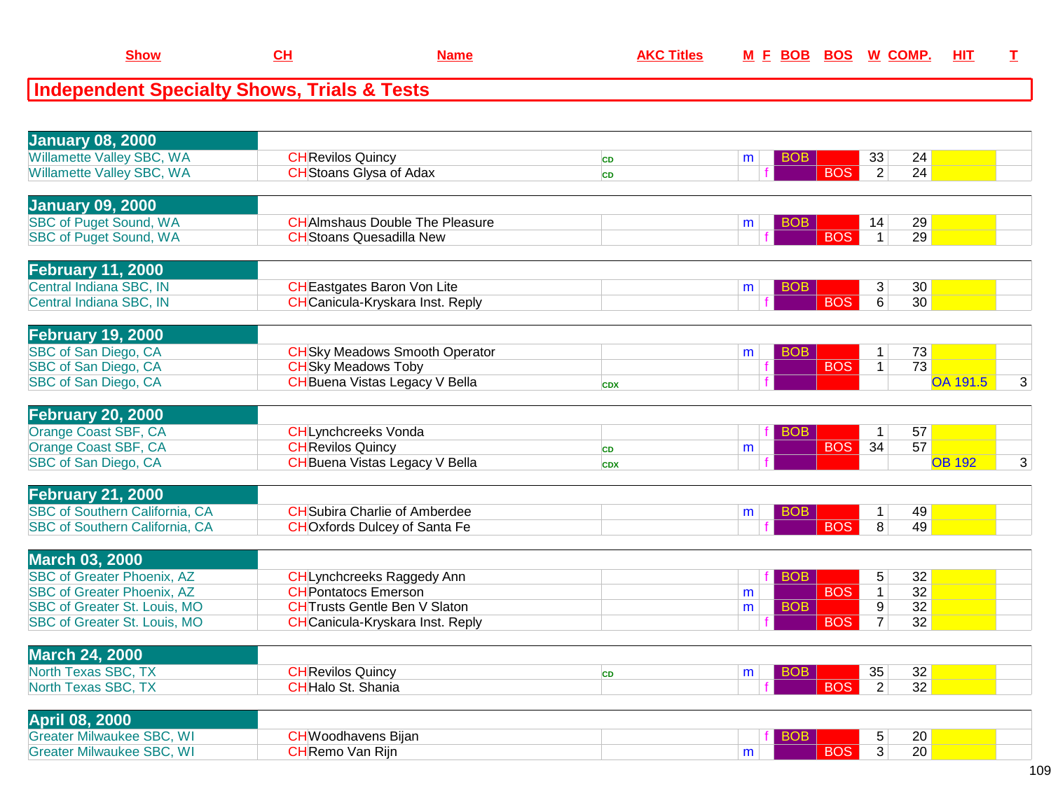| Show | CH | Name | AKC Titles | M | F | BOB | BOS | W | COMP. | HIT | T |
|---|---|---|---|---|---|---|---|---|---|---|---|

## Independent Specialty Shows, Trials & Tests

| Show | CH | Name | AKC Titles | M | F | BOB | BOS | W | COMP. | HIT | T |
|---|---|---|---|---|---|---|---|---|---|---|---|
| **January 08, 2000** | | | | | | | | | | | |
| Willamette Valley SBC, WA | CH | Revilos Quincy | CD | m | | BOB | | 33 | 24 | | |
| Willamette Valley SBC, WA | CH | Stoans Glysa of Adax | CD | | f | | BOS | 2 | 24 | | |
| **January 09, 2000** | | | | | | | | | | | |
| SBC of Puget Sound, WA | CH | Almshaus Double The Pleasure | | m | | BOB | | 14 | 29 | | |
| SBC of Puget Sound, WA | CH | Stoans Quesadilla New | | | f | | BOS | 1 | 29 | | |
| **February 11, 2000** | | | | | | | | | | | |
| Central Indiana SBC, IN | CH | Eastgates Baron Von Lite | | m | | BOB | | 3 | 30 | | |
| Central Indiana SBC, IN | CH | Canicula-Kryskara Inst. Reply | | | f | | BOS | 6 | 30 | | |
| **February 19, 2000** | | | | | | | | | | | |
| SBC of San Diego, CA | CH | Sky Meadows Smooth Operator | | m | | BOB | | 1 | 73 | | |
| SBC of San Diego, CA | CH | Sky Meadows Toby | | | f | | BOS | 1 | 73 | | |
| SBC of San Diego, CA | CH | Buena Vistas Legacy V Bella | CDX | | f | | | | | OA 191.5 | 3 |
| **February 20, 2000** | | | | | | | | | | | |
| Orange Coast SBF, CA | CH | Lynchcreeks Vonda | | | f | BOB | | 1 | 57 | | |
| Orange Coast SBF, CA | CH | Revilos Quincy | CD | m | | | BOS | 34 | 57 | | |
| SBC of San Diego, CA | CH | Buena Vistas Legacy V Bella | CDX | | f | | | | | OB 192 | 3 |
| **February 21, 2000** | | | | | | | | | | | |
| SBC of Southern California, CA | CH | Subira Charlie of Amberdee | | m | | BOB | | 1 | 49 | | |
| SBC of Southern California, CA | CH | Oxfords Dulcey of Santa Fe | | | f | | BOS | 8 | 49 | | |
| **March 03, 2000** | | | | | | | | | | | |
| SBC of Greater Phoenix, AZ | CH | Lynchcreeks Raggedy Ann | | | f | BOB | | 5 | 32 | | |
| SBC of Greater Phoenix, AZ | CH | Pontatocs Emerson | | m | | | BOS | 1 | 32 | | |
| SBC of Greater St. Louis, MO | CH | Trusts Gentle Ben V Slaton | | m | | BOB | | 9 | 32 | | |
| SBC of Greater St. Louis, MO | CH | Canicula-Kryskara Inst. Reply | | | f | | BOS | 7 | 32 | | |
| **March 24, 2000** | | | | | | | | | | | |
| North Texas SBC, TX | CH | Revilos Quincy | CD | m | | BOB | | 35 | 32 | | |
| North Texas SBC, TX | CH | Halo St. Shania | | | f | | BOS | 2 | 32 | | |
| **April 08, 2000** | | | | | | | | | | | |
| Greater Milwaukee SBC, WI | CH | Woodhavens Bijan | | | f | BOB | | 5 | 20 | | |
| Greater Milwaukee SBC, WI | CH | Remo Van Rijn | | m | | | BOS | 3 | 20 | | |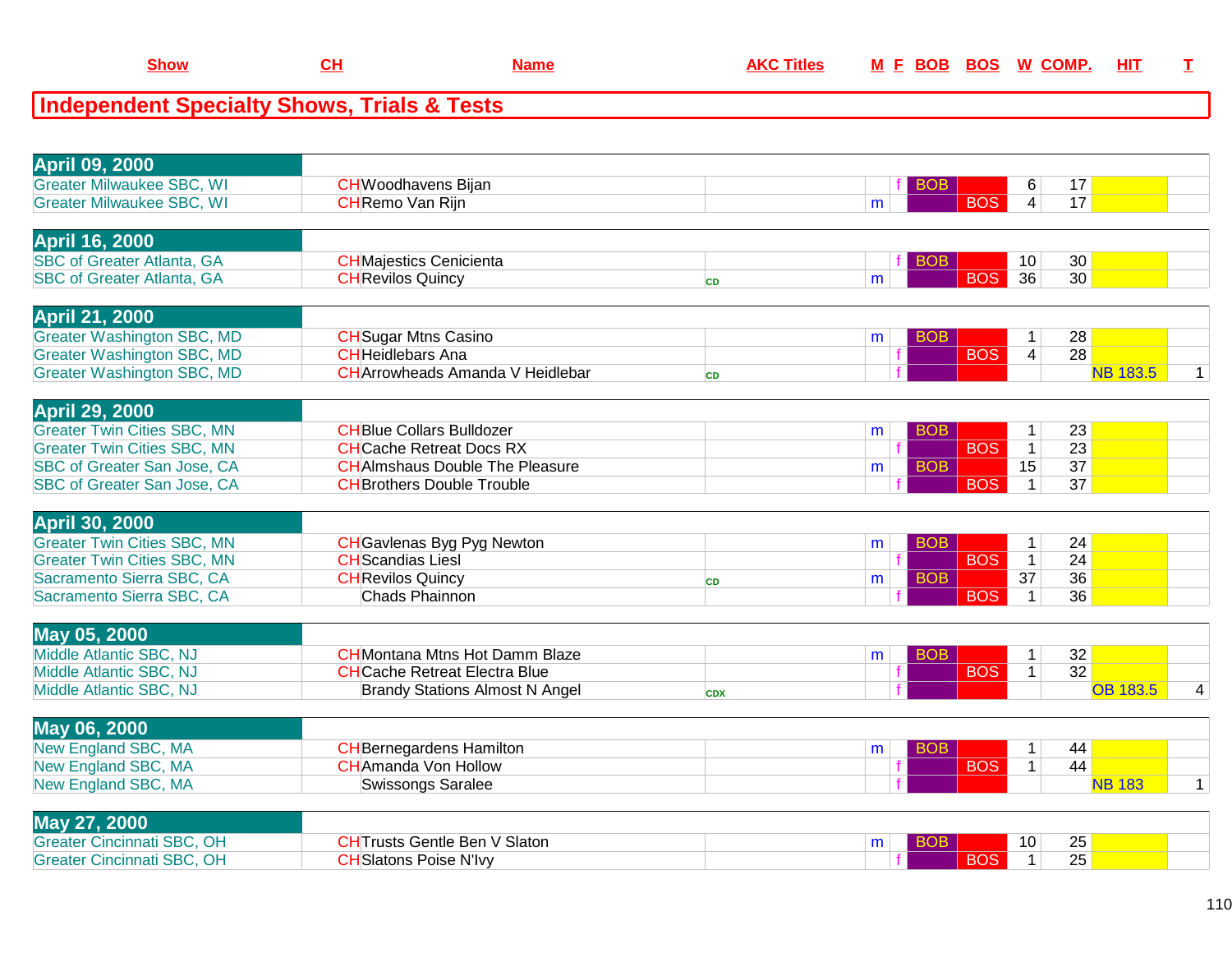| Show | CH | Name | AKC Titles | M | F | BOB | BOS | W | COMP. | HIT | T |
|---|---|---|---|---|---|---|---|---|---|---|---|

## Independent Specialty Shows, Trials & Tests

| Show | CH | Name | AKC Titles | M | F | BOB | BOS | W | COMP. | HIT | T |
|---|---|---|---|---|---|---|---|---|---|---|---|
| **April 09, 2000** | | | | | | | | | | | |
| Greater Milwaukee SBC, WI | CH | Woodhavens Bijan | | | f | BOB | | 6 | 17 | | |
| Greater Milwaukee SBC, WI | CH | Remo Van Rijn | | m | | | BOS | 4 | 17 | | |
| **April 16, 2000** | | | | | | | | | | | |
| SBC of Greater Atlanta, GA | CH | Majestics Cenicienta | | | f | BOB | | 10 | 30 | | |
| SBC of Greater Atlanta, GA | CH | Revilos Quincy | CD | m | | | BOS | 36 | 30 | | |
| **April 21, 2000** | | | | | | | | | | | |
| Greater Washington SBC, MD | CH | Sugar Mtns Casino | | m | | BOB | | 1 | 28 | | |
| Greater Washington SBC, MD | CH | Heidlebars Ana | | | f | | BOS | 4 | 28 | | |
| Greater Washington SBC, MD | CH | Arrowheads Amanda V Heidlebar | CD | | f | | | | | NB 183.5 | 1 |
| **April 29, 2000** | | | | | | | | | | | |
| Greater Twin Cities SBC, MN | CH | Blue Collars Bulldozer | | m | | BOB | | 1 | 23 | | |
| Greater Twin Cities SBC, MN | CH | Cache Retreat Docs RX | | | f | | BOS | 1 | 23 | | |
| SBC of Greater San Jose, CA | CH | Almshaus Double The Pleasure | | m | | BOB | | 15 | 37 | | |
| SBC of Greater San Jose, CA | CH | Brothers Double Trouble | | | f | | BOS | 1 | 37 | | |
| **April 30, 2000** | | | | | | | | | | | |
| Greater Twin Cities SBC, MN | CH | Gavlenas Byg Pyg Newton | | m | | BOB | | 1 | 24 | | |
| Greater Twin Cities SBC, MN | CH | Scandias Liesl | | | f | | BOS | 1 | 24 | | |
| Sacramento Sierra SBC, CA | CH | Revilos Quincy | CD | m | | BOB | | 37 | 36 | | |
| Sacramento Sierra SBC, CA | | Chads Phainnon | | | f | | BOS | 1 | 36 | | |
| **May 05, 2000** | | | | | | | | | | | |
| Middle Atlantic SBC, NJ | CH | Montana Mtns Hot Damm Blaze | | m | | BOB | | 1 | 32 | | |
| Middle Atlantic SBC, NJ | CH | Cache Retreat Electra Blue | | | f | | BOS | 1 | 32 | | |
| Middle Atlantic SBC, NJ | | Brandy Stations Almost N Angel | CDX | | f | | | | | OB 183.5 | 4 |
| **May 06, 2000** | | | | | | | | | | | |
| New England SBC, MA | CH | Bernegardens Hamilton | | m | | BOB | | 1 | 44 | | |
| New England SBC, MA | CH | Amanda Von Hollow | | | f | | BOS | 1 | 44 | | |
| New England SBC, MA | | Swissongs Saralee | | | f | | | | | NB 183 | 1 |
| **May 27, 2000** | | | | | | | | | | | |
| Greater Cincinnati SBC, OH | CH | Trusts Gentle Ben V Slaton | | m | | BOB | | 10 | 25 | | |
| Greater Cincinnati SBC, OH | CH | Slatons Poise N'Ivy | | | f | | BOS | 1 | 25 | | |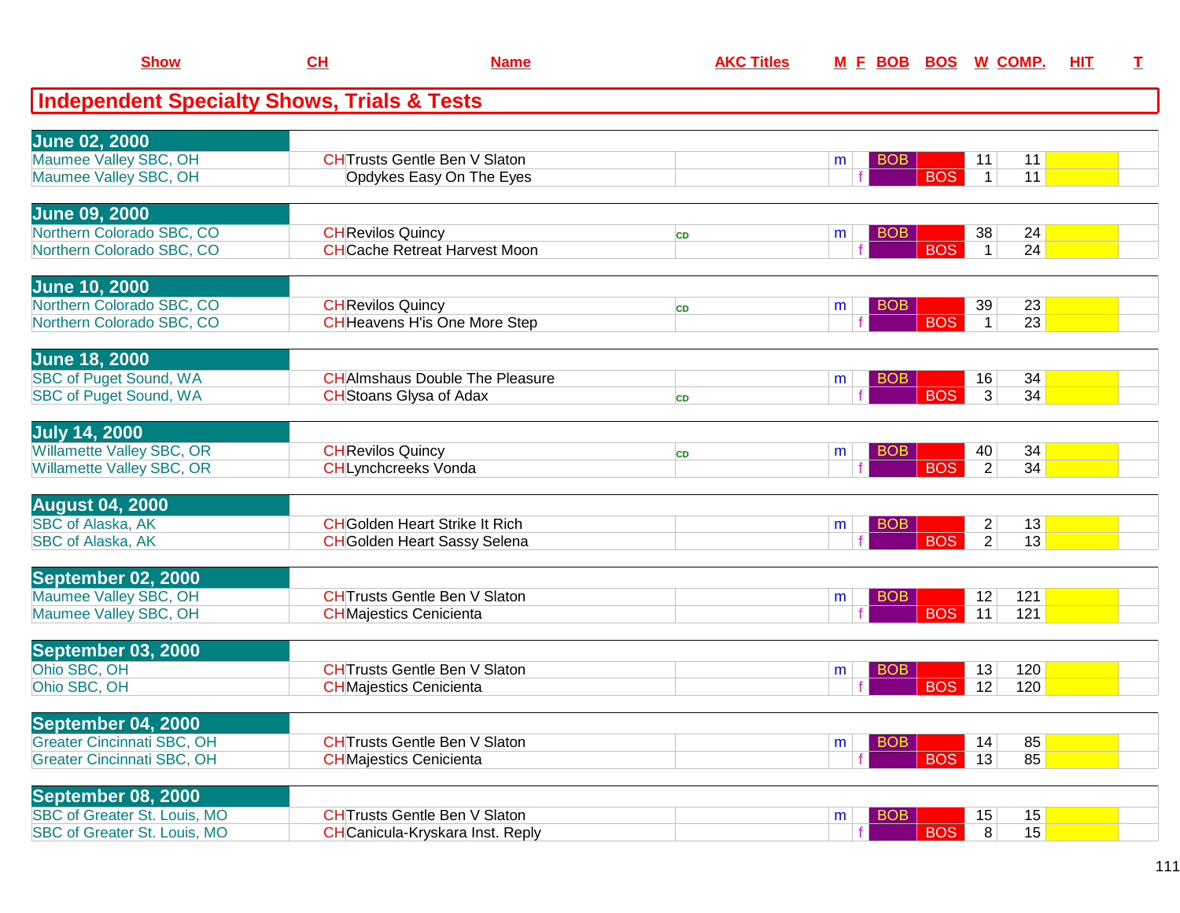| Show | CH | Name | AKC Titles | M | F | BOB | BOS | W | COMP. | HIT | T |
|---|---|---|---|---|---|---|---|---|---|---|---|

## Independent Specialty Shows, Trials & Tests

| Show | CH | Name | AKC Titles | M | F | BOB | BOS | W | COMP. | HIT | T |
|---|---|---|---|---|---|---|---|---|---|---|---|
| **June 02, 2000** | | | | | | | | | | | |
| Maumee Valley SBC, OH | CH | Trusts Gentle Ben V Slaton | | m | | BOB | | 11 | 11 | | |
| Maumee Valley SBC, OH | | Opdykes Easy On The Eyes | | | f | | BOS | 1 | 11 | | |
| **June 09, 2000** | | | | | | | | | | | |
| Northern Colorado SBC, CO | CH | Revilos Quincy | CD | m | | BOB | | 38 | 24 | | |
| Northern Colorado SBC, CO | CH | Cache Retreat Harvest Moon | | | f | | BOS | 1 | 24 | | |
| **June 10, 2000** | | | | | | | | | | | |
| Northern Colorado SBC, CO | CH | Revilos Quincy | CD | m | | BOB | | 39 | 23 | | |
| Northern Colorado SBC, CO | CH | Heavens H'is One More Step | | | f | | BOS | 1 | 23 | | |
| **June 18, 2000** | | | | | | | | | | | |
| SBC of Puget Sound, WA | CH | Almshaus Double The Pleasure | | m | | BOB | | 16 | 34 | | |
| SBC of Puget Sound, WA | CH | Stoans Glysa of Adax | CD | | f | | BOS | 3 | 34 | | |
| **July 14, 2000** | | | | | | | | | | | |
| Willamette Valley SBC, OR | CH | Revilos Quincy | CD | m | | BOB | | 40 | 34 | | |
| Willamette Valley SBC, OR | CH | Lynchcreeks Vonda | | | f | | BOS | 2 | 34 | | |
| **August 04, 2000** | | | | | | | | | | | |
| SBC of Alaska, AK | CH | Golden Heart Strike It Rich | | m | | BOB | | 2 | 13 | | |
| SBC of Alaska, AK | CH | Golden Heart Sassy Selena | | | f | | BOS | 2 | 13 | | |
| **September 02, 2000** | | | | | | | | | | | |
| Maumee Valley SBC, OH | CH | Trusts Gentle Ben V Slaton | | m | | BOB | | 12 | 121 | | |
| Maumee Valley SBC, OH | CH | Majestics Cenicienta | | | f | | BOS | 11 | 121 | | |
| **September 03, 2000** | | | | | | | | | | | |
| Ohio SBC, OH | CH | Trusts Gentle Ben V Slaton | | m | | BOB | | 13 | 120 | | |
| Ohio SBC, OH | CH | Majestics Cenicienta | | | f | | BOS | 12 | 120 | | |
| **September 04, 2000** | | | | | | | | | | | |
| Greater Cincinnati SBC, OH | CH | Trusts Gentle Ben V Slaton | | m | | BOB | | 14 | 85 | | |
| Greater Cincinnati SBC, OH | CH | Majestics Cenicienta | | | f | | BOS | 13 | 85 | | |
| **September 08, 2000** | | | | | | | | | | | |
| SBC of Greater St. Louis, MO | CH | Trusts Gentle Ben V Slaton | | m | | BOB | | 15 | 15 | | |
| SBC of Greater St. Louis, MO | CH | Canicula-Kryskara Inst. Reply | | | f | | BOS | 8 | 15 | | |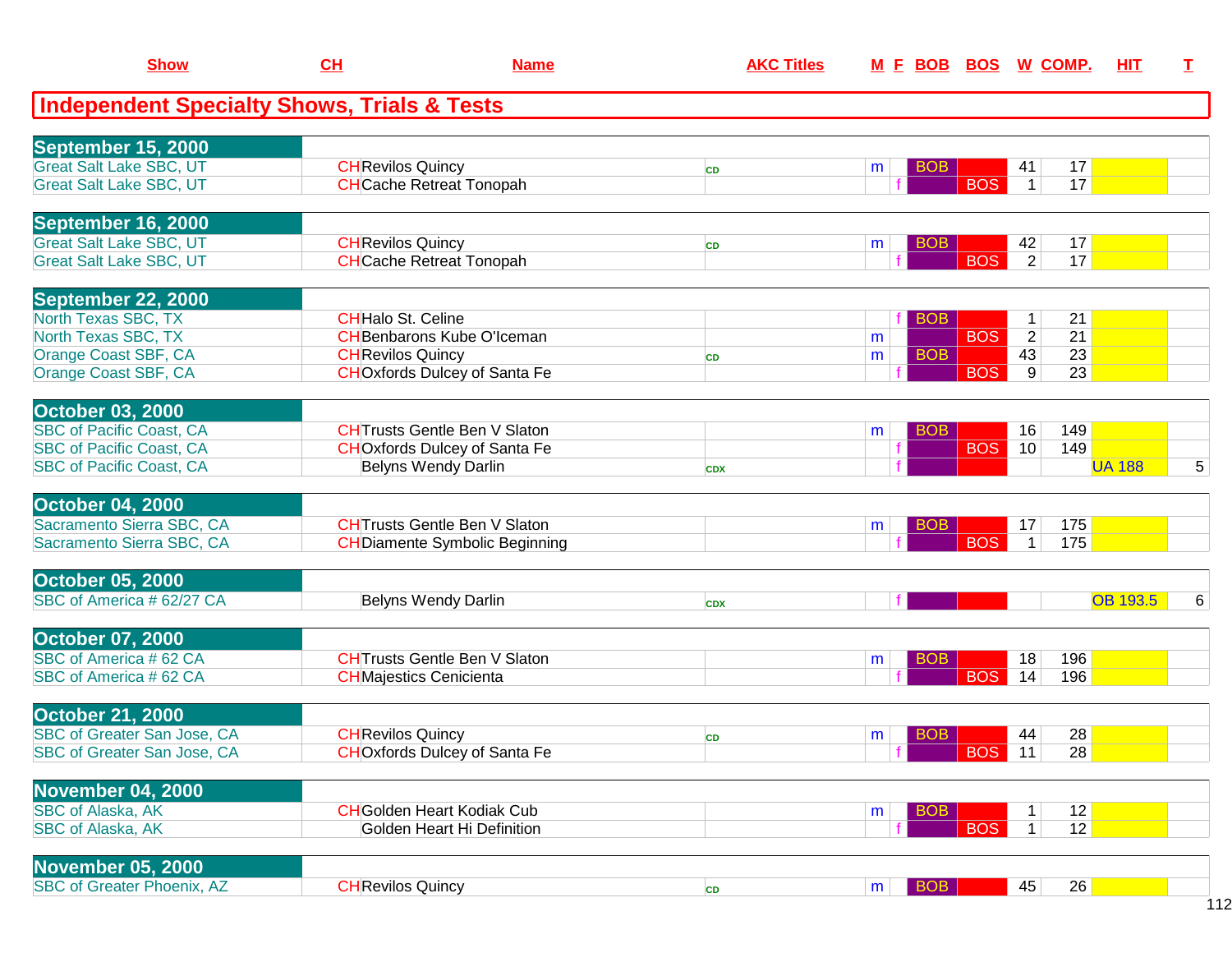| Show | CH | Name | AKC Titles | M | F | BOB | BOS | W | COMP. | HIT | T |
|---|---|---|---|---|---|---|---|---|---|---|---|

## Independent Specialty Shows, Trials & Tests

| Show | CH | Name | AKC Titles | M | F | BOB | BOS | W | COMP. | HIT | T |
|---|---|---|---|---|---|---|---|---|---|---|---|
| **September 15, 2000** | | | | | | | | | | | |
| Great Salt Lake SBC, UT | CH | Revilos Quincy | CD | m | | BOB | | 41 | 17 | | |
| Great Salt Lake SBC, UT | CH | Cache Retreat Tonopah | | | f | | BOS | 1 | 17 | | |
| **September 16, 2000** | | | | | | | | | | | |
| Great Salt Lake SBC, UT | CH | Revilos Quincy | CD | m | | BOB | | 42 | 17 | | |
| Great Salt Lake SBC, UT | CH | Cache Retreat Tonopah | | | f | | BOS | 2 | 17 | | |
| **September 22, 2000** | | | | | | | | | | | |
| North Texas SBC, TX | CH | Halo St. Celine | | | f | BOB | | 1 | 21 | | |
| North Texas SBC, TX | CH | Benbarons Kube O'Iceman | | m | | | BOS | 2 | 21 | | |
| Orange Coast SBF, CA | CH | Revilos Quincy | CD | m | | BOB | | 43 | 23 | | |
| Orange Coast SBF, CA | CH | Oxfords Dulcey of Santa Fe | | | f | | BOS | 9 | 23 | | |
| **October 03, 2000** | | | | | | | | | | | |
| SBC of Pacific Coast, CA | CH | Trusts Gentle Ben V Slaton | | m | | BOB | | 16 | 149 | | |
| SBC of Pacific Coast, CA | CH | Oxfords Dulcey of Santa Fe | | | f | | BOS | 10 | 149 | | |
| SBC of Pacific Coast, CA | | Belyns Wendy Darlin | CDX | | f | | | | | UA 188 | 5 |
| **October 04, 2000** | | | | | | | | | | | |
| Sacramento Sierra SBC, CA | CH | Trusts Gentle Ben V Slaton | | m | | BOB | | 17 | 175 | | |
| Sacramento Sierra SBC, CA | CH | Diamente Symbolic Beginning | | | f | | BOS | 1 | 175 | | |
| **October 05, 2000** | | | | | | | | | | | |
| SBC of America # 62/27 CA | | Belyns Wendy Darlin | CDX | | f | | | | | OB 193.5 | 6 |
| **October 07, 2000** | | | | | | | | | | | |
| SBC of America # 62 CA | CH | Trusts Gentle Ben V Slaton | | m | | BOB | | 18 | 196 | | |
| SBC of America # 62 CA | CH | Majestics Cenicienta | | | f | | BOS | 14 | 196 | | |
| **October 21, 2000** | | | | | | | | | | | |
| SBC of Greater San Jose, CA | CH | Revilos Quincy | CD | m | | BOB | | 44 | 28 | | |
| SBC of Greater San Jose, CA | CH | Oxfords Dulcey of Santa Fe | | | f | | BOS | 11 | 28 | | |
| **November 04, 2000** | | | | | | | | | | | |
| SBC of Alaska, AK | CH | Golden Heart Kodiak Cub | | m | | BOB | | 1 | 12 | | |
| SBC of Alaska, AK | | Golden Heart Hi Definition | | | f | | BOS | 1 | 12 | | |
| **November 05, 2000** | | | | | | | | | | | |
| SBC of Greater Phoenix, AZ | CH | Revilos Quincy | CD | m | | BOB | | 45 | 26 | | |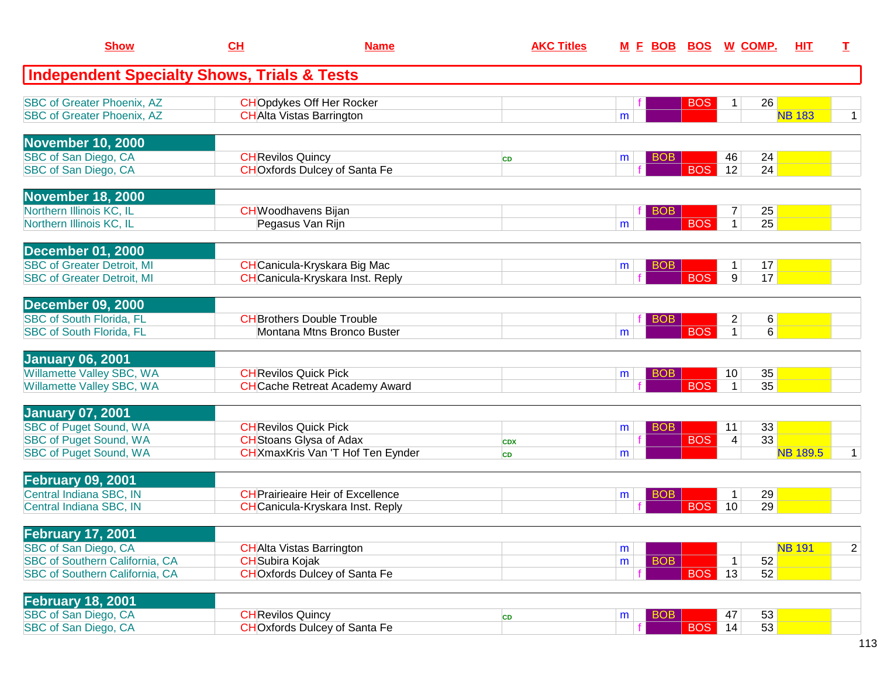| Show | CH | Name | AKC Titles | M | F | BOB | BOS | W | COMP. | HIT | T |
|---|---|---|---|---|---|---|---|---|---|---|---|
| **Independent Specialty Shows, Trials & Tests** | | | | | | | | | | | |
| SBC of Greater Phoenix, AZ | CH | Opdykes Off Her Rocker | | | f | | BOS | 1 | 26 | | |
| SBC of Greater Phoenix, AZ | CH | Alta Vistas Barrington | | m | | | | | | NB 183 | 1 |
| **November 10, 2000** | | | | | | | | | | | |
| SBC of San Diego, CA | CH | Revilos Quincy | CD | m | | BOB | | 46 | 24 | | |
| SBC of San Diego, CA | CH | Oxfords Dulcey of Santa Fe | | | f | | BOS | 12 | 24 | | |
| **November 18, 2000** | | | | | | | | | | | |
| Northern Illinois KC, IL | CH | Woodhavens Bijan | | | f | BOB | | 7 | 25 | | |
| Northern Illinois KC, IL | | Pegasus Van Rijn | | m | | | BOS | 1 | 25 | | |
| **December 01, 2000** | | | | | | | | | | | |
| SBC of Greater Detroit, MI | CH | Canicula-Kryskara Big Mac | | m | | BOB | | 1 | 17 | | |
| SBC of Greater Detroit, MI | CH | Canicula-Kryskara Inst. Reply | | | f | | BOS | 9 | 17 | | |
| **December 09, 2000** | | | | | | | | | | | |
| SBC of South Florida, FL | CH | Brothers Double Trouble | | | f | BOB | | 2 | 6 | | |
| SBC of South Florida, FL | | Montana Mtns Bronco Buster | | m | | | BOS | 1 | 6 | | |
| **January 06, 2001** | | | | | | | | | | | |
| Willamette Valley SBC, WA | CH | Revilos Quick Pick | | m | | BOB | | 10 | 35 | | |
| Willamette Valley SBC, WA | CH | Cache Retreat Academy Award | | | f | | BOS | 1 | 35 | | |
| **January 07, 2001** | | | | | | | | | | | |
| SBC of Puget Sound, WA | CH | Revilos Quick Pick | | m | | BOB | | 11 | 33 | | |
| SBC of Puget Sound, WA | CH | Stoans Glysa of Adax | CDX | | f | | BOS | 4 | 33 | | |
| SBC of Puget Sound, WA | CH | XmaxKris Van 'T Hof Ten Eynder | CD | m | | | | | | NB 189.5 | 1 |
| **February 09, 2001** | | | | | | | | | | | |
| Central Indiana SBC, IN | CH | Prairieaire Heir of Excellence | | m | | BOB | | 1 | 29 | | |
| Central Indiana SBC, IN | CH | Canicula-Kryskara Inst. Reply | | | f | | BOS | 10 | 29 | | |
| **February 17, 2001** | | | | | | | | | | | |
| SBC of San Diego, CA | CH | Alta Vistas Barrington | | m | | | | | | NB 191 | 2 |
| SBC of Southern California, CA | CH | Subira Kojak | | m | | BOB | | 1 | 52 | | |
| SBC of Southern California, CA | CH | Oxfords Dulcey of Santa Fe | | | f | | BOS | 13 | 52 | | |
| **February 18, 2001** | | | | | | | | | | | |
| SBC of San Diego, CA | CH | Revilos Quincy | CD | m | | BOB | | 47 | 53 | | |
| SBC of San Diego, CA | CH | Oxfords Dulcey of Santa Fe | | | f | | BOS | 14 | 53 | | |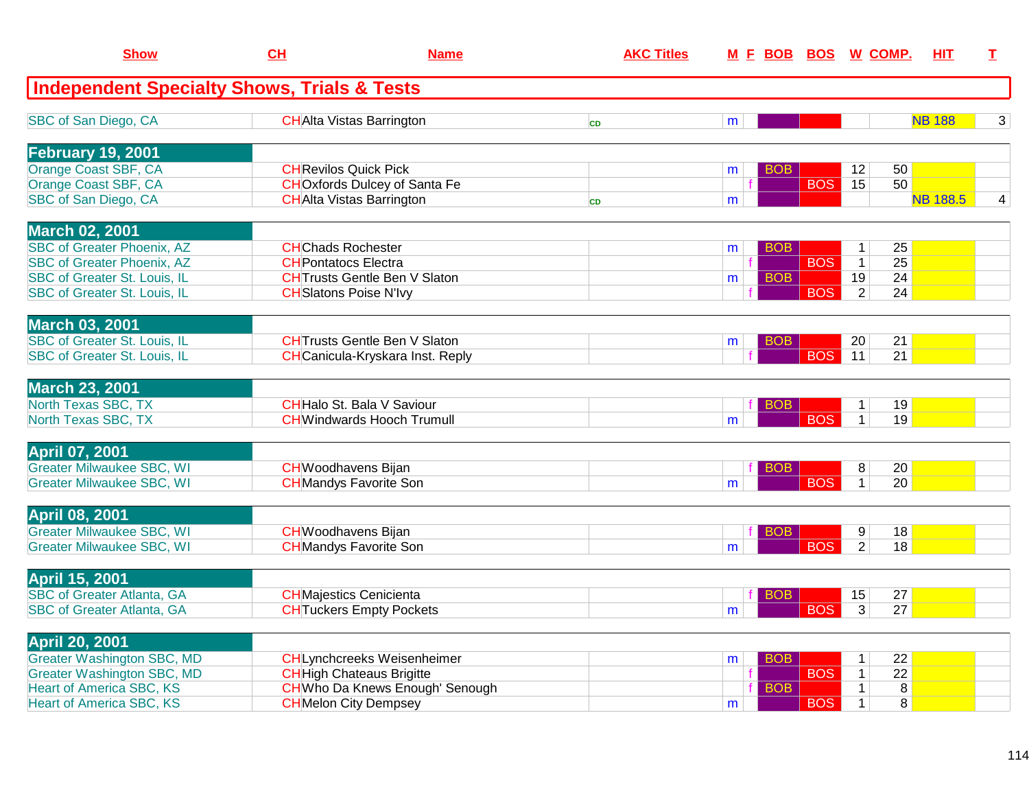| Show | CH | Name | AKC Titles | M | F | BOB | BOS | W | COMP. | HIT | T |
|---|---|---|---|---|---|---|---|---|---|---|---|
| **Independent Specialty Shows, Trials & Tests** | | | | | | | | | | | |
| SBC of San Diego, CA | CH | Alta Vistas Barrington | CD | m | | | | | | NB 188 | 3 |
| **February 19, 2001** | | | | | | | | | | | |
| Orange Coast SBF, CA | CH | Revilos Quick Pick | | m | | BOB | | 12 | 50 | | |
| Orange Coast SBF, CA | CH | Oxfords Dulcey of Santa Fe | | | f | | BOS | 15 | 50 | | |
| SBC of San Diego, CA | CH | Alta Vistas Barrington | CD | m | | | | | | NB 188.5 | 4 |
| **March 02, 2001** | | | | | | | | | | | |
| SBC of Greater Phoenix, AZ | CH | Chads Rochester | | m | | BOB | | 1 | 25 | | |
| SBC of Greater Phoenix, AZ | CH | Pontatocs Electra | | | f | | BOS | 1 | 25 | | |
| SBC of Greater St. Louis, IL | CH | Trusts Gentle Ben V Slaton | | m | | BOB | | 19 | 24 | | |
| SBC of Greater St. Louis, IL | CH | Slatons Poise N'Ivy | | | f | | BOS | 2 | 24 | | |
| **March 03, 2001** | | | | | | | | | | | |
| SBC of Greater St. Louis, IL | CH | Trusts Gentle Ben V Slaton | | m | | BOB | | 20 | 21 | | |
| SBC of Greater St. Louis, IL | CH | Canicula-Kryskara Inst. Reply | | | f | | BOS | 11 | 21 | | |
| **March 23, 2001** | | | | | | | | | | | |
| North Texas SBC, TX | CH | Halo St. Bala V Saviour | | | f | BOB | | 1 | 19 | | |
| North Texas SBC, TX | CH | Windwards Hooch Trumull | | m | | | BOS | 1 | 19 | | |
| **April 07, 2001** | | | | | | | | | | | |
| Greater Milwaukee SBC, WI | CH | Woodhavens Bijan | | | f | BOB | | 8 | 20 | | |
| Greater Milwaukee SBC, WI | CH | Mandys Favorite Son | | m | | | BOS | 1 | 20 | | |
| **April 08, 2001** | | | | | | | | | | | |
| Greater Milwaukee SBC, WI | CH | Woodhavens Bijan | | | f | BOB | | 9 | 18 | | |
| Greater Milwaukee SBC, WI | CH | Mandys Favorite Son | | m | | | BOS | 2 | 18 | | |
| **April 15, 2001** | | | | | | | | | | | |
| SBC of Greater Atlanta, GA | CH | Majestics Cenicienta | | | f | BOB | | 15 | 27 | | |
| SBC of Greater Atlanta, GA | CH | Tuckers Empty Pockets | | m | | | BOS | 3 | 27 | | |
| **April 20, 2001** | | | | | | | | | | | |
| Greater Washington SBC, MD | CH | Lynchcreeks Weisenheimer | | m | | BOB | | 1 | 22 | | |
| Greater Washington SBC, MD | CH | High Chateaus Brigitte | | | f | | BOS | 1 | 22 | | |
| Heart of America SBC, KS | CH | Who Da Knews Enough' Senough | | | f | BOB | | 1 | 8 | | |
| Heart of America SBC, KS | CH | Melon City Dempsey | | m | | | BOS | 1 | 8 | | |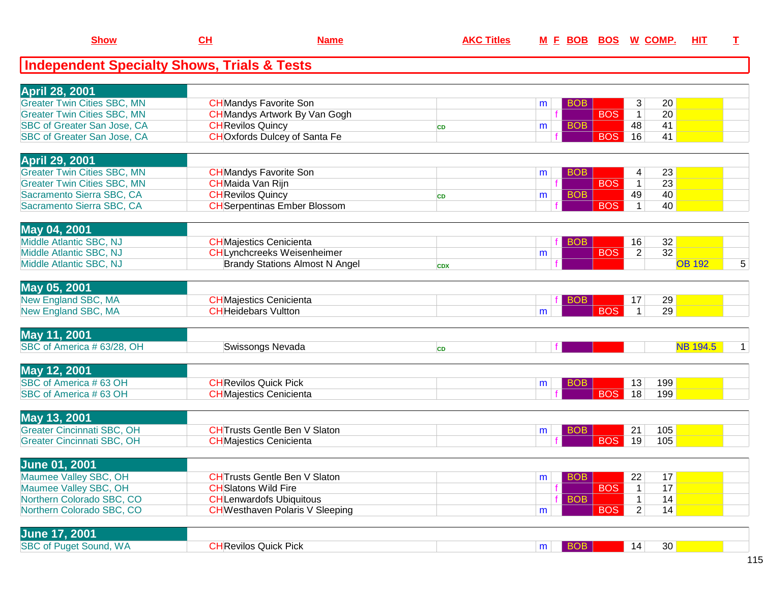| Show | CH | Name | AKC Titles | M | F | BOB | BOS | W | COMP. | HIT | T |
|---|---|---|---|---|---|---|---|---|---|---|---|

## Independent Specialty Shows, Trials & Tests

| Show | CH | Name | AKC Titles | M | F | BOB | BOS | W | COMP. | HIT | T |
|---|---|---|---|---|---|---|---|---|---|---|---|
| **April 28, 2001** | | | | | | | | | | | |
| Greater Twin Cities SBC, MN | CH | Mandys Favorite Son | | m | | BOB | | 3 | 20 | | |
| Greater Twin Cities SBC, MN | CH | Mandys Artwork By Van Gogh | | | f | | BOS | 1 | 20 | | |
| SBC of Greater San Jose, CA | CH | Revilos Quincy | CD | m | | BOB | | 48 | 41 | | |
| SBC of Greater San Jose, CA | CH | Oxfords Dulcey of Santa Fe | | | f | | BOS | 16 | 41 | | |
| **April 29, 2001** | | | | | | | | | | | |
| Greater Twin Cities SBC, MN | CH | Mandys Favorite Son | | m | | BOB | | 4 | 23 | | |
| Greater Twin Cities SBC, MN | CH | Maida Van Rijn | | | f | | BOS | 1 | 23 | | |
| Sacramento Sierra SBC, CA | CH | Revilos Quincy | CD | m | | BOB | | 49 | 40 | | |
| Sacramento Sierra SBC, CA | CH | Serpentinas Ember Blossom | | | f | | BOS | 1 | 40 | | |
| **May 04, 2001** | | | | | | | | | | | |
| Middle Atlantic SBC, NJ | CH | Majestics Cenicienta | | | f | BOB | | 16 | 32 | | |
| Middle Atlantic SBC, NJ | CH | Lynchcreeks Weisenheimer | | m | | | BOS | 2 | 32 | | |
| Middle Atlantic SBC, NJ | | Brandy Stations Almost N Angel | CDX | | f | | | | | OB 192 | 5 |
| **May 05, 2001** | | | | | | | | | | | |
| New England SBC, MA | CH | Majestics Cenicienta | | | f | BOB | | 17 | 29 | | |
| New England SBC, MA | CH | Heidebars Vultton | | m | | | BOS | 1 | 29 | | |
| **May 11, 2001** | | | | | | | | | | | |
| SBC of America # 63/28, OH | | Swissongs Nevada | CD | | f | | | | | NB 194.5 | 1 |
| **May 12, 2001** | | | | | | | | | | | |
| SBC of America # 63 OH | CH | Revilos Quick Pick | | m | | BOB | | 13 | 199 | | |
| SBC of America # 63 OH | CH | Majestics Cenicienta | | | f | | BOS | 18 | 199 | | |
| **May 13, 2001** | | | | | | | | | | | |
| Greater Cincinnati SBC, OH | CH | Trusts Gentle Ben V Slaton | | m | | BOB | | 21 | 105 | | |
| Greater Cincinnati SBC, OH | CH | Majestics Cenicienta | | | f | | BOS | 19 | 105 | | |
| **June 01, 2001** | | | | | | | | | | | |
| Maumee Valley SBC, OH | CH | Trusts Gentle Ben V Slaton | | m | | BOB | | 22 | 17 | | |
| Maumee Valley SBC, OH | CH | Slatons Wild Fire | | | f | | BOS | 1 | 17 | | |
| Northern Colorado SBC, CO | CH | Lenwardofs Ubiquitous | | | f | BOB | | 1 | 14 | | |
| Northern Colorado SBC, CO | CH | Westhaven Polaris V Sleeping | | m | | | BOS | 2 | 14 | | |
| **June 17, 2001** | | | | | | | | | | | |
| SBC of Puget Sound, WA | CH | Revilos Quick Pick | | m | | BOB | | 14 | 30 | | |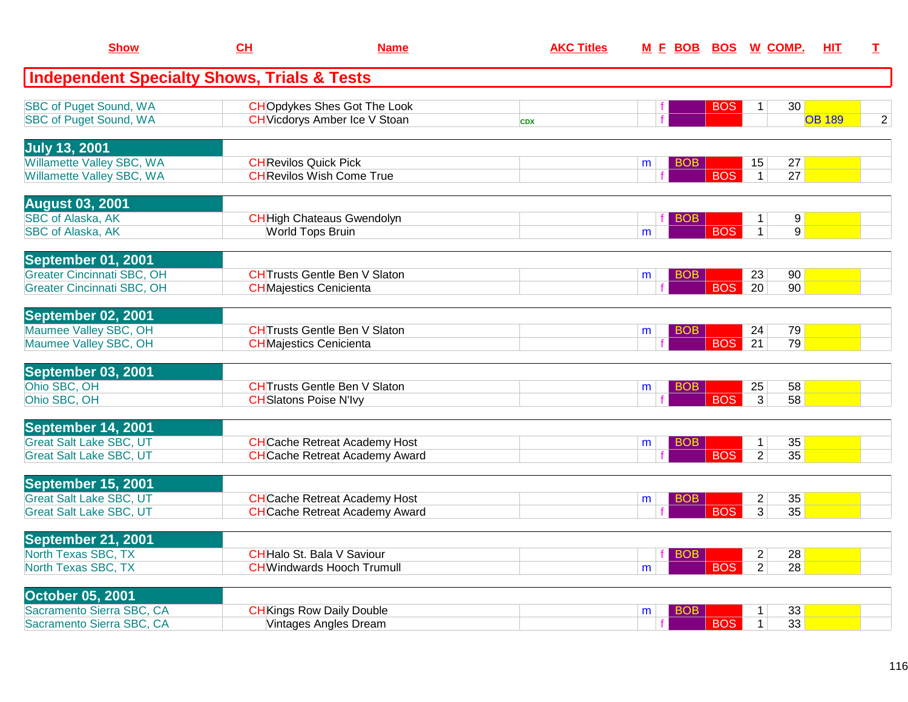| Show | CH | Name | AKC Titles | M | F | BOB | BOS | W | COMP. | HIT | T |
|---|---|---|---|---|---|---|---|---|---|---|---|
| **Independent Specialty Shows, Trials & Tests** | | | | | | | | | | | |
| SBC of Puget Sound, WA | CH | Opdykes Shes Got The Look | | | f | | BOS | 1 | 30 | | |
| SBC of Puget Sound, WA | CH | Vicdorys Amber Ice V Stoan | CDX | | f | | | | | OB 189 | 2 |
| **July 13, 2001** | | | | | | | | | | | |
| Willamette Valley SBC, WA | CH | Revilos Quick Pick | | m | | BOB | | 15 | 27 | | |
| Willamette Valley SBC, WA | CH | Revilos Wish Come True | | | f | | BOS | 1 | 27 | | |
| **August 03, 2001** | | | | | | | | | | | |
| SBC of Alaska, AK | CH | High Chateaus Gwendolyn | | | f | BOB | | 1 | 9 | | |
| SBC of Alaska, AK | | World Tops Bruin | | m | | | BOS | 1 | 9 | | |
| **September 01, 2001** | | | | | | | | | | | |
| Greater Cincinnati SBC, OH | CH | Trusts Gentle Ben V Slaton | | m | | BOB | | 23 | 90 | | |
| Greater Cincinnati SBC, OH | CH | Majestics Cenicienta | | | f | | BOS | 20 | 90 | | |
| **September 02, 2001** | | | | | | | | | | | |
| Maumee Valley SBC, OH | CH | Trusts Gentle Ben V Slaton | | m | | BOB | | 24 | 79 | | |
| Maumee Valley SBC, OH | CH | Majestics Cenicienta | | | f | | BOS | 21 | 79 | | |
| **September 03, 2001** | | | | | | | | | | | |
| Ohio SBC, OH | CH | Trusts Gentle Ben V Slaton | | m | | BOB | | 25 | 58 | | |
| Ohio SBC, OH | CH | Slatons Poise N'Ivy | | | f | | BOS | 3 | 58 | | |
| **September 14, 2001** | | | | | | | | | | | |
| Great Salt Lake SBC, UT | CH | Cache Retreat Academy Host | | m | | BOB | | 1 | 35 | | |
| Great Salt Lake SBC, UT | CH | Cache Retreat Academy Award | | | f | | BOS | 2 | 35 | | |
| **September 15, 2001** | | | | | | | | | | | |
| Great Salt Lake SBC, UT | CH | Cache Retreat Academy Host | | m | | BOB | | 2 | 35 | | |
| Great Salt Lake SBC, UT | CH | Cache Retreat Academy Award | | | f | | BOS | 3 | 35 | | |
| **September 21, 2001** | | | | | | | | | | | |
| North Texas SBC, TX | CH | Halo St. Bala V Saviour | | | f | BOB | | 2 | 28 | | |
| North Texas SBC, TX | CH | Windwards Hooch Trumull | | m | | | BOS | 2 | 28 | | |
| **October 05, 2001** | | | | | | | | | | | |
| Sacramento Sierra SBC, CA | CH | Kings Row Daily Double | | m | | BOB | | 1 | 33 | | |
| Sacramento Sierra SBC, CA | | Vintages Angles Dream | | | f | | BOS | 1 | 33 | | |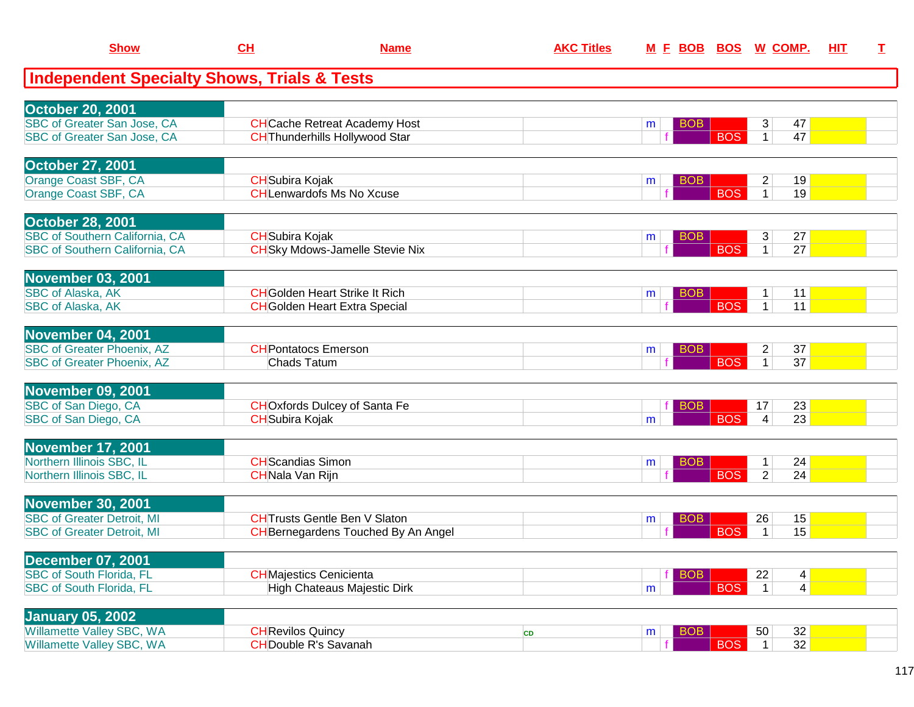| Show | CH | Name | AKC Titles | M | F | BOB | BOS | W | COMP. | HIT | T |
|---|---|---|---|---|---|---|---|---|---|---|---|

## Independent Specialty Shows, Trials & Tests

| Show | CH | Name | AKC Titles | M | F | BOB | BOS | W | COMP. | HIT | T |
|---|---|---|---|---|---|---|---|---|---|---|---|
| **October 20, 2001** | | | | | | | | | | | |
| SBC of Greater San Jose, CA | CH | Cache Retreat Academy Host | | m | | BOB | | 3 | 47 | | |
| SBC of Greater San Jose, CA | CH | Thunderhills Hollywood Star | | | f | | BOS | 1 | 47 | | |
| **October 27, 2001** | | | | | | | | | | | |
| Orange Coast SBF, CA | CH | Subira Kojak | | m | | BOB | | 2 | 19 | | |
| Orange Coast SBF, CA | CH | Lenwardofs Ms No Xcuse | | | f | | BOS | 1 | 19 | | |
| **October 28, 2001** | | | | | | | | | | | |
| SBC of Southern California, CA | CH | Subira Kojak | | m | | BOB | | 3 | 27 | | |
| SBC of Southern California, CA | CH | Sky Mdows-Jamelle Stevie Nix | | | f | | BOS | 1 | 27 | | |
| **November 03, 2001** | | | | | | | | | | | |
| SBC of Alaska, AK | CH | Golden Heart Strike It Rich | | m | | BOB | | 1 | 11 | | |
| SBC of Alaska, AK | CH | Golden Heart Extra Special | | | f | | BOS | 1 | 11 | | |
| **November 04, 2001** | | | | | | | | | | | |
| SBC of Greater Phoenix, AZ | CH | Pontatocs Emerson | | m | | BOB | | 2 | 37 | | |
| SBC of Greater Phoenix, AZ | | Chads Tatum | | | f | | BOS | 1 | 37 | | |
| **November 09, 2001** | | | | | | | | | | | |
| SBC of San Diego, CA | CH | Oxfords Dulcey of Santa Fe | | | f | BOB | | 17 | 23 | | |
| SBC of San Diego, CA | CH | Subira Kojak | | m | | | BOS | 4 | 23 | | |
| **November 17, 2001** | | | | | | | | | | | |
| Northern Illinois SBC, IL | CH | Scandias Simon | | m | | BOB | | 1 | 24 | | |
| Northern Illinois SBC, IL | CH | Nala Van Rijn | | | f | | BOS | 2 | 24 | | |
| **November 30, 2001** | | | | | | | | | | | |
| SBC of Greater Detroit, MI | CH | Trusts Gentle Ben V Slaton | | m | | BOB | | 26 | 15 | | |
| SBC of Greater Detroit, MI | CH | Bernegardens Touched By An Angel | | | f | | BOS | 1 | 15 | | |
| **December 07, 2001** | | | | | | | | | | | |
| SBC of South Florida, FL | CH | Majestics Cenicienta | | | f | BOB | | 22 | 4 | | |
| SBC of South Florida, FL | | High Chateaus Majestic Dirk | | m | | | BOS | 1 | 4 | | |
| **January 05, 2002** | | | | | | | | | | | |
| Willamette Valley SBC, WA | CH | Revilos Quincy | CD | m | | BOB | | 50 | 32 | | |
| Willamette Valley SBC, WA | CH | Double R's Savanah | | | f | | BOS | 1 | 32 | | |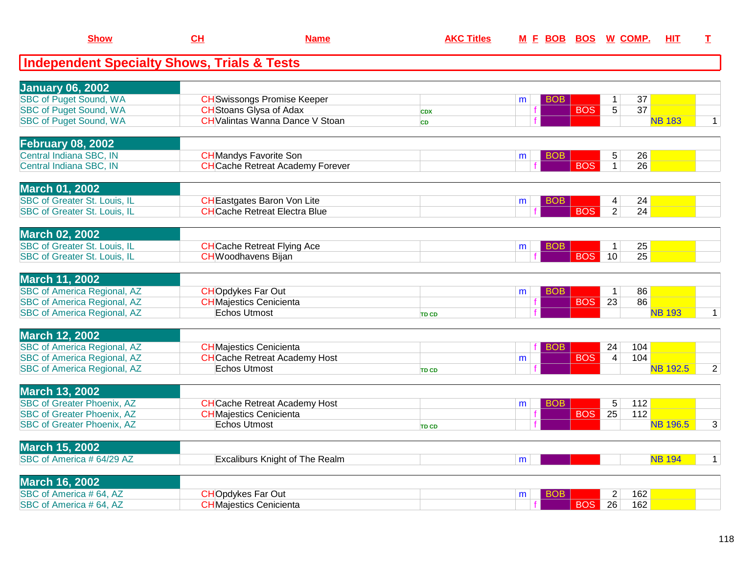## Independent Specialty Shows, Trials & Tests

| Show | CH | Name | AKC Titles | M | F | BOB | BOS | W | COMP. | HIT | T |
|---|---|---|---|---|---|---|---|---|---|---|---|
| **January 06, 2002** | | | | | | | | | | | |
| SBC of Puget Sound, WA | CH | Swissongs Promise Keeper | | m | | BOB | | 1 | 37 | | |
| SBC of Puget Sound, WA | CH | Stoans Glysa of Adax | CDX | | f | | BOS | 5 | 37 | | |
| SBC of Puget Sound, WA | CH | Valintas Wanna Dance V Stoan | CD | | f | | | | | NB 183 | 1 |
| **February 08, 2002** | | | | | | | | | | | |
| Central Indiana SBC, IN | CH | Mandys Favorite Son | | m | | BOB | | 5 | 26 | | |
| Central Indiana SBC, IN | CH | Cache Retreat Academy Forever | | | f | | BOS | 1 | 26 | | |
| **March 01, 2002** | | | | | | | | | | | |
| SBC of Greater St. Louis, IL | CH | Eastgates Baron Von Lite | | m | | BOB | | 4 | 24 | | |
| SBC of Greater St. Louis, IL | CH | Cache Retreat Electra Blue | | | f | | BOS | 2 | 24 | | |
| **March 02, 2002** | | | | | | | | | | | |
| SBC of Greater St. Louis, IL | CH | Cache Retreat Flying Ace | | m | | BOB | | 1 | 25 | | |
| SBC of Greater St. Louis, IL | CH | Woodhavens Bijan | | | f | | BOS | 10 | 25 | | |
| **March 11, 2002** | | | | | | | | | | | |
| SBC of America Regional, AZ | CH | Opdykes Far Out | | m | | BOB | | 1 | 86 | | |
| SBC of America Regional, AZ | CH | Majestics Cenicienta | | | f | | BOS | 23 | 86 | | |
| SBC of America Regional, AZ | | Echos Utmost | TD CD | | f | | | | | NB 193 | 1 |
| **March 12, 2002** | | | | | | | | | | | |
| SBC of America Regional, AZ | CH | Majestics Cenicienta | | | f | BOB | | 24 | 104 | | |
| SBC of America Regional, AZ | CH | Cache Retreat Academy Host | | m | | | BOS | 4 | 104 | | |
| SBC of America Regional, AZ | | Echos Utmost | TD CD | | f | | | | | NB 192.5 | 2 |
| **March 13, 2002** | | | | | | | | | | | |
| SBC of Greater Phoenix, AZ | CH | Cache Retreat Academy Host | | m | | BOB | | 5 | 112 | | |
| SBC of Greater Phoenix, AZ | CH | Majestics Cenicienta | | | f | | BOS | 25 | 112 | | |
| SBC of Greater Phoenix, AZ | | Echos Utmost | TD CD | | f | | | | | NB 196.5 | 3 |
| **March 15, 2002** | | | | | | | | | | | |
| SBC of America # 64/29 AZ | | Excaliburs Knight of The Realm | | m | | | | | | NB 194 | 1 |
| **March 16, 2002** | | | | | | | | | | | |
| SBC of America # 64, AZ | CH | Opdykes Far Out | | m | | BOB | | 2 | 162 | | |
| SBC of America # 64, AZ | CH | Majestics Cenicienta | | | f | | BOS | 26 | 162 | | |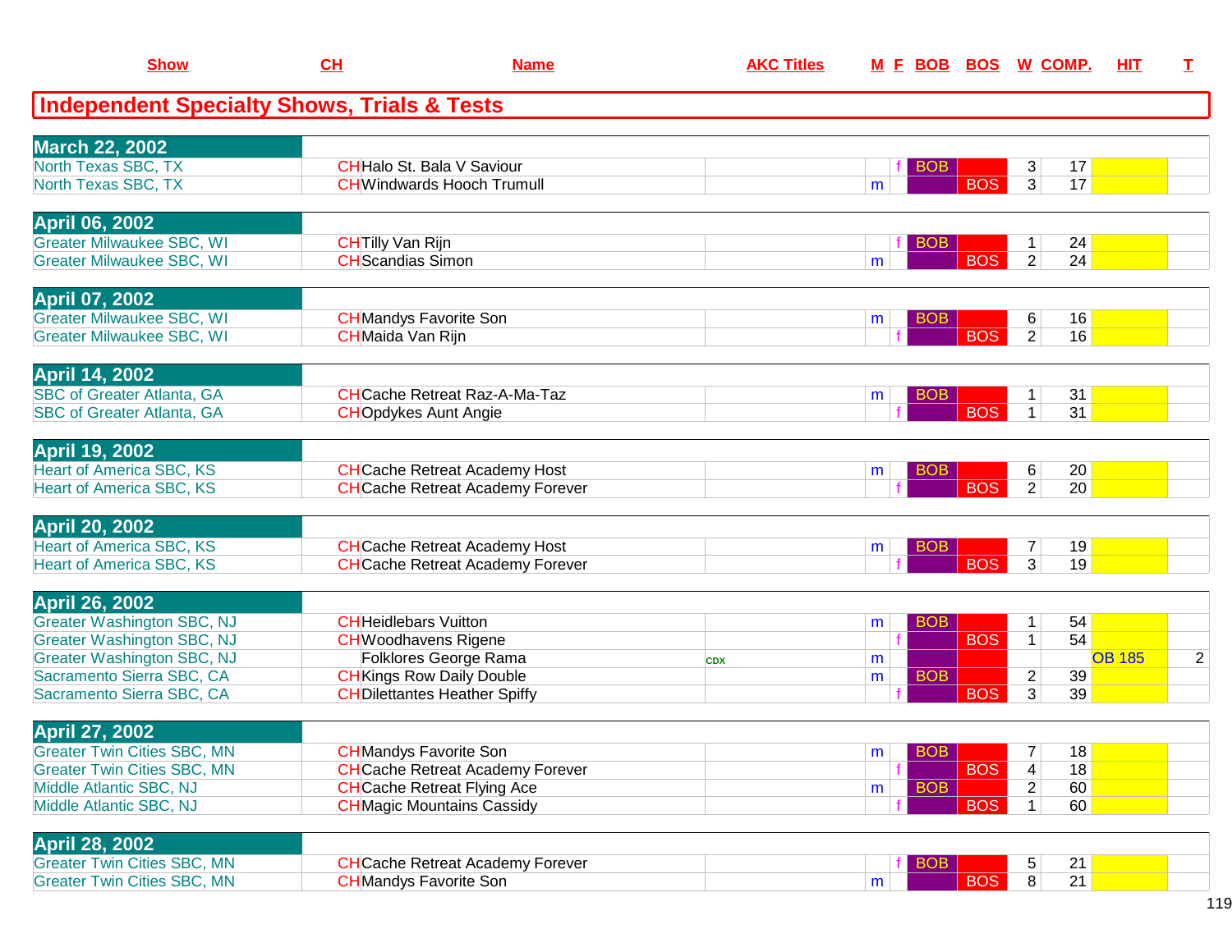# Independent Specialty Shows, Trials & Tests

| Show | CH | Name | AKC Titles | M | F | BOB | BOS | W | COMP. | HIT | T |
|---|---|---|---|---|---|---|---|---|---|---|---|
| **March 22, 2002** | | | | | | | | | | | |
| North Texas SBC, TX | CH | Halo St. Bala V Saviour | | | f | BOB | | 3 | 17 | | |
| North Texas SBC, TX | CH | Windwards Hooch Trumull | | m | | | BOS | 3 | 17 | | |
| **April 06, 2002** | | | | | | | | | | | |
| Greater Milwaukee SBC, WI | CH | Tilly Van Rijn | | | f | BOB | | 1 | 24 | | |
| Greater Milwaukee SBC, WI | CH | Scandias Simon | | m | | | BOS | 2 | 24 | | |
| **April 07, 2002** | | | | | | | | | | | |
| Greater Milwaukee SBC, WI | CH | Mandys Favorite Son | | m | | BOB | | 6 | 16 | | |
| Greater Milwaukee SBC, WI | CH | Maida Van Rijn | | | f | | BOS | 2 | 16 | | |
| **April 14, 2002** | | | | | | | | | | | |
| SBC of Greater Atlanta, GA | CH | Cache Retreat Raz-A-Ma-Taz | | m | | BOB | | 1 | 31 | | |
| SBC of Greater Atlanta, GA | CH | Opdykes Aunt Angie | | | f | | BOS | 1 | 31 | | |
| **April 19, 2002** | | | | | | | | | | | |
| Heart of America SBC, KS | CH | Cache Retreat Academy Host | | m | | BOB | | 6 | 20 | | |
| Heart of America SBC, KS | CH | Cache Retreat Academy Forever | | | f | | BOS | 2 | 20 | | |
| **April 20, 2002** | | | | | | | | | | | |
| Heart of America SBC, KS | CH | Cache Retreat Academy Host | | m | | BOB | | 7 | 19 | | |
| Heart of America SBC, KS | CH | Cache Retreat Academy Forever | | | f | | BOS | 3 | 19 | | |
| **April 26, 2002** | | | | | | | | | | | |
| Greater Washington SBC, NJ | CH | Heidlebars Vuitton | | m | | BOB | | 1 | 54 | | |
| Greater Washington SBC, NJ | CH | Woodhavens Rigene | | | f | | BOS | 1 | 54 | | |
| Greater Washington SBC, NJ | | Folklores George Rama | CDX | m | | | | | | OB 185 | 2 |
| Sacramento Sierra SBC, CA | CH | Kings Row Daily Double | | m | | BOB | | 2 | 39 | | |
| Sacramento Sierra SBC, CA | CH | Dilettantes Heather Spiffy | | | f | | BOS | 3 | 39 | | |
| **April 27, 2002** | | | | | | | | | | | |
| Greater Twin Cities SBC, MN | CH | Mandys Favorite Son | | m | | BOB | | 7 | 18 | | |
| Greater Twin Cities SBC, MN | CH | Cache Retreat Academy Forever | | | f | | BOS | 4 | 18 | | |
| Middle Atlantic SBC, NJ | CH | Cache Retreat Flying Ace | | m | | BOB | | 2 | 60 | | |
| Middle Atlantic SBC, NJ | CH | Magic Mountains Cassidy | | | f | | BOS | 1 | 60 | | |
| **April 28, 2002** | | | | | | | | | | | |
| Greater Twin Cities SBC, MN | CH | Cache Retreat Academy Forever | | | f | BOB | | 5 | 21 | | |
| Greater Twin Cities SBC, MN | CH | Mandys Favorite Son | | m | | | BOS | 8 | 21 | | |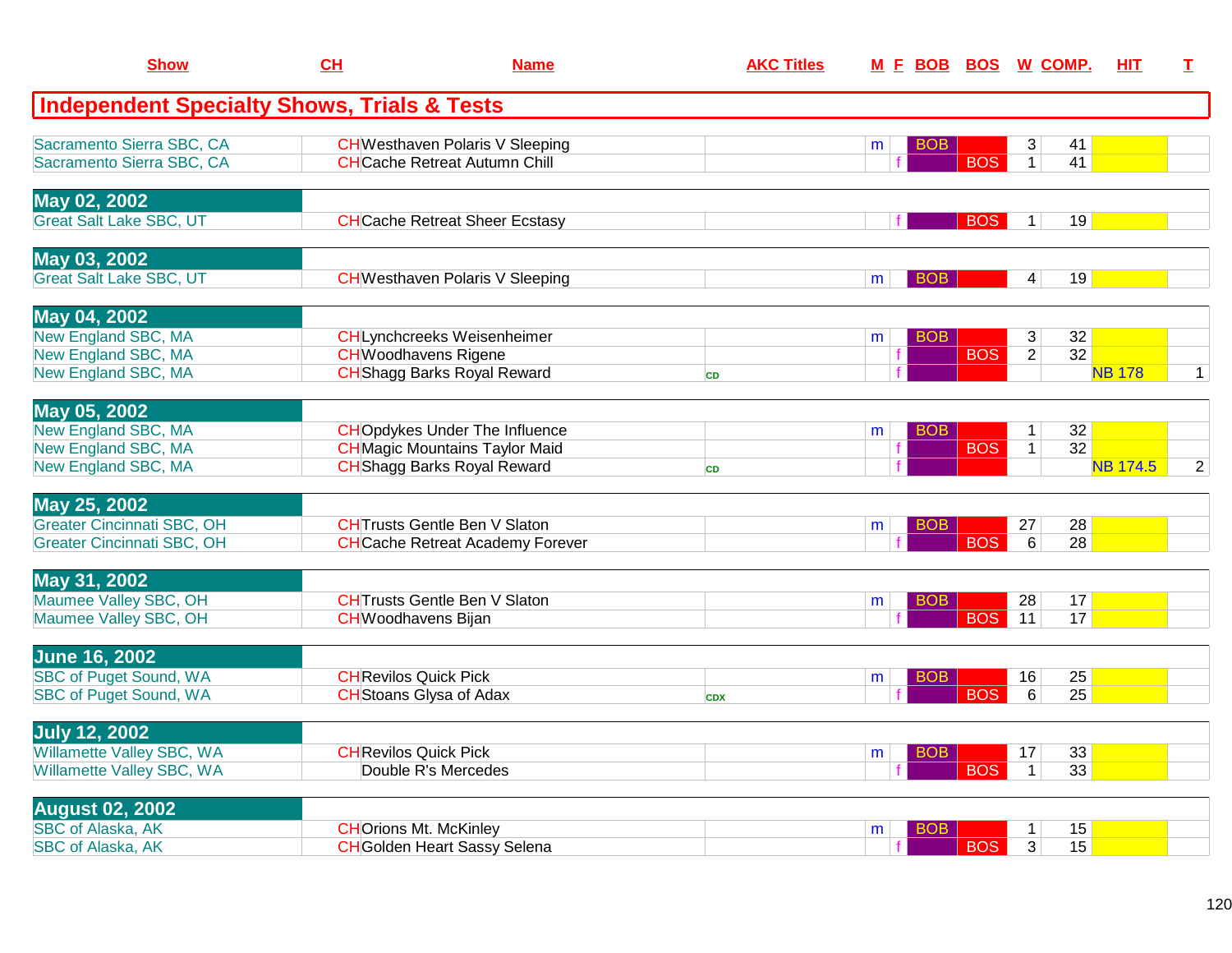| Show | CH | Name | AKC Titles | M | F | BOB | BOS | W | COMP. | HIT | T |
|---|---|---|---|---|---|---|---|---|---|---|---|
| **Independent Specialty Shows, Trials & Tests** | | | | | | | | | | | |
| Sacramento Sierra SBC, CA | CH | Westhaven Polaris V Sleeping | | m | | BOB | | 3 | 41 | | |
| Sacramento Sierra SBC, CA | CH | Cache Retreat Autumn Chill | | | f | | BOS | 1 | 41 | | |
| **May 02, 2002** | | | | | | | | | | | |
| Great Salt Lake SBC, UT | CH | Cache Retreat Sheer Ecstasy | | | f | | BOS | 1 | 19 | | |
| **May 03, 2002** | | | | | | | | | | | |
| Great Salt Lake SBC, UT | CH | Westhaven Polaris V Sleeping | | m | | BOB | | 4 | 19 | | |
| **May 04, 2002** | | | | | | | | | | | |
| New England SBC, MA | CH | Lynchcreeks Weisenheimer | | m | | BOB | | 3 | 32 | | |
| New England SBC, MA | CH | Woodhavens Rigene | | | f | | BOS | 2 | 32 | | |
| New England SBC, MA | CH | Shagg Barks Royal Reward | CD | | f | | | | | NB 178 | 1 |
| **May 05, 2002** | | | | | | | | | | | |
| New England SBC, MA | CH | Opdykes Under The Influence | | m | | BOB | | 1 | 32 | | |
| New England SBC, MA | CH | Magic Mountains Taylor Maid | | | f | | BOS | 1 | 32 | | |
| New England SBC, MA | CH | Shagg Barks Royal Reward | CD | | f | | | | | NB 174.5 | 2 |
| **May 25, 2002** | | | | | | | | | | | |
| Greater Cincinnati SBC, OH | CH | Trusts Gentle Ben V Slaton | | m | | BOB | | 27 | 28 | | |
| Greater Cincinnati SBC, OH | CH | Cache Retreat Academy Forever | | | f | | BOS | 6 | 28 | | |
| **May 31, 2002** | | | | | | | | | | | |
| Maumee Valley SBC, OH | CH | Trusts Gentle Ben V Slaton | | m | | BOB | | 28 | 17 | | |
| Maumee Valley SBC, OH | CH | Woodhavens Bijan | | | f | | BOS | 11 | 17 | | |
| **June 16, 2002** | | | | | | | | | | | |
| SBC of Puget Sound, WA | CH | Revilos Quick Pick | | m | | BOB | | 16 | 25 | | |
| SBC of Puget Sound, WA | CH | Stoans Glysa of Adax | CDX | | f | | BOS | 6 | 25 | | |
| **July 12, 2002** | | | | | | | | | | | |
| Willamette Valley SBC, WA | CH | Revilos Quick Pick | | m | | BOB | | 17 | 33 | | |
| Willamette Valley SBC, WA | | Double R's Mercedes | | | f | | BOS | 1 | 33 | | |
| **August 02, 2002** | | | | | | | | | | | |
| SBC of Alaska, AK | CH | Orions Mt. McKinley | | m | | BOB | | 1 | 15 | | |
| SBC of Alaska, AK | CH | Golden Heart Sassy Selena | | | f | | BOS | 3 | 15 | | |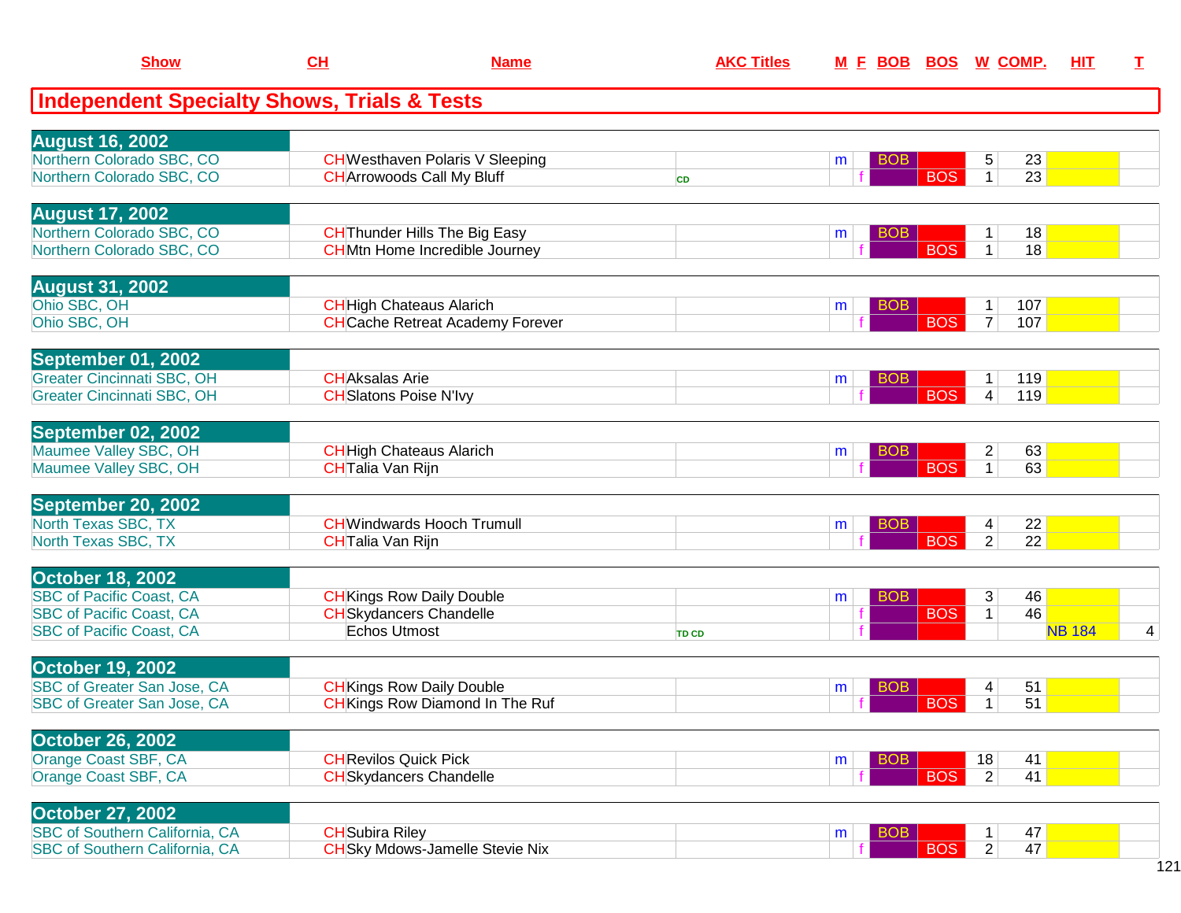| Show | CH | Name | AKC Titles | M | F | BOB | BOS | W | COMP. | HIT | T |
|---|---|---|---|---|---|---|---|---|---|---|---|

## Independent Specialty Shows, Trials & Tests

| Show | CH | Name | AKC Titles | M | F | BOB | BOS | W | COMP. | HIT | T |
|---|---|---|---|---|---|---|---|---|---|---|---|
| **August 16, 2002** | | | | | | | | | | | |
| Northern Colorado SBC, CO | CH | Westhaven Polaris V Sleeping | | m | | BOB | | 5 | 23 | | |
| Northern Colorado SBC, CO | CH | Arrowoods Call My Bluff | CD | | f | | BOS | 1 | 23 | | |
| **August 17, 2002** | | | | | | | | | | | |
| Northern Colorado SBC, CO | CH | Thunder Hills The Big Easy | | m | | BOB | | 1 | 18 | | |
| Northern Colorado SBC, CO | CH | Mtn Home Incredible Journey | | | f | | BOS | 1 | 18 | | |
| **August 31, 2002** | | | | | | | | | | | |
| Ohio SBC, OH | CH | High Chateaus Alarich | | m | | BOB | | 1 | 107 | | |
| Ohio SBC, OH | CH | Cache Retreat Academy Forever | | | f | | BOS | 7 | 107 | | |
| **September 01, 2002** | | | | | | | | | | | |
| Greater Cincinnati SBC, OH | CH | Aksalas Arie | | m | | BOB | | 1 | 119 | | |
| Greater Cincinnati SBC, OH | CH | Slatons Poise N'Ivy | | | f | | BOS | 4 | 119 | | |
| **September 02, 2002** | | | | | | | | | | | |
| Maumee Valley SBC, OH | CH | High Chateau Alarich | | m | | BOB | | 2 | 63 | | |
| Maumee Valley SBC, OH | CH | Talia Van Rijn | | | f | | BOS | 1 | 63 | | |
| **September 20, 2002** | | | | | | | | | | | |
| North Texas SBC, TX | CH | Windwards Hooch Trumull | | m | | BOB | | 4 | 22 | | |
| North Texas SBC, TX | CH | Talia Van Rijn | | | f | | BOS | 2 | 22 | | |
| **October 18, 2002** | | | | | | | | | | | |
| SBC of Pacific Coast, CA | CH | Kings Row Daily Double | | m | | BOB | | 3 | 46 | | |
| SBC of Pacific Coast, CA | CH | Skydancers Chandelle | | | f | | BOS | 1 | 46 | | |
| SBC of Pacific Coast, CA | | Echos Utmost | TD CD | | f | | | | | NB 184 | 4 |
| **October 19, 2002** | | | | | | | | | | | |
| SBC of Greater San Jose, CA | CH | Kings Row Daily Double | | m | | BOB | | 4 | 51 | | |
| SBC of Greater San Jose, CA | CH | Kings Row Diamond In The Ruf | | | f | | BOS | 1 | 51 | | |
| **October 26, 2002** | | | | | | | | | | | |
| Orange Coast SBF, CA | CH | Revilos Quick Pick | | m | | BOB | | 18 | 41 | | |
| Orange Coast SBF, CA | CH | Skydancers Chandelle | | | f | | BOS | 2 | 41 | | |
| **October 27, 2002** | | | | | | | | | | | |
| SBC of Southern California, CA | CH | Subira Riley | | m | | BOB | | 1 | 47 | | |
| SBC of Southern California, CA | CH | Sky Mdows-Jamelle Stevie Nix | | | f | | BOS | 2 | 47 | | |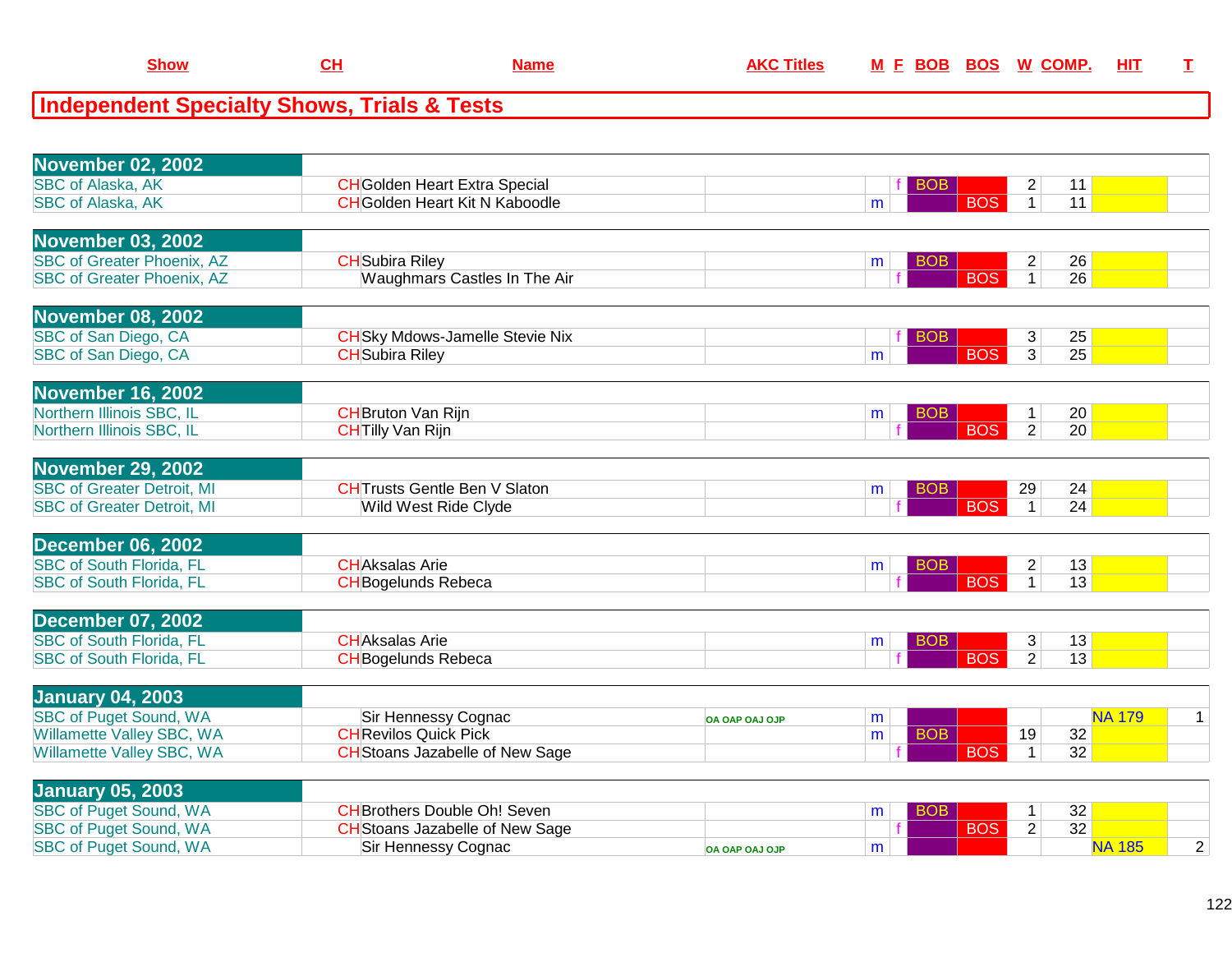| Show | CH | Name | AKC Titles | M | F | BOB | BOS | W | COMP. | HIT | T |
|---|---|---|---|---|---|---|---|---|---|---|---|

## Independent Specialty Shows, Trials & Tests

| Show | CH | Name | AKC Titles | M | F | BOB | BOS | W | COMP. | HIT | T |
|---|---|---|---|---|---|---|---|---|---|---|---|
| **November 02, 2002** | | | | | | | | | | | |
| SBC of Alaska, AK | CH | Golden Heart Extra Special | | | f | BOB | | 2 | 11 | | |
| SBC of Alaska, AK | CH | Golden Heart Kit N Kaboodle | | m | | | BOS | 1 | 11 | | |
| **November 03, 2002** | | | | | | | | | | | |
| SBC of Greater Phoenix, AZ | CH | Subira Riley | | m | | BOB | | 2 | 26 | | |
| SBC of Greater Phoenix, AZ | | Waughmars Castles In The Air | | | f | | BOS | 1 | 26 | | |
| **November 08, 2002** | | | | | | | | | | | |
| SBC of San Diego, CA | CH | Sky Mdows-Jamelle Stevie Nix | | | f | BOB | | 3 | 25 | | |
| SBC of San Diego, CA | CH | Subira Riley | | m | | | BOS | 3 | 25 | | |
| **November 16, 2002** | | | | | | | | | | | |
| Northern Illinois SBC, IL | CH | Bruton Van Rijn | | m | | BOB | | 1 | 20 | | |
| Northern Illinois SBC, IL | CH | Tilly Van Rijn | | | f | | BOS | 2 | 20 | | |
| **November 29, 2002** | | | | | | | | | | | |
| SBC of Greater Detroit, MI | CH | Trusts Gentle Ben V Slaton | | m | | BOB | | 29 | 24 | | |
| SBC of Greater Detroit, MI | | Wild West Ride Clyde | | | f | | BOS | 1 | 24 | | |
| **December 06, 2002** | | | | | | | | | | | |
| SBC of South Florida, FL | CH | Aksalas Arie | | m | | BOB | | 2 | 13 | | |
| SBC of South Florida, FL | CH | Bogelunds Rebeca | | | f | | BOS | 1 | 13 | | |
| **December 07, 2002** | | | | | | | | | | | |
| SBC of South Florida, FL | CH | Aksalas Arie | | m | | BOB | | 3 | 13 | | |
| SBC of South Florida, FL | CH | Bogelunds Rebeca | | | f | | BOS | 2 | 13 | | |
| **January 04, 2003** | | | | | | | | | | | |
| SBC of Puget Sound, WA | | Sir Hennessy Cognac | OA OAP OAJ OJP | m | | | | | | NA 179 | 1 |
| Willamette Valley SBC, WA | CH | Revilos Quick Pick | | m | | BOB | | 19 | 32 | | |
| Willamette Valley SBC, WA | CH | Stoans Jazabelle of New Sage | | | f | | BOS | 1 | 32 | | |
| **January 05, 2003** | | | | | | | | | | | |
| SBC of Puget Sound, WA | CH | Brothers Double Oh! Seven | | m | | BOB | | 1 | 32 | | |
| SBC of Puget Sound, WA | CH | Stoans Jazabelle of New Sage | | | f | | BOS | 2 | 32 | | |
| SBC of Puget Sound, WA | | Sir Hennessy Cognac | OA OAP OAJ OJP | m | | | | | | NA 185 | 2 |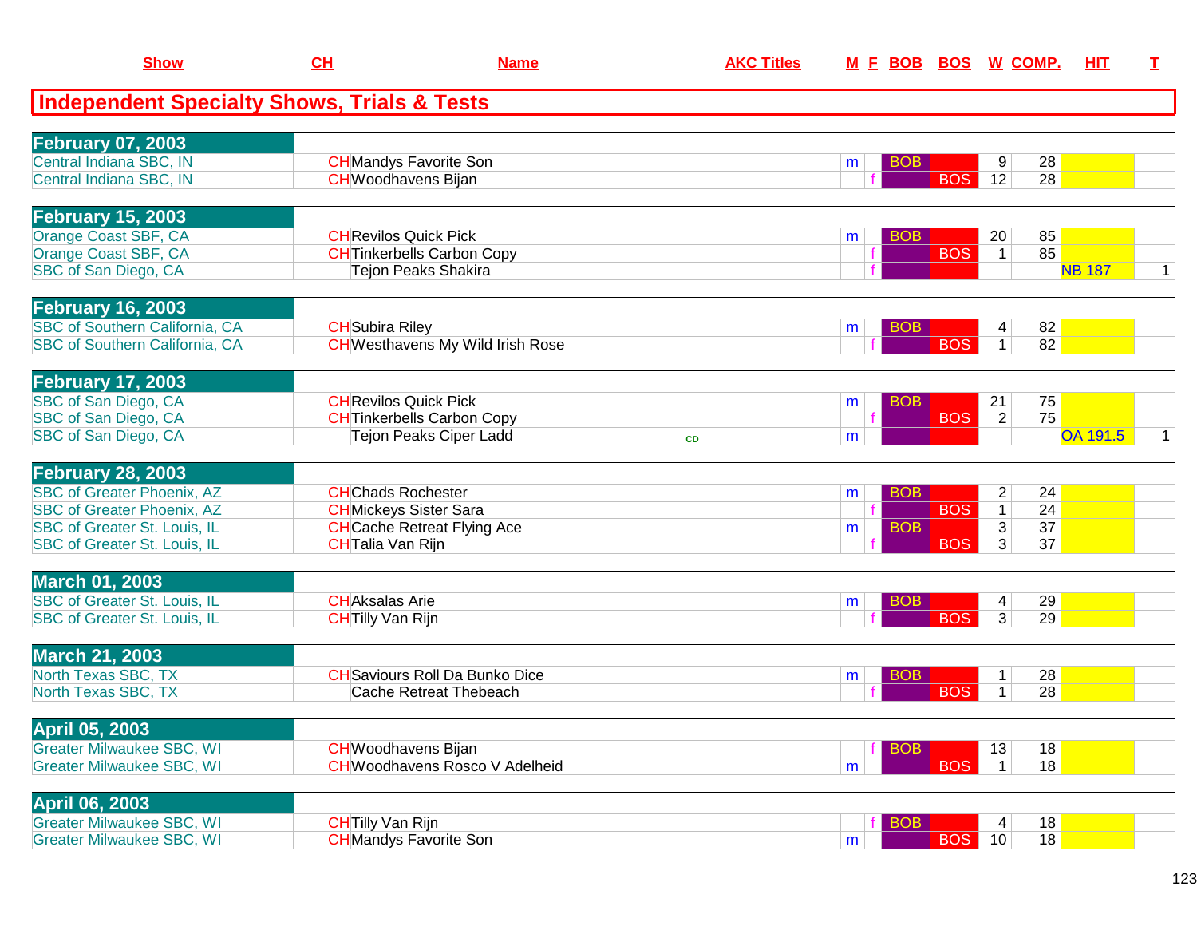| Show | CH | Name | AKC Titles | M | F | BOB | BOS | W | COMP. | HIT | T |
|---|---|---|---|---|---|---|---|---|---|---|---|

## Independent Specialty Shows, Trials & Tests

| Show | CH | Name | AKC Titles | M | F | BOB | BOS | W | COMP. | HIT | T |
|---|---|---|---|---|---|---|---|---|---|---|---|
| **February 07, 2003** | | | | | | | | | | | |
| Central Indiana SBC, IN | CH | Mandys Favorite Son | | m | | BOB | | 9 | 28 | | |
| Central Indiana SBC, IN | CH | Woodhavens Bijan | | | f | | BOS | 12 | 28 | | |
| **February 15, 2003** | | | | | | | | | | | |
| Orange Coast SBF, CA | CH | Revilos Quick Pick | | m | | BOB | | 20 | 85 | | |
| Orange Coast SBF, CA | CH | Tinkerbells Carbon Copy | | | f | | BOS | 1 | 85 | | |
| SBC of San Diego, CA | | Tejon Peaks Shakira | | | f | | | | | NB 187 | 1 |
| **February 16, 2003** | | | | | | | | | | | |
| SBC of Southern California, CA | CH | Subira Riley | | m | | BOB | | 4 | 82 | | |
| SBC of Southern California, CA | CH | Westhavens My Wild Irish Rose | | | f | | BOS | 1 | 82 | | |
| **February 17, 2003** | | | | | | | | | | | |
| SBC of San Diego, CA | CH | Revilos Quick Pick | | m | | BOB | | 21 | 75 | | |
| SBC of San Diego, CA | CH | Tinkerbells Carbon Copy | | | f | | BOS | 2 | 75 | | |
| SBC of San Diego, CA | | Tejon Peaks Ciper Ladd | CD | m | | | | | | OA 191.5 | 1 |
| **February 28, 2003** | | | | | | | | | | | |
| SBC of Greater Phoenix, AZ | CH | Chads Rochester | | m | | BOB | | 2 | 24 | | |
| SBC of Greater Phoenix, AZ | CH | Mickeys Sister Sara | | | f | | BOS | 1 | 24 | | |
| SBC of Greater St. Louis, IL | CH | Cache Retreat Flying Ace | | m | | BOB | | 3 | 37 | | |
| SBC of Greater St. Louis, IL | CH | Talia Van Rijn | | | f | | BOS | 3 | 37 | | |
| **March 01, 2003** | | | | | | | | | | | |
| SBC of Greater St. Louis, IL | CH | Aksalas Arie | | m | | BOB | | 4 | 29 | | |
| SBC of Greater St. Louis, IL | CH | Tilly Van Rijn | | | f | | BOS | 3 | 29 | | |
| **March 21, 2003** | | | | | | | | | | | |
| North Texas SBC, TX | CH | Saviours Roll Da Bunko Dice | | m | | BOB | | 1 | 28 | | |
| North Texas SBC, TX | | Cache Retreat Thebeach | | | f | | BOS | 1 | 28 | | |
| **April 05, 2003** | | | | | | | | | | | |
| Greater Milwaukee SBC, WI | CH | Woodhavens Bijan | | | f | BOB | | 13 | 18 | | |
| Greater Milwaukee SBC, WI | CH | Woodhavens Rosco V Adelheid | | m | | | BOS | 1 | 18 | | |
| **April 06, 2003** | | | | | | | | | | | |
| Greater Milwaukee SBC, WI | CH | Tilly Van Rijn | | | f | BOB | | 4 | 18 | | |
| Greater Milwaukee SBC, WI | CH | Mandys Favorite Son | | m | | | BOS | 10 | 18 | | |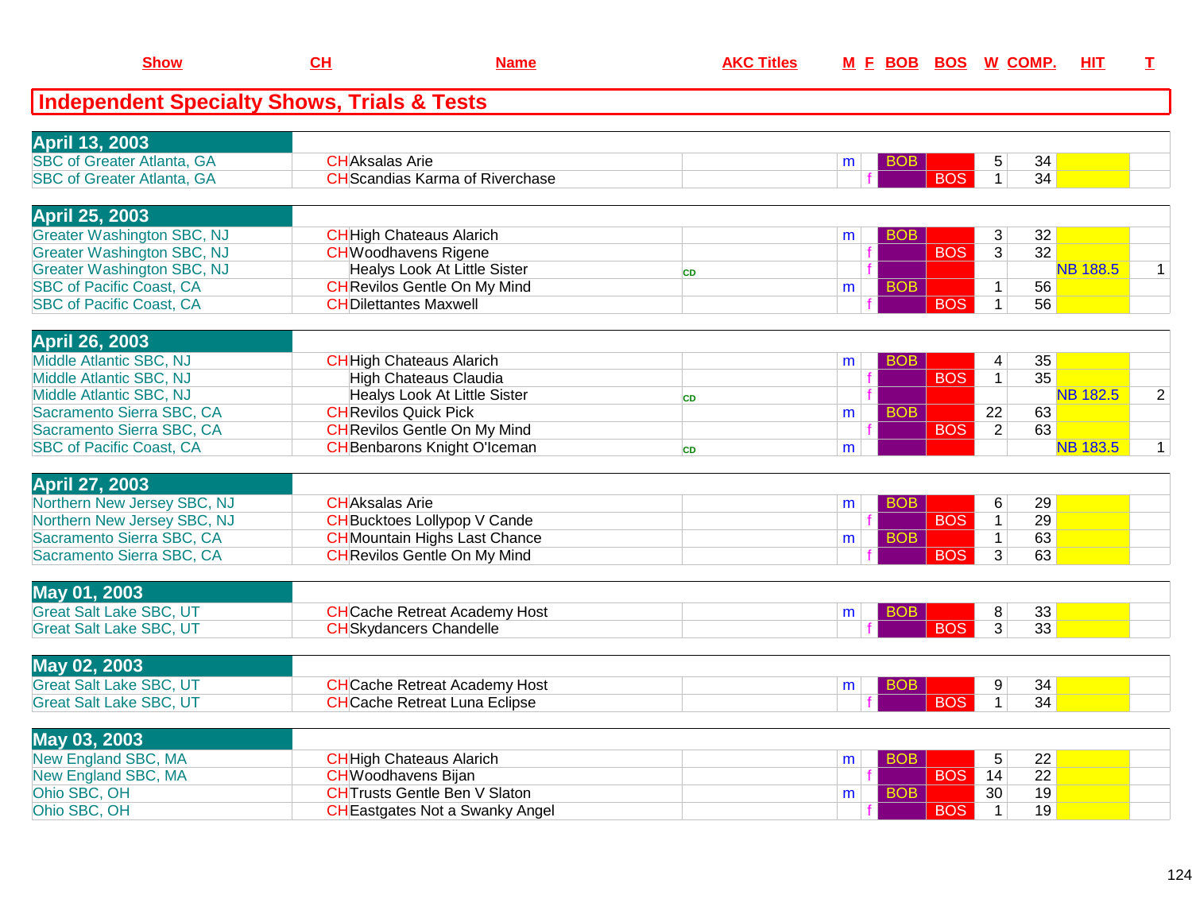## Independent Specialty Shows, Trials & Tests

| Show | CH | Name | AKC Titles | M | F | BOB | BOS | W | COMP. | HIT | T |
|---|---|---|---|---|---|---|---|---|---|---|---|
| **April 13, 2003** | | | | | | | | | | | |
| SBC of Greater Atlanta, GA | CH | Aksalas Arie | | m | | BOB | | 5 | 34 | | |
| SBC of Greater Atlanta, GA | CH | Scandias Karma of Riverchase | | | f | | BOS | 1 | 34 | | |
| **April 25, 2003** | | | | | | | | | | | |
| Greater Washington SBC, NJ | CH | High Chateaus Alarich | | m | | BOB | | 3 | 32 | | |
| Greater Washington SBC, NJ | CH | Woodhavens Rigene | | | f | | BOS | 3 | 32 | | |
| Greater Washington SBC, NJ | | Healys Look At Little Sister | CD | | f | | | | | NB 188.5 | 1 |
| SBC of Pacific Coast, CA | CH | Revilos Gentle On My Mind | | m | | BOB | | 1 | 56 | | |
| SBC of Pacific Coast, CA | CH | Dilettantes Maxwell | | | f | | BOS | 1 | 56 | | |
| **April 26, 2003** | | | | | | | | | | | |
| Middle Atlantic SBC, NJ | CH | High Chateaus Alarich | | m | | BOB | | 4 | 35 | | |
| Middle Atlantic SBC, NJ | | High Chateaus Claudia | | | f | | BOS | 1 | 35 | | |
| Middle Atlantic SBC, NJ | | Healys Look At Little Sister | CD | | f | | | | | NB 182.5 | 2 |
| Sacramento Sierra SBC, CA | CH | Revilos Quick Pick | | m | | BOB | | 22 | 63 | | |
| Sacramento Sierra SBC, CA | CH | Revilos Gentle On My Mind | | | f | | BOS | 2 | 63 | | |
| SBC of Pacific Coast, CA | CH | Benbarons Knight O'Iceman | CD | m | | | | | | NB 183.5 | 1 |
| **April 27, 2003** | | | | | | | | | | | |
| Northern New Jersey SBC, NJ | CH | Aksalas Arie | | m | | BOB | | 6 | 29 | | |
| Northern New Jersey SBC, NJ | CH | Bucktoes Lollypop V Cande | | | f | | BOS | 1 | 29 | | |
| Sacramento Sierra SBC, CA | CH | Mountain Highs Last Chance | | m | | BOB | | 1 | 63 | | |
| Sacramento Sierra SBC, CA | CH | Revilos Gentle On My Mind | | | f | | BOS | 3 | 63 | | |
| **May 01, 2003** | | | | | | | | | | | |
| Great Salt Lake SBC, UT | CH | Cache Retreat Academy Host | | m | | BOB | | 8 | 33 | | |
| Great Salt Lake SBC, UT | CH | Skydancers Chandelle | | | f | | BOS | 3 | 33 | | |
| **May 02, 2003** | | | | | | | | | | | |
| Great Salt Lake SBC, UT | CH | Cache Retreat Academy Host | | m | | BOB | | 9 | 34 | | |
| Great Salt Lake SBC, UT | CH | Cache Retreat Luna Eclipse | | | f | | BOS | 1 | 34 | | |
| **May 03, 2003** | | | | | | | | | | | |
| New England SBC, MA | CH | High Chateaus Alarich | | m | | BOB | | 5 | 22 | | |
| New England SBC, MA | CH | Woodhavens Bijan | | | f | | BOS | 14 | 22 | | |
| Ohio SBC, OH | CH | Trusts Gentle Ben V Slaton | | m | | BOB | | 30 | 19 | | |
| Ohio SBC, OH | CH | Eastgates Not a Swanky Angel | | | f | | BOS | 1 | 19 | | |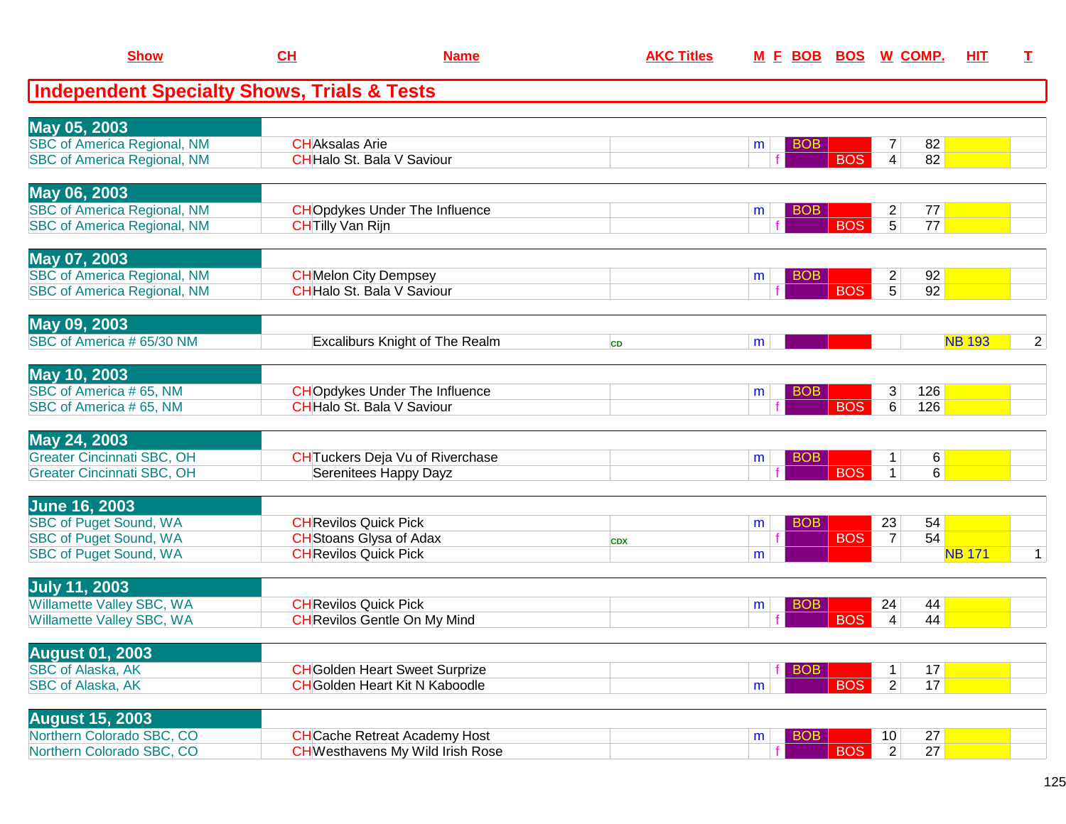## Independent Specialty Shows, Trials & Tests

| Show | CH | Name | AKC Titles | M | F | BOB | BOS | W | COMP. | HIT | T |
|---|---|---|---|---|---|---|---|---|---|---|---|
| **May 05, 2003** | | | | | | | | | | | |
| SBC of America Regional, NM | CH | Aksalas Arie | | m | | BOB | | 7 | 82 | | |
| SBC of America Regional, NM | CH | Halo St. Bala V Saviour | | | f | | BOS | 4 | 82 | | |
| **May 06, 2003** | | | | | | | | | | | |
| SBC of America Regional, NM | CH | Opdykes Under The Influence | | m | | BOB | | 2 | 77 | | |
| SBC of America Regional, NM | CH | Tilly Van Rijn | | | f | | BOS | 5 | 77 | | |
| **May 07, 2003** | | | | | | | | | | | |
| SBC of America Regional, NM | CH | Melon City Dempsey | | m | | BOB | | 2 | 92 | | |
| SBC of America Regional, NM | CH | Halo St. Bala V Saviour | | | f | | BOS | 5 | 92 | | |
| **May 09, 2003** | | | | | | | | | | | |
| SBC of America # 65/30 NM | | Excaliburs Knight of The Realm | CD | m | | | | | | NB 193 | 2 |
| **May 10, 2003** | | | | | | | | | | | |
| SBC of America # 65, NM | CH | Opdykes Under The Influence | | m | | BOB | | 3 | 126 | | |
| SBC of America # 65, NM | CH | Halo St. Bala V Saviour | | | f | | BOS | 6 | 126 | | |
| **May 24, 2003** | | | | | | | | | | | |
| Greater Cincinnati SBC, OH | CH | Tuckers Deja Vu of Riverchase | | m | | BOB | | 1 | 6 | | |
| Greater Cincinnati SBC, OH | | Serenitees Happy Dayz | | | f | | BOS | 1 | 6 | | |
| **June 16, 2003** | | | | | | | | | | | |
| SBC of Puget Sound, WA | CH | Revilos Quick Pick | | m | | BOB | | 23 | 54 | | |
| SBC of Puget Sound, WA | CH | Stoans Glysa of Adax | CDX | | f | | BOS | 7 | 54 | | |
| SBC of Puget Sound, WA | CH | Revilos Quick Pick | | m | | | | | | NB 171 | 1 |
| **July 11, 2003** | | | | | | | | | | | |
| Willamette Valley SBC, WA | CH | Revilos Quick Pick | | m | | BOB | | 24 | 44 | | |
| Willamette Valley SBC, WA | CH | Revilos Gentle On My Mind | | | f | | BOS | 4 | 44 | | |
| **August 01, 2003** | | | | | | | | | | | |
| SBC of Alaska, AK | CH | Golden Heart Sweet Surprize | | | f | BOB | | 1 | 17 | | |
| SBC of Alaska, AK | CH | Golden Heart Kit N Kaboodle | | m | | | BOS | 2 | 17 | | |
| **August 15, 2003** | | | | | | | | | | | |
| Northern Colorado SBC, CO | CH | Cache Retreat Academy Host | | m | | BOB | | 10 | 27 | | |
| Northern Colorado SBC, CO | CH | Westhavens My Wild Irish Rose | | | f | | BOS | 2 | 27 | | |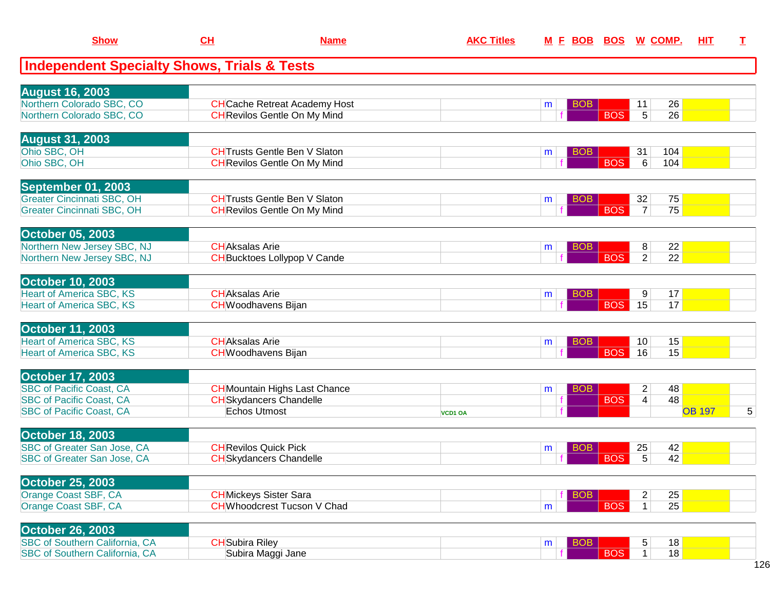# Independent Specialty Shows, Trials & Tests

| Show | CH | Name | AKC Titles | M | F | BOB | BOS | W | COMP. | HIT | T |
|---|---|---|---|---|---|---|---|---|---|---|---|
| **August 16, 2003** | | | | | | | | | | | |
| Northern Colorado SBC, CO | CH | Cache Retreat Academy Host | | m | | BOB | | 11 | 26 | | |
| Northern Colorado SBC, CO | CH | Revilos Gentle On My Mind | | | f | | BOS | 5 | 26 | | |
| **August 31, 2003** | | | | | | | | | | | |
| Ohio SBC, OH | CH | Trusts Gentle Ben V Slaton | | m | | BOB | | 31 | 104 | | |
| Ohio SBC, OH | CH | Revilos Gentle On My Mind | | | f | | BOS | 6 | 104 | | |
| **September 01, 2003** | | | | | | | | | | | |
| Greater Cincinnati SBC, OH | CH | Trusts Gentle Ben V Slaton | | m | | BOB | | 32 | 75 | | |
| Greater Cincinnati SBC, OH | CH | Revilos Gentle On My Mind | | | f | | BOS | 7 | 75 | | |
| **October 05, 2003** | | | | | | | | | | | |
| Northern New Jersey SBC, NJ | CH | Aksalas Arie | | m | | BOB | | 8 | 22 | | |
| Northern New Jersey SBC, NJ | CH | Bucktoes Lollypop V Cande | | | f | | BOS | 2 | 22 | | |
| **October 10, 2003** | | | | | | | | | | | |
| Heart of America SBC, KS | CH | Aksalas Arie | | m | | BOB | | 9 | 17 | | |
| Heart of America SBC, KS | CH | Woodhavens Bijan | | | f | | BOS | 15 | 17 | | |
| **October 11, 2003** | | | | | | | | | | | |
| Heart of America SBC, KS | CH | Aksalas Arie | | m | | BOB | | 10 | 15 | | |
| Heart of America SBC, KS | CH | Woodhavens Bijan | | | f | | BOS | 16 | 15 | | |
| **October 17, 2003** | | | | | | | | | | | |
| SBC of Pacific Coast, CA | CH | Mountain Highs Last Chance | | m | | BOB | | 2 | 48 | | |
| SBC of Pacific Coast, CA | CH | Skydancers Chandelle | | | f | | BOS | 4 | 48 | | |
| SBC of Pacific Coast, CA | | Echos Utmost | VCD1 OA | | f | | | | | OB 197 | 5 |
| **October 18, 2003** | | | | | | | | | | | |
| SBC of Greater San Jose, CA | CH | Revilos Quick Pick | | m | | BOB | | 25 | 42 | | |
| SBC of Greater San Jose, CA | CH | Skydancers Chandelle | | | f | | BOS | 5 | 42 | | |
| **October 25, 2003** | | | | | | | | | | | |
| Orange Coast SBF, CA | CH | Mickeys Sister Sara | | | f | BOB | | 2 | 25 | | |
| Orange Coast SBF, CA | CH | Whoodcrest Tucson V Chad | | m | | | BOS | 1 | 25 | | |
| **October 26, 2003** | | | | | | | | | | | |
| SBC of Southern California, CA | CH | Subira Riley | | m | | BOB | | 5 | 18 | | |
| SBC of Southern California, CA | | Subira Maggi Jane | | | f | | BOS | 1 | 18 | | |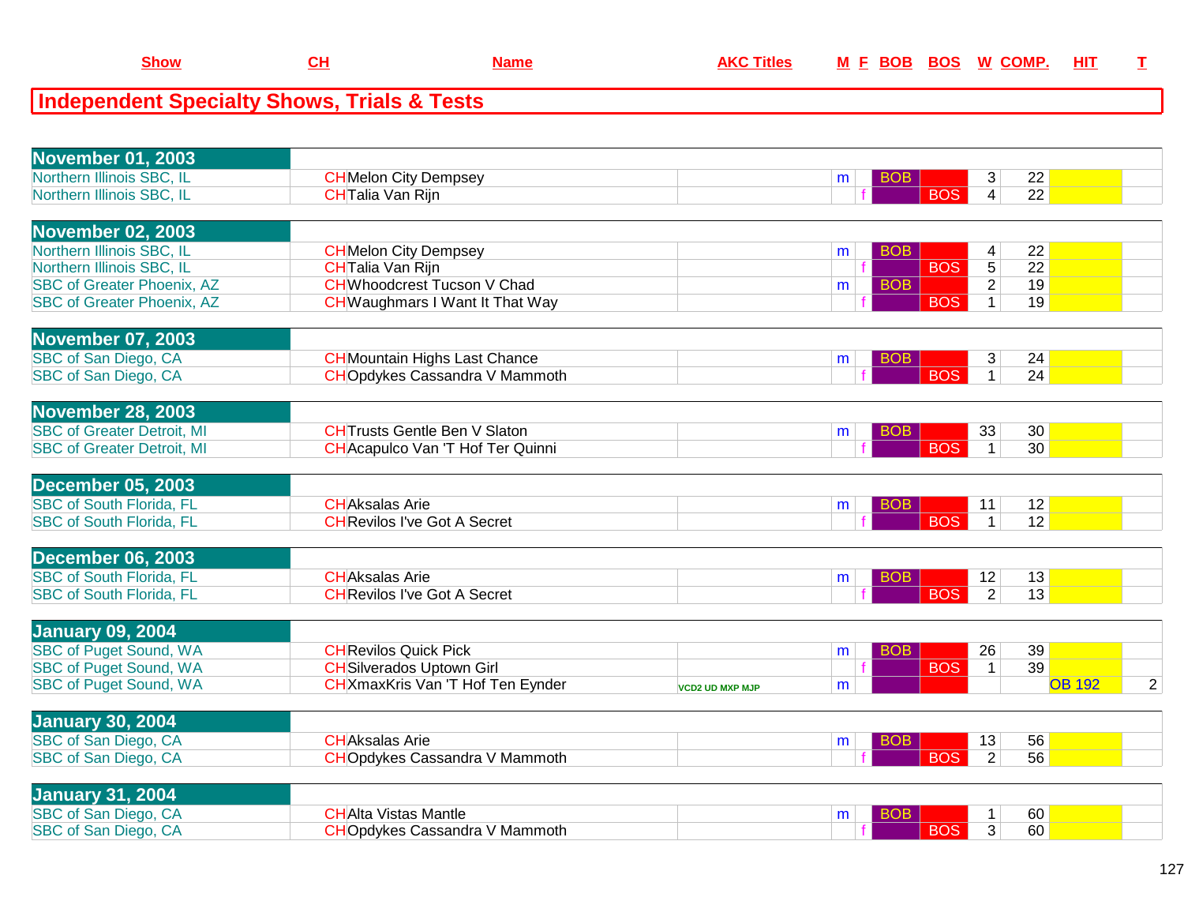## Independent Specialty Shows, Trials & Tests

| Show | CH | Name | AKC Titles | M | F | BOB | BOS | W | COMP. | HIT | T |
|---|---|---|---|---|---|---|---|---|---|---|---|
| **November 01, 2003** | | | | | | | | | | | |
| Northern Illinois SBC, IL | CH | Melon City Dempsey | | m | | BOB | | 3 | 22 | | |
| Northern Illinois SBC, IL | CH | Talia Van Rijn | | | f | | BOS | 4 | 22 | | |
| **November 02, 2003** | | | | | | | | | | | |
| Northern Illinois SBC, IL | CH | Melon City Dempsey | | m | | BOB | | 4 | 22 | | |
| Northern Illinois SBC, IL | CH | Talia Van Rijn | | | f | | BOS | 5 | 22 | | |
| SBC of Greater Phoenix, AZ | CH | Whoodcrest Tucson V Chad | | m | | BOB | | 2 | 19 | | |
| SBC of Greater Phoenix, AZ | CH | Waughmars I Want It That Way | | | f | | BOS | 1 | 19 | | |
| **November 07, 2003** | | | | | | | | | | | |
| SBC of San Diego, CA | CH | Mountain Highs Last Chance | | m | | BOB | | 3 | 24 | | |
| SBC of San Diego, CA | CH | Opdykes Cassandra V Mammoth | | | f | | BOS | 1 | 24 | | |
| **November 28, 2003** | | | | | | | | | | | |
| SBC of Greater Detroit, MI | CH | Trusts Gentle Ben V Slaton | | m | | BOB | | 33 | 30 | | |
| SBC of Greater Detroit, MI | CH | Acapulco Van 'T Hof Ter Quinni | | | f | | BOS | 1 | 30 | | |
| **December 05, 2003** | | | | | | | | | | | |
| SBC of South Florida, FL | CH | Aksalas Arie | | m | | BOB | | 11 | 12 | | |
| SBC of South Florida, FL | CH | Revilos I've Got A Secret | | | f | | BOS | 1 | 12 | | |
| **December 06, 2003** | | | | | | | | | | | |
| SBC of South Florida, FL | CH | Aksalas Arie | | m | | BOB | | 12 | 13 | | |
| SBC of South Florida, FL | CH | Revilos I've Got A Secret | | | f | | BOS | 2 | 13 | | |
| **January 09, 2004** | | | | | | | | | | | |
| SBC of Puget Sound, WA | CH | Revilos Quick Pick | | m | | BOB | | 26 | 39 | | |
| SBC of Puget Sound, WA | CH | Silverados Uptown Girl | | | f | | BOS | 1 | 39 | | |
| SBC of Puget Sound, WA | CH | XmaxKris Van 'T Hof Ten Eynder | VCD2 UD MXP MJP | m | | | | | | OB 192 | 2 |
| **January 30, 2004** | | | | | | | | | | | |
| SBC of San Diego, CA | CH | Aksalas Arie | | m | | BOB | | 13 | 56 | | |
| SBC of San Diego, CA | CH | Opdykes Cassandra V Mammoth | | | f | | BOS | 2 | 56 | | |
| **January 31, 2004** | | | | | | | | | | | |
| SBC of San Diego, CA | CH | Alta Vistas Mantle | | m | | BOB | | 1 | 60 | | |
| SBC of San Diego, CA | CH | Opdykes Cassandra V Mammoth | | | f | | BOS | 3 | 60 | | |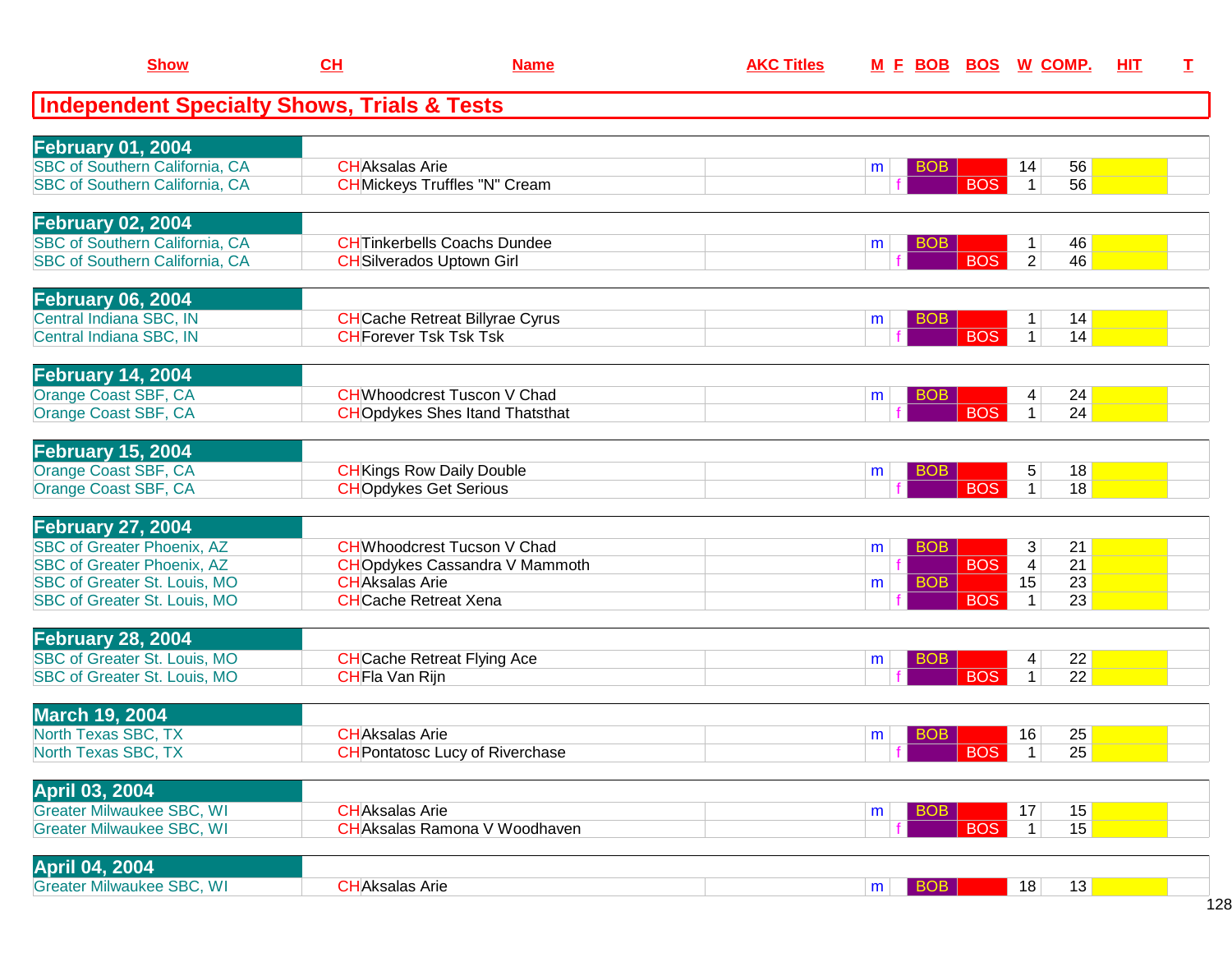## Independent Specialty Shows, Trials & Tests

| Show | CH | Name | AKC Titles | M | F | BOB | BOS | W | COMP. | HIT | T |
|---|---|---|---|---|---|---|---|---|---|---|---|
| **February 01, 2004** | | | | | | | | | | | |
| SBC of Southern California, CA | CH | Aksalas Arie | | m | | BOB | | 14 | 56 | | |
| SBC of Southern California, CA | CH | Mickeys Truffles "N" Cream | | | f | | BOS | 1 | 56 | | |
| **February 02, 2004** | | | | | | | | | | | |
| SBC of Southern California, CA | CH | Tinkerbells Coachs Dundee | | m | | BOB | | 1 | 46 | | |
| SBC of Southern California, CA | CH | Silverados Uptown Girl | | | f | | BOS | 2 | 46 | | |
| **February 06, 2004** | | | | | | | | | | | |
| Central Indiana SBC, IN | CH | Cache Retreat Billyrae Cyrus | | m | | BOB | | 1 | 14 | | |
| Central Indiana SBC, IN | CH | Forever Tsk Tsk Tsk | | | f | | BOS | 1 | 14 | | |
| **February 14, 2004** | | | | | | | | | | | |
| Orange Coast SBF, CA | CH | Whoodcrest Tuscon V Chad | | m | | BOB | | 4 | 24 | | |
| Orange Coast SBF, CA | CH | Opdykes Shes Itand Thatsthat | | | f | | BOS | 1 | 24 | | |
| **February 15, 2004** | | | | | | | | | | | |
| Orange Coast SBF, CA | CH | Kings Row Daily Double | | m | | BOB | | 5 | 18 | | |
| Orange Coast SBF, CA | CH | Opdykes Get Serious | | | f | | BOS | 1 | 18 | | |
| **February 27, 2004** | | | | | | | | | | | |
| SBC of Greater Phoenix, AZ | CH | Whoodcrest Tucson V Chad | | m | | BOB | | 3 | 21 | | |
| SBC of Greater Phoenix, AZ | CH | Opdykes Cassandra V Mammoth | | | f | | BOS | 4 | 21 | | |
| SBC of Greater St. Louis, MO | CH | Aksalas Arie | | m | | BOB | | 15 | 23 | | |
| SBC of Greater St. Louis, MO | CH | Cache Retreat Xena | | | f | | BOS | 1 | 23 | | |
| **February 28, 2004** | | | | | | | | | | | |
| SBC of Greater St. Louis, MO | CH | Cache Retreat Flying Ace | | m | | BOB | | 4 | 22 | | |
| SBC of Greater St. Louis, MO | CH | Fla Van Rijn | | | f | | BOS | 1 | 22 | | |
| **March 19, 2004** | | | | | | | | | | | |
| North Texas SBC, TX | CH | Aksalas Arie | | m | | BOB | | 16 | 25 | | |
| North Texas SBC, TX | CH | Pontatosc Lucy of Riverchase | | | f | | BOS | 1 | 25 | | |
| **April 03, 2004** | | | | | | | | | | | |
| Greater Milwaukee SBC, WI | CH | Aksalas Arie | | m | | BOB | | 17 | 15 | | |
| Greater Milwaukee SBC, WI | CH | Aksalas Ramona V Woodhaven | | | f | | BOS | 1 | 15 | | |
| **April 04, 2004** | | | | | | | | | | | |
| Greater Milwaukee SBC, WI | CH | Aksalas Arie | | m | | BOB | | 18 | 13 | | |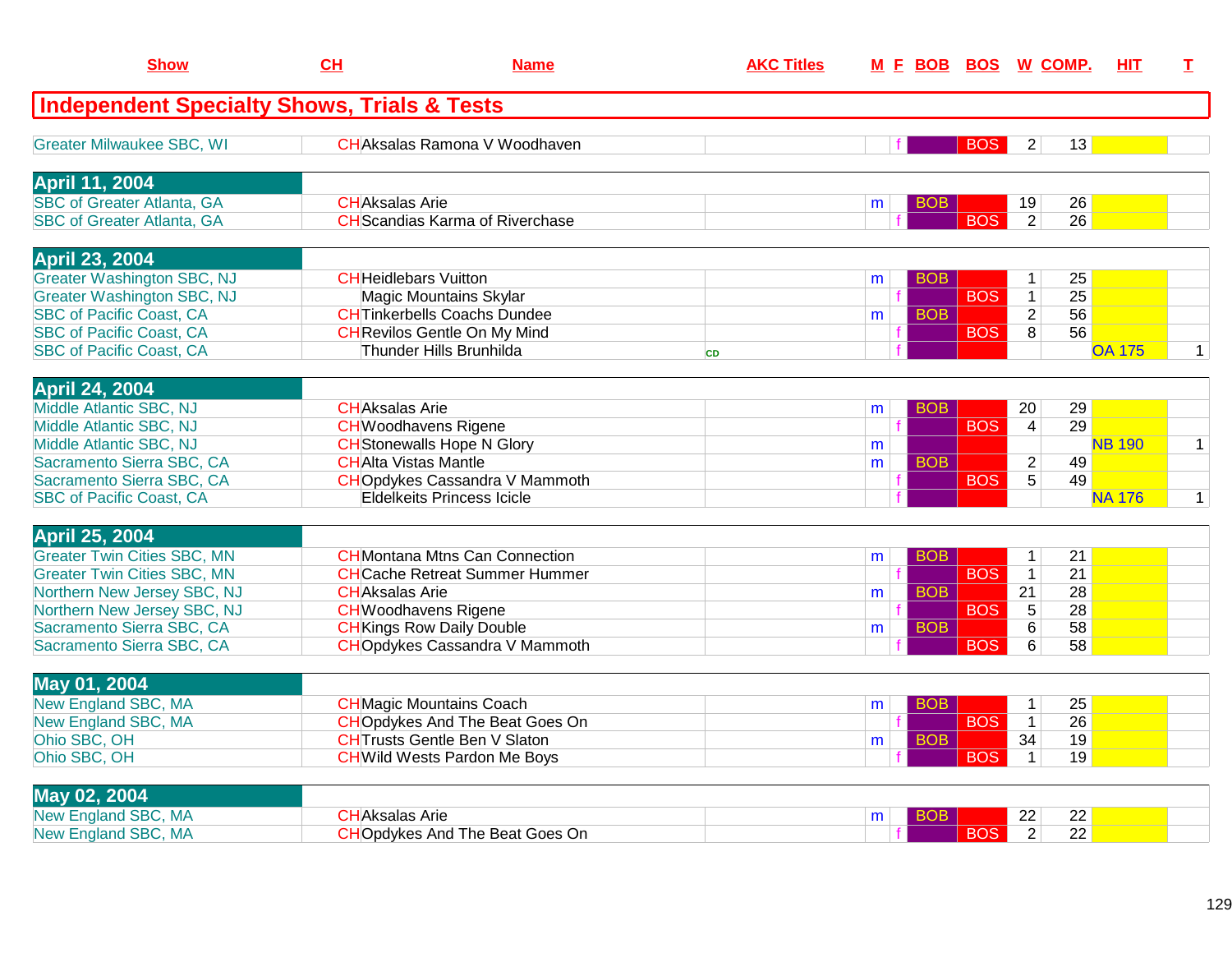| Show | CH | Name | AKC Titles | M | F | BOB | BOS | W | COMP. | HIT | T |
|---|---|---|---|---|---|---|---|---|---|---|---|

## Independent Specialty Shows, Trials & Tests

| Show | CH | Name | AKC Titles | M | F | BOB | BOS | W | COMP. | HIT | T |
|---|---|---|---|---|---|---|---|---|---|---|---|
| Greater Milwaukee SBC, WI | CH | Aksalas Ramona V Woodhaven | | | f | | BOS | 2 | 13 | | |
| **April 11, 2004** | | | | | | | | | | | |
| SBC of Greater Atlanta, GA | CH | Aksalas Arie | | m | | BOB | | 19 | 26 | | |
| SBC of Greater Atlanta, GA | CH | Scandias Karma of Riverchase | | | f | | BOS | 2 | 26 | | |
| **April 23, 2004** | | | | | | | | | | | |
| Greater Washington SBC, NJ | CH | Heidlebars Vuitton | | m | | BOB | | 1 | 25 | | |
| Greater Washington SBC, NJ | | Magic Mountains Skylar | | | f | | BOS | 1 | 25 | | |
| SBC of Pacific Coast, CA | CH | Tinkerbells Coachs Dundee | | m | | BOB | | 2 | 56 | | |
| SBC of Pacific Coast, CA | CH | Revilos Gentle On My Mind | | | f | | BOS | 8 | 56 | | |
| SBC of Pacific Coast, CA | | Thunder Hills Brunhilda | CD | | f | | | | | OA 175 | 1 |
| **April 24, 2004** | | | | | | | | | | | |
| Middle Atlantic SBC, NJ | CH | Aksalas Arie | | m | | BOB | | 20 | 29 | | |
| Middle Atlantic SBC, NJ | CH | Woodhavens Rigene | | | f | | BOS | 4 | 29 | | |
| Middle Atlantic SBC, NJ | CH | Stonewalls Hope N Glory | | m | | | | | | NB 190 | 1 |
| Sacramento Sierra SBC, CA | CH | Alta Vistas Mantle | | m | | BOB | | 2 | 49 | | |
| Sacramento Sierra SBC, CA | CH | Opdykes Cassandra V Mammoth | | | f | | BOS | 5 | 49 | | |
| SBC of Pacific Coast, CA | | Eldelkeits Princess Icicle | | | f | | | | | NA 176 | 1 |
| **April 25, 2004** | | | | | | | | | | | |
| Greater Twin Cities SBC, MN | CH | Montana Mtns Can Connection | | m | | BOB | | 1 | 21 | | |
| Greater Twin Cities SBC, MN | CH | Cache Retreat Summer Hummer | | | f | | BOS | 1 | 21 | | |
| Northern New Jersey SBC, NJ | CH | Aksalas Arie | | m | | BOB | | 21 | 28 | | |
| Northern New Jersey SBC, NJ | CH | Woodhavens Rigene | | | f | | BOS | 5 | 28 | | |
| Sacramento Sierra SBC, CA | CH | Kings Row Daily Double | | m | | BOB | | 6 | 58 | | |
| Sacramento Sierra SBC, CA | CH | Opdykes Cassandra V Mammoth | | | f | | BOS | 6 | 58 | | |
| **May 01, 2004** | | | | | | | | | | | |
| New England SBC, MA | CH | Magic Mountains Coach | | m | | BOB | | 1 | 25 | | |
| New England SBC, MA | CH | Opdykes And The Beat Goes On | | | f | | BOS | 1 | 26 | | |
| Ohio SBC, OH | CH | Trusts Gentle Ben V Slaton | | m | | BOB | | 34 | 19 | | |
| Ohio SBC, OH | CH | Wild Wests Pardon Me Boys | | | f | | BOS | 1 | 19 | | |
| **May 02, 2004** | | | | | | | | | | | |
| New England SBC, MA | CH | Aksalas Arie | | m | | BOB | | 22 | 22 | | |
| New England SBC, MA | CH | Opdykes And The Beat Goes On | | | f | | BOS | 2 | 22 | | |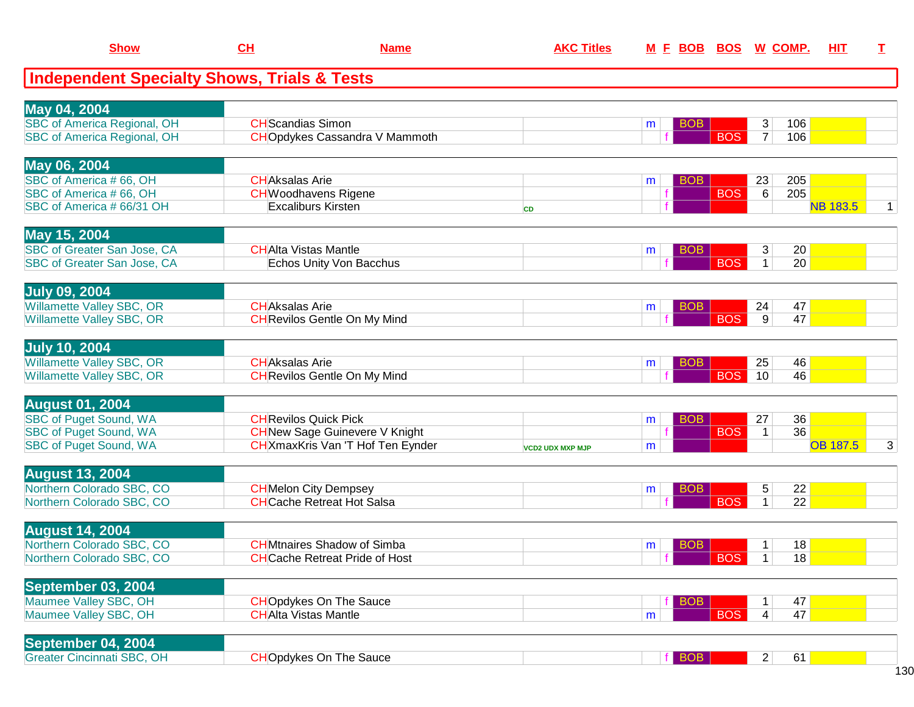## Independent Specialty Shows, Trials & Tests

| Show | CH | Name | AKC Titles | M | F | BOB | BOS | W | COMP. | HIT | T |
|---|---|---|---|---|---|---|---|---|---|---|---|
| **May 04, 2004** | | | | | | | | | | | |
| SBC of America Regional, OH | CH | Scandias Simon | | m | | BOB | | 3 | 106 | | |
| SBC of America Regional, OH | CH | Opdykes Cassandra V Mammoth | | | f | | BOS | 7 | 106 | | |
| **May 06, 2004** | | | | | | | | | | | |
| SBC of America # 66, OH | CH | Aksalas Arie | | m | | BOB | | 23 | 205 | | |
| SBC of America # 66, OH | CH | Woodhavens Rigene | | | f | | BOS | 6 | 205 | | |
| SBC of America # 66/31 OH | | Excaliburs Kirsten | CD | | f | | | | | NB 183.5 | 1 |
| **May 15, 2004** | | | | | | | | | | | |
| SBC of Greater San Jose, CA | CH | Alta Vistas Mantle | | m | | BOB | | 3 | 20 | | |
| SBC of Greater San Jose, CA | | Echos Unity Von Bacchus | | | f | | BOS | 1 | 20 | | |
| **July 09, 2004** | | | | | | | | | | | |
| Willamette Valley SBC, OR | CH | Aksalas Arie | | m | | BOB | | 24 | 47 | | |
| Willamette Valley SBC, OR | CH | Revilos Gentle On My Mind | | | f | | BOS | 9 | 47 | | |
| **July 10, 2004** | | | | | | | | | | | |
| Willamette Valley SBC, OR | CH | Aksalas Arie | | m | | BOB | | 25 | 46 | | |
| Willamette Valley SBC, OR | CH | Revilos Gentle On My Mind | | | f | | BOS | 10 | 46 | | |
| **August 01, 2004** | | | | | | | | | | | |
| SBC of Puget Sound, WA | CH | Revilos Quick Pick | | m | | BOB | | 27 | 36 | | |
| SBC of Puget Sound, WA | CH | New Sage Guinevere V Knight | | | f | | BOS | 1 | 36 | | |
| SBC of Puget Sound, WA | CH | XmaxKris Van 'T Hof Ten Eynder | VCD2 UDX MXP MJP | m | | | | | | OB 187.5 | 3 |
| **August 13, 2004** | | | | | | | | | | | |
| Northern Colorado SBC, CO | CH | Melon City Dempsey | | m | | BOB | | 5 | 22 | | |
| Northern Colorado SBC, CO | CH | Cache Retreat Hot Salsa | | | f | | BOS | 1 | 22 | | |
| **August 14, 2004** | | | | | | | | | | | |
| Northern Colorado SBC, CO | CH | Mtnaires Shadow of Simba | | m | | BOB | | 1 | 18 | | |
| Northern Colorado SBC, CO | CH | Cache Retreat Pride of Host | | | f | | BOS | 1 | 18 | | |
| **September 03, 2004** | | | | | | | | | | | |
| Maumee Valley SBC, OH | CH | Opdykes On The Sauce | | | f | BOB | | 1 | 47 | | |
| Maumee Valley SBC, OH | CH | Alta Vistas Mantle | | m | | | BOS | 4 | 47 | | |
| **September 04, 2004** | | | | | | | | | | | |
| Greater Cincinnati SBC, OH | CH | Opdykes On The Sauce | | | f | BOB | | 2 | 61 | | |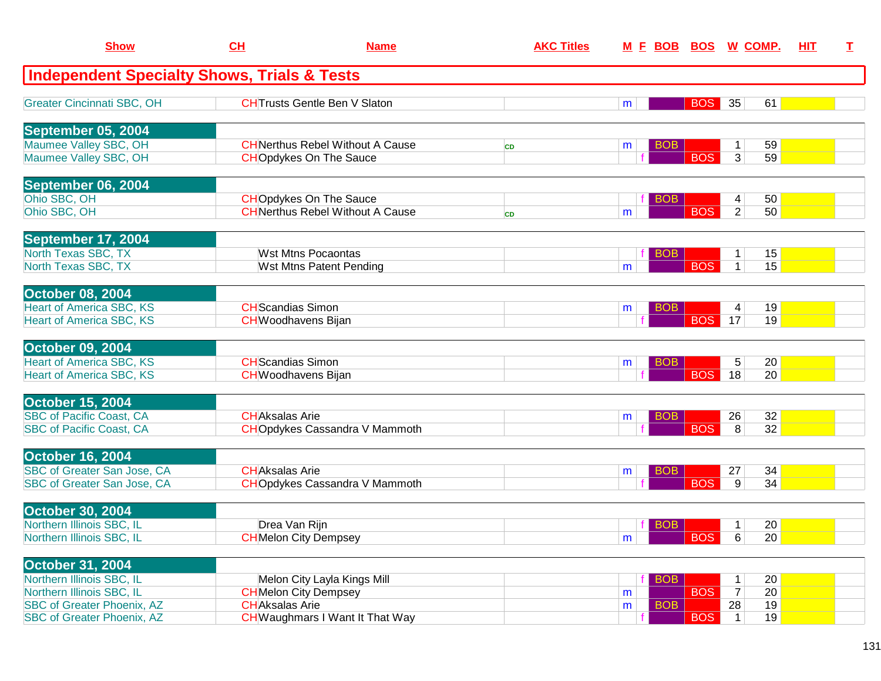| Show | CH | Name | AKC Titles | M | F | BOB | BOS | W | COMP. | HIT | T |
|---|---|---|---|---|---|---|---|---|---|---|---|

## Independent Specialty Shows, Trials & Tests

| Show | CH | Name | AKC Titles | M | F | BOB | BOS | W | COMP. | HIT | T |
|---|---|---|---|---|---|---|---|---|---|---|---|
| Greater Cincinnati SBC, OH | CH | Trusts Gentle Ben V Slaton | | m | | | BOS | 35 | 61 | | |
| **September 05, 2004** | | | | | | | | | | | |
| Maumee Valley SBC, OH | CH | Nerthus Rebel Without A Cause | CD | m | | BOB | | 1 | 59 | | |
| Maumee Valley SBC, OH | CH | Opdykes On The Sauce | | | f | | BOS | 3 | 59 | | |
| **September 06, 2004** | | | | | | | | | | | |
| Ohio SBC, OH | CH | Opdykes On The Sauce | | | f | BOB | | 4 | 50 | | |
| Ohio SBC, OH | CH | Nerthus Rebel Without A Cause | CD | m | | | BOS | 2 | 50 | | |
| **September 17, 2004** | | | | | | | | | | | |
| North Texas SBC, TX | | Wst Mtns Pocaontas | | | f | BOB | | 1 | 15 | | |
| North Texas SBC, TX | | Wst Mtns Patent Pending | | m | | | BOS | 1 | 15 | | |
| **October 08, 2004** | | | | | | | | | | | |
| Heart of America SBC, KS | CH | Scandias Simon | | m | | BOB | | 4 | 19 | | |
| Heart of America SBC, KS | CH | Woodhavens Bijan | | | f | | BOS | 17 | 19 | | |
| **October 09, 2004** | | | | | | | | | | | |
| Heart of America SBC, KS | CH | Scandias Simon | | m | | BOB | | 5 | 20 | | |
| Heart of America SBC, KS | CH | Woodhavens Bijan | | | f | | BOS | 18 | 20 | | |
| **October 15, 2004** | | | | | | | | | | | |
| SBC of Pacific Coast, CA | CH | Aksalas Arie | | m | | BOB | | 26 | 32 | | |
| SBC of Pacific Coast, CA | CH | Opdykes Cassandra V Mammoth | | | f | | BOS | 8 | 32 | | |
| **October 16, 2004** | | | | | | | | | | | |
| SBC of Greater San Jose, CA | CH | Aksalas Arie | | m | | BOB | | 27 | 34 | | |
| SBC of Greater San Jose, CA | CH | Opdykes Cassandra V Mammoth | | | f | | BOS | 9 | 34 | | |
| **October 30, 2004** | | | | | | | | | | | |
| Northern Illinois SBC, IL | | Drea Van Rijn | | | f | BOB | | 1 | 20 | | |
| Northern Illinois SBC, IL | CH | Melon City Dempsey | | m | | | BOS | 6 | 20 | | |
| **October 31, 2004** | | | | | | | | | | | |
| Northern Illinois SBC, IL | | Melon City Layla Kings Mill | | | f | BOB | | 1 | 20 | | |
| Northern Illinois SBC, IL | CH | Melon City Dempsey | | m | | | BOS | 7 | 20 | | |
| SBC of Greater Phoenix, AZ | CH | Aksalas Arie | | m | | BOB | | 28 | 19 | | |
| SBC of Greater Phoenix, AZ | CH | Waughmars I Want It That Way | | | f | | BOS | 1 | 19 | | |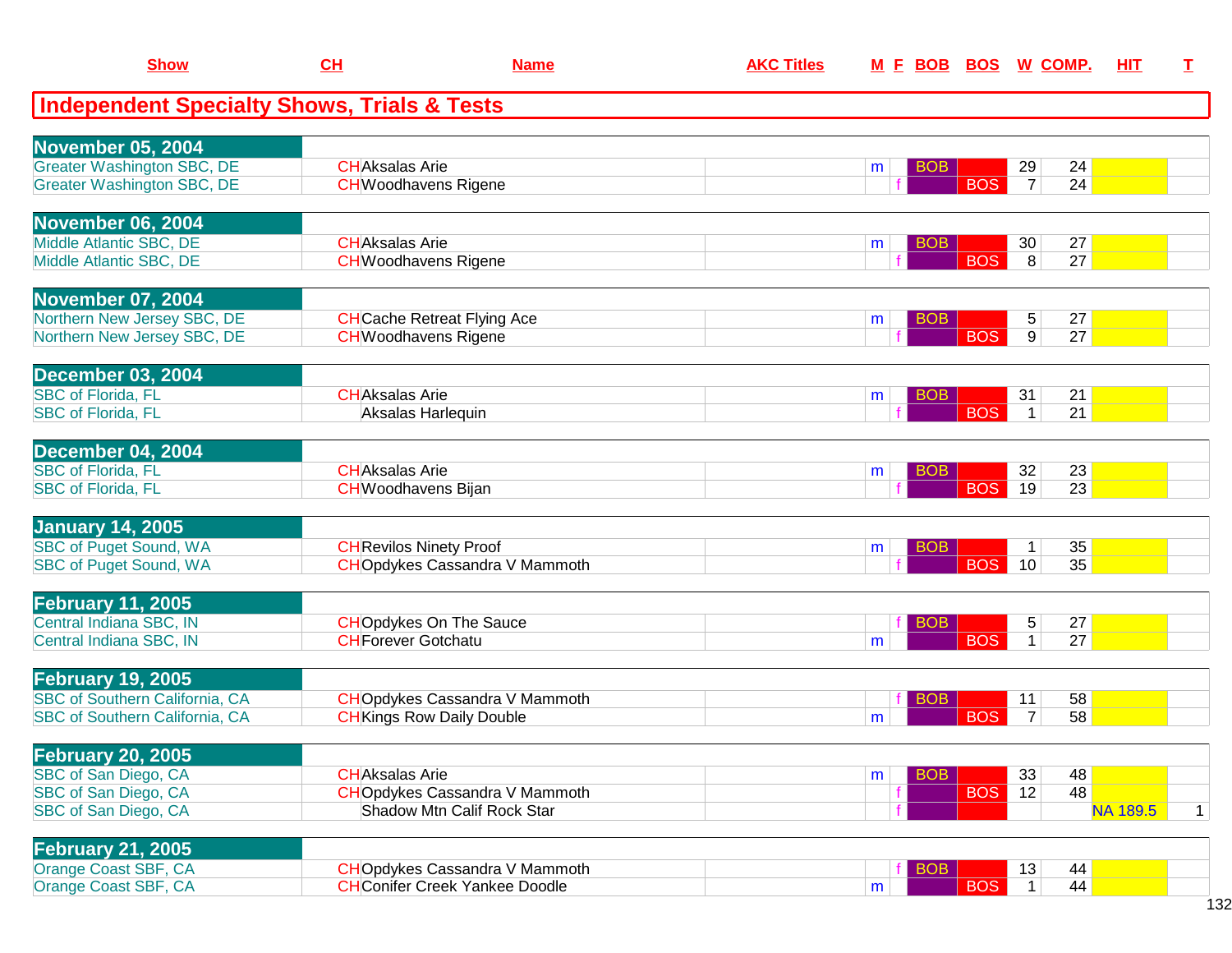| Show | CH | Name | AKC Titles | M | F | BOB | BOS | W | COMP. | HIT | T |
|---|---|---|---|---|---|---|---|---|---|---|---|

## Independent Specialty Shows, Trials & Tests

| Show | CH | Name | AKC Titles | M | F | BOB | BOS | W | COMP. | HIT | T |
|---|---|---|---|---|---|---|---|---|---|---|---|
| **November 05, 2004** | | | | | | | | | | | |
| Greater Washington SBC, DE | CH | Aksalas Arie | | m | | BOB | | 29 | 24 | | |
| Greater Washington SBC, DE | CH | Woodhavens Rigene | | | f | | BOS | 7 | 24 | | |
| **November 06, 2004** | | | | | | | | | | | |
| Middle Atlantic SBC, DE | CH | Aksalas Arie | | m | | BOB | | 30 | 27 | | |
| Middle Atlantic SBC, DE | CH | Woodhavens Rigene | | | f | | BOS | 8 | 27 | | |
| **November 07, 2004** | | | | | | | | | | | |
| Northern New Jersey SBC, DE | CH | Cache Retreat Flying Ace | | m | | BOB | | 5 | 27 | | |
| Northern New Jersey SBC, DE | CH | Woodhavens Rigene | | | f | | BOS | 9 | 27 | | |
| **December 03, 2004** | | | | | | | | | | | |
| SBC of Florida, FL | CH | Aksalas Arie | | m | | BOB | | 31 | 21 | | |
| SBC of Florida, FL | | Aksalas Harlequin | | | f | | BOS | 1 | 21 | | |
| **December 04, 2004** | | | | | | | | | | | |
| SBC of Florida, FL | CH | Aksalas Arie | | m | | BOB | | 32 | 23 | | |
| SBC of Florida, FL | CH | Woodhavens Bijan | | | f | | BOS | 19 | 23 | | |
| **January 14, 2005** | | | | | | | | | | | |
| SBC of Puget Sound, WA | CH | Revilos Ninety Proof | | m | | BOB | | 1 | 35 | | |
| SBC of Puget Sound, WA | CH | Opdykes Cassandra V Mammoth | | | f | | BOS | 10 | 35 | | |
| **February 11, 2005** | | | | | | | | | | | |
| Central Indiana SBC, IN | CH | Opdykes On The Sauce | | | f | BOB | | 5 | 27 | | |
| Central Indiana SBC, IN | CH | Forever Gotchatu | | m | | | BOS | 1 | 27 | | |
| **February 19, 2005** | | | | | | | | | | | |
| SBC of Southern California, CA | CH | Opdykes Cassandra V Mammoth | | | f | BOB | | 11 | 58 | | |
| SBC of Southern California, CA | CH | Kings Row Daily Double | | m | | | BOS | 7 | 58 | | |
| **February 20, 2005** | | | | | | | | | | | |
| SBC of San Diego, CA | CH | Aksalas Arie | | m | | BOB | | 33 | 48 | | |
| SBC of San Diego, CA | CH | Opdykes Cassandra V Mammoth | | | f | | BOS | 12 | 48 | | |
| SBC of San Diego, CA | | Shadow Mtn Calif Rock Star | | | f | | | | | NA 189.5 | 1 |
| **February 21, 2005** | | | | | | | | | | | |
| Orange Coast SBF, CA | CH | Opdykes Cassandra V Mammoth | | | f | BOB | | 13 | 44 | | |
| Orange Coast SBF, CA | CH | Conifer Creek Yankee Doodle | | m | | | BOS | 1 | 44 | | |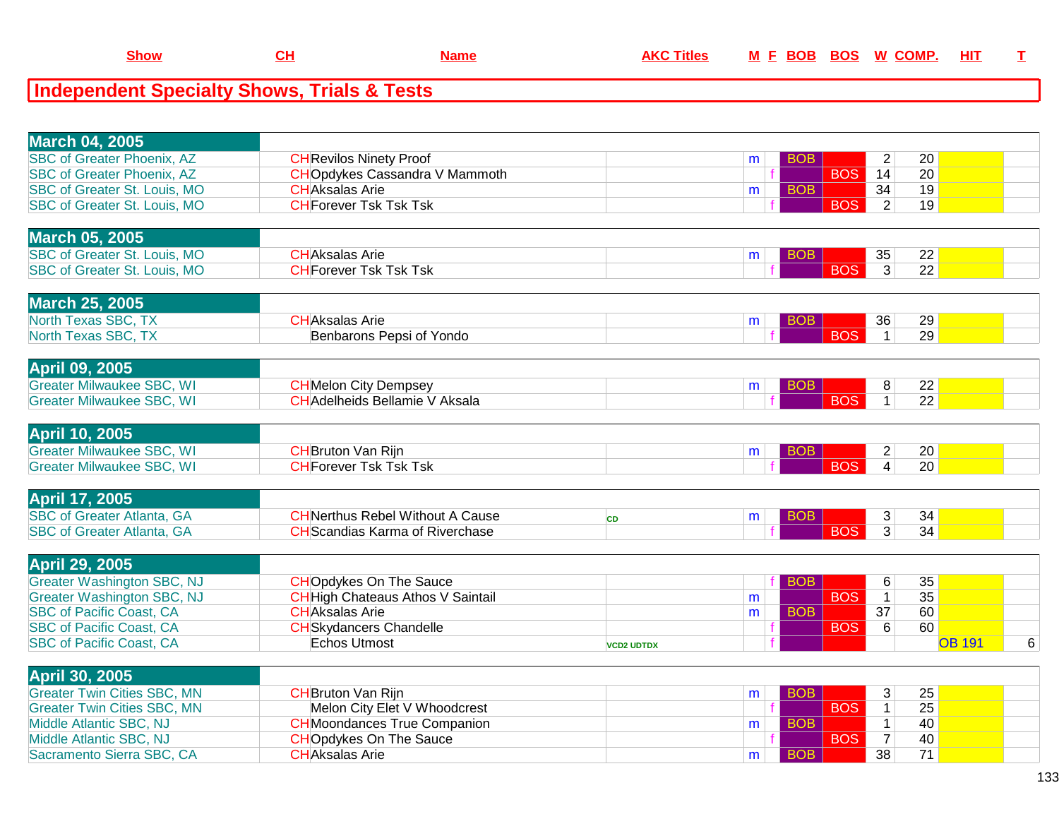# Independent Specialty Shows, Trials & Tests

| Show | CH | Name | AKC Titles | M | F | BOB | BOS | W | COMP. | HIT | T |
|---|---|---|---|---|---|---|---|---|---|---|---|
| **March 04, 2005** | | | | | | | | | | | |
| SBC of Greater Phoenix, AZ | CH | Revilos Ninety Proof | | m | | BOB | | 2 | 20 | | |
| SBC of Greater Phoenix, AZ | CH | Opdykes Cassandra V Mammoth | | | f | | BOS | 14 | 20 | | |
| SBC of Greater St. Louis, MO | CH | Aksalas Arie | | m | | BOB | | 34 | 19 | | |
| SBC of Greater St. Louis, MO | CH | Forever Tsk Tsk Tsk | | | f | | BOS | 2 | 19 | | |
| **March 05, 2005** | | | | | | | | | | | |
| SBC of Greater St. Louis, MO | CH | Aksalas Arie | | m | | BOB | | 35 | 22 | | |
| SBC of Greater St. Louis, MO | CH | Forever Tsk Tsk Tsk | | | f | | BOS | 3 | 22 | | |
| **March 25, 2005** | | | | | | | | | | | |
| North Texas SBC, TX | CH | Aksalas Arie | | m | | BOB | | 36 | 29 | | |
| North Texas SBC, TX | | Benbarons Pepsi of Yondo | | | f | | BOS | 1 | 29 | | |
| **April 09, 2005** | | | | | | | | | | | |
| Greater Milwaukee SBC, WI | CH | Melon City Dempsey | | m | | BOB | | 8 | 22 | | |
| Greater Milwaukee SBC, WI | CH | Adelheids Bellamie V Aksala | | | f | | BOS | 1 | 22 | | |
| **April 10, 2005** | | | | | | | | | | | |
| Greater Milwaukee SBC, WI | CH | Bruton Van Rijn | | m | | BOB | | 2 | 20 | | |
| Greater Milwaukee SBC, WI | CH | Forever Tsk Tsk Tsk | | | f | | BOS | 4 | 20 | | |
| **April 17, 2005** | | | | | | | | | | | |
| SBC of Greater Atlanta, GA | CH | Nerthus Rebel Without A Cause | CD | m | | BOB | | 3 | 34 | | |
| SBC of Greater Atlanta, GA | CH | Scandias Karma of Riverchase | | | f | | BOS | 3 | 34 | | |
| **April 29, 2005** | | | | | | | | | | | |
| Greater Washington SBC, NJ | CH | Opdykes On The Sauce | | | f | BOB | | 6 | 35 | | |
| Greater Washington SBC, NJ | CH | High Chateaus Athos V Saintail | | m | | | BOS | 1 | 35 | | |
| SBC of Pacific Coast, CA | CH | Aksalas Arie | | m | | BOB | | 37 | 60 | | |
| SBC of Pacific Coast, CA | CH | Skydancers Chandelle | | | f | | BOS | 6 | 60 | | |
| SBC of Pacific Coast, CA | | Echos Utmost | VCD2 UDTDX | | f | | | | | OB 191 | 6 |
| **April 30, 2005** | | | | | | | | | | | |
| Greater Twin Cities SBC, MN | CH | Bruton Van Rijn | | m | | BOB | | 3 | 25 | | |
| Greater Twin Cities SBC, MN | | Melon City Elet V Whoodcrest | | | f | | BOS | 1 | 25 | | |
| Middle Atlantic SBC, NJ | CH | Moondances True Companion | | m | | BOB | | 1 | 40 | | |
| Middle Atlantic SBC, NJ | CH | Opdykes On The Sauce | | | f | | BOS | 7 | 40 | | |
| Sacramento Sierra SBC, CA | CH | Aksalas Arie | | m | | BOB | | 38 | 71 | | |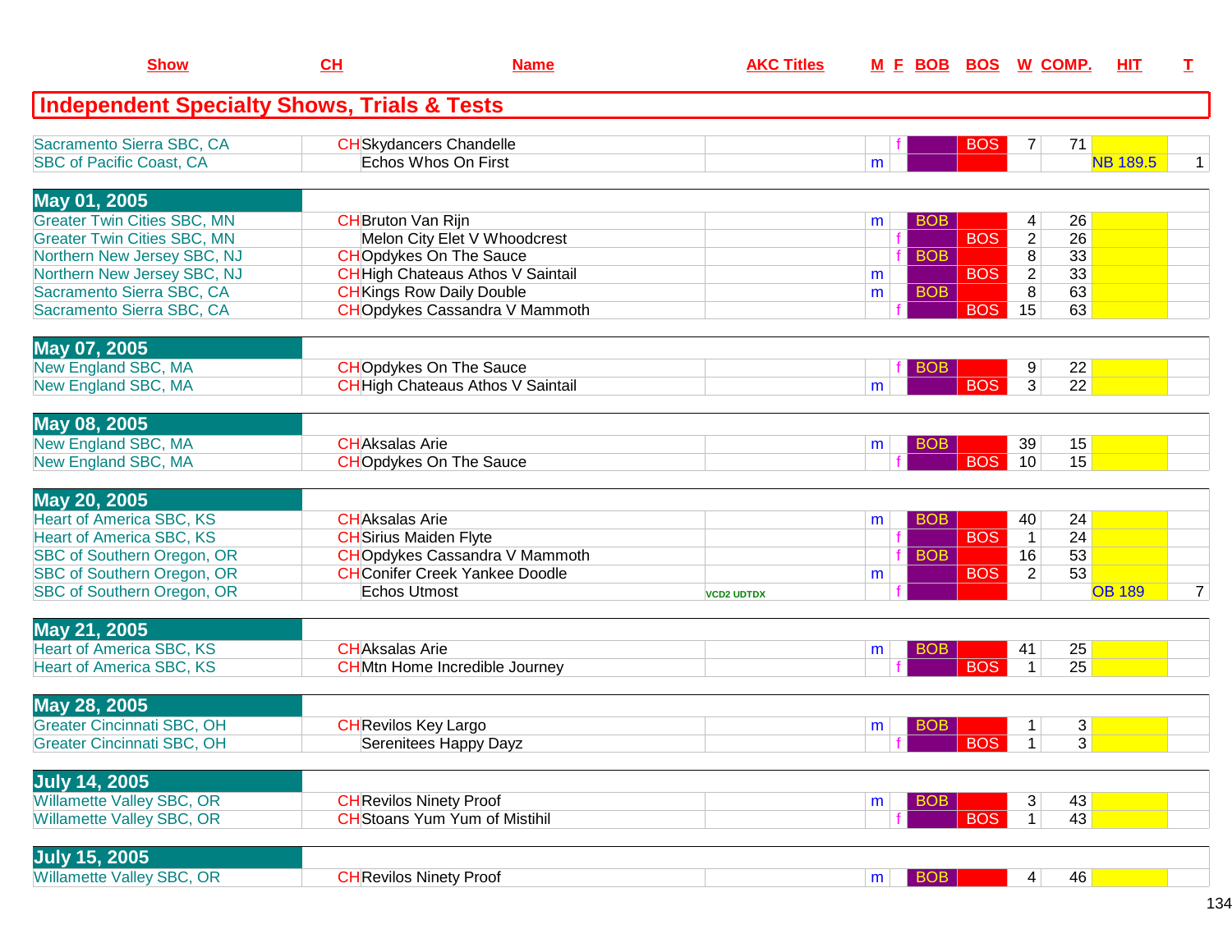| Show | CH | Name | AKC Titles | M | F | BOB | BOS | W | COMP. | HIT | T |
|---|---|---|---|---|---|---|---|---|---|---|---|

## Independent Specialty Shows, Trials & Tests

| Show | CH | Name | AKC Titles | M | F | BOB | BOS | W | COMP. | HIT | T |
|---|---|---|---|---|---|---|---|---|---|---|---|
| Sacramento Sierra SBC, CA | CH | Skydancers Chandelle | | | f | | BOS | 7 | 71 | | |
| SBC of Pacific Coast, CA | | Echos Whos On First | | m | | | | | | NB 189.5 | 1 |
| **May 01, 2005** | | | | | | | | | | | |
| Greater Twin Cities SBC, MN | CH | Bruton Van Rijn | | m | | BOB | | 4 | 26 | | |
| Greater Twin Cities SBC, MN | | Melon City Elet V Whoodcrest | | | f | | BOS | 2 | 26 | | |
| Northern New Jersey SBC, NJ | CH | Opdykes On The Sauce | | | f | BOB | | 8 | 33 | | |
| Northern New Jersey SBC, NJ | CH | High Chateaus Athos V Saintail | | m | | | BOS | 2 | 33 | | |
| Sacramento Sierra SBC, CA | CH | Kings Row Daily Double | | m | | BOB | | 8 | 63 | | |
| Sacramento Sierra SBC, CA | CH | Opdykes Cassandra V Mammoth | | | f | | BOS | 15 | 63 | | |
| **May 07, 2005** | | | | | | | | | | | |
| New England SBC, MA | CH | Opdykes On The Sauce | | | f | BOB | | 9 | 22 | | |
| New England SBC, MA | CH | High Chateaus Athos V Saintail | | m | | | BOS | 3 | 22 | | |
| **May 08, 2005** | | | | | | | | | | | |
| New England SBC, MA | CH | Aksalas Arie | | m | | BOB | | 39 | 15 | | |
| New England SBC, MA | CH | Opdykes On The Sauce | | | f | | BOS | 10 | 15 | | |
| **May 20, 2005** | | | | | | | | | | | |
| Heart of America SBC, KS | CH | Aksalas Arie | | m | | BOB | | 40 | 24 | | |
| Heart of America SBC, KS | CH | Sirius Maiden Flyte | | | f | | BOS | 1 | 24 | | |
| SBC of Southern Oregon, OR | CH | Opdykes Cassandra V Mammoth | | | f | BOB | | 16 | 53 | | |
| SBC of Southern Oregon, OR | CH | Conifer Creek Yankee Doodle | | m | | | BOS | 2 | 53 | | |
| SBC of Southern Oregon, OR | | Echos Utmost | VCD2 UDTDX | | f | | | | | OB 189 | 7 |
| **May 21, 2005** | | | | | | | | | | | |
| Heart of America SBC, KS | CH | Aksalas Arie | | m | | BOB | | 41 | 25 | | |
| Heart of America SBC, KS | CH | Mtn Home Incredible Journey | | | f | | BOS | 1 | 25 | | |
| **May 28, 2005** | | | | | | | | | | | |
| Greater Cincinnati SBC, OH | CH | Revilos Key Largo | | m | | BOB | | 1 | 3 | | |
| Greater Cincinnati SBC, OH | | Serenitees Happy Dayz | | | f | | BOS | 1 | 3 | | |
| **July 14, 2005** | | | | | | | | | | | |
| Willamette Valley SBC, OR | CH | Revilos Ninety Proof | | m | | BOB | | 3 | 43 | | |
| Willamette Valley SBC, OR | CH | Stoans Yum Yum of Mistihil | | | f | | BOS | 1 | 43 | | |
| **July 15, 2005** | | | | | | | | | | | |
| Willamette Valley SBC, OR | CH | Revilos Ninety Proof | | m | | BOB | | 4 | 46 | | |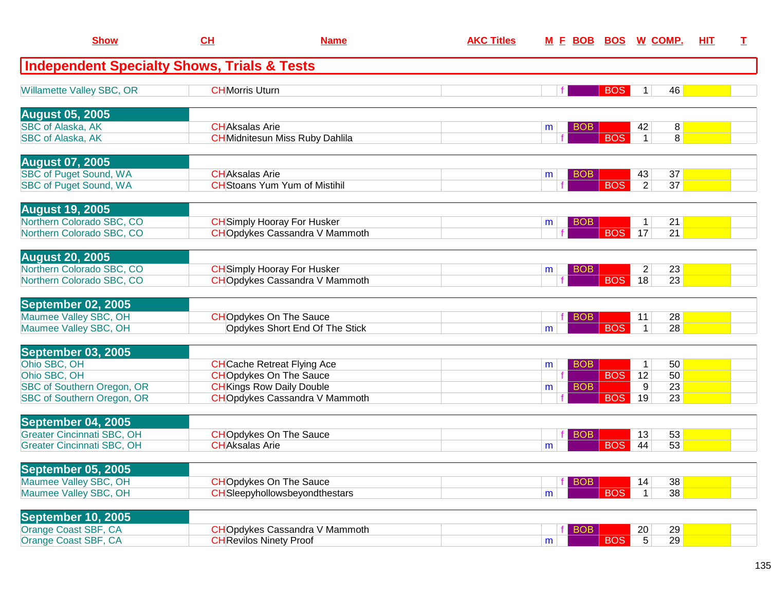| Show | CH | Name | AKC Titles | M | F | BOB | BOS | W | COMP. | HIT | T |
|---|---|---|---|---|---|---|---|---|---|---|---|
| **Independent Specialty Shows, Trials & Tests** | | | | | | | | | | | |
| Willamette Valley SBC, OR | CH | Morris Uturn | | | f | | BOS | 1 | 46 | | |
| **August 05, 2005** | | | | | | | | | | | |
| SBC of Alaska, AK | CH | Aksalas Arie | | m | | BOB | | 42 | 8 | | |
| SBC of Alaska, AK | CH | Midnitesun Miss Ruby Dahlila | | | f | | BOS | 1 | 8 | | |
| **August 07, 2005** | | | | | | | | | | | |
| SBC of Puget Sound, WA | CH | Aksalas Arie | | m | | BOB | | 43 | 37 | | |
| SBC of Puget Sound, WA | CH | Stoans Yum Yum of Mistihil | | | f | | BOS | 2 | 37 | | |
| **August 19, 2005** | | | | | | | | | | | |
| Northern Colorado SBC, CO | CH | Simply Hooray For Husker | | m | | BOB | | 1 | 21 | | |
| Northern Colorado SBC, CO | CH | Opdykes Cassandra V Mammoth | | | f | | BOS | 17 | 21 | | |
| **August 20, 2005** | | | | | | | | | | | |
| Northern Colorado SBC, CO | CH | Simply Hooray For Husker | | m | | BOB | | 2 | 23 | | |
| Northern Colorado SBC, CO | CH | Opdykes Cassandra V Mammoth | | | f | | BOS | 18 | 23 | | |
| **September 02, 2005** | | | | | | | | | | | |
| Maumee Valley SBC, OH | CH | Opdykes On The Sauce | | | f | BOB | | 11 | 28 | | |
| Maumee Valley SBC, OH | | Opdykes Short End Of The Stick | | m | | | BOS | 1 | 28 | | |
| **September 03, 2005** | | | | | | | | | | | |
| Ohio SBC, OH | CH | Cache Retreat Flying Ace | | m | | BOB | | 1 | 50 | | |
| Ohio SBC, OH | CH | Opdykes On The Sauce | | | f | | BOS | 12 | 50 | | |
| SBC of Southern Oregon, OR | CH | Kings Row Daily Double | | m | | BOB | | 9 | 23 | | |
| SBC of Southern Oregon, OR | CH | Opdykes Cassandra V Mammoth | | | f | | BOS | 19 | 23 | | |
| **September 04, 2005** | | | | | | | | | | | |
| Greater Cincinnati SBC, OH | CH | Opdykes On The Sauce | | | f | BOB | | 13 | 53 | | |
| Greater Cincinnati SBC, OH | CH | Aksalas Arie | | m | | | BOS | 44 | 53 | | |
| **September 05, 2005** | | | | | | | | | | | |
| Maumee Valley SBC, OH | CH | Opdykes On The Sauce | | | f | BOB | | 14 | 38 | | |
| Maumee Valley SBC, OH | CH | Sleepyhollowsbeyondthestars | | m | | | BOS | 1 | 38 | | |
| **September 10, 2005** | | | | | | | | | | | |
| Orange Coast SBF, CA | CH | Opdykes Cassandra V Mammoth | | | f | BOB | | 20 | 29 | | |
| Orange Coast SBF, CA | CH | Revilos Ninety Proof | | m | | | BOS | 5 | 29 | | |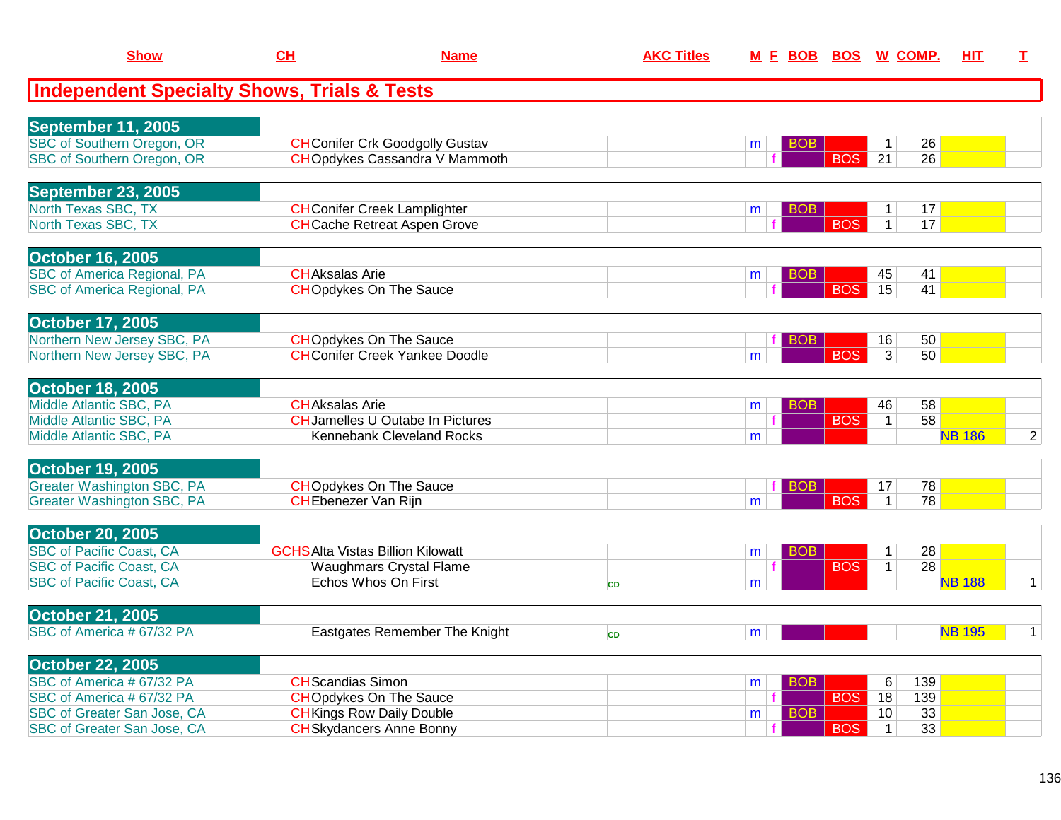## Independent Specialty Shows, Trials & Tests

| Show | CH | Name | AKC Titles | M | F | BOB | BOS | W | COMP. | HIT | T |
|---|---|---|---|---|---|---|---|---|---|---|---|
| **September 11, 2005** | | | | | | | | | | | |
| SBC of Southern Oregon, OR | CH | Conifer Crk Goodgolly Gustav | | m | | BOB | | 1 | 26 | | |
| SBC of Southern Oregon, OR | CH | Opdykes Cassandra V Mammoth | | | f | | BOS | 21 | 26 | | |
| **September 23, 2005** | | | | | | | | | | | |
| North Texas SBC, TX | CH | Conifer Creek Lamplighter | | m | | BOB | | 1 | 17 | | |
| North Texas SBC, TX | CH | Cache Retreat Aspen Grove | | | f | | BOS | 1 | 17 | | |
| **October 16, 2005** | | | | | | | | | | | |
| SBC of America Regional, PA | CH | Aksalas Arie | | m | | BOB | | 45 | 41 | | |
| SBC of America Regional, PA | CH | Opdykes On The Sauce | | | f | | BOS | 15 | 41 | | |
| **October 17, 2005** | | | | | | | | | | | |
| Northern New Jersey SBC, PA | CH | Opdykes On The Sauce | | | f | BOB | | 16 | 50 | | |
| Northern New Jersey SBC, PA | CH | Conifer Creek Yankee Doodle | | m | | | BOS | 3 | 50 | | |
| **October 18, 2005** | | | | | | | | | | | |
| Middle Atlantic SBC, PA | CH | Aksalas Arie | | m | | BOB | | 46 | 58 | | |
| Middle Atlantic SBC, PA | CH | Jamelles U Outabe In Pictures | | | f | | BOS | 1 | 58 | | |
| Middle Atlantic SBC, PA | | Kennebank Cleveland Rocks | | m | | | | | | NB 186 | 2 |
| **October 19, 2005** | | | | | | | | | | | |
| Greater Washington SBC, PA | CH | Opdykes On The Sauce | | | f | BOB | | 17 | 78 | | |
| Greater Washington SBC, PA | CH | Ebenezer Van Rijn | | m | | | BOS | 1 | 78 | | |
| **October 20, 2005** | | | | | | | | | | | |
| SBC of Pacific Coast, CA | GCHS | Alta Vistas Billion Kilowatt | | m | | BOB | | 1 | 28 | | |
| SBC of Pacific Coast, CA | | Waughmars Crystal Flame | | | f | | BOS | 1 | 28 | | |
| SBC of Pacific Coast, CA | | Echos Whos On First | CD | m | | | | | | NB 188 | 1 |
| **October 21, 2005** | | | | | | | | | | | |
| SBC of America # 67/32 PA | | Eastgates Remember The Knight | CD | m | | | | | | NB 195 | 1 |
| **October 22, 2005** | | | | | | | | | | | |
| SBC of America # 67/32 PA | CH | Scandias Simon | | m | | BOB | | 6 | 139 | | |
| SBC of America # 67/32 PA | CH | Opdykes On The Sauce | | | f | | BOS | 18 | 139 | | |
| SBC of Greater San Jose, CA | CH | Kings Row Daily Double | | m | | BOB | | 10 | 33 | | |
| SBC of Greater San Jose, CA | CH | Skydancers Anne Bonny | | | f | | BOS | 1 | 33 | | |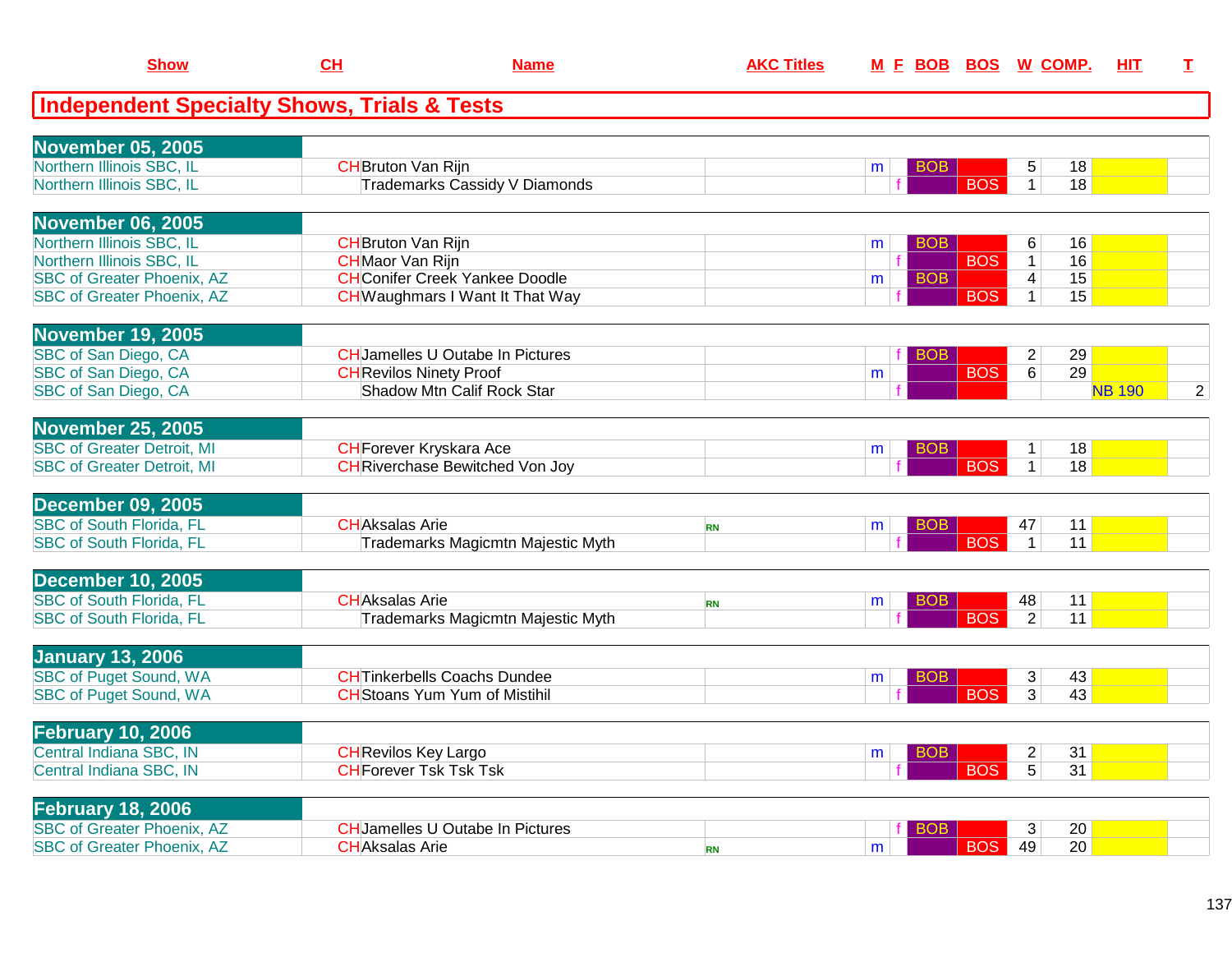| Show | CH | Name | AKC Titles | M | F | BOB | BOS | W | COMP. | HIT | T |
|---|---|---|---|---|---|---|---|---|---|---|---|
| **Independent Specialty Shows, Trials & Tests** | | | | | | | | | | | |
| **November 05, 2005** | | | | | | | | | | | |
| Northern Illinois SBC, IL | CH | Bruton Van Rijn | | m | | BOB | | 5 | 18 | | |
| Northern Illinois SBC, IL | | Trademarks Cassidy V Diamonds | | | f | | BOS | 1 | 18 | | |
| **November 06, 2005** | | | | | | | | | | | |
| Northern Illinois SBC, IL | CH | Bruton Van Rijn | | m | | BOB | | 6 | 16 | | |
| Northern Illinois SBC, IL | CH | Maor Van Rijn | | | f | | BOS | 1 | 16 | | |
| SBC of Greater Phoenix, AZ | CH | Conifer Creek Yankee Doodle | | m | | BOB | | 4 | 15 | | |
| SBC of Greater Phoenix, AZ | CH | Waughmars I Want It That Way | | | f | | BOS | 1 | 15 | | |
| **November 19, 2005** | | | | | | | | | | | |
| SBC of San Diego, CA | CH | Jamelles U Outabe In Pictures | | | f | BOB | | 2 | 29 | | |
| SBC of San Diego, CA | CH | Revilos Ninety Proof | | m | | | BOS | 6 | 29 | | |
| SBC of San Diego, CA | | Shadow Mtn Calif Rock Star | | | f | | | | | NB 190 | 2 |
| **November 25, 2005** | | | | | | | | | | | |
| SBC of Greater Detroit, MI | CH | Forever Kryskara Ace | | m | | BOB | | 1 | 18 | | |
| SBC of Greater Detroit, MI | CH | Riverchase Bewitched Von Joy | | | f | | BOS | 1 | 18 | | |
| **December 09, 2005** | | | | | | | | | | | |
| SBC of South Florida, FL | CH | Aksalas Arie | RN | m | | BOB | | 47 | 11 | | |
| SBC of South Florida, FL | | Trademarks Magicmtn Majestic Myth | | | f | | BOS | 1 | 11 | | |
| **December 10, 2005** | | | | | | | | | | | |
| SBC of South Florida, FL | CH | Aksalas Arie | RN | m | | BOB | | 48 | 11 | | |
| SBC of South Florida, FL | | Trademarks Magicmtn Majestic Myth | | | f | | BOS | 2 | 11 | | |
| **January 13, 2006** | | | | | | | | | | | |
| SBC of Puget Sound, WA | CH | Tinkerbells Coachs Dundee | | m | | BOB | | 3 | 43 | | |
| SBC of Puget Sound, WA | CH | Stoans Yum Yum of Mistihil | | | f | | BOS | 3 | 43 | | |
| **February 10, 2006** | | | | | | | | | | | |
| Central Indiana SBC, IN | CH | Revilos Key Largo | | m | | BOB | | 2 | 31 | | |
| Central Indiana SBC, IN | CH | Forever Tsk Tsk Tsk | | | f | | BOS | 5 | 31 | | |
| **February 18, 2006** | | | | | | | | | | | |
| SBC of Greater Phoenix, AZ | CH | Jamelles U Outabe In Pictures | | | f | BOB | | 3 | 20 | | |
| SBC of Greater Phoenix, AZ | CH | Aksalas Arie | RN | m | | | BOS | 49 | 20 | | |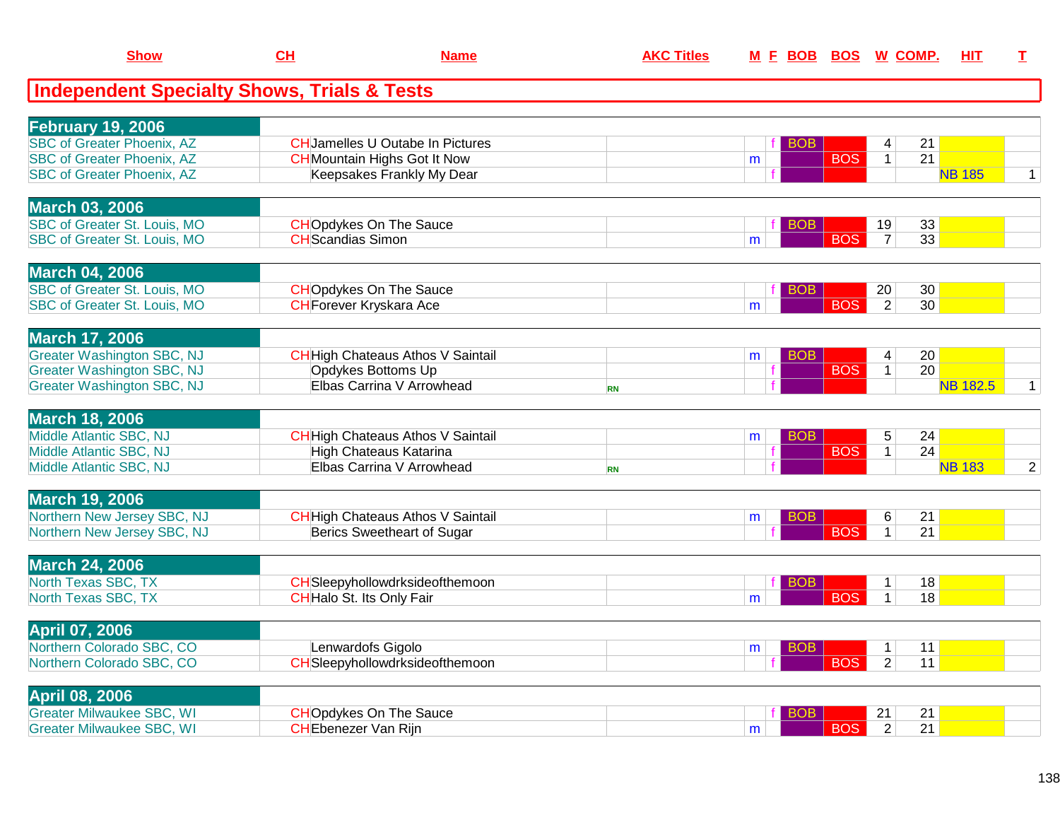## Independent Specialty Shows, Trials & Tests

| Show | CH | Name | AKC Titles | M | F | BOB | BOS | W | COMP. | HIT | T |
|---|---|---|---|---|---|---|---|---|---|---|---|
| **February 19, 2006** | | | | | | | | | | | |
| SBC of Greater Phoenix, AZ | CH | Jamelles U Outabe In Pictures | | | f | BOB | | 4 | 21 | | |
| SBC of Greater Phoenix, AZ | CH | Mountain Highs Got It Now | | m | | | BOS | 1 | 21 | | |
| SBC of Greater Phoenix, AZ | | Keepsakes Frankly My Dear | | | f | | | | | NB 185 | 1 |
| **March 03, 2006** | | | | | | | | | | | |
| SBC of Greater St. Louis, MO | CH | Opdykes On The Sauce | | | f | BOB | | 19 | 33 | | |
| SBC of Greater St. Louis, MO | CH | Scandias Simon | | m | | | BOS | 7 | 33 | | |
| **March 04, 2006** | | | | | | | | | | | |
| SBC of Greater St. Louis, MO | CH | Opdykes On The Sauce | | | f | BOB | | 20 | 30 | | |
| SBC of Greater St. Louis, MO | CH | Forever Kryskara Ace | | m | | | BOS | 2 | 30 | | |
| **March 17, 2006** | | | | | | | | | | | |
| Greater Washington SBC, NJ | CH | High Chateaus Athos V Saintail | | m | | BOB | | 4 | 20 | | |
| Greater Washington SBC, NJ | | Opdykes Bottoms Up | | | f | | BOS | 1 | 20 | | |
| Greater Washington SBC, NJ | | Elbas Carrina V Arrowhead | RN | | f | | | | | NB 182.5 | 1 |
| **March 18, 2006** | | | | | | | | | | | |
| Middle Atlantic SBC, NJ | CH | High Chateaus Athos V Saintail | | m | | BOB | | 5 | 24 | | |
| Middle Atlantic SBC, NJ | | High Chateaus Katarina | | | f | | BOS | 1 | 24 | | |
| Middle Atlantic SBC, NJ | | Elbas Carrina V Arrowhead | RN | | f | | | | | NB 183 | 2 |
| **March 19, 2006** | | | | | | | | | | | |
| Northern New Jersey SBC, NJ | CH | High Chateaus Athos V Saintail | | m | | BOB | | 6 | 21 | | |
| Northern New Jersey SBC, NJ | | Berics Sweetheart of Sugar | | | f | | BOS | 1 | 21 | | |
| **March 24, 2006** | | | | | | | | | | | |
| North Texas SBC, TX | CH | Sleepyhollowdrksideofthemoon | | | f | BOB | | 1 | 18 | | |
| North Texas SBC, TX | CH | Halo St. Its Only Fair | | m | | | BOS | 1 | 18 | | |
| **April 07, 2006** | | | | | | | | | | | |
| Northern Colorado SBC, CO | | Lenwardofs Gigolo | | m | | BOB | | 1 | 11 | | |
| Northern Colorado SBC, CO | CH | Sleepyhollowdrksideofthemoon | | | f | | BOS | 2 | 11 | | |
| **April 08, 2006** | | | | | | | | | | | |
| Greater Milwaukee SBC, WI | CH | Opdykes On The Sauce | | | f | BOB | | 21 | 21 | | |
| Greater Milwaukee SBC, WI | CH | Ebenezer Van Rijn | | m | | | BOS | 2 | 21 | | |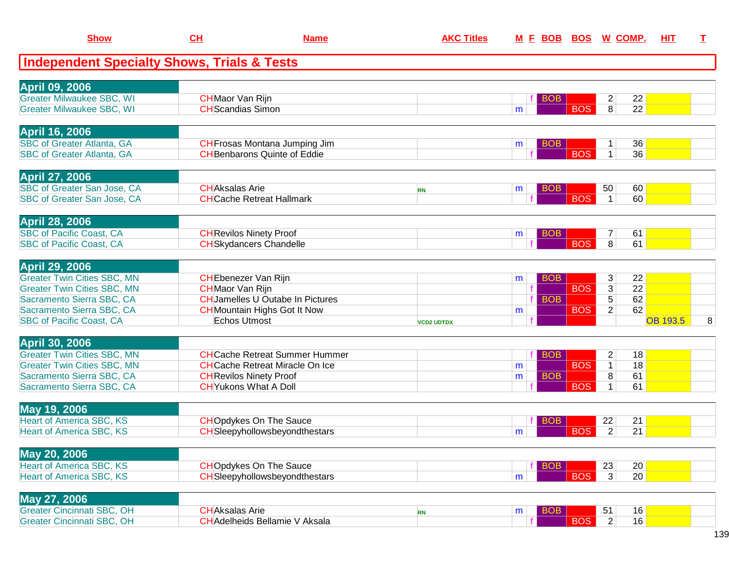| Show | CH | Name | AKC Titles | M | F | BOB | BOS | W | COMP. | HIT | T |
|---|---|---|---|---|---|---|---|---|---|---|---|

## Independent Specialty Shows, Trials & Tests

| Show | CH | Name | AKC Titles | M | F | BOB | BOS | W | COMP. | HIT | T |
|---|---|---|---|---|---|---|---|---|---|---|---|
| **April 09, 2006** | | | | | | | | | | | |
| Greater Milwaukee SBC, WI | CH | Maor Van Rijn | | | f | BOB | | 2 | 22 | | |
| Greater Milwaukee SBC, WI | CH | Scandias Simon | | m | | | BOS | 8 | 22 | | |
| **April 16, 2006** | | | | | | | | | | | |
| SBC of Greater Atlanta, GA | CH | Frosas Montana Jumping Jim | | m | | BOB | | 1 | 36 | | |
| SBC of Greater Atlanta, GA | CH | Benbarons Quinte of Eddie | | | f | | BOS | 1 | 36 | | |
| **April 27, 2006** | | | | | | | | | | | |
| SBC of Greater San Jose, CA | CH | Aksalas Arie | RN | m | | BOB | | 50 | 60 | | |
| SBC of Greater San Jose, CA | CH | Cache Retreat Hallmark | | | f | | BOS | 1 | 60 | | |
| **April 28, 2006** | | | | | | | | | | | |
| SBC of Pacific Coast, CA | CH | Revilos Ninety Proof | | m | | BOB | | 7 | 61 | | |
| SBC of Pacific Coast, CA | CH | Skydancers Chandelle | | | f | | BOS | 8 | 61 | | |
| **April 29, 2006** | | | | | | | | | | | |
| Greater Twin Cities SBC, MN | CH | Ebenezer Van Rijn | | m | | BOB | | 3 | 22 | | |
| Greater Twin Cities SBC, MN | CH | Maor Van Rijn | | | f | | BOS | 3 | 22 | | |
| Sacramento Sierra SBC, CA | CH | Jamelles U Outabe In Pictures | | | f | BOB | | 5 | 62 | | |
| Sacramento Sierra SBC, CA | CH | Mountain Highs Got It Now | | m | | | BOS | 2 | 62 | | |
| SBC of Pacific Coast, CA | | Echos Utmost | VCD2 UDTDX | | f | | | | | OB 193.5 | 8 |
| **April 30, 2006** | | | | | | | | | | | |
| Greater Twin Cities SBC, MN | CH | Cache Retreat Summer Hummer | | | f | BOB | | 2 | 18 | | |
| Greater Twin Cities SBC, MN | CH | Cache Retreat Miracle On Ice | | m | | | BOS | 1 | 18 | | |
| Sacramento Sierra SBC, CA | CH | Revilos Ninety Proof | | m | | BOB | | 8 | 61 | | |
| Sacramento Sierra SBC, CA | CH | Yukons What A Doll | | | f | | BOS | 1 | 61 | | |
| **May 19, 2006** | | | | | | | | | | | |
| Heart of America SBC, KS | CH | Opdykes On The Sauce | | | f | BOB | | 22 | 21 | | |
| Heart of America SBC, KS | CH | Sleepyhollowsbeyondthestars | | m | | | BOS | 2 | 21 | | |
| **May 20, 2006** | | | | | | | | | | | |
| Heart of America SBC, KS | CH | Opdykes On The Sauce | | | f | BOB | | 23 | 20 | | |
| Heart of America SBC, KS | CH | Sleepyhollowsbeyondthestars | | m | | | BOS | 3 | 20 | | |
| **May 27, 2006** | | | | | | | | | | | |
| Greater Cincinnati SBC, OH | CH | Aksalas Arie | RN | m | | BOB | | 51 | 16 | | |
| Greater Cincinnati SBC, OH | CH | Adelheids Bellamie V Aksala | | | f | | BOS | 2 | 16 | | |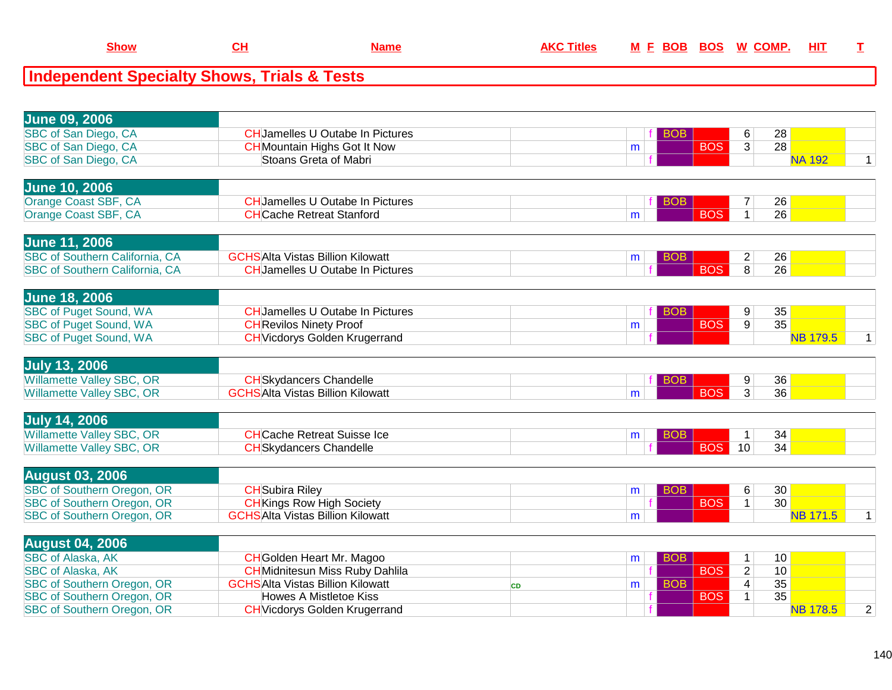| Show | CH | Name | AKC Titles | M | F | BOB | BOS | W | COMP. | HIT | T |
|---|---|---|---|---|---|---|---|---|---|---|---|

## Independent Specialty Shows, Trials & Tests

| Show | CH | Name | AKC Titles | M | F | BOB | BOS | W | COMP. | HIT | T |
|---|---|---|---|---|---|---|---|---|---|---|---|
| **June 09, 2006** | | | | | | | | | | | |
| SBC of San Diego, CA | CH | Jamelles U Outabe In Pictures | | | f | BOB | | 6 | 28 | | |
| SBC of San Diego, CA | CH | Mountain Highs Got It Now | | m | | | BOS | 3 | 28 | | |
| SBC of San Diego, CA | | Stoans Greta of Mabri | | | f | | | | | NA 192 | 1 |
| **June 10, 2006** | | | | | | | | | | | |
| Orange Coast SBF, CA | CH | Jamelles U Outabe In Pictures | | | f | BOB | | 7 | 26 | | |
| Orange Coast SBF, CA | CH | Cache Retreat Stanford | | m | | | BOS | 1 | 26 | | |
| **June 11, 2006** | | | | | | | | | | | |
| SBC of Southern California, CA | GCHS | Alta Vistas Billion Kilowatt | | m | | BOB | | 2 | 26 | | |
| SBC of Southern California, CA | CH | Jamelles U Outabe In Pictures | | | f | | BOS | 8 | 26 | | |
| **June 18, 2006** | | | | | | | | | | | |
| SBC of Puget Sound, WA | CH | Jamelles U Outabe In Pictures | | | f | BOB | | 9 | 35 | | |
| SBC of Puget Sound, WA | CH | Revilos Ninety Proof | | m | | | BOS | 9 | 35 | | |
| SBC of Puget Sound, WA | CH | Vicdorys Golden Krugerrand | | | f | | | | | NB 179.5 | 1 |
| **July 13, 2006** | | | | | | | | | | | |
| Willamette Valley SBC, OR | CH | Skydancers Chandelle | | | f | BOB | | 9 | 36 | | |
| Willamette Valley SBC, OR | GCHS | Alta Vistas Billion Kilowatt | | m | | | BOS | 3 | 36 | | |
| **July 14, 2006** | | | | | | | | | | | |
| Willamette Valley SBC, OR | CH | Cache Retreat Suisse Ice | | m | | BOB | | 1 | 34 | | |
| Willamette Valley SBC, OR | CH | Skydancers Chandelle | | | f | | BOS | 10 | 34 | | |
| **August 03, 2006** | | | | | | | | | | | |
| SBC of Southern Oregon, OR | CH | Subira Riley | | m | | BOB | | 6 | 30 | | |
| SBC of Southern Oregon, OR | CH | Kings Row High Society | | | f | | BOS | 1 | 30 | | |
| SBC of Southern Oregon, OR | GCHS | Alta Vistas Billion Kilowatt | | m | | | | | | NB 171.5 | 1 |
| **August 04, 2006** | | | | | | | | | | | |
| SBC of Alaska, AK | CH | Golden Heart Mr. Magoo | | m | | BOB | | 1 | 10 | | |
| SBC of Alaska, AK | CH | Midnitesun Miss Ruby Dahlila | | | f | | BOS | 2 | 10 | | |
| SBC of Southern Oregon, OR | GCHS | Alta Vistas Billion Kilowatt | CD | m | | BOB | | 4 | 35 | | |
| SBC of Southern Oregon, OR | | Howes A Mistletoe Kiss | | | f | | BOS | 1 | 35 | | |
| SBC of Southern Oregon, OR | CH | Vicdorys Golden Krugerrand | | | f | | | | | NB 178.5 | 2 |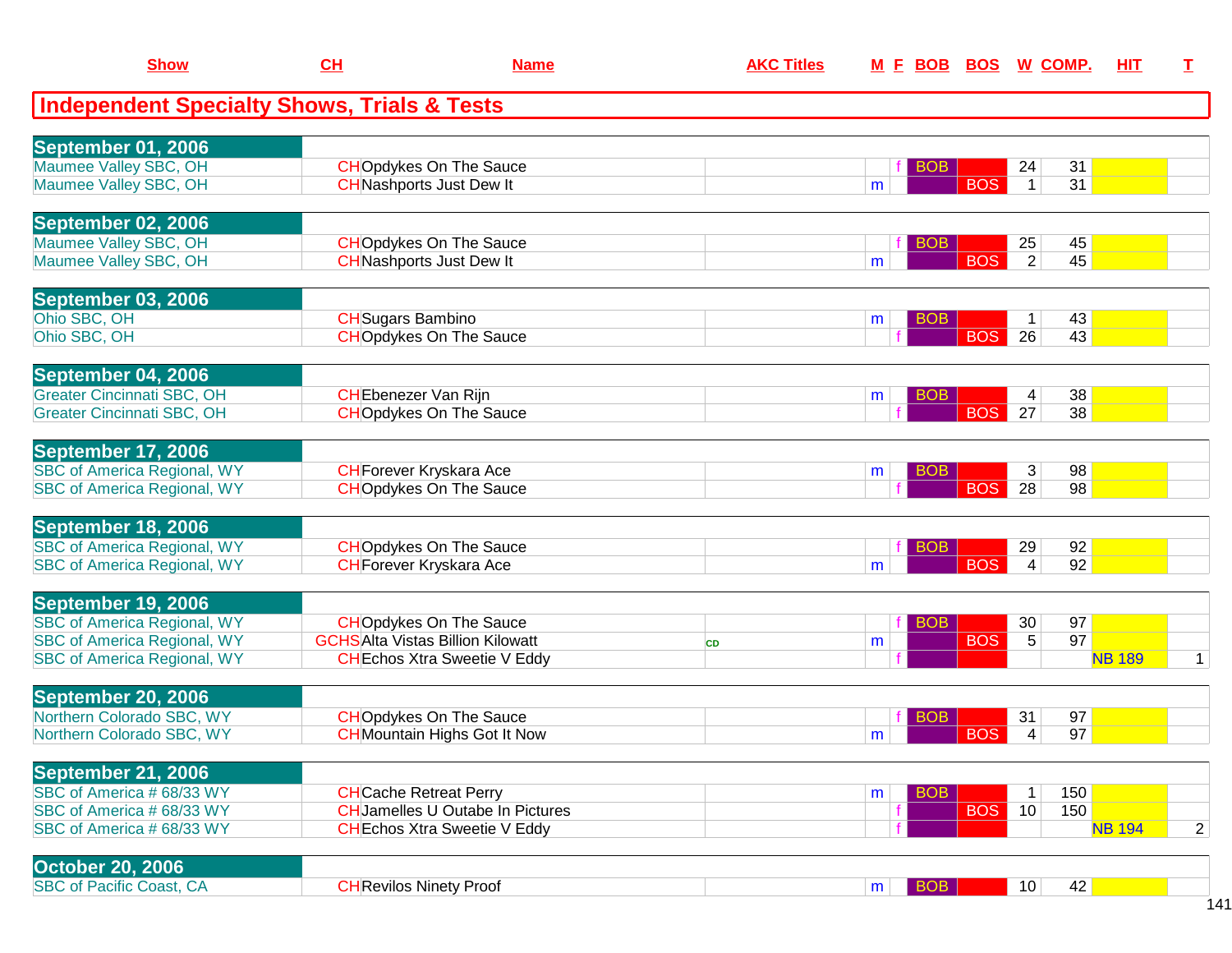| Show | CH | Name | AKC Titles | M | F | BOB | BOS | W | COMP. | HIT | T |
|---|---|---|---|---|---|---|---|---|---|---|---|

## Independent Specialty Shows, Trials & Tests

| Show | CH | Name | AKC Titles | M | F | BOB | BOS | W | COMP. | HIT | T |
|---|---|---|---|---|---|---|---|---|---|---|---|
| **September 01, 2006** | | | | | | | | | | | |
| Maumee Valley SBC, OH | CH | Opdykes On The Sauce | | | f | BOB | | 24 | 31 | | |
| Maumee Valley SBC, OH | CH | Nashports Just Dew It | | m | | | BOS | 1 | 31 | | |
| **September 02, 2006** | | | | | | | | | | | |
| Maumee Valley SBC, OH | CH | Opdykes On The Sauce | | | f | BOB | | 25 | 45 | | |
| Maumee Valley SBC, OH | CH | Nashports Just Dew It | | m | | | BOS | 2 | 45 | | |
| **September 03, 2006** | | | | | | | | | | | |
| Ohio SBC, OH | CH | Sugars Bambino | | m | | BOB | | 1 | 43 | | |
| Ohio SBC, OH | CH | Opdykes On The Sauce | | | f | | BOS | 26 | 43 | | |
| **September 04, 2006** | | | | | | | | | | | |
| Greater Cincinnati SBC, OH | CH | Ebenezer Van Rijn | | m | | BOB | | 4 | 38 | | |
| Greater Cincinnati SBC, OH | CH | Opdykes On The Sauce | | | f | | BOS | 27 | 38 | | |
| **September 17, 2006** | | | | | | | | | | | |
| SBC of America Regional, WY | CH | Forever Kryskara Ace | | m | | BOB | | 3 | 98 | | |
| SBC of America Regional, WY | CH | Opdykes On The Sauce | | | f | | BOS | 28 | 98 | | |
| **September 18, 2006** | | | | | | | | | | | |
| SBC of America Regional, WY | CH | Opdykes On The Sauce | | | f | BOB | | 29 | 92 | | |
| SBC of America Regional, WY | CH | Forever Kryskara Ace | | m | | | BOS | 4 | 92 | | |
| **September 19, 2006** | | | | | | | | | | | |
| SBC of America Regional, WY | CH | Opdykes On The Sauce | | | f | BOB | | 30 | 97 | | |
| SBC of America Regional, WY | GCHS | Alta Vistas Billion Kilowatt | CD | m | | | BOS | 5 | 97 | | |
| SBC of America Regional, WY | CH | Echos Xtra Sweetie V Eddy | | | f | | | | | NB 189 | 1 |
| **September 20, 2006** | | | | | | | | | | | |
| Northern Colorado SBC, WY | CH | Opdykes On The Sauce | | | f | BOB | | 31 | 97 | | |
| Northern Colorado SBC, WY | CH | Mountain Highs Got It Now | | m | | | BOS | 4 | 97 | | |
| **September 21, 2006** | | | | | | | | | | | |
| SBC of America # 68/33 WY | CH | Cache Retreat Perry | | m | | BOB | | 1 | 150 | | |
| SBC of America # 68/33 WY | CH | Jamelles U Outabe In Pictures | | | f | | BOS | 10 | 150 | | |
| SBC of America # 68/33 WY | CH | Echos Xtra Sweetie V Eddy | | | f | | | | | NB 194 | 2 |
| **October 20, 2006** | | | | | | | | | | | |
| SBC of Pacific Coast, CA | CH | Revilos Ninety Proof | | m | | BOB | | 10 | 42 | | |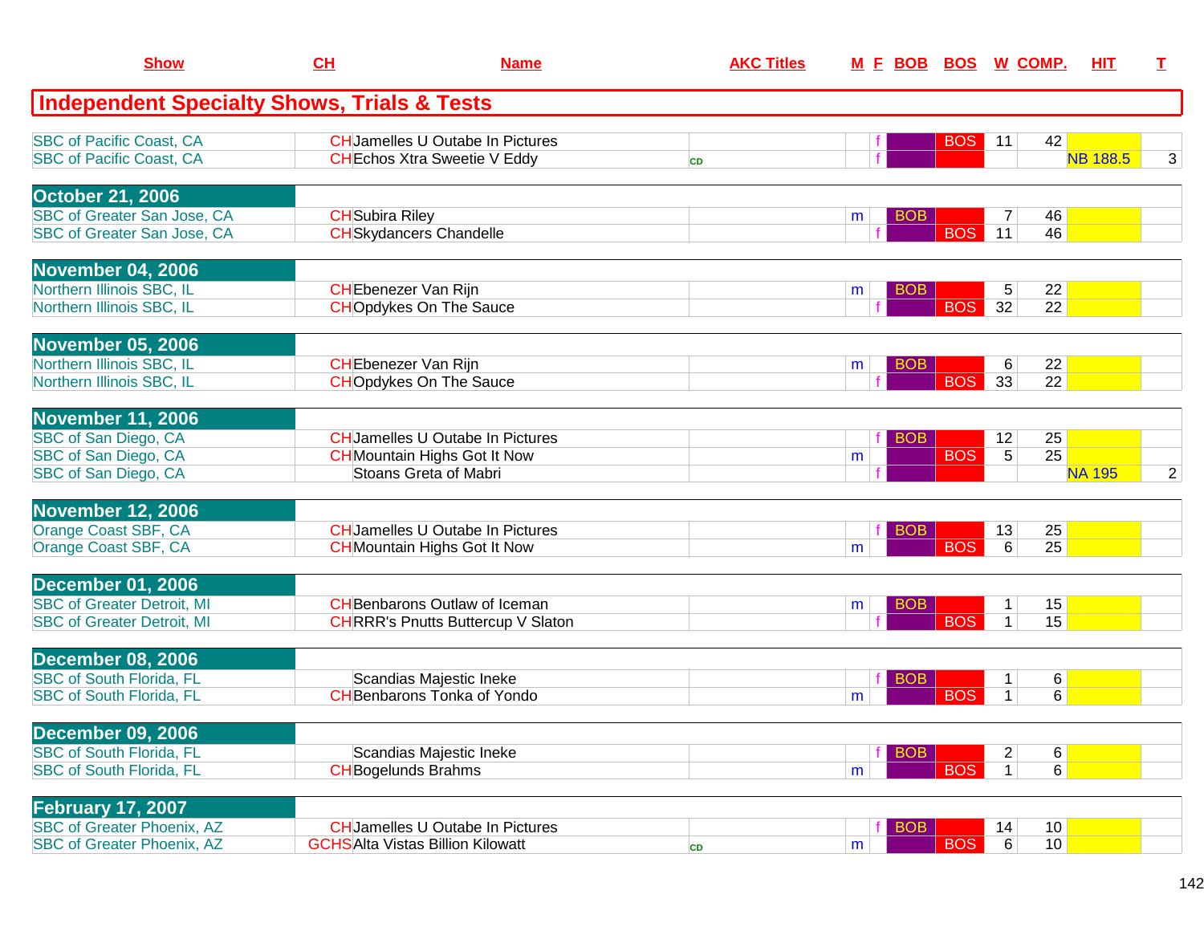| Show | CH | Name | AKC Titles | M | F | BOB | BOS | W | COMP. | HIT | T |
|---|---|---|---|---|---|---|---|---|---|---|---|
| **Independent Specialty Shows, Trials & Tests** | | | | | | | | | | | |
| SBC of Pacific Coast, CA | CH | Jamelles U Outabe In Pictures | | | f | | BOS | 11 | 42 | | |
| SBC of Pacific Coast, CA | CH | Echos Xtra Sweetie V Eddy | CD | | f | | | | | NB 188.5 | 3 |
| **October 21, 2006** | | | | | | | | | | | |
| SBC of Greater San Jose, CA | CH | Subira Riley | | m | | BOB | | 7 | 46 | | |
| SBC of Greater San Jose, CA | CH | Skydancers Chandelle | | | f | | BOS | 11 | 46 | | |
| **November 04, 2006** | | | | | | | | | | | |
| Northern Illinois SBC, IL | CH | Ebenezer Van Rijn | | m | | BOB | | 5 | 22 | | |
| Northern Illinois SBC, IL | CH | Opdykes On The Sauce | | | f | | BOS | 32 | 22 | | |
| **November 05, 2006** | | | | | | | | | | | |
| Northern Illinois SBC, IL | CH | Ebenezer Van Rijn | | m | | BOB | | 6 | 22 | | |
| Northern Illinois SBC, IL | CH | Opdykes On The Sauce | | | f | | BOS | 33 | 22 | | |
| **November 11, 2006** | | | | | | | | | | | |
| SBC of San Diego, CA | CH | Jamelles U Outabe In Pictures | | | f | BOB | | 12 | 25 | | |
| SBC of San Diego, CA | CH | Mountain Highs Got It Now | | m | | | BOS | 5 | 25 | | |
| SBC of San Diego, CA | | Stoans Greta of Mabri | | | f | | | | | NA 195 | 2 |
| **November 12, 2006** | | | | | | | | | | | |
| Orange Coast SBF, CA | CH | Jamelles U Outabe In Pictures | | | f | BOB | | 13 | 25 | | |
| Orange Coast SBF, CA | CH | Mountain Highs Got It Now | | m | | | BOS | 6 | 25 | | |
| **December 01, 2006** | | | | | | | | | | | |
| SBC of Greater Detroit, MI | CH | Benbarons Outlaw of Iceman | | m | | BOB | | 1 | 15 | | |
| SBC of Greater Detroit, MI | CH | RRR's Pnutts Buttercup V Slaton | | | f | | BOS | 1 | 15 | | |
| **December 08, 2006** | | | | | | | | | | | |
| SBC of South Florida, FL | | Scandias Majestic Ineke | | | f | BOB | | 1 | 6 | | |
| SBC of South Florida, FL | CH | Benbarons Tonka of Yondo | | m | | | BOS | 1 | 6 | | |
| **December 09, 2006** | | | | | | | | | | | |
| SBC of South Florida, FL | | Scandias Majestic Ineke | | | f | BOB | | 2 | 6 | | |
| SBC of South Florida, FL | CH | Bogelunds Brahms | | m | | | BOS | 1 | 6 | | |
| **February 17, 2007** | | | | | | | | | | | |
| SBC of Greater Phoenix, AZ | CH | Jamelles U Outabe In Pictures | | | f | BOB | | 14 | 10 | | |
| SBC of Greater Phoenix, AZ | GCHS | Alta Vistas Billion Kilowatt | CD | m | | | BOS | 6 | 10 | | |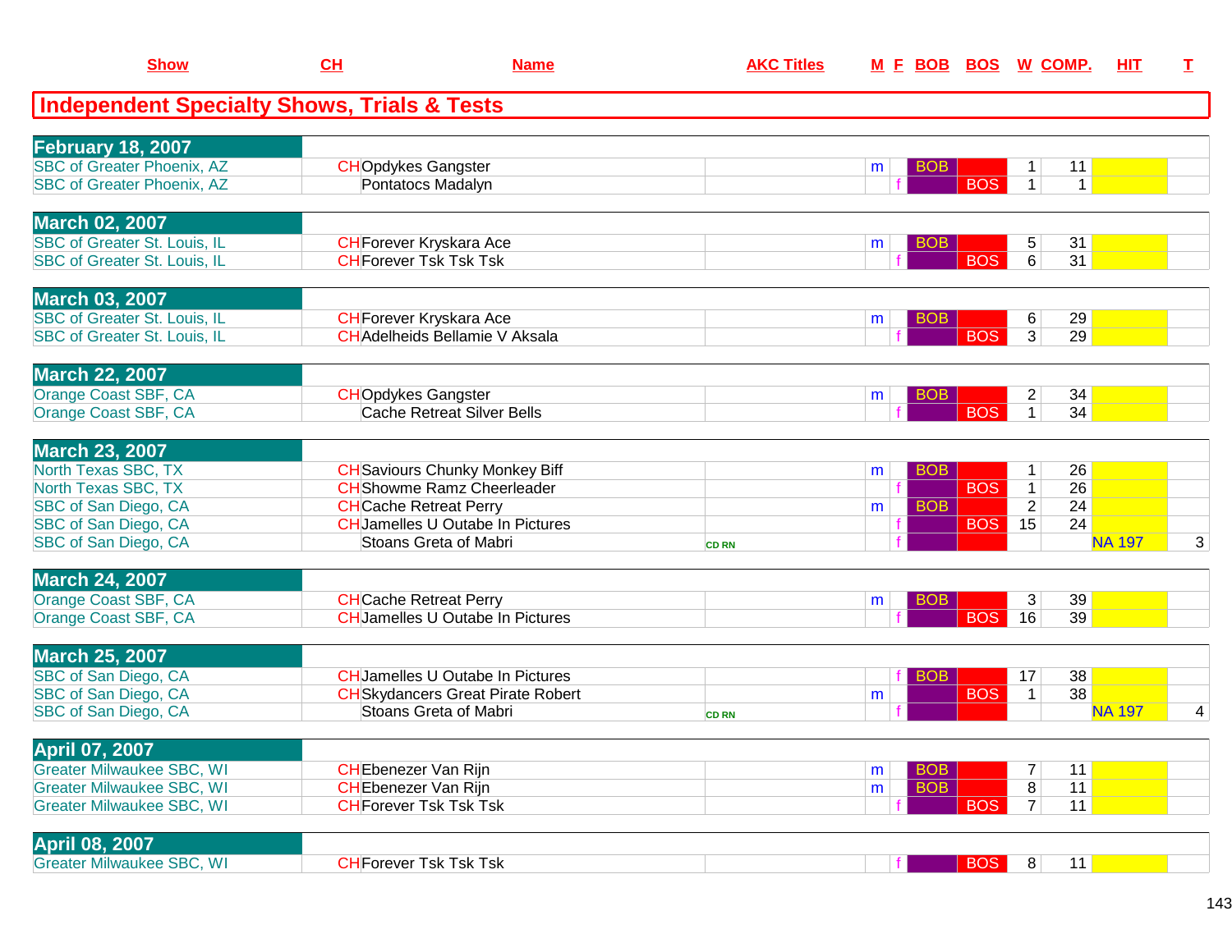## Independent Specialty Shows, Trials & Tests

| Show | CH | Name | AKC Titles | M | F | BOB | BOS | W | COMP. | HIT | T |
|---|---|---|---|---|---|---|---|---|---|---|---|
| **February 18, 2007** | | | | | | | | | | | |
| SBC of Greater Phoenix, AZ | CH | Opdykes Gangster | | m | | BOB | | 1 | 11 | | |
| SBC of Greater Phoenix, AZ | | Pontatocs Madalyn | | | f | | BOS | 1 | 1 | | |
| **March 02, 2007** | | | | | | | | | | | |
| SBC of Greater St. Louis, IL | CH | Forever Kryskara Ace | | m | | BOB | | 5 | 31 | | |
| SBC of Greater St. Louis, IL | CH | Forever Tsk Tsk Tsk | | | f | | BOS | 6 | 31 | | |
| **March 03, 2007** | | | | | | | | | | | |
| SBC of Greater St. Louis, IL | CH | Forever Kryskara Ace | | m | | BOB | | 6 | 29 | | |
| SBC of Greater St. Louis, IL | CH | Adelheids Bellamie V Aksala | | | f | | BOS | 3 | 29 | | |
| **March 22, 2007** | | | | | | | | | | | |
| Orange Coast SBF, CA | CH | Opdykes Gangster | | m | | BOB | | 2 | 34 | | |
| Orange Coast SBF, CA | | Cache Retreat Silver Bells | | | f | | BOS | 1 | 34 | | |
| **March 23, 2007** | | | | | | | | | | | |
| North Texas SBC, TX | CH | Saviours Chunky Monkey Biff | | m | | BOB | | 1 | 26 | | |
| North Texas SBC, TX | CH | Showme Ramz Cheerleader | | | f | | BOS | 1 | 26 | | |
| SBC of San Diego, CA | CH | Cache Retreat Perry | | m | | BOB | | 2 | 24 | | |
| SBC of San Diego, CA | CH | Jamelles U Outabe In Pictures | | | f | | BOS | 15 | 24 | | |
| SBC of San Diego, CA | | Stoans Greta of Mabri | CD RN | | f | | | | | NA 197 | 3 |
| **March 24, 2007** | | | | | | | | | | | |
| Orange Coast SBF, CA | CH | Cache Retreat Perry | | m | | BOB | | 3 | 39 | | |
| Orange Coast SBF, CA | CH | Jamelles U Outabe In Pictures | | | f | | BOS | 16 | 39 | | |
| **March 25, 2007** | | | | | | | | | | | |
| SBC of San Diego, CA | CH | Jamelles U Outabe In Pictures | | | f | BOB | | 17 | 38 | | |
| SBC of San Diego, CA | CH | Skydancers Great Pirate Robert | | m | | | BOS | 1 | 38 | | |
| SBC of San Diego, CA | | Stoans Greta of Mabri | CD RN | | f | | | | | NA 197 | 4 |
| **April 07, 2007** | | | | | | | | | | | |
| Greater Milwaukee SBC, WI | CH | Ebenezer Van Rijn | | m | | BOB | | 7 | 11 | | |
| Greater Milwaukee SBC, WI | CH | Ebenezer Van Rijn | | m | | BOB | | 8 | 11 | | |
| Greater Milwaukee SBC, WI | CH | Forever Tsk Tsk Tsk | | | f | | BOS | 7 | 11 | | |
| **April 08, 2007** | | | | | | | | | | | |
| Greater Milwaukee SBC, WI | CH | Forever Tsk Tsk Tsk | | | f | | BOS | 8 | 11 | | |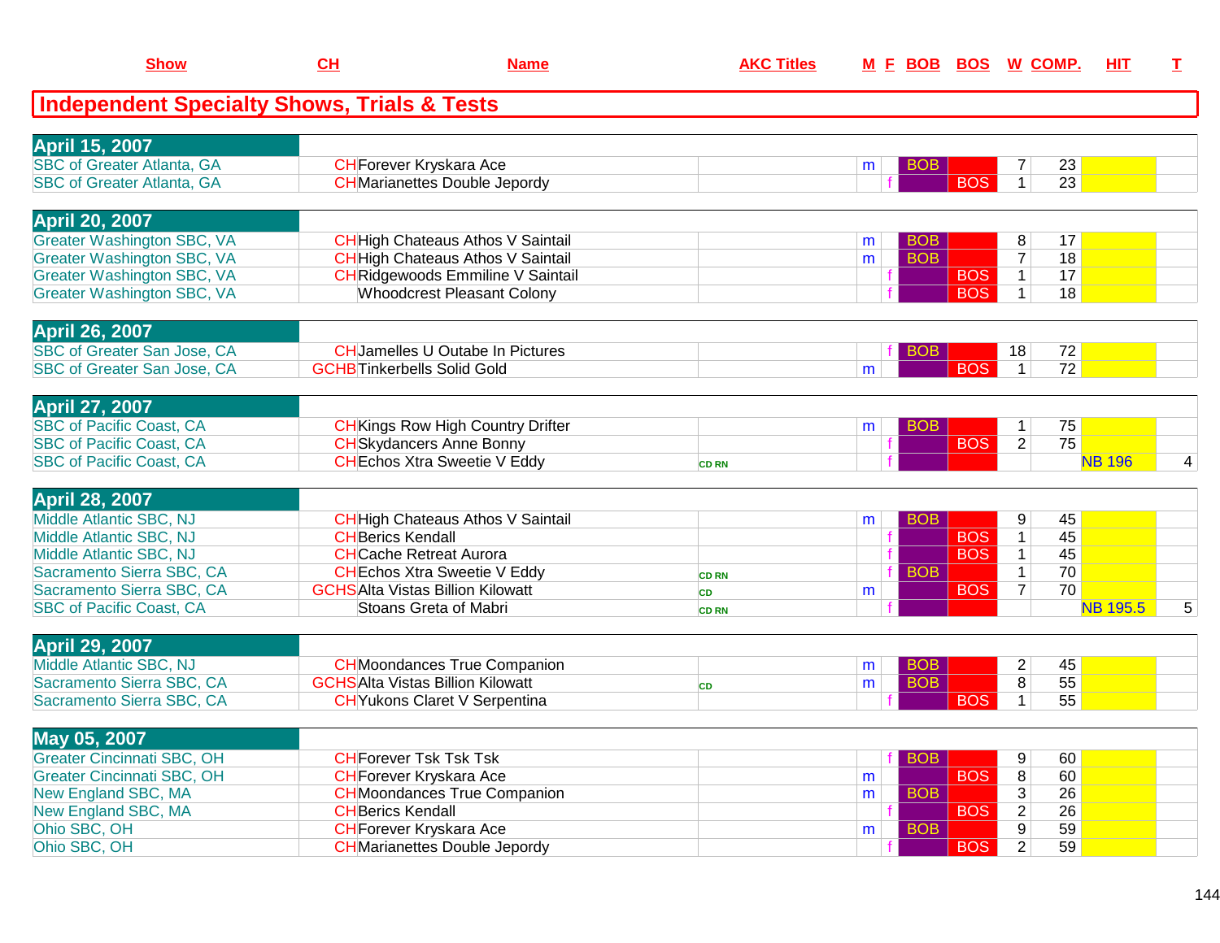| Show | CH | Name | AKC Titles | M | F | BOB | BOS | W | COMP. | HIT | T |
|---|---|---|---|---|---|---|---|---|---|---|---|
| **Independent Specialty Shows, Trials & Tests** | | | | | | | | | | | |
| **April 15, 2007** | | | | | | | | | | | |
| SBC of Greater Atlanta, GA | CH | Forever Kryskara Ace | | m | | BOB | | 7 | 23 | | |
| SBC of Greater Atlanta, GA | CH | Marianettes Double Jepordy | | | f | | BOS | 1 | 23 | | |
| **April 20, 2007** | | | | | | | | | | | |
| Greater Washington SBC, VA | CH | High Chateaus Athos V Saintail | | m | | BOB | | 8 | 17 | | |
| Greater Washington SBC, VA | CH | High Chateaus Athos V Saintail | | m | | BOB | | 7 | 18 | | |
| Greater Washington SBC, VA | CH | Ridgewoods Emmiline V Saintail | | | f | | BOS | 1 | 17 | | |
| Greater Washington SBC, VA | | Whoodcrest Pleasant Colony | | | f | | BOS | 1 | 18 | | |
| **April 26, 2007** | | | | | | | | | | | |
| SBC of Greater San Jose, CA | CH | Jamelles U Outabe In Pictures | | | f | BOB | | 18 | 72 | | |
| SBC of Greater San Jose, CA | GCHB | Tinkerbells Solid Gold | | m | | | BOS | 1 | 72 | | |
| **April 27, 2007** | | | | | | | | | | | |
| SBC of Pacific Coast, CA | CH | Kings Row High Country Drifter | | m | | BOB | | 1 | 75 | | |
| SBC of Pacific Coast, CA | CH | Skydancers Anne Bonny | | | f | | BOS | 2 | 75 | | |
| SBC of Pacific Coast, CA | CH | Echos Xtra Sweetie V Eddy | CD RN | | f | | | | | NB 196 | 4 |
| **April 28, 2007** | | | | | | | | | | | |
| Middle Atlantic SBC, NJ | CH | High Chateaus Athos V Saintail | | m | | BOB | | 9 | 45 | | |
| Middle Atlantic SBC, NJ | CH | Berics Kendall | | | f | | BOS | 1 | 45 | | |
| Middle Atlantic SBC, NJ | CH | Cache Retreat Aurora | | | f | | BOS | 1 | 45 | | |
| Sacramento Sierra SBC, CA | CH | Echos Xtra Sweetie V Eddy | CD RN | | f | BOB | | 1 | 70 | | |
| Sacramento Sierra SBC, CA | GCHS | Alta Vistas Billion Kilowatt | CD | m | | | BOS | 7 | 70 | | |
| SBC of Pacific Coast, CA | | Stoans Greta of Mabri | CD RN | | f | | | | | NB 195.5 | 5 |
| **April 29, 2007** | | | | | | | | | | | |
| Middle Atlantic SBC, NJ | CH | Moondances True Companion | | m | | BOB | | 2 | 45 | | |
| Sacramento Sierra SBC, CA | GCHS | Alta Vistas Billion Kilowatt | CD | m | | BOB | | 8 | 55 | | |
| Sacramento Sierra SBC, CA | CH | Yukons Claret V Serpentina | | | f | | BOS | 1 | 55 | | |
| **May 05, 2007** | | | | | | | | | | | |
| Greater Cincinnati SBC, OH | CH | Forever Tsk Tsk Tsk | | | f | BOB | | 9 | 60 | | |
| Greater Cincinnati SBC, OH | CH | Forever Kryskara Ace | | m | | | BOS | 8 | 60 | | |
| New England SBC, MA | CH | Moondances True Companion | | m | | BOB | | 3 | 26 | | |
| New England SBC, MA | CH | Berics Kendall | | | f | | BOS | 2 | 26 | | |
| Ohio SBC, OH | CH | Forever Kryskara Ace | | m | | BOB | | 9 | 59 | | |
| Ohio SBC, OH | CH | Marianettes Double Jepordy | | | f | | BOS | 2 | 59 | | |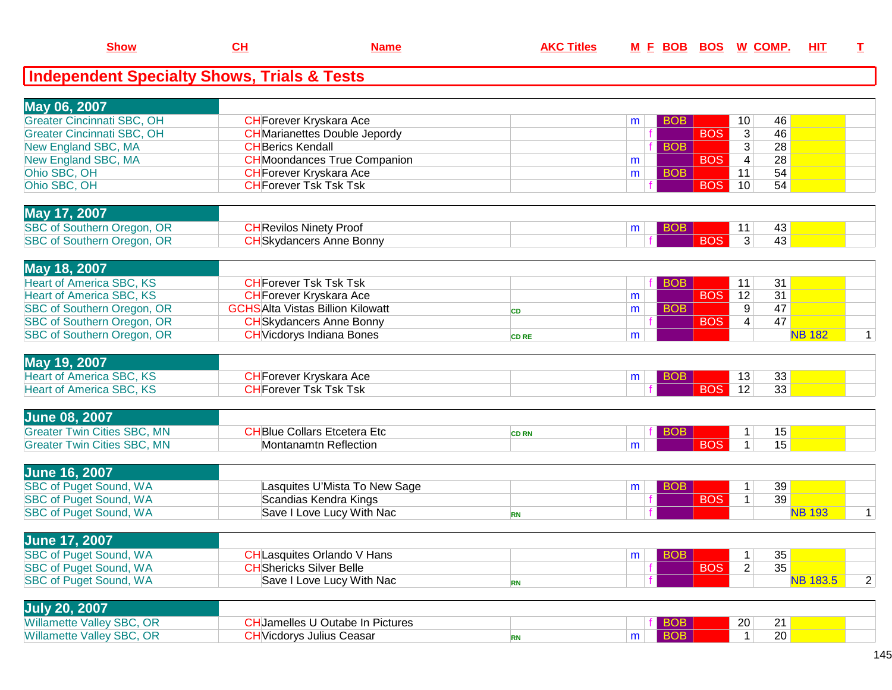| Show | CH | Name | AKC Titles | M | F | BOB | BOS | W | COMP. | HIT | T |
|---|---|---|---|---|---|---|---|---|---|---|---|

## Independent Specialty Shows, Trials & Tests

| Show | CH | Name | AKC Titles | M | F | BOB | BOS | W | COMP. | HIT | T |
|---|---|---|---|---|---|---|---|---|---|---|---|
| **May 06, 2007** | | | | | | | | | | | |
| Greater Cincinnati SBC, OH | CH | Forever Kryskara Ace | | m | | BOB | | 10 | 46 | | |
| Greater Cincinnati SBC, OH | CH | Marianettes Double Jepordy | | | f | | BOS | 3 | 46 | | |
| New England SBC, MA | CH | Berics Kendall | | | f | BOB | | 3 | 28 | | |
| New England SBC, MA | CH | Moondances True Companion | | m | | | BOS | 4 | 28 | | |
| Ohio SBC, OH | CH | Forever Kryskara Ace | | m | | BOB | | 11 | 54 | | |
| Ohio SBC, OH | CH | Forever Tsk Tsk Tsk | | | f | | BOS | 10 | 54 | | |
| **May 17, 2007** | | | | | | | | | | | |
| SBC of Southern Oregon, OR | CH | Revilos Ninety Proof | | m | | BOB | | 11 | 43 | | |
| SBC of Southern Oregon, OR | CH | Skydancers Anne Bonny | | | f | | BOS | 3 | 43 | | |
| **May 18, 2007** | | | | | | | | | | | |
| Heart of America SBC, KS | CH | Forever Tsk Tsk Tsk | | | f | BOB | | 11 | 31 | | |
| Heart of America SBC, KS | CH | Forever Kryskara Ace | | m | | | BOS | 12 | 31 | | |
| SBC of Southern Oregon, OR | GCHS | Alta Vistas Billion Kilowatt | CD | m | | BOB | | 9 | 47 | | |
| SBC of Southern Oregon, OR | CH | Skydancers Anne Bonny | | | f | | BOS | 4 | 47 | | |
| SBC of Southern Oregon, OR | CH | Vicdorys Indiana Bones | CD RE | m | | | | | | NB 182 | 1 |
| **May 19, 2007** | | | | | | | | | | | |
| Heart of America SBC, KS | CH | Forever Kryskara Ace | | m | | BOB | | 13 | 33 | | |
| Heart of America SBC, KS | CH | Forever Tsk Tsk Tsk | | | f | | BOS | 12 | 33 | | |
| **June 08, 2007** | | | | | | | | | | | |
| Greater Twin Cities SBC, MN | CH | Blue Collars Etcetera Etc | CD RN | | f | BOB | | 1 | 15 | | |
| Greater Twin Cities SBC, MN | | Montanamtn Reflection | | m | | | BOS | 1 | 15 | | |
| **June 16, 2007** | | | | | | | | | | | |
| SBC of Puget Sound, WA | | Lasquites U'Mista To New Sage | | m | | BOB | | 1 | 39 | | |
| SBC of Puget Sound, WA | | Scandias Kendra Kings | | | f | | BOS | 1 | 39 | | |
| SBC of Puget Sound, WA | | Save I Love Lucy With Nac | RN | | f | | | | | NB 193 | 1 |
| **June 17, 2007** | | | | | | | | | | | |
| SBC of Puget Sound, WA | CH | Lasquites Orlando V Hans | | m | | BOB | | 1 | 35 | | |
| SBC of Puget Sound, WA | CH | Shericks Silver Belle | | | f | | BOS | 2 | 35 | | |
| SBC of Puget Sound, WA | | Save I Love Lucy With Nac | RN | | f | | | | | NB 183.5 | 2 |
| **July 20, 2007** | | | | | | | | | | | |
| Willamette Valley SBC, OR | CH | Jamelles U Outabe In Pictures | | | f | BOB | | 20 | 21 | | |
| Willamette Valley SBC, OR | CH | Vicdorys Julius Ceasar | RN | m | | BOB | | 1 | 20 | | |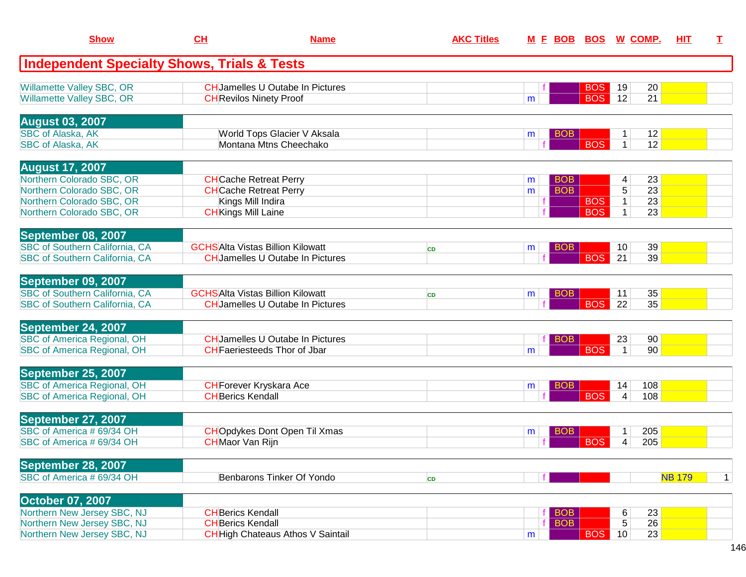| Show | CH | Name | AKC Titles | M | F | BOB | BOS | W | COMP. | HIT | T |
|---|---|---|---|---|---|---|---|---|---|---|---|
| **Independent Specialty Shows, Trials & Tests** | | | | | | | | | | | |
| Willamette Valley SBC, OR | CH | Jamelles U Outabe In Pictures | | | f | | BOS | 19 | 20 | | |
| Willamette Valley SBC, OR | CH | Revilos Ninety Proof | | m | | | BOS | 12 | 21 | | |
| **August 03, 2007** | | | | | | | | | | | |
| SBC of Alaska, AK | | World Tops Glacier V Aksala | | m | | BOB | | 1 | 12 | | |
| SBC of Alaska, AK | | Montana Mtns Cheechako | | | f | | BOS | 1 | 12 | | |
| **August 17, 2007** | | | | | | | | | | | |
| Northern Colorado SBC, OR | CH | Cache Retreat Perry | | m | | BOB | | 4 | 23 | | |
| Northern Colorado SBC, OR | CH | Cache Retreat Perry | | m | | BOB | | 5 | 23 | | |
| Northern Colorado SBC, OR | | Kings Mill Indira | | | f | | BOS | 1 | 23 | | |
| Northern Colorado SBC, OR | CH | Kings Mill Laine | | | f | | BOS | 1 | 23 | | |
| **September 08, 2007** | | | | | | | | | | | |
| SBC of Southern California, CA | GCHS | Alta Vistas Billion Kilowatt | CD | m | | BOB | | 10 | 39 | | |
| SBC of Southern California, CA | CH | Jamelles U Outabe In Pictures | | | f | | BOS | 21 | 39 | | |
| **September 09, 2007** | | | | | | | | | | | |
| SBC of Southern California, CA | GCHS | Alta Vistas Billion Kilowatt | CD | m | | BOB | | 11 | 35 | | |
| SBC of Southern California, CA | CH | Jamelles U Outabe In Pictures | | | f | | BOS | 22 | 35 | | |
| **September 24, 2007** | | | | | | | | | | | |
| SBC of America Regional, OH | CH | Jamelles U Outabe In Pictures | | | f | BOB | | 23 | 90 | | |
| SBC of America Regional, OH | CH | Faeriesteeds Thor of Jbar | | m | | | BOS | 1 | 90 | | |
| **September 25, 2007** | | | | | | | | | | | |
| SBC of America Regional, OH | CH | Forever Kryskara Ace | | m | | BOB | | 14 | 108 | | |
| SBC of America Regional, OH | CH | Berics Kendall | | | f | | BOS | 4 | 108 | | |
| **September 27, 2007** | | | | | | | | | | | |
| SBC of America # 69/34 OH | CH | Opdykes Dont Open Til Xmas | | m | | BOB | | 1 | 205 | | |
| SBC of America # 69/34 OH | CH | Maor Van Rijn | | | f | | BOS | 4 | 205 | | |
| **September 28, 2007** | | | | | | | | | | | |
| SBC of America # 69/34 OH | | Benbarons Tinker Of Yondo | CD | | f | | | | | NB 179 | 1 |
| **October 07, 2007** | | | | | | | | | | | |
| Northern New Jersey SBC, NJ | CH | Berics Kendall | | | f | BOB | | 6 | 23 | | |
| Northern New Jersey SBC, NJ | CH | Berics Kendall | | | f | BOB | | 5 | 26 | | |
| Northern New Jersey SBC, NJ | CH | High Chateaus Athos V Saintail | | m | | | BOS | 10 | 23 | | |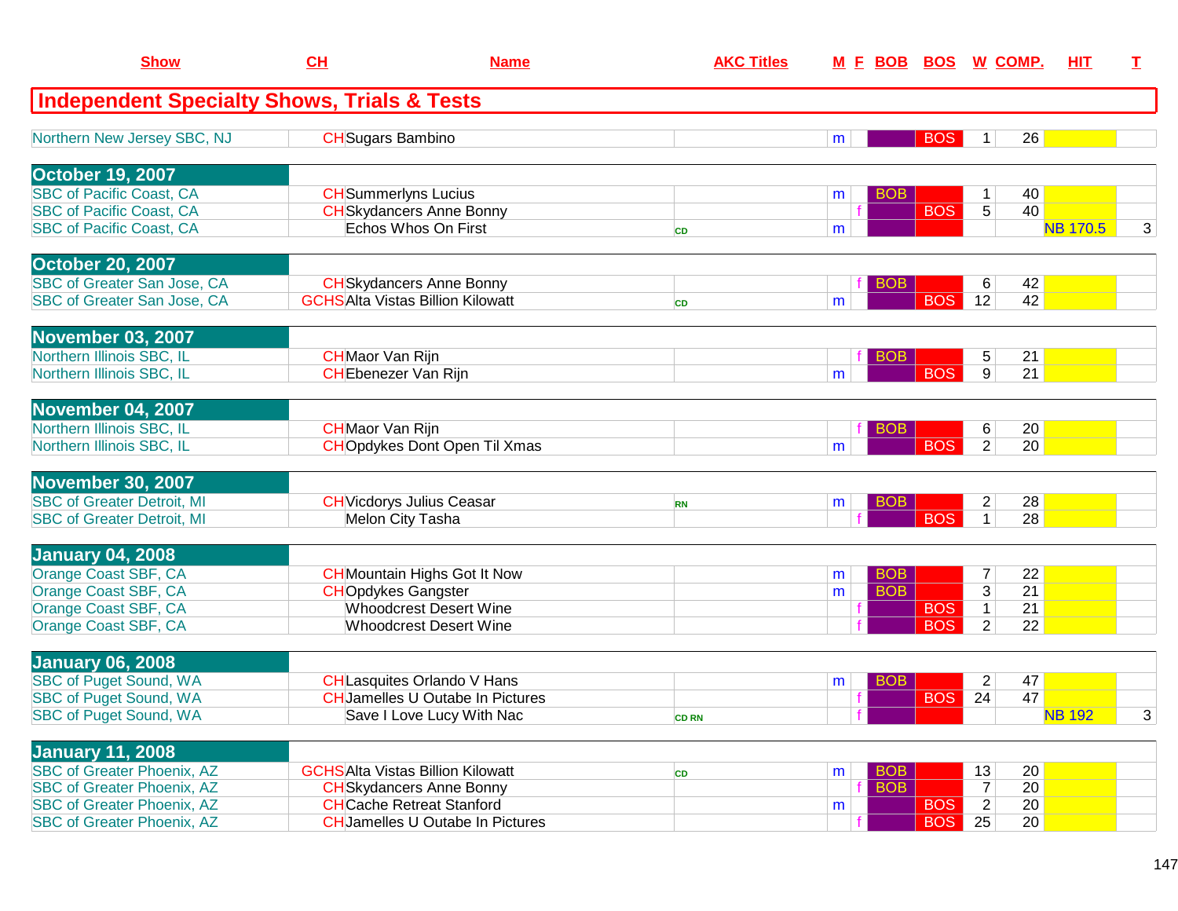| Show | CH | Name | AKC Titles | M | F | BOB | BOS | W | COMP. | HIT | T |
|---|---|---|---|---|---|---|---|---|---|---|---|
| **Independent Specialty Shows, Trials & Tests** | | | | | | | | | | | |
| Northern New Jersey SBC, NJ | CH | Sugars Bambino | | m | | | BOS | 1 | 26 | | |
| **October 19, 2007** | | | | | | | | | | | |
| SBC of Pacific Coast, CA | CH | Summerlyns Lucius | | m | | BOB | | 1 | 40 | | |
| SBC of Pacific Coast, CA | CH | Skydancers Anne Bonny | | | f | | BOS | 5 | 40 | | |
| SBC of Pacific Coast, CA | | Echos Whos On First | CD | m | | | | | | NB 170.5 | 3 |
| **October 20, 2007** | | | | | | | | | | | |
| SBC of Greater San Jose, CA | CH | Skydancers Anne Bonny | | | f | BOB | | 6 | 42 | | |
| SBC of Greater San Jose, CA | GCHS | Alta Vistas Billion Kilowatt | CD | m | | | BOS | 12 | 42 | | |
| **November 03, 2007** | | | | | | | | | | | |
| Northern Illinois SBC, IL | CH | Maor Van Rijn | | | f | BOB | | 5 | 21 | | |
| Northern Illinois SBC, IL | CH | Ebenezer Van Rijn | | m | | | BOS | 9 | 21 | | |
| **November 04, 2007** | | | | | | | | | | | |
| Northern Illinois SBC, IL | CH | Maor Van Rijn | | | f | BOB | | 6 | 20 | | |
| Northern Illinois SBC, IL | CH | Opdykes Dont Open Til Xmas | | m | | | BOS | 2 | 20 | | |
| **November 30, 2007** | | | | | | | | | | | |
| SBC of Greater Detroit, MI | CH | Vicdorys Julius Ceasar | RN | m | | BOB | | 2 | 28 | | |
| SBC of Greater Detroit, MI | | Melon City Tasha | | | f | | BOS | 1 | 28 | | |
| **January 04, 2008** | | | | | | | | | | | |
| Orange Coast SBF, CA | CH | Mountain Highs Got It Now | | m | | BOB | | 7 | 22 | | |
| Orange Coast SBF, CA | CH | Opdykes Gangster | | m | | BOB | | 3 | 21 | | |
| Orange Coast SBF, CA | | Whoodcrest Desert Wine | | | f | | BOS | 1 | 21 | | |
| Orange Coast SBF, CA | | Whoodcrest Desert Wine | | | f | | BOS | 2 | 22 | | |
| **January 06, 2008** | | | | | | | | | | | |
| SBC of Puget Sound, WA | CH | Lasquites Orlando V Hans | | m | | BOB | | 2 | 47 | | |
| SBC of Puget Sound, WA | CH | Jamelles U Outabe In Pictures | | | f | | BOS | 24 | 47 | | |
| SBC of Puget Sound, WA | | Save I Love Lucy With Nac | CD RN | | f | | | | | NB 192 | 3 |
| **January 11, 2008** | | | | | | | | | | | |
| SBC of Greater Phoenix, AZ | GCHS | Alta Vistas Billion Kilowatt | CD | m | | BOB | | 13 | 20 | | |
| SBC of Greater Phoenix, AZ | CH | Skydancers Anne Bonny | | | f | BOB | | 7 | 20 | | |
| SBC of Greater Phoenix, AZ | CH | Cache Retreat Stanford | | m | | | BOS | 2 | 20 | | |
| SBC of Greater Phoenix, AZ | CH | Jamelles U Outabe In Pictures | | | f | | BOS | 25 | 20 | | |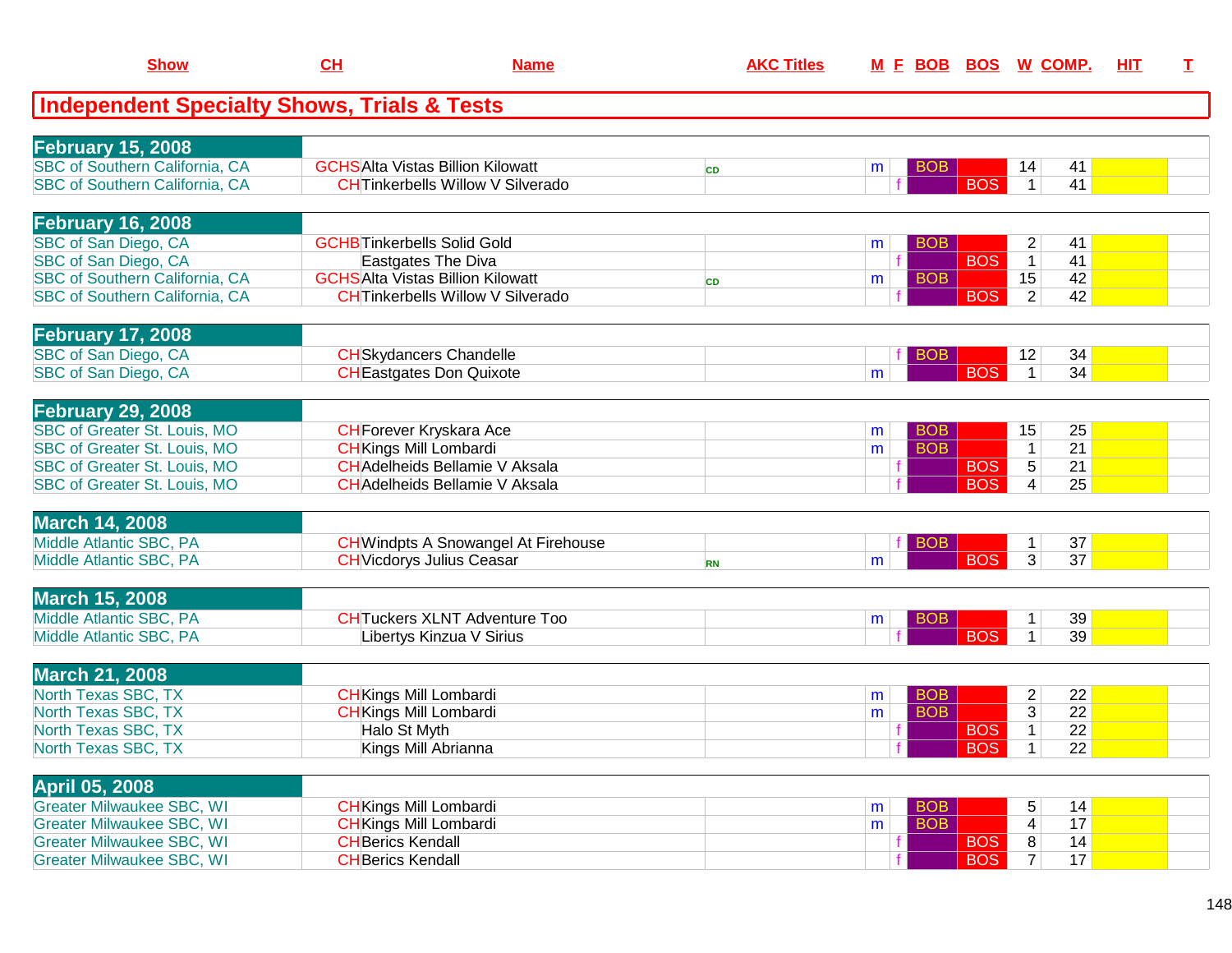| Show | CH | Name | AKC Titles | M | F | BOB | BOS | W | COMP. | HIT | T |
|---|---|---|---|---|---|---|---|---|---|---|---|

## Independent Specialty Shows, Trials & Tests

| Show | CH | Name | AKC Titles | M | F | BOB | BOS | W | COMP. | HIT | T |
|---|---|---|---|---|---|---|---|---|---|---|---|
| **February 15, 2008** | | | | | | | | | | | |
| SBC of Southern California, CA | GCHS | Alta Vistas Billion Kilowatt | CD | m | | BOB | | 14 | 41 | | |
| SBC of Southern California, CA | CH | Tinkerbells Willow V Silverado | | | f | | BOS | 1 | 41 | | |
| **February 16, 2008** | | | | | | | | | | | |
| SBC of San Diego, CA | GCHB | Tinkerbells Solid Gold | | m | | BOB | | 2 | 41 | | |
| SBC of San Diego, CA | | Eastgates The Diva | | | f | | BOS | 1 | 41 | | |
| SBC of Southern California, CA | GCHS | Alta Vistas Billion Kilowatt | CD | m | | BOB | | 15 | 42 | | |
| SBC of Southern California, CA | CH | Tinkerbells Willow V Silverado | | | f | | BOS | 2 | 42 | | |
| **February 17, 2008** | | | | | | | | | | | |
| SBC of San Diego, CA | CH | Skydancers Chandelle | | | f | BOB | | 12 | 34 | | |
| SBC of San Diego, CA | CH | Eastgates Don Quixote | | m | | | BOS | 1 | 34 | | |
| **February 29, 2008** | | | | | | | | | | | |
| SBC of Greater St. Louis, MO | CH | Forever Kryskara Ace | | m | | BOB | | 15 | 25 | | |
| SBC of Greater St. Louis, MO | CH | Kings Mill Lombardi | | m | | BOB | | 1 | 21 | | |
| SBC of Greater St. Louis, MO | CH | Adelheids Bellamie V Aksala | | | f | | BOS | 5 | 21 | | |
| SBC of Greater St. Louis, MO | CH | Adelheids Bellamie V Aksala | | | f | | BOS | 4 | 25 | | |
| **March 14, 2008** | | | | | | | | | | | |
| Middle Atlantic SBC, PA | CH | Windpts A Snowangel At Firehouse | | | f | BOB | | 1 | 37 | | |
| Middle Atlantic SBC, PA | CH | Vicdorys Julius Ceasar | RN | m | | | BOS | 3 | 37 | | |
| **March 15, 2008** | | | | | | | | | | | |
| Middle Atlantic SBC, PA | CH | Tuckers XLNT Adventure Too | | m | | BOB | | 1 | 39 | | |
| Middle Atlantic SBC, PA | | Libertys Kinzua V Sirius | | | f | | BOS | 1 | 39 | | |
| **March 21, 2008** | | | | | | | | | | | |
| North Texas SBC, TX | CH | Kings Mill Lombardi | | m | | BOB | | 2 | 22 | | |
| North Texas SBC, TX | CH | Kings Mill Lombardi | | m | | BOB | | 3 | 22 | | |
| North Texas SBC, TX | | Halo St Myth | | | f | | BOS | 1 | 22 | | |
| North Texas SBC, TX | | Kings Mill Abrianna | | | f | | BOS | 1 | 22 | | |
| **April 05, 2008** | | | | | | | | | | | |
| Greater Milwaukee SBC, WI | CH | Kings Mill Lombardi | | m | | BOB | | 5 | 14 | | |
| Greater Milwaukee SBC, WI | CH | Kings Mill Lombardi | | m | | BOB | | 4 | 17 | | |
| Greater Milwaukee SBC, WI | CH | Berics Kendall | | | f | | BOS | 8 | 14 | | |
| Greater Milwaukee SBC, WI | CH | Berics Kendall | | | f | | BOS | 7 | 17 | | |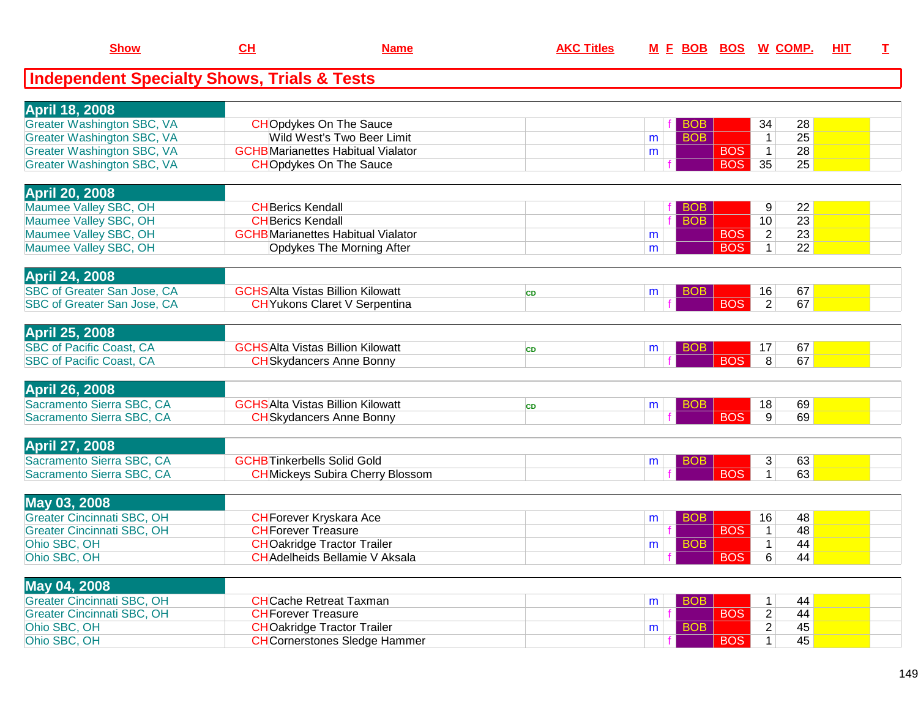## Independent Specialty Shows, Trials & Tests

| Show | CH | Name | AKC Titles | M | F | BOB | BOS | W | COMP. | HIT | T |
|---|---|---|---|---|---|---|---|---|---|---|---|
| **April 18, 2008** | | | | | | | | | | | |
| Greater Washington SBC, VA | CH | Opdykes On The Sauce | | | f | BOB | | 34 | 28 | | |
| Greater Washington SBC, VA | | Wild West's Two Beer Limit | | m | | BOB | | 1 | 25 | | |
| Greater Washington SBC, VA | GCHB | Marianettes Habitual Vialator | | m | | | BOS | 1 | 28 | | |
| Greater Washington SBC, VA | CH | Opdykes On The Sauce | | | f | | BOS | 35 | 25 | | |
| **April 20, 2008** | | | | | | | | | | | |
| Maumee Valley SBC, OH | CH | Berics Kendall | | | f | BOB | | 9 | 22 | | |
| Maumee Valley SBC, OH | CH | Berics Kendall | | | f | BOB | | 10 | 23 | | |
| Maumee Valley SBC, OH | GCHB | Marianettes Habitual Vialator | | m | | | BOS | 2 | 23 | | |
| Maumee Valley SBC, OH | | Opdykes The Morning After | | m | | | BOS | 1 | 22 | | |
| **April 24, 2008** | | | | | | | | | | | |
| SBC of Greater San Jose, CA | GCHS | Alta Vistas Billion Kilowatt | CD | m | | BOB | | 16 | 67 | | |
| SBC of Greater San Jose, CA | CH | Yukons Claret V Serpentina | | | f | | BOS | 2 | 67 | | |
| **April 25, 2008** | | | | | | | | | | | |
| SBC of Pacific Coast, CA | GCHS | Alta Vistas Billion Kilowatt | CD | m | | BOB | | 17 | 67 | | |
| SBC of Pacific Coast, CA | CH | Skydancers Anne Bonny | | | f | | BOS | 8 | 67 | | |
| **April 26, 2008** | | | | | | | | | | | |
| Sacramento Sierra SBC, CA | GCHS | Alta Vistas Billion Kilowatt | CD | m | | BOB | | 18 | 69 | | |
| Sacramento Sierra SBC, CA | CH | Skydancers Anne Bonny | | | f | | BOS | 9 | 69 | | |
| **April 27, 2008** | | | | | | | | | | | |
| Sacramento Sierra SBC, CA | GCHB | Tinkerbells Solid Gold | | m | | BOB | | 3 | 63 | | |
| Sacramento Sierra SBC, CA | CH | Mickeys Subira Cherry Blossom | | | f | | BOS | 1 | 63 | | |
| **May 03, 2008** | | | | | | | | | | | |
| Greater Cincinnati SBC, OH | CH | Forever Kryskara Ace | | m | | BOB | | 16 | 48 | | |
| Greater Cincinnati SBC, OH | CH | Forever Treasure | | | f | | BOS | 1 | 48 | | |
| Ohio SBC, OH | CH | Oakridge Tractor Trailer | | m | | BOB | | 1 | 44 | | |
| Ohio SBC, OH | CH | Adelheids Bellamie V Aksala | | | f | | BOS | 6 | 44 | | |
| **May 04, 2008** | | | | | | | | | | | |
| Greater Cincinnati SBC, OH | CH | Cache Retreat Taxman | | m | | BOB | | 1 | 44 | | |
| Greater Cincinnati SBC, OH | CH | Forever Treasure | | | f | | BOS | 2 | 44 | | |
| Ohio SBC, OH | CH | Oakridge Tractor Trailer | | m | | BOB | | 2 | 45 | | |
| Ohio SBC, OH | CH | Cornerstones Sledge Hammer | | | f | | BOS | 1 | 45 | | |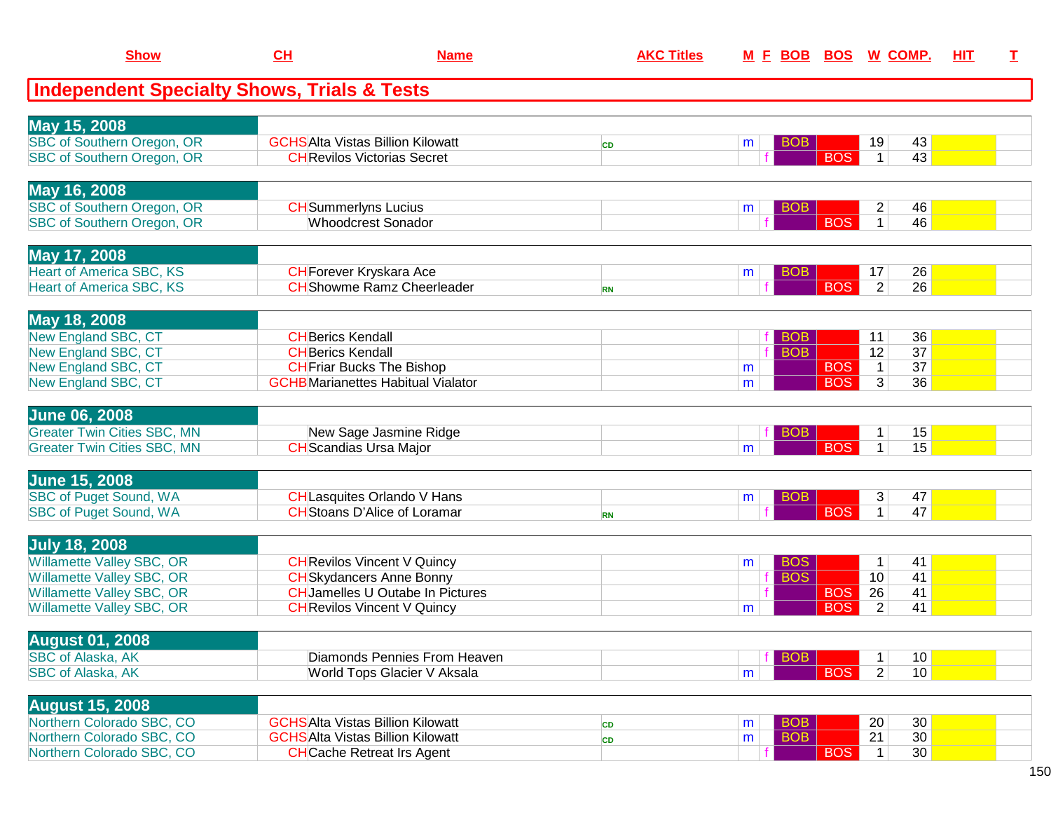## Independent Specialty Shows, Trials & Tests

| Show | CH | Name | AKC Titles | M | F | BOB | BOS | W | COMP. | HIT | T |
|---|---|---|---|---|---|---|---|---|---|---|---|
| **May 15, 2008** | | | | | | | | | | | |
| SBC of Southern Oregon, OR | GCHS | Alta Vistas Billion Kilowatt | CD | m | | BOB | | 19 | 43 | | |
| SBC of Southern Oregon, OR | CH | Revilos Victorias Secret | | | f | | BOS | 1 | 43 | | |
| **May 16, 2008** | | | | | | | | | | | |
| SBC of Southern Oregon, OR | CH | Summerlyns Lucius | | m | | BOB | | 2 | 46 | | |
| SBC of Southern Oregon, OR | | Whoodcrest Sonador | | | f | | BOS | 1 | 46 | | |
| **May 17, 2008** | | | | | | | | | | | |
| Heart of America SBC, KS | CH | Forever Kryskara Ace | | m | | BOB | | 17 | 26 | | |
| Heart of America SBC, KS | CH | Showme Ramz Cheerleader | RN | | f | | BOS | 2 | 26 | | |
| **May 18, 2008** | | | | | | | | | | | |
| New England SBC, CT | CH | Berics Kendall | | | f | BOB | | 11 | 36 | | |
| New England SBC, CT | CH | Berics Kendall | | | f | BOB | | 12 | 37 | | |
| New England SBC, CT | CH | Friar Bucks The Bishop | | m | | | BOS | 1 | 37 | | |
| New England SBC, CT | GCHB | Marianettes Habitual Vialator | | m | | | BOS | 3 | 36 | | |
| **June 06, 2008** | | | | | | | | | | | |
| Greater Twin Cities SBC, MN | | New Sage Jasmine Ridge | | | f | BOB | | 1 | 15 | | |
| Greater Twin Cities SBC, MN | CH | Scandias Ursa Major | | m | | | BOS | 1 | 15 | | |
| **June 15, 2008** | | | | | | | | | | | |
| SBC of Puget Sound, WA | CH | Lasquites Orlando V Hans | | m | | BOB | | 3 | 47 | | |
| SBC of Puget Sound, WA | CH | Stoans D'Alice of Loramar | RN | | f | | BOS | 1 | 47 | | |
| **July 18, 2008** | | | | | | | | | | | |
| Willamette Valley SBC, OR | CH | Revilos Vincent V Quincy | | m | | BOS | | 1 | 41 | | |
| Willamette Valley SBC, OR | CH | Skydancers Anne Bonny | | | f | BOS | | 10 | 41 | | |
| Willamette Valley SBC, OR | CH | Jamelles U Outabe In Pictures | | | f | | BOS | 26 | 41 | | |
| Willamette Valley SBC, OR | CH | Revilos Vincent V Quincy | | m | | | BOS | 2 | 41 | | |
| **August 01, 2008** | | | | | | | | | | | |
| SBC of Alaska, AK | | Diamonds Pennies From Heaven | | | f | BOB | | 1 | 10 | | |
| SBC of Alaska, AK | | World Tops Glacier V Aksala | | m | | | BOS | 2 | 10 | | |
| **August 15, 2008** | | | | | | | | | | | |
| Northern Colorado SBC, CO | GCHS | Alta Vistas Billion Kilowatt | CD | m | | BOB | | 20 | 30 | | |
| Northern Colorado SBC, CO | GCHS | Alta Vistas Billion Kilowatt | CD | m | | BOB | | 21 | 30 | | |
| Northern Colorado SBC, CO | CH | Cache Retreat Irs Agent | | | f | | BOS | 1 | 30 | | |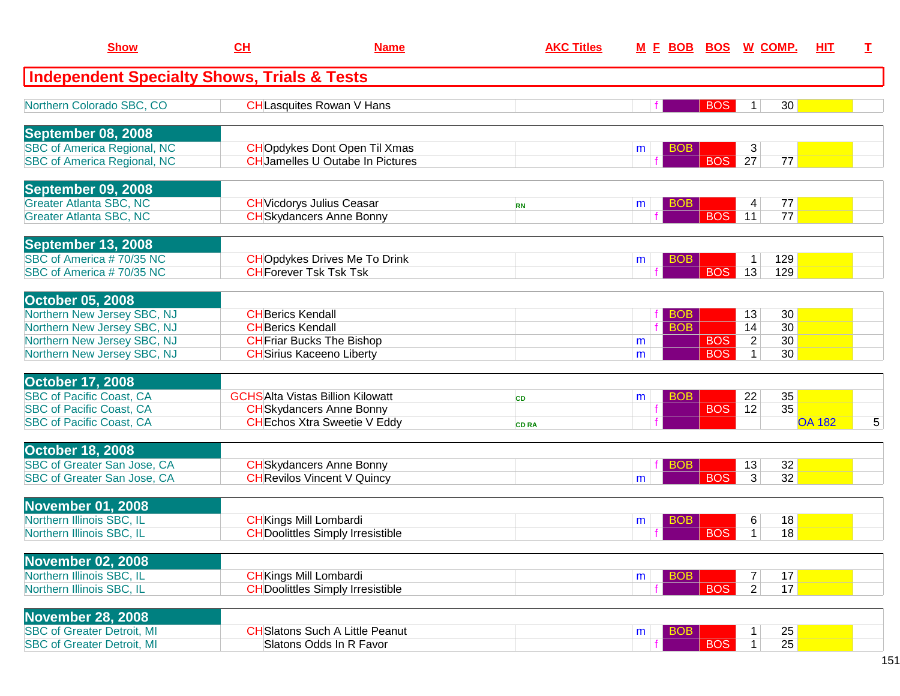| Show | CH | Name | AKC Titles | M | F | BOB | BOS | W | COMP. | HIT | T |
|---|---|---|---|---|---|---|---|---|---|---|---|
| **Independent Specialty Shows, Trials & Tests** | | | | | | | | | | | |
| Northern Colorado SBC, CO | CH | Lasquites Rowan V Hans | | | f | | BOS | 1 | 30 | | |
| **September 08, 2008** | | | | | | | | | | | |
| SBC of America Regional, NC | CH | Opdykes Dont Open Til Xmas | | m | | BOB | | 3 | | | |
| SBC of America Regional, NC | CH | Jamelles U Outabe In Pictures | | | f | | BOS | 27 | 77 | | |
| **September 09, 2008** | | | | | | | | | | | |
| Greater Atlanta SBC, NC | CH | Vicdorys Julius Ceasar | RN | m | | BOB | | 4 | 77 | | |
| Greater Atlanta SBC, NC | CH | Skydancers Anne Bonny | | | f | | BOS | 11 | 77 | | |
| **September 13, 2008** | | | | | | | | | | | |
| SBC of America # 70/35 NC | CH | Opdykes Drives Me To Drink | | m | | BOB | | 1 | 129 | | |
| SBC of America # 70/35 NC | CH | Forever Tsk Tsk Tsk | | | f | | BOS | 13 | 129 | | |
| **October 05, 2008** | | | | | | | | | | | |
| Northern New Jersey SBC, NJ | CH | Berics Kendall | | | f | BOB | | 13 | 30 | | |
| Northern New Jersey SBC, NJ | CH | Berics Kendall | | | f | BOB | | 14 | 30 | | |
| Northern New Jersey SBC, NJ | CH | Friar Bucks The Bishop | | m | | | BOS | 2 | 30 | | |
| Northern New Jersey SBC, NJ | CH | Sirius Kaceeno Liberty | | m | | | BOS | 1 | 30 | | |
| **October 17, 2008** | | | | | | | | | | | |
| SBC of Pacific Coast, CA | GCHS | Alta Vistas Billion Kilowatt | CD | m | | BOB | | 22 | 35 | | |
| SBC of Pacific Coast, CA | CH | Skydancers Anne Bonny | | | f | | BOS | 12 | 35 | | |
| SBC of Pacific Coast, CA | CH | Echos Xtra Sweetie V Eddy | CD RA | | f | | | | | OA 182 | 5 |
| **October 18, 2008** | | | | | | | | | | | |
| SBC of Greater San Jose, CA | CH | Skydancers Anne Bonny | | | f | BOB | | 13 | 32 | | |
| SBC of Greater San Jose, CA | CH | Revilos Vincent V Quincy | | m | | | BOS | 3 | 32 | | |
| **November 01, 2008** | | | | | | | | | | | |
| Northern Illinois SBC, IL | CH | Kings Mill Lombardi | | m | | BOB | | 6 | 18 | | |
| Northern Illinois SBC, IL | CH | Doolittles Simply Irresistible | | | f | | BOS | 1 | 18 | | |
| **November 02, 2008** | | | | | | | | | | | |
| Northern Illinois SBC, IL | CH | Kings Mill Lombardi | | m | | BOB | | 7 | 17 | | |
| Northern Illinois SBC, IL | CH | Doolittles Simply Irresistible | | | f | | BOS | 2 | 17 | | |
| **November 28, 2008** | | | | | | | | | | | |
| SBC of Greater Detroit, MI | CH | Slatons Such A Little Peanut | | m | | BOB | | 1 | 25 | | |
| SBC of Greater Detroit, MI | | Slatons Odds In R Favor | | | f | | BOS | 1 | 25 | | |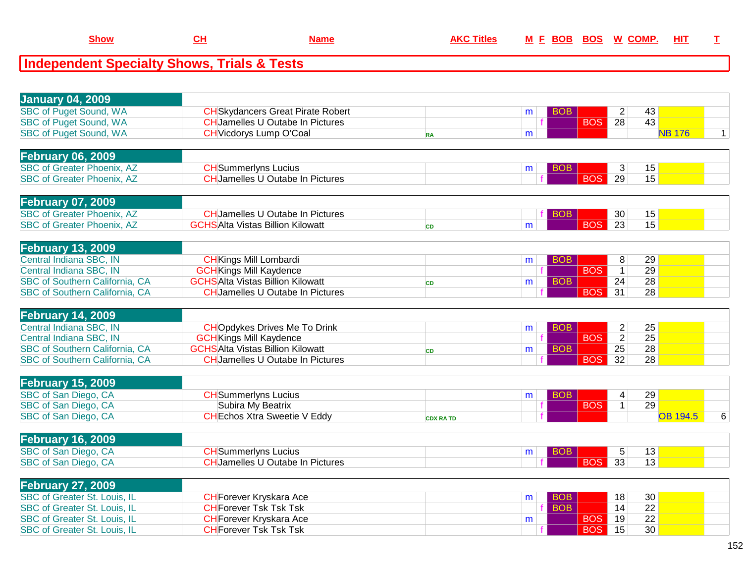| Show | CH | Name | AKC Titles | M | F | BOB | BOS | W | COMP. | HIT | T |
|---|---|---|---|---|---|---|---|---|---|---|---|

## Independent Specialty Shows, Trials & Tests

| Show | CH | Name | AKC Titles | M | F | BOB | BOS | W | COMP. | HIT | T |
|---|---|---|---|---|---|---|---|---|---|---|---|
| **January 04, 2009** | | | | | | | | | | | |
| SBC of Puget Sound, WA | CH | Skydancers Great Pirate Robert | | m | | BOB | | 2 | 43 | | |
| SBC of Puget Sound, WA | CH | Jamelles U Outabe In Pictures | | | f | | BOS | 28 | 43 | | |
| SBC of Puget Sound, WA | CH | Vicdorys Lump O'Coal | RA | m | | | | | | NB 176 | 1 |
| **February 06, 2009** | | | | | | | | | | | |
| SBC of Greater Phoenix, AZ | CH | Summerlyns Lucius | | m | | BOB | | 3 | 15 | | |
| SBC of Greater Phoenix, AZ | CH | Jamelles U Outabe In Pictures | | | f | | BOS | 29 | 15 | | |
| **February 07, 2009** | | | | | | | | | | | |
| SBC of Greater Phoenix, AZ | CH | Jamelles U Outabe In Pictures | | | f | BOB | | 30 | 15 | | |
| SBC of Greater Phoenix, AZ | GCHS | Alta Vistas Billion Kilowatt | CD | m | | | BOS | 23 | 15 | | |
| **February 13, 2009** | | | | | | | | | | | |
| Central Indiana SBC, IN | CH | Kings Mill Lombardi | | m | | BOB | | 8 | 29 | | |
| Central Indiana SBC, IN | GCH | Kings Mill Kaydence | | | f | | BOS | 1 | 29 | | |
| SBC of Southern California, CA | GCHS | Alta Vistas Billion Kilowatt | CD | m | | BOB | | 24 | 28 | | |
| SBC of Southern California, CA | CH | Jamelles U Outabe In Pictures | | | f | | BOS | 31 | 28 | | |
| **February 14, 2009** | | | | | | | | | | | |
| Central Indiana SBC, IN | CH | Opdykes Drives Me To Drink | | m | | BOB | | 2 | 25 | | |
| Central Indiana SBC, IN | GCH | Kings Mill Kaydence | | | f | | BOS | 2 | 25 | | |
| SBC of Southern California, CA | GCHS | Alta Vistas Billion Kilowatt | CD | m | | BOB | | 25 | 28 | | |
| SBC of Southern California, CA | CH | Jamelles U Outabe In Pictures | | | f | | BOS | 32 | 28 | | |
| **February 15, 2009** | | | | | | | | | | | |
| SBC of San Diego, CA | CH | Summerlyns Lucius | | m | | BOB | | 4 | 29 | | |
| SBC of San Diego, CA | | Subira My Beatrix | | | f | | BOS | 1 | 29 | | |
| SBC of San Diego, CA | CH | Echos Xtra Sweetie V Eddy | CDX RA TD | | f | | | | | OB 194.5 | 6 |
| **February 16, 2009** | | | | | | | | | | | |
| SBC of San Diego, CA | CH | Summerlyns Lucius | | m | | BOB | | 5 | 13 | | |
| SBC of San Diego, CA | CH | Jamelles U Outabe In Pictures | | | f | | BOS | 33 | 13 | | |
| **February 27, 2009** | | | | | | | | | | | |
| SBC of Greater St. Louis, IL | CH | Forever Kryskara Ace | | m | | BOB | | 18 | 30 | | |
| SBC of Greater St. Louis, IL | CH | Forever Tsk Tsk Tsk | | | f | BOB | | 14 | 22 | | |
| SBC of Greater St. Louis, IL | CH | Forever Kryskara Ace | | m | | | BOS | 19 | 22 | | |
| SBC of Greater St. Louis, IL | CH | Forever Tsk Tsk Tsk | | | f | | BOS | 15 | 30 | | |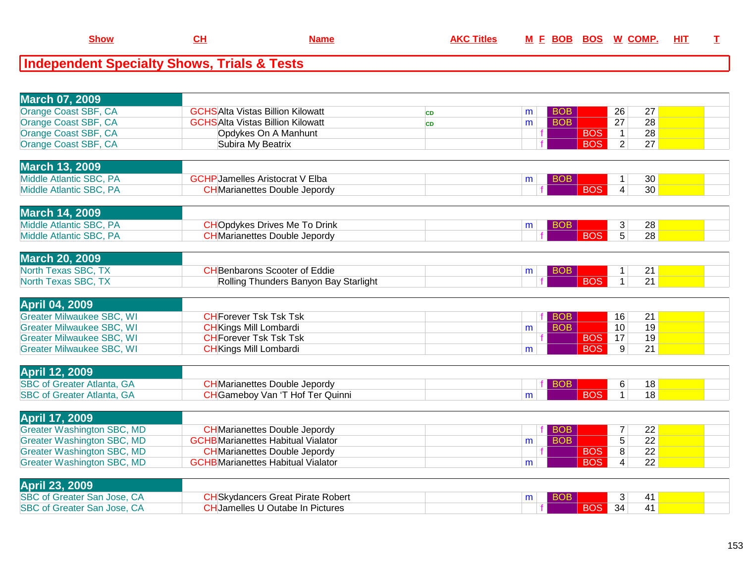| Show | CH | Name | AKC Titles | M | F | BOB | BOS | W | COMP. | HIT | T |
|---|---|---|---|---|---|---|---|---|---|---|---|

## Independent Specialty Shows, Trials & Tests

| Show | CH | Name | AKC Titles | M | F | BOB | BOS | W | COMP. | HIT | T |
|---|---|---|---|---|---|---|---|---|---|---|---|
| **March 07, 2009** | | | | | | | | | | | |
| Orange Coast SBF, CA | GCHS | Alta Vistas Billion Kilowatt | CD | m | | BOB | | 26 | 27 | | |
| Orange Coast SBF, CA | GCHS | Alta Vistas Billion Kilowatt | CD | m | | BOB | | 27 | 28 | | |
| Orange Coast SBF, CA | | Opdykes On A Manhunt | | | f | | BOS | 1 | 28 | | |
| Orange Coast SBF, CA | | Subira My Beatrix | | | f | | BOS | 2 | 27 | | |
| **March 13, 2009** | | | | | | | | | | | |
| Middle Atlantic SBC, PA | GCHP | Jamelles Aristocrat V Elba | | m | | BOB | | 1 | 30 | | |
| Middle Atlantic SBC, PA | CH | Marianettes Double Jepordy | | | f | | BOS | 4 | 30 | | |
| **March 14, 2009** | | | | | | | | | | | |
| Middle Atlantic SBC, PA | CH | Opdykes Drives Me To Drink | | m | | BOB | | 3 | 28 | | |
| Middle Atlantic SBC, PA | CH | Marianettes Double Jepordy | | | f | | BOS | 5 | 28 | | |
| **March 20, 2009** | | | | | | | | | | | |
| North Texas SBC, TX | CH | Benbarons Scooter of Eddie | | m | | BOB | | 1 | 21 | | |
| North Texas SBC, TX | | Rolling Thunders Banyon Bay Starlight | | | f | | BOS | 1 | 21 | | |
| **April 04, 2009** | | | | | | | | | | | |
| Greater Milwaukee SBC, WI | CH | Forever Tsk Tsk Tsk | | | f | BOB | | 16 | 21 | | |
| Greater Milwaukee SBC, WI | CH | Kings Mill Lombardi | | m | | BOB | | 10 | 19 | | |
| Greater Milwaukee SBC, WI | CH | Forever Tsk Tsk Tsk | | | f | | BOS | 17 | 19 | | |
| Greater Milwaukee SBC, WI | CH | Kings Mill Lombardi | | m | | | BOS | 9 | 21 | | |
| **April 12, 2009** | | | | | | | | | | | |
| SBC of Greater Atlanta, GA | CH | Marianettes Double Jepordy | | | f | BOB | | 6 | 18 | | |
| SBC of Greater Atlanta, GA | CH | Gameboy Van 'T Hof Ter Quinni | | m | | | BOS | 1 | 18 | | |
| **April 17, 2009** | | | | | | | | | | | |
| Greater Washington SBC, MD | CH | Marianettes Double Jepordy | | | f | BOB | | 7 | 22 | | |
| Greater Washington SBC, MD | GCHB | Marianettes Habitual Vialator | | m | | BOB | | 5 | 22 | | |
| Greater Washington SBC, MD | CH | Marianettes Double Jepordy | | | f | | BOS | 8 | 22 | | |
| Greater Washington SBC, MD | GCHB | Marianettes Habitual Vialator | | m | | | BOS | 4 | 22 | | |
| **April 23, 2009** | | | | | | | | | | | |
| SBC of Greater San Jose, CA | CH | Skydancers Great Pirate Robert | | m | | BOB | | 3 | 41 | | |
| SBC of Greater San Jose, CA | CH | Jamelles U Outabe In Pictures | | | f | | BOS | 34 | 41 | | |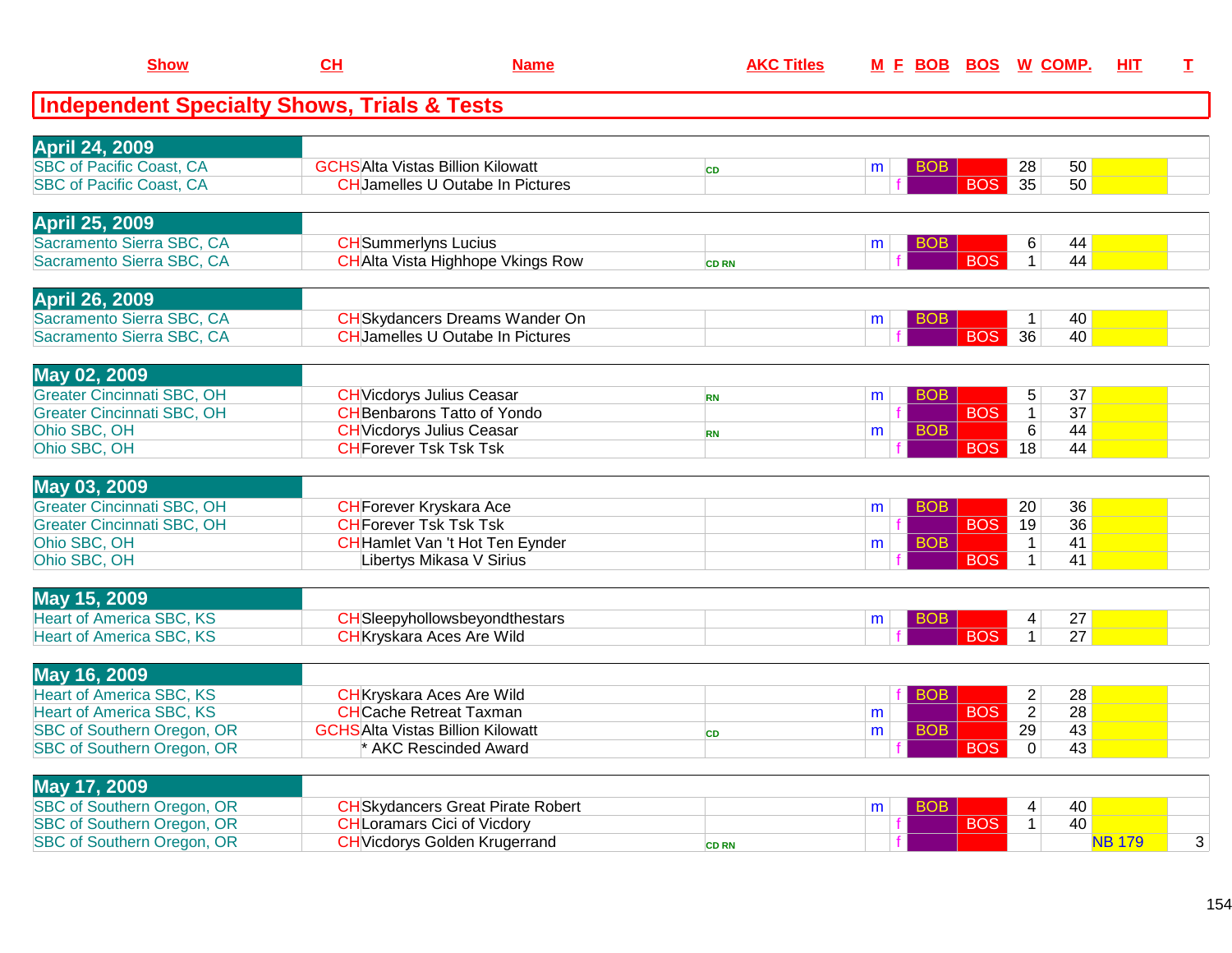| Show | CH | Name | AKC Titles | M | F | BOB | BOS | W | COMP. | HIT | T |
|---|---|---|---|---|---|---|---|---|---|---|---|

## Independent Specialty Shows, Trials & Tests

| Show | CH | Name | AKC Titles | M | F | BOB | BOS | W | COMP. | HIT | T |
|---|---|---|---|---|---|---|---|---|---|---|---|
| **April 24, 2009** | | | | | | | | | | | |
| SBC of Pacific Coast, CA | GCHS | Alta Vistas Billion Kilowatt | CD | m | | BOB | | 28 | 50 | | |
| SBC of Pacific Coast, CA | CH | Jamelles U Outabe In Pictures | | | f | | BOS | 35 | 50 | | |
| **April 25, 2009** | | | | | | | | | | | |
| Sacramento Sierra SBC, CA | CH | Summerlyns Lucius | | m | | BOB | | 6 | 44 | | |
| Sacramento Sierra SBC, CA | CH | Alta Vista Highhope Vkings Row | CD RN | | f | | BOS | 1 | 44 | | |
| **April 26, 2009** | | | | | | | | | | | |
| Sacramento Sierra SBC, CA | CH | Skydancers Dreams Wander On | | m | | BOB | | 1 | 40 | | |
| Sacramento Sierra SBC, CA | CH | Jamelles U Outabe In Pictures | | | f | | BOS | 36 | 40 | | |
| **May 02, 2009** | | | | | | | | | | | |
| Greater Cincinnati SBC, OH | CH | Vicdorys Julius Ceasar | RN | m | | BOB | | 5 | 37 | | |
| Greater Cincinnati SBC, OH | CH | Benbarons Tatto of Yondo | | | f | | BOS | 1 | 37 | | |
| Ohio SBC, OH | CH | Vicdorys Julius Ceasar | RN | m | | BOB | | 6 | 44 | | |
| Ohio SBC, OH | CH | Forever Tsk Tsk Tsk | | | f | | BOS | 18 | 44 | | |
| **May 03, 2009** | | | | | | | | | | | |
| Greater Cincinnati SBC, OH | CH | Forever Kryskara Ace | | m | | BOB | | 20 | 36 | | |
| Greater Cincinnati SBC, OH | CH | Forever Tsk Tsk Tsk | | | f | | BOS | 19 | 36 | | |
| Ohio SBC, OH | CH | Hamlet Van 't Hot Ten Eynder | | m | | BOB | | 1 | 41 | | |
| Ohio SBC, OH | | Libertys Mikasa V Sirius | | | f | | BOS | 1 | 41 | | |
| **May 15, 2009** | | | | | | | | | | | |
| Heart of America SBC, KS | CH | Sleepyhollowsbeyondthestars | | m | | BOB | | 4 | 27 | | |
| Heart of America SBC, KS | CH | Kryskara Aces Are Wild | | | f | | BOS | 1 | 27 | | |
| **May 16, 2009** | | | | | | | | | | | |
| Heart of America SBC, KS | CH | Kryskara Aces Are Wild | | | f | BOB | | 2 | 28 | | |
| Heart of America SBC, KS | CH | Cache Retreat Taxman | | m | | | BOS | 2 | 28 | | |
| SBC of Southern Oregon, OR | GCHS | Alta Vistas Billion Kilowatt | CD | m | | BOB | | 29 | 43 | | |
| SBC of Southern Oregon, OR | | * AKC Rescinded Award | | | f | | BOS | 0 | 43 | | |
| **May 17, 2009** | | | | | | | | | | | |
| SBC of Southern Oregon, OR | CH | Skydancers Great Pirate Robert | | m | | BOB | | 4 | 40 | | |
| SBC of Southern Oregon, OR | CH | Loramars Cici of Vicdory | | | f | | BOS | 1 | 40 | | |
| SBC of Southern Oregon, OR | CH | Vicdorys Golden Krugerrand | CD RN | | f | | | | | NB 179 | 3 |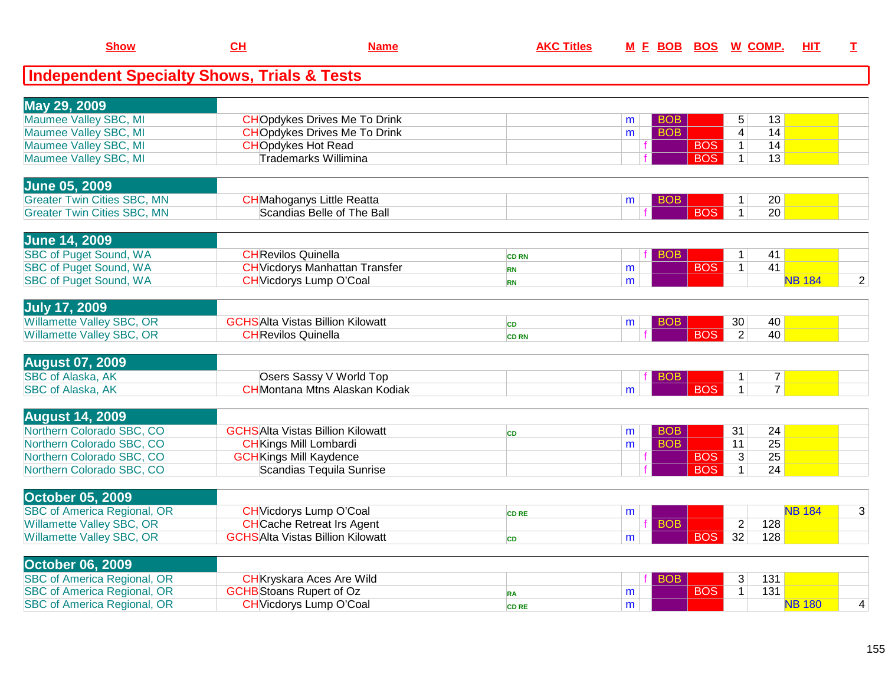| Show | CH | Name | AKC Titles | M | F | BOB | BOS | W | COMP. | HIT | T |
|---|---|---|---|---|---|---|---|---|---|---|---|

## Independent Specialty Shows, Trials & Tests

| Show | CH | Name | AKC Titles | M | F | BOB | BOS | W | COMP. | HIT | T |
|---|---|---|---|---|---|---|---|---|---|---|---|
| **May 29, 2009** | | | | | | | | | | | |
| Maumee Valley SBC, MI | CH | Opdykes Drives Me To Drink | | m | | BOB | | 5 | 13 | | |
| Maumee Valley SBC, MI | CH | Opdykes Drives Me To Drink | | m | | BOB | | 4 | 14 | | |
| Maumee Valley SBC, MI | CH | Opdykes Hot Read | | | f | | BOS | 1 | 14 | | |
| Maumee Valley SBC, MI | | Trademarks Willimina | | | f | | BOS | 1 | 13 | | |
| **June 05, 2009** | | | | | | | | | | | |
| Greater Twin Cities SBC, MN | CH | Mahoganys Little Reatta | | m | | BOB | | 1 | 20 | | |
| Greater Twin Cities SBC, MN | | Scandias Belle of The Ball | | | f | | BOS | 1 | 20 | | |
| **June 14, 2009** | | | | | | | | | | | |
| SBC of Puget Sound, WA | CH | Revilos Quinella | CD RN | | f | BOB | | 1 | 41 | | |
| SBC of Puget Sound, WA | CH | Vicdorys Manhattan Transfer | RN | m | | | BOS | 1 | 41 | | |
| SBC of Puget Sound, WA | CH | Vicdorys Lump O'Coal | RN | m | | | | | | NB 184 | 2 |
| **July 17, 2009** | | | | | | | | | | | |
| Willamette Valley SBC, OR | GCHS | Alta Vistas Billion Kilowatt | CD | m | | BOB | | 30 | 40 | | |
| Willamette Valley SBC, OR | CH | Revilos Quinella | CD RN | | f | | BOS | 2 | 40 | | |
| **August 07, 2009** | | | | | | | | | | | |
| SBC of Alaska, AK | | Osers Sassy V World Top | | | f | BOB | | 1 | 7 | | |
| SBC of Alaska, AK | CH | Montana Mtns Alaskan Kodiak | | m | | | BOS | 1 | 7 | | |
| **August 14, 2009** | | | | | | | | | | | |
| Northern Colorado SBC, CO | GCHS | Alta Vistas Billion Kilowatt | CD | m | | BOB | | 31 | 24 | | |
| Northern Colorado SBC, CO | CH | Kings Mill Lombardi | | m | | BOB | | 11 | 25 | | |
| Northern Colorado SBC, CO | GCH | Kings Mill Kaydence | | | f | | BOS | 3 | 25 | | |
| Northern Colorado SBC, CO | | Scandias Tequila Sunrise | | | f | | BOS | 1 | 24 | | |
| **October 05, 2009** | | | | | | | | | | | |
| SBC of America Regional, OR | CH | Vicdorys Lump O'Coal | CD RE | m | | | | | | NB 184 | 3 |
| Willamette Valley SBC, OR | CH | Cache Retreat Irs Agent | | | f | BOB | | 2 | 128 | | |
| Willamette Valley SBC, OR | GCHS | Alta Vistas Billion Kilowatt | CD | m | | | BOS | 32 | 128 | | |
| **October 06, 2009** | | | | | | | | | | | |
| SBC of America Regional, OR | CH | Kryskara Aces Are Wild | | | f | BOB | | 3 | 131 | | |
| SBC of America Regional, OR | GCHB | Stoans Rupert of Oz | RA | m | | | BOS | 1 | 131 | | |
| SBC of America Regional, OR | CH | Vicdorys Lump O'Coal | CD RE | m | | | | | | NB 180 | 4 |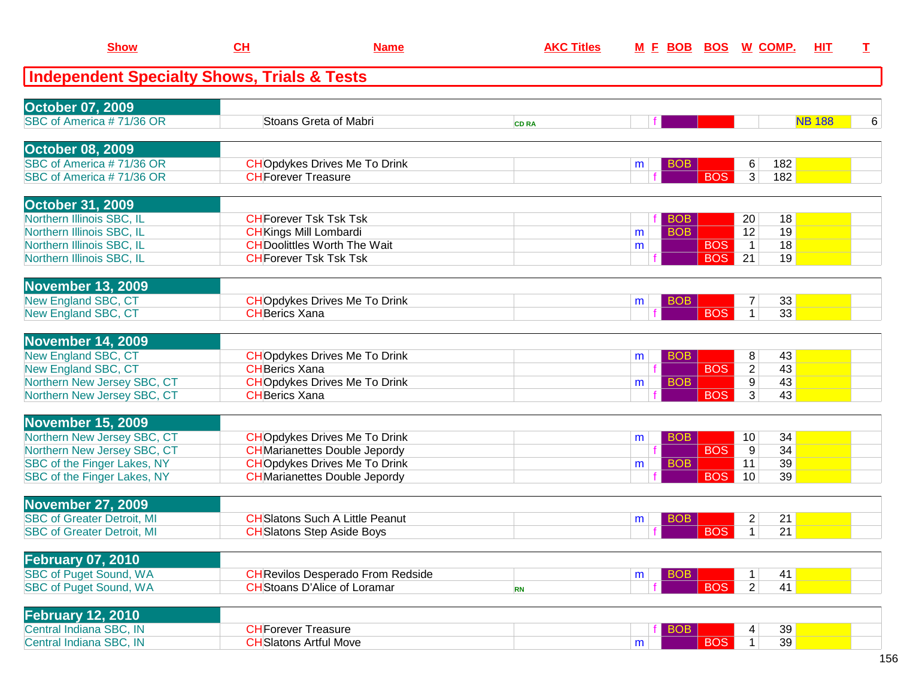| Show | CH | Name | AKC Titles | M | F | BOB | BOS | W | COMP. | HIT | T |
|---|---|---|---|---|---|---|---|---|---|---|---|

## Independent Specialty Shows, Trials & Tests

| Show | CH | Name | AKC Titles | M | F | BOB | BOS | W | COMP. | HIT | T |
|---|---|---|---|---|---|---|---|---|---|---|---|
| **October 07, 2009** | | | | | | | | | | | |
| SBC of America # 71/36 OR | | Stoans Greta of Mabri | CD RA | | f | | | | | NB 188 | 6 |
| **October 08, 2009** | | | | | | | | | | | |
| SBC of America # 71/36 OR | CH | Opdykes Drives Me To Drink | | m | | BOB | | 6 | 182 | | |
| SBC of America # 71/36 OR | CH | Forever Treasure | | | f | | BOS | 3 | 182 | | |
| **October 31, 2009** | | | | | | | | | | | |
| Northern Illinois SBC, IL | CH | Forever Tsk Tsk Tsk | | | f | BOB | | 20 | 18 | | |
| Northern Illinois SBC, IL | CH | Kings Mill Lombardi | | m | | BOB | | 12 | 19 | | |
| Northern Illinois SBC, IL | CH | Doolittles Worth The Wait | | m | | | BOS | 1 | 18 | | |
| Northern Illinois SBC, IL | CH | Forever Tsk Tsk Tsk | | | f | | BOS | 21 | 19 | | |
| **November 13, 2009** | | | | | | | | | | | |
| New England SBC, CT | CH | Opdykes Drives Me To Drink | | m | | BOB | | 7 | 33 | | |
| New England SBC, CT | CH | Berics Xana | | | f | | BOS | 1 | 33 | | |
| **November 14, 2009** | | | | | | | | | | | |
| New England SBC, CT | CH | Opdykes Drives Me To Drink | | m | | BOB | | 8 | 43 | | |
| New England SBC, CT | CH | Berics Xana | | | f | | BOS | 2 | 43 | | |
| Northern New Jersey SBC, CT | CH | Opdykes Drives Me To Drink | | m | | BOB | | 9 | 43 | | |
| Northern New Jersey SBC, CT | CH | Berics Xana | | | f | | BOS | 3 | 43 | | |
| **November 15, 2009** | | | | | | | | | | | |
| Northern New Jersey SBC, CT | CH | Opdykes Drives Me To Drink | | m | | BOB | | 10 | 34 | | |
| Northern New Jersey SBC, CT | CH | Marianettes Double Jepordy | | | f | | BOS | 9 | 34 | | |
| SBC of the Finger Lakes, NY | CH | Opdykes Drives Me To Drink | | m | | BOB | | 11 | 39 | | |
| SBC of the Finger Lakes, NY | CH | Marianettes Double Jepordy | | | f | | BOS | 10 | 39 | | |
| **November 27, 2009** | | | | | | | | | | | |
| SBC of Greater Detroit, MI | CH | Slatons Such A Little Peanut | | m | | BOB | | 2 | 21 | | |
| SBC of Greater Detroit, MI | CH | Slatons Step Aside Boys | | | f | | BOS | 1 | 21 | | |
| **February 07, 2010** | | | | | | | | | | | |
| SBC of Puget Sound, WA | CH | Revilos Desperado From Redside | | m | | BOB | | 1 | 41 | | |
| SBC of Puget Sound, WA | CH | Stoans D'Alice of Loramar | RN | | f | | BOS | 2 | 41 | | |
| **February 12, 2010** | | | | | | | | | | | |
| Central Indiana SBC, IN | CH | Forever Treasure | | | f | BOB | | 4 | 39 | | |
| Central Indiana SBC, IN | CH | Slatons Artful Move | | m | | | BOS | 1 | 39 | | |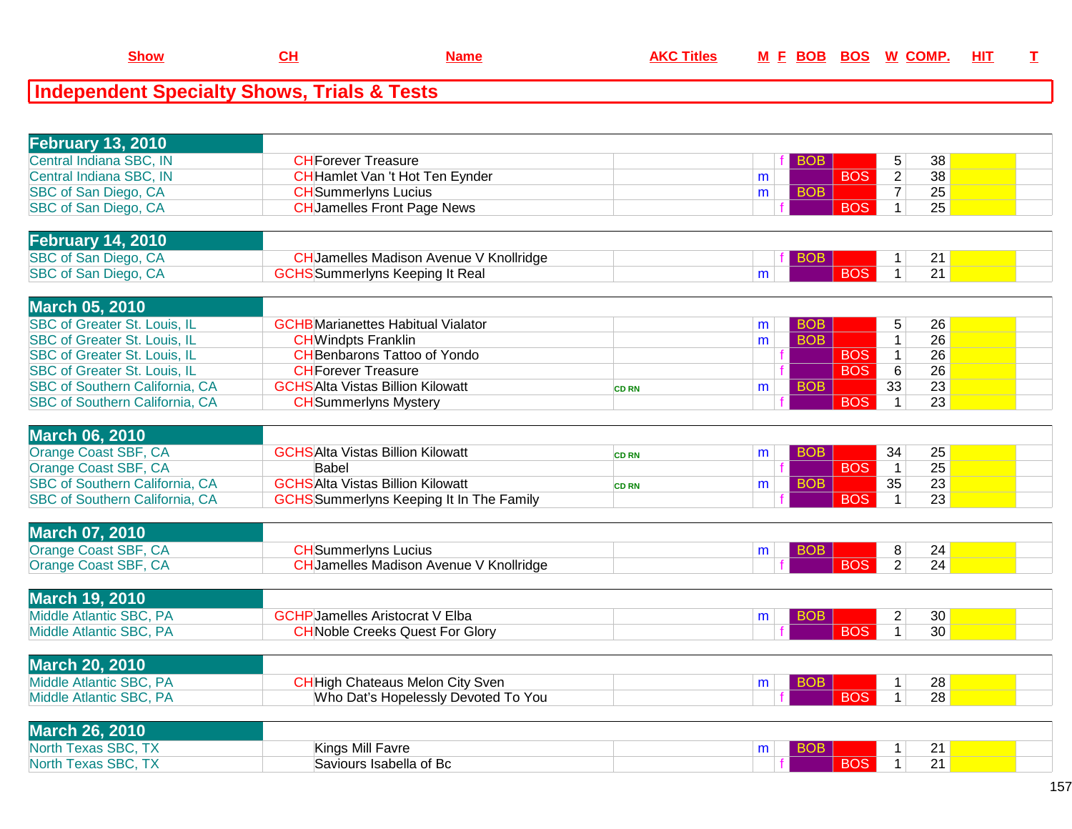| Show | CH | Name | AKC Titles | M | F | BOB | BOS | W | COMP. | HIT | T |
|---|---|---|---|---|---|---|---|---|---|---|---|

## Independent Specialty Shows, Trials & Tests

| Show | CH | Name | AKC Titles | M | F | BOB | BOS | W | COMP. | HIT | T |
|---|---|---|---|---|---|---|---|---|---|---|---|
| **February 13, 2010** | | | | | | | | | | | |
| Central Indiana SBC, IN | CH | Forever Treasure | | | f | BOB | | 5 | 38 | | |
| Central Indiana SBC, IN | CH | Hamlet Van 't Hot Ten Eynder | | m | | | BOS | 2 | 38 | | |
| SBC of San Diego, CA | CH | Summerlyns Lucius | | m | | BOB | | 7 | 25 | | |
| SBC of San Diego, CA | CH | Jamelles Front Page News | | | f | | BOS | 1 | 25 | | |
| **February 14, 2010** | | | | | | | | | | | |
| SBC of San Diego, CA | CH | Jamelles Madison Avenue V Knollridge | | | f | BOB | | 1 | 21 | | |
| SBC of San Diego, CA | GCHS | Summerlyns Keeping It Real | | m | | | BOS | 1 | 21 | | |
| **March 05, 2010** | | | | | | | | | | | |
| SBC of Greater St. Louis, IL | GCHB | Marianettes Habitual Vialator | | m | | BOB | | 5 | 26 | | |
| SBC of Greater St. Louis, IL | CH | Windpts Franklin | | m | | BOB | | 1 | 26 | | |
| SBC of Greater St. Louis, IL | CH | Benbarons Tattoo of Yondo | | | f | | BOS | 1 | 26 | | |
| SBC of Greater St. Louis, IL | CH | Forever Treasure | | | f | | BOS | 6 | 26 | | |
| SBC of Southern California, CA | GCHS | Alta Vistas Billion Kilowatt | CD RN | m | | BOB | | 33 | 23 | | |
| SBC of Southern California, CA | CH | Summerlyns Mystery | | | f | | BOS | 1 | 23 | | |
| **March 06, 2010** | | | | | | | | | | | |
| Orange Coast SBF, CA | GCHS | Alta Vistas Billion Kilowatt | CD RN | m | | BOB | | 34 | 25 | | |
| Orange Coast SBF, CA | | Babel | | | f | | BOS | 1 | 25 | | |
| SBC of Southern California, CA | GCHS | Alta Vistas Billion Kilowatt | CD RN | m | | BOB | | 35 | 23 | | |
| SBC of Southern California, CA | GCHS | Summerlyns Keeping It In The Family | | | f | | BOS | 1 | 23 | | |
| **March 07, 2010** | | | | | | | | | | | |
| Orange Coast SBF, CA | CH | Summerlyns Lucius | | m | | BOB | | 8 | 24 | | |
| Orange Coast SBF, CA | CH | Jamelles Madison Avenue V Knollridge | | | f | | BOS | 2 | 24 | | |
| **March 19, 2010** | | | | | | | | | | | |
| Middle Atlantic SBC, PA | GCHP | Jamelles Aristocrat V Elba | | m | | BOB | | 2 | 30 | | |
| Middle Atlantic SBC, PA | CH | Noble Creeks Quest For Glory | | | f | | BOS | 1 | 30 | | |
| **March 20, 2010** | | | | | | | | | | | |
| Middle Atlantic SBC, PA | CH | High Chateaus Melon City Sven | | m | | BOB | | 1 | 28 | | |
| Middle Atlantic SBC, PA | | Who Dat's Hopelessly Devoted To You | | | f | | BOS | 1 | 28 | | |
| **March 26, 2010** | | | | | | | | | | | |
| North Texas SBC, TX | | Kings Mill Favre | | m | | BOB | | 1 | 21 | | |
| North Texas SBC, TX | | Saviours Isabella of Bc | | | f | | BOS | 1 | 21 | | |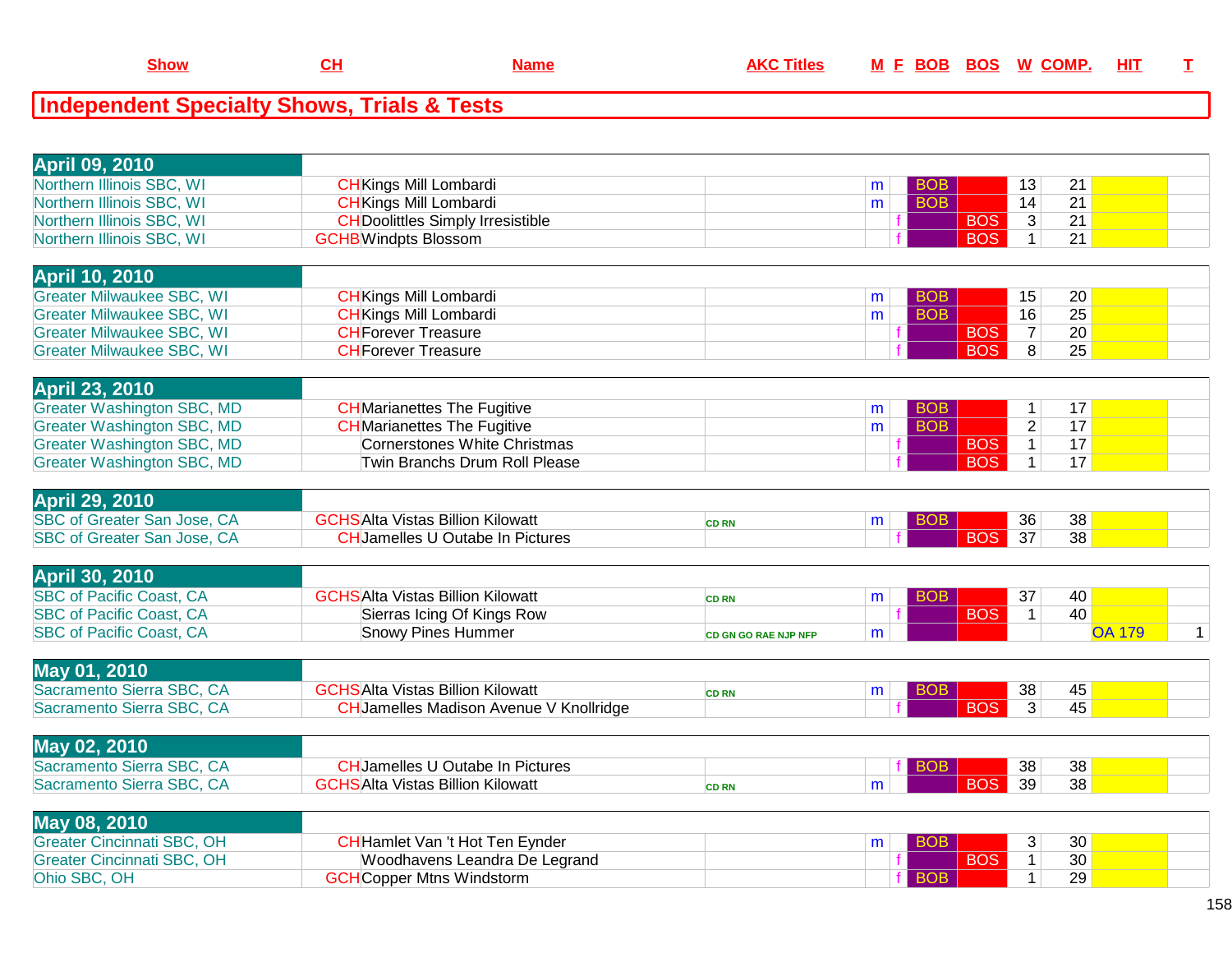## Independent Specialty Shows, Trials & Tests

| Show | CH | Name | AKC Titles | M | F | BOB | BOS | W | COMP. | HIT | T |
|---|---|---|---|---|---|---|---|---|---|---|---|
| **April 09, 2010** | | | | | | | | | | | |
| Northern Illinois SBC, WI | CH | Kings Mill Lombardi | | m | | BOB | | 13 | 21 | | |
| Northern Illinois SBC, WI | CH | Kings Mill Lombardi | | m | | BOB | | 14 | 21 | | |
| Northern Illinois SBC, WI | CH | Doolittles Simply Irresistible | | | f | | BOS | 3 | 21 | | |
| Northern Illinois SBC, WI | GCHB | Windpts Blossom | | | f | | BOS | 1 | 21 | | |
| **April 10, 2010** | | | | | | | | | | | |
| Greater Milwaukee SBC, WI | CH | Kings Mill Lombardi | | m | | BOB | | 15 | 20 | | |
| Greater Milwaukee SBC, WI | CH | Kings Mill Lombardi | | m | | BOB | | 16 | 25 | | |
| Greater Milwaukee SBC, WI | CH | Forever Treasure | | | f | | BOS | 7 | 20 | | |
| Greater Milwaukee SBC, WI | CH | Forever Treasure | | | f | | BOS | 8 | 25 | | |
| **April 23, 2010** | | | | | | | | | | | |
| Greater Washington SBC, MD | CH | Marianettes The Fugitive | | m | | BOB | | 1 | 17 | | |
| Greater Washington SBC, MD | CH | Marianettes The Fugitive | | m | | BOB | | 2 | 17 | | |
| Greater Washington SBC, MD | | Cornerstones White Christmas | | | f | | BOS | 1 | 17 | | |
| Greater Washington SBC, MD | | Twin Branchs Drum Roll Please | | | f | | BOS | 1 | 17 | | |
| **April 29, 2010** | | | | | | | | | | | |
| SBC of Greater San Jose, CA | GCHS | Alta Vistas Billion Kilowatt | CD RN | m | | BOB | | 36 | 38 | | |
| SBC of Greater San Jose, CA | CH | Jamelles U Outabe In Pictures | | | f | | BOS | 37 | 38 | | |
| **April 30, 2010** | | | | | | | | | | | |
| SBC of Pacific Coast, CA | GCHS | Alta Vistas Billion Kilowatt | CD RN | m | | BOB | | 37 | 40 | | |
| SBC of Pacific Coast, CA | | Sierras Icing Of Kings Row | | | f | | BOS | 1 | 40 | | |
| SBC of Pacific Coast, CA | | Snowy Pines Hummer | CD GN GO RAE NJP NFP | m | | | | | | OA 179 | 1 |
| **May 01, 2010** | | | | | | | | | | | |
| Sacramento Sierra SBC, CA | GCHS | Alta Vistas Billion Kilowatt | CD RN | m | | BOB | | 38 | 45 | | |
| Sacramento Sierra SBC, CA | CH | Jamelles Madison Avenue V Knollridge | | | f | | BOS | 3 | 45 | | |
| **May 02, 2010** | | | | | | | | | | | |
| Sacramento Sierra SBC, CA | CH | Jamelles U Outabe In Pictures | | | f | BOB | | 38 | 38 | | |
| Sacramento Sierra SBC, CA | GCHS | Alta Vistas Billion Kilowatt | CD RN | m | | | BOS | 39 | 38 | | |
| **May 08, 2010** | | | | | | | | | | | |
| Greater Cincinnati SBC, OH | CH | Hamlet Van 't Hot Ten Eynder | | m | | BOB | | 3 | 30 | | |
| Greater Cincinnati SBC, OH | | Woodhavens Leandra De Legrand | | | f | | BOS | 1 | 30 | | |
| Ohio SBC, OH | GCH | Copper Mtns Windstorm | | | f | BOB | | 1 | 29 | | |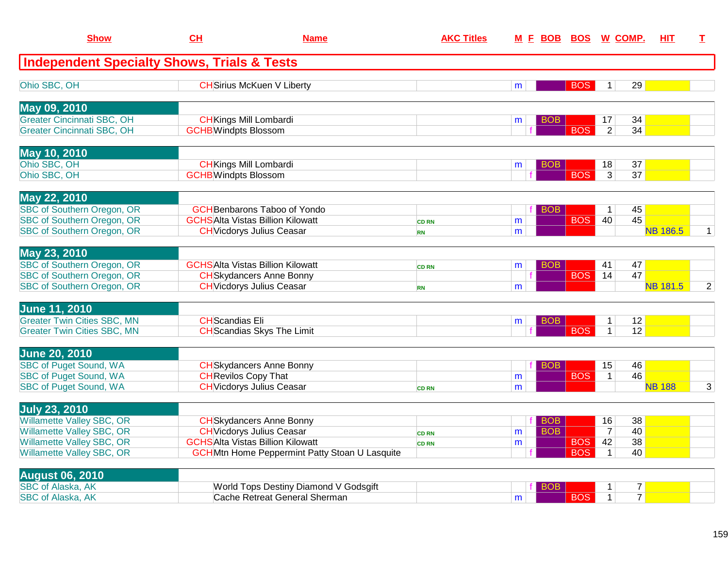| Show | CH | Name | AKC Titles | M | F | BOB | BOS | W | COMP. | HIT | T |
|---|---|---|---|---|---|---|---|---|---|---|---|
| **Independent Specialty Shows, Trials & Tests** | | | | | | | | | | | |
| Ohio SBC, OH | CH | Sirius McKuen V Liberty | | m | | | BOS | 1 | 29 | | |
| **May 09, 2010** | | | | | | | | | | | |
| Greater Cincinnati SBC, OH | CH | Kings Mill Lombardi | | m | | BOB | | 17 | 34 | | |
| Greater Cincinnati SBC, OH | GCHB | Windpts Blossom | | | f | | BOS | 2 | 34 | | |
| **May 10, 2010** | | | | | | | | | | | |
| Ohio SBC, OH | CH | Kings Mill Lombardi | | m | | BOB | | 18 | 37 | | |
| Ohio SBC, OH | GCHB | Windpts Blossom | | | f | | BOS | 3 | 37 | | |
| **May 22, 2010** | | | | | | | | | | | |
| SBC of Southern Oregon, OR | GCH | Benbarons Taboo of Yondo | | | f | BOB | | 1 | 45 | | |
| SBC of Southern Oregon, OR | GCHS | Alta Vistas Billion Kilowatt | CD RN | m | | | BOS | 40 | 45 | | |
| SBC of Southern Oregon, OR | CH | Vicdorys Julius Ceasar | RN | m | | | | | | NB 186.5 | 1 |
| **May 23, 2010** | | | | | | | | | | | |
| SBC of Southern Oregon, OR | GCHS | Alta Vistas Billion Kilowatt | CD RN | m | | BOB | | 41 | 47 | | |
| SBC of Southern Oregon, OR | CH | Skydancers Anne Bonny | | | f | | BOS | 14 | 47 | | |
| SBC of Southern Oregon, OR | CH | Vicdorys Julius Ceasar | RN | m | | | | | | NB 181.5 | 2 |
| **June 11, 2010** | | | | | | | | | | | |
| Greater Twin Cities SBC, MN | CH | Scandias Eli | | m | | BOB | | 1 | 12 | | |
| Greater Twin Cities SBC, MN | CH | Scandias Skys The Limit | | | f | | BOS | 1 | 12 | | |
| **June 20, 2010** | | | | | | | | | | | |
| SBC of Puget Sound, WA | CH | Skydancers Anne Bonny | | | f | BOB | | 15 | 46 | | |
| SBC of Puget Sound, WA | CH | Revilos Copy That | | m | | | BOS | 1 | 46 | | |
| SBC of Puget Sound, WA | CH | Vicdorys Julius Ceasar | CD RN | m | | | | | | NB 188 | 3 |
| **July 23, 2010** | | | | | | | | | | | |
| Willamette Valley SBC, OR | CH | Skydancers Anne Bonny | | | f | BOB | | 16 | 38 | | |
| Willamette Valley SBC, OR | CH | Vicdorys Julius Ceasar | CD RN | m | | BOB | | 7 | 40 | | |
| Willamette Valley SBC, OR | GCHS | Alta Vistas Billion Kilowatt | CD RN | m | | | BOS | 42 | 38 | | |
| Willamette Valley SBC, OR | GCH | Mtn Home Peppermint Patty Stoan U Lasquite | | | f | | BOS | 1 | 40 | | |
| **August 06, 2010** | | | | | | | | | | | |
| SBC of Alaska, AK | | World Tops Destiny Diamond V Godsgift | | | f | BOB | | 1 | 7 | | |
| SBC of Alaska, AK | | Cache Retreat General Sherman | | m | | | BOS | 1 | 7 | | |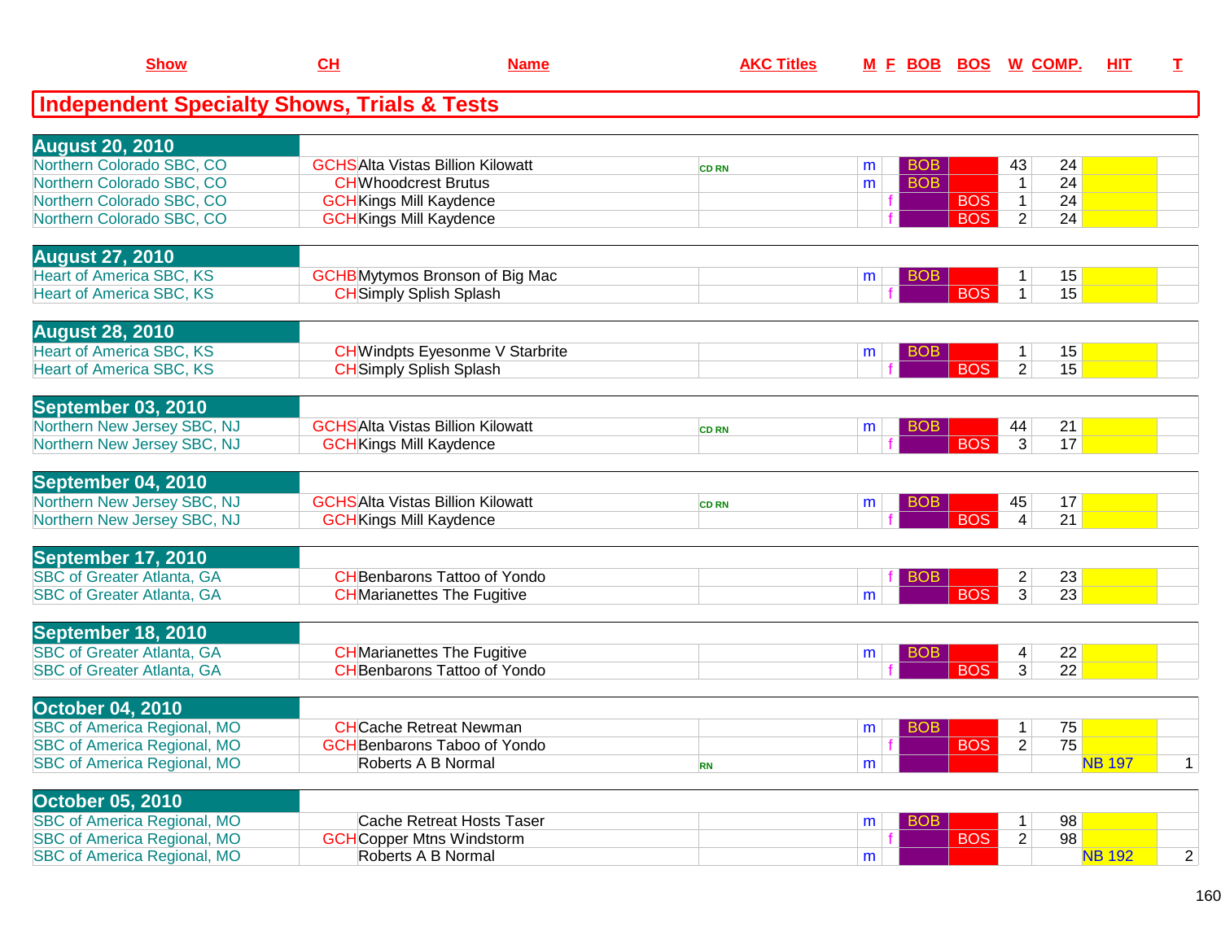| Show | CH | Name | AKC Titles | M | F | BOB | BOS | W | COMP. | HIT | T |
|---|---|---|---|---|---|---|---|---|---|---|---|

## Independent Specialty Shows, Trials & Tests

| Show | CH | Name | AKC Titles | M | F | BOB | BOS | W | COMP. | HIT | T |
|---|---|---|---|---|---|---|---|---|---|---|---|
| **August 20, 2010** | | | | | | | | | | | |
| Northern Colorado SBC, CO | GCHS | Alta Vistas Billion Kilowatt | CD RN | m | | BOB | | 43 | 24 | | |
| Northern Colorado SBC, CO | CH | Whoodcrest Brutus | | m | | BOB | | 1 | 24 | | |
| Northern Colorado SBC, CO | GCH | Kings Mill Kaydence | | | f | | BOS | 1 | 24 | | |
| Northern Colorado SBC, CO | GCH | Kings Mill Kaydence | | | f | | BOS | 2 | 24 | | |
| **August 27, 2010** | | | | | | | | | | | |
| Heart of America SBC, KS | GCHB | Mytymos Bronson of Big Mac | | m | | BOB | | 1 | 15 | | |
| Heart of America SBC, KS | CH | Simply Splish Splash | | | f | | BOS | 1 | 15 | | |
| **August 28, 2010** | | | | | | | | | | | |
| Heart of America SBC, KS | CH | Windpts Eyesonme V Starbrite | | m | | BOB | | 1 | 15 | | |
| Heart of America SBC, KS | CH | Simply Splish Splash | | | f | | BOS | 2 | 15 | | |
| **September 03, 2010** | | | | | | | | | | | |
| Northern New Jersey SBC, NJ | GCHS | Alta Vistas Billion Kilowatt | CD RN | m | | BOB | | 44 | 21 | | |
| Northern New Jersey SBC, NJ | GCH | Kings Mill Kaydence | | | f | | BOS | 3 | 17 | | |
| **September 04, 2010** | | | | | | | | | | | |
| Northern New Jersey SBC, NJ | GCHS | Alta Vistas Billion Kilowatt | CD RN | m | | BOB | | 45 | 17 | | |
| Northern New Jersey SBC, NJ | GCH | Kings Mill Kaydence | | | f | | BOS | 4 | 21 | | |
| **September 17, 2010** | | | | | | | | | | | |
| SBC of Greater Atlanta, GA | CH | Benbarons Tattoo of Yondo | | | f | BOB | | 2 | 23 | | |
| SBC of Greater Atlanta, GA | CH | Marianettes The Fugitive | | m | | | BOS | 3 | 23 | | |
| **September 18, 2010** | | | | | | | | | | | |
| SBC of Greater Atlanta, GA | CH | Marianettes The Fugitive | | m | | BOB | | 4 | 22 | | |
| SBC of Greater Atlanta, GA | CH | Benbarons Tattoo of Yondo | | | f | | BOS | 3 | 22 | | |
| **October 04, 2010** | | | | | | | | | | | |
| SBC of America Regional, MO | CH | Cache Retreat Newman | | m | | BOB | | 1 | 75 | | |
| SBC of America Regional, MO | GCH | Benbarons Taboo of Yondo | | | f | | BOS | 2 | 75 | | |
| SBC of America Regional, MO | | Roberts A B Normal | RN | m | | | | | | NB 197 | 1 |
| **October 05, 2010** | | | | | | | | | | | |
| SBC of America Regional, MO | | Cache Retreat Hosts Taser | | m | | BOB | | 1 | 98 | | |
| SBC of America Regional, MO | GCH | Copper Mtns Windstorm | | | f | | BOS | 2 | 98 | | |
| SBC of America Regional, MO | | Roberts A B Normal | | m | | | | | | NB 192 | 2 |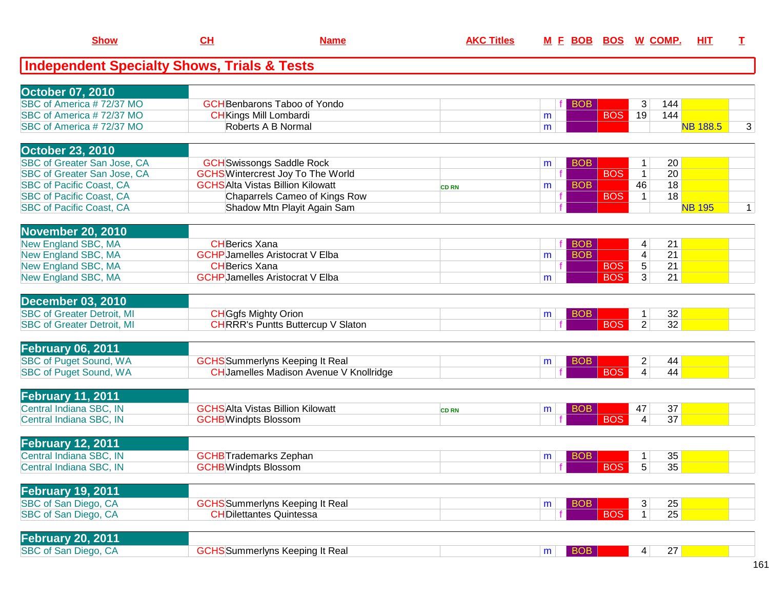| Show | CH | Name | AKC Titles | M | F | BOB | BOS | W | COMP. | HIT | T |
|---|---|---|---|---|---|---|---|---|---|---|---|

## Independent Specialty Shows, Trials & Tests

| Show | CH | Name | AKC Titles | M | F | BOB | BOS | W | COMP. | HIT | T |
|---|---|---|---|---|---|---|---|---|---|---|---|
| **October 07, 2010** | | | | | | | | | | | |
| SBC of America # 72/37 MO | GCH | Benbarons Taboo of Yondo | | | f | BOB | | 3 | 144 | | |
| SBC of America # 72/37 MO | CH | Kings Mill Lombardi | | m | | | BOS | 19 | 144 | | |
| SBC of America # 72/37 MO | | Roberts A B Normal | | m | | | | | | NB 188.5 | 3 |
| **October 23, 2010** | | | | | | | | | | | |
| SBC of Greater San Jose, CA | GCH | Swissongs Saddle Rock | | m | | BOB | | 1 | 20 | | |
| SBC of Greater San Jose, CA | GCHS | Wintercrest Joy To The World | | | f | | BOS | 1 | 20 | | |
| SBC of Pacific Coast, CA | GCHS | Alta Vistas Billion Kilowatt | CD RN | m | | BOB | | 46 | 18 | | |
| SBC of Pacific Coast, CA | | Chaparrels Cameo of Kings Row | | | f | | BOS | 1 | 18 | | |
| SBC of Pacific Coast, CA | | Shadow Mtn Playit Again Sam | | | f | | | | | NB 195 | 1 |
| **November 20, 2010** | | | | | | | | | | | |
| New England SBC, MA | CH | Berics Xana | | | f | BOB | | 4 | 21 | | |
| New England SBC, MA | GCHP | Jamelles Aristocrat V Elba | | m | | BOB | | 4 | 21 | | |
| New England SBC, MA | CH | Berics Xana | | | f | | BOS | 5 | 21 | | |
| New England SBC, MA | GCHP | Jamelles Aristocrat V Elba | | m | | | BOS | 3 | 21 | | |
| **December 03, 2010** | | | | | | | | | | | |
| SBC of Greater Detroit, MI | CH | Ggfs Mighty Orion | | m | | BOB | | 1 | 32 | | |
| SBC of Greater Detroit, MI | CH | RRR's Puntts Buttercup V Slaton | | | f | | BOS | 2 | 32 | | |
| **February 06, 2011** | | | | | | | | | | | |
| SBC of Puget Sound, WA | GCHS | Summerlyns Keeping It Real | | m | | BOB | | 2 | 44 | | |
| SBC of Puget Sound, WA | CH | Jamelles Madison Avenue V Knollridge | | | f | | BOS | 4 | 44 | | |
| **February 11, 2011** | | | | | | | | | | | |
| Central Indiana SBC, IN | GCHS | Alta Vistas Billion Kilowatt | CD RN | m | | BOB | | 47 | 37 | | |
| Central Indiana SBC, IN | GCHB | Windpts Blossom | | | f | | BOS | 4 | 37 | | |
| **February 12, 2011** | | | | | | | | | | | |
| Central Indiana SBC, IN | GCHB | Trademarks Zephan | | m | | BOB | | 1 | 35 | | |
| Central Indiana SBC, IN | GCHB | Windpts Blossom | | | f | | BOS | 5 | 35 | | |
| **February 19, 2011** | | | | | | | | | | | |
| SBC of San Diego, CA | GCHS | Summerlyns Keeping It Real | | m | | BOB | | 3 | 25 | | |
| SBC of San Diego, CA | CH | Dilettantes Quintessa | | | f | | BOS | 1 | 25 | | |
| **February 20, 2011** | | | | | | | | | | | |
| SBC of San Diego, CA | GCHS | Summerlyns Keeping It Real | | m | | BOB | | 4 | 27 | | |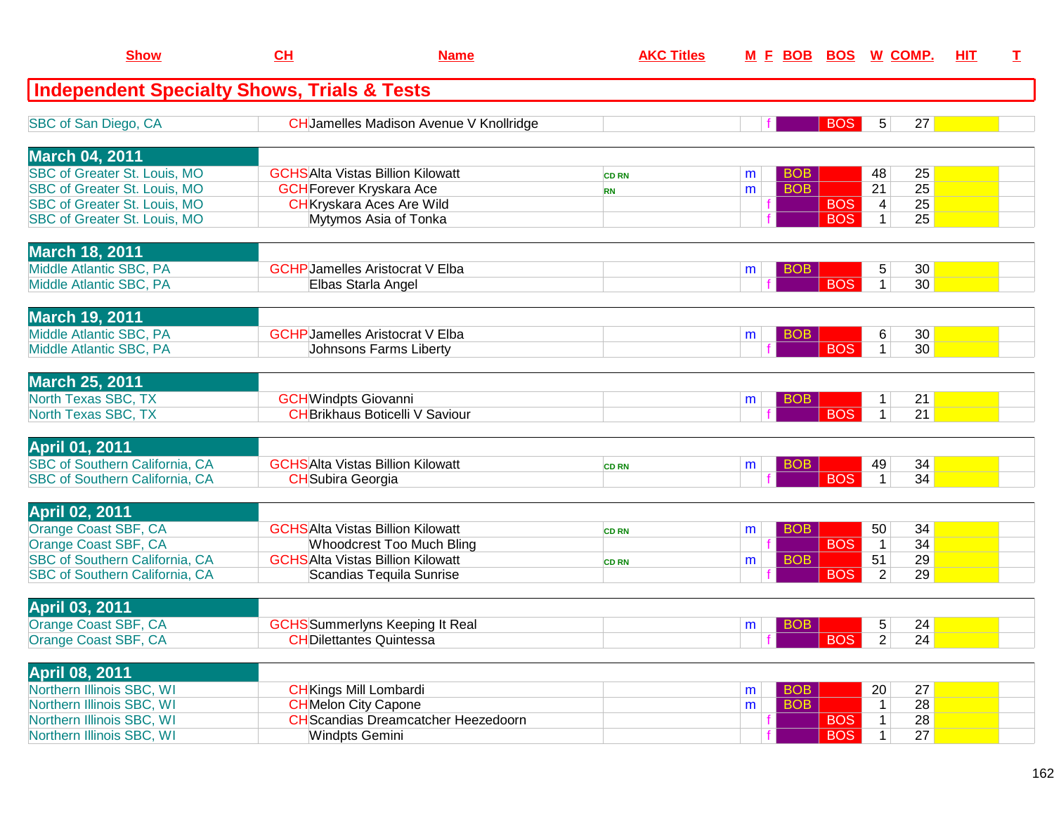| Show | CH | Name | AKC Titles | M | F | BOB | BOS | W | COMP. | HIT | T |
|---|---|---|---|---|---|---|---|---|---|---|---|
| **Independent Specialty Shows, Trials & Tests** | | | | | | | | | | | |
| SBC of San Diego, CA | CH | Jamelles Madison Avenue V Knollridge | | | f | | BOS | 5 | 27 | | |
| **March 04, 2011** | | | | | | | | | | | |
| SBC of Greater St. Louis, MO | GCHS | Alta Vistas Billion Kilowatt | CD RN | m | | BOB | | 48 | 25 | | |
| SBC of Greater St. Louis, MO | GCH | Forever Kryskara Ace | RN | m | | BOB | | 21 | 25 | | |
| SBC of Greater St. Louis, MO | CH | Kryskara Aces Are Wild | | | f | | BOS | 4 | 25 | | |
| SBC of Greater St. Louis, MO | | Mytymos Asia of Tonka | | | f | | BOS | 1 | 25 | | |
| **March 18, 2011** | | | | | | | | | | | |
| Middle Atlantic SBC, PA | GCHP | Jamelles Aristocrat V Elba | | m | | BOB | | 5 | 30 | | |
| Middle Atlantic SBC, PA | | Elbas Starla Angel | | | f | | BOS | 1 | 30 | | |
| **March 19, 2011** | | | | | | | | | | | |
| Middle Atlantic SBC, PA | GCHP | Jamelles Aristocrat V Elba | | m | | BOB | | 6 | 30 | | |
| Middle Atlantic SBC, PA | | Johnsons Farms Liberty | | | f | | BOS | 1 | 30 | | |
| **March 25, 2011** | | | | | | | | | | | |
| North Texas SBC, TX | GCH | Windpts Giovanni | | m | | BOB | | 1 | 21 | | |
| North Texas SBC, TX | CH | Brikhaus Boticelli V Saviour | | | f | | BOS | 1 | 21 | | |
| **April 01, 2011** | | | | | | | | | | | |
| SBC of Southern California, CA | GCHS | Alta Vistas Billion Kilowatt | CD RN | m | | BOB | | 49 | 34 | | |
| SBC of Southern California, CA | CH | Subira Georgia | | | f | | BOS | 1 | 34 | | |
| **April 02, 2011** | | | | | | | | | | | |
| Orange Coast SBF, CA | GCHS | Alta Vistas Billion Kilowatt | CD RN | m | | BOB | | 50 | 34 | | |
| Orange Coast SBF, CA | | Whoodcrest Too Much Bling | | | f | | BOS | 1 | 34 | | |
| SBC of Southern California, CA | GCHS | Alta Vistas Billion Kilowatt | CD RN | m | | BOB | | 51 | 29 | | |
| SBC of Southern California, CA | | Scandias Tequila Sunrise | | | f | | BOS | 2 | 29 | | |
| **April 03, 2011** | | | | | | | | | | | |
| Orange Coast SBF, CA | GCHS | Summerlyns Keeping It Real | | m | | BOB | | 5 | 24 | | |
| Orange Coast SBF, CA | CH | Dilettantes Quintessa | | | f | | BOS | 2 | 24 | | |
| **April 08, 2011** | | | | | | | | | | | |
| Northern Illinois SBC, WI | CH | Kings Mill Lombardi | | m | | BOB | | 20 | 27 | | |
| Northern Illinois SBC, WI | CH | Melon City Capone | | m | | BOB | | 1 | 28 | | |
| Northern Illinois SBC, WI | CH | Scandias Dreamcatcher Heezedoorn | | | f | | BOS | 1 | 28 | | |
| Northern Illinois SBC, WI | | Windpts Gemini | | | f | | BOS | 1 | 27 | | |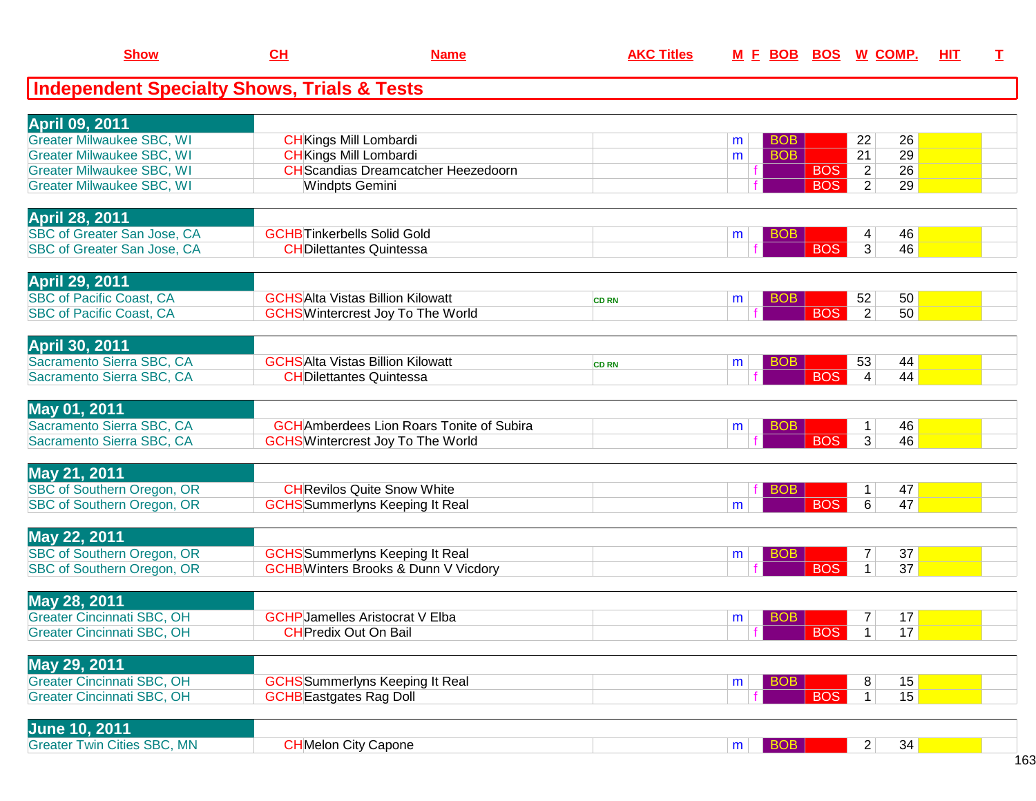## Independent Specialty Shows, Trials & Tests

| Show | CH | Name | AKC Titles | M | F | BOB | BOS | W | COMP. | HIT | T |
|---|---|---|---|---|---|---|---|---|---|---|---|
| **April 09, 2011** | | | | | | | | | | | |
| Greater Milwaukee SBC, WI | CH | Kings Mill Lombardi | | m | | BOB | | 22 | 26 | | |
| Greater Milwaukee SBC, WI | CH | Kings Mill Lombardi | | m | | BOB | | 21 | 29 | | |
| Greater Milwaukee SBC, WI | CH | Scandias Dreamcatcher Heezedoorn | | | f | | BOS | 2 | 26 | | |
| Greater Milwaukee SBC, WI | | Windpts Gemini | | | f | | BOS | 2 | 29 | | |
| **April 28, 2011** | | | | | | | | | | | |
| SBC of Greater San Jose, CA | GCHB | Tinkerbells Solid Gold | | m | | BOB | | 4 | 46 | | |
| SBC of Greater San Jose, CA | CH | Dilettantes Quintessa | | | f | | BOS | 3 | 46 | | |
| **April 29, 2011** | | | | | | | | | | | |
| SBC of Pacific Coast, CA | GCHS | Alta Vistas Billion Kilowatt | CD RN | m | | BOB | | 52 | 50 | | |
| SBC of Pacific Coast, CA | GCHS | Wintercrest Joy To The World | | | f | | BOS | 2 | 50 | | |
| **April 30, 2011** | | | | | | | | | | | |
| Sacramento Sierra SBC, CA | GCHS | Alta Vistas Billion Kilowatt | CD RN | m | | BOB | | 53 | 44 | | |
| Sacramento Sierra SBC, CA | CH | Dilettantes Quintessa | | | f | | BOS | 4 | 44 | | |
| **May 01, 2011** | | | | | | | | | | | |
| Sacramento Sierra SBC, CA | GCH | Amberdees Lion Roars Tonite of Subira | | m | | BOB | | 1 | 46 | | |
| Sacramento Sierra SBC, CA | GCHS | Wintercrest Joy To The World | | | f | | BOS | 3 | 46 | | |
| **May 21, 2011** | | | | | | | | | | | |
| SBC of Southern Oregon, OR | CH | Revilos Quite Snow White | | | f | BOB | | 1 | 47 | | |
| SBC of Southern Oregon, OR | GCHS | Summerlyns Keeping It Real | | m | | | BOS | 6 | 47 | | |
| **May 22, 2011** | | | | | | | | | | | |
| SBC of Southern Oregon, OR | GCHS | Summerlyns Keeping It Real | | m | | BOB | | 7 | 37 | | |
| SBC of Southern Oregon, OR | GCHB | Winters Brooks & Dunn V Vicdory | | | f | | BOS | 1 | 37 | | |
| **May 28, 2011** | | | | | | | | | | | |
| Greater Cincinnati SBC, OH | GCHP | Jamelles Aristocrat V Elba | | m | | BOB | | 7 | 17 | | |
| Greater Cincinnati SBC, OH | CH | Predix Out On Bail | | | f | | BOS | 1 | 17 | | |
| **May 29, 2011** | | | | | | | | | | | |
| Greater Cincinnati SBC, OH | GCHS | Summerlyns Keeping It Real | | m | | BOB | | 8 | 15 | | |
| Greater Cincinnati SBC, OH | GCHB | Eastgates Rag Doll | | | f | | BOS | 1 | 15 | | |
| **June 10, 2011** | | | | | | | | | | | |
| Greater Twin Cities SBC, MN | CH | Melon City Capone | | m | | BOB | | 2 | 34 | | |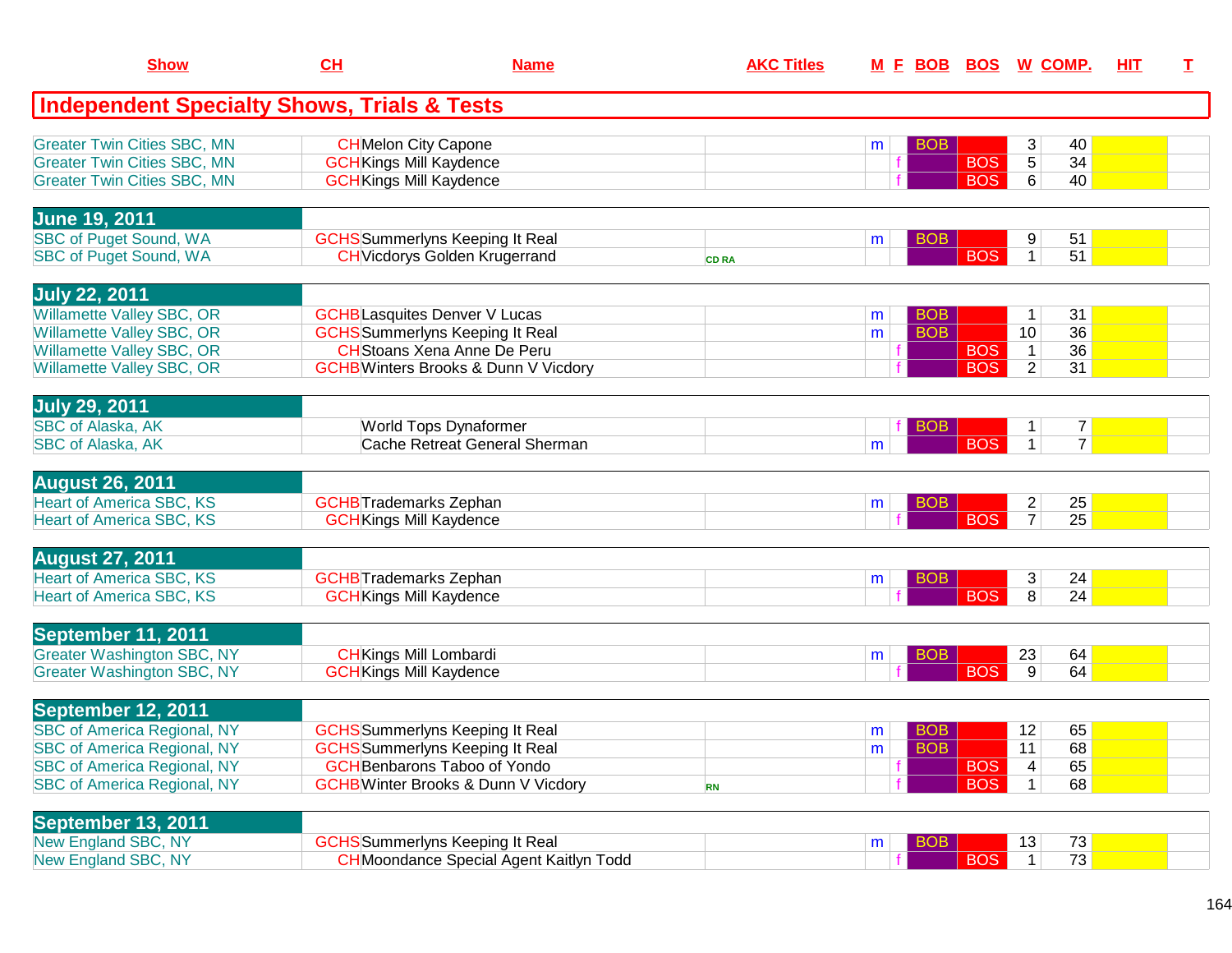| Show | CH | Name | AKC Titles | M | F | BOB | BOS | W | COMP. | HIT | T |
|---|---|---|---|---|---|---|---|---|---|---|---|

## Independent Specialty Shows, Trials & Tests

| Show | CH | Name | AKC Titles | M | F | BOB | BOS | W | COMP. | HIT | T |
|---|---|---|---|---|---|---|---|---|---|---|---|
| Greater Twin Cities SBC, MN | CH | Melon City Capone | | m | | BOB | | 3 | 40 | | |
| Greater Twin Cities SBC, MN | GCH | Kings Mill Kaydence | | | f | | BOS | 5 | 34 | | |
| Greater Twin Cities SBC, MN | GCH | Kings Mill Kaydence | | | f | | BOS | 6 | 40 | | |
| **June 19, 2011** | | | | | | | | | | | |
| SBC of Puget Sound, WA | GCHS | Summerlyns Keeping It Real | | m | | BOB | | 9 | 51 | | |
| SBC of Puget Sound, WA | CH | Vicdorys Golden Krugerrand | CD RA | | | | BOS | 1 | 51 | | |
| **July 22, 2011** | | | | | | | | | | | |
| Willamette Valley SBC, OR | GCHB | Lasquites Denver V Lucas | | m | | BOB | | 1 | 31 | | |
| Willamette Valley SBC, OR | GCHS | Summerlyns Keeping It Real | | m | | BOB | | 10 | 36 | | |
| Willamette Valley SBC, OR | CH | Stoans Xena Anne De Peru | | | f | | BOS | 1 | 36 | | |
| Willamette Valley SBC, OR | GCHB | Winters Brooks & Dunn V Vicdory | | | f | | BOS | 2 | 31 | | |
| **July 29, 2011** | | | | | | | | | | | |
| SBC of Alaska, AK | | World Tops Dynaformer | | | f | BOB | | 1 | 7 | | |
| SBC of Alaska, AK | | Cache Retreat General Sherman | | m | | | BOS | 1 | 7 | | |
| **August 26, 2011** | | | | | | | | | | | |
| Heart of America SBC, KS | GCHB | Trademarks Zephan | | m | | BOB | | 2 | 25 | | |
| Heart of America SBC, KS | GCH | Kings Mill Kaydence | | | f | | BOS | 7 | 25 | | |
| **August 27, 2011** | | | | | | | | | | | |
| Heart of America SBC, KS | GCHB | Trademarks Zephan | | m | | BOB | | 3 | 24 | | |
| Heart of America SBC, KS | GCH | Kings Mill Kaydence | | | f | | BOS | 8 | 24 | | |
| **September 11, 2011** | | | | | | | | | | | |
| Greater Washington SBC, NY | CH | Kings Mill Lombardi | | m | | BOB | | 23 | 64 | | |
| Greater Washington SBC, NY | GCH | Kings Mill Kaydence | | | f | | BOS | 9 | 64 | | |
| **September 12, 2011** | | | | | | | | | | | |
| SBC of America Regional, NY | GCHS | Summerlyns Keeping It Real | | m | | BOB | | 12 | 65 | | |
| SBC of America Regional, NY | GCHS | Summerlyns Keeping It Real | | m | | BOB | | 11 | 68 | | |
| SBC of America Regional, NY | GCH | Benbarons Taboo of Yondo | | | f | | BOS | 4 | 65 | | |
| SBC of America Regional, NY | GCHB | Winter Brooks & Dunn V Vicdory | RN | | f | | BOS | 1 | 68 | | |
| **September 13, 2011** | | | | | | | | | | | |
| New England SBC, NY | GCHS | Summerlyns Keeping It Real | | m | | BOB | | 13 | 73 | | |
| New England SBC, NY | CH | Moondance Special Agent Kaitlyn Todd | | | f | | BOS | 1 | 73 | | |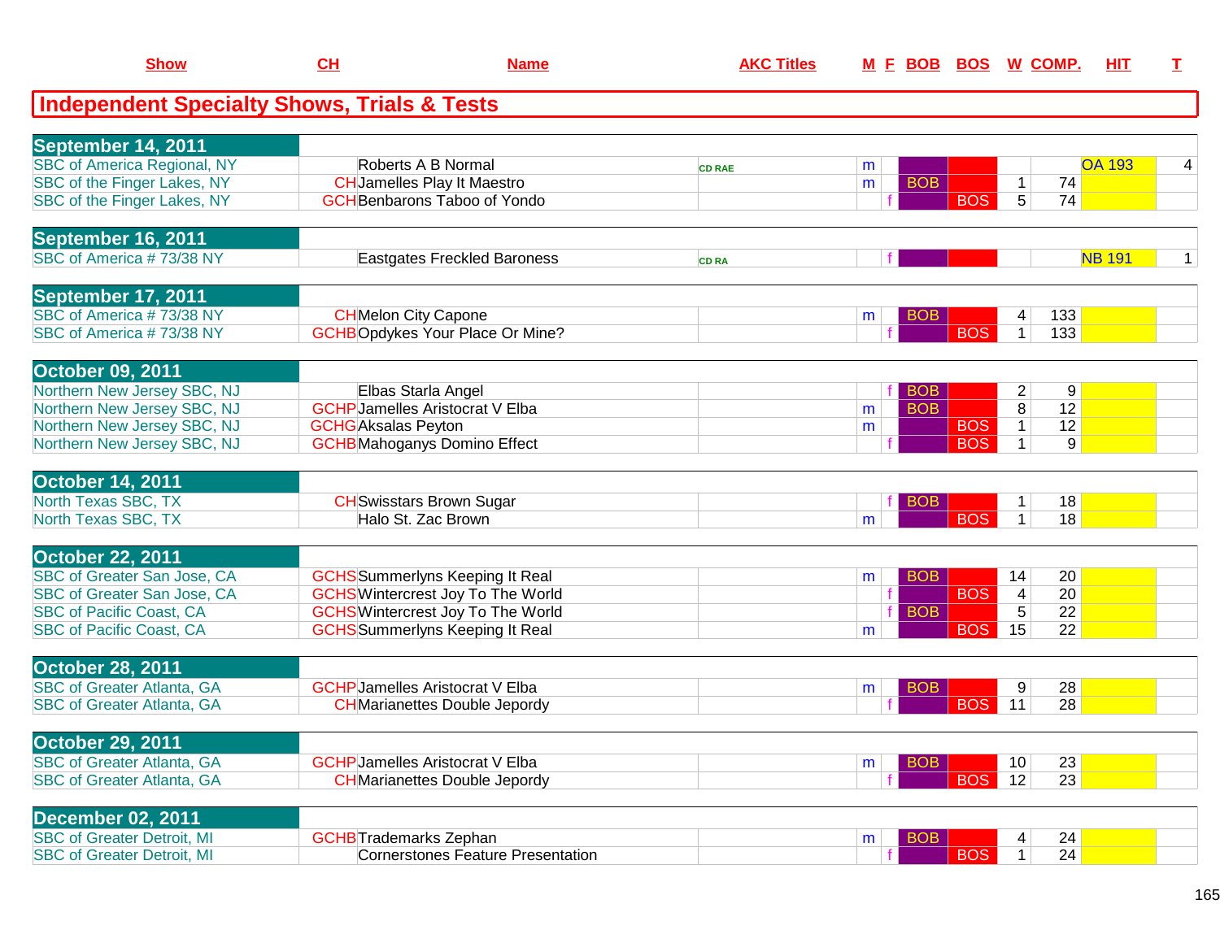| Show | CH | Name | AKC Titles | M | F | BOB | BOS | W | COMP. | HIT | T |
|---|---|---|---|---|---|---|---|---|---|---|---|

## Independent Specialty Shows, Trials & Tests

| Show | CH | Name | AKC Titles | M | F | BOB | BOS | W | COMP. | HIT | T |
|---|---|---|---|---|---|---|---|---|---|---|---|
| **September 14, 2011** | | | | | | | | | | | |
| SBC of America Regional, NY | | Roberts A B Normal | CD RAE | m | | | | | | OA 193 | 4 |
| SBC of the Finger Lakes, NY | CH | Jamelles Play It Maestro | | m | | BOB | | 1 | 74 | | |
| SBC of the Finger Lakes, NY | GCH | Benbarons Taboo of Yondo | | | f | | BOS | 5 | 74 | | |
| **September 16, 2011** | | | | | | | | | | | |
| SBC of America # 73/38 NY | | Eastgates Freckled Baroness | CD RA | | f | | | | | NB 191 | 1 |
| **September 17, 2011** | | | | | | | | | | | |
| SBC of America # 73/38 NY | CH | Melon City Capone | | m | | BOB | | 4 | 133 | | |
| SBC of America # 73/38 NY | GCHB | Opdykes Your Place Or Mine? | | | f | | BOS | 1 | 133 | | |
| **October 09, 2011** | | | | | | | | | | | |
| Northern New Jersey SBC, NJ | | Elbas Starla Angel | | | f | BOB | | 2 | 9 | | |
| Northern New Jersey SBC, NJ | GCHP | Jamelles Aristocrat V Elba | | m | | BOB | | 8 | 12 | | |
| Northern New Jersey SBC, NJ | GCHG | Aksalas Peyton | | m | | | BOS | 1 | 12 | | |
| Northern New Jersey SBC, NJ | GCHB | Mahoganys Domino Effect | | | f | | BOS | 1 | 9 | | |
| **October 14, 2011** | | | | | | | | | | | |
| North Texas SBC, TX | CH | Swisstars Brown Sugar | | | f | BOB | | 1 | 18 | | |
| North Texas SBC, TX | | Halo St. Zac Brown | | m | | | BOS | 1 | 18 | | |
| **October 22, 2011** | | | | | | | | | | | |
| SBC of Greater San Jose, CA | GCHS | Summerlyns Keeping It Real | | m | | BOB | | 14 | 20 | | |
| SBC of Greater San Jose, CA | GCHS | Wintercrest Joy To The World | | | f | | BOS | 4 | 20 | | |
| SBC of Pacific Coast, CA | GCHS | Wintercrest Joy To The World | | | f | BOB | | 5 | 22 | | |
| SBC of Pacific Coast, CA | GCHS | Summerlyns Keeping It Real | | m | | | BOS | 15 | 22 | | |
| **October 28, 2011** | | | | | | | | | | | |
| SBC of Greater Atlanta, GA | GCHP | Jamelles Aristocrat V Elba | | m | | BOB | | 9 | 28 | | |
| SBC of Greater Atlanta, GA | CH | Marianettes Double Jepordy | | | f | | BOS | 11 | 28 | | |
| **October 29, 2011** | | | | | | | | | | | |
| SBC of Greater Atlanta, GA | GCHP | Jamelles Aristocrat V Elba | | m | | BOB | | 10 | 23 | | |
| SBC of Greater Atlanta, GA | CH | Marianettes Double Jepordy | | | f | | BOS | 12 | 23 | | |
| **December 02, 2011** | | | | | | | | | | | |
| SBC of Greater Detroit, MI | GCHB | Trademarks Zephan | | m | | BOB | | 4 | 24 | | |
| SBC of Greater Detroit, MI | | Cornerstones Feature Presentation | | | f | | BOS | 1 | 24 | | |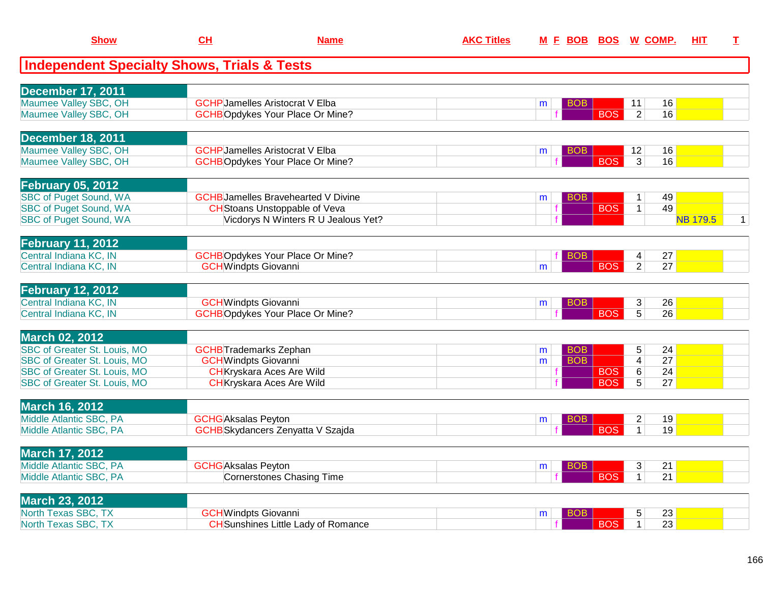## Independent Specialty Shows, Trials & Tests

| Show | CH | Name | AKC Titles | M | F | BOB | BOS | W | COMP. | HIT | T |
|---|---|---|---|---|---|---|---|---|---|---|---|
| **December 17, 2011** | | | | | | | | | | | |
| Maumee Valley SBC, OH | GCHP | Jamelles Aristocrat V Elba | | m | | BOB | | 11 | 16 | | |
| Maumee Valley SBC, OH | GCHB | Opdykes Your Place Or Mine? | | | f | | BOS | 2 | 16 | | |
| **December 18, 2011** | | | | | | | | | | | |
| Maumee Valley SBC, OH | GCHP | Jamelles Aristocrat V Elba | | m | | BOB | | 12 | 16 | | |
| Maumee Valley SBC, OH | GCHB | Opdykes Your Place Or Mine? | | | f | | BOS | 3 | 16 | | |
| **February 05, 2012** | | | | | | | | | | | |
| SBC of Puget Sound, WA | GCHB | Jamelles Bravehearted V Divine | | m | | BOB | | 1 | 49 | | |
| SBC of Puget Sound, WA | CH | Stoans Unstoppable of Veva | | | f | | BOS | 1 | 49 | | |
| SBC of Puget Sound, WA | | Vicdorys N Winters R U Jealous Yet? | | | f | | | | | NB 179.5 | 1 |
| **February 11, 2012** | | | | | | | | | | | |
| Central Indiana KC, IN | GCHB | Opdykes Your Place Or Mine? | | | f | BOB | | 4 | 27 | | |
| Central Indiana KC, IN | GCH | Windpts Giovanni | | m | | | BOS | 2 | 27 | | |
| **February 12, 2012** | | | | | | | | | | | |
| Central Indiana KC, IN | GCH | Windpts Giovanni | | m | | BOB | | 3 | 26 | | |
| Central Indiana KC, IN | GCHB | Opdykes Your Place Or Mine? | | | f | | BOS | 5 | 26 | | |
| **March 02, 2012** | | | | | | | | | | | |
| SBC of Greater St. Louis, MO | GCHB | Trademarks Zephan | | m | | BOB | | 5 | 24 | | |
| SBC of Greater St. Louis, MO | GCH | Windpts Giovanni | | m | | BOB | | 4 | 27 | | |
| SBC of Greater St. Louis, MO | CH | Kryskara Aces Are Wild | | | f | | BOS | 6 | 24 | | |
| SBC of Greater St. Louis, MO | CH | Kryskara Aces Are Wild | | | f | | BOS | 5 | 27 | | |
| **March 16, 2012** | | | | | | | | | | | |
| Middle Atlantic SBC, PA | GCHG | Aksalas Peyton | | m | | BOB | | 2 | 19 | | |
| Middle Atlantic SBC, PA | GCHB | Skydancers Zenyatta V Szajda | | | f | | BOS | 1 | 19 | | |
| **March 17, 2012** | | | | | | | | | | | |
| Middle Atlantic SBC, PA | GCHG | Aksalas Peyton | | m | | BOB | | 3 | 21 | | |
| Middle Atlantic SBC, PA | | Cornerstones Chasing Time | | | f | | BOS | 1 | 21 | | |
| **March 23, 2012** | | | | | | | | | | | |
| North Texas SBC, TX | GCH | Windpts Giovanni | | m | | BOB | | 5 | 23 | | |
| North Texas SBC, TX | CH | Sunshines Little Lady of Romance | | | f | | BOS | 1 | 23 | | |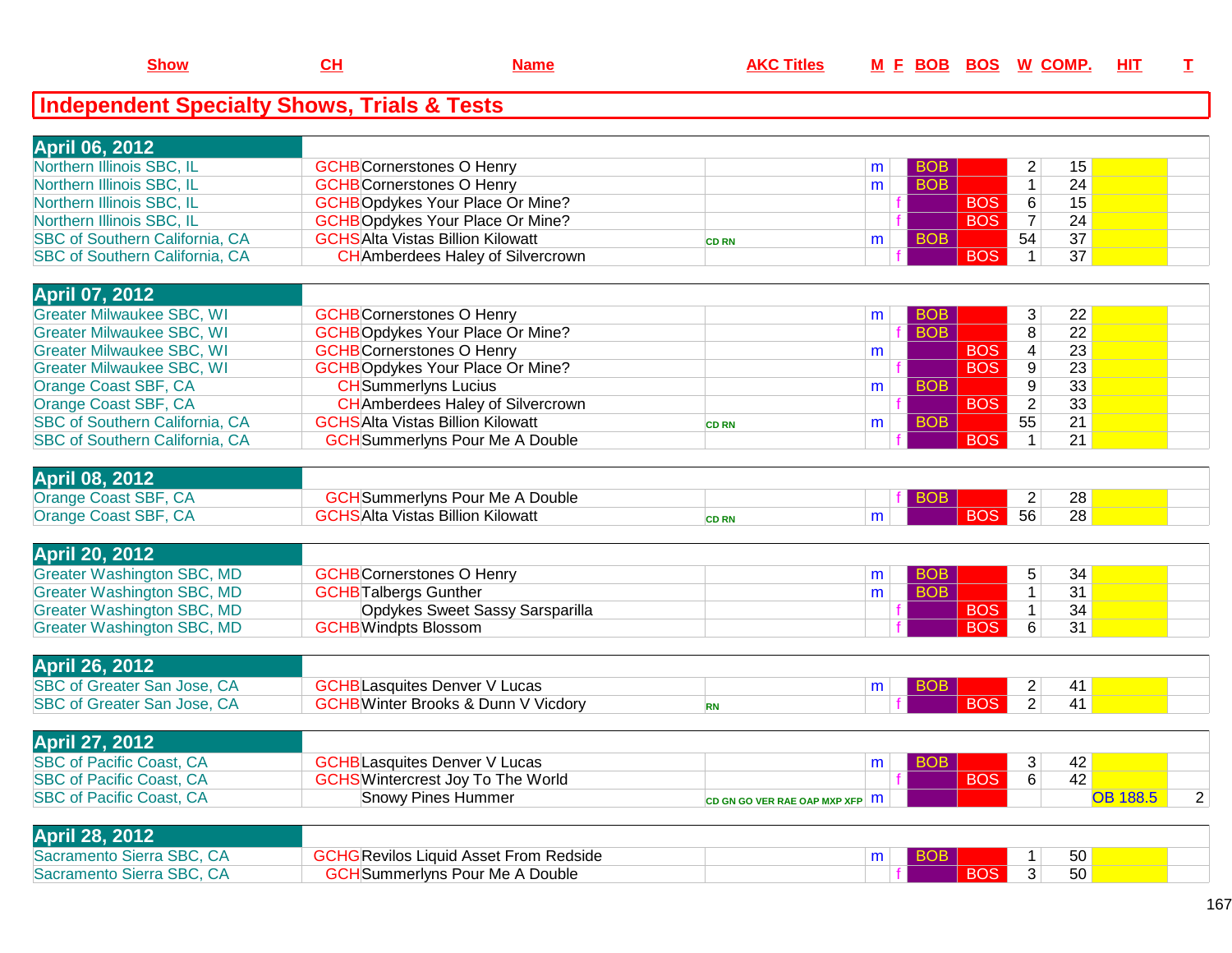| Show | CH | Name | AKC Titles | M | F | BOB | BOS | W | COMP. | HIT | T |
|---|---|---|---|---|---|---|---|---|---|---|---|

## Independent Specialty Shows, Trials & Tests

| Show | CH | Name | AKC Titles | M | F | BOB | BOS | W | COMP. | HIT | T |
|---|---|---|---|---|---|---|---|---|---|---|---|
| **April 06, 2012** | | | | | | | | | | | |
| Northern Illinois SBC, IL | GCHB | Cornerstones O Henry | | m | | BOB | | 2 | 15 | | |
| Northern Illinois SBC, IL | GCHB | Cornerstones O Henry | | m | | BOB | | 1 | 24 | | |
| Northern Illinois SBC, IL | GCHB | Opdykes Your Place Or Mine? | | | f | | BOS | 6 | 15 | | |
| Northern Illinois SBC, IL | GCHB | Opdykes Your Place Or Mine? | | | f | | BOS | 7 | 24 | | |
| SBC of Southern California, CA | GCHS | Alta Vistas Billion Kilowatt | CD RN | m | | BOB | | 54 | 37 | | |
| SBC of Southern California, CA | CH | Amberdees Haley of Silvercrown | | | f | | BOS | 1 | 37 | | |
| **April 07, 2012** | | | | | | | | | | | |
| Greater Milwaukee SBC, WI | GCHB | Cornerstones O Henry | | m | | BOB | | 3 | 22 | | |
| Greater Milwaukee SBC, WI | GCHB | Opdykes Your Place Or Mine? | | | f | BOB | | 8 | 22 | | |
| Greater Milwaukee SBC, WI | GCHB | Cornerstones O Henry | | m | | | BOS | 4 | 23 | | |
| Greater Milwaukee SBC, WI | GCHB | Opdykes Your Place Or Mine? | | | f | | BOS | 9 | 23 | | |
| Orange Coast SBF, CA | CH | Summerlyns Lucius | | m | | BOB | | 9 | 33 | | |
| Orange Coast SBF, CA | CH | Amberdees Haley of Silvercrown | | | f | | BOS | 2 | 33 | | |
| SBC of Southern California, CA | GCHS | Alta Vistas Billion Kilowatt | CD RN | m | | BOB | | 55 | 21 | | |
| SBC of Southern California, CA | GCH | Summerlyns Pour Me A Double | | | f | | BOS | 1 | 21 | | |
| **April 08, 2012** | | | | | | | | | | | |
| Orange Coast SBF, CA | GCH | Summerlyns Pour Me A Double | | | f | BOB | | 2 | 28 | | |
| Orange Coast SBF, CA | GCHS | Alta Vistas Billion Kilowatt | CD RN | m | | | BOS | 56 | 28 | | |
| **April 20, 2012** | | | | | | | | | | | |
| Greater Washington SBC, MD | GCHB | Cornerstones O Henry | | m | | BOB | | 5 | 34 | | |
| Greater Washington SBC, MD | GCHB | Talbergs Gunther | | m | | BOB | | 1 | 31 | | |
| Greater Washington SBC, MD | | Opdykes Sweet Sassy Sarsparilla | | | f | | BOS | 1 | 34 | | |
| Greater Washington SBC, MD | GCHB | Windpts Blossom | | | f | | BOS | 6 | 31 | | |
| **April 26, 2012** | | | | | | | | | | | |
| SBC of Greater San Jose, CA | GCHB | Lasquites Denver V Lucas | | m | | BOB | | 2 | 41 | | |
| SBC of Greater San Jose, CA | GCHB | Winter Brooks & Dunn V Vicdory | RN | | f | | BOS | 2 | 41 | | |
| **April 27, 2012** | | | | | | | | | | | |
| SBC of Pacific Coast, CA | GCHB | Lasquites Denver V Lucas | | m | | BOB | | 3 | 42 | | |
| SBC of Pacific Coast, CA | GCHS | Wintercrest Joy To The World | | | f | | BOS | 6 | 42 | | |
| SBC of Pacific Coast, CA | | Snowy Pines Hummer | CD GN GO VER RAE OAP MXP XFP | m | | | | | | OB 188.5 | 2 |
| **April 28, 2012** | | | | | | | | | | | |
| Sacramento Sierra SBC, CA | GCHG | Revilos Liquid Asset From Redside | | m | | BOB | | 1 | 50 | | |
| Sacramento Sierra SBC, CA | GCH | Summerlyns Pour Me A Double | | | f | | BOS | 3 | 50 | | |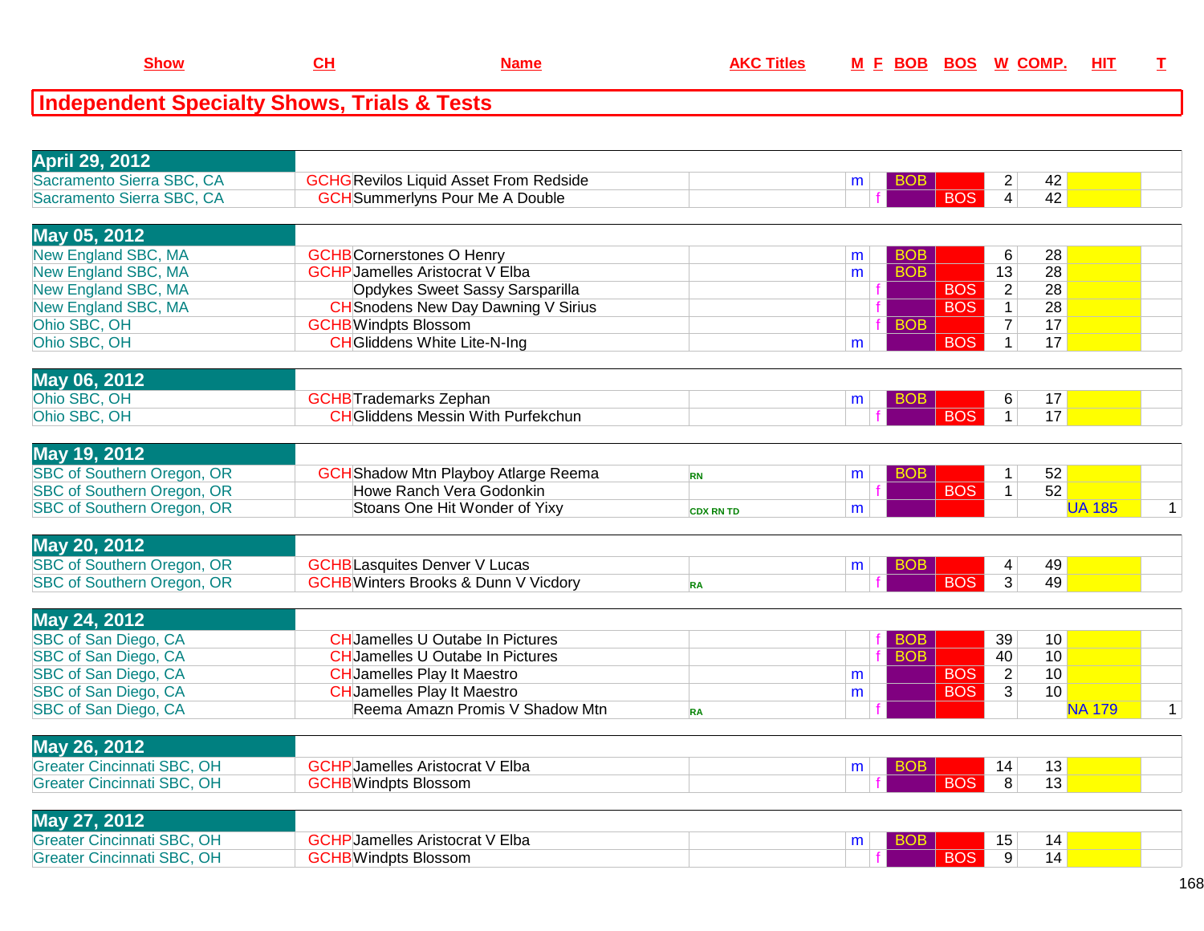| Show | CH | Name | AKC Titles | M | F | BOB | BOS | W | COMP. | HIT | T |
|---|---|---|---|---|---|---|---|---|---|---|---|

## Independent Specialty Shows, Trials & Tests

| Show | CH | Name | AKC Titles | M | F | BOB | BOS | W | COMP. | HIT | T |
|---|---|---|---|---|---|---|---|---|---|---|---|
| **April 29, 2012** | | | | | | | | | | | |
| Sacramento Sierra SBC, CA | GCHG | Revilos Liquid Asset From Redside | | m | | BOB | | 2 | 42 | | |
| Sacramento Sierra SBC, CA | GCH | Summerlyns Pour Me A Double | | | f | | BOS | 4 | 42 | | |
| **May 05, 2012** | | | | | | | | | | | |
| New England SBC, MA | GCHB | Cornerstones O Henry | | m | | BOB | | 6 | 28 | | |
| New England SBC, MA | GCHP | Jamelles Aristocrat V Elba | | m | | BOB | | 13 | 28 | | |
| New England SBC, MA | | Opdykes Sweet Sassy Sarsparilla | | | f | | BOS | 2 | 28 | | |
| New England SBC, MA | CH | Snodens New Day Dawning V Sirius | | | f | | BOS | 1 | 28 | | |
| Ohio SBC, OH | GCHB | Windpts Blossom | | | f | BOB | | 7 | 17 | | |
| Ohio SBC, OH | CH | Gliddens White Lite-N-Ing | | m | | | BOS | 1 | 17 | | |
| **May 06, 2012** | | | | | | | | | | | |
| Ohio SBC, OH | GCHB | Trademarks Zephan | | m | | BOB | | 6 | 17 | | |
| Ohio SBC, OH | CH | Gliddens Messin With Purfekchun | | | f | | BOS | 1 | 17 | | |
| **May 19, 2012** | | | | | | | | | | | |
| SBC of Southern Oregon, OR | GCH | Shadow Mtn Playboy Atlarge Reema | RN | m | | BOB | | 1 | 52 | | |
| SBC of Southern Oregon, OR | | Howe Ranch Vera Godonkin | | | f | | BOS | 1 | 52 | | |
| SBC of Southern Oregon, OR | | Stoans One Hit Wonder of Yixy | CDX RN TD | m | | | | | | UA 185 | 1 |
| **May 20, 2012** | | | | | | | | | | | |
| SBC of Southern Oregon, OR | GCHB | Lasquites Denver V Lucas | | m | | BOB | | 4 | 49 | | |
| SBC of Southern Oregon, OR | GCHB | Winters Brooks & Dunn V Vicdory | RA | | f | | BOS | 3 | 49 | | |
| **May 24, 2012** | | | | | | | | | | | |
| SBC of San Diego, CA | CH | Jamelles U Outabe In Pictures | | | f | BOB | | 39 | 10 | | |
| SBC of San Diego, CA | CH | Jamelles U Outabe In Pictures | | | f | BOB | | 40 | 10 | | |
| SBC of San Diego, CA | CH | Jamelles Play It Maestro | | m | | | BOS | 2 | 10 | | |
| SBC of San Diego, CA | CH | Jamelles Play It Maestro | | m | | | BOS | 3 | 10 | | |
| SBC of San Diego, CA | | Reema Amazn Promis V Shadow Mtn | RA | | f | | | | | NA 179 | 1 |
| **May 26, 2012** | | | | | | | | | | | |
| Greater Cincinnati SBC, OH | GCHP | Jamelles Aristocrat V Elba | | m | | BOB | | 14 | 13 | | |
| Greater Cincinnati SBC, OH | GCHB | Windpts Blossom | | | f | | BOS | 8 | 13 | | |
| **May 27, 2012** | | | | | | | | | | | |
| Greater Cincinnati SBC, OH | GCHP | Jamelles Aristocrat V Elba | | m | | BOB | | 15 | 14 | | |
| Greater Cincinnati SBC, OH | GCHB | Windpts Blossom | | | f | | BOS | 9 | 14 | | |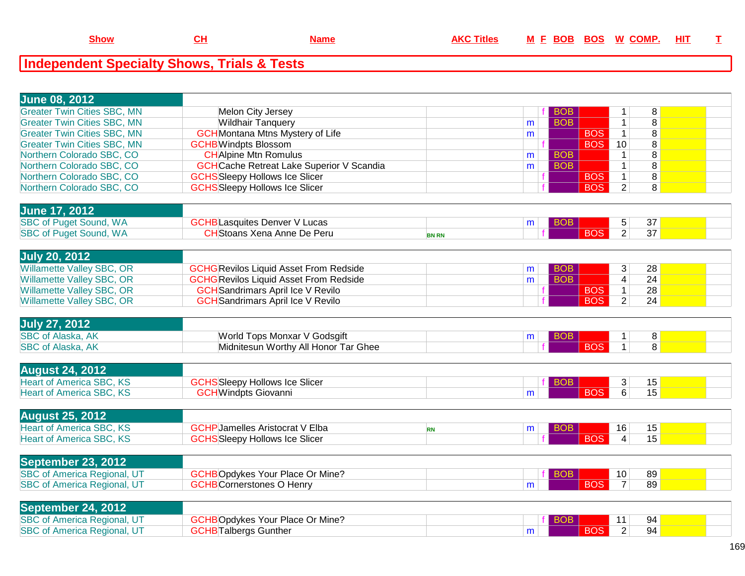| Show | CH | Name | AKC Titles | M | F | BOB | BOS | W | COMP. | HIT | T |
|---|---|---|---|---|---|---|---|---|---|---|---|

## Independent Specialty Shows, Trials & Tests

| Show | CH | Name | AKC Titles | M | F | BOB | BOS | W | COMP. | HIT | T |
|---|---|---|---|---|---|---|---|---|---|---|---|
| **June 08, 2012** | | | | | | | | | | | |
| Greater Twin Cities SBC, MN | | Melon City Jersey | | | f | BOB | | 1 | 8 | | |
| Greater Twin Cities SBC, MN | | Wildhair Tanquery | | m | | BOB | | 1 | 8 | | |
| Greater Twin Cities SBC, MN | GCH | Montana Mtns Mystery of Life | | m | | | BOS | 1 | 8 | | |
| Greater Twin Cities SBC, MN | GCHB | Windpts Blossom | | | f | | BOS | 10 | 8 | | |
| Northern Colorado SBC, CO | CH | Alpine Mtn Romulus | | m | | BOB | | 1 | 8 | | |
| Northern Colorado SBC, CO | GCH | Cache Retreat Lake Superior V Scandia | | m | | BOB | | 1 | 8 | | |
| Northern Colorado SBC, CO | GCHS | Sleepy Hollows Ice Slicer | | | f | | BOS | 1 | 8 | | |
| Northern Colorado SBC, CO | GCHS | Sleepy Hollows Ice Slicer | | | f | | BOS | 2 | 8 | | |
| **June 17, 2012** | | | | | | | | | | | |
| SBC of Puget Sound, WA | GCHB | Lasquites Denver V Lucas | | m | | BOB | | 5 | 37 | | |
| SBC of Puget Sound, WA | CH | Stoans Xena Anne De Peru | BN RN | | f | | BOS | 2 | 37 | | |
| **July 20, 2012** | | | | | | | | | | | |
| Willamette Valley SBC, OR | GCHG | Revilos Liquid Asset From Redside | | m | | BOB | | 3 | 28 | | |
| Willamette Valley SBC, OR | GCHG | Revilos Liquid Asset From Redside | | m | | BOB | | 4 | 24 | | |
| Willamette Valley SBC, OR | GCH | Sandrimars April Ice V Revilo | | | f | | BOS | 1 | 28 | | |
| Willamette Valley SBC, OR | GCH | Sandrimars April Ice V Revilo | | | f | | BOS | 2 | 24 | | |
| **July 27, 2012** | | | | | | | | | | | |
| SBC of Alaska, AK | | World Tops Monxar V Godsgift | | m | | BOB | | 1 | 8 | | |
| SBC of Alaska, AK | | Midnitesun Worthy All Honor Tar Ghee | | | f | | BOS | 1 | 8 | | |
| **August 24, 2012** | | | | | | | | | | | |
| Heart of America SBC, KS | GCHS | Sleepy Hollows Ice Slicer | | | f | BOB | | 3 | 15 | | |
| Heart of America SBC, KS | GCH | Windpts Giovanni | | m | | | BOS | 6 | 15 | | |
| **August 25, 2012** | | | | | | | | | | | |
| Heart of America SBC, KS | GCHP | Jamelles Aristocrat V Elba | RN | m | | BOB | | 16 | 15 | | |
| Heart of America SBC, KS | GCHS | Sleepy Hollows Ice Slicer | | | f | | BOS | 4 | 15 | | |
| **September 23, 2012** | | | | | | | | | | | |
| SBC of America Regional, UT | GCHB | Opdykes Your Place Or Mine? | | | f | BOB | | 10 | 89 | | |
| SBC of America Regional, UT | GCHB | Cornerstones O Henry | | m | | | BOS | 7 | 89 | | |
| **September 24, 2012** | | | | | | | | | | | |
| SBC of America Regional, UT | GCHB | Opdykes Your Place Or Mine? | | | f | BOB | | 11 | 94 | | |
| SBC of America Regional, UT | GCHB | Talbergs Gunther | | m | | | BOS | 2 | 94 | | |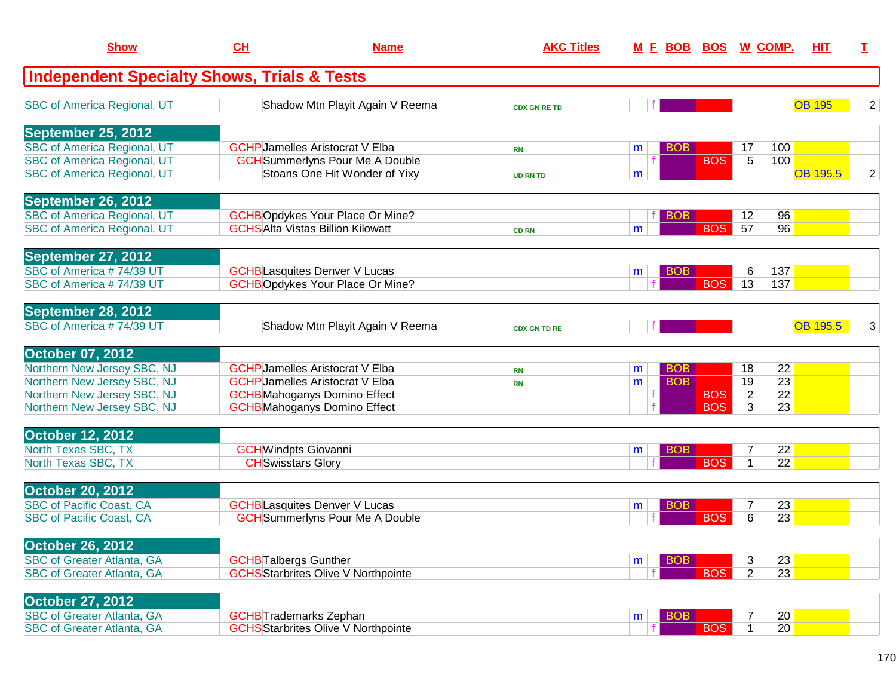| Show | CH | Name | AKC Titles | M | F | BOB | BOS | W | COMP. | HIT | T |
|---|---|---|---|---|---|---|---|---|---|---|---|
| **Independent Specialty Shows, Trials & Tests** | | | | | | | | | | | |
| SBC of America Regional, UT | | Shadow Mtn Playit Again V Reema | CDX GN RE TD | | f | | | | | OB 195 | 2 |
| **September 25, 2012** | | | | | | | | | | | |
| SBC of America Regional, UT | GCHP | Jamelles Aristocrat V Elba | RN | m | | BOB | | 17 | 100 | | |
| SBC of America Regional, UT | GCH | Summerlyns Pour Me A Double | | | f | | BOS | 5 | 100 | | |
| SBC of America Regional, UT | | Stoans One Hit Wonder of Yixy | UD RN TD | m | | | | | | OB 195.5 | 2 |
| **September 26, 2012** | | | | | | | | | | | |
| SBC of America Regional, UT | GCHB | Opdykes Your Place Or Mine? | | | f | BOB | | 12 | 96 | | |
| SBC of America Regional, UT | GCHS | Alta Vistas Billion Kilowatt | CD RN | m | | | BOS | 57 | 96 | | |
| **September 27, 2012** | | | | | | | | | | | |
| SBC of America # 74/39 UT | GCHB | Lasquites Denver V Lucas | | m | | BOB | | 6 | 137 | | |
| SBC of America # 74/39 UT | GCHB | Opdykes Your Place Or Mine? | | | f | | BOS | 13 | 137 | | |
| **September 28, 2012** | | | | | | | | | | | |
| SBC of America # 74/39 UT | | Shadow Mtn Playit Again V Reema | CDX GN TD RE | | f | | | | | OB 195.5 | 3 |
| **October 07, 2012** | | | | | | | | | | | |
| Northern New Jersey SBC, NJ | GCHP | Jamelles Aristocrat V Elba | RN | m | | BOB | | 18 | 22 | | |
| Northern New Jersey SBC, NJ | GCHP | Jamelles Aristocrat V Elba | RN | m | | BOB | | 19 | 23 | | |
| Northern New Jersey SBC, NJ | GCHB | Mahoganys Domino Effect | | | f | | BOS | 2 | 22 | | |
| Northern New Jersey SBC, NJ | GCHB | Mahoganys Domino Effect | | | f | | BOS | 3 | 23 | | |
| **October 12, 2012** | | | | | | | | | | | |
| North Texas SBC, TX | GCH | Windpts Giovanni | | m | | BOB | | 7 | 22 | | |
| North Texas SBC, TX | CH | Swisstars Glory | | | f | | BOS | 1 | 22 | | |
| **October 20, 2012** | | | | | | | | | | | |
| SBC of Pacific Coast, CA | GCHB | Lasquites Denver V Lucas | | m | | BOB | | 7 | 23 | | |
| SBC of Pacific Coast, CA | GCH | Summerlyns Pour Me A Double | | | f | | BOS | 6 | 23 | | |
| **October 26, 2012** | | | | | | | | | | | |
| SBC of Greater Atlanta, GA | GCHB | Talbergs Gunther | | m | | BOB | | 3 | 23 | | |
| SBC of Greater Atlanta, GA | GCHS | Starbrites Olive V Northpointe | | | f | | BOS | 2 | 23 | | |
| **October 27, 2012** | | | | | | | | | | | |
| SBC of Greater Atlanta, GA | GCHB | Trademarks Zephan | | m | | BOB | | 7 | 20 | | |
| SBC of Greater Atlanta, GA | GCHS | Starbrites Olive V Northpointe | | | f | | BOS | 1 | 20 | | |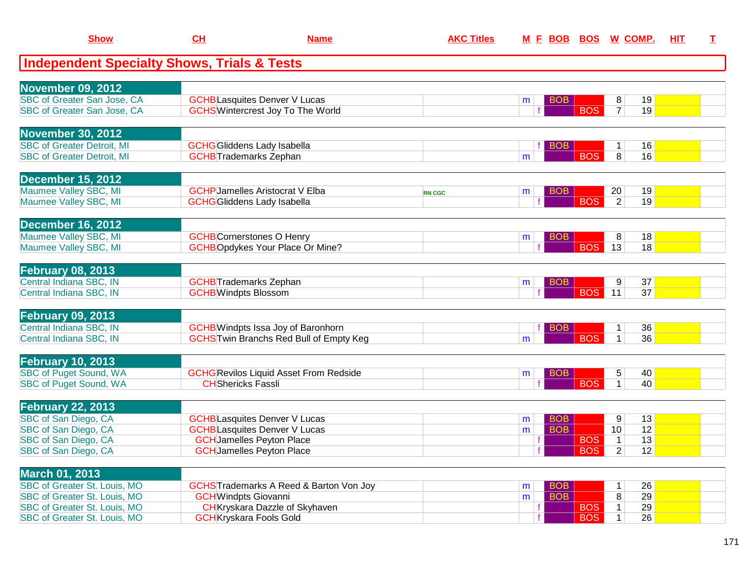## Independent Specialty Shows, Trials & Tests

| Show | CH | Name | AKC Titles | M | F | BOB | BOS | W | COMP. | HIT | T |
|---|---|---|---|---|---|---|---|---|---|---|---|
| **November 09, 2012** | | | | | | | | | | | |
| SBC of Greater San Jose, CA | GCHB | Lasquites Denver V Lucas | | m | | BOB | | 8 | 19 | | |
| SBC of Greater San Jose, CA | GCHS | Wintercrest Joy To The World | | | f | | BOS | 7 | 19 | | |
| **November 30, 2012** | | | | | | | | | | | |
| SBC of Greater Detroit, MI | GCHG | Gliddens Lady Isabella | | | f | BOB | | 1 | 16 | | |
| SBC of Greater Detroit, MI | GCHB | Trademarks Zephan | | m | | | BOS | 8 | 16 | | |
| **December 15, 2012** | | | | | | | | | | | |
| Maumee Valley SBC, MI | GCHP | Jamelles Aristocrat V Elba | RN CGC | m | | BOB | | 20 | 19 | | |
| Maumee Valley SBC, MI | GCHG | Gliddens Lady Isabella | | | f | | BOS | 2 | 19 | | |
| **December 16, 2012** | | | | | | | | | | | |
| Maumee Valley SBC, MI | GCHB | Cornerstones O Henry | | m | | BOB | | 8 | 18 | | |
| Maumee Valley SBC, MI | GCHB | Opdykes Your Place Or Mine? | | | f | | BOS | 13 | 18 | | |
| **February 08, 2013** | | | | | | | | | | | |
| Central Indiana SBC, IN | GCHB | Trademarks Zephan | | m | | BOB | | 9 | 37 | | |
| Central Indiana SBC, IN | GCHB | Windpts Blossom | | | f | | BOS | 11 | 37 | | |
| **February 09, 2013** | | | | | | | | | | | |
| Central Indiana SBC, IN | GCHB | Windpts Issa Joy of Baronhorn | | | f | BOB | | 1 | 36 | | |
| Central Indiana SBC, IN | GCHS | Twin Branchs Red Bull of Empty Keg | | m | | | BOS | 1 | 36 | | |
| **February 10, 2013** | | | | | | | | | | | |
| SBC of Puget Sound, WA | GCHG | Revilos Liquid Asset From Redside | | m | | BOB | | 5 | 40 | | |
| SBC of Puget Sound, WA | CH | Shericks Fassli | | | f | | BOS | 1 | 40 | | |
| **February 22, 2013** | | | | | | | | | | | |
| SBC of San Diego, CA | GCHB | Lasquites Denver V Lucas | | m | | BOB | | 9 | 13 | | |
| SBC of San Diego, CA | GCHB | Lasquites Denver V Lucas | | m | | BOB | | 10 | 12 | | |
| SBC of San Diego, CA | GCH | Jamelles Peyton Place | | | f | | BOS | 1 | 13 | | |
| SBC of San Diego, CA | GCH | Jamelles Peyton Place | | | f | | BOS | 2 | 12 | | |
| **March 01, 2013** | | | | | | | | | | | |
| SBC of Greater St. Louis, MO | GCHS | Trademarks A Reed & Barton Von Joy | | m | | BOB | | 1 | 26 | | |
| SBC of Greater St. Louis, MO | GCH | Windpts Giovanni | | m | | BOB | | 8 | 29 | | |
| SBC of Greater St. Louis, MO | CH | Kryskara Dazzle of Skyhaven | | | f | | BOS | 1 | 29 | | |
| SBC of Greater St. Louis, MO | GCH | Kryskara Fools Gold | | | f | | BOS | 1 | 26 | | |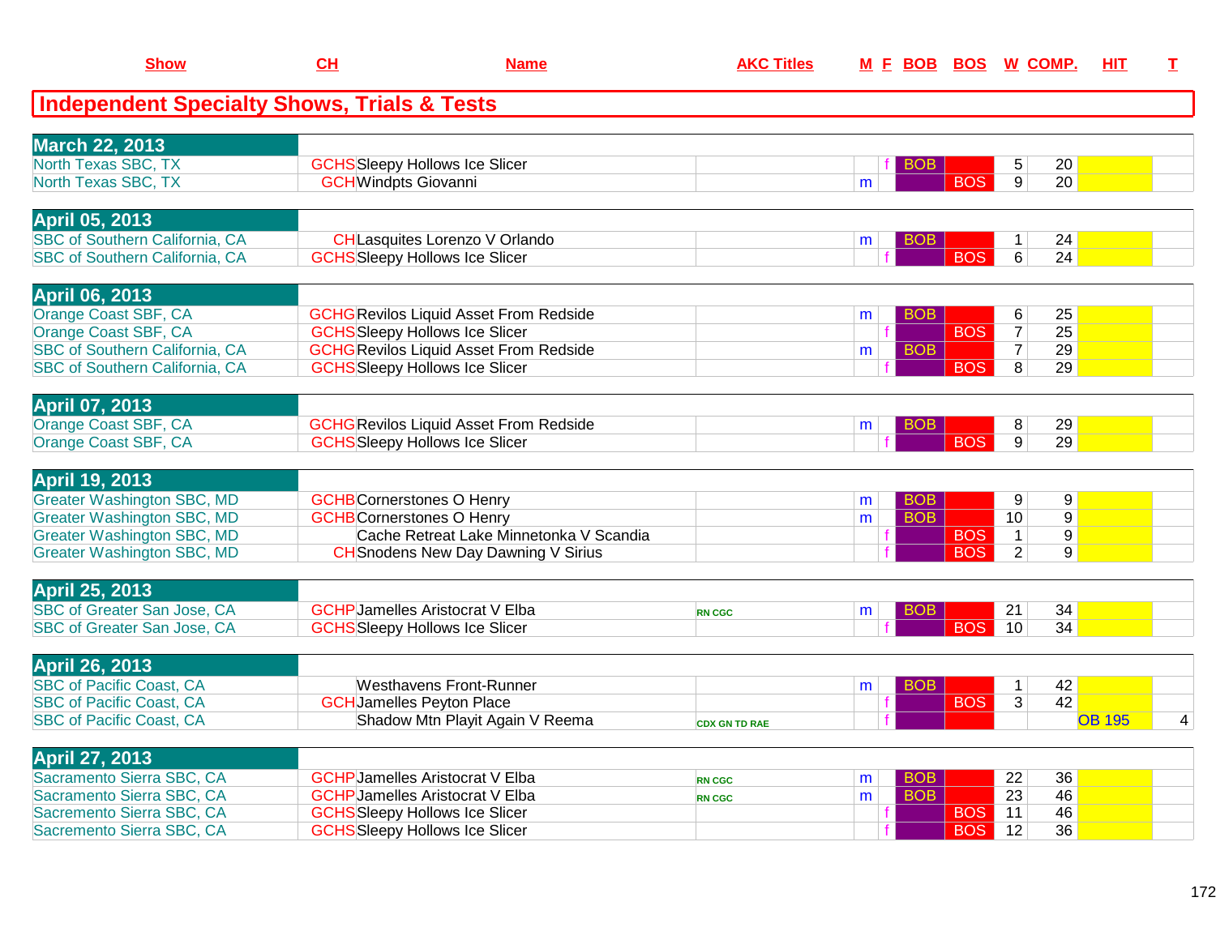| Show | CH | Name | AKC Titles | M | F | BOB | BOS | W | COMP. | HIT | T |
|---|---|---|---|---|---|---|---|---|---|---|---|

## Independent Specialty Shows, Trials & Tests

| Show | CH | Name | AKC Titles | M | F | BOB | BOS | W | COMP. | HIT | T |
|---|---|---|---|---|---|---|---|---|---|---|---|
| **March 22, 2013** | | | | | | | | | | | |
| North Texas SBC, TX | GCHS | Sleepy Hollows Ice Slicer | | | f | BOB | | 5 | 20 | | |
| North Texas SBC, TX | GCH | Windpts Giovanni | | m | | | BOS | 9 | 20 | | |
| **April 05, 2013** | | | | | | | | | | | |
| SBC of Southern California, CA | CH | Lasquites Lorenzo V Orlando | | m | | BOB | | 1 | 24 | | |
| SBC of Southern California, CA | GCHS | Sleepy Hollows Ice Slicer | | | f | | BOS | 6 | 24 | | |
| **April 06, 2013** | | | | | | | | | | | |
| Orange Coast SBF, CA | GCHG | Revilos Liquid Asset From Redside | | m | | BOB | | 6 | 25 | | |
| Orange Coast SBF, CA | GCHS | Sleepy Hollows Ice Slicer | | | f | | BOS | 7 | 25 | | |
| SBC of Southern California, CA | GCHG | Revilos Liquid Asset From Redside | | m | | BOB | | 7 | 29 | | |
| SBC of Southern California, CA | GCHS | Sleepy Hollows Ice Slicer | | | f | | BOS | 8 | 29 | | |
| **April 07, 2013** | | | | | | | | | | | |
| Orange Coast SBF, CA | GCHG | Revilos Liquid Asset From Redside | | m | | BOB | | 8 | 29 | | |
| Orange Coast SBF, CA | GCHS | Sleepy Hollows Ice Slicer | | | f | | BOS | 9 | 29 | | |
| **April 19, 2013** | | | | | | | | | | | |
| Greater Washington SBC, MD | GCHB | Cornerstones O Henry | | m | | BOB | | 9 | 9 | | |
| Greater Washington SBC, MD | GCHB | Cornerstones O Henry | | m | | BOB | | 10 | 9 | | |
| Greater Washington SBC, MD | | Cache Retreat Lake Minnetonka V Scandia | | | f | | BOS | 1 | 9 | | |
| Greater Washington SBC, MD | CH | Snodens New Day Dawning V Sirius | | | f | | BOS | 2 | 9 | | |
| **April 25, 2013** | | | | | | | | | | | |
| SBC of Greater San Jose, CA | GCHP | Jamelles Aristocrat V Elba | RN CGC | m | | BOB | | 21 | 34 | | |
| SBC of Greater San Jose, CA | GCHS | Sleepy Hollows Ice Slicer | | | f | | BOS | 10 | 34 | | |
| **April 26, 2013** | | | | | | | | | | | |
| SBC of Pacific Coast, CA | | Westhavens Front-Runner | | m | | BOB | | 1 | 42 | | |
| SBC of Pacific Coast, CA | GCH | Jamelles Peyton Place | | | f | | BOS | 3 | 42 | | |
| SBC of Pacific Coast, CA | | Shadow Mtn Playit Again V Reema | CDX GN TD RAE | | f | | | | | OB 195 | 4 |
| **April 27, 2013** | | | | | | | | | | | |
| Sacramento Sierra SBC, CA | GCHP | Jamelles Aristocrat V Elba | RN CGC | m | | BOB | | 22 | 36 | | |
| Sacramento Sierra SBC, CA | GCHP | Jamelles Aristocrat V Elba | RN CGC | m | | BOB | | 23 | 46 | | |
| Sacremento Sierra SBC, CA | GCHS | Sleepy Hollows Ice Slicer | | | f | | BOS | 11 | 46 | | |
| Sacremento Sierra SBC, CA | GCHS | Sleepy Hollows Ice Slicer | | | f | | BOS | 12 | 36 | | |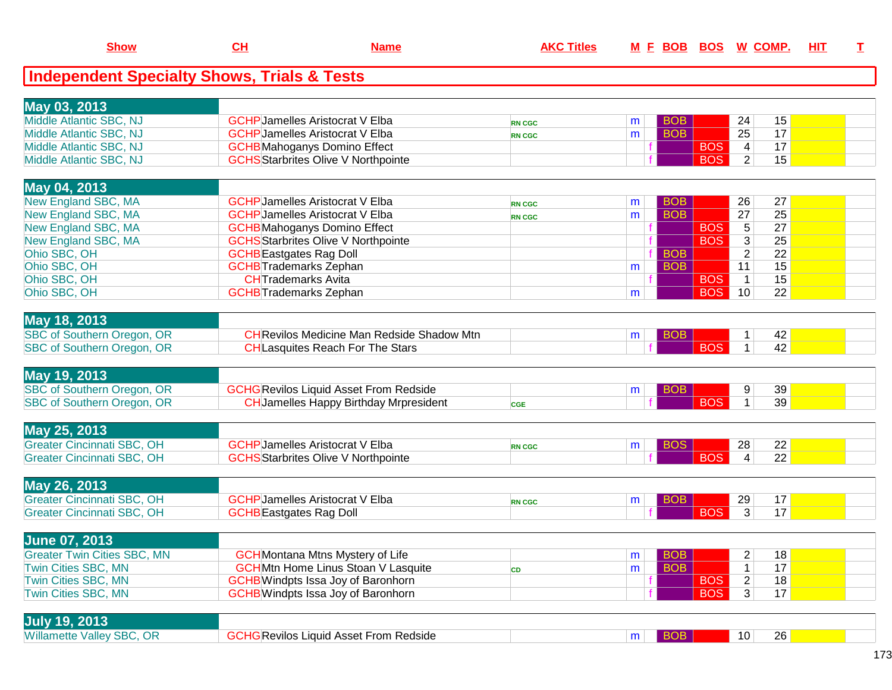| Show | CH | Name | AKC Titles | M | F | BOB | BOS | W | COMP. | HIT | T |
|---|---|---|---|---|---|---|---|---|---|---|---|

## Independent Specialty Shows, Trials & Tests

| Show | CH | Name | AKC Titles | M | F | BOB | BOS | W | COMP. | HIT | T |
|---|---|---|---|---|---|---|---|---|---|---|---|
| **May 03, 2013** | | | | | | | | | | | |
| Middle Atlantic SBC, NJ | GCHP | Jamelles Aristocrat V Elba | RN CGC | m | | BOB | | 24 | 15 | | |
| Middle Atlantic SBC, NJ | GCHP | Jamelles Aristocrat V Elba | RN CGC | m | | BOB | | 25 | 17 | | |
| Middle Atlantic SBC, NJ | GCHB | Mahoganys Domino Effect | | | f | | BOS | 4 | 17 | | |
| Middle Atlantic SBC, NJ | GCHS | Starbrites Olive V Northpointe | | | f | | BOS | 2 | 15 | | |
| **May 04, 2013** | | | | | | | | | | | |
| New England SBC, MA | GCHP | Jamelles Aristocrat V Elba | RN CGC | m | | BOB | | 26 | 27 | | |
| New England SBC, MA | GCHP | Jamelles Aristocrat V Elba | RN CGC | m | | BOB | | 27 | 25 | | |
| New England SBC, MA | GCHB | Mahoganys Domino Effect | | | f | | BOS | 5 | 27 | | |
| New England SBC, MA | GCHS | Starbrites Olive V Northpointe | | | f | | BOS | 3 | 25 | | |
| Ohio SBC, OH | GCHB | Eastgates Rag Doll | | | f | BOB | | 2 | 22 | | |
| Ohio SBC, OH | GCHB | Trademarks Zephan | | m | | BOB | | 11 | 15 | | |
| Ohio SBC, OH | CH | Trademarks Avita | | | f | | BOS | 1 | 15 | | |
| Ohio SBC, OH | GCHB | Trademarks Zephan | | m | | | BOS | 10 | 22 | | |
| **May 18, 2013** | | | | | | | | | | | |
| SBC of Southern Oregon, OR | CH | Revilos Medicine Man Redside Shadow Mtn | | m | | BOB | | 1 | 42 | | |
| SBC of Southern Oregon, OR | CH | Lasquites Reach For The Stars | | | f | | BOS | 1 | 42 | | |
| **May 19, 2013** | | | | | | | | | | | |
| SBC of Southern Oregon, OR | GCHG | Revilos Liquid Asset From Redside | | m | | BOB | | 9 | 39 | | |
| SBC of Southern Oregon, OR | CH | Jamelles Happy Birthday Mrpresident | CGE | | f | | BOS | 1 | 39 | | |
| **May 25, 2013** | | | | | | | | | | | |
| Greater Cincinnati SBC, OH | GCHP | Jamelles Aristocrat V Elba | RN CGC | m | | BOS | | 28 | 22 | | |
| Greater Cincinnati SBC, OH | GCHS | Starbrites Olive V Northpointe | | | f | | BOS | 4 | 22 | | |
| **May 26, 2013** | | | | | | | | | | | |
| Greater Cincinnati SBC, OH | GCHP | Jamelles Aristocrat V Elba | RN CGC | m | | BOB | | 29 | 17 | | |
| Greater Cincinnati SBC, OH | GCHB | Eastgates Rag Doll | | | f | | BOS | 3 | 17 | | |
| **June 07, 2013** | | | | | | | | | | | |
| Greater Twin Cities SBC, MN | GCH | Montana Mtns Mystery of Life | | m | | BOB | | 2 | 18 | | |
| Twin Cities SBC, MN | GCH | Mtn Home Linus Stoan V Lasquite | CD | m | | BOB | | 1 | 17 | | |
| Twin Cities SBC, MN | GCHB | Windpts Issa Joy of Baronhorn | | | f | | BOS | 2 | 18 | | |
| Twin Cities SBC, MN | GCHB | Windpts Issa Joy of Baronhorn | | | f | | BOS | 3 | 17 | | |
| **July 19, 2013** | | | | | | | | | | | |
| Willamette Valley SBC, OR | GCHG | Revilos Liquid Asset From Redside | | m | | BOB | | 10 | 26 | | |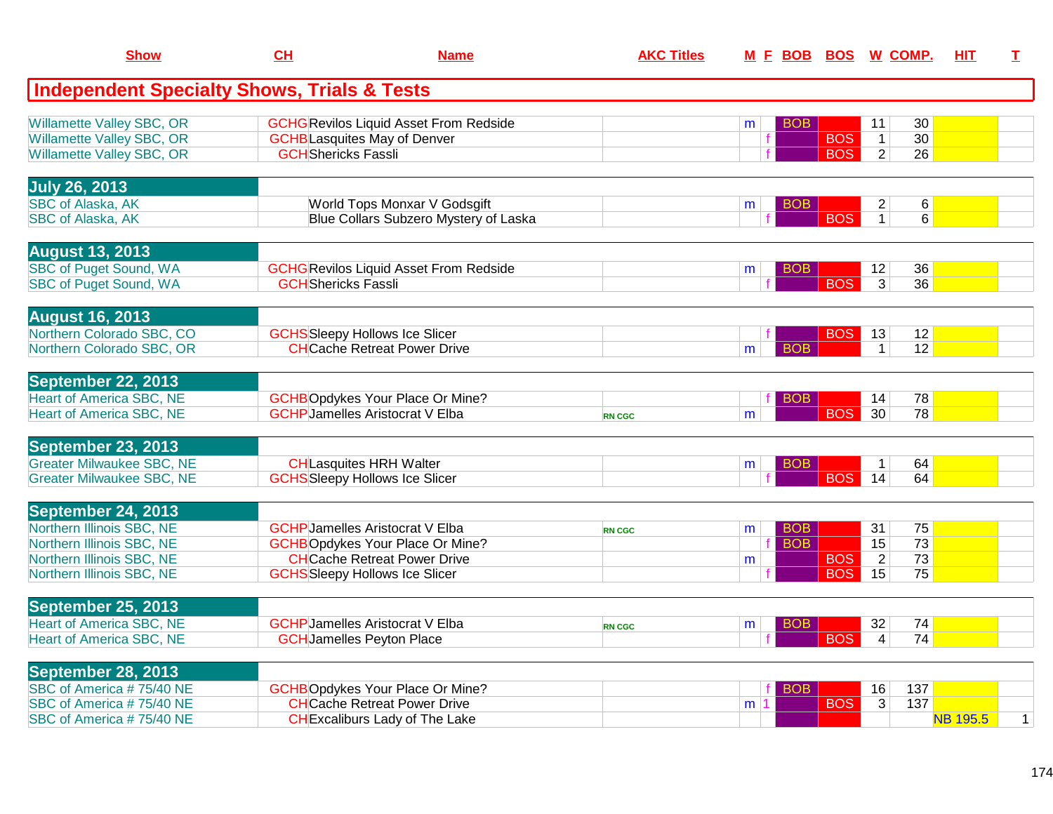| Show | CH | Name | AKC Titles | M | F | BOB | BOS | W | COMP. | HIT | T |
|---|---|---|---|---|---|---|---|---|---|---|---|
| **Independent Specialty Shows, Trials & Tests** | | | | | | | | | | | |
| Willamette Valley SBC, OR | GCHG | Revilos Liquid Asset From Redside | | m | | BOB | | 11 | 30 | | |
| Willamette Valley SBC, OR | GCHB | Lasquites May of Denver | | | f | | BOS | 1 | 30 | | |
| Willamette Valley SBC, OR | GCH | Shericks Fassli | | | f | | BOS | 2 | 26 | | |
| **July 26, 2013** | | | | | | | | | | | |
| SBC of Alaska, AK | | World Tops Monxar V Godsgift | | m | | BOB | | 2 | 6 | | |
| SBC of Alaska, AK | | Blue Collars Subzero Mystery of Laska | | | f | | BOS | 1 | 6 | | |
| **August 13, 2013** | | | | | | | | | | | |
| SBC of Puget Sound, WA | GCHG | Revilos Liquid Asset From Redside | | m | | BOB | | 12 | 36 | | |
| SBC of Puget Sound, WA | GCH | Shericks Fassli | | | f | | BOS | 3 | 36 | | |
| **August 16, 2013** | | | | | | | | | | | |
| Northern Colorado SBC, CO | GCHS | Sleepy Hollows Ice Slicer | | | f | | BOS | 13 | 12 | | |
| Northern Colorado SBC, OR | CH | Cache Retreat Power Drive | | m | | BOB | | 1 | 12 | | |
| **September 22, 2013** | | | | | | | | | | | |
| Heart of America SBC, NE | GCHB | Opdykes Your Place Or Mine? | | | f | BOB | | 14 | 78 | | |
| Heart of America SBC, NE | GCHP | Jamelles Aristocrat V Elba | RN CGC | m | | | BOS | 30 | 78 | | |
| **September 23, 2013** | | | | | | | | | | | |
| Greater Milwaukee SBC, NE | CH | Lasquites HRH Walter | | m | | BOB | | 1 | 64 | | |
| Greater Milwaukee SBC, NE | GCHS | Sleepy Hollows Ice Slicer | | | f | | BOS | 14 | 64 | | |
| **September 24, 2013** | | | | | | | | | | | |
| Northern Illinois SBC, NE | GCHP | Jamelles Aristocrat V Elba | RN CGC | m | | BOB | | 31 | 75 | | |
| Northern Illinois SBC, NE | GCHB | Opdykes Your Place Or Mine? | | | f | BOB | | 15 | 73 | | |
| Northern Illinois SBC, NE | CH | Cache Retreat Power Drive | | m | | | BOS | 2 | 73 | | |
| Northern Illinois SBC, NE | GCHS | Sleepy Hollows Ice Slicer | | | f | | BOS | 15 | 75 | | |
| **September 25, 2013** | | | | | | | | | | | |
| Heart of America SBC, NE | GCHP | Jamelles Aristocrat V Elba | RN CGC | m | | BOB | | 32 | 74 | | |
| Heart of America SBC, NE | GCH | Jamelles Peyton Place | | | f | | BOS | 4 | 74 | | |
| **September 28, 2013** | | | | | | | | | | | |
| SBC of America # 75/40 NE | GCHB | Opdykes Your Place Or Mine? | | | f | BOB | | 16 | 137 | | |
| SBC of America # 75/40 NE | CH | Cache Retreat Power Drive | | m | 1 | | BOS | 3 | 137 | | |
| SBC of America # 75/40 NE | CH | Excaliburs Lady of The Lake | | | | | | | | NB 195.5 | 1 |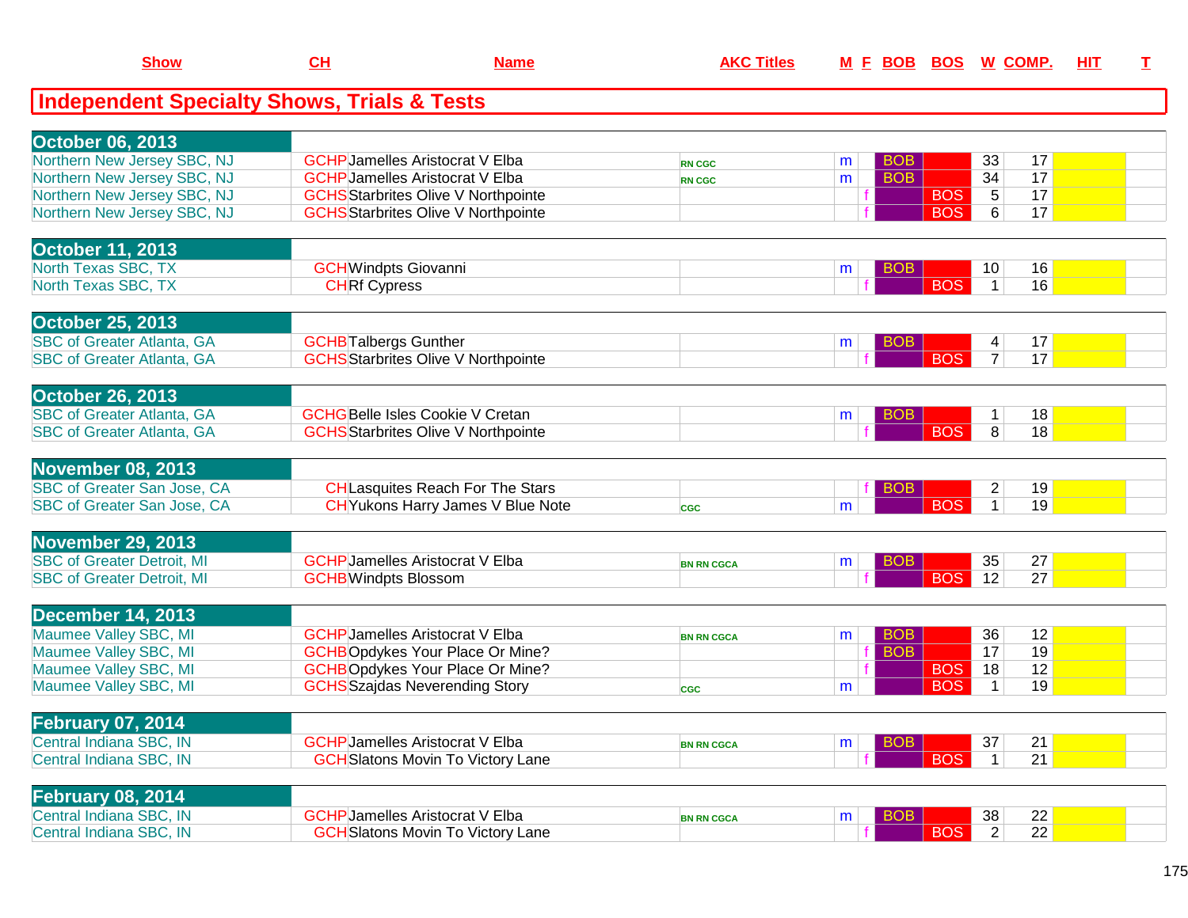| Show | CH | Name | AKC Titles | M | F | BOB | BOS | W | COMP. | HIT | T |
|---|---|---|---|---|---|---|---|---|---|---|---|
| **Independent Specialty Shows, Trials & Tests** | | | | | | | | | | | |
| **October 06, 2013** | | | | | | | | | | | |
| Northern New Jersey SBC, NJ | GCHP | Jamelles Aristocrat V Elba | RN CGC | m | | BOB | | 33 | 17 | | |
| Northern New Jersey SBC, NJ | GCHP | Jamelles Aristocrat V Elba | RN CGC | m | | BOB | | 34 | 17 | | |
| Northern New Jersey SBC, NJ | GCHS | Starbrites Olive V Northpointe | | | f | | BOS | 5 | 17 | | |
| Northern New Jersey SBC, NJ | GCHS | Starbrites Olive V Northpointe | | | f | | BOS | 6 | 17 | | |
| **October 11, 2013** | | | | | | | | | | | |
| North Texas SBC, TX | GCH | Windpts Giovanni | | m | | BOB | | 10 | 16 | | |
| North Texas SBC, TX | CH | Rf Cypress | | | f | | BOS | 1 | 16 | | |
| **October 25, 2013** | | | | | | | | | | | |
| SBC of Greater Atlanta, GA | GCHB | Talbergs Gunther | | m | | BOB | | 4 | 17 | | |
| SBC of Greater Atlanta, GA | GCHS | Starbrites Olive V Northpointe | | | f | | BOS | 7 | 17 | | |
| **October 26, 2013** | | | | | | | | | | | |
| SBC of Greater Atlanta, GA | GCHG | Belle Isles Cookie V Cretan | | m | | BOB | | 1 | 18 | | |
| SBC of Greater Atlanta, GA | GCHS | Starbrites Olive V Northpointe | | | f | | BOS | 8 | 18 | | |
| **November 08, 2013** | | | | | | | | | | | |
| SBC of Greater San Jose, CA | CH | Lasquites Reach For The Stars | | | f | BOB | | 2 | 19 | | |
| SBC of Greater San Jose, CA | CH | Yukons Harry James V Blue Note | CGC | m | | | BOS | 1 | 19 | | |
| **November 29, 2013** | | | | | | | | | | | |
| SBC of Greater Detroit, MI | GCHP | Jamelles Aristocrat V Elba | BN RN CGCA | m | | BOB | | 35 | 27 | | |
| SBC of Greater Detroit, MI | GCHB | Windpts Blossom | | | f | | BOS | 12 | 27 | | |
| **December 14, 2013** | | | | | | | | | | | |
| Maumee Valley SBC, MI | GCHP | Jamelles Aristocrat V Elba | BN RN CGCA | m | | BOB | | 36 | 12 | | |
| Maumee Valley SBC, MI | GCHB | Opdykes Your Place Or Mine? | | | f | BOB | | 17 | 19 | | |
| Maumee Valley SBC, MI | GCHB | Opdykes Your Place Or Mine? | | | f | | BOS | 18 | 12 | | |
| Maumee Valley SBC, MI | GCHS | Szajdas Neverending Story | CGC | m | | | BOS | 1 | 19 | | |
| **February 07, 2014** | | | | | | | | | | | |
| Central Indiana SBC, IN | GCHP | Jamelles Aristocrat V Elba | BN RN CGCA | m | | BOB | | 37 | 21 | | |
| Central Indiana SBC, IN | GCH | Slatons Movin To Victory Lane | | | f | | BOS | 1 | 21 | | |
| **February 08, 2014** | | | | | | | | | | | |
| Central Indiana SBC, IN | GCHP | Jamelles Aristocrat V Elba | BN RN CGCA | m | | BOB | | 38 | 22 | | |
| Central Indiana SBC, IN | GCH | Slatons Movin To Victory Lane | | | f | | BOS | 2 | 22 | | |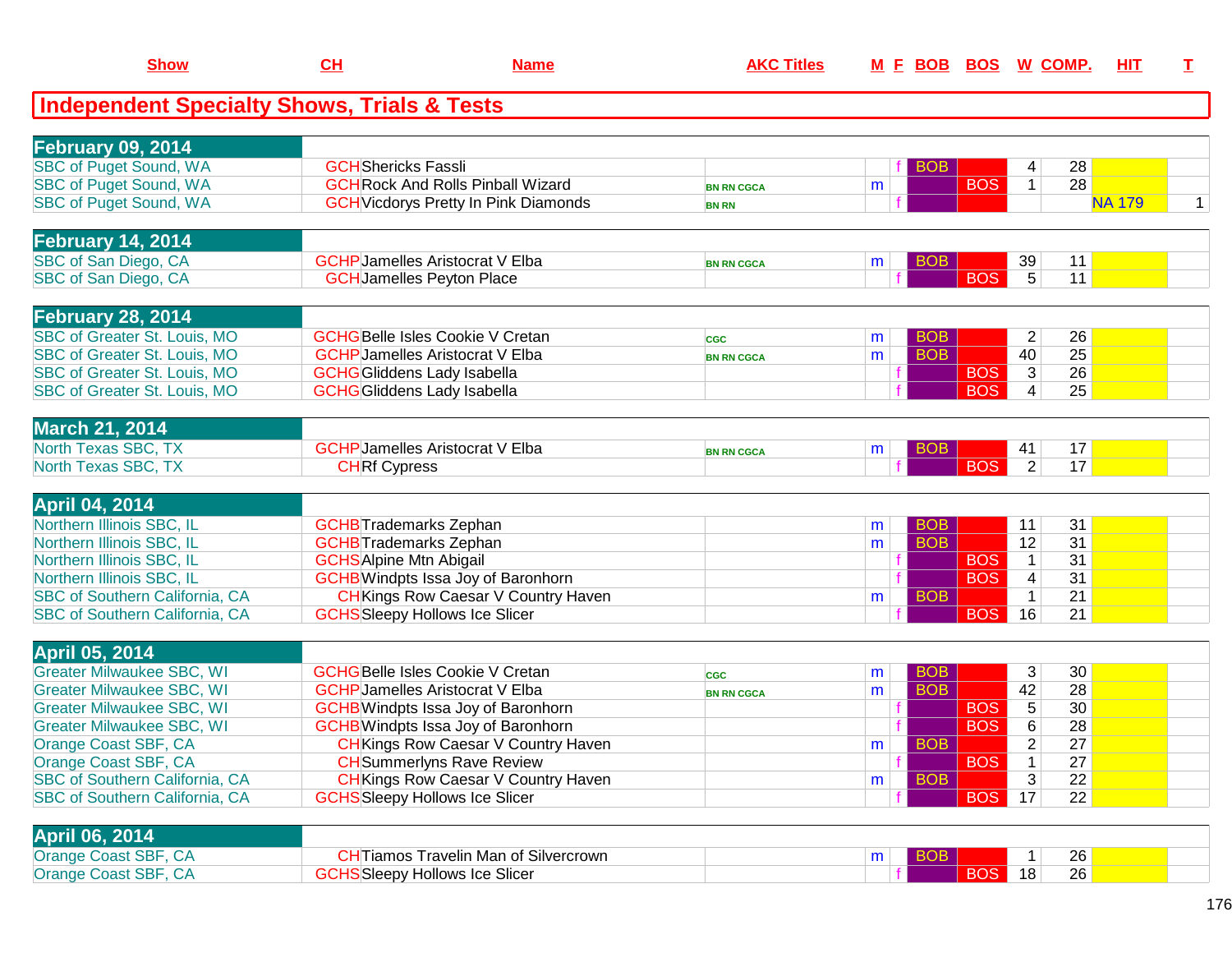| Show | CH | Name | AKC Titles | M | F | BOB | BOS | W | COMP. | HIT | T |
|---|---|---|---|---|---|---|---|---|---|---|---|

## Independent Specialty Shows, Trials & Tests

| Show | CH | Name | AKC Titles | M | F | BOB | BOS | W | COMP. | HIT | T |
|---|---|---|---|---|---|---|---|---|---|---|---|
| **February 09, 2014** | | | | | | | | | | | |
| SBC of Puget Sound, WA | GCH | Shericks Fassli | | | f | BOB | | 4 | 28 | | |
| SBC of Puget Sound, WA | GCH | Rock And Rolls Pinball Wizard | BN RN CGCA | m | | | BOS | 1 | 28 | | |
| SBC of Puget Sound, WA | GCH | Vicdorys Pretty In Pink Diamonds | BN RN | | f | | | | | NA 179 | 1 |
| **February 14, 2014** | | | | | | | | | | | |
| SBC of San Diego, CA | GCHP | Jamelles Aristocrat V Elba | BN RN CGCA | m | | BOB | | 39 | 11 | | |
| SBC of San Diego, CA | GCH | Jamelles Peyton Place | | | f | | BOS | 5 | 11 | | |
| **February 28, 2014** | | | | | | | | | | | |
| SBC of Greater St. Louis, MO | GCHG | Belle Isles Cookie V Cretan | CGC | m | | BOB | | 2 | 26 | | |
| SBC of Greater St. Louis, MO | GCHP | Jamelles Aristocrat V Elba | BN RN CGCA | m | | BOB | | 40 | 25 | | |
| SBC of Greater St. Louis, MO | GCHG | Gliddens Lady Isabella | | | f | | BOS | 3 | 26 | | |
| SBC of Greater St. Louis, MO | GCHG | Gliddens Lady Isabella | | | f | | BOS | 4 | 25 | | |
| **March 21, 2014** | | | | | | | | | | | |
| North Texas SBC, TX | GCHP | Jamelles Aristocrat V Elba | BN RN CGCA | m | | BOB | | 41 | 17 | | |
| North Texas SBC, TX | CH | Rf Cypress | | | f | | BOS | 2 | 17 | | |
| **April 04, 2014** | | | | | | | | | | | |
| Northern Illinois SBC, IL | GCHB | Trademarks Zephan | | m | | BOB | | 11 | 31 | | |
| Northern Illinois SBC, IL | GCHB | Trademarks Zephan | | m | | BOB | | 12 | 31 | | |
| Northern Illinois SBC, IL | GCHS | Alpine Mtn Abigail | | | f | | BOS | 1 | 31 | | |
| Northern Illinois SBC, IL | GCHB | Windpts Issa Joy of Baronhorn | | | f | | BOS | 4 | 31 | | |
| SBC of Southern California, CA | CH | Kings Row Caesar V Country Haven | | m | | BOB | | 1 | 21 | | |
| SBC of Southern California, CA | GCHS | Sleepy Hollows Ice Slicer | | | f | | BOS | 16 | 21 | | |
| **April 05, 2014** | | | | | | | | | | | |
| Greater Milwaukee SBC, WI | GCHG | Belle Isles Cookie V Cretan | CGC | m | | BOB | | 3 | 30 | | |
| Greater Milwaukee SBC, WI | GCHP | Jamelles Aristocrat V Elba | BN RN CGCA | m | | BOB | | 42 | 28 | | |
| Greater Milwaukee SBC, WI | GCHB | Windpts Issa Joy of Baronhorn | | | f | | BOS | 5 | 30 | | |
| Greater Milwaukee SBC, WI | GCHB | Windpts Issa Joy of Baronhorn | | | f | | BOS | 6 | 28 | | |
| Orange Coast SBF, CA | CH | Kings Row Caesar V Country Haven | | m | | BOB | | 2 | 27 | | |
| Orange Coast SBF, CA | CH | Summerlyns Rave Review | | | f | | BOS | 1 | 27 | | |
| SBC of Southern California, CA | CH | Kings Row Caesar V Country Haven | | m | | BOB | | 3 | 22 | | |
| SBC of Southern California, CA | GCHS | Sleepy Hollows Ice Slicer | | | f | | BOS | 17 | 22 | | |
| **April 06, 2014** | | | | | | | | | | | |
| Orange Coast SBF, CA | CH | Tiamos Travelin Man of Silvercrown | | m | | BOB | | 1 | 26 | | |
| Orange Coast SBF, CA | GCHS | Sleepy Hollows Ice Slicer | | | f | | BOS | 18 | 26 | | |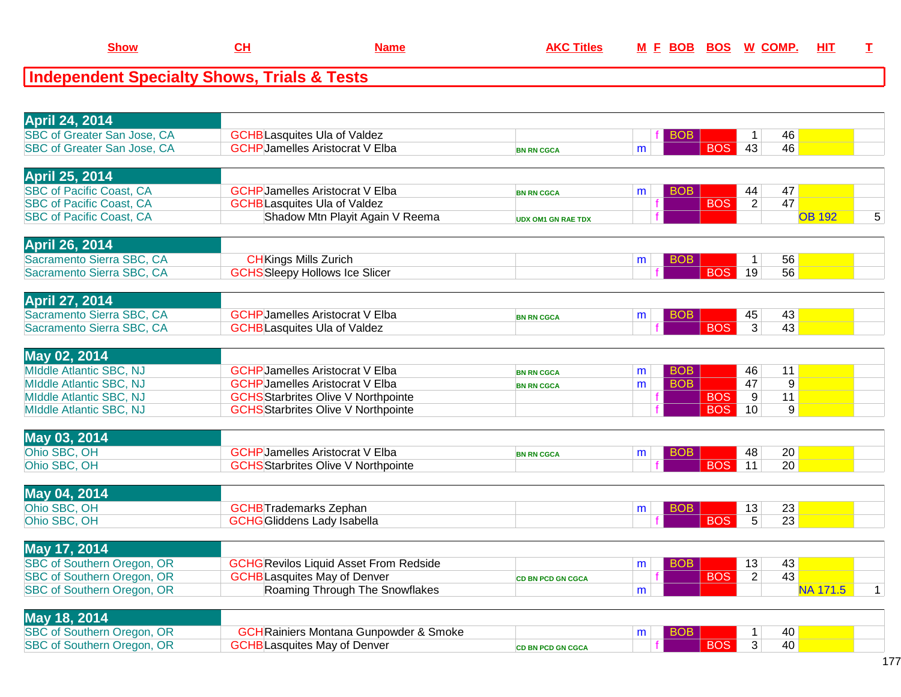| Show | CH | Name | AKC Titles | M | F | BOB | BOS | W | COMP. | HIT | T |
|---|---|---|---|---|---|---|---|---|---|---|---|

## Independent Specialty Shows, Trials & Tests

| Show | CH | Name | AKC Titles | M | F | BOB | BOS | W | COMP. | HIT | T |
|---|---|---|---|---|---|---|---|---|---|---|---|
| **April 24, 2014** | | | | | | | | | | | |
| SBC of Greater San Jose, CA | GCHB | Lasquites Ula of Valdez | | | f | BOB | | 1 | 46 | | |
| SBC of Greater San Jose, CA | GCHP | Jamelles Aristocrat V Elba | BN RN CGCA | m | | | BOS | 43 | 46 | | |
| **April 25, 2014** | | | | | | | | | | | |
| SBC of Pacific Coast, CA | GCHP | Jamelles Aristocrat V Elba | BN RN CGCA | m | | BOB | | 44 | 47 | | |
| SBC of Pacific Coast, CA | GCHB | Lasquites Ula of Valdez | | | f | | BOS | 2 | 47 | | |
| SBC of Pacific Coast, CA | | Shadow Mtn Playit Again V Reema | UDX OM1 GN RAE TDX | | f | | | | | OB 192 | 5 |
| **April 26, 2014** | | | | | | | | | | | |
| Sacramento Sierra SBC, CA | CH | Kings Mills Zurich | | m | | BOB | | 1 | 56 | | |
| Sacramento Sierra SBC, CA | GCHS | Sleepy Hollows Ice Slicer | | | f | | BOS | 19 | 56 | | |
| **April 27, 2014** | | | | | | | | | | | |
| Sacramento Sierra SBC, CA | GCHP | Jamelles Aristocrat V Elba | BN RN CGCA | m | | BOB | | 45 | 43 | | |
| Sacramento Sierra SBC, CA | GCHB | Lasquites Ula of Valdez | | | f | | BOS | 3 | 43 | | |
| **May 02, 2014** | | | | | | | | | | | |
| MIddle Atlantic SBC, NJ | GCHP | Jamelles Aristocrat V Elba | BN RN CGCA | m | | BOB | | 46 | 11 | | |
| MIddle Atlantic SBC, NJ | GCHP | Jamelles Aristocrat V Elba | BN RN CGCA | m | | BOB | | 47 | 9 | | |
| MIddle Atlantic SBC, NJ | GCHS | Starbrites Olive V Northpointe | | | f | | BOS | 9 | 11 | | |
| MIddle Atlantic SBC, NJ | GCHS | Starbrites Olive V Northpointe | | | f | | BOS | 10 | 9 | | |
| **May 03, 2014** | | | | | | | | | | | |
| Ohio SBC, OH | GCHP | Jamelles Aristocrat V Elba | BN RN CGCA | m | | BOB | | 48 | 20 | | |
| Ohio SBC, OH | GCHS | Starbrites Olive V Northpointe | | | f | | BOS | 11 | 20 | | |
| **May 04, 2014** | | | | | | | | | | | |
| Ohio SBC, OH | GCHB | Trademarks Zephan | | m | | BOB | | 13 | 23 | | |
| Ohio SBC, OH | GCHG | Gliddens Lady Isabella | | | f | | BOS | 5 | 23 | | |
| **May 17, 2014** | | | | | | | | | | | |
| SBC of Southern Oregon, OR | GCHG | Revilos Liquid Asset From Redside | | m | | BOB | | 13 | 43 | | |
| SBC of Southern Oregon, OR | GCHB | Lasquites May of Denver | CD BN PCD GN CGCA | | f | | BOS | 2 | 43 | | |
| SBC of Southern Oregon, OR | | Roaming Through The Snowflakes | | m | | | | | | NA 171.5 | 1 |
| **May 18, 2014** | | | | | | | | | | | |
| SBC of Southern Oregon, OR | GCH | Rainiers Montana Gunpowder & Smoke | | m | | BOB | | 1 | 40 | | |
| SBC of Southern Oregon, OR | GCHB | Lasquites May of Denver | CD BN PCD GN CGCA | | f | | BOS | 3 | 40 | | |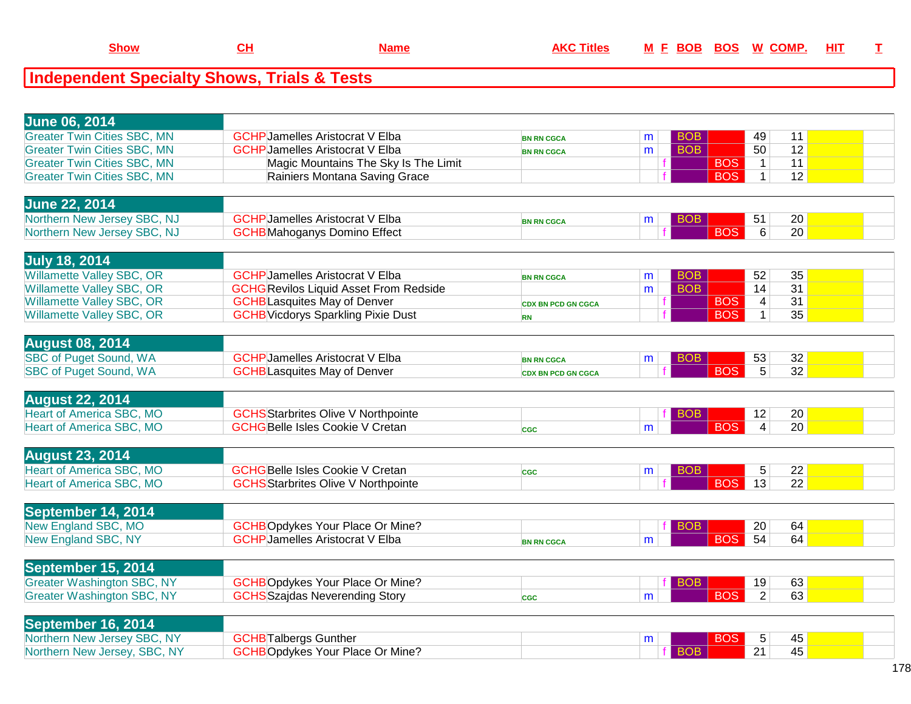| Show | CH | Name | AKC Titles | M | F | BOB | BOS | W | COMP. | HIT | T |
|---|---|---|---|---|---|---|---|---|---|---|---|

## Independent Specialty Shows, Trials & Tests

| Show | CH | Name | AKC Titles | M | F | BOB | BOS | W | COMP. | HIT | T |
|---|---|---|---|---|---|---|---|---|---|---|---|
| **June 06, 2014** | | | | | | | | | | | |
| Greater Twin Cities SBC, MN | GCHP | Jamelles Aristocrat V Elba | BN RN CGCA | m | | BOB | | 49 | 11 | | |
| Greater Twin Cities SBC, MN | GCHP | Jamelles Aristocrat V Elba | BN RN CGCA | m | | BOB | | 50 | 12 | | |
| Greater Twin Cities SBC, MN | | Magic Mountains The Sky Is The Limit | | | f | | BOS | 1 | 11 | | |
| Greater Twin Cities SBC, MN | | Rainiers Montana Saving Grace | | | f | | BOS | 1 | 12 | | |
| **June 22, 2014** | | | | | | | | | | | |
| Northern New Jersey SBC, NJ | GCHP | Jamelles Aristocrat V Elba | BN RN CGCA | m | | BOB | | 51 | 20 | | |
| Northern New Jersey SBC, NJ | GCHB | Mahoganys Domino Effect | | | f | | BOS | 6 | 20 | | |
| **July 18, 2014** | | | | | | | | | | | |
| Willamette Valley SBC, OR | GCHP | Jamelles Aristocrat V Elba | BN RN CGCA | m | | BOB | | 52 | 35 | | |
| Willamette Valley SBC, OR | GCHG | Revilos Liquid Asset From Redside | | m | | BOB | | 14 | 31 | | |
| Willamette Valley SBC, OR | GCHB | Lasquites May of Denver | CDX BN PCD GN CGCA | | f | | BOS | 4 | 31 | | |
| Willamette Valley SBC, OR | GCHB | Vicdorys Sparkling Pixie Dust | RN | | f | | BOS | 1 | 35 | | |
| **August 08, 2014** | | | | | | | | | | | |
| SBC of Puget Sound, WA | GCHP | Jamelles Aristocrat V Elba | BN RN CGCA | m | | BOB | | 53 | 32 | | |
| SBC of Puget Sound, WA | GCHB | Lasquites May of Denver | CDX BN PCD GN CGCA | | f | | BOS | 5 | 32 | | |
| **August 22, 2014** | | | | | | | | | | | |
| Heart of America SBC, MO | GCHS | Starbrites Olive V Northpointe | | | f | BOB | | 12 | 20 | | |
| Heart of America SBC, MO | GCHG | Belle Isles Cookie V Cretan | CGC | m | | | BOS | 4 | 20 | | |
| **August 23, 2014** | | | | | | | | | | | |
| Heart of America SBC, MO | GCHG | Belle Isles Cookie V Cretan | CGC | m | | BOB | | 5 | 22 | | |
| Heart of America SBC, MO | GCHS | Starbrites Olive V Northpointe | | | f | | BOS | 13 | 22 | | |
| **September 14, 2014** | | | | | | | | | | | |
| New England SBC, MO | GCHB | Opdykes Your Place Or Mine? | | | f | BOB | | 20 | 64 | | |
| New England SBC, NY | GCHP | Jamelles Aristocrat V Elba | BN RN CGCA | m | | | BOS | 54 | 64 | | |
| **September 15, 2014** | | | | | | | | | | | |
| Greater Washington SBC, NY | GCHB | Opdykes Your Place Or Mine? | | | f | BOB | | 19 | 63 | | |
| Greater Washington SBC, NY | GCHS | Szajdas Neverending Story | CGC | m | | | BOS | 2 | 63 | | |
| **September 16, 2014** | | | | | | | | | | | |
| Northern New Jersey SBC, NY | GCHB | Talbergs Gunther | | m | | | BOS | 5 | 45 | | |
| Northern New Jersey, SBC, NY | GCHB | Opdykes Your Place Or Mine? | | | f | BOB | | 21 | 45 | | |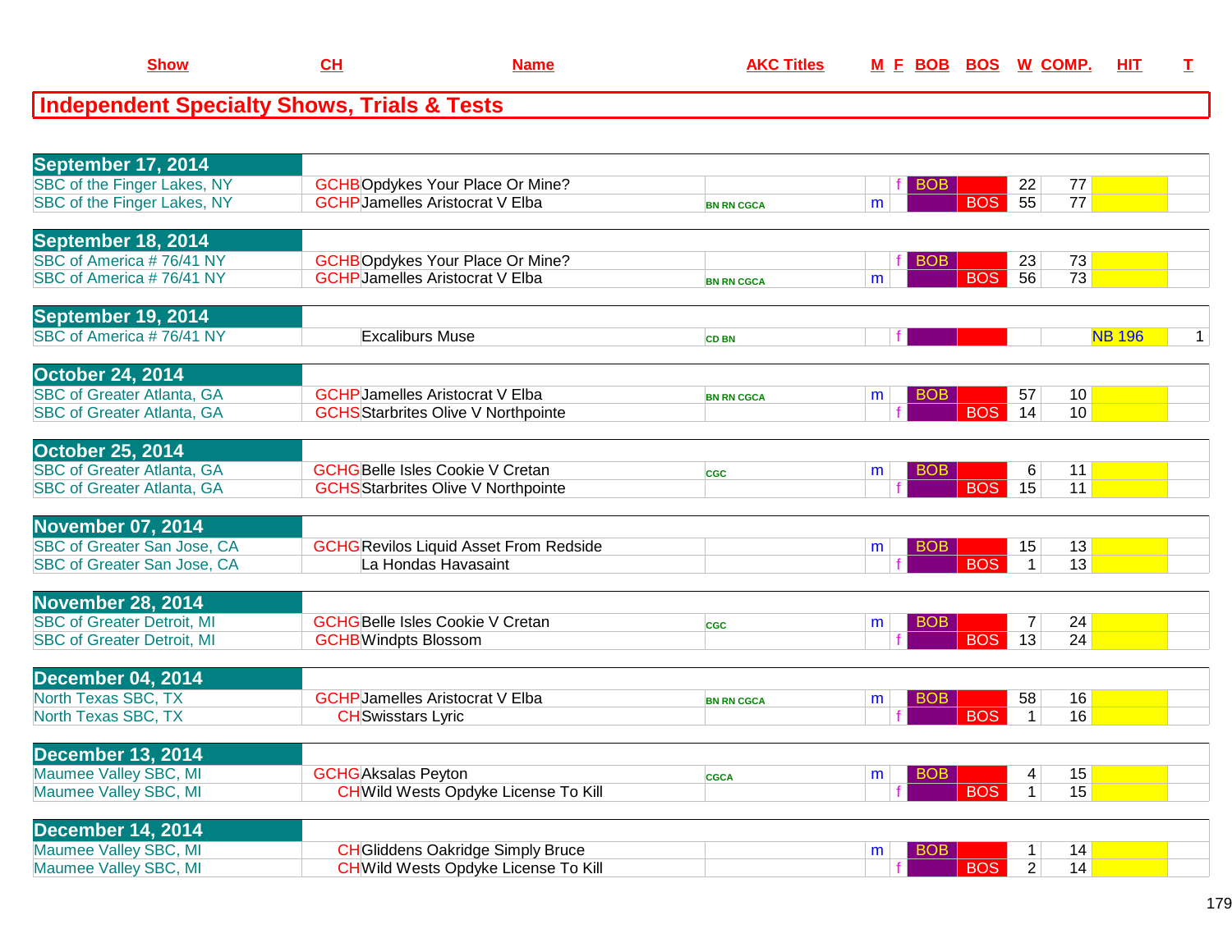| Show | CH | Name | AKC Titles | M | F | BOB | BOS | W | COMP. | HIT | T |
|---|---|---|---|---|---|---|---|---|---|---|---|

## Independent Specialty Shows, Trials & Tests

| Show | CH | Name | AKC Titles | M | F | BOB | BOS | W | COMP. | HIT | T |
|---|---|---|---|---|---|---|---|---|---|---|---|
| **September 17, 2014** | | | | | | | | | | | |
| SBC of the Finger Lakes, NY | GCHB | Opdykes Your Place Or Mine? | | | f | BOB | | 22 | 77 | | |
| SBC of the Finger Lakes, NY | GCHP | Jamelles Aristocrat V Elba | BN RN CGCA | m | | | BOS | 55 | 77 | | |
| **September 18, 2014** | | | | | | | | | | | |
| SBC of America # 76/41 NY | GCHB | Opdykes Your Place Or Mine? | | | f | BOB | | 23 | 73 | | |
| SBC of America # 76/41 NY | GCHP | Jamelles Aristocrat V Elba | BN RN CGCA | m | | | BOS | 56 | 73 | | |
| **September 19, 2014** | | | | | | | | | | | |
| SBC of America # 76/41 NY | | Excaliburs Muse | CD BN | | f | | | | | NB 196 | 1 |
| **October 24, 2014** | | | | | | | | | | | |
| SBC of Greater Atlanta, GA | GCHP | Jamelles Aristocrat V Elba | BN RN CGCA | m | | BOB | | 57 | 10 | | |
| SBC of Greater Atlanta, GA | GCHS | Starbrites Olive V Northpointe | | | f | | BOS | 14 | 10 | | |
| **October 25, 2014** | | | | | | | | | | | |
| SBC of Greater Atlanta, GA | GCHG | Belle Isles Cookie V Cretan | CGC | m | | BOB | | 6 | 11 | | |
| SBC of Greater Atlanta, GA | GCHS | Starbrites Olive V Northpointe | | | f | | BOS | 15 | 11 | | |
| **November 07, 2014** | | | | | | | | | | | |
| SBC of Greater San Jose, CA | GCHG | Revilos Liquid Asset From Redside | | m | | BOB | | 15 | 13 | | |
| SBC of Greater San Jose, CA | | La Hondas Havasaint | | | f | | BOS | 1 | 13 | | |
| **November 28, 2014** | | | | | | | | | | | |
| SBC of Greater Detroit, MI | GCHG | Belle Isles Cookie V Cretan | CGC | m | | BOB | | 7 | 24 | | |
| SBC of Greater Detroit, MI | GCHB | Windpts Blossom | | | f | | BOS | 13 | 24 | | |
| **December 04, 2014** | | | | | | | | | | | |
| North Texas SBC, TX | GCHP | Jamelles Aristocrat V Elba | BN RN CGCA | m | | BOB | | 58 | 16 | | |
| North Texas SBC, TX | CH | Swisstars Lyric | | | f | | BOS | 1 | 16 | | |
| **December 13, 2014** | | | | | | | | | | | |
| Maumee Valley SBC, MI | GCHG | Aksalas Peyton | CGCA | m | | BOB | | 4 | 15 | | |
| Maumee Valley SBC, MI | CH | Wild Wests Opdyke License To Kill | | | f | | BOS | 1 | 15 | | |
| **December 14, 2014** | | | | | | | | | | | |
| Maumee Valley SBC, MI | CH | Gliddens Oakridge Simply Bruce | | m | | BOB | | 1 | 14 | | |
| Maumee Valley SBC, MI | CH | Wild Wests Opdyke License To Kill | | | f | | BOS | 2 | 14 | | |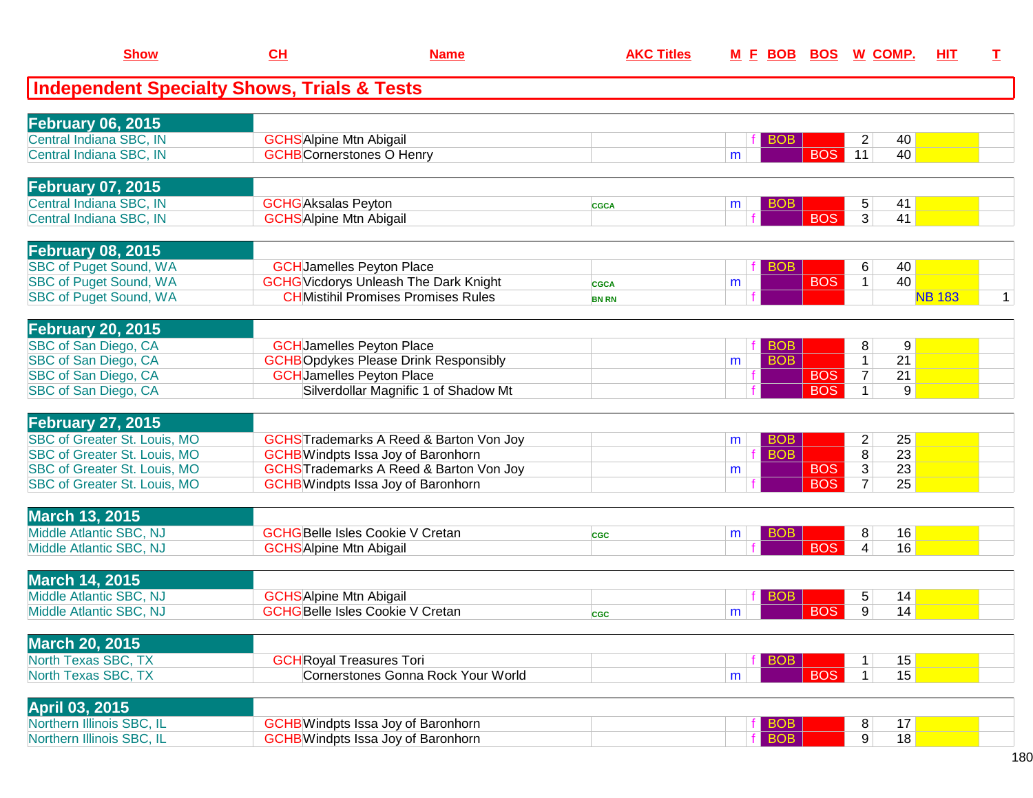| Show | CH | Name | AKC Titles | M | F | BOB | BOS | W | COMP. | HIT | T |
|---|---|---|---|---|---|---|---|---|---|---|---|

## Independent Specialty Shows, Trials & Tests

| Show | CH | Name | AKC Titles | M | F | BOB | BOS | W | COMP. | HIT | T |
|---|---|---|---|---|---|---|---|---|---|---|---|
| **February 06, 2015** | | | | | | | | | | | |
| Central Indiana SBC, IN | GCHS | Alpine Mtn Abigail | | | f | BOB | | 2 | 40 | | |
| Central Indiana SBC, IN | GCHB | Cornerstones O Henry | | m | | | BOS | 11 | 40 | | |
| **February 07, 2015** | | | | | | | | | | | |
| Central Indiana SBC, IN | GCHG | Aksalas Peyton | CGCA | m | | BOB | | 5 | 41 | | |
| Central Indiana SBC, IN | GCHS | Alpine Mtn Abigail | | | f | | BOS | 3 | 41 | | |
| **February 08, 2015** | | | | | | | | | | | |
| SBC of Puget Sound, WA | GCH | Jamelles Peyton Place | | | f | BOB | | 6 | 40 | | |
| SBC of Puget Sound, WA | GCHG | Vicdorys Unleash The Dark Knight | CGCA | m | | | BOS | 1 | 40 | | |
| SBC of Puget Sound, WA | CH | Mistihil Promises Promises Rules | BN RN | | f | | | | | NB 183 | 1 |
| **February 20, 2015** | | | | | | | | | | | |
| SBC of San Diego, CA | GCH | Jamelles Peyton Place | | | f | BOB | | 8 | 9 | | |
| SBC of San Diego, CA | GCHB | Opdykes Please Drink Responsibly | | m | | BOB | | 1 | 21 | | |
| SBC of San Diego, CA | GCH | Jamelles Peyton Place | | | f | | BOS | 7 | 21 | | |
| SBC of San Diego, CA | | Silverdollar Magnific 1 of Shadow Mt | | | f | | BOS | 1 | 9 | | |
| **February 27, 2015** | | | | | | | | | | | |
| SBC of Greater St. Louis, MO | GCHS | Trademarks A Reed & Barton Von Joy | | m | | BOB | | 2 | 25 | | |
| SBC of Greater St. Louis, MO | GCHB | Windpts Issa Joy of Baronhorn | | | f | BOB | | 8 | 23 | | |
| SBC of Greater St. Louis, MO | GCHS | Trademarks A Reed & Barton Von Joy | | m | | | BOS | 3 | 23 | | |
| SBC of Greater St. Louis, MO | GCHB | Windpts Issa Joy of Baronhorn | | | f | | BOS | 7 | 25 | | |
| **March 13, 2015** | | | | | | | | | | | |
| Middle Atlantic SBC, NJ | GCHG | Belle Isles Cookie V Cretan | CGC | m | | BOB | | 8 | 16 | | |
| Middle Atlantic SBC, NJ | GCHS | Alpine Mtn Abigail | | | f | | BOS | 4 | 16 | | |
| **March 14, 2015** | | | | | | | | | | | |
| Middle Atlantic SBC, NJ | GCHS | Alpine Mtn Abigail | | | f | BOB | | 5 | 14 | | |
| Middle Atlantic SBC, NJ | GCHG | Belle Isles Cookie V Cretan | CGC | m | | | BOS | 9 | 14 | | |
| **March 20, 2015** | | | | | | | | | | | |
| North Texas SBC, TX | GCH | Royal Treasures Tori | | | f | BOB | | 1 | 15 | | |
| North Texas SBC, TX | | Cornerstones Gonna Rock Your World | | m | | | BOS | 1 | 15 | | |
| **April 03, 2015** | | | | | | | | | | | |
| Northern Illinois SBC, IL | GCHB | Windpts Issa Joy of Baronhorn | | | f | BOB | | 8 | 17 | | |
| Northern Illinois SBC, IL | GCHB | Windpts Issa Joy of Baronhorn | | | f | BOB | | 9 | 18 | | |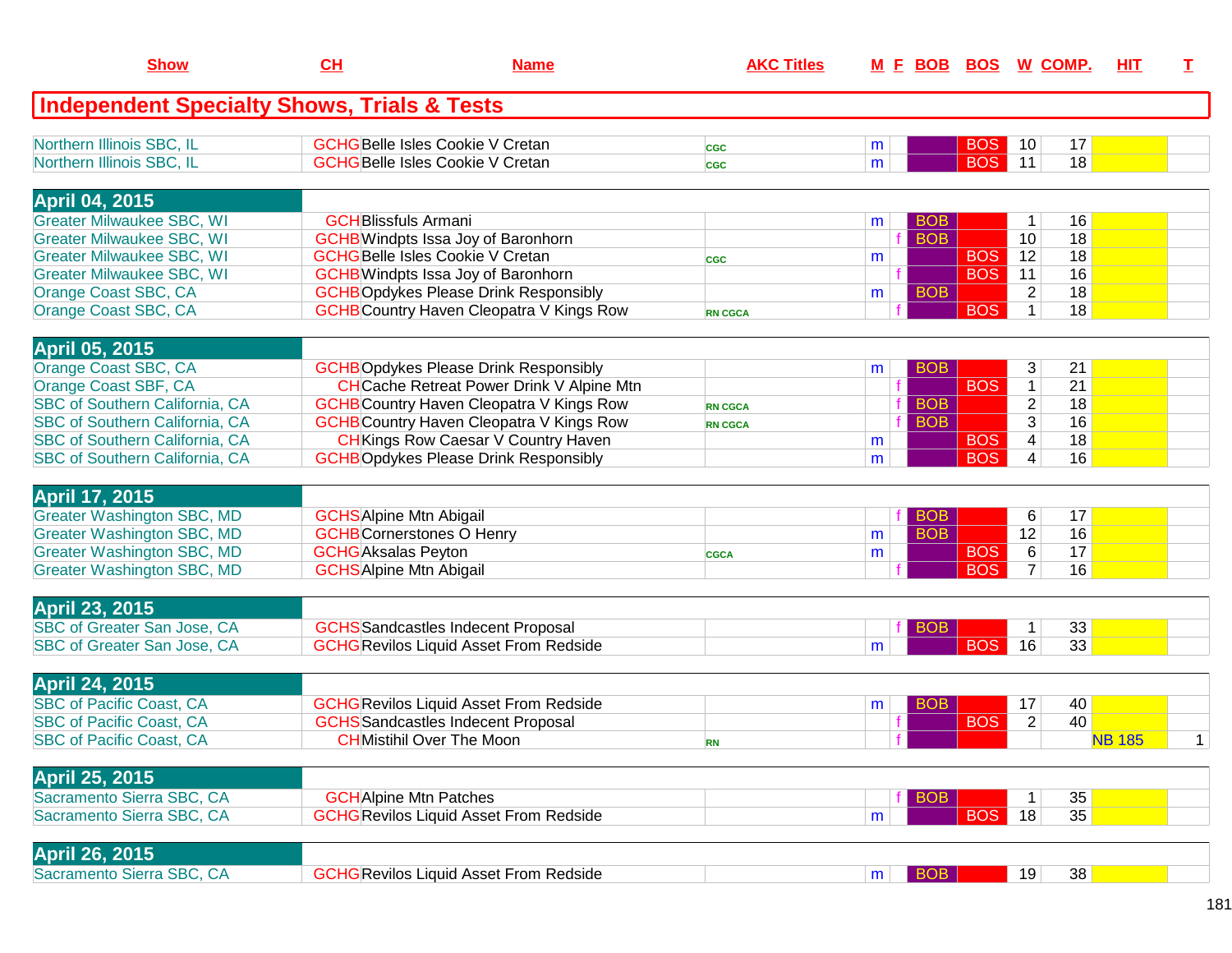## Independent Specialty Shows, Trials & Tests

| Show | CH | Name | AKC Titles | M | F | BOB | BOS | W | COMP. | HIT | T |
|---|---|---|---|---|---|---|---|---|---|---|---|
| Northern Illinois SBC, IL | GCHG | Belle Isles Cookie V Cretan | CGC | m | | | BOS | 10 | 17 | | |
| Northern Illinois SBC, IL | GCHG | Belle Isles Cookie V Cretan | CGC | m | | | BOS | 11 | 18 | | |
| **April 04, 2015** | | | | | | | | | | | |
| Greater Milwaukee SBC, WI | GCH | Blissfuls Armani | | m | | BOB | | 1 | 16 | | |
| Greater Milwaukee SBC, WI | GCHB | Windpts Issa Joy of Baronhorn | | | f | BOB | | 10 | 18 | | |
| Greater Milwaukee SBC, WI | GCHG | Belle Isles Cookie V Cretan | CGC | m | | | BOS | 12 | 18 | | |
| Greater Milwaukee SBC, WI | GCHB | Windpts Issa Joy of Baronhorn | | | f | | BOS | 11 | 16 | | |
| Orange Coast SBC, CA | GCHB | Opdykes Please Drink Responsibly | | m | | BOB | | 2 | 18 | | |
| Orange Coast SBC, CA | GCHB | Country Haven Cleopatra V Kings Row | RN CGCA | | f | | BOS | 1 | 18 | | |
| **April 05, 2015** | | | | | | | | | | | |
| Orange Coast SBC, CA | GCHB | Opdykes Please Drink Responsibly | | m | | BOB | | 3 | 21 | | |
| Orange Coast SBF, CA | CH | Cache Retreat Power Drink V Alpine Mtn | | | f | | BOS | 1 | 21 | | |
| SBC of Southern California, CA | GCHB | Country Haven Cleopatra V Kings Row | RN CGCA | | f | BOB | | 2 | 18 | | |
| SBC of Southern California, CA | GCHB | Country Haven Cleopatra V Kings Row | RN CGCA | | f | BOB | | 3 | 16 | | |
| SBC of Southern California, CA | CH | Kings Row Caesar V Country Haven | | m | | | BOS | 4 | 18 | | |
| SBC of Southern California, CA | GCHB | Opdykes Please Drink Responsibly | | m | | | BOS | 4 | 16 | | |
| **April 17, 2015** | | | | | | | | | | | |
| Greater Washington SBC, MD | GCHS | Alpine Mtn Abigail | | | f | BOB | | 6 | 17 | | |
| Greater Washington SBC, MD | GCHB | Cornerstones O Henry | | m | | BOB | | 12 | 16 | | |
| Greater Washington SBC, MD | GCHG | Aksalas Peyton | CGCA | m | | | BOS | 6 | 17 | | |
| Greater Washington SBC, MD | GCHS | Alpine Mtn Abigail | | | f | | BOS | 7 | 16 | | |
| **April 23, 2015** | | | | | | | | | | | |
| SBC of Greater San Jose, CA | GCHS | Sandcastles Indecent Proposal | | | f | BOB | | 1 | 33 | | |
| SBC of Greater San Jose, CA | GCHG | Revilos Liquid Asset From Redside | | m | | | BOS | 16 | 33 | | |
| **April 24, 2015** | | | | | | | | | | | |
| SBC of Pacific Coast, CA | GCHG | Revilos Liquid Asset From Redside | | m | | BOB | | 17 | 40 | | |
| SBC of Pacific Coast, CA | GCHS | Sandcastles Indecent Proposal | | | f | | BOS | 2 | 40 | | |
| SBC of Pacific Coast, CA | CH | Mistihil Over The Moon | RN | | f | | | | | NB 185 | 1 |
| **April 25, 2015** | | | | | | | | | | | |
| Sacramento Sierra SBC, CA | GCH | Alpine Mtn Patches | | | f | BOB | | 1 | 35 | | |
| Sacramento Sierra SBC, CA | GCHG | Revilos Liquid Asset From Redside | | m | | | BOS | 18 | 35 | | |
| **April 26, 2015** | | | | | | | | | | | |
| Sacramento Sierra SBC, CA | GCHG | Revilos Liquid Asset From Redside | | m | | BOB | | 19 | 38 | | |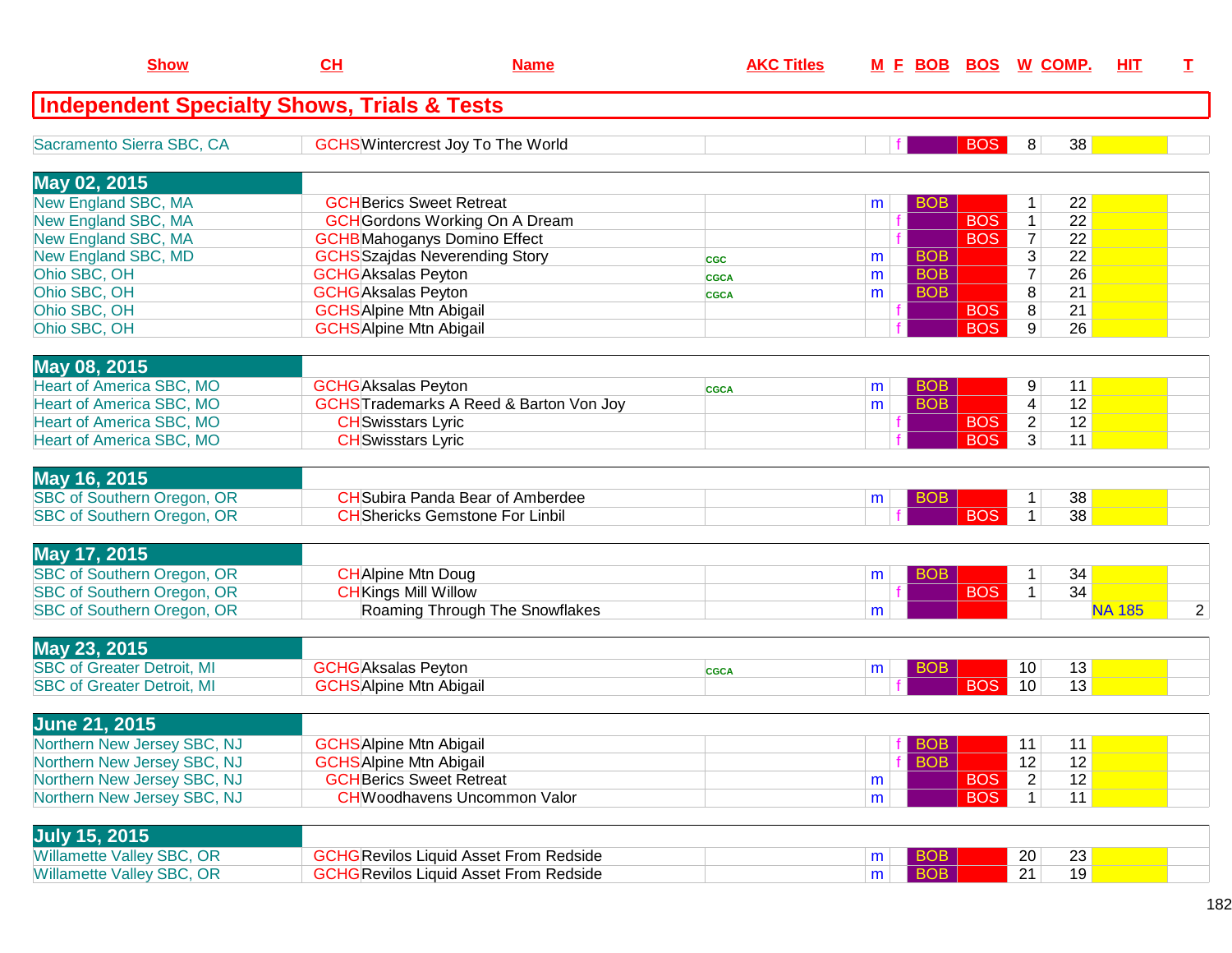| Show | CH | Name | AKC Titles | M | F | BOB | BOS | W | COMP. | HIT | T |
|---|---|---|---|---|---|---|---|---|---|---|---|
| **Independent Specialty Shows, Trials & Tests** | | | | | | | | | | | |
| Sacramento Sierra SBC, CA | GCHS | Wintercrest Joy To The World | | | f | | BOS | 8 | 38 | | |
| **May 02, 2015** | | | | | | | | | | | |
| New England SBC, MA | GCH | Berics Sweet Retreat | | m | | BOB | | 1 | 22 | | |
| New England SBC, MA | GCH | Gordons Working On A Dream | | | f | | BOS | 1 | 22 | | |
| New England SBC, MA | GCHB | Mahoganys Domino Effect | | | f | | BOS | 7 | 22 | | |
| New England SBC, MD | GCHS | Szajdas Neverending Story | CGC | m | | BOB | | 3 | 22 | | |
| Ohio SBC, OH | GCHG | Aksalas Peyton | CGCA | m | | BOB | | 7 | 26 | | |
| Ohio SBC, OH | GCHG | Aksalas Peyton | CGCA | m | | BOB | | 8 | 21 | | |
| Ohio SBC, OH | GCHS | Alpine Mtn Abigail | | | f | | BOS | 8 | 21 | | |
| Ohio SBC, OH | GCHS | Alpine Mtn Abigail | | | f | | BOS | 9 | 26 | | |
| **May 08, 2015** | | | | | | | | | | | |
| Heart of America SBC, MO | GCHG | Aksalas Peyton | CGCA | m | | BOB | | 9 | 11 | | |
| Heart of America SBC, MO | GCHS | Trademarks A Reed & Barton Von Joy | | m | | BOB | | 4 | 12 | | |
| Heart of America SBC, MO | CH | Swisstars Lyric | | | f | | BOS | 2 | 12 | | |
| Heart of America SBC, MO | CH | Swisstars Lyric | | | f | | BOS | 3 | 11 | | |
| **May 16, 2015** | | | | | | | | | | | |
| SBC of Southern Oregon, OR | CH | Subira Panda Bear of Amberdee | | m | | BOB | | 1 | 38 | | |
| SBC of Southern Oregon, OR | CH | Shericks Gemstone For Linbil | | | f | | BOS | 1 | 38 | | |
| **May 17, 2015** | | | | | | | | | | | |
| SBC of Southern Oregon, OR | CH | Alpine Mtn Doug | | m | | BOB | | 1 | 34 | | |
| SBC of Southern Oregon, OR | CH | Kings Mill Willow | | | f | | BOS | 1 | 34 | | |
| SBC of Southern Oregon, OR | | Roaming Through The Snowflakes | | m | | | | | | NA 185 | 2 |
| **May 23, 2015** | | | | | | | | | | | |
| SBC of Greater Detroit, MI | GCHG | Aksalas Peyton | CGCA | m | | BOB | | 10 | 13 | | |
| SBC of Greater Detroit, MI | GCHS | Alpine Mtn Abigail | | | f | | BOS | 10 | 13 | | |
| **June 21, 2015** | | | | | | | | | | | |
| Northern New Jersey SBC, NJ | GCHS | Alpine Mtn Abigail | | | f | BOB | | 11 | 11 | | |
| Northern New Jersey SBC, NJ | GCHS | Alpine Mtn Abigail | | | f | BOB | | 12 | 12 | | |
| Northern New Jersey SBC, NJ | GCH | Berics Sweet Retreat | | m | | | BOS | 2 | 12 | | |
| Northern New Jersey SBC, NJ | CH | Woodhavens Uncommon Valor | | m | | | BOS | 1 | 11 | | |
| **July 15, 2015** | | | | | | | | | | | |
| Willamette Valley SBC, OR | GCHG | Revilos Liquid Asset From Redside | | m | | BOB | | 20 | 23 | | |
| Willamette Valley SBC, OR | GCHG | Revilos Liquid Asset From Redside | | m | | BOB | | 21 | 19 | | |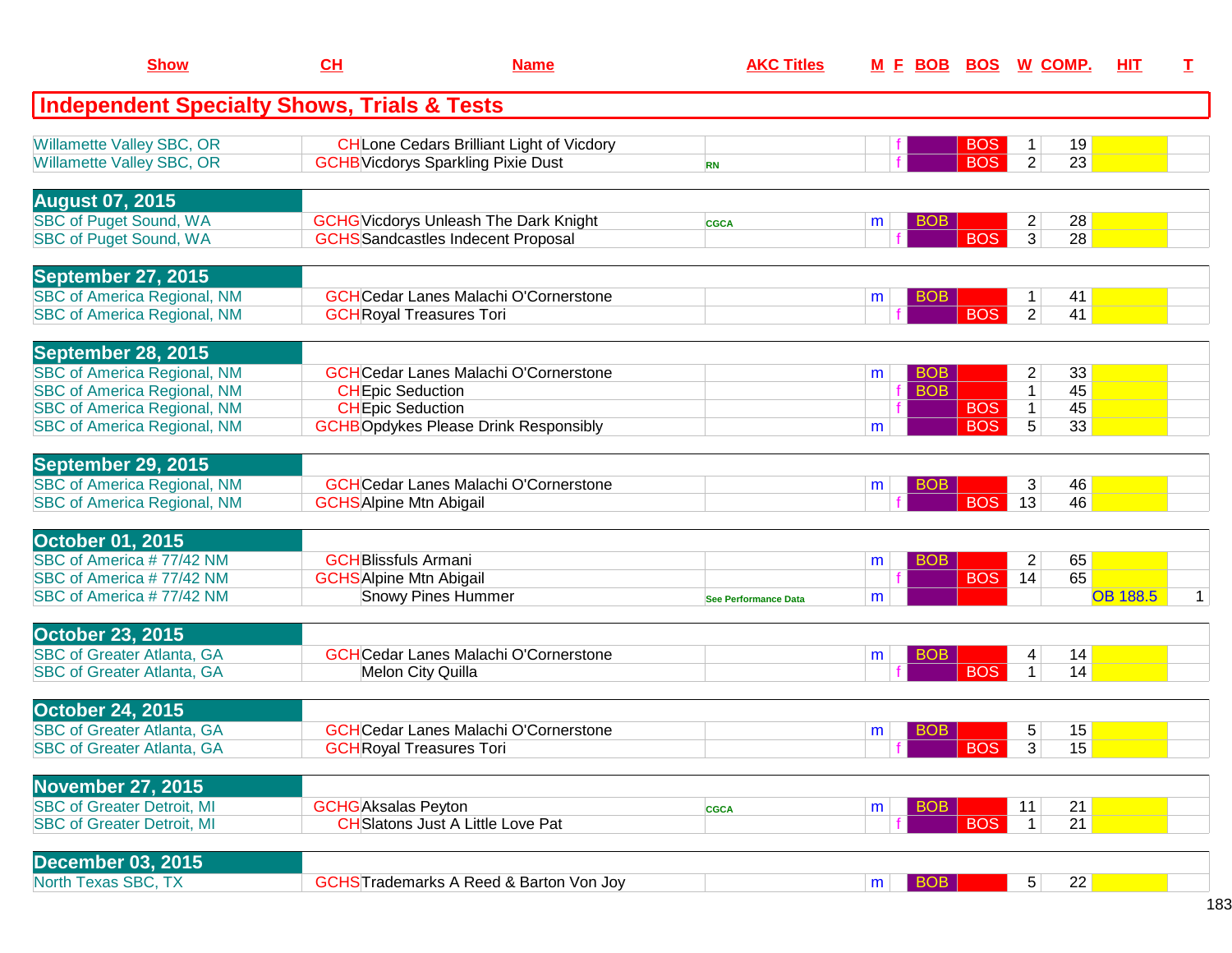| Show | CH | Name | AKC Titles | M | F | BOB | BOS | W | COMP. | HIT | T |
|---|---|---|---|---|---|---|---|---|---|---|---|

## Independent Specialty Shows, Trials & Tests

| Show | CH | Name | AKC Titles | M | F | BOB | BOS | W | COMP. | HIT | T |
|---|---|---|---|---|---|---|---|---|---|---|---|
| Willamette Valley SBC, OR | CH | Lone Cedars Brilliant Light of Vicdory | | | f | | BOS | 1 | 19 | | |
| Willamette Valley SBC, OR | GCHB | Vicdorys Sparkling Pixie Dust | RN | | f | | BOS | 2 | 23 | | |
| **August 07, 2015** | | | | | | | | | | | |
| SBC of Puget Sound, WA | GCHG | Vicdorys Unleash The Dark Knight | CGCA | m | | BOB | | 2 | 28 | | |
| SBC of Puget Sound, WA | GCHS | Sandcastles Indecent Proposal | | | f | | BOS | 3 | 28 | | |
| **September 27, 2015** | | | | | | | | | | | |
| SBC of America Regional, NM | GCH | Cedar Lanes Malachi O'Cornerstone | | m | | BOB | | 1 | 41 | | |
| SBC of America Regional, NM | GCH | Royal Treasures Tori | | | f | | BOS | 2 | 41 | | |
| **September 28, 2015** | | | | | | | | | | | |
| SBC of America Regional, NM | GCH | Cedar Lanes Malachi O'Cornerstone | | m | | BOB | | 2 | 33 | | |
| SBC of America Regional, NM | CH | Epic Seduction | | | f | BOB | | 1 | 45 | | |
| SBC of America Regional, NM | CH | Epic Seduction | | | f | | BOS | 1 | 45 | | |
| SBC of America Regional, NM | GCHB | Opdykes Please Drink Responsibly | | m | | | BOS | 5 | 33 | | |
| **September 29, 2015** | | | | | | | | | | | |
| SBC of America Regional, NM | GCH | Cedar Lanes Malachi O'Cornerstone | | m | | BOB | | 3 | 46 | | |
| SBC of America Regional, NM | GCHS | Alpine Mtn Abigail | | | f | | BOS | 13 | 46 | | |
| **October 01, 2015** | | | | | | | | | | | |
| SBC of America # 77/42 NM | GCH | Blissfuls Armani | | m | | BOB | | 2 | 65 | | |
| SBC of America # 77/42 NM | GCHS | Alpine Mtn Abigail | | | f | | BOS | 14 | 65 | | |
| SBC of America # 77/42 NM | | Snowy Pines Hummer | See Performance Data | m | | | | | | OB 188.5 | 1 |
| **October 23, 2015** | | | | | | | | | | | |
| SBC of Greater Atlanta, GA | GCH | Cedar Lanes Malachi O'Cornerstone | | m | | BOB | | 4 | 14 | | |
| SBC of Greater Atlanta, GA | | Melon City Quilla | | | f | | BOS | 1 | 14 | | |
| **October 24, 2015** | | | | | | | | | | | |
| SBC of Greater Atlanta, GA | GCH | Cedar Lanes Malachi O'Cornerstone | | m | | BOB | | 5 | 15 | | |
| SBC of Greater Atlanta, GA | GCH | Royal Treasures Tori | | | f | | BOS | 3 | 15 | | |
| **November 27, 2015** | | | | | | | | | | | |
| SBC of Greater Detroit, MI | GCHG | Aksalas Peyton | CGCA | m | | BOB | | 11 | 21 | | |
| SBC of Greater Detroit, MI | CH | Slatons Just A Little Love Pat | | | f | | BOS | 1 | 21 | | |
| **December 03, 2015** | | | | | | | | | | | |
| North Texas SBC, TX | GCHS | Trademarks A Reed & Barton Von Joy | | m | | BOB | | 5 | 22 | | |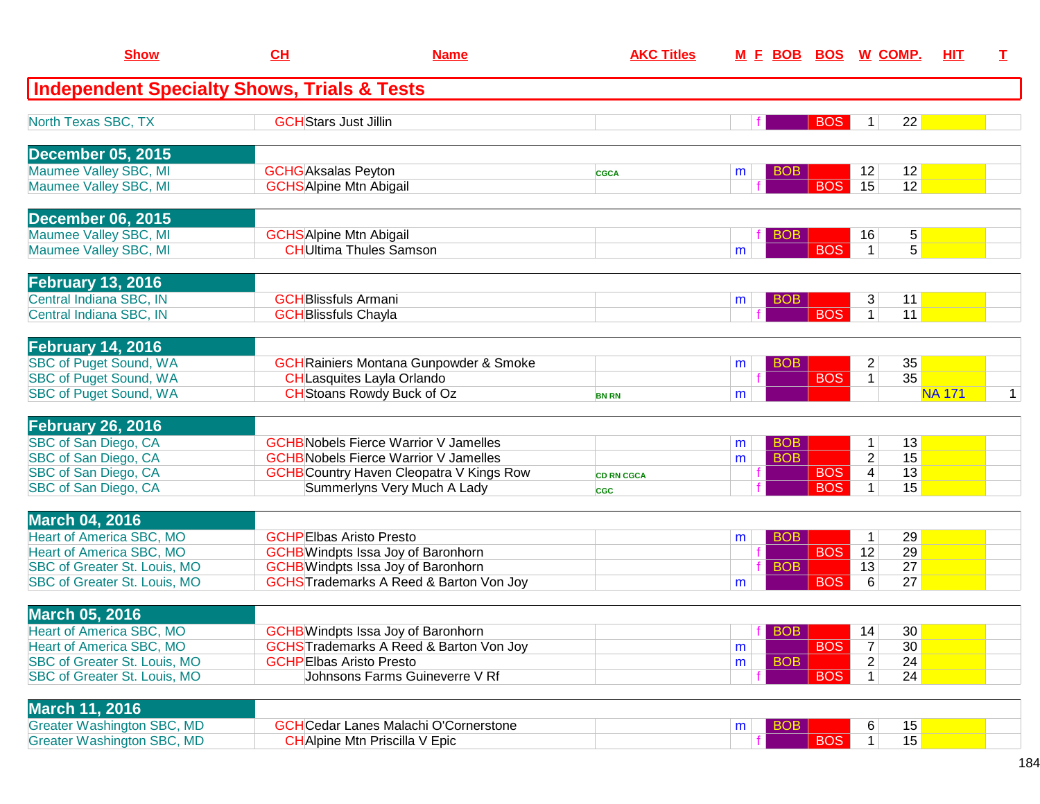| Show | CH | Name | AKC Titles | M | F | BOB | BOS | W | COMP. | HIT | T |
|---|---|---|---|---|---|---|---|---|---|---|---|
| **Independent Specialty Shows, Trials & Tests** | | | | | | | | | | | |
| North Texas SBC, TX | GCH | Stars Just Jillin | | | f | | BOS | 1 | 22 | | |
| **December 05, 2015** | | | | | | | | | | | |
| Maumee Valley SBC, MI | GCHG | Aksalas Peyton | CGCA | m | | BOB | | 12 | 12 | | |
| Maumee Valley SBC, MI | GCHS | Alpine Mtn Abigail | | | f | | BOS | 15 | 12 | | |
| **December 06, 2015** | | | | | | | | | | | |
| Maumee Valley SBC, MI | GCHS | Alpine Mtn Abigail | | | f | BOB | | 16 | 5 | | |
| Maumee Valley SBC, MI | CH | Ultima Thules Samson | | m | | | BOS | 1 | 5 | | |
| **February 13, 2016** | | | | | | | | | | | |
| Central Indiana SBC, IN | GCH | Blissfuls Armani | | m | | BOB | | 3 | 11 | | |
| Central Indiana SBC, IN | GCH | Blissfuls Chayla | | | f | | BOS | 1 | 11 | | |
| **February 14, 2016** | | | | | | | | | | | |
| SBC of Puget Sound, WA | GCH | Rainiers Montana Gunpowder & Smoke | | m | | BOB | | 2 | 35 | | |
| SBC of Puget Sound, WA | CH | Lasquites Layla Orlando | | | f | | BOS | 1 | 35 | | |
| SBC of Puget Sound, WA | CH | Stoans Rowdy Buck of Oz | BN RN | m | | | | | | NA 171 | 1 |
| **February 26, 2016** | | | | | | | | | | | |
| SBC of San Diego, CA | GCHB | Nobels Fierce Warrior V Jamelles | | m | | BOB | | 1 | 13 | | |
| SBC of San Diego, CA | GCHB | Nobels Fierce Warrior V Jamelles | | m | | BOB | | 2 | 15 | | |
| SBC of San Diego, CA | GCHB | Country Haven Cleopatra V Kings Row | CD RN CGCA | | f | | BOS | 4 | 13 | | |
| SBC of San Diego, CA | | Summerlyns Very Much A Lady | CGC | | f | | BOS | 1 | 15 | | |
| **March 04, 2016** | | | | | | | | | | | |
| Heart of America SBC, MO | GCHP | Elbas Aristo Presto | | m | | BOB | | 1 | 29 | | |
| Heart of America SBC, MO | GCHB | Windpts Issa Joy of Baronhorn | | | f | | BOS | 12 | 29 | | |
| SBC of Greater St. Louis, MO | GCHB | Windpts Issa Joy of Baronhorn | | | f | BOB | | 13 | 27 | | |
| SBC of Greater St. Louis, MO | GCHS | Trademarks A Reed & Barton Von Joy | | m | | | BOS | 6 | 27 | | |
| **March 05, 2016** | | | | | | | | | | | |
| Heart of America SBC, MO | GCHB | Windpts Issa Joy of Baronhorn | | | f | BOB | | 14 | 30 | | |
| Heart of America SBC, MO | GCHS | Trademarks A Reed & Barton Von Joy | | m | | | BOS | 7 | 30 | | |
| SBC of Greater St. Louis, MO | GCHP | Elbas Aristo Presto | | m | | BOB | | 2 | 24 | | |
| SBC of Greater St. Louis, MO | | Johnsons Farms Guineverre V Rf | | | f | | BOS | 1 | 24 | | |
| **March 11, 2016** | | | | | | | | | | | |
| Greater Washington SBC, MD | GCH | Cedar Lanes Malachi O'Cornerstone | | m | | BOB | | 6 | 15 | | |
| Greater Washington SBC, MD | CH | Alpine Mtn Priscilla V Epic | | | f | | BOS | 1 | 15 | | |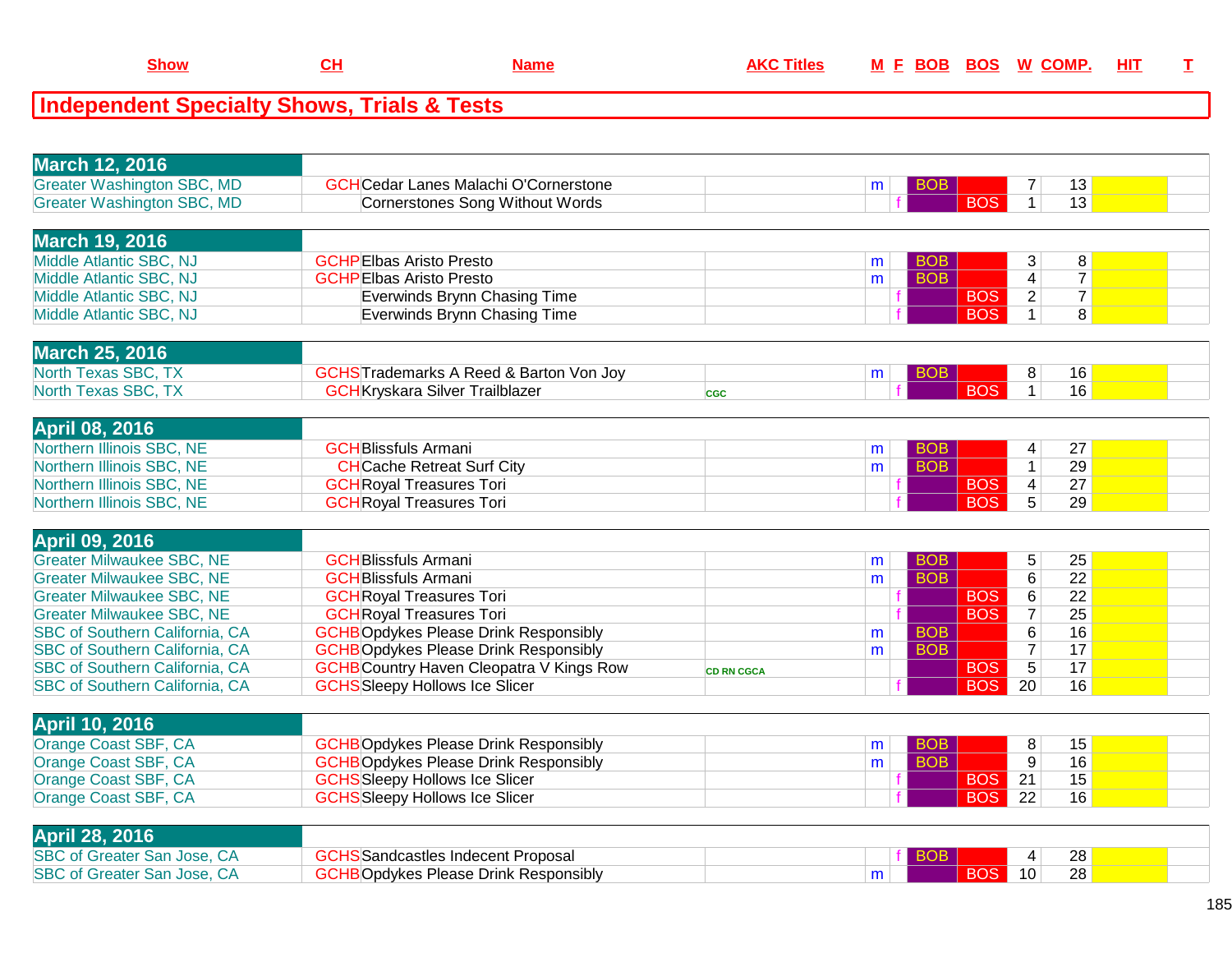## Independent Specialty Shows, Trials & Tests

| Show | CH | Name | AKC Titles | M | F | BOB | BOS | W | COMP. | HIT | T |
|---|---|---|---|---|---|---|---|---|---|---|---|
| **March 12, 2016** | | | | | | | | | | | |
| Greater Washington SBC, MD | GCH | Cedar Lanes Malachi O'Cornerstone | | m | | BOB | | 7 | 13 | | |
| Greater Washington SBC, MD | | Cornerstones Song Without Words | | | f | | BOS | 1 | 13 | | |
| **March 19, 2016** | | | | | | | | | | | |
| Middle Atlantic SBC, NJ | GCHP | Elbas Aristo Presto | | m | | BOB | | 3 | 8 | | |
| Middle Atlantic SBC, NJ | GCHP | Elbas Aristo Presto | | m | | BOB | | 4 | 7 | | |
| Middle Atlantic SBC, NJ | | Everwinds Brynn Chasing Time | | | f | | BOS | 2 | 7 | | |
| Middle Atlantic SBC, NJ | | Everwinds Brynn Chasing Time | | | f | | BOS | 1 | 8 | | |
| **March 25, 2016** | | | | | | | | | | | |
| North Texas SBC, TX | GCHS | Trademarks A Reed & Barton Von Joy | | m | | BOB | | 8 | 16 | | |
| North Texas SBC, TX | GCH | Kryskara Silver Trailblazer | CGC | | f | | BOS | 1 | 16 | | |
| **April 08, 2016** | | | | | | | | | | | |
| Northern Illinois SBC, NE | GCH | Blissfuls Armani | | m | | BOB | | 4 | 27 | | |
| Northern Illinois SBC, NE | CH | Cache Retreat Surf City | | m | | BOB | | 1 | 29 | | |
| Northern Illinois SBC, NE | GCH | Royal Treasures Tori | | | f | | BOS | 4 | 27 | | |
| Northern Illinois SBC, NE | GCH | Royal Treasures Tori | | | f | | BOS | 5 | 29 | | |
| **April 09, 2016** | | | | | | | | | | | |
| Greater Milwaukee SBC, NE | GCH | Blissfuls Armani | | m | | BOB | | 5 | 25 | | |
| Greater Milwaukee SBC, NE | GCH | Blissfuls Armani | | m | | BOB | | 6 | 22 | | |
| Greater Milwaukee SBC, NE | GCH | Royal Treasures Tori | | | f | | BOS | 6 | 22 | | |
| Greater Milwaukee SBC, NE | GCH | Royal Treasures Tori | | | f | | BOS | 7 | 25 | | |
| SBC of Southern California, CA | GCHB | Opdykes Please Drink Responsibly | | m | | BOB | | 6 | 16 | | |
| SBC of Southern California, CA | GCHB | Opdykes Please Drink Responsibly | | m | | BOB | | 7 | 17 | | |
| SBC of Southern California, CA | GCHB | Country Haven Cleopatra V Kings Row | CD RN CGCA | | | | BOS | 5 | 17 | | |
| SBC of Southern California, CA | GCHS | Sleepy Hollows Ice Slicer | | | f | | BOS | 20 | 16 | | |
| **April 10, 2016** | | | | | | | | | | | |
| Orange Coast SBF, CA | GCHB | Opdykes Please Drink Responsibly | | m | | BOB | | 8 | 15 | | |
| Orange Coast SBF, CA | GCHB | Opdykes Please Drink Responsibly | | m | | BOB | | 9 | 16 | | |
| Orange Coast SBF, CA | GCHS | Sleepy Hollows Ice Slicer | | | f | | BOS | 21 | 15 | | |
| Orange Coast SBF, CA | GCHS | Sleepy Hollows Ice Slicer | | | f | | BOS | 22 | 16 | | |
| **April 28, 2016** | | | | | | | | | | | |
| SBC of Greater San Jose, CA | GCHS | Sandcastles Indecent Proposal | | | f | BOB | | 4 | 28 | | |
| SBC of Greater San Jose, CA | GCHB | Opdykes Please Drink Responsibly | | m | | | BOS | 10 | 28 | | |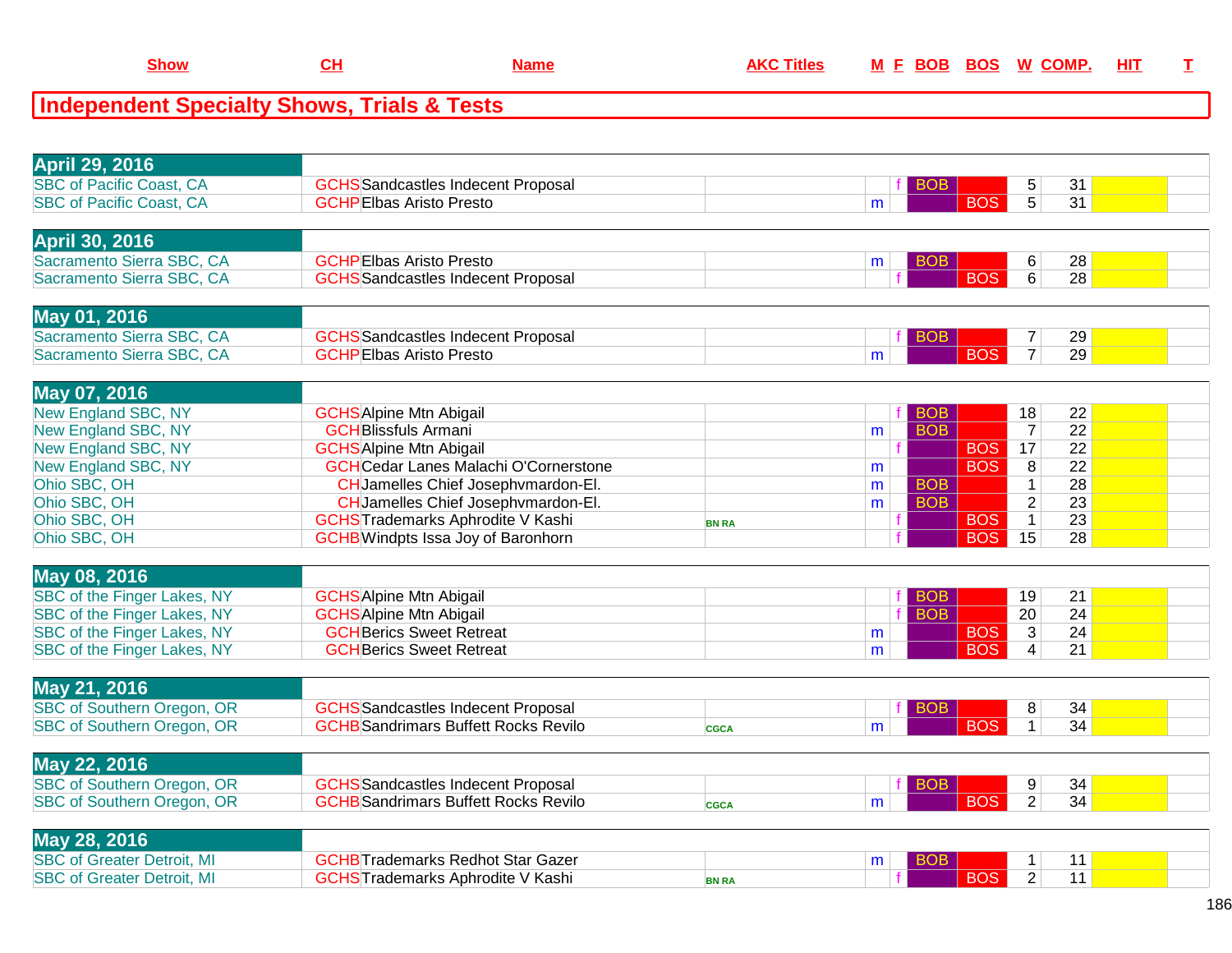| Show | CH | Name | AKC Titles | M | F | BOB | BOS | W | COMP. | HIT | T |
|---|---|---|---|---|---|---|---|---|---|---|---|

## Independent Specialty Shows, Trials & Tests

| Show | CH | Name | AKC Titles | M | F | BOB | BOS | W | COMP. | HIT | T |
|---|---|---|---|---|---|---|---|---|---|---|---|
| **April 29, 2016** | | | | | | | | | | | |
| SBC of Pacific Coast, CA | GCHS | Sandcastles Indecent Proposal | | | f | BOB | | 5 | 31 | | |
| SBC of Pacific Coast, CA | GCHP | Elbas Aristo Presto | | m | | | BOS | 5 | 31 | | |
| **April 30, 2016** | | | | | | | | | | | |
| Sacramento Sierra SBC, CA | GCHP | Elbas Aristo Presto | | m | | BOB | | 6 | 28 | | |
| Sacramento Sierra SBC, CA | GCHS | Sandcastles Indecent Proposal | | | f | | BOS | 6 | 28 | | |
| **May 01, 2016** | | | | | | | | | | | |
| Sacramento Sierra SBC, CA | GCHS | Sandcastles Indecent Proposal | | | f | BOB | | 7 | 29 | | |
| Sacramento Sierra SBC, CA | GCHP | Elbas Aristo Presto | | m | | | BOS | 7 | 29 | | |
| **May 07, 2016** | | | | | | | | | | | |
| New England SBC, NY | GCHS | Alpine Mtn Abigail | | | f | BOB | | 18 | 22 | | |
| New England SBC, NY | GCH | Blissfuls Armani | | m | | BOB | | 7 | 22 | | |
| New England SBC, NY | GCHS | Alpine Mtn Abigail | | | f | | BOS | 17 | 22 | | |
| New England SBC, NY | GCH | Cedar Lanes Malachi O'Cornerstone | | m | | | BOS | 8 | 22 | | |
| Ohio SBC, OH | CH | Jamelles Chief Josephvmardon-El. | | m | | BOB | | 1 | 28 | | |
| Ohio SBC, OH | CH | Jamelles Chief Josephvmardon-El. | | m | | BOB | | 2 | 23 | | |
| Ohio SBC, OH | GCHS | Trademarks Aphrodite V Kashi | BN RA | | f | | BOS | 1 | 23 | | |
| Ohio SBC, OH | GCHB | Windpts Issa Joy of Baronhorn | | | f | | BOS | 15 | 28 | | |
| **May 08, 2016** | | | | | | | | | | | |
| SBC of the Finger Lakes, NY | GCHS | Alpine Mtn Abigail | | | f | BOB | | 19 | 21 | | |
| SBC of the Finger Lakes, NY | GCHS | Alpine Mtn Abigail | | | f | BOB | | 20 | 24 | | |
| SBC of the Finger Lakes, NY | GCH | Berics Sweet Retreat | | m | | | BOS | 3 | 24 | | |
| SBC of the Finger Lakes, NY | GCH | Berics Sweet Retreat | | m | | | BOS | 4 | 21 | | |
| **May 21, 2016** | | | | | | | | | | | |
| SBC of Southern Oregon, OR | GCHS | Sandcastles Indecent Proposal | | | f | BOB | | 8 | 34 | | |
| SBC of Southern Oregon, OR | GCHB | Sandrimars Buffett Rocks Revilo | CGCA | m | | | BOS | 1 | 34 | | |
| **May 22, 2016** | | | | | | | | | | | |
| SBC of Southern Oregon, OR | GCHS | Sandcastles Indecent Proposal | | | f | BOB | | 9 | 34 | | |
| SBC of Southern Oregon, OR | GCHB | Sandrimars Buffett Rocks Revilo | CGCA | m | | | BOS | 2 | 34 | | |
| **May 28, 2016** | | | | | | | | | | | |
| SBC of Greater Detroit, MI | GCHB | Trademarks Redhot Star Gazer | | m | | BOB | | 1 | 11 | | |
| SBC of Greater Detroit, MI | GCHS | Trademarks Aphrodite V Kashi | BN RA | | f | | BOS | 2 | 11 | | |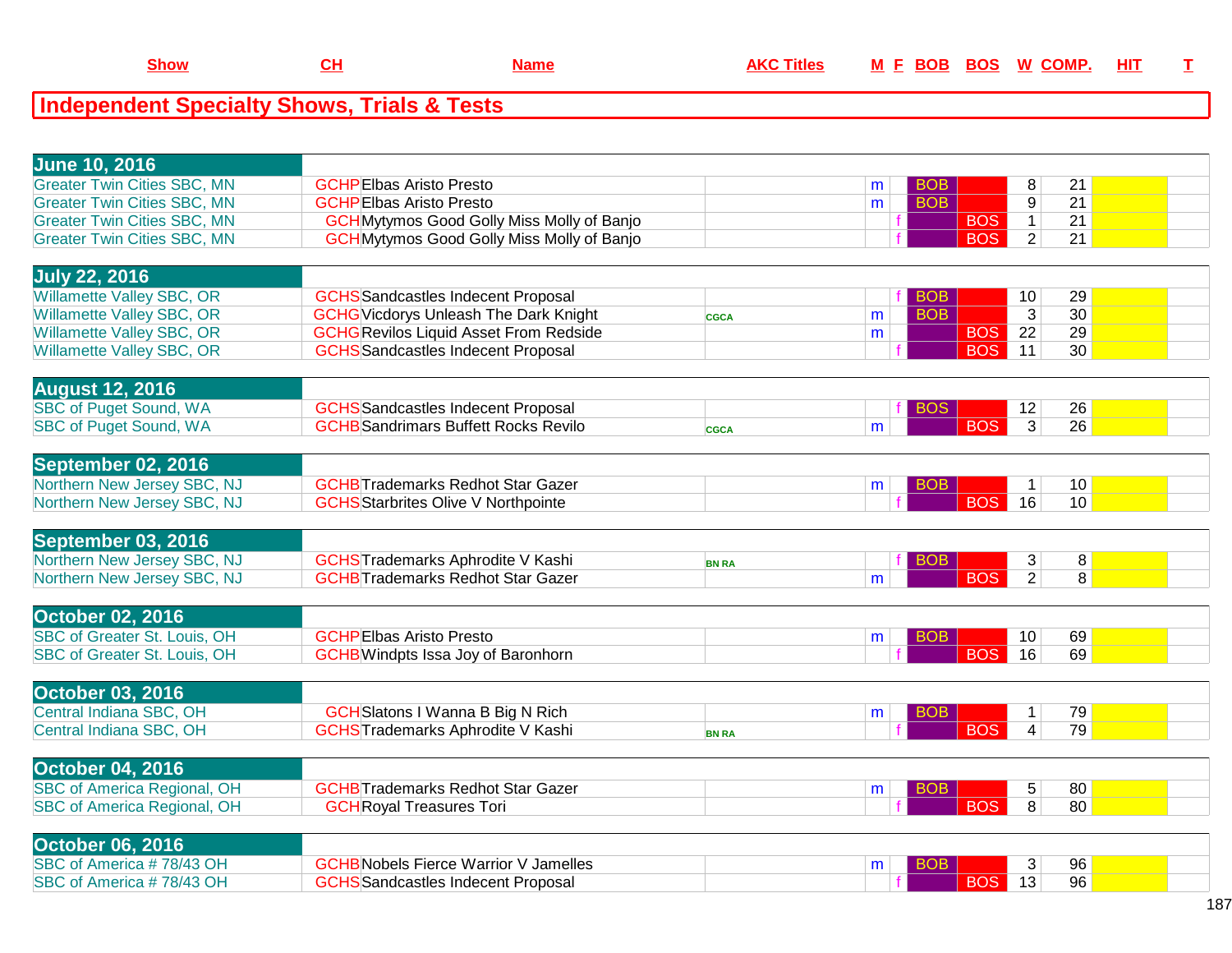| Show | CH | Name | AKC Titles | M | F | BOB | BOS | W | COMP. | HIT | T |
|---|---|---|---|---|---|---|---|---|---|---|---|

## Independent Specialty Shows, Trials & Tests

| Show | CH | Name | AKC Titles | M | F | BOB | BOS | W | COMP. | HIT | T |
|---|---|---|---|---|---|---|---|---|---|---|---|
| **June 10, 2016** | | | | | | | | | | | |
| Greater Twin Cities SBC, MN | GCHP | Elbas Aristo Presto | | m | | BOB | | 8 | 21 | | |
| Greater Twin Cities SBC, MN | GCHP | Elbas Aristo Presto | | m | | BOB | | 9 | 21 | | |
| Greater Twin Cities SBC, MN | GCH | Mytymos Good Golly Miss Molly of Banjo | | | f | | BOS | 1 | 21 | | |
| Greater Twin Cities SBC, MN | GCH | Mytymos Good Golly Miss Molly of Banjo | | | f | | BOS | 2 | 21 | | |
| **July 22, 2016** | | | | | | | | | | | |
| Willamette Valley SBC, OR | GCHS | Sandcastles Indecent Proposal | | | f | BOB | | 10 | 29 | | |
| Willamette Valley SBC, OR | GCHG | Vicdorys Unleash The Dark Knight | CGCA | m | | BOB | | 3 | 30 | | |
| Willamette Valley SBC, OR | GCHG | Revilos Liquid Asset From Redside | | m | | | BOS | 22 | 29 | | |
| Willamette Valley SBC, OR | GCHS | Sandcastles Indecent Proposal | | | f | | BOS | 11 | 30 | | |
| **August 12, 2016** | | | | | | | | | | | |
| SBC of Puget Sound, WA | GCHS | Sandcastles Indecent Proposal | | | f | BOS | | 12 | 26 | | |
| SBC of Puget Sound, WA | GCHB | Sandrimars Buffett Rocks Revilo | CGCA | m | | | BOS | 3 | 26 | | |
| **September 02, 2016** | | | | | | | | | | | |
| Northern New Jersey SBC, NJ | GCHB | Trademarks Redhot Star Gazer | | m | | BOB | | 1 | 10 | | |
| Northern New Jersey SBC, NJ | GCHS | Starbrites Olive V Northpointe | | | f | | BOS | 16 | 10 | | |
| **September 03, 2016** | | | | | | | | | | | |
| Northern New Jersey SBC, NJ | GCHS | Trademarks Aphrodite V Kashi | BN RA | | f | BOB | | 3 | 8 | | |
| Northern New Jersey SBC, NJ | GCHB | Trademarks Redhot Star Gazer | | m | | | BOS | 2 | 8 | | |
| **October 02, 2016** | | | | | | | | | | | |
| SBC of Greater St. Louis, OH | GCHP | Elbas Aristo Presto | | m | | BOB | | 10 | 69 | | |
| SBC of Greater St. Louis, OH | GCHB | Windpts Issa Joy of Baronhorn | | | f | | BOS | 16 | 69 | | |
| **October 03, 2016** | | | | | | | | | | | |
| Central Indiana SBC, OH | GCH | Slatons I Wanna B Big N Rich | | m | | BOB | | 1 | 79 | | |
| Central Indiana SBC, OH | GCHS | Trademarks Aphrodite V Kashi | BN RA | | f | | BOS | 4 | 79 | | |
| **October 04, 2016** | | | | | | | | | | | |
| SBC of America Regional, OH | GCHB | Trademarks Redhot Star Gazer | | m | | BOB | | 5 | 80 | | |
| SBC of America Regional, OH | GCH | Royal Treasures Tori | | | f | | BOS | 8 | 80 | | |
| **October 06, 2016** | | | | | | | | | | | |
| SBC of America # 78/43 OH | GCHB | Nobels Fierce Warrior V Jamelles | | m | | BOB | | 3 | 96 | | |
| SBC of America # 78/43 OH | GCHS | Sandcastles Indecent Proposal | | | f | | BOS | 13 | 96 | | |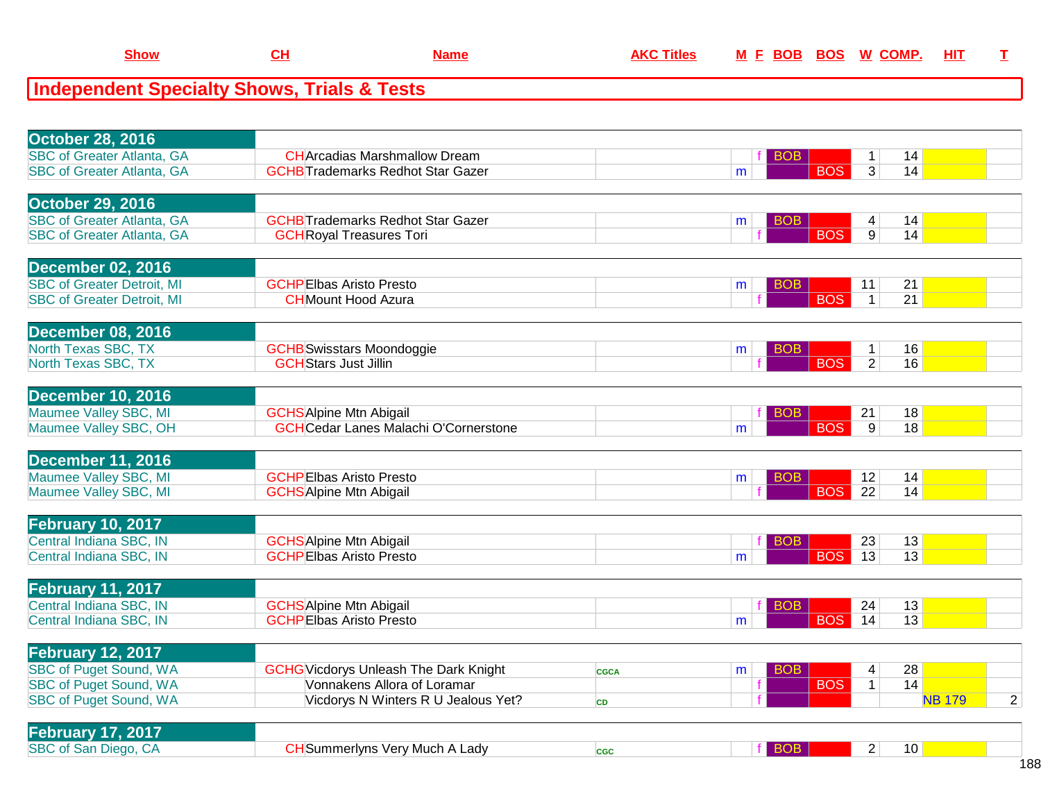| Show | CH | Name | AKC Titles | M | F | BOB | BOS | W | COMP. | HIT | T |
|---|---|---|---|---|---|---|---|---|---|---|---|

## Independent Specialty Shows, Trials & Tests

| Show | CH | Name | AKC Titles | M | F | BOB | BOS | W | COMP. | HIT | T |
|---|---|---|---|---|---|---|---|---|---|---|---|
| **October 28, 2016** | | | | | | | | | | | |
| SBC of Greater Atlanta, GA | CH | Arcadias Marshmallow Dream | | | f | BOB | | 1 | 14 | | |
| SBC of Greater Atlanta, GA | GCHB | Trademarks Redhot Star Gazer | | m | | | BOS | 3 | 14 | | |
| **October 29, 2016** | | | | | | | | | | | |
| SBC of Greater Atlanta, GA | GCHB | Trademarks Redhot Star Gazer | | m | | BOB | | 4 | 14 | | |
| SBC of Greater Atlanta, GA | GCH | Royal Treasures Tori | | | f | | BOS | 9 | 14 | | |
| **December 02, 2016** | | | | | | | | | | | |
| SBC of Greater Detroit, MI | GCHP | Elbas Aristo Presto | | m | | BOB | | 11 | 21 | | |
| SBC of Greater Detroit, MI | CH | Mount Hood Azura | | | f | | BOS | 1 | 21 | | |
| **December 08, 2016** | | | | | | | | | | | |
| North Texas SBC, TX | GCHB | Swisstars Moondoggie | | m | | BOB | | 1 | 16 | | |
| North Texas SBC, TX | GCH | Stars Just Jillin | | | f | | BOS | 2 | 16 | | |
| **December 10, 2016** | | | | | | | | | | | |
| Maumee Valley SBC, MI | GCHS | Alpine Mtn Abigail | | | f | BOB | | 21 | 18 | | |
| Maumee Valley SBC, OH | GCH | Cedar Lanes Malachi O'Cornerstone | | m | | | BOS | 9 | 18 | | |
| **December 11, 2016** | | | | | | | | | | | |
| Maumee Valley SBC, MI | GCHP | Elbas Aristo Presto | | m | | BOB | | 12 | 14 | | |
| Maumee Valley SBC, MI | GCHS | Alpine Mtn Abigail | | | f | | BOS | 22 | 14 | | |
| **February 10, 2017** | | | | | | | | | | | |
| Central Indiana SBC, IN | GCHS | Alpine Mtn Abigail | | | f | BOB | | 23 | 13 | | |
| Central Indiana SBC, IN | GCHP | Elbas Aristo Presto | | m | | | BOS | 13 | 13 | | |
| **February 11, 2017** | | | | | | | | | | | |
| Central Indiana SBC, IN | GCHS | Alpine Mtn Abigail | | | f | BOB | | 24 | 13 | | |
| Central Indiana SBC, IN | GCHP | Elbas Aristo Presto | | m | | | BOS | 14 | 13 | | |
| **February 12, 2017** | | | | | | | | | | | |
| SBC of Puget Sound, WA | GCHG | Vicdorys Unleash The Dark Knight | CGCA | m | | BOB | | 4 | 28 | | |
| SBC of Puget Sound, WA | | Vonnakens Allora of Loramar | | | f | | BOS | 1 | 14 | | |
| SBC of Puget Sound, WA | | Vicdorys N Winters R U Jealous Yet? | CD | | f | | | | | NB 179 | 2 |
| **February 17, 2017** | | | | | | | | | | | |
| SBC of San Diego, CA | CH | Summerlyns Very Much A Lady | CGC | | f | BOB | | 2 | 10 | | |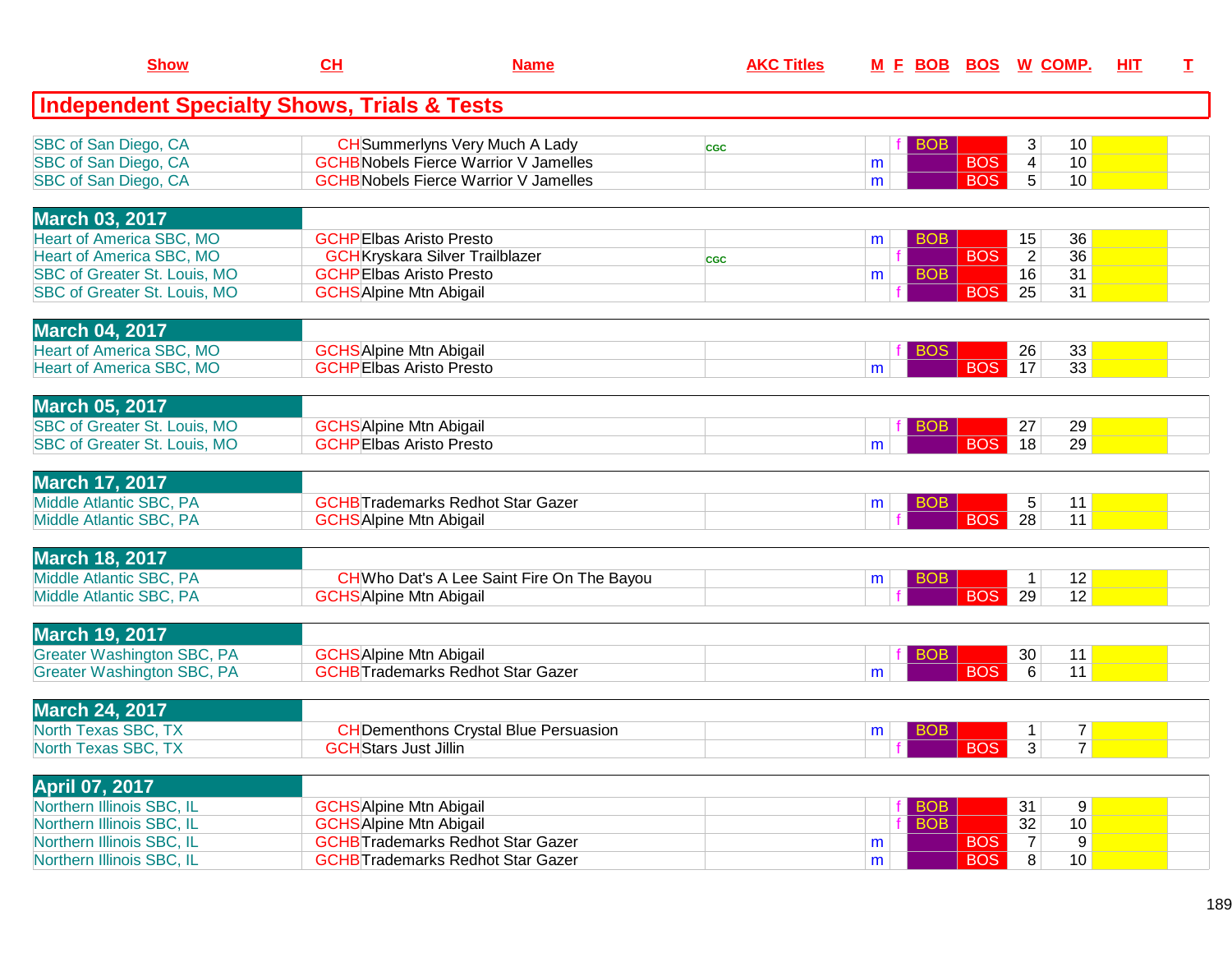| Show | CH | Name | AKC Titles | M | F | BOB | BOS | W | COMP. | HIT | T |
|---|---|---|---|---|---|---|---|---|---|---|---|

## Independent Specialty Shows, Trials & Tests

| Show | CH | Name | AKC Titles | M | F | BOB | BOS | W | COMP. | HIT | T |
|---|---|---|---|---|---|---|---|---|---|---|---|
| SBC of San Diego, CA | CH | Summerlyns Very Much A Lady | CGC | | f | BOB | | 3 | 10 | | |
| SBC of San Diego, CA | GCHB | Nobels Fierce Warrior V Jamelles | | m | | | BOS | 4 | 10 | | |
| SBC of San Diego, CA | GCHB | Nobels Fierce Warrior V Jamelles | | m | | | BOS | 5 | 10 | | |
| **March 03, 2017** | | | | | | | | | | | |
| Heart of America SBC, MO | GCHP | Elbas Aristo Presto | | m | | BOB | | 15 | 36 | | |
| Heart of America SBC, MO | GCH | Kryskara Silver Trailblazer | CGC | | f | | BOS | 2 | 36 | | |
| SBC of Greater St. Louis, MO | GCHP | Elbas Aristo Presto | | m | | BOB | | 16 | 31 | | |
| SBC of Greater St. Louis, MO | GCHS | Alpine Mtn Abigail | | | f | | BOS | 25 | 31 | | |
| **March 04, 2017** | | | | | | | | | | | |
| Heart of America SBC, MO | GCHS | Alpine Mtn Abigail | | | f | BOS | | 26 | 33 | | |
| Heart of America SBC, MO | GCHP | Elbas Aristo Presto | | m | | | BOS | 17 | 33 | | |
| **March 05, 2017** | | | | | | | | | | | |
| SBC of Greater St. Louis, MO | GCHS | Alpine Mtn Abigail | | | f | BOB | | 27 | 29 | | |
| SBC of Greater St. Louis, MO | GCHP | Elbas Aristo Presto | | m | | | BOS | 18 | 29 | | |
| **March 17, 2017** | | | | | | | | | | | |
| Middle Atlantic SBC, PA | GCHB | Trademarks Redhot Star Gazer | | m | | BOB | | 5 | 11 | | |
| Middle Atlantic SBC, PA | GCHS | Alpine Mtn Abigail | | | f | | BOS | 28 | 11 | | |
| **March 18, 2017** | | | | | | | | | | | |
| Middle Atlantic SBC, PA | CH | Who Dat's A Lee Saint Fire On The Bayou | | m | | BOB | | 1 | 12 | | |
| Middle Atlantic SBC, PA | GCHS | Alpine Mtn Abigail | | | f | | BOS | 29 | 12 | | |
| **March 19, 2017** | | | | | | | | | | | |
| Greater Washington SBC, PA | GCHS | Alpine Mtn Abigail | | | f | BOB | | 30 | 11 | | |
| Greater Washington SBC, PA | GCHB | Trademarks Redhot Star Gazer | | m | | | BOS | 6 | 11 | | |
| **March 24, 2017** | | | | | | | | | | | |
| North Texas SBC, TX | CH | Dementhons Crystal Blue Persuasion | | m | | BOB | | 1 | 7 | | |
| North Texas SBC, TX | GCH | Stars Just Jillin | | | f | | BOS | 3 | 7 | | |
| **April 07, 2017** | | | | | | | | | | | |
| Northern Illinois SBC, IL | GCHS | Alpine Mtn Abigail | | | f | BOB | | 31 | 9 | | |
| Northern Illinois SBC, IL | GCHS | Alpine Mtn Abigail | | | f | BOB | | 32 | 10 | | |
| Northern Illinois SBC, IL | GCHB | Trademarks Redhot Star Gazer | | m | | | BOS | 7 | 9 | | |
| Northern Illinois SBC, IL | GCHB | Trademarks Redhot Star Gazer | | m | | | BOS | 8 | 10 | | |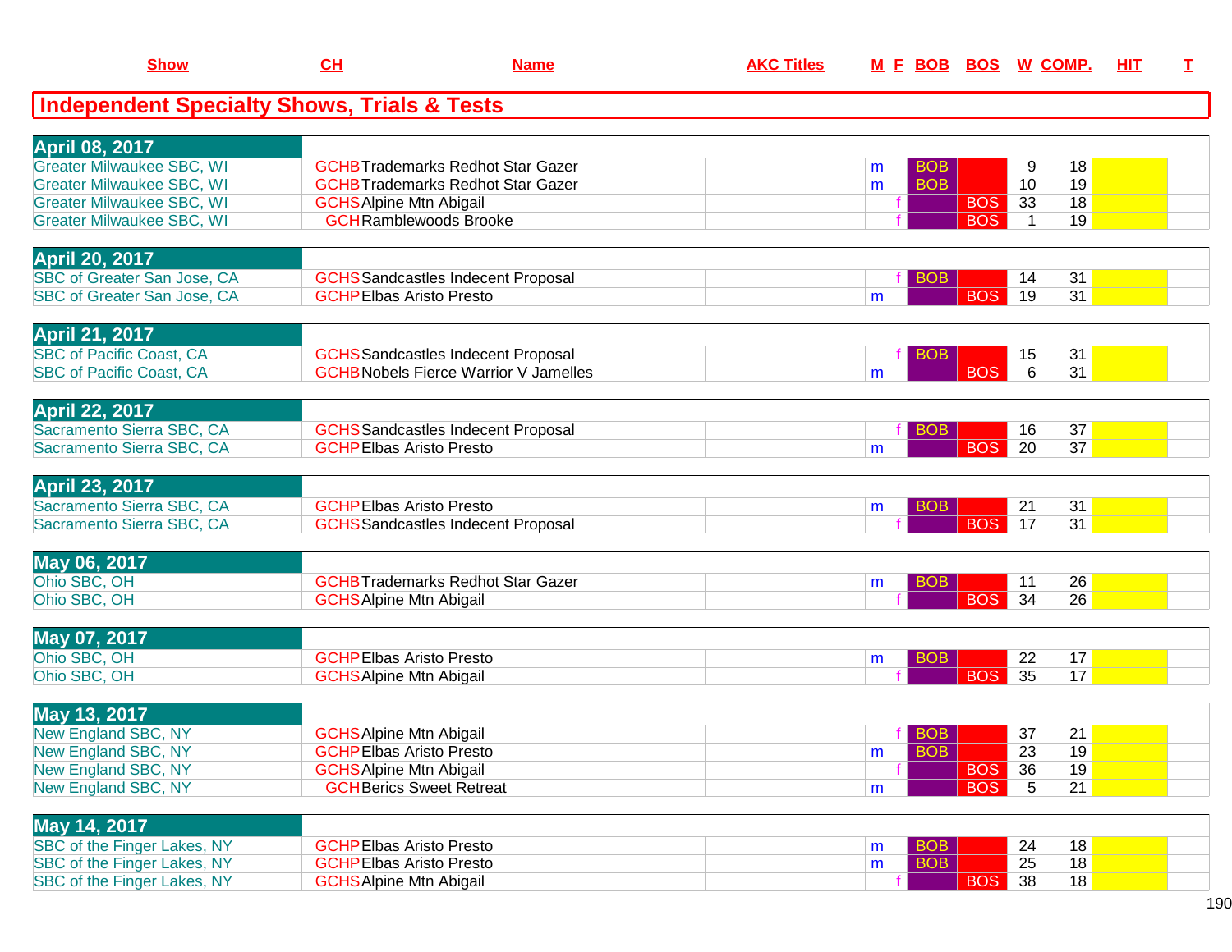## Independent Specialty Shows, Trials & Tests

| Show | CH | Name | AKC Titles | M | F | BOB | BOS | W | COMP. | HIT | T |
|---|---|---|---|---|---|---|---|---|---|---|---|
| **April 08, 2017** | | | | | | | | | | | |
| Greater Milwaukee SBC, WI | GCHB | Trademarks Redhot Star Gazer | | m | | BOB | | 9 | 18 | | |
| Greater Milwaukee SBC, WI | GCHB | Trademarks Redhot Star Gazer | | m | | BOB | | 10 | 19 | | |
| Greater Milwaukee SBC, WI | GCHS | Alpine Mtn Abigail | | | f | | BOS | 33 | 18 | | |
| Greater Milwaukee SBC, WI | GCH | Ramblewoods Brooke | | | f | | BOS | 1 | 19 | | |
| **April 20, 2017** | | | | | | | | | | | |
| SBC of Greater San Jose, CA | GCHS | Sandcastles Indecent Proposal | | | f | BOB | | 14 | 31 | | |
| SBC of Greater San Jose, CA | GCHP | Elbas Aristo Presto | | m | | | BOS | 19 | 31 | | |
| **April 21, 2017** | | | | | | | | | | | |
| SBC of Pacific Coast, CA | GCHS | Sandcastles Indecent Proposal | | | f | BOB | | 15 | 31 | | |
| SBC of Pacific Coast, CA | GCHB | Nobels Fierce Warrior V Jamelles | | m | | | BOS | 6 | 31 | | |
| **April 22, 2017** | | | | | | | | | | | |
| Sacramento Sierra SBC, CA | GCHS | Sandcastles Indecent Proposal | | | f | BOB | | 16 | 37 | | |
| Sacramento Sierra SBC, CA | GCHP | Elbas Aristo Presto | | m | | | BOS | 20 | 37 | | |
| **April 23, 2017** | | | | | | | | | | | |
| Sacramento Sierra SBC, CA | GCHP | Elbas Aristo Presto | | m | | BOB | | 21 | 31 | | |
| Sacramento Sierra SBC, CA | GCHS | Sandcastles Indecent Proposal | | | f | | BOS | 17 | 31 | | |
| **May 06, 2017** | | | | | | | | | | | |
| Ohio SBC, OH | GCHB | Trademarks Redhot Star Gazer | | m | | BOB | | 11 | 26 | | |
| Ohio SBC, OH | GCHS | Alpine Mtn Abigail | | | f | | BOS | 34 | 26 | | |
| **May 07, 2017** | | | | | | | | | | | |
| Ohio SBC, OH | GCHP | Elbas Aristo Presto | | m | | BOB | | 22 | 17 | | |
| Ohio SBC, OH | GCHS | Alpine Mtn Abigail | | | f | | BOS | 35 | 17 | | |
| **May 13, 2017** | | | | | | | | | | | |
| New England SBC, NY | GCHS | Alpine Mtn Abigail | | | f | BOB | | 37 | 21 | | |
| New England SBC, NY | GCHP | Elbas Aristo Presto | | m | | BOB | | 23 | 19 | | |
| New England SBC, NY | GCHS | Alpine Mtn Abigail | | | f | | BOS | 36 | 19 | | |
| New England SBC, NY | GCH | Berics Sweet Retreat | | m | | | BOS | 5 | 21 | | |
| **May 14, 2017** | | | | | | | | | | | |
| SBC of the Finger Lakes, NY | GCHP | Elbas Aristo Presto | | m | | BOB | | 24 | 18 | | |
| SBC of the Finger Lakes, NY | GCHP | Elbas Aristo Presto | | m | | BOB | | 25 | 18 | | |
| SBC of the Finger Lakes, NY | GCHS | Alpine Mtn Abigail | | | f | | BOS | 38 | 18 | | |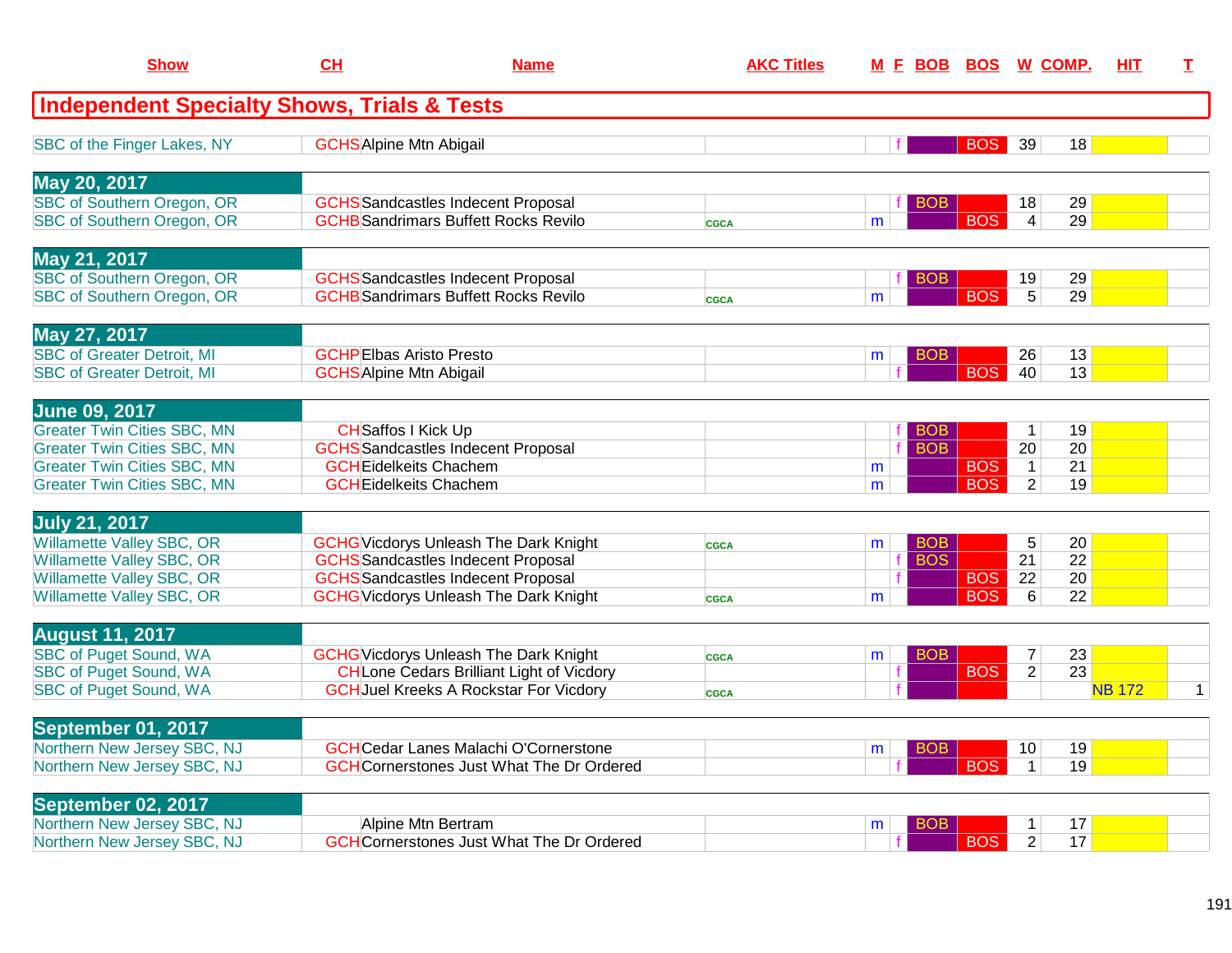| Show | CH | Name | AKC Titles | M | F | BOB | BOS | W | COMP. | HIT | T |
|---|---|---|---|---|---|---|---|---|---|---|---|
| **Independent Specialty Shows, Trials & Tests** | | | | | | | | | | | |
| SBC of the Finger Lakes, NY | GCHS | Alpine Mtn Abigail | | | f | | BOS | 39 | 18 | | |
| **May 20, 2017** | | | | | | | | | | | |
| SBC of Southern Oregon, OR | GCHS | Sandcastles Indecent Proposal | | | f | BOB | | 18 | 29 | | |
| SBC of Southern Oregon, OR | GCHB | Sandrimars Buffett Rocks Revilo | CGCA | m | | | BOS | 4 | 29 | | |
| **May 21, 2017** | | | | | | | | | | | |
| SBC of Southern Oregon, OR | GCHS | Sandcastles Indecent Proposal | | | f | BOB | | 19 | 29 | | |
| SBC of Southern Oregon, OR | GCHB | Sandrimars Buffett Rocks Revilo | CGCA | m | | | BOS | 5 | 29 | | |
| **May 27, 2017** | | | | | | | | | | | |
| SBC of Greater Detroit, MI | GCHP | Elbas Aristo Presto | | m | | BOB | | 26 | 13 | | |
| SBC of Greater Detroit, MI | GCHS | Alpine Mtn Abigail | | | f | | BOS | 40 | 13 | | |
| **June 09, 2017** | | | | | | | | | | | |
| Greater Twin Cities SBC, MN | CH | Saffos I Kick Up | | | f | BOB | | 1 | 19 | | |
| Greater Twin Cities SBC, MN | GCHS | Sandcastles Indecent Proposal | | | f | BOB | | 20 | 20 | | |
| Greater Twin Cities SBC, MN | GCH | Eidelkeits Chachem | | m | | | BOS | 1 | 21 | | |
| Greater Twin Cities SBC, MN | GCH | Eidelkeits Chachem | | m | | | BOS | 2 | 19 | | |
| **July 21, 2017** | | | | | | | | | | | |
| Willamette Valley SBC, OR | GCHG | Vicdorys Unleash The Dark Knight | CGCA | m | | BOB | | 5 | 20 | | |
| Willamette Valley SBC, OR | GCHS | Sandcastles Indecent Proposal | | | f | BOS | | 21 | 22 | | |
| Willamette Valley SBC, OR | GCHS | Sandcastles Indecent Proposal | | | f | | BOS | 22 | 20 | | |
| Willamette Valley SBC, OR | GCHG | Vicdorys Unleash The Dark Knight | CGCA | m | | | BOS | 6 | 22 | | |
| **August 11, 2017** | | | | | | | | | | | |
| SBC of Puget Sound, WA | GCHG | Vicdorys Unleash The Dark Knight | CGCA | m | | BOB | | 7 | 23 | | |
| SBC of Puget Sound, WA | CH | Lone Cedars Brilliant Light of Vicdory | | | f | | BOS | 2 | 23 | | |
| SBC of Puget Sound, WA | GCH | Juel Kreeks A Rockstar For Vicdory | CGCA | | f | | | | | NB 172 | 1 |
| **September 01, 2017** | | | | | | | | | | | |
| Northern New Jersey SBC, NJ | GCH | Cedar Lanes Malachi O'Cornerstone | | m | | BOB | | 10 | 19 | | |
| Northern New Jersey SBC, NJ | GCH | Cornerstones Just What The Dr Ordered | | | f | | BOS | 1 | 19 | | |
| **September 02, 2017** | | | | | | | | | | | |
| Northern New Jersey SBC, NJ | | Alpine Mtn Bertram | | m | | BOB | | 1 | 17 | | |
| Northern New Jersey SBC, NJ | GCH | Cornerstones Just What The Dr Ordered | | | f | | BOS | 2 | 17 | | |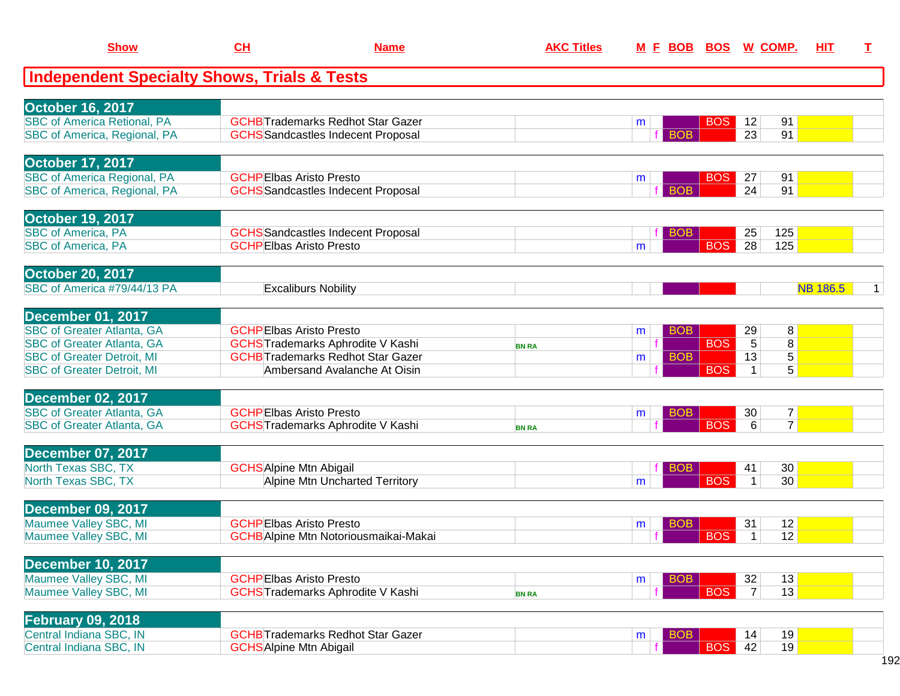## Independent Specialty Shows, Trials & Tests

| Show | CH | Name | AKC Titles | M | F | BOB | BOS | W | COMP. | HIT | T |
|---|---|---|---|---|---|---|---|---|---|---|---|
| **October 16, 2017** | | | | | | | | | | | |
| SBC of America Retional, PA | GCHB | Trademarks Redhot Star Gazer | | m | | | BOS | 12 | 91 | | |
| SBC of America, Regional, PA | GCHS | Sandcastles Indecent Proposal | | | f | BOB | | 23 | 91 | | |
| **October 17, 2017** | | | | | | | | | | | |
| SBC of America Regional, PA | GCHP | Elbas Aristo Presto | | m | | | BOS | 27 | 91 | | |
| SBC of America, Regional, PA | GCHS | Sandcastles Indecent Proposal | | | f | BOB | | 24 | 91 | | |
| **October 19, 2017** | | | | | | | | | | | |
| SBC of America, PA | GCHS | Sandcastles Indecent Proposal | | | f | BOB | | 25 | 125 | | |
| SBC of America, PA | GCHP | Elbas Aristo Presto | | m | | | BOS | 28 | 125 | | |
| **October 20, 2017** | | | | | | | | | | | |
| SBC of America #79/44/13 PA | | Excaliburs Nobility | | | | | | | | NB 186.5 | 1 |
| **December 01, 2017** | | | | | | | | | | | |
| SBC of Greater Atlanta, GA | GCHP | Elbas Aristo Presto | | m | | BOB | | 29 | 8 | | |
| SBC of Greater Atlanta, GA | GCHS | Trademarks Aphrodite V Kashi | BN RA | | f | | BOS | 5 | 8 | | |
| SBC of Greater Detroit, MI | GCHB | Trademarks Redhot Star Gazer | | m | | BOB | | 13 | 5 | | |
| SBC of Greater Detroit, MI | | Ambersand Avalanche At Oisin | | | f | | BOS | 1 | 5 | | |
| **December 02, 2017** | | | | | | | | | | | |
| SBC of Greater Atlanta, GA | GCHP | Elbas Aristo Presto | | m | | BOB | | 30 | 7 | | |
| SBC of Greater Atlanta, GA | GCHS | Trademarks Aphrodite V Kashi | BN RA | | f | | BOS | 6 | 7 | | |
| **December 07, 2017** | | | | | | | | | | | |
| North Texas SBC, TX | GCHS | Alpine Mtn Abigail | | | f | BOB | | 41 | 30 | | |
| North Texas SBC, TX | | Alpine Mtn Uncharted Territory | | m | | | BOS | 1 | 30 | | |
| **December 09, 2017** | | | | | | | | | | | |
| Maumee Valley SBC, MI | GCHP | Elbas Aristo Presto | | m | | BOB | | 31 | 12 | | |
| Maumee Valley SBC, MI | GCHB | Alpine Mtn Notoriousmaikai-Makai | | | f | | BOS | 1 | 12 | | |
| **December 10, 2017** | | | | | | | | | | | |
| Maumee Valley SBC, MI | GCHP | Elbas Aristo Presto | | m | | BOB | | 32 | 13 | | |
| Maumee Valley SBC, MI | GCHS | Trademarks Aphrodite V Kashi | BN RA | | f | | BOS | 7 | 13 | | |
| **February 09, 2018** | | | | | | | | | | | |
| Central Indiana SBC, IN | GCHB | Trademarks Redhot Star Gazer | | m | | BOB | | 14 | 19 | | |
| Central Indiana SBC, IN | GCHS | Alpine Mtn Abigail | | | f | | BOS | 42 | 19 | | |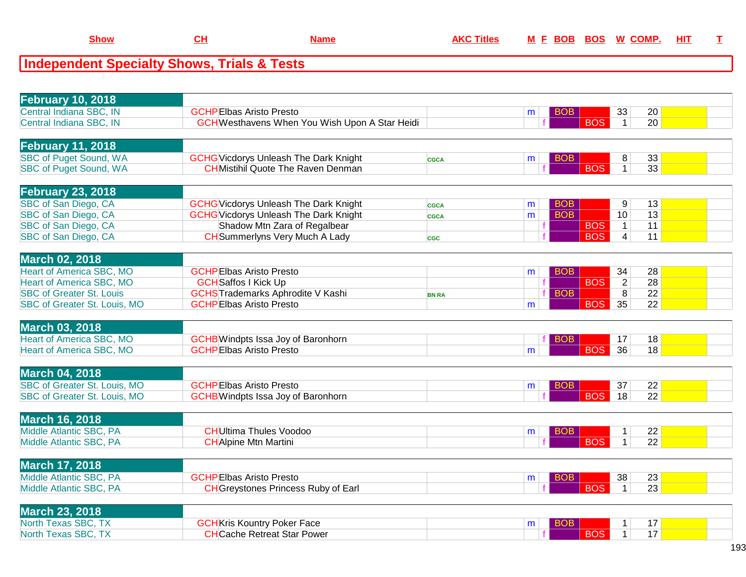| Show | CH | Name | AKC Titles | M | F | BOB | BOS | W | COMP. | HIT | T |
|---|---|---|---|---|---|---|---|---|---|---|---|

## Independent Specialty Shows, Trials & Tests

| Show | CH | Name | AKC Titles | M | F | BOB | BOS | W | COMP. | HIT | T |
|---|---|---|---|---|---|---|---|---|---|---|---|
| **February 10, 2018** | | | | | | | | | | | |
| Central Indiana SBC, IN | GCHP | Elbas Aristo Presto | | m | | BOB | | 33 | 20 | | |
| Central Indiana SBC, IN | GCH | Westhavens When You Wish Upon A Star Heidi | | | f | | BOS | 1 | 20 | | |
| **February 11, 2018** | | | | | | | | | | | |
| SBC of Puget Sound, WA | GCHG | Vicdorys Unleash The Dark Knight | CGCA | m | | BOB | | 8 | 33 | | |
| SBC of Puget Sound, WA | CH | Mistihil Quote The Raven Denman | | | f | | BOS | 1 | 33 | | |
| **February 23, 2018** | | | | | | | | | | | |
| SBC of San Diego, CA | GCHG | Vicdorys Unleash The Dark Knight | CGCA | m | | BOB | | 9 | 13 | | |
| SBC of San Diego, CA | GCHG | Vicdorys Unleash The Dark Knight | CGCA | m | | BOB | | 10 | 13 | | |
| SBC of San Diego, CA | | Shadow Mtn Zara of Regalbear | | | f | | BOS | 1 | 11 | | |
| SBC of San Diego, CA | CH | Summerlyns Very Much A Lady | CGC | | f | | BOS | 4 | 11 | | |
| **March 02, 2018** | | | | | | | | | | | |
| Heart of America SBC, MO | GCHP | Elbas Aristo Presto | | m | | BOB | | 34 | 28 | | |
| Heart of America SBC, MO | GCH | Saffos I Kick Up | | | f | | BOS | 2 | 28 | | |
| SBC of Greater St. Louis | GCHS | Trademarks Aphrodite V Kashi | BN RA | | f | BOB | | 8 | 22 | | |
| SBC of Greater St. Louis, MO | GCHP | Elbas Aristo Presto | | m | | | BOS | 35 | 22 | | |
| **March 03, 2018** | | | | | | | | | | | |
| Heart of America SBC, MO | GCHB | Windpts Issa Joy of Baronhorn | | | f | BOB | | 17 | 18 | | |
| Heart of America SBC, MO | GCHP | Elbas Aristo Presto | | m | | | BOS | 36 | 18 | | |
| **March 04, 2018** | | | | | | | | | | | |
| SBC of Greater St. Louis, MO | GCHP | Elbas Aristo Presto | | m | | BOB | | 37 | 22 | | |
| SBC of Greater St. Louis, MO | GCHB | Windpts Issa Joy of Baronhorn | | | f | | BOS | 18 | 22 | | |
| **March 16, 2018** | | | | | | | | | | | |
| Middle Atlantic SBC, PA | CH | Ultima Thules Voodoo | | m | | BOB | | 1 | 22 | | |
| Middle Atlantic SBC, PA | CH | Alpine Mtn Martini | | | f | | BOS | 1 | 22 | | |
| **March 17, 2018** | | | | | | | | | | | |
| Middle Atlantic SBC, PA | GCHP | Elbas Aristo Presto | | m | | BOB | | 38 | 23 | | |
| Middle Atlantic SBC, PA | CH | Greystones Princess Ruby of Earl | | | f | | BOS | 1 | 23 | | |
| **March 23, 2018** | | | | | | | | | | | |
| North Texas SBC, TX | GCH | Kris Kountry Poker Face | | m | | BOB | | 1 | 17 | | |
| North Texas SBC, TX | CH | Cache Retreat Star Power | | | f | | BOS | 1 | 17 | | |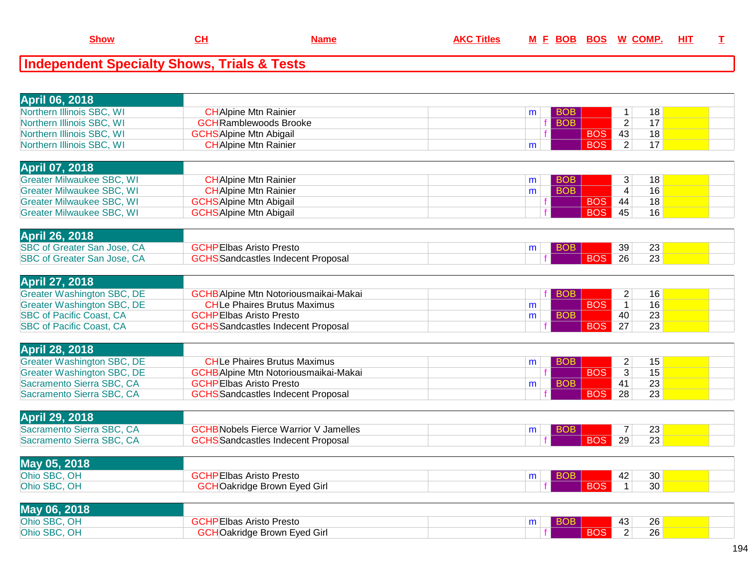| Show | CH | Name | AKC Titles | M | F | BOB | BOS | W | COMP. | HIT | T |
|---|---|---|---|---|---|---|---|---|---|---|---|

## Independent Specialty Shows, Trials & Tests

| Show | CH | Name | AKC Titles | M | F | BOB | BOS | W | COMP. | HIT | T |
|---|---|---|---|---|---|---|---|---|---|---|---|
| **April 06, 2018** | | | | | | | | | | | |
| Northern Illinois SBC, WI | CH | Alpine Mtn Rainier | | m | | BOB | | 1 | 18 | | |
| Northern Illinois SBC, WI | GCH | Ramblewoods Brooke | | | f | BOB | | 2 | 17 | | |
| Northern Illinois SBC, WI | GCHS | Alpine Mtn Abigail | | | f | | BOS | 43 | 18 | | |
| Northern Illinois SBC, WI | CH | Alpine Mtn Rainier | | m | | | BOS | 2 | 17 | | |
| **April 07, 2018** | | | | | | | | | | | |
| Greater Milwaukee SBC, WI | CH | Alpine Mtn Rainier | | m | | BOB | | 3 | 18 | | |
| Greater Milwaukee SBC, WI | CH | Alpine Mtn Rainier | | m | | BOB | | 4 | 16 | | |
| Greater Milwaukee SBC, WI | GCHS | Alpine Mtn Abigail | | | f | | BOS | 44 | 18 | | |
| Greater Milwaukee SBC, WI | GCHS | Alpine Mtn Abigail | | | f | | BOS | 45 | 16 | | |
| **April 26, 2018** | | | | | | | | | | | |
| SBC of Greater San Jose, CA | GCHP | Elbas Aristo Presto | | m | | BOB | | 39 | 23 | | |
| SBC of Greater San Jose, CA | GCHS | Sandcastles Indecent Proposal | | | f | | BOS | 26 | 23 | | |
| **April 27, 2018** | | | | | | | | | | | |
| Greater Washington SBC, DE | GCHB | Alpine Mtn Notoriousmaikai-Makai | | | f | BOB | | 2 | 16 | | |
| Greater Washington SBC, DE | CH | Le Phaires Brutus Maximus | | m | | | BOS | 1 | 16 | | |
| SBC of Pacific Coast, CA | GCHP | Elbas Aristo Presto | | m | | BOB | | 40 | 23 | | |
| SBC of Pacific Coast, CA | GCHS | Sandcastles Indecent Proposal | | | f | | BOS | 27 | 23 | | |
| **April 28, 2018** | | | | | | | | | | | |
| Greater Washington SBC, DE | CH | Le Phaires Brutus Maximus | | m | | BOB | | 2 | 15 | | |
| Greater Washington SBC, DE | GCHB | Alpine Mtn Notoriousmaikai-Makai | | | f | | BOS | 3 | 15 | | |
| Sacramento Sierra SBC, CA | GCHP | Elbas Aristo Presto | | m | | BOB | | 41 | 23 | | |
| Sacramento Sierra SBC, CA | GCHS | Sandcastles Indecent Proposal | | | f | | BOS | 28 | 23 | | |
| **April 29, 2018** | | | | | | | | | | | |
| Sacramento Sierra SBC, CA | GCHB | Nobels Fierce Warrior V Jamelles | | m | | BOB | | 7 | 23 | | |
| Sacramento Sierra SBC, CA | GCHS | Sandcastles Indecent Proposal | | | f | | BOS | 29 | 23 | | |
| **May 05, 2018** | | | | | | | | | | | |
| Ohio SBC, OH | GCHP | Elbas Aristo Presto | | m | | BOB | | 42 | 30 | | |
| Ohio SBC, OH | GCH | Oakridge Brown Eyed Girl | | | f | | BOS | 1 | 30 | | |
| **May 06, 2018** | | | | | | | | | | | |
| Ohio SBC, OH | GCHP | Elbas Aristo Presto | | m | | BOB | | 43 | 26 | | |
| Ohio SBC, OH | GCH | Oakridge Brown Eyed Girl | | | f | | BOS | 2 | 26 | | |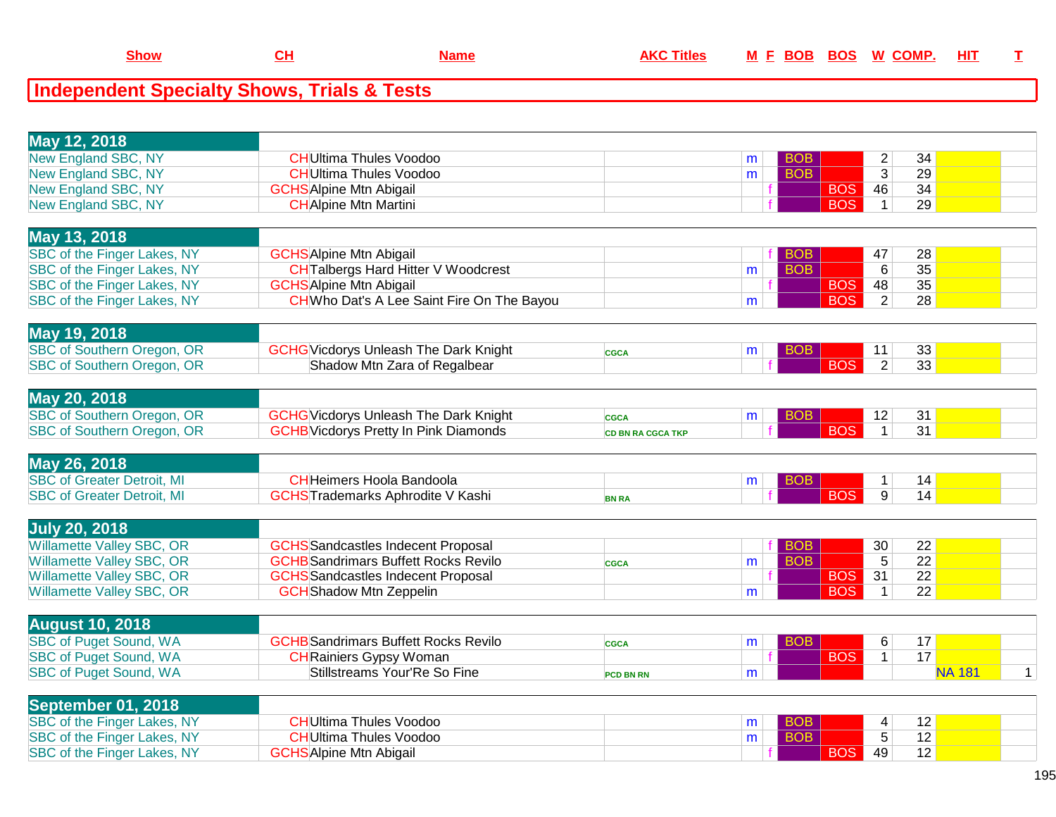| Show | CH | Name | AKC Titles | M | F | BOB | BOS | W | COMP. | HIT | T |
|---|---|---|---|---|---|---|---|---|---|---|---|

## Independent Specialty Shows, Trials & Tests

| Show | CH | Name | AKC Titles | M | F | BOB | BOS | W | COMP. | HIT | T |
|---|---|---|---|---|---|---|---|---|---|---|---|
| **May 12, 2018** | | | | | | | | | | | |
| New England SBC, NY | CH | Ultima Thules Voodoo | | m | | BOB | | 2 | 34 | | |
| New England SBC, NY | CH | Ultima Thules Voodoo | | m | | BOB | | 3 | 29 | | |
| New England SBC, NY | GCHS | Alpine Mtn Abigail | | | f | | BOS | 46 | 34 | | |
| New England SBC, NY | CH | Alpine Mtn Martini | | | f | | BOS | 1 | 29 | | |
| **May 13, 2018** | | | | | | | | | | | |
| SBC of the Finger Lakes, NY | GCHS | Alpine Mtn Abigail | | | f | BOB | | 47 | 28 | | |
| SBC of the Finger Lakes, NY | CH | Talbergs Hard Hitter V Woodcrest | | m | | BOB | | 6 | 35 | | |
| SBC of the Finger Lakes, NY | GCHS | Alpine Mtn Abigail | | | f | | BOS | 48 | 35 | | |
| SBC of the Finger Lakes, NY | CH | Who Dat's A Lee Saint Fire On The Bayou | | m | | | BOS | 2 | 28 | | |
| **May 19, 2018** | | | | | | | | | | | |
| SBC of Southern Oregon, OR | GCHG | Vicdorys Unleash The Dark Knight | CGCA | m | | BOB | | 11 | 33 | | |
| SBC of Southern Oregon, OR | | Shadow Mtn Zara of Regalbear | | | f | | BOS | 2 | 33 | | |
| **May 20, 2018** | | | | | | | | | | | |
| SBC of Southern Oregon, OR | GCHG | Vicdorys Unleash The Dark Knight | CGCA | m | | BOB | | 12 | 31 | | |
| SBC of Southern Oregon, OR | GCHB | Vicdorys Pretty In Pink Diamonds | CD BN RA CGCA TKP | | f | | BOS | 1 | 31 | | |
| **May 26, 2018** | | | | | | | | | | | |
| SBC of Greater Detroit, MI | CH | Heimers Hoola Bandoola | | m | | BOB | | 1 | 14 | | |
| SBC of Greater Detroit, MI | GCHS | Trademarks Aphrodite V Kashi | BN RA | | f | | BOS | 9 | 14 | | |
| **July 20, 2018** | | | | | | | | | | | |
| Willamette Valley SBC, OR | GCHS | Sandcastles Indecent Proposal | | | f | BOB | | 30 | 22 | | |
| Willamette Valley SBC, OR | GCHB | Sandrimars Buffett Rocks Revilo | CGCA | m | | BOB | | 5 | 22 | | |
| Willamette Valley SBC, OR | GCHS | Sandcastles Indecent Proposal | | | f | | BOS | 31 | 22 | | |
| Willamette Valley SBC, OR | GCH | Shadow Mtn Zeppelin | | m | | | BOS | 1 | 22 | | |
| **August 10, 2018** | | | | | | | | | | | |
| SBC of Puget Sound, WA | GCHB | Sandrimars Buffett Rocks Revilo | CGCA | m | | BOB | | 6 | 17 | | |
| SBC of Puget Sound, WA | CH | Rainiers Gypsy Woman | | | f | | BOS | 1 | 17 | | |
| SBC of Puget Sound, WA | | Stillstreams Your'Re So Fine | PCD BN RN | m | | | | | | NA 181 | 1 |
| **September 01, 2018** | | | | | | | | | | | |
| SBC of the Finger Lakes, NY | CH | Ultima Thules Voodoo | | m | | BOB | | 4 | 12 | | |
| SBC of the Finger Lakes, NY | CH | Ultima Thules Voodoo | | m | | BOB | | 5 | 12 | | |
| SBC of the Finger Lakes, NY | GCHS | Alpine Mtn Abigail | | | f | | BOS | 49 | 12 | | |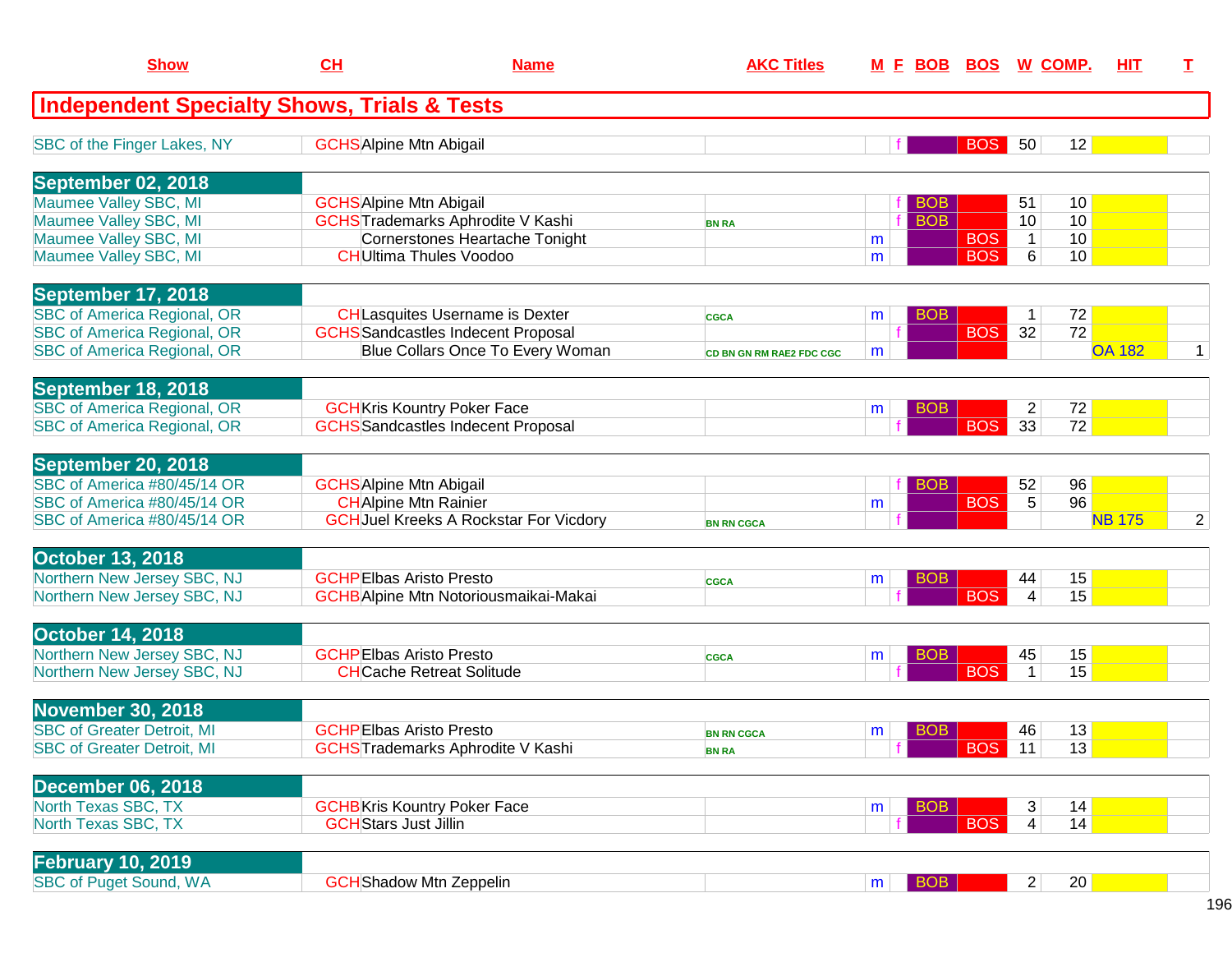| Show | CH | Name | AKC Titles | M | F | BOB | BOS | W | COMP. | HIT | T |
|---|---|---|---|---|---|---|---|---|---|---|---|
| **Independent Specialty Shows, Trials & Tests** | | | | | | | | | | | |
| SBC of the Finger Lakes, NY | GCHS | Alpine Mtn Abigail | | | f | | BOS | 50 | 12 | | |
| **September 02, 2018** | | | | | | | | | | | |
| Maumee Valley SBC, MI | GCHS | Alpine Mtn Abigail | | | f | BOB | | 51 | 10 | | |
| Maumee Valley SBC, MI | GCHS | Trademarks Aphrodite V Kashi | BN RA | | f | BOB | | 10 | 10 | | |
| Maumee Valley SBC, MI | | Cornerstones Heartache Tonight | | m | | | BOS | 1 | 10 | | |
| Maumee Valley SBC, MI | CH | Ultima Thules Voodoo | | m | | | BOS | 6 | 10 | | |
| **September 17, 2018** | | | | | | | | | | | |
| SBC of America Regional, OR | CH | Lasquites Username is Dexter | CGCA | m | | BOB | | 1 | 72 | | |
| SBC of America Regional, OR | GCHS | Sandcastles Indecent Proposal | | | f | | BOS | 32 | 72 | | |
| SBC of America Regional, OR | | Blue Collars Once To Every Woman | CD BN GN RM RAE2 FDC CGC | m | | | | | | OA 182 | 1 |
| **September 18, 2018** | | | | | | | | | | | |
| SBC of America Regional, OR | GCH | Kris Kountry Poker Face | | m | | BOB | | 2 | 72 | | |
| SBC of America Regional, OR | GCHS | Sandcastles Indecent Proposal | | | f | | BOS | 33 | 72 | | |
| **September 20, 2018** | | | | | | | | | | | |
| SBC of America #80/45/14 OR | GCHS | Alpine Mtn Abigail | | | f | BOB | | 52 | 96 | | |
| SBC of America #80/45/14 OR | CH | Alpine Mtn Rainier | | m | | | BOS | 5 | 96 | | |
| SBC of America #80/45/14 OR | GCH | Juel Kreeks A Rockstar For Vicdory | BN RN CGCA | | f | | | | | NB 175 | 2 |
| **October 13, 2018** | | | | | | | | | | | |
| Northern New Jersey SBC, NJ | GCHP | Elbas Aristo Presto | CGCA | m | | BOB | | 44 | 15 | | |
| Northern New Jersey SBC, NJ | GCHB | Alpine Mtn Notoriousmaikai-Makai | | | f | | BOS | 4 | 15 | | |
| **October 14, 2018** | | | | | | | | | | | |
| Northern New Jersey SBC, NJ | GCHP | Elbas Aristo Presto | CGCA | m | | BOB | | 45 | 15 | | |
| Northern New Jersey SBC, NJ | CH | Cache Retreat Solitude | | | f | | BOS | 1 | 15 | | |
| **November 30, 2018** | | | | | | | | | | | |
| SBC of Greater Detroit, MI | GCHP | Elbas Aristo Presto | BN RN CGCA | m | | BOB | | 46 | 13 | | |
| SBC of Greater Detroit, MI | GCHS | Trademarks Aphrodite V Kashi | BN RA | | f | | BOS | 11 | 13 | | |
| **December 06, 2018** | | | | | | | | | | | |
| North Texas SBC, TX | GCHB | Kris Kountry Poker Face | | m | | BOB | | 3 | 14 | | |
| North Texas SBC, TX | GCH | Stars Just Jillin | | | f | | BOS | 4 | 14 | | |
| **February 10, 2019** | | | | | | | | | | | |
| SBC of Puget Sound, WA | GCH | Shadow Mtn Zeppelin | | m | | BOB | | 2 | 20 | | |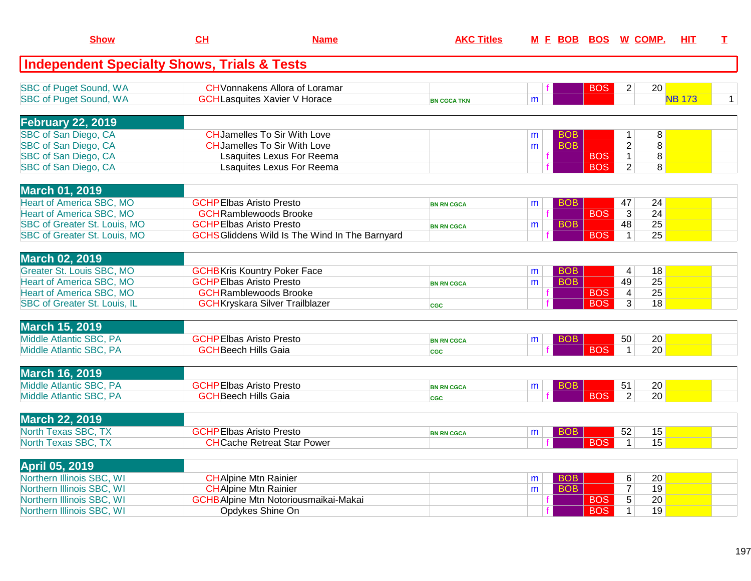| Show | CH | Name | AKC Titles | M | F | BOB | BOS | W | COMP. | HIT | T |
|---|---|---|---|---|---|---|---|---|---|---|---|
| **Independent Specialty Shows, Trials & Tests** | | | | | | | | | | | |
| SBC of Puget Sound, WA | CH | Vonnakens Allora of Loramar | | | f | | BOS | 2 | 20 | | |
| SBC of Puget Sound, WA | GCH | Lasquites Xavier V Horace | BN CGCA TKN | m | | | | | | NB 173 | 1 |
| **February 22, 2019** | | | | | | | | | | | |
| SBC of San Diego, CA | CH | Jamelles To Sir With Love | | m | | BOB | | 1 | 8 | | |
| SBC of San Diego, CA | CH | Jamelles To Sir With Love | | m | | BOB | | 2 | 8 | | |
| SBC of San Diego, CA | | Lsaquites Lexus For Reema | | | f | | BOS | 1 | 8 | | |
| SBC of San Diego, CA | | Lsaquites Lexus For Reema | | | f | | BOS | 2 | 8 | | |
| **March 01, 2019** | | | | | | | | | | | |
| Heart of America SBC, MO | GCHP | Elbas Aristo Presto | BN RN CGCA | m | | BOB | | 47 | 24 | | |
| Heart of America SBC, MO | GCH | Ramblewoods Brooke | | | f | | BOS | 3 | 24 | | |
| SBC of Greater St. Louis, MO | GCHP | Elbas Aristo Presto | BN RN CGCA | m | | BOB | | 48 | 25 | | |
| SBC of Greater St. Louis, MO | GCHS | Gliddens Wild Is The Wind In The Barnyard | | | f | | BOS | 1 | 25 | | |
| **March 02, 2019** | | | | | | | | | | | |
| Greater St. Louis SBC, MO | GCHB | Kris Kountry Poker Face | | m | | BOB | | 4 | 18 | | |
| Heart of America SBC, MO | GCHP | Elbas Aristo Presto | BN RN CGCA | m | | BOB | | 49 | 25 | | |
| Heart of America SBC, MO | GCH | Ramblewoods Brooke | | | f | | BOS | 4 | 25 | | |
| SBC of Greater St. Louis, IL | GCH | Kryskara Silver Trailblazer | CGC | | f | | BOS | 3 | 18 | | |
| **March 15, 2019** | | | | | | | | | | | |
| Middle Atlantic SBC, PA | GCHP | Elbas Aristo Presto | BN RN CGCA | m | | BOB | | 50 | 20 | | |
| Middle Atlantic SBC, PA | GCH | Beech Hills Gaia | CGC | | f | | BOS | 1 | 20 | | |
| **March 16, 2019** | | | | | | | | | | | |
| Middle Atlantic SBC, PA | GCHP | Elbas Aristo Presto | BN RN CGCA | m | | BOB | | 51 | 20 | | |
| Middle Atlantic SBC, PA | GCH | Beech Hills Gaia | CGC | | f | | BOS | 2 | 20 | | |
| **March 22, 2019** | | | | | | | | | | | |
| North Texas SBC, TX | GCHP | Elbas Aristo Presto | BN RN CGCA | m | | BOB | | 52 | 15 | | |
| North Texas SBC, TX | CH | Cache Retreat Star Power | | | f | | BOS | 1 | 15 | | |
| **April 05, 2019** | | | | | | | | | | | |
| Northern Illinois SBC, WI | CH | Alpine Mtn Rainier | | m | | BOB | | 6 | 20 | | |
| Northern Illinois SBC, WI | CH | Alpine Mtn Rainier | | m | | BOB | | 7 | 19 | | |
| Northern Illinois SBC, WI | GCHB | Alpine Mtn Notoriousmaikai-Makai | | | f | | BOS | 5 | 20 | | |
| Northern Illinois SBC, WI | | Opdykes Shine On | | | f | | BOS | 1 | 19 | | |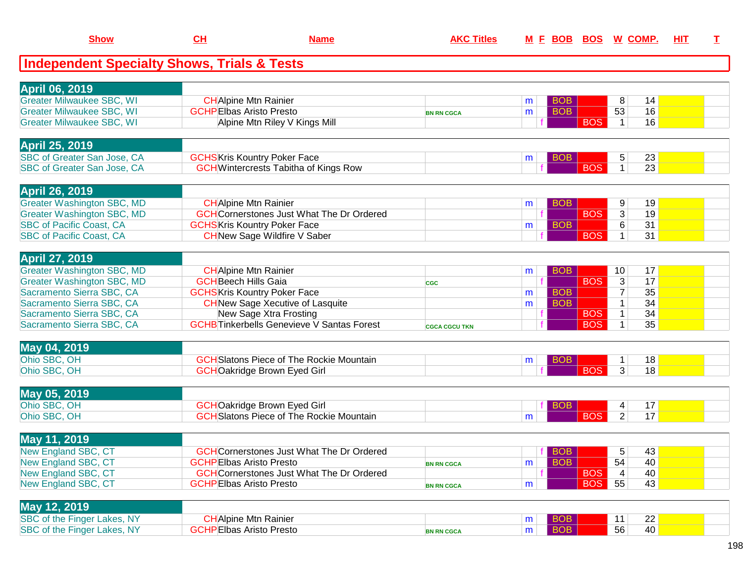| Show | CH | Name | AKC Titles | M | F | BOB | BOS | W | COMP. | HIT | T |
|---|---|---|---|---|---|---|---|---|---|---|---|

## Independent Specialty Shows, Trials & Tests

| Show | CH | Name | AKC Titles | M | F | BOB | BOS | W | COMP. | HIT | T |
|---|---|---|---|---|---|---|---|---|---|---|---|
| **April 06, 2019** | | | | | | | | | | | |
| Greater Milwaukee SBC, WI | CH | Alpine Mtn Rainier | | m | | BOB | | 8 | 14 | | |
| Greater Milwaukee SBC, WI | GCHP | Elbas Aristo Presto | BN RN CGCA | m | | BOB | | 53 | 16 | | |
| Greater Milwaukee SBC, WI | | Alpine Mtn Riley V Kings Mill | | | f | | BOS | 1 | 16 | | |
| **April 25, 2019** | | | | | | | | | | | |
| SBC of Greater San Jose, CA | GCHS | Kris Kountry Poker Face | | m | | BOB | | 5 | 23 | | |
| SBC of Greater San Jose, CA | GCH | Wintercrests Tabitha of Kings Row | | | f | | BOS | 1 | 23 | | |
| **April 26, 2019** | | | | | | | | | | | |
| Greater Washington SBC, MD | CH | Alpine Mtn Rainier | | m | | BOB | | 9 | 19 | | |
| Greater Washington SBC, MD | GCH | Cornerstones Just What The Dr Ordered | | | f | | BOS | 3 | 19 | | |
| SBC of Pacific Coast, CA | GCHS | Kris Kountry Poker Face | | m | | BOB | | 6 | 31 | | |
| SBC of Pacific Coast, CA | CH | New Sage Wildfire V Saber | | | f | | BOS | 1 | 31 | | |
| **April 27, 2019** | | | | | | | | | | | |
| Greater Washington SBC, MD | CH | Alpine Mtn Rainier | | m | | BOB | | 10 | 17 | | |
| Greater Washington SBC, MD | GCH | Beech Hills Gaia | CGC | | f | | BOS | 3 | 17 | | |
| Sacramento Sierra SBC, CA | GCHS | Kris Kountry Poker Face | | m | | BOB | | 7 | 35 | | |
| Sacramento Sierra SBC, CA | CH | New Sage Xecutive of Lasquite | | m | | BOB | | 1 | 34 | | |
| Sacramento Sierra SBC, CA | | New Sage Xtra Frosting | | | f | | BOS | 1 | 34 | | |
| Sacramento Sierra SBC, CA | GCHB | Tinkerbells Genevieve V Santas Forest | CGCA CGCU TKN | | f | | BOS | 1 | 35 | | |
| **May 04, 2019** | | | | | | | | | | | |
| Ohio SBC, OH | GCH | Slatons Piece of The Rockie Mountain | | m | | BOB | | 1 | 18 | | |
| Ohio SBC, OH | GCH | Oakridge Brown Eyed Girl | | | f | | BOS | 3 | 18 | | |
| **May 05, 2019** | | | | | | | | | | | |
| Ohio SBC, OH | GCH | Oakridge Brown Eyed Girl | | | f | BOB | | 4 | 17 | | |
| Ohio SBC, OH | GCH | Slatons Piece of The Rockie Mountain | | m | | | BOS | 2 | 17 | | |
| **May 11, 2019** | | | | | | | | | | | |
| New England SBC, CT | GCH | Cornerstones Just What The Dr Ordered | | | f | BOB | | 5 | 43 | | |
| New England SBC, CT | GCHP | Elbas Aristo Presto | BN RN CGCA | m | | BOB | | 54 | 40 | | |
| New England SBC, CT | GCH | Cornerstones Just What The Dr Ordered | | | f | | BOS | 4 | 40 | | |
| New England SBC, CT | GCHP | Elbas Aristo Presto | BN RN CGCA | m | | | BOS | 55 | 43 | | |
| **May 12, 2019** | | | | | | | | | | | |
| SBC of the Finger Lakes, NY | CH | Alpine Mtn Rainier | | m | | BOB | | 11 | 22 | | |
| SBC of the Finger Lakes, NY | GCHP | Elbas Aristo Presto | BN RN CGCA | m | | BOB | | 56 | 40 | | |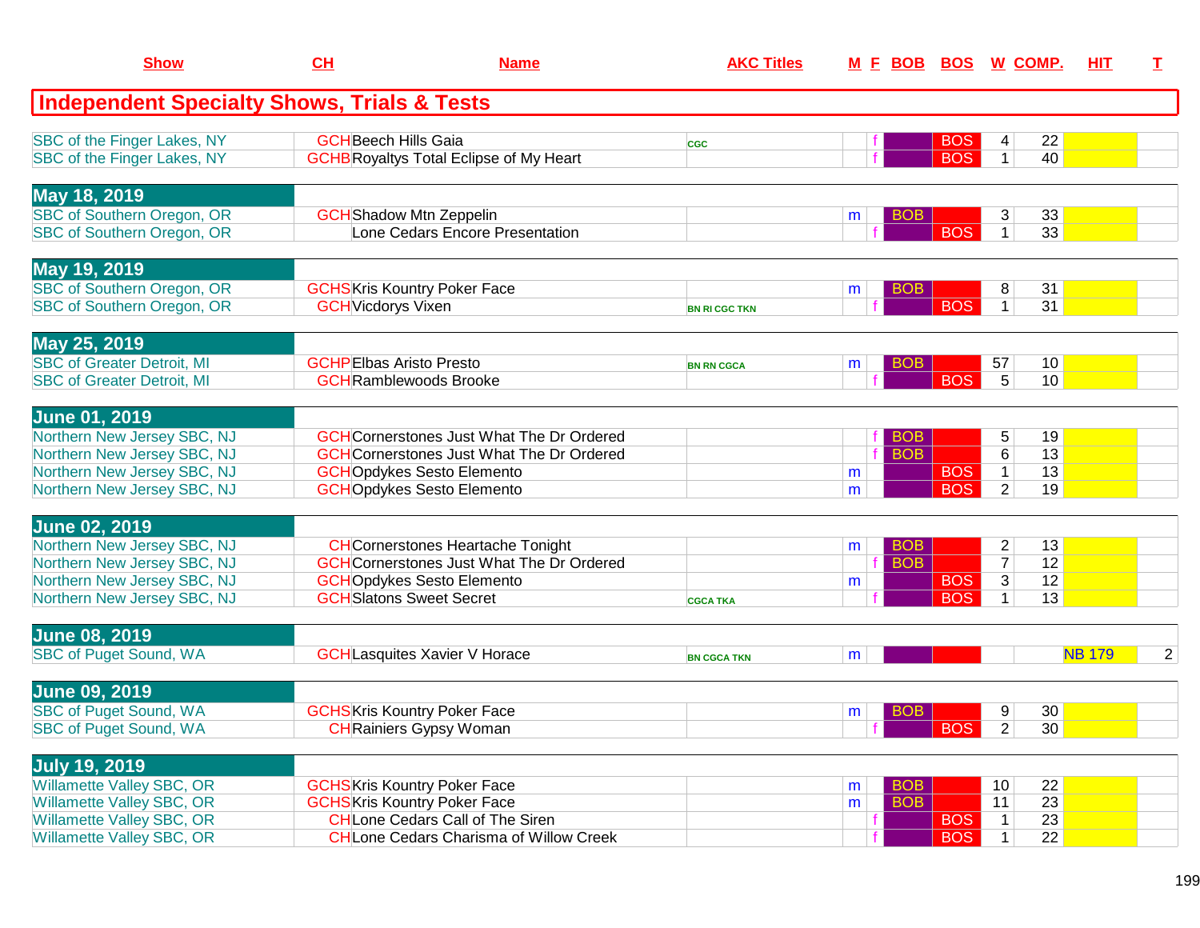| Show | CH | Name | AKC Titles | M | F | BOB | BOS | W | COMP. | HIT | T |
|---|---|---|---|---|---|---|---|---|---|---|---|
| **Independent Specialty Shows, Trials & Tests** | | | | | | | | | | | |
| SBC of the Finger Lakes, NY | GCH | Beech Hills Gaia | CGC | | f | | BOS | 4 | 22 | | |
| SBC of the Finger Lakes, NY | GCHB | Royaltys Total Eclipse of My Heart | | | f | | BOS | 1 | 40 | | |
| **May 18, 2019** | | | | | | | | | | | |
| SBC of Southern Oregon, OR | GCH | Shadow Mtn Zeppelin | | m | | BOB | | 3 | 33 | | |
| SBC of Southern Oregon, OR | | Lone Cedars Encore Presentation | | | f | | BOS | 1 | 33 | | |
| **May 19, 2019** | | | | | | | | | | | |
| SBC of Southern Oregon, OR | GCHS | Kris Kountry Poker Face | | m | | BOB | | 8 | 31 | | |
| SBC of Southern Oregon, OR | GCH | Vicdorys Vixen | BN RI CGC TKN | | f | | BOS | 1 | 31 | | |
| **May 25, 2019** | | | | | | | | | | | |
| SBC of Greater Detroit, MI | GCHP | Elbas Aristo Presto | BN RN CGCA | m | | BOB | | 57 | 10 | | |
| SBC of Greater Detroit, MI | GCH | Ramblewoods Brooke | | | f | | BOS | 5 | 10 | | |
| **June 01, 2019** | | | | | | | | | | | |
| Northern New Jersey SBC, NJ | GCH | Cornerstones Just What The Dr Ordered | | | f | BOB | | 5 | 19 | | |
| Northern New Jersey SBC, NJ | GCH | Cornerstones Just What The Dr Ordered | | | f | BOB | | 6 | 13 | | |
| Northern New Jersey SBC, NJ | GCH | Opdykes Sesto Elemento | | m | | | BOS | 1 | 13 | | |
| Northern New Jersey SBC, NJ | GCH | Opdykes Sesto Elemento | | m | | | BOS | 2 | 19 | | |
| **June 02, 2019** | | | | | | | | | | | |
| Northern New Jersey SBC, NJ | CH | Cornerstones Heartache Tonight | | m | | BOB | | 2 | 13 | | |
| Northern New Jersey SBC, NJ | GCH | Cornerstones Just What The Dr Ordered | | | f | BOB | | 7 | 12 | | |
| Northern New Jersey SBC, NJ | GCH | Opdykes Sesto Elemento | | m | | | BOS | 3 | 12 | | |
| Northern New Jersey SBC, NJ | GCH | Slatons Sweet Secret | CGCA TKA | | f | | BOS | 1 | 13 | | |
| **June 08, 2019** | | | | | | | | | | | |
| SBC of Puget Sound, WA | GCH | Lasquites Xavier V Horace | BN CGCA TKN | m | | | | | | NB 179 | 2 |
| **June 09, 2019** | | | | | | | | | | | |
| SBC of Puget Sound, WA | GCHS | Kris Kountry Poker Face | | m | | BOB | | 9 | 30 | | |
| SBC of Puget Sound, WA | CH | Rainiers Gypsy Woman | | | f | | BOS | 2 | 30 | | |
| **July 19, 2019** | | | | | | | | | | | |
| Willamette Valley SBC, OR | GCHS | Kris Kountry Poker Face | | m | | BOB | | 10 | 22 | | |
| Willamette Valley SBC, OR | GCHS | Kris Kountry Poker Face | | m | | BOB | | 11 | 23 | | |
| Willamette Valley SBC, OR | CH | Lone Cedars Call of The Siren | | | f | | BOS | 1 | 23 | | |
| Willamette Valley SBC, OR | CH | Lone Cedars Charisma of Willow Creek | | | f | | BOS | 1 | 22 | | |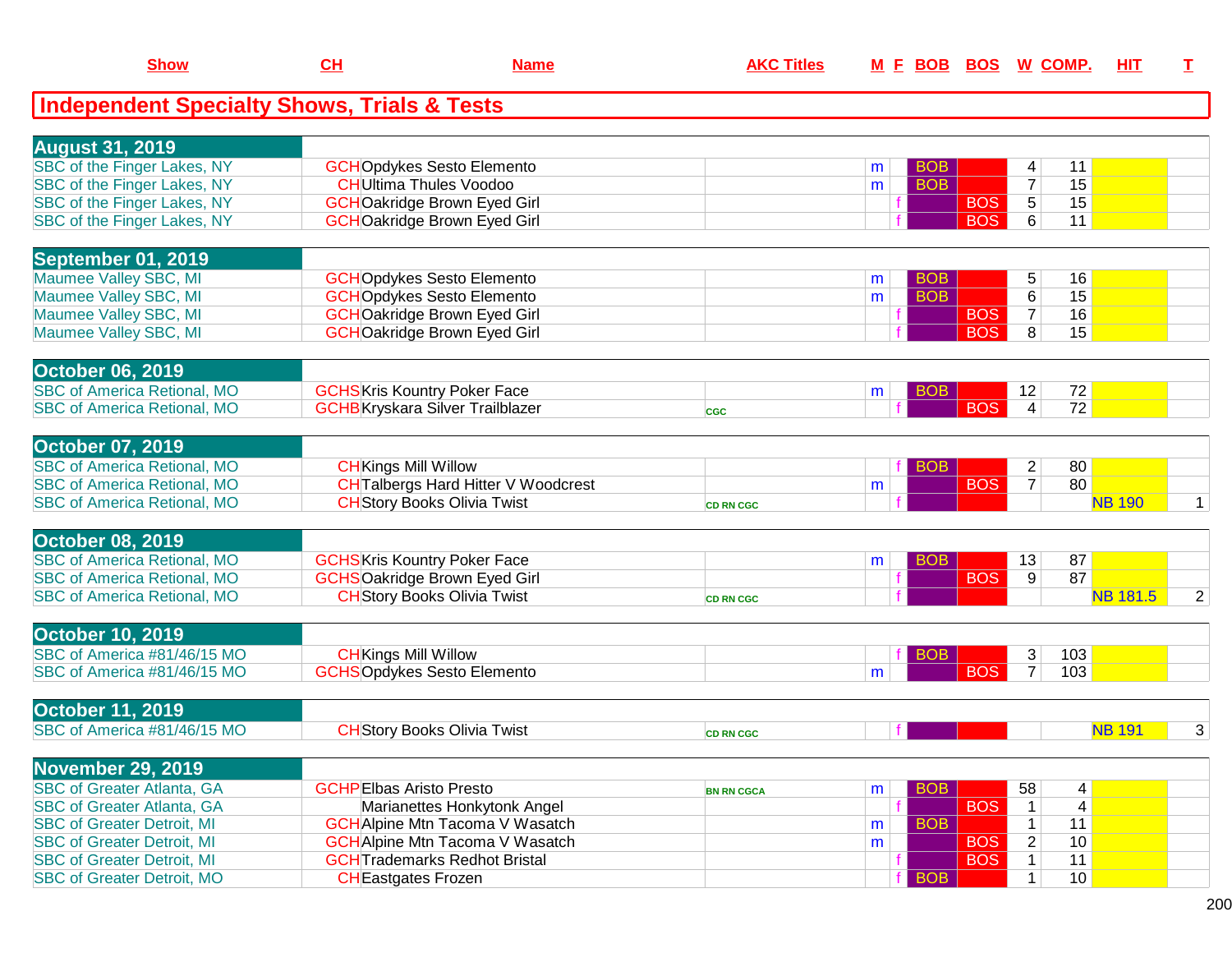| Show | CH | Name | AKC Titles | M | F | BOB | BOS | W | COMP. | HIT | T |
|---|---|---|---|---|---|---|---|---|---|---|---|

## Independent Specialty Shows, Trials & Tests

| Show | CH | Name | AKC Titles | M | F | BOB | BOS | W | COMP. | HIT | T |
|---|---|---|---|---|---|---|---|---|---|---|---|
| **August 31, 2019** | | | | | | | | | | | |
| SBC of the Finger Lakes, NY | GCH | Opdykes Sesto Elemento | | m | | BOB | | 4 | 11 | | |
| SBC of the Finger Lakes, NY | CH | Ultima Thules Voodoo | | m | | BOB | | 7 | 15 | | |
| SBC of the Finger Lakes, NY | GCH | Oakridge Brown Eyed Girl | | | f | | BOS | 5 | 15 | | |
| SBC of the Finger Lakes, NY | GCH | Oakridge Brown Eyed Girl | | | f | | BOS | 6 | 11 | | |
| **September 01, 2019** | | | | | | | | | | | |
| Maumee Valley SBC, MI | GCH | Opdykes Sesto Elemento | | m | | BOB | | 5 | 16 | | |
| Maumee Valley SBC, MI | GCH | Opdykes Sesto Elemento | | m | | BOB | | 6 | 15 | | |
| Maumee Valley SBC, MI | GCH | Oakridge Brown Eyed Girl | | | f | | BOS | 7 | 16 | | |
| Maumee Valley SBC, MI | GCH | Oakridge Brown Eyed Girl | | | f | | BOS | 8 | 15 | | |
| **October 06, 2019** | | | | | | | | | | | |
| SBC of America Retional, MO | GCHS | Kris Kountry Poker Face | | m | | BOB | | 12 | 72 | | |
| SBC of America Retional, MO | GCHB | Kryskara Silver Trailblazer | CGC | | f | | BOS | 4 | 72 | | |
| **October 07, 2019** | | | | | | | | | | | |
| SBC of America Retional, MO | CH | Kings Mill Willow | | | f | BOB | | 2 | 80 | | |
| SBC of America Retional, MO | CH | Talbergs Hard Hitter V Woodcrest | | m | | | BOS | 7 | 80 | | |
| SBC of America Retional, MO | CH | Story Books Olivia Twist | CD RN CGC | | f | | | | | NB 190 | 1 |
| **October 08, 2019** | | | | | | | | | | | |
| SBC of America Retional, MO | GCHS | Kris Kountry Poker Face | | m | | BOB | | 13 | 87 | | |
| SBC of America Retional, MO | GCHS | Oakridge Brown Eyed Girl | | | f | | BOS | 9 | 87 | | |
| SBC of America Retional, MO | CH | Story Books Olivia Twist | CD RN CGC | | f | | | | | NB 181.5 | 2 |
| **October 10, 2019** | | | | | | | | | | | |
| SBC of America #81/46/15 MO | CH | Kings Mill Willow | | | f | BOB | | 3 | 103 | | |
| SBC of America #81/46/15 MO | GCHS | Opdykes Sesto Elemento | | m | | | BOS | 7 | 103 | | |
| **October 11, 2019** | | | | | | | | | | | |
| SBC of America #81/46/15 MO | CH | Story Books Olivia Twist | CD RN CGC | | f | | | | | NB 191 | 3 |
| **November 29, 2019** | | | | | | | | | | | |
| SBC of Greater Atlanta, GA | GCHP | Elbas Aristo Presto | BN RN CGCA | m | | BOB | | 58 | 4 | | |
| SBC of Greater Atlanta, GA | | Marianettes Honkytonk Angel | | | f | | BOS | 1 | 4 | | |
| SBC of Greater Detroit, MI | GCH | Alpine Mtn Tacoma V Wasatch | | m | | BOB | | 1 | 11 | | |
| SBC of Greater Detroit, MI | GCH | Alpine Mtn Tacoma V Wasatch | | m | | | BOS | 2 | 10 | | |
| SBC of Greater Detroit, MI | GCH | Trademarks Redhot Bristal | | | f | | BOS | 1 | 11 | | |
| SBC of Greater Detroit, MO | CH | Eastgates Frozen | | | f | BOB | | 1 | 10 | | |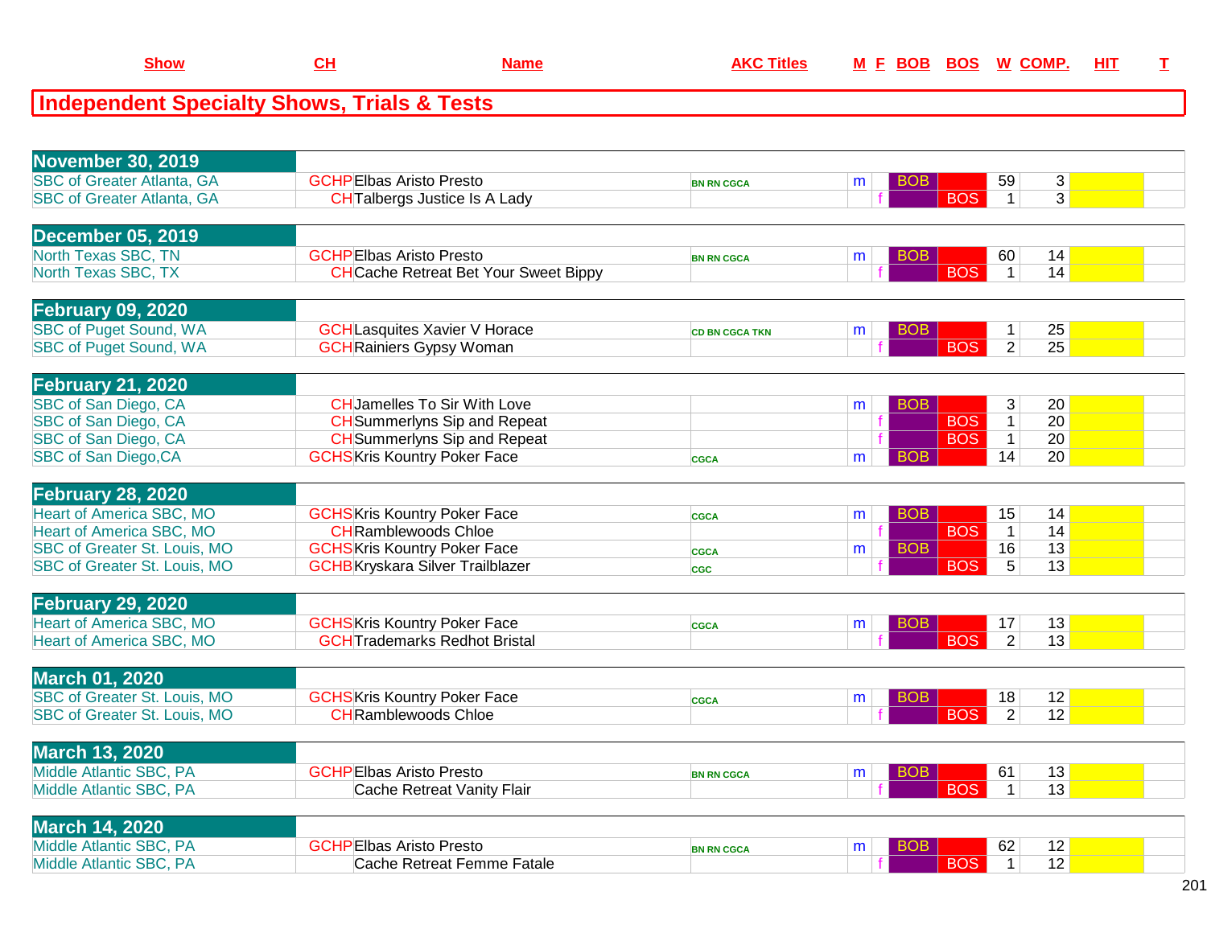| Show | CH | Name | AKC Titles | M | F | BOB | BOS | W | COMP. | HIT | T |
|---|---|---|---|---|---|---|---|---|---|---|---|

## Independent Specialty Shows, Trials & Tests

| Show | CH | Name | AKC Titles | M | F | BOB | BOS | W | COMP. | HIT | T |
|---|---|---|---|---|---|---|---|---|---|---|---|
| **November 30, 2019** | | | | | | | | | | | |
| SBC of Greater Atlanta, GA | GCHP | Elbas Aristo Presto | BN RN CGCA | m | | BOB | | 59 | 3 | | |
| SBC of Greater Atlanta, GA | CH | Talbergs Justice Is A Lady | | | f | | BOS | 1 | 3 | | |
| **December 05, 2019** | | | | | | | | | | | |
| North Texas SBC, TN | GCHP | Elbas Aristo Presto | BN RN CGCA | m | | BOB | | 60 | 14 | | |
| North Texas SBC, TX | CH | Cache Retreat Bet Your Sweet Bippy | | | f | | BOS | 1 | 14 | | |
| **February 09, 2020** | | | | | | | | | | | |
| SBC of Puget Sound, WA | GCH | Lasquites Xavier V Horace | CD BN CGCA TKN | m | | BOB | | 1 | 25 | | |
| SBC of Puget Sound, WA | GCH | Rainiers Gypsy Woman | | | f | | BOS | 2 | 25 | | |
| **February 21, 2020** | | | | | | | | | | | |
| SBC of San Diego, CA | CH | Jamelles To Sir With Love | | m | | BOB | | 3 | 20 | | |
| SBC of San Diego, CA | CH | Summerlyns Sip and Repeat | | | f | | BOS | 1 | 20 | | |
| SBC of San Diego, CA | CH | Summerlyns Sip and Repeat | | | f | | BOS | 1 | 20 | | |
| SBC of San Diego,CA | GCHS | Kris Kountry Poker Face | CGCA | m | | BOB | | 14 | 20 | | |
| **February 28, 2020** | | | | | | | | | | | |
| Heart of America SBC, MO | GCHS | Kris Kountry Poker Face | CGCA | m | | BOB | | 15 | 14 | | |
| Heart of America SBC, MO | CH | Ramblewoods Chloe | | | f | | BOS | 1 | 14 | | |
| SBC of Greater St. Louis, MO | GCHS | Kris Kountry Poker Face | CGCA | m | | BOB | | 16 | 13 | | |
| SBC of Greater St. Louis, MO | GCHB | Kryskara Silver Trailblazer | CGC | | f | | BOS | 5 | 13 | | |
| **February 29, 2020** | | | | | | | | | | | |
| Heart of America SBC, MO | GCHS | Kris Kountry Poker Face | CGCA | m | | BOB | | 17 | 13 | | |
| Heart of America SBC, MO | GCH | Trademarks Redhot Bristal | | | f | | BOS | 2 | 13 | | |
| **March 01, 2020** | | | | | | | | | | | |
| SBC of Greater St. Louis, MO | GCHS | Kris Kountry Poker Face | CGCA | m | | BOB | | 18 | 12 | | |
| SBC of Greater St. Louis, MO | CH | Ramblewoods Chloe | | | f | | BOS | 2 | 12 | | |
| **March 13, 2020** | | | | | | | | | | | |
| Middle Atlantic SBC, PA | GCHP | Elbas Aristo Presto | BN RN CGCA | m | | BOB | | 61 | 13 | | |
| Middle Atlantic SBC, PA | | Cache Retreat Vanity Flair | | | f | | BOS | 1 | 13 | | |
| **March 14, 2020** | | | | | | | | | | | |
| Middle Atlantic SBC, PA | GCHP | Elbas Aristo Presto | BN RN CGCA | m | | BOB | | 62 | 12 | | |
| Middle Atlantic SBC, PA | | Cache Retreat Femme Fatale | | | f | | BOS | 1 | 12 | | |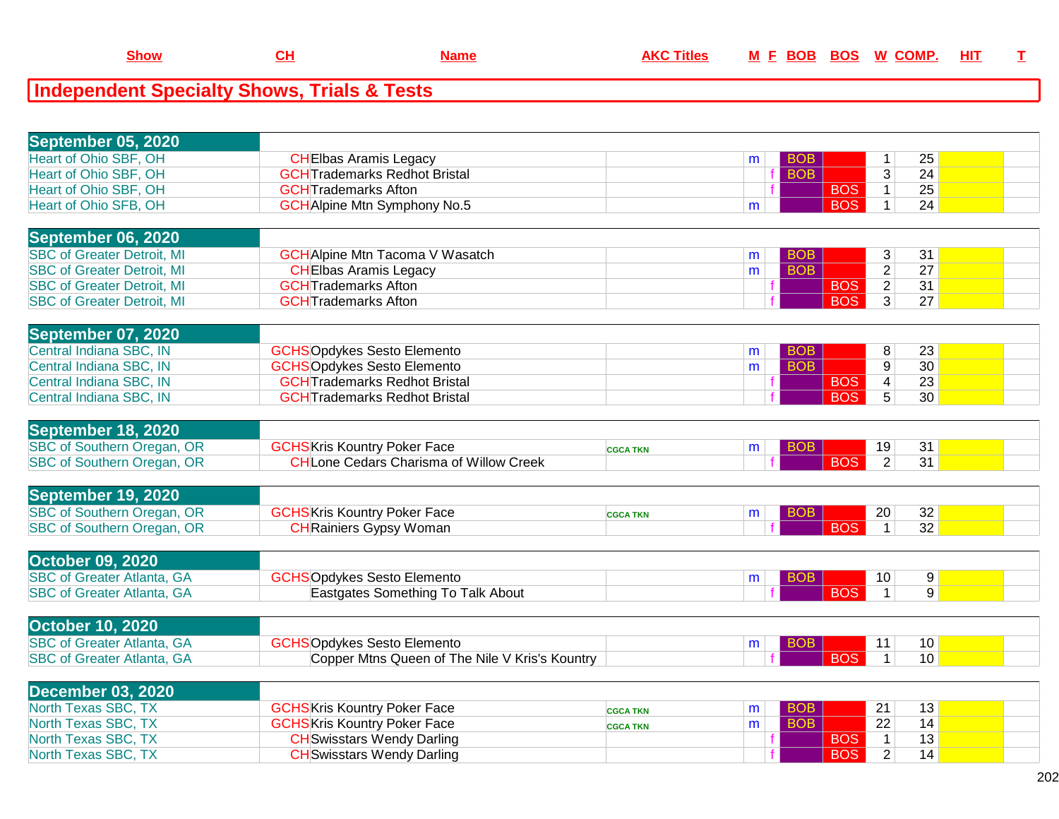| Show | CH | Name | AKC Titles | M | F | BOB | BOS | W | COMP. | HIT | T |
|---|---|---|---|---|---|---|---|---|---|---|---|

## Independent Specialty Shows, Trials & Tests

| Show | CH | Name | AKC Titles | M | F | BOB | BOS | W | COMP. | HIT | T |
|---|---|---|---|---|---|---|---|---|---|---|---|
| **September 05, 2020** | | | | | | | | | | | |
| Heart of Ohio SBF, OH | CH | Elbas Aramis Legacy | | m | | BOB | | 1 | 25 | | |
| Heart of Ohio SBF, OH | GCH | Trademarks Redhot Bristal | | | f | BOB | | 3 | 24 | | |
| Heart of Ohio SBF, OH | GCH | Trademarks Afton | | | f | | BOS | 1 | 25 | | |
| Heart of Ohio SFB, OH | GCH | Alpine Mtn Symphony No.5 | | m | | | BOS | 1 | 24 | | |
| **September 06, 2020** | | | | | | | | | | | |
| SBC of Greater Detroit, MI | GCH | Alpine Mtn Tacoma V Wasatch | | m | | BOB | | 3 | 31 | | |
| SBC of Greater Detroit, MI | CH | Elbas Aramis Legacy | | m | | BOB | | 2 | 27 | | |
| SBC of Greater Detroit, MI | GCH | Trademarks Afton | | | f | | BOS | 2 | 31 | | |
| SBC of Greater Detroit, MI | GCH | Trademarks Afton | | | f | | BOS | 3 | 27 | | |
| **September 07, 2020** | | | | | | | | | | | |
| Central Indiana SBC, IN | GCHS | Opdykes Sesto Elemento | | m | | BOB | | 8 | 23 | | |
| Central Indiana SBC, IN | GCHS | Opdykes Sesto Elemento | | m | | BOB | | 9 | 30 | | |
| Central Indiana SBC, IN | GCH | Trademarks Redhot Bristal | | | f | | BOS | 4 | 23 | | |
| Central Indiana SBC, IN | GCH | Trademarks Redhot Bristal | | | f | | BOS | 5 | 30 | | |
| **September 18, 2020** | | | | | | | | | | | |
| SBC of Southern Oregan, OR | GCHS | Kris Kountry Poker Face | CGCA TKN | m | | BOB | | 19 | 31 | | |
| SBC of Southern Oregan, OR | CH | Lone Cedars Charisma of Willow Creek | | | f | | BOS | 2 | 31 | | |
| **September 19, 2020** | | | | | | | | | | | |
| SBC of Southern Oregan, OR | GCHS | Kris Kountry Poker Face | CGCA TKN | m | | BOB | | 20 | 32 | | |
| SBC of Southern Oregan, OR | CH | Rainiers Gypsy Woman | | | f | | BOS | 1 | 32 | | |
| **October 09, 2020** | | | | | | | | | | | |
| SBC of Greater Atlanta, GA | GCHS | Opdykes Sesto Elemento | | m | | BOB | | 10 | 9 | | |
| SBC of Greater Atlanta, GA | | Eastgates Something To Talk About | | | f | | BOS | 1 | 9 | | |
| **October 10, 2020** | | | | | | | | | | | |
| SBC of Greater Atlanta, GA | GCHS | Opdykes Sesto Elemento | | m | | BOB | | 11 | 10 | | |
| SBC of Greater Atlanta, GA | | Copper Mtns Queen of The Nile V Kris's Kountry | | | f | | BOS | 1 | 10 | | |
| **December 03, 2020** | | | | | | | | | | | |
| North Texas SBC, TX | GCHS | Kris Kountry Poker Face | CGCA TKN | m | | BOB | | 21 | 13 | | |
| North Texas SBC, TX | GCHS | Kris Kountry Poker Face | CGCA TKN | m | | BOB | | 22 | 14 | | |
| North Texas SBC, TX | CH | Swisstars Wendy Darling | | | f | | BOS | 1 | 13 | | |
| North Texas SBC, TX | CH | Swisstars Wendy Darling | | | f | | BOS | 2 | 14 | | |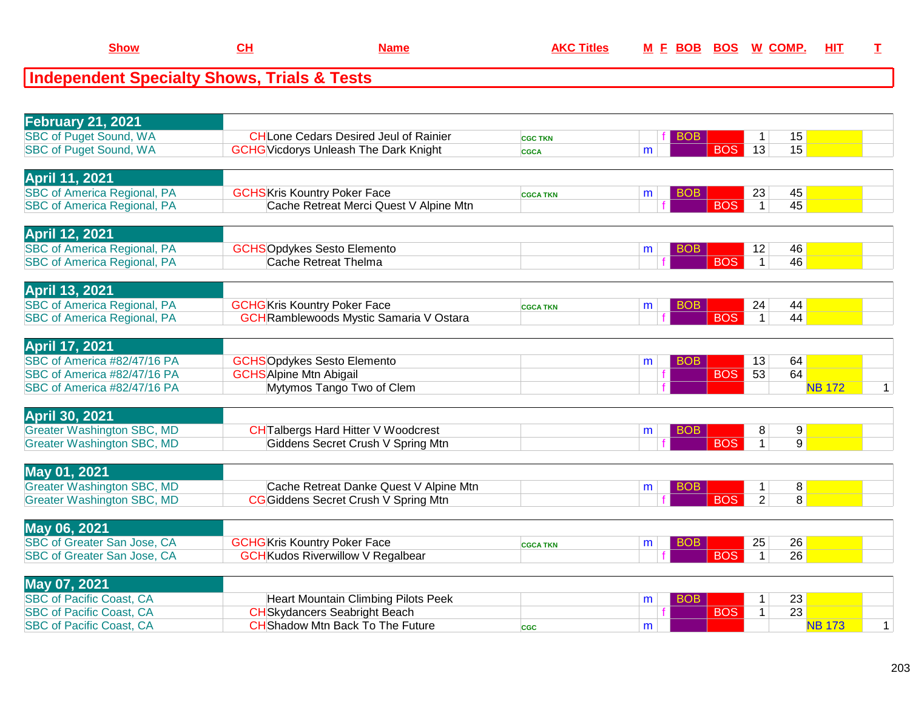# Independent Specialty Shows, Trials & Tests

| Show | CH | Name | AKC Titles | M | F | BOB | BOS | W | COMP. | HIT | T |
|---|---|---|---|---|---|---|---|---|---|---|---|
| **February 21, 2021** | | | | | | | | | | | |
| SBC of Puget Sound, WA | CH | Lone Cedars Desired Jeul of Rainier | CGC TKN | | f | BOB | | 1 | 15 | | |
| SBC of Puget Sound, WA | GCHG | Vicdorys Unleash The Dark Knight | CGCA | m | | | BOS | 13 | 15 | | |
| **April 11, 2021** | | | | | | | | | | | |
| SBC of America Regional, PA | GCHS | Kris Kountry Poker Face | CGCA TKN | m | | BOB | | 23 | 45 | | |
| SBC of America Regional, PA | | Cache Retreat Merci Quest V Alpine Mtn | | | f | | BOS | 1 | 45 | | |
| **April 12, 2021** | | | | | | | | | | | |
| SBC of America Regional, PA | GCHS | Opdykes Sesto Elemento | | m | | BOB | | 12 | 46 | | |
| SBC of America Regional, PA | | Cache Retreat Thelma | | | f | | BOS | 1 | 46 | | |
| **April 13, 2021** | | | | | | | | | | | |
| SBC of America Regional, PA | GCHG | Kris Kountry Poker Face | CGCA TKN | m | | BOB | | 24 | 44 | | |
| SBC of America Regional, PA | GCH | Ramblewoods Mystic Samaria V Ostara | | | f | | BOS | 1 | 44 | | |
| **April 17, 2021** | | | | | | | | | | | |
| SBC of America #82/47/16 PA | GCHS | Opdykes Sesto Elemento | | m | | BOB | | 13 | 64 | | |
| SBC of America #82/47/16 PA | GCHS | Alpine Mtn Abigail | | | f | | BOS | 53 | 64 | | |
| SBC of America #82/47/16 PA | | Mytymos Tango Two of Clem | | | f | | | | | NB 172 | 1 |
| **April 30, 2021** | | | | | | | | | | | |
| Greater Washington SBC, MD | CH | Talbergs Hard Hitter V Woodcrest | | m | | BOB | | 8 | 9 | | |
| Greater Washington SBC, MD | | Giddens Secret Crush V Spring Mtn | | | f | | BOS | 1 | 9 | | |
| **May 01, 2021** | | | | | | | | | | | |
| Greater Washington SBC, MD | | Cache Retreat Danke Quest V Alpine Mtn | | m | | BOB | | 1 | 8 | | |
| Greater Washington SBC, MD | CG | Giddens Secret Crush V Spring Mtn | | | f | | BOS | 2 | 8 | | |
| **May 06, 2021** | | | | | | | | | | | |
| SBC of Greater San Jose, CA | GCHG | Kris Kountry Poker Face | CGCA TKN | m | | BOB | | 25 | 26 | | |
| SBC of Greater San Jose, CA | GCH | Kudos Riverwillow V Regalbear | | | f | | BOS | 1 | 26 | | |
| **May 07, 2021** | | | | | | | | | | | |
| SBC of Pacific Coast, CA | | Heart Mountain Climbing Pilots Peek | | m | | BOB | | 1 | 23 | | |
| SBC of Pacific Coast, CA | CH | Skydancers Seabright Beach | | | f | | BOS | 1 | 23 | | |
| SBC of Pacific Coast, CA | CH | Shadow Mtn Back To The Future | CGC | m | | | | | | NB 173 | 1 |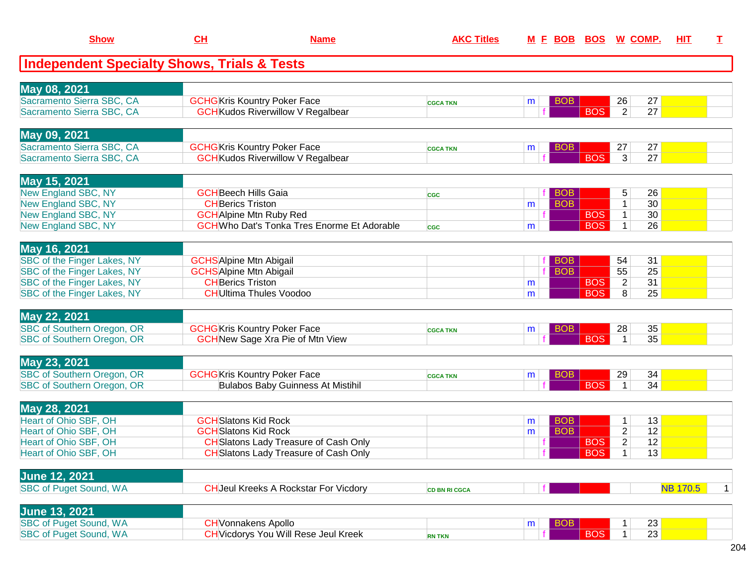| Show | CH | Name | AKC Titles | M | F | BOB | BOS | W | COMP. | HIT | T |
|---|---|---|---|---|---|---|---|---|---|---|---|

## Independent Specialty Shows, Trials & Tests

| Show | CH | Name | AKC Titles | M | F | BOB | BOS | W | COMP. | HIT | T |
|---|---|---|---|---|---|---|---|---|---|---|---|
| **May 08, 2021** | | | | | | | | | | | |
| Sacramento Sierra SBC, CA | GCHG | Kris Kountry Poker Face | CGCA TKN | m | | BOB | | 26 | 27 | | |
| Sacramento Sierra SBC, CA | GCH | Kudos Riverwillow V Regalbear | | | f | | BOS | 2 | 27 | | |
| **May 09, 2021** | | | | | | | | | | | |
| Sacramento Sierra SBC, CA | GCHG | Kris Kountry Poker Face | CGCA TKN | m | | BOB | | 27 | 27 | | |
| Sacramento Sierra SBC, CA | GCH | Kudos Riverwillow V Regalbear | | | f | | BOS | 3 | 27 | | |
| **May 15, 2021** | | | | | | | | | | | |
| New England SBC, NY | GCH | Beech Hills Gaia | CGC | | f | BOB | | 5 | 26 | | |
| New England SBC, NY | CH | Berics Triston | | m | | BOB | | 1 | 30 | | |
| New England SBC, NY | GCH | Alpine Mtn Ruby Red | | | f | | BOS | 1 | 30 | | |
| New England SBC, NY | GCH | Who Dat's Tonka Tres Enorme Et Adorable | CGC | m | | | BOS | 1 | 26 | | |
| **May 16, 2021** | | | | | | | | | | | |
| SBC of the Finger Lakes, NY | GCHS | Alpine Mtn Abigail | | | f | BOB | | 54 | 31 | | |
| SBC of the Finger Lakes, NY | GCHS | Alpine Mtn Abigail | | | f | BOB | | 55 | 25 | | |
| SBC of the Finger Lakes, NY | CH | Berics Triston | | m | | | BOS | 2 | 31 | | |
| SBC of the Finger Lakes, NY | CH | Ultima Thules Voodoo | | m | | | BOS | 8 | 25 | | |
| **May 22, 2021** | | | | | | | | | | | |
| SBC of Southern Oregon, OR | GCHG | Kris Kountry Poker Face | CGCA TKN | m | | BOB | | 28 | 35 | | |
| SBC of Southern Oregon, OR | GCH | New Sage Xra Pie of Mtn View | | | f | | BOS | 1 | 35 | | |
| **May 23, 2021** | | | | | | | | | | | |
| SBC of Southern Oregon, OR | GCHG | Kris Kountry Poker Face | CGCA TKN | m | | BOB | | 29 | 34 | | |
| SBC of Southern Oregon, OR | | Bulabos Baby Guinness At Mistihil | | | f | | BOS | 1 | 34 | | |
| **May 28, 2021** | | | | | | | | | | | |
| Heart of Ohio SBF, OH | GCH | Slatons Kid Rock | | m | | BOB | | 1 | 13 | | |
| Heart of Ohio SBF, OH | GCH | Slatons Kid Rock | | m | | BOB | | 2 | 12 | | |
| Heart of Ohio SBF, OH | CH | Slatons Lady Treasure of Cash Only | | | f | | BOS | 2 | 12 | | |
| Heart of Ohio SBF, OH | CH | Slatons Lady Treasure of Cash Only | | | f | | BOS | 1 | 13 | | |
| **June 12, 2021** | | | | | | | | | | | |
| SBC of Puget Sound, WA | CH | Jeul Kreeks A Rockstar For Vicdory | CD BN RI CGCA | | f | | | | | NB 170.5 | 1 |
| **June 13, 2021** | | | | | | | | | | | |
| SBC of Puget Sound, WA | CH | Vonnakens Apollo | | m | | BOB | | 1 | 23 | | |
| SBC of Puget Sound, WA | CH | Vicdorys You Will Rese Jeul Kreek | RN TKN | | f | | BOS | 1 | 23 | | |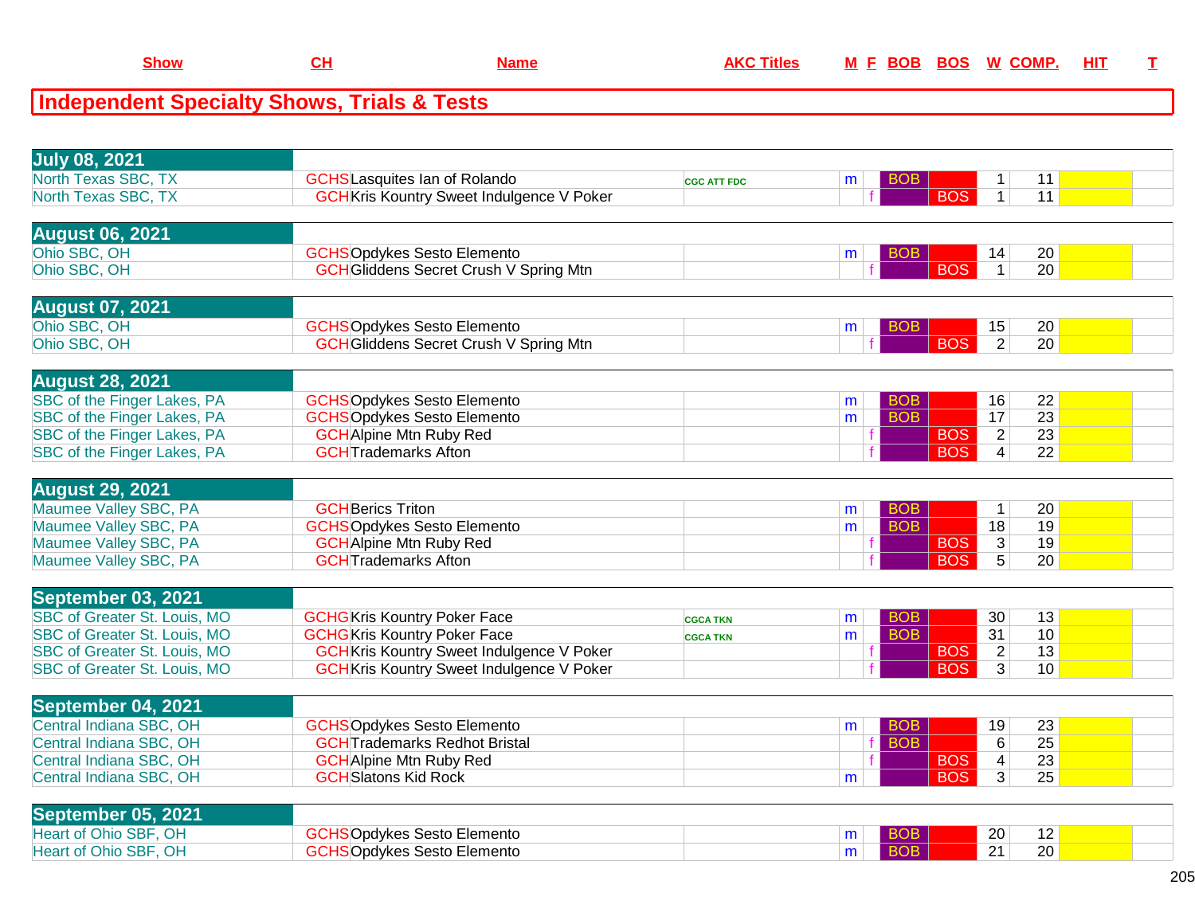| Show | CH | Name | AKC Titles | M | F | BOB | BOS | W | COMP. | HIT | T |
|---|---|---|---|---|---|---|---|---|---|---|---|

## Independent Specialty Shows, Trials & Tests

| Show | CH | Name | AKC Titles | M | F | BOB | BOS | W | COMP. | HIT | T |
|---|---|---|---|---|---|---|---|---|---|---|---|
| **July 08, 2021** | | | | | | | | | | | |
| North Texas SBC, TX | GCHS | Lasquites Ian of Rolando | CGC ATT FDC | m | | BOB | | 1 | 11 | | |
| North Texas SBC, TX | GCH | Kris Kountry Sweet Indulgence V Poker | | | f | | BOS | 1 | 11 | | |
| **August 06, 2021** | | | | | | | | | | | |
| Ohio SBC, OH | GCHS | Opdykes Sesto Elemento | | m | | BOB | | 14 | 20 | | |
| Ohio SBC, OH | GCH | Gliddens Secret Crush V Spring Mtn | | | f | | BOS | 1 | 20 | | |
| **August 07, 2021** | | | | | | | | | | | |
| Ohio SBC, OH | GCHS | Opdykes Sesto Elemento | | m | | BOB | | 15 | 20 | | |
| Ohio SBC, OH | GCH | Gliddens Secret Crush V Spring Mtn | | | f | | BOS | 2 | 20 | | |
| **August 28, 2021** | | | | | | | | | | | |
| SBC of the Finger Lakes, PA | GCHS | Opdykes Sesto Elemento | | m | | BOB | | 16 | 22 | | |
| SBC of the Finger Lakes, PA | GCHS | Opdykes Sesto Elemento | | m | | BOB | | 17 | 23 | | |
| SBC of the Finger Lakes, PA | GCH | Alpine Mtn Ruby Red | | | f | | BOS | 2 | 23 | | |
| SBC of the Finger Lakes, PA | GCH | Trademarks Afton | | | f | | BOS | 4 | 22 | | |
| **August 29, 2021** | | | | | | | | | | | |
| Maumee Valley SBC, PA | GCH | Berics Triton | | m | | BOB | | 1 | 20 | | |
| Maumee Valley SBC, PA | GCHS | Opdykes Sesto Elemento | | m | | BOB | | 18 | 19 | | |
| Maumee Valley SBC, PA | GCH | Alpine Mtn Ruby Red | | | f | | BOS | 3 | 19 | | |
| Maumee Valley SBC, PA | GCH | Trademarks Afton | | | f | | BOS | 5 | 20 | | |
| **September 03, 2021** | | | | | | | | | | | |
| SBC of Greater St. Louis, MO | GCHG | Kris Kountry Poker Face | CGCA TKN | m | | BOB | | 30 | 13 | | |
| SBC of Greater St. Louis, MO | GCHG | Kris Kountry Poker Face | CGCA TKN | m | | BOB | | 31 | 10 | | |
| SBC of Greater St. Louis, MO | GCH | Kris Kountry Sweet Indulgence V Poker | | | f | | BOS | 2 | 13 | | |
| SBC of Greater St. Louis, MO | GCH | Kris Kountry Sweet Indulgence V Poker | | | f | | BOS | 3 | 10 | | |
| **September 04, 2021** | | | | | | | | | | | |
| Central Indiana SBC, OH | GCHS | Opdykes Sesto Elemento | | m | | BOB | | 19 | 23 | | |
| Central Indiana SBC, OH | GCH | Trademarks Redhot Bristal | | | f | BOB | | 6 | 25 | | |
| Central Indiana SBC, OH | GCH | Alpine Mtn Ruby Red | | | f | | BOS | 4 | 23 | | |
| Central Indiana SBC, OH | GCH | Slatons Kid Rock | | m | | | BOS | 3 | 25 | | |
| **September 05, 2021** | | | | | | | | | | | |
| Heart of Ohio SBF, OH | GCHS | Opdykes Sesto Elemento | | m | | BOB | | 20 | 12 | | |
| Heart of Ohio SBF, OH | GCHS | Opdykes Sesto Elemento | | m | | BOB | | 21 | 20 | | |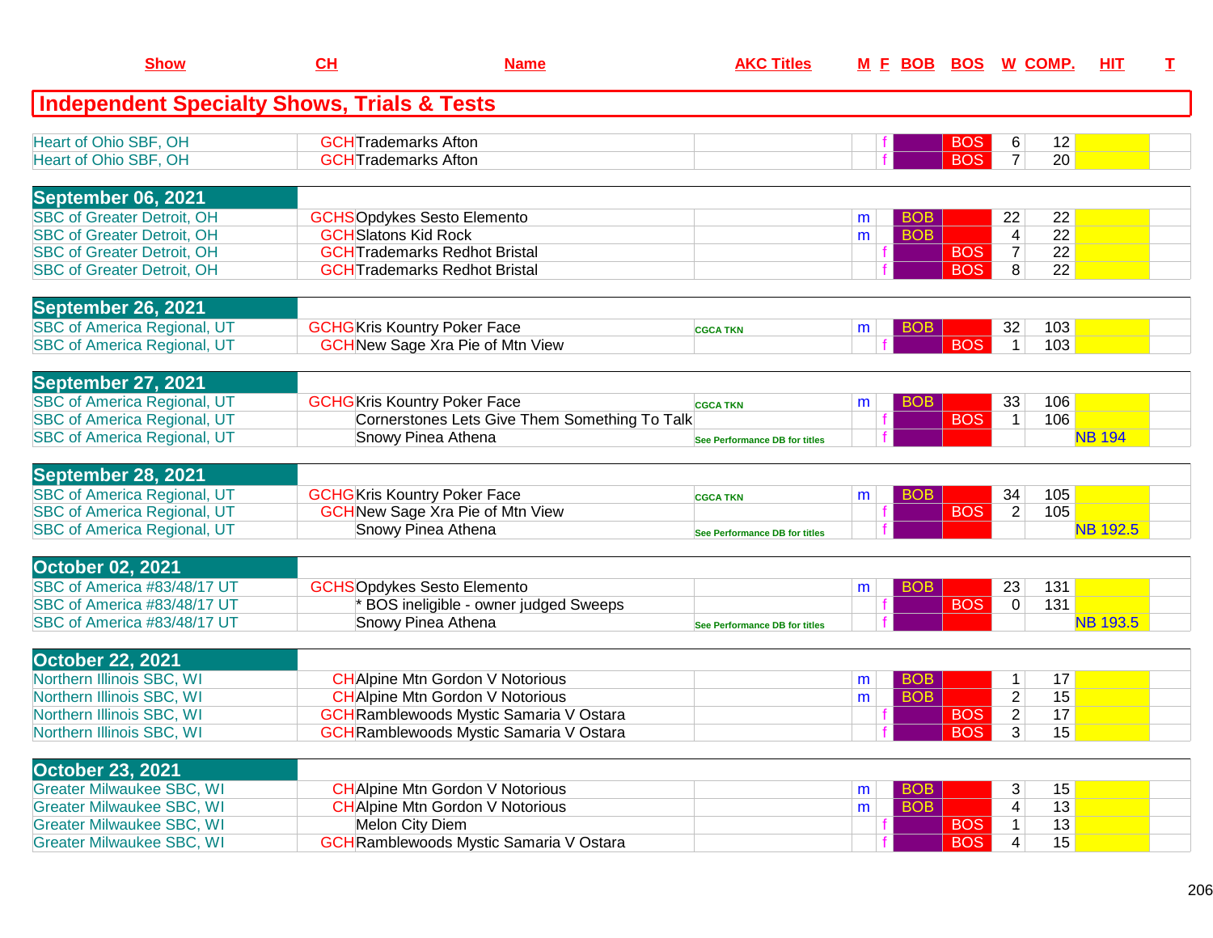| Show | CH | Name | AKC Titles | M | F | BOB | BOS | W | COMP. | HIT | T |
|---|---|---|---|---|---|---|---|---|---|---|---|
| **Independent Specialty Shows, Trials & Tests** | | | | | | | | | | | |
| Heart of Ohio SBF, OH | GCH | Trademarks Afton | | | f | | BOS | 6 | 12 | | |
| Heart of Ohio SBF, OH | GCH | Trademarks Afton | | | f | | BOS | 7 | 20 | | |
| **September 06, 2021** | | | | | | | | | | | |
| SBC of Greater Detroit, OH | GCHS | Opdykes Sesto Elemento | | m | | BOB | | 22 | 22 | | |
| SBC of Greater Detroit, OH | GCH | Slatons Kid Rock | | m | | BOB | | 4 | 22 | | |
| SBC of Greater Detroit, OH | GCH | Trademarks Redhot Bristal | | | f | | BOS | 7 | 22 | | |
| SBC of Greater Detroit, OH | GCH | Trademarks Redhot Bristal | | | f | | BOS | 8 | 22 | | |
| **September 26, 2021** | | | | | | | | | | | |
| SBC of America Regional, UT | GCHG | Kris Kountry Poker Face | CGCA TKN | m | | BOB | | 32 | 103 | | |
| SBC of America Regional, UT | GCH | New Sage Xra Pie of Mtn View | | | f | | BOS | 1 | 103 | | |
| **September 27, 2021** | | | | | | | | | | | |
| SBC of America Regional, UT | GCHG | Kris Kountry Poker Face | CGCA TKN | m | | BOB | | 33 | 106 | | |
| SBC of America Regional, UT | | Cornerstones Lets Give Them Something To Talk | | | f | | BOS | 1 | 106 | | |
| SBC of America Regional, UT | | Snowy Pinea Athena | See Performance DB for titles | | f | | | | | NB 194 | |
| **September 28, 2021** | | | | | | | | | | | |
| SBC of America Regional, UT | GCHG | Kris Kountry Poker Face | CGCA TKN | m | | BOB | | 34 | 105 | | |
| SBC of America Regional, UT | GCH | New Sage Xra Pie of Mtn View | | | f | | BOS | 2 | 105 | | |
| SBC of America Regional, UT | | Snowy Pinea Athena | See Performance DB for titles | | f | | | | | NB 192.5 | |
| **October 02, 2021** | | | | | | | | | | | |
| SBC of America #83/48/17 UT | GCHS | Opdykes Sesto Elemento | | m | | BOB | | 23 | 131 | | |
| SBC of America #83/48/17 UT | | * BOS ineligible - owner judged Sweeps | | | f | | BOS | 0 | 131 | | |
| SBC of America #83/48/17 UT | | Snowy Pinea Athena | See Performance DB for titles | | f | | | | | NB 193.5 | |
| **October 22, 2021** | | | | | | | | | | | |
| Northern Illinois SBC, WI | CH | Alpine Mtn Gordon V Notorious | | m | | BOB | | 1 | 17 | | |
| Northern Illinois SBC, WI | CH | Alpine Mtn Gordon V Notorious | | m | | BOB | | 2 | 15 | | |
| Northern Illinois SBC, WI | GCH | Ramblewoods Mystic Samaria V Ostara | | | f | | BOS | 2 | 17 | | |
| Northern Illinois SBC, WI | GCH | Ramblewoods Mystic Samaria V Ostara | | | f | | BOS | 3 | 15 | | |
| **October 23, 2021** | | | | | | | | | | | |
| Greater Milwaukee SBC, WI | CH | Alpine Mtn Gordon V Notorious | | m | | BOB | | 3 | 15 | | |
| Greater Milwaukee SBC, WI | CH | Alpine Mtn Gordon V Notorious | | m | | BOB | | 4 | 13 | | |
| Greater Milwaukee SBC, WI | | Melon City Diem | | | f | | BOS | 1 | 13 | | |
| Greater Milwaukee SBC, WI | GCH | Ramblewoods Mystic Samaria V Ostara | | | f | | BOS | 4 | 15 | | |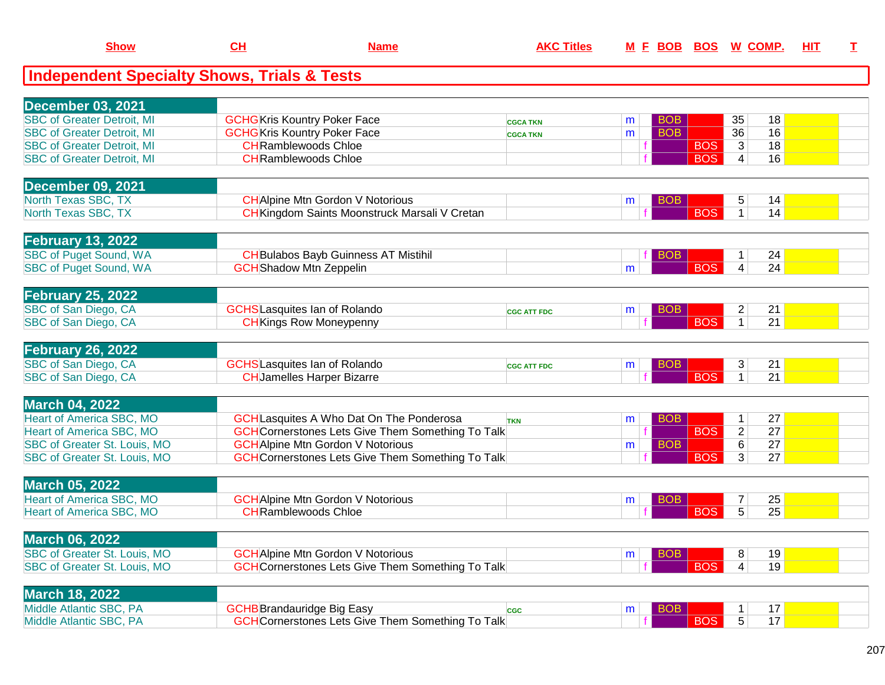| Show | CH | Name | AKC Titles | M | F | BOB | BOS | W | COMP. | HIT | T |
|---|---|---|---|---|---|---|---|---|---|---|---|

## Independent Specialty Shows, Trials & Tests

| Show | CH | Name | AKC Titles | M | F | BOB | BOS | W | COMP. | HIT | T |
|---|---|---|---|---|---|---|---|---|---|---|---|
| **December 03, 2021** | | | | | | | | | | | |
| SBC of Greater Detroit, MI | GCHG | Kris Kountry Poker Face | CGCA TKN | m | | BOB | | 35 | 18 | | |
| SBC of Greater Detroit, MI | GCHG | Kris Kountry Poker Face | CGCA TKN | m | | BOB | | 36 | 16 | | |
| SBC of Greater Detroit, MI | CH | Ramblewoods Chloe | | | f | | BOS | 3 | 18 | | |
| SBC of Greater Detroit, MI | CH | Ramblewoods Chloe | | | f | | BOS | 4 | 16 | | |
| **December 09, 2021** | | | | | | | | | | | |
| North Texas SBC, TX | CH | Alpine Mtn Gordon V Notorious | | m | | BOB | | 5 | 14 | | |
| North Texas SBC, TX | CH | Kingdom Saints Moonstruck Marsali V Cretan | | | f | | BOS | 1 | 14 | | |
| **February 13, 2022** | | | | | | | | | | | |
| SBC of Puget Sound, WA | CH | Bulabos Bayb Guinness AT Mistihil | | | f | BOB | | 1 | 24 | | |
| SBC of Puget Sound, WA | GCH | Shadow Mtn Zeppelin | | m | | | BOS | 4 | 24 | | |
| **February 25, 2022** | | | | | | | | | | | |
| SBC of San Diego, CA | GCHS | Lasquites Ian of Rolando | CGC ATT FDC | m | | BOB | | 2 | 21 | | |
| SBC of San Diego, CA | CH | Kings Row Moneypenny | | | f | | BOS | 1 | 21 | | |
| **February 26, 2022** | | | | | | | | | | | |
| SBC of San Diego, CA | GCHS | Lasquites Ian of Rolando | CGC ATT FDC | m | | BOB | | 3 | 21 | | |
| SBC of San Diego, CA | CH | Jamelles Harper Bizarre | | | f | | BOS | 1 | 21 | | |
| **March 04, 2022** | | | | | | | | | | | |
| Heart of America SBC, MO | GCH | Lasquites A Who Dat On The Ponderosa | TKN | m | | BOB | | 1 | 27 | | |
| Heart of America SBC, MO | GCH | Cornerstones Lets Give Them Something To Talk | | | f | | BOS | 2 | 27 | | |
| SBC of Greater St. Louis, MO | GCH | Alpine Mtn Gordon V Notorious | | m | | BOB | | 6 | 27 | | |
| SBC of Greater St. Louis, MO | GCH | Cornerstones Lets Give Them Something To Talk | | | f | | BOS | 3 | 27 | | |
| **March 05, 2022** | | | | | | | | | | | |
| Heart of America SBC, MO | GCH | Alpine Mtn Gordon V Notorious | | m | | BOB | | 7 | 25 | | |
| Heart of America SBC, MO | CH | Ramblewoods Chloe | | | f | | BOS | 5 | 25 | | |
| **March 06, 2022** | | | | | | | | | | | |
| SBC of Greater St. Louis, MO | GCH | Alpine Mtn Gordon V Notorious | | m | | BOB | | 8 | 19 | | |
| SBC of Greater St. Louis, MO | GCH | Cornerstones Lets Give Them Something To Talk | | | f | | BOS | 4 | 19 | | |
| **March 18, 2022** | | | | | | | | | | | |
| Middle Atlantic SBC, PA | GCHB | Brandauridge Big Easy | CGC | m | | BOB | | 1 | 17 | | |
| Middle Atlantic SBC, PA | GCH | Cornerstones Lets Give Them Something To Talk | | | f | | BOS | 5 | 17 | | |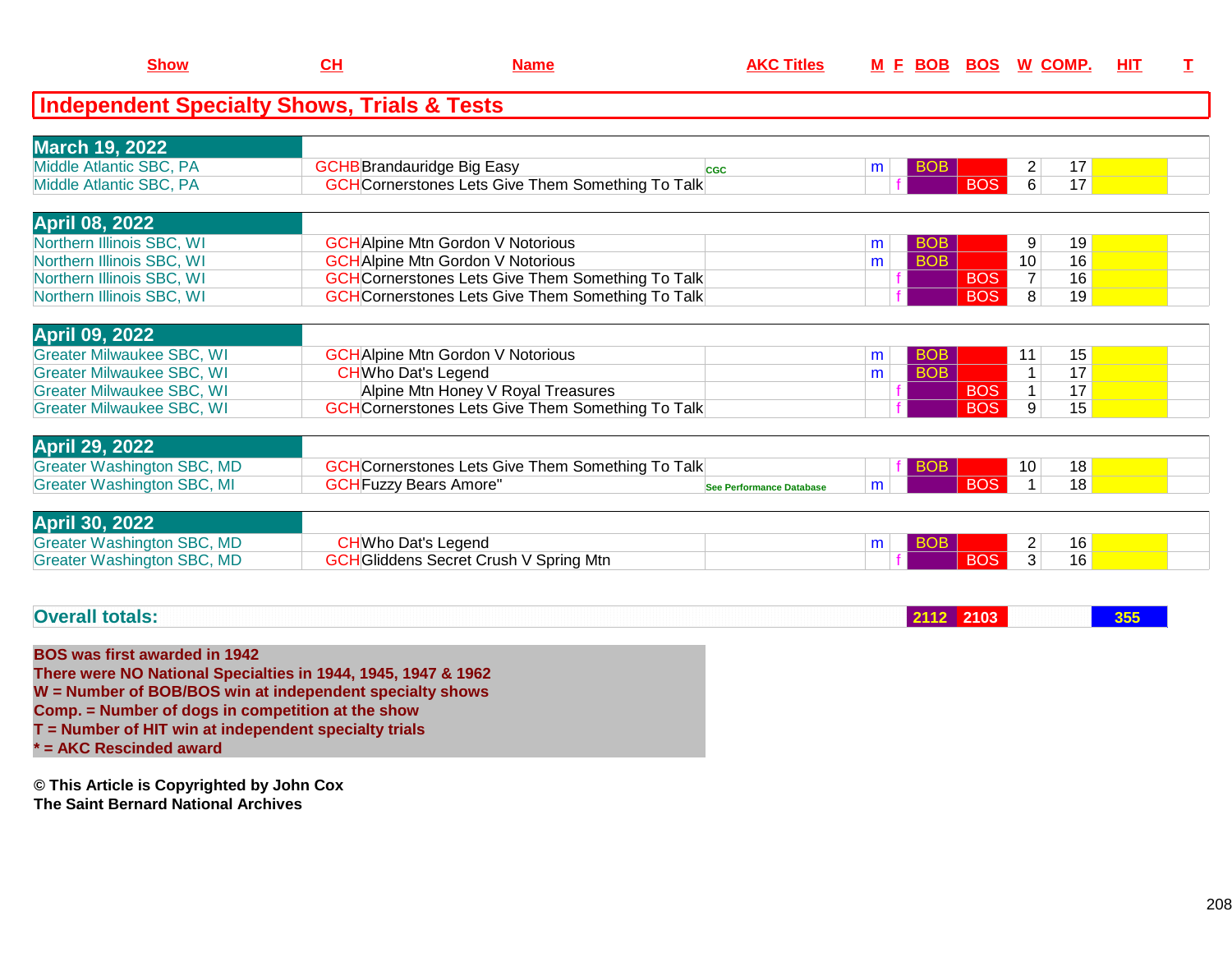## Independent Specialty Shows, Trials & Tests

| Show | CH | Name | AKC Titles | M | F | BOB | BOS | W | COMP. | HIT | T |
|---|---|---|---|---|---|---|---|---|---|---|---|
| **March 19, 2022** | | | | | | | | | | | |
| Middle Atlantic SBC, PA | GCHB | Brandauridge Big Easy | CGC | m | | BOB | | 2 | 17 | | |
| Middle Atlantic SBC, PA | GCH | Cornerstones Lets Give Them Something To Talk | | | f | | BOS | 6 | 17 | | |
| **April 08, 2022** | | | | | | | | | | | |
| Northern Illinois SBC, WI | GCH | Alpine Mtn Gordon V Notorious | | m | | BOB | | 9 | 19 | | |
| Northern Illinois SBC, WI | GCH | Alpine Mtn Gordon V Notorious | | m | | BOB | | 10 | 16 | | |
| Northern Illinois SBC, WI | GCH | Cornerstones Lets Give Them Something To Talk | | | f | | BOS | 7 | 16 | | |
| Northern Illinois SBC, WI | GCH | Cornerstones Lets Give Them Something To Talk | | | f | | BOS | 8 | 19 | | |
| **April 09, 2022** | | | | | | | | | | | |
| Greater Milwaukee SBC, WI | GCH | Alpine Mtn Gordon V Notorious | | m | | BOB | | 11 | 15 | | |
| Greater Milwaukee SBC, WI | CH | Who Dat's Legend | | m | | BOB | | 1 | 17 | | |
| Greater Milwaukee SBC, WI | | Alpine Mtn Honey V Royal Treasures | | | f | | BOS | 1 | 17 | | |
| Greater Milwaukee SBC, WI | GCH | Cornerstones Lets Give Them Something To Talk | | | f | | BOS | 9 | 15 | | |
| **April 29, 2022** | | | | | | | | | | | |
| Greater Washington SBC, MD | GCH | Cornerstones Lets Give Them Something To Talk | | | f | BOB | | 10 | 18 | | |
| Greater Washington SBC, MI | GCH | Fuzzy Bears Amore" | See Performance Database | m | | | BOS | 1 | 18 | | |
| **April 30, 2022** | | | | | | | | | | | |
| Greater Washington SBC, MD | CH | Who Dat's Legend | | m | | BOB | | 2 | 16 | | |
| Greater Washington SBC, MD | GCH | Gliddens Secret Crush V Spring Mtn | | | f | | BOS | 3 | 16 | | |
| **Overall totals:** | | | | | | 2112 | 2103 | | | 355 | |

**BOS was first awarded in 1942**
**There were NO National Specialties in 1944, 1945, 1947 & 1962**
**W = Number of BOB/BOS win at independent specialty shows**
**Comp. = Number of dogs in competition at the show**
**T = Number of HIT win at independent specialty trials**
*** = AKC Rescinded award**

**© This Article is Copyrighted by John Cox**
**The Saint Bernard National Archives**